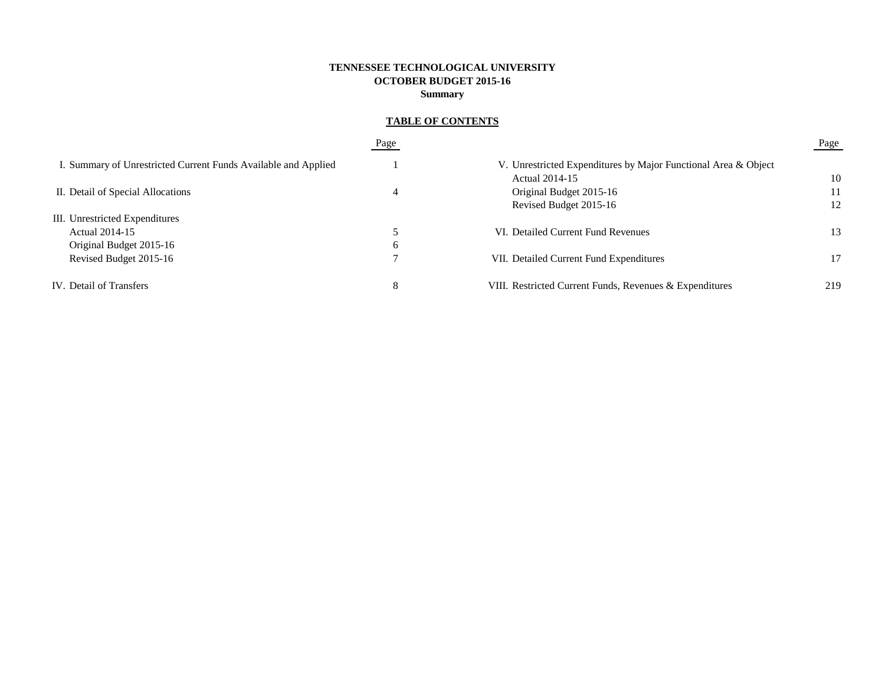# TENNESSEE TECHNOLOGICAL UNIVERSITY
## OCTOBER BUDGET 2015-16
### Summary

**TABLE OF CONTENTS**

| | Page |
|---|---|
| I. Summary of Unrestricted Current Funds Available and Applied | 1 |
| II. Detail of Special Allocations | 4 |
| III. Unrestricted Expenditures | |
| Actual 2014-15 | 5 |
| Original Budget 2015-16 | 6 |
| Revised Budget 2015-16 | 7 |
| IV. Detail of Transfers | 8 |
| V. Unrestricted Expenditures by Major Functional Area & Object | |
| Actual 2014-15 | 10 |
| Original Budget 2015-16 | 11 |
| Revised Budget 2015-16 | 12 |
| VI. Detailed Current Fund Revenues | 13 |
| VII. Detailed Current Fund Expenditures | 17 |
| VIII. Restricted Current Funds, Revenues & Expenditures | 219 |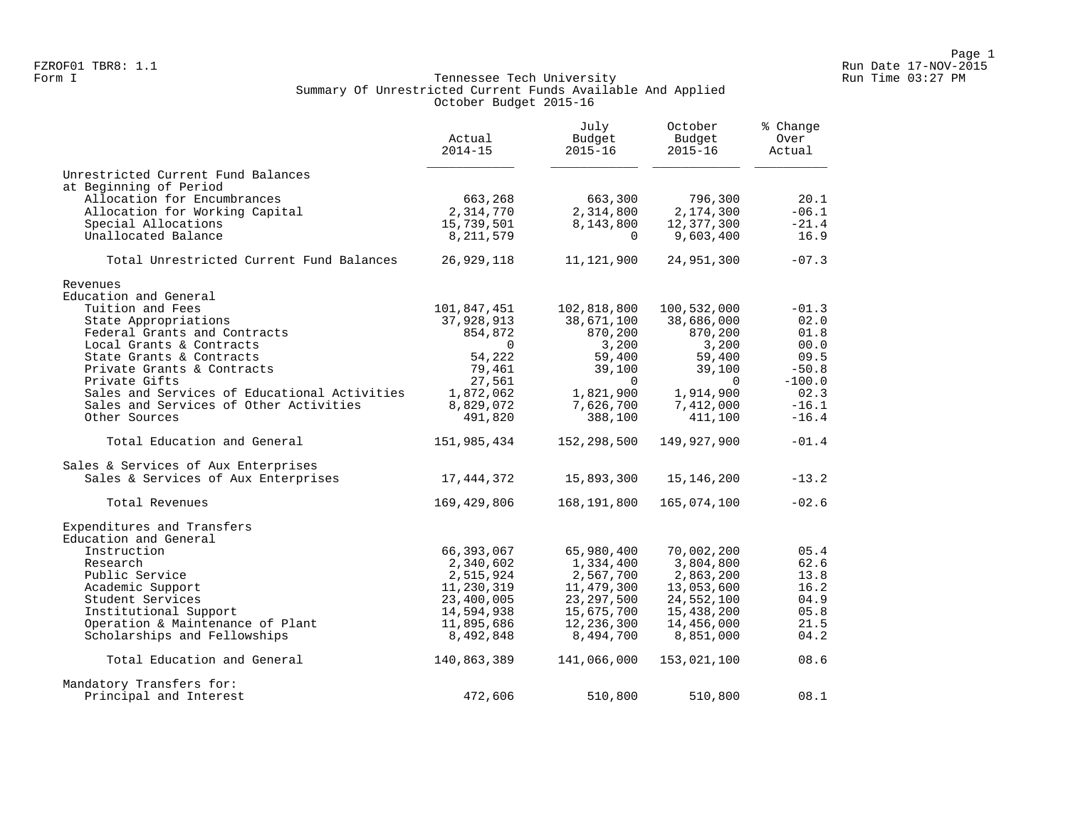FZROF01 TBR8: 1.1
Form I

# Tennessee Tech University
## Summary Of Unrestricted Current Funds Available And Applied
### October Budget 2015-16

| | Actual 2014-15 | July Budget 2015-16 | October Budget 2015-16 | % Change Over Actual |
|---|---|---|---|---|
| **Unrestricted Current Fund Balances at Beginning of Period** | | | | |
| Allocation for Encumbrances | 663,268 | 663,300 | 796,300 | 20.1 |
| Allocation for Working Capital | 2,314,770 | 2,314,800 | 2,174,300 | -06.1 |
| Special Allocations | 15,739,501 | 8,143,800 | 12,377,300 | -21.4 |
| Unallocated Balance | 8,211,579 | 0 | 9,603,400 | 16.9 |
| Total Unrestricted Current Fund Balances | 26,929,118 | 11,121,900 | 24,951,300 | -07.3 |
| **Revenues** | | | | |
| **Education and General** | | | | |
| Tuition and Fees | 101,847,451 | 102,818,800 | 100,532,000 | -01.3 |
| State Appropriations | 37,928,913 | 38,671,100 | 38,686,000 | 02.0 |
| Federal Grants and Contracts | 854,872 | 870,200 | 870,200 | 01.8 |
| Local Grants & Contracts | 0 | 3,200 | 3,200 | 00.0 |
| State Grants & Contracts | 54,222 | 59,400 | 59,400 | 09.5 |
| Private Grants & Contracts | 79,461 | 39,100 | 39,100 | -50.8 |
| Private Gifts | 27,561 | 0 | 0 | -100.0 |
| Sales and Services of Educational Activities | 1,872,062 | 1,821,900 | 1,914,900 | 02.3 |
| Sales and Services of Other Activities | 8,829,072 | 7,626,700 | 7,412,000 | -16.1 |
| Other Sources | 491,820 | 388,100 | 411,100 | -16.4 |
| Total Education and General | 151,985,434 | 152,298,500 | 149,927,900 | -01.4 |
| **Sales & Services of Aux Enterprises** | | | | |
| Sales & Services of Aux Enterprises | 17,444,372 | 15,893,300 | 15,146,200 | -13.2 |
| Total Revenues | 169,429,806 | 168,191,800 | 165,074,100 | -02.6 |
| **Expenditures and Transfers** | | | | |
| **Education and General** | | | | |
| Instruction | 66,393,067 | 65,980,400 | 70,002,200 | 05.4 |
| Research | 2,340,602 | 1,334,400 | 3,804,800 | 62.6 |
| Public Service | 2,515,924 | 2,567,700 | 2,863,200 | 13.8 |
| Academic Support | 11,230,319 | 11,479,300 | 13,053,600 | 16.2 |
| Student Services | 23,400,005 | 23,297,500 | 24,552,100 | 04.9 |
| Institutional Support | 14,594,938 | 15,675,700 | 15,438,200 | 05.8 |
| Operation & Maintenance of Plant | 11,895,686 | 12,236,300 | 14,456,000 | 21.5 |
| Scholarships and Fellowships | 8,492,848 | 8,494,700 | 8,851,000 | 04.2 |
| Total Education and General | 140,863,389 | 141,066,000 | 153,021,100 | 08.6 |
| **Mandatory Transfers for:** | | | | |
| Principal and Interest | 472,606 | 510,800 | 510,800 | 08.1 |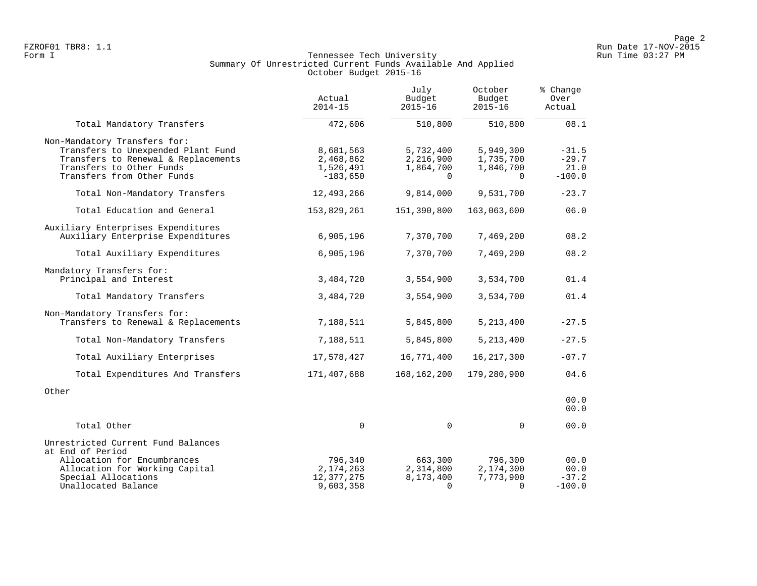FZROF01 TBR8: 1.1
Form I

# Tennessee Tech University
## Summary Of Unrestricted Current Funds Available And Applied
### October Budget 2015-16

Run Date 17-NOV-2015
Run Time 03:27 PM

| | Actual 2014-15 | July Budget 2015-16 | October Budget 2015-16 | % Change Over Actual |
|---|---|---|---|---|
| Total Mandatory Transfers | 472,606 | 510,800 | 510,800 | 08.1 |
| Non-Mandatory Transfers for: | | | | |
| Transfers to Unexpended Plant Fund | 8,681,563 | 5,732,400 | 5,949,300 | -31.5 |
| Transfers to Renewal & Replacements | 2,468,862 | 2,216,900 | 1,735,700 | -29.7 |
| Transfers to Other Funds | 1,526,491 | 1,864,700 | 1,846,700 | 21.0 |
| Transfers from Other Funds | -183,650 | 0 | 0 | -100.0 |
| Total Non-Mandatory Transfers | 12,493,266 | 9,814,000 | 9,531,700 | -23.7 |
| Total Education and General | 153,829,261 | 151,390,800 | 163,063,600 | 06.0 |
| Auxiliary Enterprises Expenditures | | | | |
| Auxiliary Enterprise Expenditures | 6,905,196 | 7,370,700 | 7,469,200 | 08.2 |
| Total Auxiliary Expenditures | 6,905,196 | 7,370,700 | 7,469,200 | 08.2 |
| Mandatory Transfers for: | | | | |
| Principal and Interest | 3,484,720 | 3,554,900 | 3,534,700 | 01.4 |
| Total Mandatory Transfers | 3,484,720 | 3,554,900 | 3,534,700 | 01.4 |
| Non-Mandatory Transfers for: | | | | |
| Transfers to Renewal & Replacements | 7,188,511 | 5,845,800 | 5,213,400 | -27.5 |
| Total Non-Mandatory Transfers | 7,188,511 | 5,845,800 | 5,213,400 | -27.5 |
| Total Auxiliary Enterprises | 17,578,427 | 16,771,400 | 16,217,300 | -07.7 |
| Total Expenditures And Transfers | 171,407,688 | 168,162,200 | 179,280,900 | 04.6 |
| Other | | | | |
| | | | | 00.0 |
| | | | | 00.0 |
| Total Other | 0 | 0 | 0 | 00.0 |
| Unrestricted Current Fund Balances at End of Period | | | | |
| Allocation for Encumbrances | 796,340 | 663,300 | 796,300 | 00.0 |
| Allocation for Working Capital | 2,174,263 | 2,314,800 | 2,174,300 | 00.0 |
| Special Allocations | 12,377,275 | 8,173,400 | 7,773,900 | -37.2 |
| Unallocated Balance | 9,603,358 | 0 | 0 | -100.0 |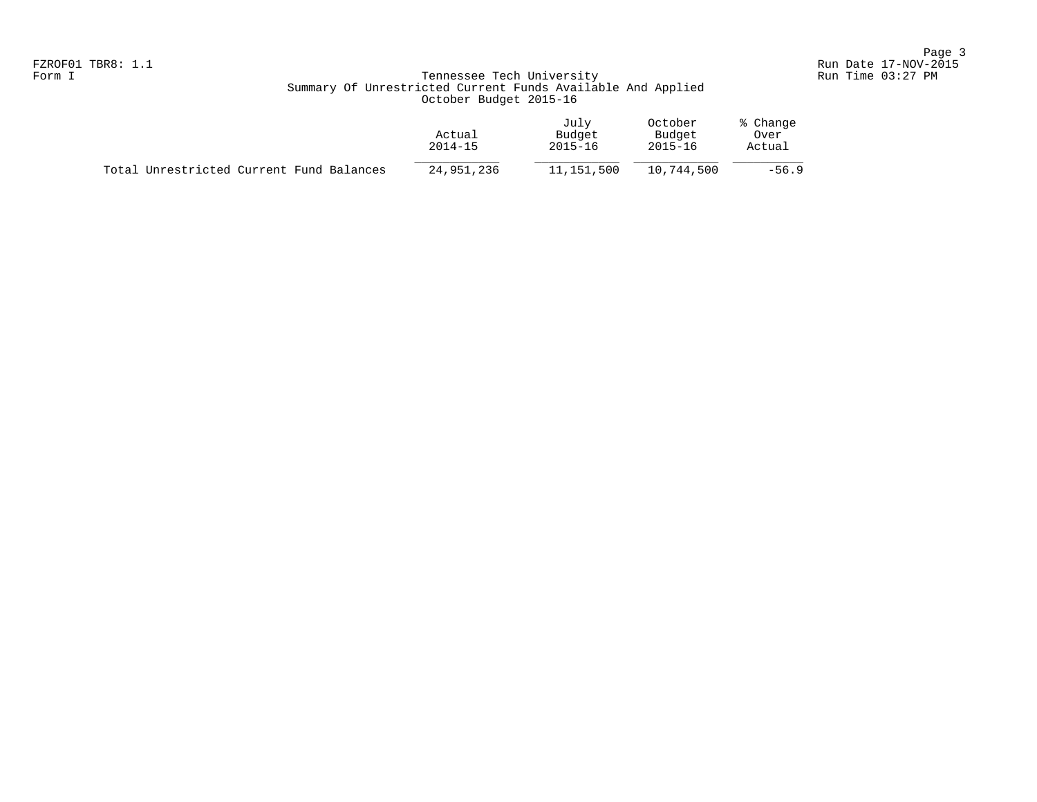FZROF01 TBR8: 1.1
Form I

Run Date 17-NOV-2015
Run Time 03:27 PM

# Tennessee Tech University
## Summary Of Unrestricted Current Funds Available And Applied
### October Budget 2015-16

| | Actual 2014-15 | July Budget 2015-16 | October Budget 2015-16 | % Change Over Actual |
|---|---|---|---|---|
| Total Unrestricted Current Fund Balances | 24,951,236 | 11,151,500 | 10,744,500 | -56.9 |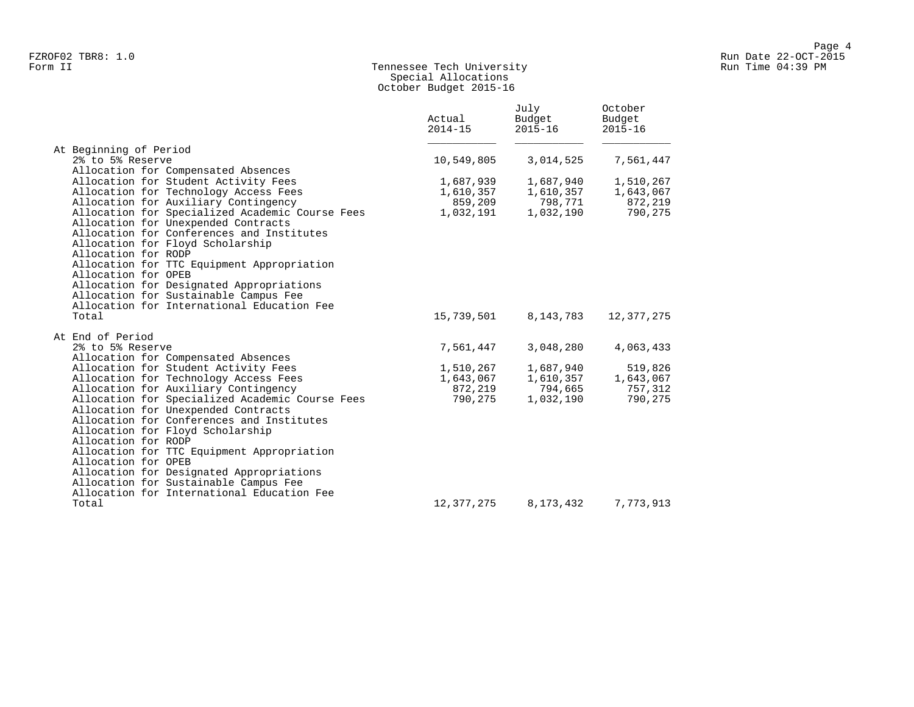FZROF02 TBR8: 1.0
Form II

# Tennessee Tech University
## Special Allocations
## October Budget 2015-16

Run Date 22-OCT-2015
Run Time 04:39 PM

| | Actual 2014-15 | July Budget 2015-16 | October Budget 2015-16 |
|---|---|---|---|
| **At Beginning of Period** | | | |
| 2% to 5% Reserve | 10,549,805 | 3,014,525 | 7,561,447 |
| Allocation for Compensated Absences | | | |
| Allocation for Student Activity Fees | 1,687,939 | 1,687,940 | 1,510,267 |
| Allocation for Technology Access Fees | 1,610,357 | 1,610,357 | 1,643,067 |
| Allocation for Auxiliary Contingency | 859,209 | 798,771 | 872,219 |
| Allocation for Specialized Academic Course Fees | 1,032,191 | 1,032,190 | 790,275 |
| Allocation for Unexpended Contracts | | | |
| Allocation for Conferences and Institutes | | | |
| Allocation for Floyd Scholarship | | | |
| Allocation for RODP | | | |
| Allocation for TTC Equipment Appropriation | | | |
| Allocation for OPEB | | | |
| Allocation for Designated Appropriations | | | |
| Allocation for Sustainable Campus Fee | | | |
| Allocation for International Education Fee | | | |
| Total | 15,739,501 | 8,143,783 | 12,377,275 |
| **At End of Period** | | | |
| 2% to 5% Reserve | 7,561,447 | 3,048,280 | 4,063,433 |
| Allocation for Compensated Absences | | | |
| Allocation for Student Activity Fees | 1,510,267 | 1,687,940 | 519,826 |
| Allocation for Technology Access Fees | 1,643,067 | 1,610,357 | 1,643,067 |
| Allocation for Auxiliary Contingency | 872,219 | 794,665 | 757,312 |
| Allocation for Specialized Academic Course Fees | 790,275 | 1,032,190 | 790,275 |
| Allocation for Unexpended Contracts | | | |
| Allocation for Conferences and Institutes | | | |
| Allocation for Floyd Scholarship | | | |
| Allocation for RODP | | | |
| Allocation for TTC Equipment Appropriation | | | |
| Allocation for OPEB | | | |
| Allocation for Designated Appropriations | | | |
| Allocation for Sustainable Campus Fee | | | |
| Allocation for International Education Fee | | | |
| Total | 12,377,275 | 8,173,432 | 7,773,913 |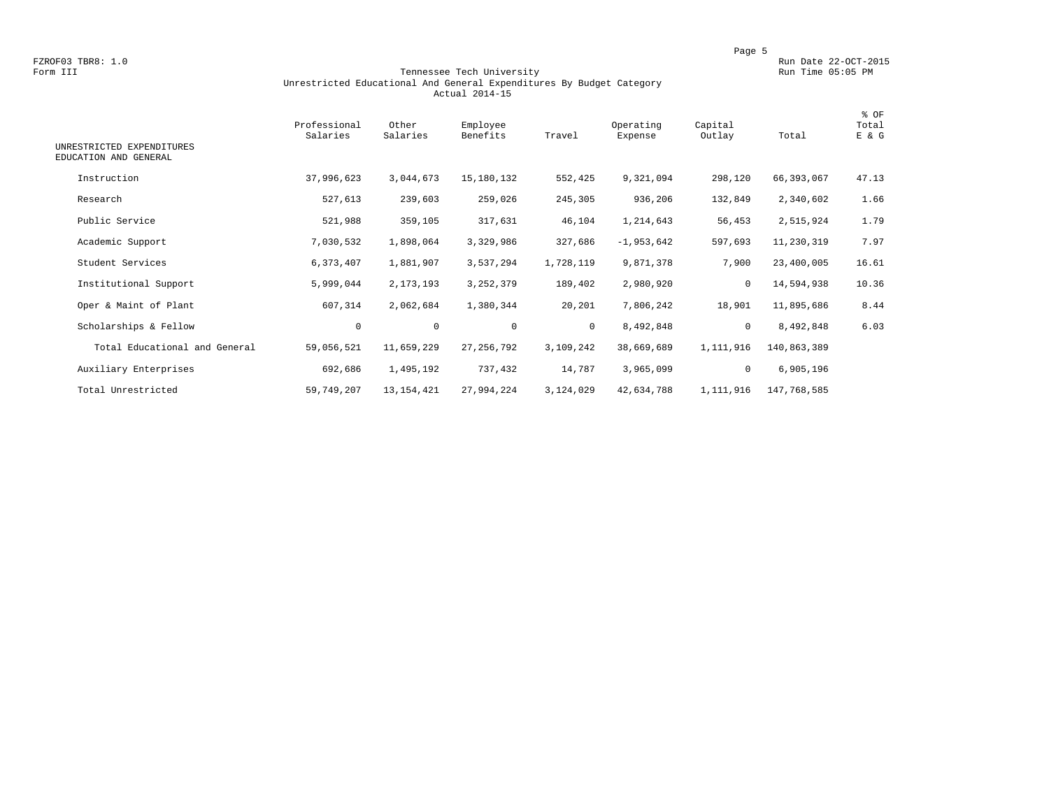FZROF03 TBR8: 1.0
Form III

Run Date 22-OCT-2015
Run Time 05:05 PM

# Tennessee Tech University
## Unrestricted Educational And General Expenditures By Budget Category
### Actual 2014-15

| UNRESTRICTED EXPENDITURES EDUCATION AND GENERAL | Professional Salaries | Other Salaries | Employee Benefits | Travel | Operating Expense | Capital Outlay | Total | % OF Total E & G |
|---|---|---|---|---|---|---|---|---|
| Instruction | 37,996,623 | 3,044,673 | 15,180,132 | 552,425 | 9,321,094 | 298,120 | 66,393,067 | 47.13 |
| Research | 527,613 | 239,603 | 259,026 | 245,305 | 936,206 | 132,849 | 2,340,602 | 1.66 |
| Public Service | 521,988 | 359,105 | 317,631 | 46,104 | 1,214,643 | 56,453 | 2,515,924 | 1.79 |
| Academic Support | 7,030,532 | 1,898,064 | 3,329,986 | 327,686 | -1,953,642 | 597,693 | 11,230,319 | 7.97 |
| Student Services | 6,373,407 | 1,881,907 | 3,537,294 | 1,728,119 | 9,871,378 | 7,900 | 23,400,005 | 16.61 |
| Institutional Support | 5,999,044 | 2,173,193 | 3,252,379 | 189,402 | 2,980,920 | 0 | 14,594,938 | 10.36 |
| Oper & Maint of Plant | 607,314 | 2,062,684 | 1,380,344 | 20,201 | 7,806,242 | 18,901 | 11,895,686 | 8.44 |
| Scholarships & Fellow | 0 | 0 | 0 | 0 | 8,492,848 | 0 | 8,492,848 | 6.03 |
| Total Educational and General | 59,056,521 | 11,659,229 | 27,256,792 | 3,109,242 | 38,669,689 | 1,111,916 | 140,863,389 | |
| Auxiliary Enterprises | 692,686 | 1,495,192 | 737,432 | 14,787 | 3,965,099 | 0 | 6,905,196 | |
| Total Unrestricted | 59,749,207 | 13,154,421 | 27,994,224 | 3,124,029 | 42,634,788 | 1,111,916 | 147,768,585 | |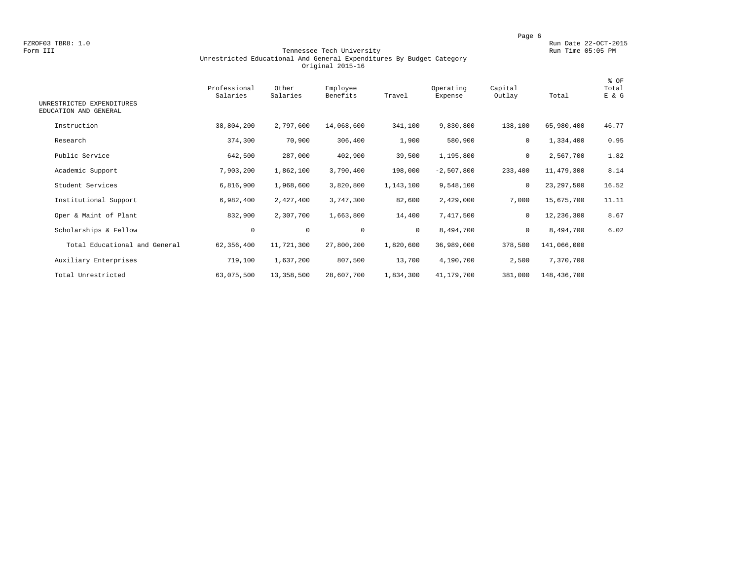FZROF03 TBR8: 1.0
Form III

Run Date 22-OCT-2015
Run Time 05:05 PM

# Tennessee Tech University
## Unrestricted Educational And General Expenditures By Budget Category
### Original 2015-16

| UNRESTRICTED EXPENDITURES EDUCATION AND GENERAL | Professional Salaries | Other Salaries | Employee Benefits | Travel | Operating Expense | Capital Outlay | Total | % OF Total E & G |
|---|---|---|---|---|---|---|---|---|
| Instruction | 38,804,200 | 2,797,600 | 14,068,600 | 341,100 | 9,830,800 | 138,100 | 65,980,400 | 46.77 |
| Research | 374,300 | 70,900 | 306,400 | 1,900 | 580,900 | 0 | 1,334,400 | 0.95 |
| Public Service | 642,500 | 287,000 | 402,900 | 39,500 | 1,195,800 | 0 | 2,567,700 | 1.82 |
| Academic Support | 7,903,200 | 1,862,100 | 3,790,400 | 198,000 | -2,507,800 | 233,400 | 11,479,300 | 8.14 |
| Student Services | 6,816,900 | 1,968,600 | 3,820,800 | 1,143,100 | 9,548,100 | 0 | 23,297,500 | 16.52 |
| Institutional Support | 6,982,400 | 2,427,400 | 3,747,300 | 82,600 | 2,429,000 | 7,000 | 15,675,700 | 11.11 |
| Oper & Maint of Plant | 832,900 | 2,307,700 | 1,663,800 | 14,400 | 7,417,500 | 0 | 12,236,300 | 8.67 |
| Scholarships & Fellow | 0 | 0 | 0 | 0 | 8,494,700 | 0 | 8,494,700 | 6.02 |
| Total Educational and General | 62,356,400 | 11,721,300 | 27,800,200 | 1,820,600 | 36,989,000 | 378,500 | 141,066,000 | |
| Auxiliary Enterprises | 719,100 | 1,637,200 | 807,500 | 13,700 | 4,190,700 | 2,500 | 7,370,700 | |
| Total Unrestricted | 63,075,500 | 13,358,500 | 28,607,700 | 1,834,300 | 41,179,700 | 381,000 | 148,436,700 | |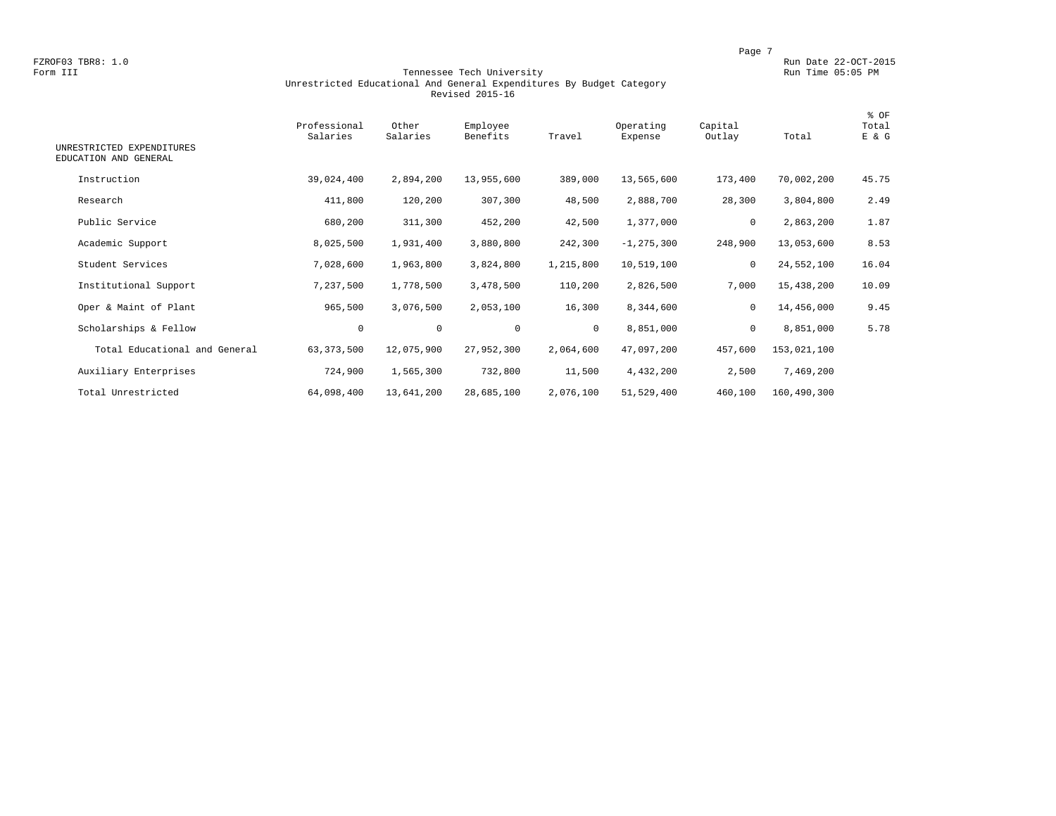FZROF03 TBR8: 1.0
Form III

Run Date 22-OCT-2015
Run Time 05:05 PM

# Tennessee Tech University
## Unrestricted Educational And General Expenditures By Budget Category
### Revised 2015-16

| UNRESTRICTED EXPENDITURES EDUCATION AND GENERAL | Professional Salaries | Other Salaries | Employee Benefits | Travel | Operating Expense | Capital Outlay | Total | % OF Total E & G |
|---|---|---|---|---|---|---|---|---|
| Instruction | 39,024,400 | 2,894,200 | 13,955,600 | 389,000 | 13,565,600 | 173,400 | 70,002,200 | 45.75 |
| Research | 411,800 | 120,200 | 307,300 | 48,500 | 2,888,700 | 28,300 | 3,804,800 | 2.49 |
| Public Service | 680,200 | 311,300 | 452,200 | 42,500 | 1,377,000 | 0 | 2,863,200 | 1.87 |
| Academic Support | 8,025,500 | 1,931,400 | 3,880,800 | 242,300 | -1,275,300 | 248,900 | 13,053,600 | 8.53 |
| Student Services | 7,028,600 | 1,963,800 | 3,824,800 | 1,215,800 | 10,519,100 | 0 | 24,552,100 | 16.04 |
| Institutional Support | 7,237,500 | 1,778,500 | 3,478,500 | 110,200 | 2,826,500 | 7,000 | 15,438,200 | 10.09 |
| Oper & Maint of Plant | 965,500 | 3,076,500 | 2,053,100 | 16,300 | 8,344,600 | 0 | 14,456,000 | 9.45 |
| Scholarships & Fellow | 0 | 0 | 0 | 0 | 8,851,000 | 0 | 8,851,000 | 5.78 |
| Total Educational and General | 63,373,500 | 12,075,900 | 27,952,300 | 2,064,600 | 47,097,200 | 457,600 | 153,021,100 | |
| Auxiliary Enterprises | 724,900 | 1,565,300 | 732,800 | 11,500 | 4,432,200 | 2,500 | 7,469,200 | |
| Total Unrestricted | 64,098,400 | 13,641,200 | 28,685,100 | 2,076,100 | 51,529,400 | 460,100 | 160,490,300 | |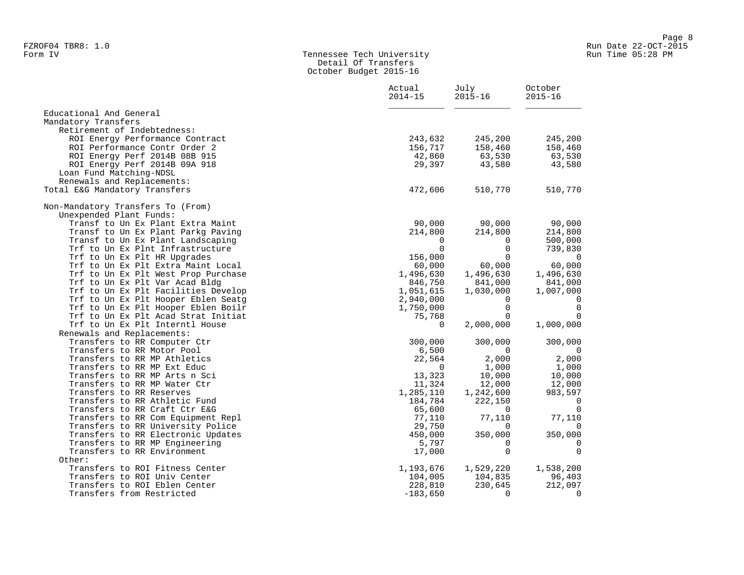FZROF04 TBR8: 1.0
Form IV

# Tennessee Tech University
## Detail Of Transfers
### October Budget 2015-16

Run Date 22-OCT-2015
Run Time 05:28 PM

| | Actual 2014-15 | July 2015-16 | October 2015-16 |
|---|---|---|---|
| Educational And General | | | |
| Mandatory Transfers | | | |
| Retirement of Indebtedness: | | | |
| ROI Energy Performance Contract | 243,632 | 245,200 | 245,200 |
| ROI Performance Contr Order 2 | 156,717 | 158,460 | 158,460 |
| ROI Energy Perf 2014B 08B 915 | 42,860 | 63,530 | 63,530 |
| ROI Energy Perf 2014B 09A 918 | 29,397 | 43,580 | 43,580 |
| Loan Fund Matching-NDSL | | | |
| Renewals and Replacements: | | | |
| Total E&G Mandatory Transfers | 472,606 | 510,770 | 510,770 |
| | | | |
| Non-Mandatory Transfers To (From) | | | |
| Unexpended Plant Funds: | | | |
| Transf to Un Ex Plant Extra Maint | 90,000 | 90,000 | 90,000 |
| Transf to Un Ex Plant Parkg Paving | 214,800 | 214,800 | 214,800 |
| Transf to Un Ex Plant Landscaping | 0 | 0 | 500,000 |
| Trf to Un Ex Plnt Infrastructure | 0 | 0 | 739,830 |
| Trf to Un Ex Plt HR Upgrades | 156,000 | 0 | 0 |
| Trf to Un Ex Plt Extra Maint Local | 60,000 | 60,000 | 60,000 |
| Trf to Un Ex Plt West Prop Purchase | 1,496,630 | 1,496,630 | 1,496,630 |
| Trf to Un Ex Plt Var Acad Bldg | 846,750 | 841,000 | 841,000 |
| Trf to Un Ex Plt Facilities Develop | 1,051,615 | 1,030,000 | 1,007,000 |
| Trf to Un Ex Plt Hooper Eblen Seatg | 2,940,000 | 0 | 0 |
| Trf to Un Ex Plt Hooper Eblen Boilr | 1,750,000 | 0 | 0 |
| Trf to Un Ex Plt Acad Strat Initiat | 75,768 | 0 | 0 |
| Trf to Un Ex Plt Interntl House | 0 | 2,000,000 | 1,000,000 |
| Renewals and Replacements: | | | |
| Transfers to RR Computer Ctr | 300,000 | 300,000 | 300,000 |
| Transfers to RR Motor Pool | 6,500 | 0 | 0 |
| Transfers to RR MP Athletics | 22,564 | 2,000 | 2,000 |
| Transfers to RR MP Ext Educ | 0 | 1,000 | 1,000 |
| Transfers to RR MP Arts n Sci | 13,323 | 10,000 | 10,000 |
| Transfers to RR MP Water Ctr | 11,324 | 12,000 | 12,000 |
| Transfers to RR Reserves | 1,285,110 | 1,242,600 | 983,597 |
| Transfers to RR Athletic Fund | 184,784 | 222,150 | 0 |
| Transfers to RR Craft Ctr E&G | 65,600 | 0 | 0 |
| Transfers to RR Com Equipment Repl | 77,110 | 77,110 | 77,110 |
| Transfers to RR University Police | 29,750 | 0 | 0 |
| Transfers to RR Electronic Updates | 450,000 | 350,000 | 350,000 |
| Transfers to RR MP Engineering | 5,797 | 0 | 0 |
| Transfers to RR Environment | 17,000 | 0 | 0 |
| Other: | | | |
| Transfers to ROI Fitness Center | 1,193,676 | 1,529,220 | 1,538,200 |
| Transfers to ROI Univ Center | 104,005 | 104,835 | 96,403 |
| Transfers to ROI Eblen Center | 228,810 | 230,645 | 212,097 |
| Transfers from Restricted | -183,650 | 0 | 0 |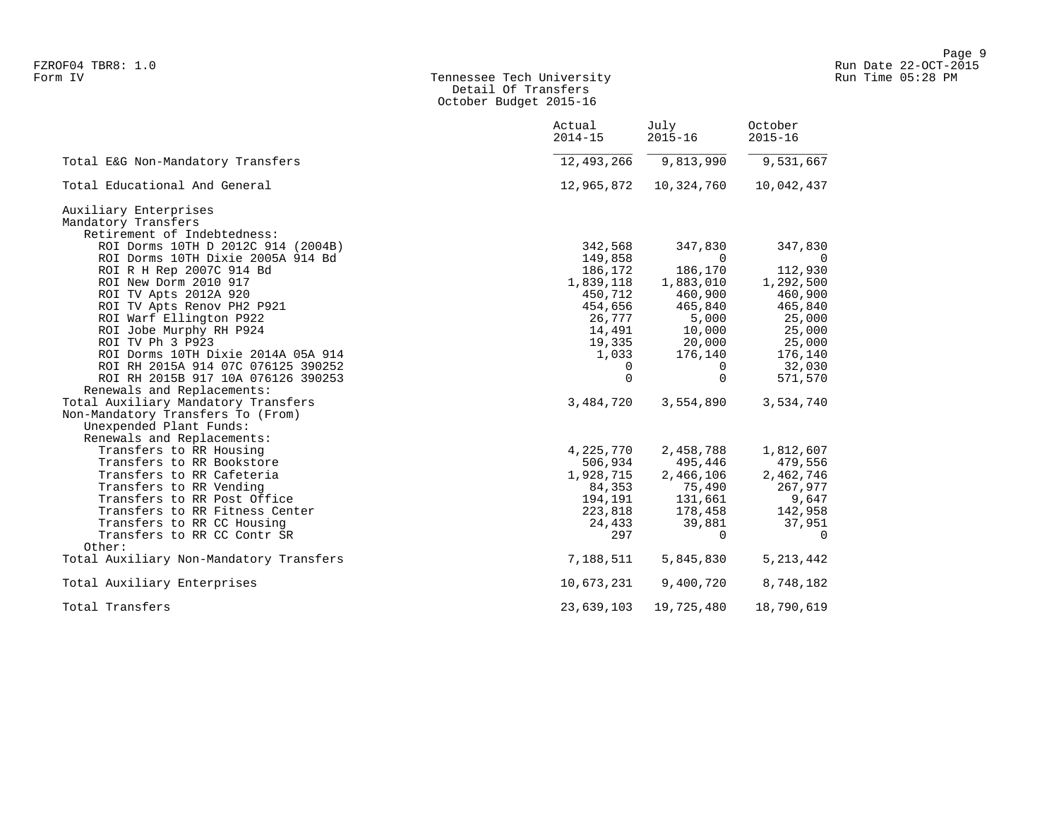Form IV

Tennessee Tech University
Detail Of Transfers
October Budget 2015-16

| | Actual 2014-15 | July 2015-16 | October 2015-16 |
|---|---|---|---|
| Total E&G Non-Mandatory Transfers | 12,493,266 | 9,813,990 | 9,531,667 |
| Total Educational And General | 12,965,872 | 10,324,760 | 10,042,437 |
| Auxiliary Enterprises | | | |
| Mandatory Transfers | | | |
| Retirement of Indebtedness: | | | |
| ROI Dorms 10TH D 2012C 914 (2004B) | 342,568 | 347,830 | 347,830 |
| ROI Dorms 10TH Dixie 2005A 914 Bd | 149,858 | 0 | 0 |
| ROI R H Rep 2007C 914 Bd | 186,172 | 186,170 | 112,930 |
| ROI New Dorm 2010 917 | 1,839,118 | 1,883,010 | 1,292,500 |
| ROI TV Apts 2012A 920 | 450,712 | 460,900 | 460,900 |
| ROI TV Apts Renov PH2 P921 | 454,656 | 465,840 | 465,840 |
| ROI Warf Ellington P922 | 26,777 | 5,000 | 25,000 |
| ROI Jobe Murphy RH P924 | 14,491 | 10,000 | 25,000 |
| ROI TV Ph 3 P923 | 19,335 | 20,000 | 25,000 |
| ROI Dorms 10TH Dixie 2014A 05A 914 | 1,033 | 176,140 | 176,140 |
| ROI RH 2015A 914 07C 076125 390252 | 0 | 0 | 32,030 |
| ROI RH 2015B 917 10A 076126 390253 | 0 | 0 | 571,570 |
| Renewals and Replacements: | | | |
| Total Auxiliary Mandatory Transfers | 3,484,720 | 3,554,890 | 3,534,740 |
| Non-Mandatory Transfers To (From) | | | |
| Unexpended Plant Funds: | | | |
| Renewals and Replacements: | | | |
| Transfers to RR Housing | 4,225,770 | 2,458,788 | 1,812,607 |
| Transfers to RR Bookstore | 506,934 | 495,446 | 479,556 |
| Transfers to RR Cafeteria | 1,928,715 | 2,466,106 | 2,462,746 |
| Transfers to RR Vending | 84,353 | 75,490 | 267,977 |
| Transfers to RR Post Office | 194,191 | 131,661 | 9,647 |
| Transfers to RR Fitness Center | 223,818 | 178,458 | 142,958 |
| Transfers to RR CC Housing | 24,433 | 39,881 | 37,951 |
| Transfers to RR CC Contr SR | 297 | 0 | 0 |
| Other: | | | |
| Total Auxiliary Non-Mandatory Transfers | 7,188,511 | 5,845,830 | 5,213,442 |
| Total Auxiliary Enterprises | 10,673,231 | 9,400,720 | 8,748,182 |
| Total Transfers | 23,639,103 | 19,725,480 | 18,790,619 |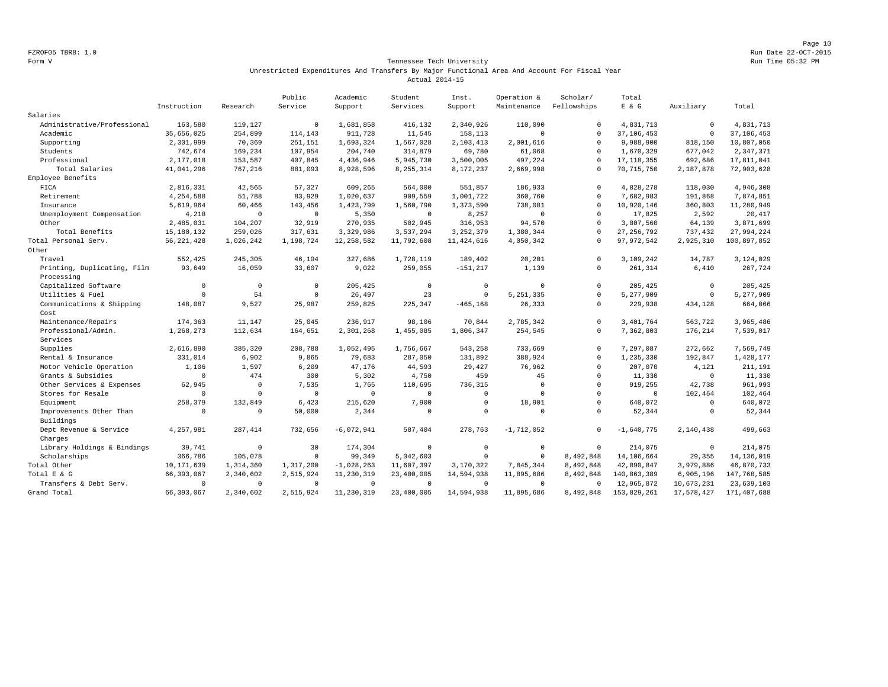FZROF05 TBR8: 1.0 Run Date 22-OCT-2015

Form V Run Time 05:32 PM

## Tennessee Tech University

### Unrestricted Expenditures And Transfers By Major Functional Area And Account For Fiscal Year

### Actual 2014-15

| | Instruction | Research | Public Service | Academic Support | Student Services | Inst. Support | Operation & Maintenance | Scholar/ Fellowships | Total E & G | Auxiliary | Total |
|---|---|---|---|---|---|---|---|---|---|---|---|
| Salaries | | | | | | | | | | | |
| Administrative/Professional | 163,580 | 119,127 | 0 | 1,681,858 | 416,132 | 2,340,926 | 110,090 | 0 | 4,831,713 | 0 | 4,831,713 |
| Academic | 35,656,025 | 254,899 | 114,143 | 911,728 | 11,545 | 158,113 | 0 | 0 | 37,106,453 | 0 | 37,106,453 |
| Supporting | 2,301,999 | 70,369 | 251,151 | 1,693,324 | 1,567,028 | 2,103,413 | 2,001,616 | 0 | 9,988,900 | 818,150 | 10,807,050 |
| Students | 742,674 | 169,234 | 107,954 | 204,740 | 314,879 | 69,780 | 61,068 | 0 | 1,670,329 | 677,042 | 2,347,371 |
| Professional | 2,177,018 | 153,587 | 407,845 | 4,436,946 | 5,945,730 | 3,500,005 | 497,224 | 0 | 17,118,355 | 692,686 | 17,811,041 |
| Total Salaries | 41,041,296 | 767,216 | 881,093 | 8,928,596 | 8,255,314 | 8,172,237 | 2,669,998 | 0 | 70,715,750 | 2,187,878 | 72,903,628 |
| Employee Benefits | | | | | | | | | | | |
| FICA | 2,816,331 | 42,565 | 57,327 | 609,265 | 564,000 | 551,857 | 186,933 | 0 | 4,828,278 | 118,030 | 4,946,308 |
| Retirement | 4,254,588 | 51,788 | 83,929 | 1,020,637 | 909,559 | 1,001,722 | 360,760 | 0 | 7,682,983 | 191,868 | 7,874,851 |
| Insurance | 5,619,964 | 60,466 | 143,456 | 1,423,799 | 1,560,790 | 1,373,590 | 738,081 | 0 | 10,920,146 | 360,803 | 11,280,949 |
| Unemployment Compensation | 4,218 | 0 | 0 | 5,350 | 0 | 8,257 | 0 | 0 | 17,825 | 2,592 | 20,417 |
| Other | 2,485,031 | 104,207 | 32,919 | 270,935 | 502,945 | 316,953 | 94,570 | 0 | 3,807,560 | 64,139 | 3,871,699 |
| Total Benefits | 15,180,132 | 259,026 | 317,631 | 3,329,986 | 3,537,294 | 3,252,379 | 1,380,344 | 0 | 27,256,792 | 737,432 | 27,994,224 |
| Total Personal Serv. | 56,221,428 | 1,026,242 | 1,198,724 | 12,258,582 | 11,792,608 | 11,424,616 | 4,050,342 | 0 | 97,972,542 | 2,925,310 | 100,897,852 |
| Other | | | | | | | | | | | |
| Travel | 552,425 | 245,305 | 46,104 | 327,686 | 1,728,119 | 189,402 | 20,201 | 0 | 3,109,242 | 14,787 | 3,124,029 |
| Printing, Duplicating, Film Processing | 93,649 | 16,059 | 33,607 | 9,022 | 259,055 | -151,217 | 1,139 | 0 | 261,314 | 6,410 | 267,724 |
| Capitalized Software | 0 | 0 | 0 | 205,425 | 0 | 0 | 0 | 0 | 205,425 | 0 | 205,425 |
| Utilities & Fuel | 0 | 54 | 0 | 26,497 | 23 | 0 | 5,251,335 | 0 | 5,277,909 | 0 | 5,277,909 |
| Communications & Shipping Cost | 148,087 | 9,527 | 25,987 | 259,825 | 225,347 | -465,168 | 26,333 | 0 | 229,938 | 434,128 | 664,066 |
| Maintenance/Repairs | 174,363 | 11,147 | 25,045 | 236,917 | 98,106 | 70,844 | 2,785,342 | 0 | 3,401,764 | 563,722 | 3,965,486 |
| Professional/Admin. Services | 1,268,273 | 112,634 | 164,651 | 2,301,268 | 1,455,085 | 1,806,347 | 254,545 | 0 | 7,362,803 | 176,214 | 7,539,017 |
| Supplies | 2,616,890 | 385,320 | 208,788 | 1,052,495 | 1,756,667 | 543,258 | 733,669 | 0 | 7,297,087 | 272,662 | 7,569,749 |
| Rental & Insurance | 331,014 | 6,902 | 9,865 | 79,683 | 287,050 | 131,892 | 388,924 | 0 | 1,235,330 | 192,847 | 1,428,177 |
| Motor Vehicle Operation | 1,106 | 1,597 | 6,209 | 47,176 | 44,593 | 29,427 | 76,962 | 0 | 207,070 | 4,121 | 211,191 |
| Grants & Subsidies | 0 | 474 | 300 | 5,302 | 4,750 | 459 | 45 | 0 | 11,330 | 0 | 11,330 |
| Other Services & Expenses | 62,945 | 0 | 7,535 | 1,765 | 110,695 | 736,315 | 0 | 0 | 919,255 | 42,738 | 961,993 |
| Stores for Resale | 0 | 0 | 0 | 0 | 0 | 0 | 0 | 0 | 0 | 102,464 | 102,464 |
| Equipment | 258,379 | 132,849 | 6,423 | 215,620 | 7,900 | 0 | 18,901 | 0 | 640,072 | 0 | 640,072 |
| Improvements Other Than Buildings | 0 | 0 | 50,000 | 2,344 | 0 | 0 | 0 | 0 | 52,344 | 0 | 52,344 |
| Dept Revenue & Service Charges | 4,257,981 | 287,414 | 732,656 | -6,072,941 | 587,404 | 278,763 | -1,712,052 | 0 | -1,640,775 | 2,140,438 | 499,663 |
| Library Holdings & Bindings | 39,741 | 0 | 30 | 174,304 | 0 | 0 | 0 | 0 | 214,075 | 0 | 214,075 |
| Scholarships | 366,786 | 105,078 | 0 | 99,349 | 5,042,603 | 0 | 0 | 8,492,848 | 14,106,664 | 29,355 | 14,136,019 |
| Total Other | 10,171,639 | 1,314,360 | 1,317,200 | -1,028,263 | 11,607,397 | 3,170,322 | 7,845,344 | 8,492,848 | 42,890,847 | 3,979,886 | 46,870,733 |
| Total E & G | 66,393,067 | 2,340,602 | 2,515,924 | 11,230,319 | 23,400,005 | 14,594,938 | 11,895,686 | 8,492,848 | 140,863,389 | 6,905,196 | 147,768,585 |
| Transfers & Debt Serv. | 0 | 0 | 0 | 0 | 0 | 0 | 0 | 0 | 12,965,872 | 10,673,231 | 23,639,103 |
| Grand Total | 66,393,067 | 2,340,602 | 2,515,924 | 11,230,319 | 23,400,005 | 14,594,938 | 11,895,686 | 8,492,848 | 153,829,261 | 17,578,427 | 171,407,688 |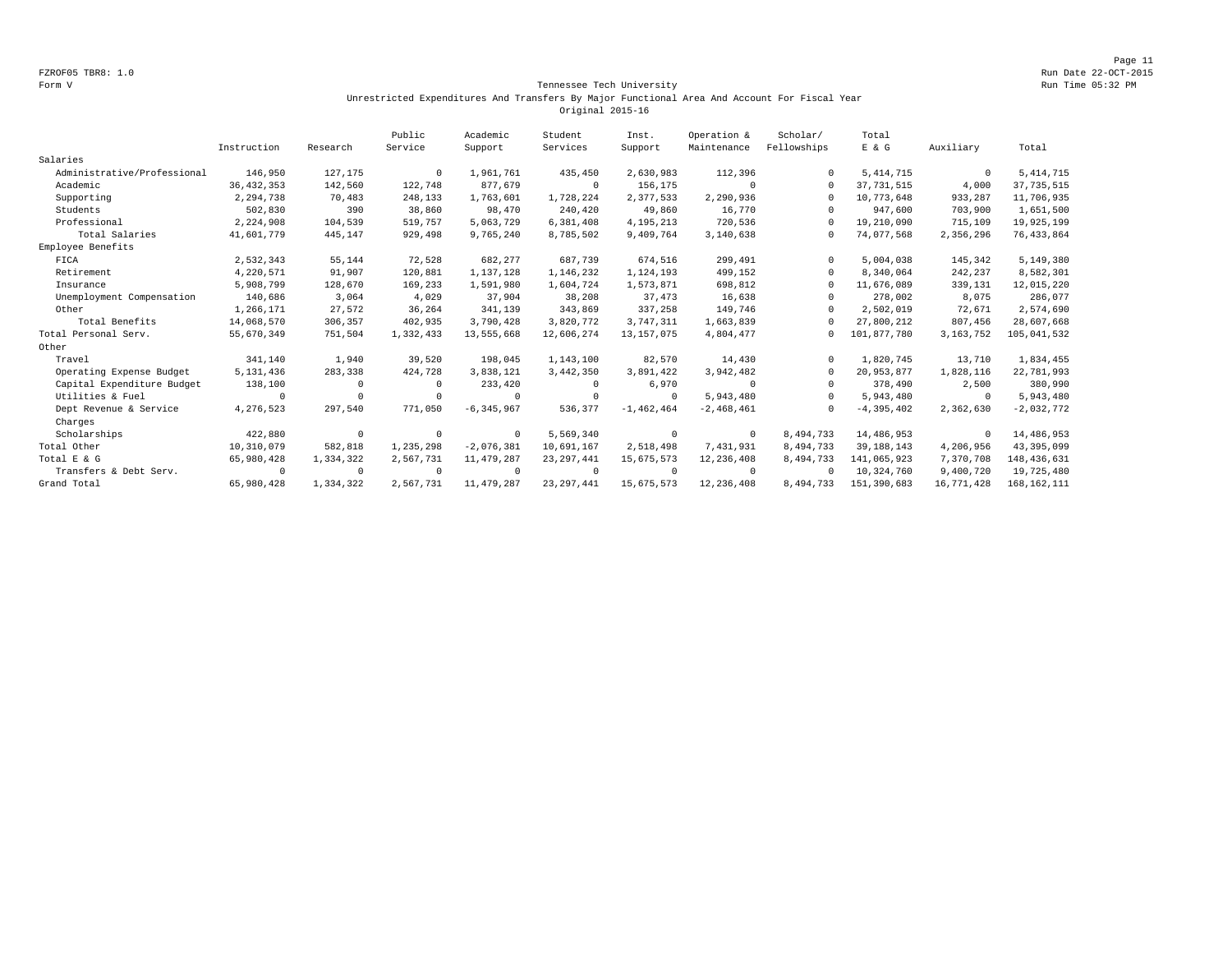FZROF05 TBR8: 1.0 Run Date 22-OCT-2015
Form V Run Time 05:32 PM

Tennessee Tech University
Unrestricted Expenditures And Transfers By Major Functional Area And Account For Fiscal Year
Original 2015-16

| | Instruction | Research | Public Service | Academic Support | Student Services | Inst. Support | Operation & Maintenance | Scholar/ Fellowships | Total E & G | Auxiliary | Total |
|---|---|---|---|---|---|---|---|---|---|---|---|
| Salaries | | | | | | | | | | | |
| Administrative/Professional | 146,950 | 127,175 | 0 | 1,961,761 | 435,450 | 2,630,983 | 112,396 | 0 | 5,414,715 | 0 | 5,414,715 |
| Academic | 36,432,353 | 142,560 | 122,748 | 877,679 | 0 | 156,175 | 0 | 0 | 37,731,515 | 4,000 | 37,735,515 |
| Supporting | 2,294,738 | 70,483 | 248,133 | 1,763,601 | 1,728,224 | 2,377,533 | 2,290,936 | 0 | 10,773,648 | 933,287 | 11,706,935 |
| Students | 502,830 | 390 | 38,860 | 98,470 | 240,420 | 49,860 | 16,770 | 0 | 947,600 | 703,900 | 1,651,500 |
| Professional | 2,224,908 | 104,539 | 519,757 | 5,063,729 | 6,381,408 | 4,195,213 | 720,536 | 0 | 19,210,090 | 715,109 | 19,925,199 |
| Total Salaries | 41,601,779 | 445,147 | 929,498 | 9,765,240 | 8,785,502 | 9,409,764 | 3,140,638 | 0 | 74,077,568 | 2,356,296 | 76,433,864 |
| Employee Benefits | | | | | | | | | | | |
| FICA | 2,532,343 | 55,144 | 72,528 | 682,277 | 687,739 | 674,516 | 299,491 | 0 | 5,004,038 | 145,342 | 5,149,380 |
| Retirement | 4,220,571 | 91,907 | 120,881 | 1,137,128 | 1,146,232 | 1,124,193 | 499,152 | 0 | 8,340,064 | 242,237 | 8,582,301 |
| Insurance | 5,908,799 | 128,670 | 169,233 | 1,591,980 | 1,604,724 | 1,573,871 | 698,812 | 0 | 11,676,089 | 339,131 | 12,015,220 |
| Unemployment Compensation | 140,686 | 3,064 | 4,029 | 37,904 | 38,208 | 37,473 | 16,638 | 0 | 278,002 | 8,075 | 286,077 |
| Other | 1,266,171 | 27,572 | 36,264 | 341,139 | 343,869 | 337,258 | 149,746 | 0 | 2,502,019 | 72,671 | 2,574,690 |
| Total Benefits | 14,068,570 | 306,357 | 402,935 | 3,790,428 | 3,820,772 | 3,747,311 | 1,663,839 | 0 | 27,800,212 | 807,456 | 28,607,668 |
| Total Personal Serv. | 55,670,349 | 751,504 | 1,332,433 | 13,555,668 | 12,606,274 | 13,157,075 | 4,804,477 | 0 | 101,877,780 | 3,163,752 | 105,041,532 |
| Other | | | | | | | | | | | |
| Travel | 341,140 | 1,940 | 39,520 | 198,045 | 1,143,100 | 82,570 | 14,430 | 0 | 1,820,745 | 13,710 | 1,834,455 |
| Operating Expense Budget | 5,131,436 | 283,338 | 424,728 | 3,838,121 | 3,442,350 | 3,891,422 | 3,942,482 | 0 | 20,953,877 | 1,828,116 | 22,781,993 |
| Capital Expenditure Budget | 138,100 | 0 | 0 | 233,420 | 0 | 6,970 | 0 | 0 | 378,490 | 2,500 | 380,990 |
| Utilities & Fuel | 0 | 0 | 0 | 0 | 0 | 0 | 5,943,480 | 0 | 5,943,480 | 0 | 5,943,480 |
| Dept Revenue & Service Charges | 4,276,523 | 297,540 | 771,050 | -6,345,967 | 536,377 | -1,462,464 | -2,468,461 | 0 | -4,395,402 | 2,362,630 | -2,032,772 |
| Scholarships | 422,880 | 0 | 0 | 0 | 5,569,340 | 0 | 0 | 8,494,733 | 14,486,953 | 0 | 14,486,953 |
| Total Other | 10,310,079 | 582,818 | 1,235,298 | -2,076,381 | 10,691,167 | 2,518,498 | 7,431,931 | 8,494,733 | 39,188,143 | 4,206,956 | 43,395,099 |
| Total E & G | 65,980,428 | 1,334,322 | 2,567,731 | 11,479,287 | 23,297,441 | 15,675,573 | 12,236,408 | 8,494,733 | 141,065,923 | 7,370,708 | 148,436,631 |
| Transfers & Debt Serv. | 0 | 0 | 0 | 0 | 0 | 0 | 0 | 0 | 10,324,760 | 9,400,720 | 19,725,480 |
| Grand Total | 65,980,428 | 1,334,322 | 2,567,731 | 11,479,287 | 23,297,441 | 15,675,573 | 12,236,408 | 8,494,733 | 151,390,683 | 16,771,428 | 168,162,111 |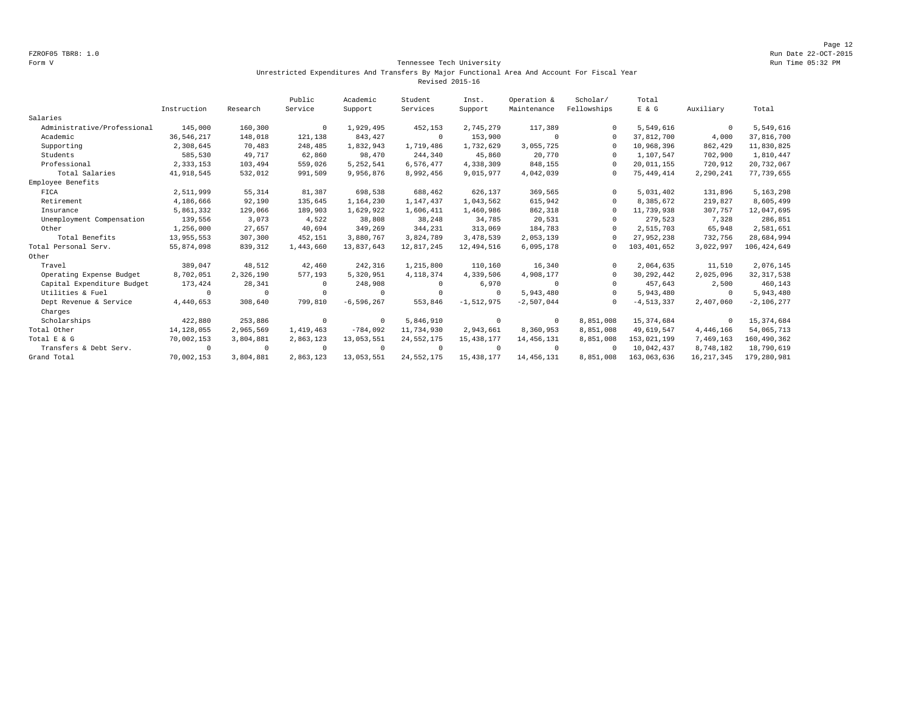Form V

# Tennessee Tech University

## Unrestricted Expenditures And Transfers By Major Functional Area And Account For Fiscal Year
### Revised 2015-16

| | Instruction | Research | Public Service | Academic Support | Student Services | Inst. Support | Operation & Maintenance | Scholar/ Fellowships | Total E & G | Auxiliary | Total |
|---|---|---|---|---|---|---|---|---|---|---|---|
| Salaries | | | | | | | | | | | |
| Administrative/Professional | 145,000 | 160,300 | 0 | 1,929,495 | 452,153 | 2,745,279 | 117,389 | 0 | 5,549,616 | 0 | 5,549,616 |
| Academic | 36,546,217 | 148,018 | 121,138 | 843,427 | 0 | 153,900 | 0 | 0 | 37,812,700 | 4,000 | 37,816,700 |
| Supporting | 2,308,645 | 70,483 | 248,485 | 1,832,943 | 1,719,486 | 1,732,629 | 3,055,725 | 0 | 10,968,396 | 862,429 | 11,830,825 |
| Students | 585,530 | 49,717 | 62,860 | 98,470 | 244,340 | 45,860 | 20,770 | 0 | 1,107,547 | 702,900 | 1,810,447 |
| Professional | 2,333,153 | 103,494 | 559,026 | 5,252,541 | 6,576,477 | 4,338,309 | 848,155 | 0 | 20,011,155 | 720,912 | 20,732,067 |
| Total Salaries | 41,918,545 | 532,012 | 991,509 | 9,956,876 | 8,992,456 | 9,015,977 | 4,042,039 | 0 | 75,449,414 | 2,290,241 | 77,739,655 |
| Employee Benefits | | | | | | | | | | | |
| FICA | 2,511,999 | 55,314 | 81,387 | 698,538 | 688,462 | 626,137 | 369,565 | 0 | 5,031,402 | 131,896 | 5,163,298 |
| Retirement | 4,186,666 | 92,190 | 135,645 | 1,164,230 | 1,147,437 | 1,043,562 | 615,942 | 0 | 8,385,672 | 219,827 | 8,605,499 |
| Insurance | 5,861,332 | 129,066 | 189,903 | 1,629,922 | 1,606,411 | 1,460,986 | 862,318 | 0 | 11,739,938 | 307,757 | 12,047,695 |
| Unemployment Compensation | 139,556 | 3,073 | 4,522 | 38,808 | 38,248 | 34,785 | 20,531 | 0 | 279,523 | 7,328 | 286,851 |
| Other | 1,256,000 | 27,657 | 40,694 | 349,269 | 344,231 | 313,069 | 184,783 | 0 | 2,515,703 | 65,948 | 2,581,651 |
| Total Benefits | 13,955,553 | 307,300 | 452,151 | 3,880,767 | 3,824,789 | 3,478,539 | 2,053,139 | 0 | 27,952,238 | 732,756 | 28,684,994 |
| Total Personal Serv. | 55,874,098 | 839,312 | 1,443,660 | 13,837,643 | 12,817,245 | 12,494,516 | 6,095,178 | 0 | 103,401,652 | 3,022,997 | 106,424,649 |
| Other | | | | | | | | | | | |
| Travel | 389,047 | 48,512 | 42,460 | 242,316 | 1,215,800 | 110,160 | 16,340 | 0 | 2,064,635 | 11,510 | 2,076,145 |
| Operating Expense Budget | 8,702,051 | 2,326,190 | 577,193 | 5,320,951 | 4,118,374 | 4,339,506 | 4,908,177 | 0 | 30,292,442 | 2,025,096 | 32,317,538 |
| Capital Expenditure Budget | 173,424 | 28,341 | 0 | 248,908 | 0 | 6,970 | 0 | 0 | 457,643 | 2,500 | 460,143 |
| Utilities & Fuel | 0 | 0 | 0 | 0 | 0 | 0 | 5,943,480 | 0 | 5,943,480 | 0 | 5,943,480 |
| Dept Revenue & Service Charges | 4,440,653 | 308,640 | 799,810 | -6,596,267 | 553,846 | -1,512,975 | -2,507,044 | 0 | -4,513,337 | 2,407,060 | -2,106,277 |
| Scholarships | 422,880 | 253,886 | 0 | 0 | 5,846,910 | 0 | 0 | 8,851,008 | 15,374,684 | 0 | 15,374,684 |
| Total Other | 14,128,055 | 2,965,569 | 1,419,463 | -784,092 | 11,734,930 | 2,943,661 | 8,360,953 | 8,851,008 | 49,619,547 | 4,446,166 | 54,065,713 |
| Total E & G | 70,002,153 | 3,804,881 | 2,863,123 | 13,053,551 | 24,552,175 | 15,438,177 | 14,456,131 | 8,851,008 | 153,021,199 | 7,469,163 | 160,490,362 |
| Transfers & Debt Serv. | 0 | 0 | 0 | 0 | 0 | 0 | 0 | 0 | 10,042,437 | 8,748,182 | 18,790,619 |
| Grand Total | 70,002,153 | 3,804,881 | 2,863,123 | 13,053,551 | 24,552,175 | 15,438,177 | 14,456,131 | 8,851,008 | 163,063,636 | 16,217,345 | 179,280,981 |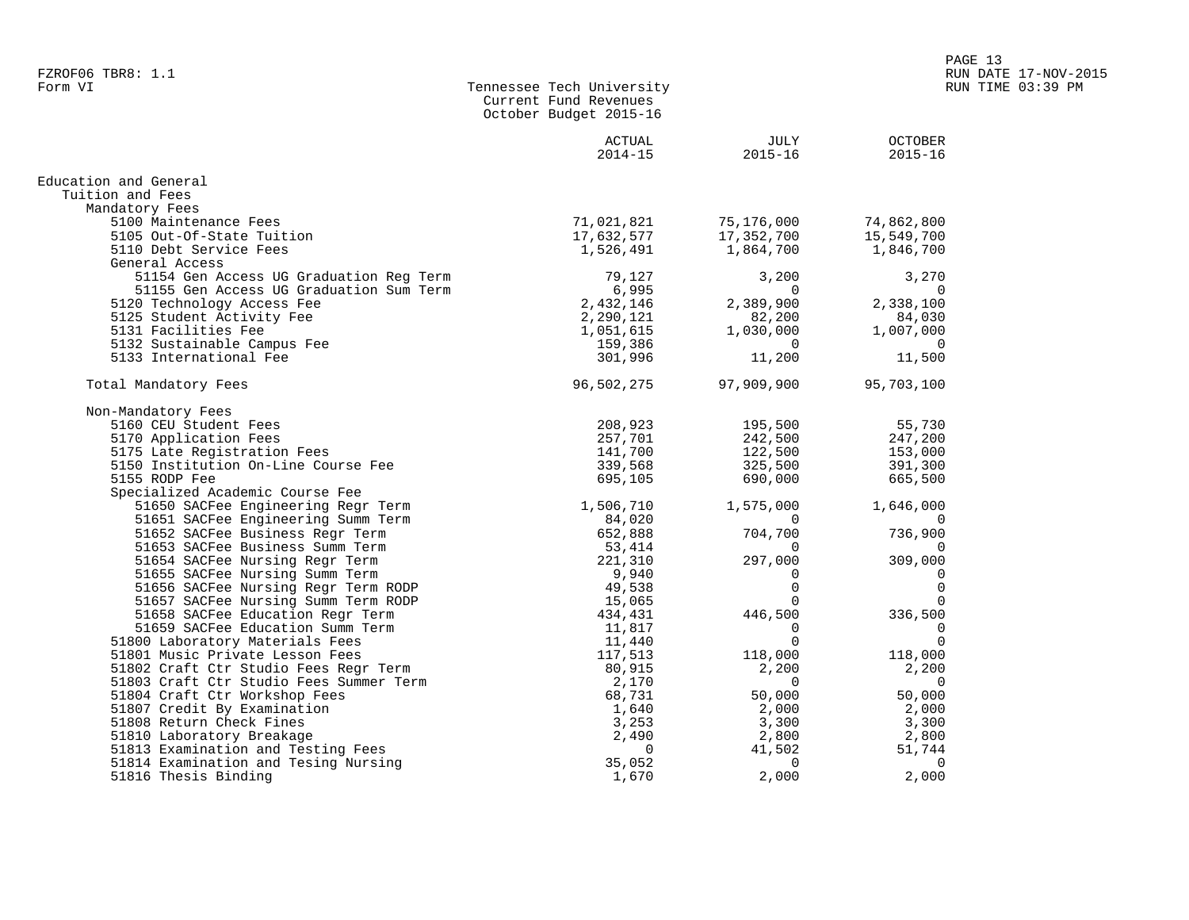FZROF06 TBR8: 1.1
Form VI

Tennessee Tech University
Current Fund Revenues
October Budget 2015-16

| | ACTUAL 2014-15 | JULY 2015-16 | OCTOBER 2015-16 |
|---|---|---|---|
| Education and General | | | |
| Tuition and Fees | | | |
| Mandatory Fees | | | |
| 5100 Maintenance Fees | 71,021,821 | 75,176,000 | 74,862,800 |
| 5105 Out-Of-State Tuition | 17,632,577 | 17,352,700 | 15,549,700 |
| 5110 Debt Service Fees | 1,526,491 | 1,864,700 | 1,846,700 |
| General Access | | | |
| 51154 Gen Access UG Graduation Reg Term | 79,127 | 3,200 | 3,270 |
| 51155 Gen Access UG Graduation Sum Term | 6,995 | 0 | 0 |
| 5120 Technology Access Fee | 2,432,146 | 2,389,900 | 2,338,100 |
| 5125 Student Activity Fee | 2,290,121 | 82,200 | 84,030 |
| 5131 Facilities Fee | 1,051,615 | 1,030,000 | 1,007,000 |
| 5132 Sustainable Campus Fee | 159,386 | 0 | 0 |
| 5133 International Fee | 301,996 | 11,200 | 11,500 |
| Total Mandatory Fees | 96,502,275 | 97,909,900 | 95,703,100 |
| Non-Mandatory Fees | | | |
| 5160 CEU Student Fees | 208,923 | 195,500 | 55,730 |
| 5170 Application Fees | 257,701 | 242,500 | 247,200 |
| 5175 Late Registration Fees | 141,700 | 122,500 | 153,000 |
| 5150 Institution On-Line Course Fee | 339,568 | 325,500 | 391,300 |
| 5155 RODP Fee | 695,105 | 690,000 | 665,500 |
| Specialized Academic Course Fee | | | |
| 51650 SACFee Engineering Regr Term | 1,506,710 | 1,575,000 | 1,646,000 |
| 51651 SACFee Engineering Summ Term | 84,020 | 0 | 0 |
| 51652 SACFee Business Regr Term | 652,888 | 704,700 | 736,900 |
| 51653 SACFee Business Summ Term | 53,414 | 0 | 0 |
| 51654 SACFee Nursing Regr Term | 221,310 | 297,000 | 309,000 |
| 51655 SACFee Nursing Summ Term | 9,940 | 0 | 0 |
| 51656 SACFee Nursing Regr Term RODP | 49,538 | 0 | 0 |
| 51657 SACFee Nursing Summ Term RODP | 15,065 | 0 | 0 |
| 51658 SACFee Education Regr Term | 434,431 | 446,500 | 336,500 |
| 51659 SACFee Education Summ Term | 11,817 | 0 | 0 |
| 51800 Laboratory Materials Fees | 11,440 | 0 | 0 |
| 51801 Music Private Lesson Fees | 117,513 | 118,000 | 118,000 |
| 51802 Craft Ctr Studio Fees Regr Term | 80,915 | 2,200 | 2,200 |
| 51803 Craft Ctr Studio Fees Summer Term | 2,170 | 0 | 0 |
| 51804 Craft Ctr Workshop Fees | 68,731 | 50,000 | 50,000 |
| 51807 Credit By Examination | 1,640 | 2,000 | 2,000 |
| 51808 Return Check Fines | 3,253 | 3,300 | 3,300 |
| 51810 Laboratory Breakage | 2,490 | 2,800 | 2,800 |
| 51813 Examination and Testing Fees | 0 | 41,502 | 51,744 |
| 51814 Examination and Tesing Nursing | 35,052 | 0 | 0 |
| 51816 Thesis Binding | 1,670 | 2,000 | 2,000 |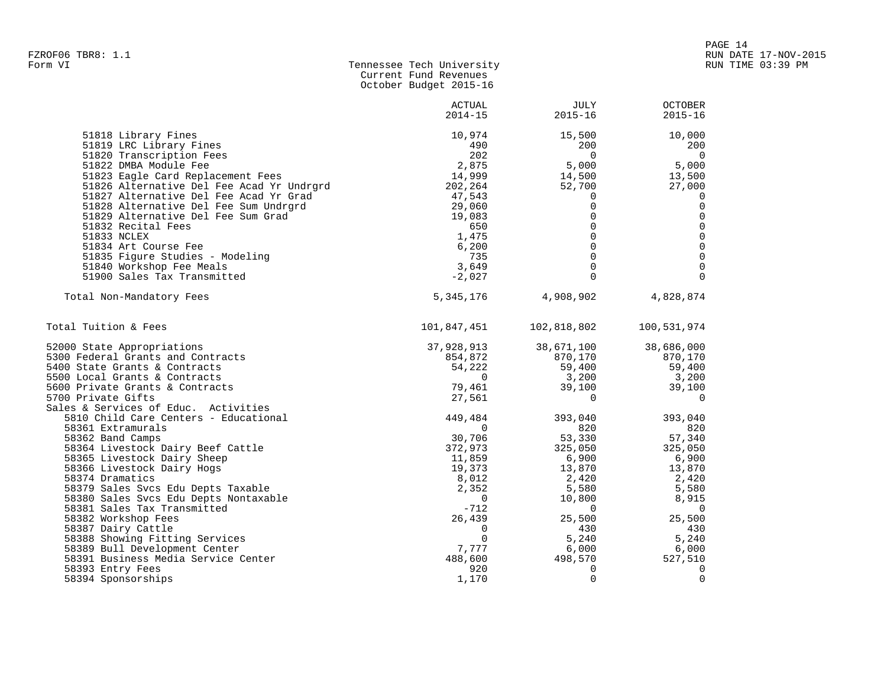Form VI

Tennessee Tech University
Current Fund Revenues
October Budget 2015-16

| | ACTUAL 2014-15 | JULY 2015-16 | OCTOBER 2015-16 |
|---|---|---|---|
| 51818 Library Fines | 10,974 | 15,500 | 10,000 |
| 51819 LRC Library Fines | 490 | 200 | 200 |
| 51820 Transcription Fees | 202 | 0 | 0 |
| 51822 DMBA Module Fee | 2,875 | 5,000 | 5,000 |
| 51823 Eagle Card Replacement Fees | 14,999 | 14,500 | 13,500 |
| 51826 Alternative Del Fee Acad Yr Undrgrd | 202,264 | 52,700 | 27,000 |
| 51827 Alternative Del Fee Acad Yr Grad | 47,543 | 0 | 0 |
| 51828 Alternative Del Fee Sum Undrgrd | 29,060 | 0 | 0 |
| 51829 Alternative Del Fee Sum Grad | 19,083 | 0 | 0 |
| 51832 Recital Fees | 650 | 0 | 0 |
| 51833 NCLEX | 1,475 | 0 | 0 |
| 51834 Art Course Fee | 6,200 | 0 | 0 |
| 51835 Figure Studies - Modeling | 735 | 0 | 0 |
| 51840 Workshop Fee Meals | 3,649 | 0 | 0 |
| 51900 Sales Tax Transmitted | -2,027 | 0 | 0 |
| Total Non-Mandatory Fees | 5,345,176 | 4,908,902 | 4,828,874 |
| Total Tuition & Fees | 101,847,451 | 102,818,802 | 100,531,974 |
| 52000 State Appropriations | 37,928,913 | 38,671,100 | 38,686,000 |
| 5300 Federal Grants and Contracts | 854,872 | 870,170 | 870,170 |
| 5400 State Grants & Contracts | 54,222 | 59,400 | 59,400 |
| 5500 Local Grants & Contracts | 0 | 3,200 | 3,200 |
| 5600 Private Grants & Contracts | 79,461 | 39,100 | 39,100 |
| 5700 Private Gifts | 27,561 | 0 | 0 |
| Sales & Services of Educ. Activities | | | |
| 5810 Child Care Centers - Educational | 449,484 | 393,040 | 393,040 |
| 58361 Extramurals | 0 | 820 | 820 |
| 58362 Band Camps | 30,706 | 53,330 | 57,340 |
| 58364 Livestock Dairy Beef Cattle | 372,973 | 325,050 | 325,050 |
| 58365 Livestock Dairy Sheep | 11,859 | 6,900 | 6,900 |
| 58366 Livestock Dairy Hogs | 19,373 | 13,870 | 13,870 |
| 58374 Dramatics | 8,012 | 2,420 | 2,420 |
| 58379 Sales Svcs Edu Depts Taxable | 2,352 | 5,580 | 5,580 |
| 58380 Sales Svcs Edu Depts Nontaxable | 0 | 10,800 | 8,915 |
| 58381 Sales Tax Transmitted | -712 | 0 | 0 |
| 58382 Workshop Fees | 26,439 | 25,500 | 25,500 |
| 58387 Dairy Cattle | 0 | 430 | 430 |
| 58388 Showing Fitting Services | 0 | 5,240 | 5,240 |
| 58389 Bull Development Center | 7,777 | 6,000 | 6,000 |
| 58391 Business Media Service Center | 488,600 | 498,570 | 527,510 |
| 58393 Entry Fees | 920 | 0 | 0 |
| 58394 Sponsorships | 1,170 | 0 | 0 |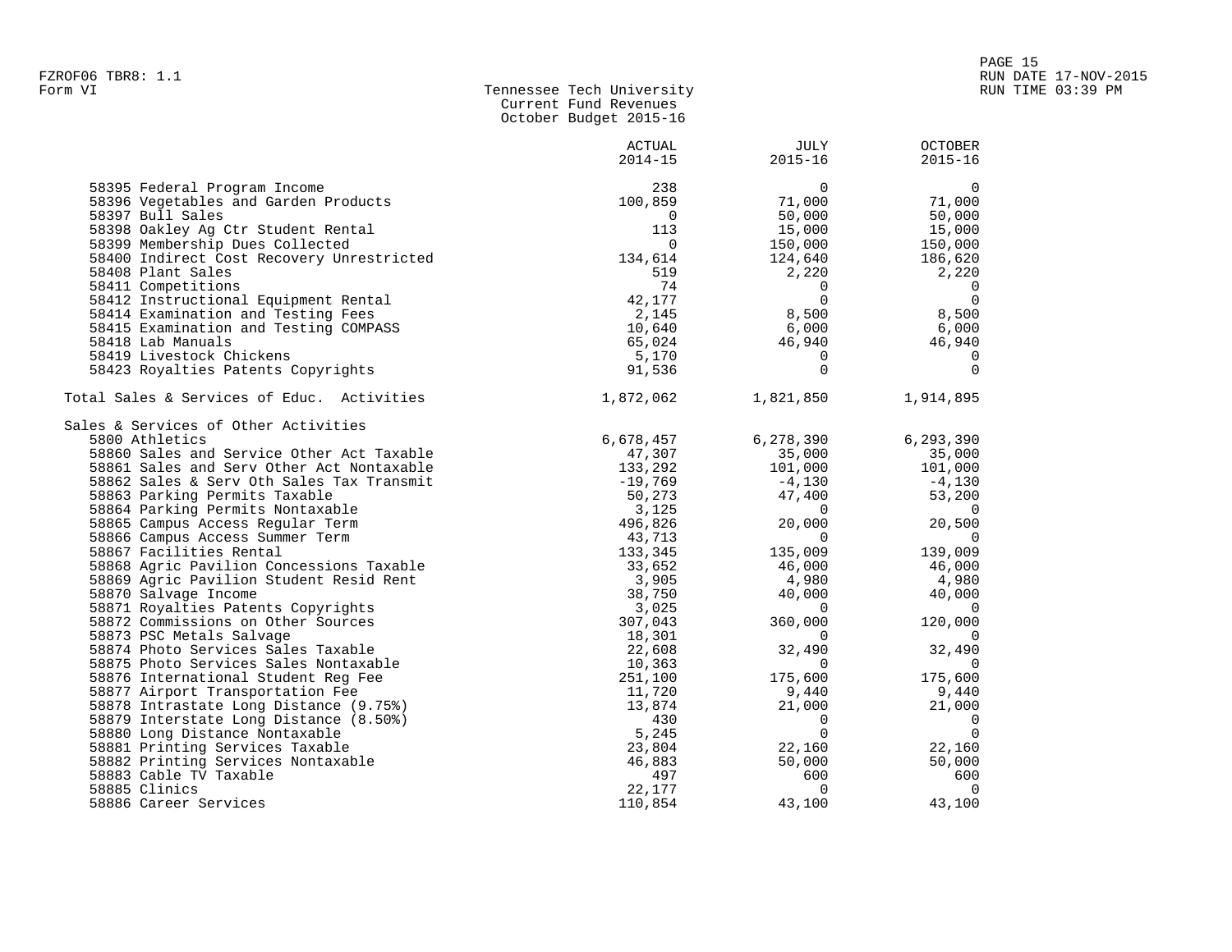FZROF06 TBR8: 1.1
Form VI

Tennessee Tech University
Current Fund Revenues
October Budget 2015-16

| | ACTUAL 2014-15 | JULY 2015-16 | OCTOBER 2015-16 |
|---|---|---|---|
| 58395 Federal Program Income | 238 | 0 | 0 |
| 58396 Vegetables and Garden Products | 100,859 | 71,000 | 71,000 |
| 58397 Bull Sales | 0 | 50,000 | 50,000 |
| 58398 Oakley Ag Ctr Student Rental | 113 | 15,000 | 15,000 |
| 58399 Membership Dues Collected | 0 | 150,000 | 150,000 |
| 58400 Indirect Cost Recovery Unrestricted | 134,614 | 124,640 | 186,620 |
| 58408 Plant Sales | 519 | 2,220 | 2,220 |
| 58411 Competitions | 74 | 0 | 0 |
| 58412 Instructional Equipment Rental | 42,177 | 0 | 0 |
| 58414 Examination and Testing Fees | 2,145 | 8,500 | 8,500 |
| 58415 Examination and Testing COMPASS | 10,640 | 6,000 | 6,000 |
| 58418 Lab Manuals | 65,024 | 46,940 | 46,940 |
| 58419 Livestock Chickens | 5,170 | 0 | 0 |
| 58423 Royalties Patents Copyrights | 91,536 | 0 | 0 |
| Total Sales & Services of Educ. Activities | 1,872,062 | 1,821,850 | 1,914,895 |
| Sales & Services of Other Activities | | | |
| 5800 Athletics | 6,678,457 | 6,278,390 | 6,293,390 |
| 58860 Sales and Service Other Act Taxable | 47,307 | 35,000 | 35,000 |
| 58861 Sales and Serv Other Act Nontaxable | 133,292 | 101,000 | 101,000 |
| 58862 Sales & Serv Oth Sales Tax Transmit | -19,769 | -4,130 | -4,130 |
| 58863 Parking Permits Taxable | 50,273 | 47,400 | 53,200 |
| 58864 Parking Permits Nontaxable | 3,125 | 0 | 0 |
| 58865 Campus Access Regular Term | 496,826 | 20,000 | 20,500 |
| 58866 Campus Access Summer Term | 43,713 | 0 | 0 |
| 58867 Facilities Rental | 133,345 | 135,009 | 139,009 |
| 58868 Agric Pavilion Concessions Taxable | 33,652 | 46,000 | 46,000 |
| 58869 Agric Pavilion Student Resid Rent | 3,905 | 4,980 | 4,980 |
| 58870 Salvage Income | 38,750 | 40,000 | 40,000 |
| 58871 Royalties Patents Copyrights | 3,025 | 0 | 0 |
| 58872 Commissions on Other Sources | 307,043 | 360,000 | 120,000 |
| 58873 PSC Metals Salvage | 18,301 | 0 | 0 |
| 58874 Photo Services Sales Taxable | 22,608 | 32,490 | 32,490 |
| 58875 Photo Services Sales Nontaxable | 10,363 | 0 | 0 |
| 58876 International Student Reg Fee | 251,100 | 175,600 | 175,600 |
| 58877 Airport Transportation Fee | 11,720 | 9,440 | 9,440 |
| 58878 Intrastate Long Distance (9.75%) | 13,874 | 21,000 | 21,000 |
| 58879 Interstate Long Distance (8.50%) | 430 | 0 | 0 |
| 58880 Long Distance Nontaxable | 5,245 | 0 | 0 |
| 58881 Printing Services Taxable | 23,804 | 22,160 | 22,160 |
| 58882 Printing Services Nontaxable | 46,883 | 50,000 | 50,000 |
| 58883 Cable TV Taxable | 497 | 600 | 600 |
| 58885 Clinics | 22,177 | 0 | 0 |
| 58886 Career Services | 110,854 | 43,100 | 43,100 |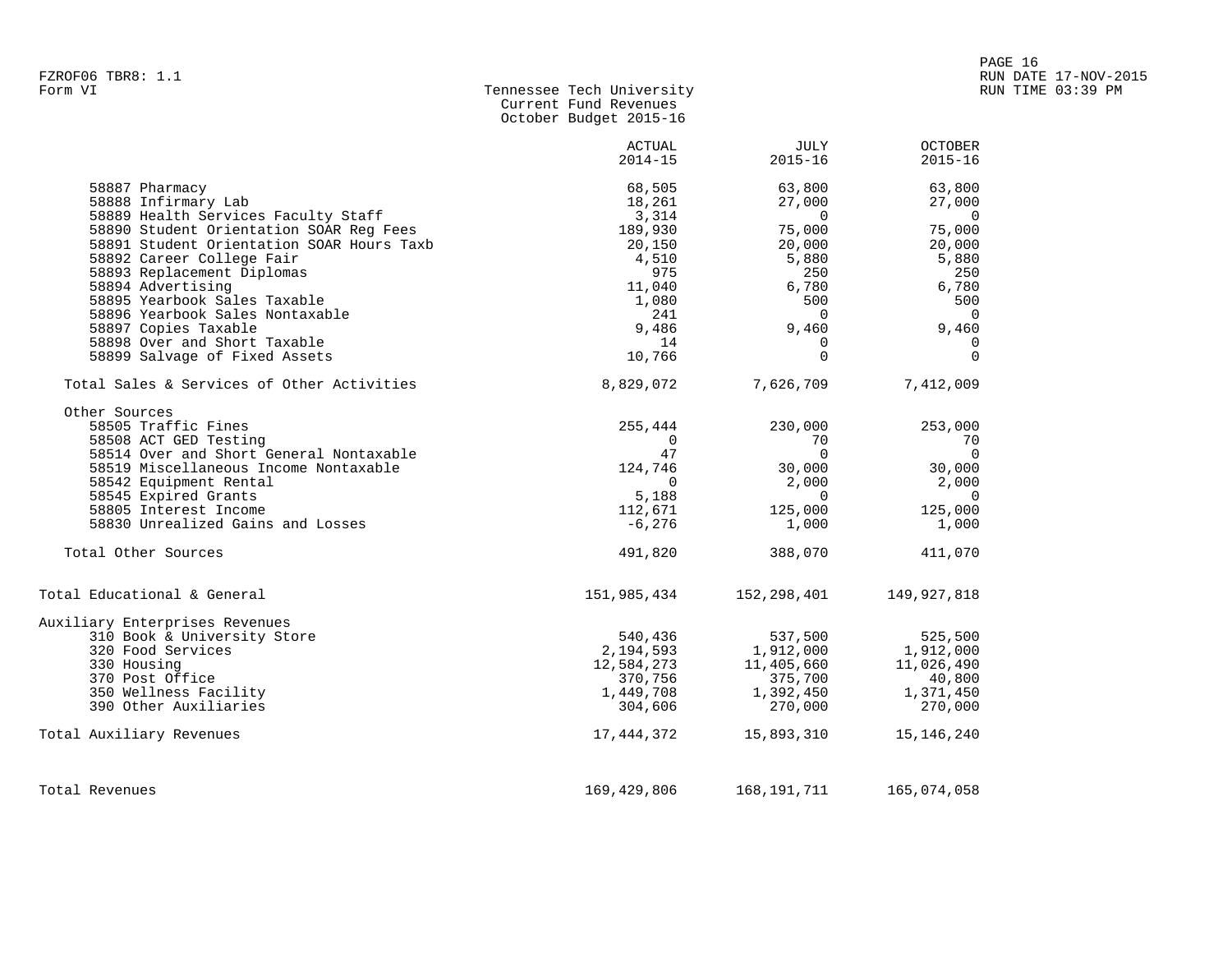Tennessee Tech University
Current Fund Revenues
October Budget 2015-16

Form VI

| | ACTUAL 2014-15 | JULY 2015-16 | OCTOBER 2015-16 |
|---|---|---|---|
| 58887 Pharmacy | 68,505 | 63,800 | 63,800 |
| 58888 Infirmary Lab | 18,261 | 27,000 | 27,000 |
| 58889 Health Services Faculty Staff | 3,314 | 0 | 0 |
| 58890 Student Orientation SOAR Reg Fees | 189,930 | 75,000 | 75,000 |
| 58891 Student Orientation SOAR Hours Taxb | 20,150 | 20,000 | 20,000 |
| 58892 Career College Fair | 4,510 | 5,880 | 5,880 |
| 58893 Replacement Diplomas | 975 | 250 | 250 |
| 58894 Advertising | 11,040 | 6,780 | 6,780 |
| 58895 Yearbook Sales Taxable | 1,080 | 500 | 500 |
| 58896 Yearbook Sales Nontaxable | 241 | 0 | 0 |
| 58897 Copies Taxable | 9,486 | 9,460 | 9,460 |
| 58898 Over and Short Taxable | 14 | 0 | 0 |
| 58899 Salvage of Fixed Assets | 10,766 | 0 | 0 |
| Total Sales & Services of Other Activities | 8,829,072 | 7,626,709 | 7,412,009 |
| Other Sources | | | |
| 58505 Traffic Fines | 255,444 | 230,000 | 253,000 |
| 58508 ACT GED Testing | 0 | 70 | 70 |
| 58514 Over and Short General Nontaxable | 47 | 0 | 0 |
| 58519 Miscellaneous Income Nontaxable | 124,746 | 30,000 | 30,000 |
| 58542 Equipment Rental | 0 | 2,000 | 2,000 |
| 58545 Expired Grants | 5,188 | 0 | 0 |
| 58805 Interest Income | 112,671 | 125,000 | 125,000 |
| 58830 Unrealized Gains and Losses | -6,276 | 1,000 | 1,000 |
| Total Other Sources | 491,820 | 388,070 | 411,070 |
| Total Educational & General | 151,985,434 | 152,298,401 | 149,927,818 |
| Auxiliary Enterprises Revenues | | | |
| 310 Book & University Store | 540,436 | 537,500 | 525,500 |
| 320 Food Services | 2,194,593 | 1,912,000 | 1,912,000 |
| 330 Housing | 12,584,273 | 11,405,660 | 11,026,490 |
| 370 Post Office | 370,756 | 375,700 | 40,800 |
| 350 Wellness Facility | 1,449,708 | 1,392,450 | 1,371,450 |
| 390 Other Auxiliaries | 304,606 | 270,000 | 270,000 |
| Total Auxiliary Revenues | 17,444,372 | 15,893,310 | 15,146,240 |
| Total Revenues | 169,429,806 | 168,191,711 | 165,074,058 |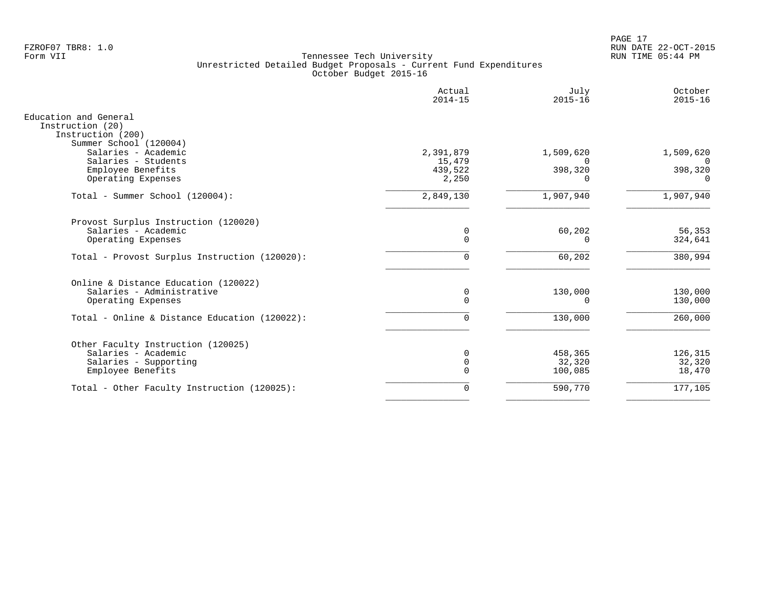FZROF07 TBR8: 1.0
Form VII

Tennessee Tech University
Unrestricted Detailed Budget Proposals - Current Fund Expenditures
October Budget 2015-16

RUN DATE 22-OCT-2015
RUN TIME 05:44 PM

| | Actual 2014-15 | July 2015-16 | October 2015-16 |
|---|---|---|---|
| Education and General | | | |
| Instruction (20) | | | |
| Instruction (200) | | | |
| Summer School (120004) | | | |
| Salaries - Academic | 2,391,879 | 1,509,620 | 1,509,620 |
| Salaries - Students | 15,479 | 0 | 0 |
| Employee Benefits | 439,522 | 398,320 | 398,320 |
| Operating Expenses | 2,250 | 0 | 0 |
| Total - Summer School (120004): | 2,849,130 | 1,907,940 | 1,907,940 |
| Provost Surplus Instruction (120020) | | | |
| Salaries - Academic | 0 | 60,202 | 56,353 |
| Operating Expenses | 0 | 0 | 324,641 |
| Total - Provost Surplus Instruction (120020): | 0 | 60,202 | 380,994 |
| Online & Distance Education (120022) | | | |
| Salaries - Administrative | 0 | 130,000 | 130,000 |
| Operating Expenses | 0 | 0 | 130,000 |
| Total - Online & Distance Education (120022): | 0 | 130,000 | 260,000 |
| Other Faculty Instruction (120025) | | | |
| Salaries - Academic | 0 | 458,365 | 126,315 |
| Salaries - Supporting | 0 | 32,320 | 32,320 |
| Employee Benefits | 0 | 100,085 | 18,470 |
| Total - Other Faculty Instruction (120025): | 0 | 590,770 | 177,105 |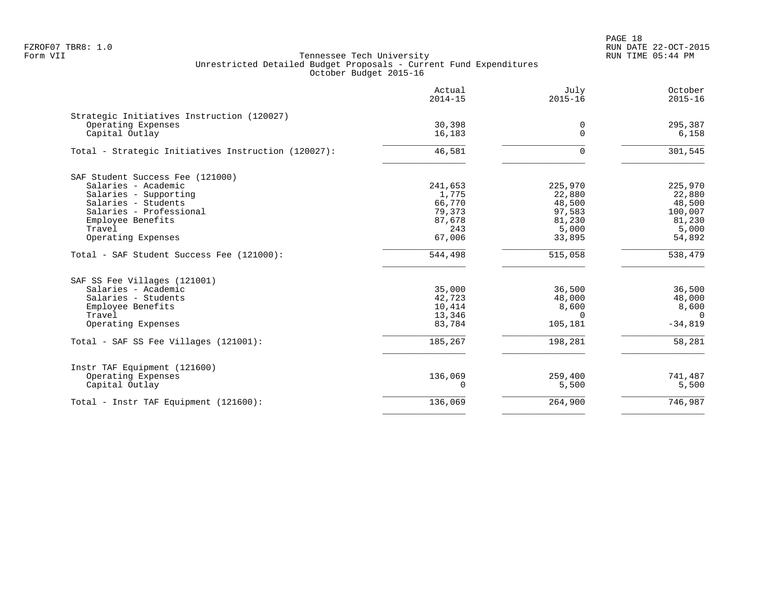FZROF07 TBR8: 1.0
Form VII

Tennessee Tech University
Unrestricted Detailed Budget Proposals - Current Fund Expenditures
October Budget 2015-16

RUN DATE 22-OCT-2015
RUN TIME 05:44 PM

| | Actual 2014-15 | July 2015-16 | October 2015-16 |
|---|---|---|---|
| **Strategic Initiatives Instruction (120027)** | | | |
| Operating Expenses | 30,398 | 0 | 295,387 |
| Capital Outlay | 16,183 | 0 | 6,158 |
| Total - Strategic Initiatives Instruction (120027): | 46,581 | 0 | 301,545 |
| **SAF Student Success Fee (121000)** | | | |
| Salaries - Academic | 241,653 | 225,970 | 225,970 |
| Salaries - Supporting | 1,775 | 22,880 | 22,880 |
| Salaries - Students | 66,770 | 48,500 | 48,500 |
| Salaries - Professional | 79,373 | 97,583 | 100,007 |
| Employee Benefits | 87,678 | 81,230 | 81,230 |
| Travel | 243 | 5,000 | 5,000 |
| Operating Expenses | 67,006 | 33,895 | 54,892 |
| Total - SAF Student Success Fee (121000): | 544,498 | 515,058 | 538,479 |
| **SAF SS Fee Villages (121001)** | | | |
| Salaries - Academic | 35,000 | 36,500 | 36,500 |
| Salaries - Students | 42,723 | 48,000 | 48,000 |
| Employee Benefits | 10,414 | 8,600 | 8,600 |
| Travel | 13,346 | 0 | 0 |
| Operating Expenses | 83,784 | 105,181 | -34,819 |
| Total - SAF SS Fee Villages (121001): | 185,267 | 198,281 | 58,281 |
| **Instr TAF Equipment (121600)** | | | |
| Operating Expenses | 136,069 | 259,400 | 741,487 |
| Capital Outlay | 0 | 5,500 | 5,500 |
| Total - Instr TAF Equipment (121600): | 136,069 | 264,900 | 746,987 |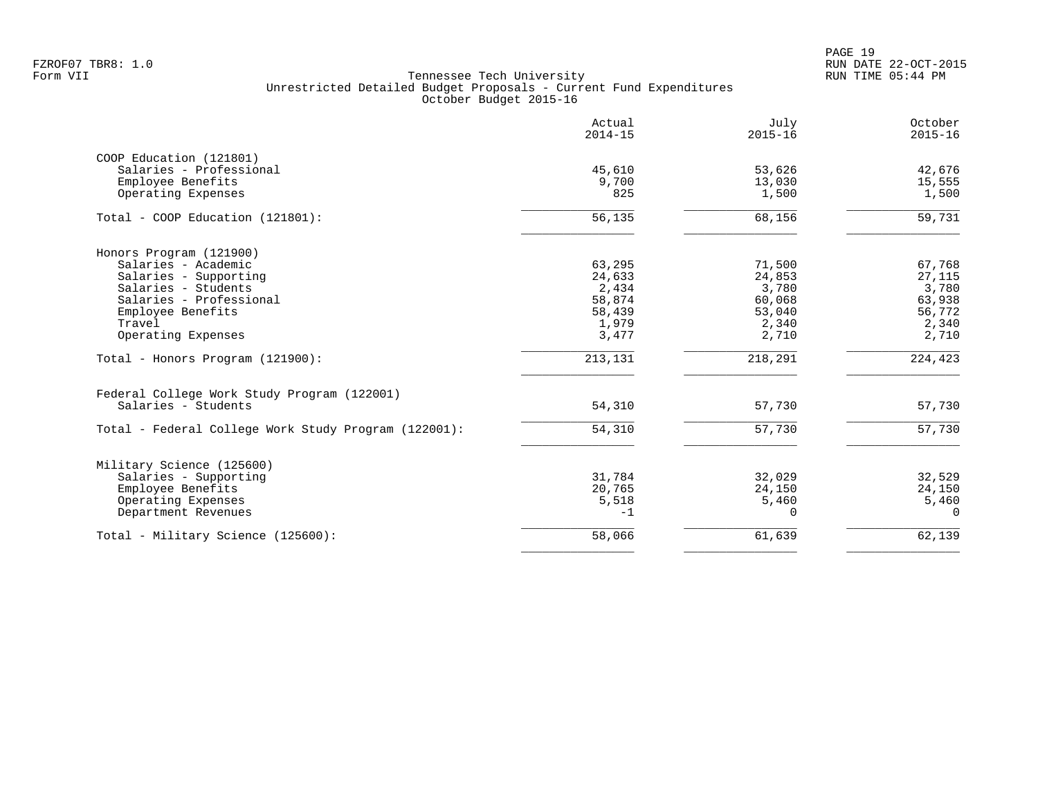FZROF07 TBR8: 1.0
Form VII

Tennessee Tech University
Unrestricted Detailed Budget Proposals - Current Fund Expenditures
October Budget 2015-16

RUN DATE 22-OCT-2015
RUN TIME 05:44 PM

| | Actual 2014-15 | July 2015-16 | October 2015-16 |
|---|---|---|---|
| COOP Education (121801) | | | |
| Salaries - Professional | 45,610 | 53,626 | 42,676 |
| Employee Benefits | 9,700 | 13,030 | 15,555 |
| Operating Expenses | 825 | 1,500 | 1,500 |
| Total - COOP Education (121801): | 56,135 | 68,156 | 59,731 |
| Honors Program (121900) | | | |
| Salaries - Academic | 63,295 | 71,500 | 67,768 |
| Salaries - Supporting | 24,633 | 24,853 | 27,115 |
| Salaries - Students | 2,434 | 3,780 | 3,780 |
| Salaries - Professional | 58,874 | 60,068 | 63,938 |
| Employee Benefits | 58,439 | 53,040 | 56,772 |
| Travel | 1,979 | 2,340 | 2,340 |
| Operating Expenses | 3,477 | 2,710 | 2,710 |
| Total - Honors Program (121900): | 213,131 | 218,291 | 224,423 |
| Federal College Work Study Program (122001) | | | |
| Salaries - Students | 54,310 | 57,730 | 57,730 |
| Total - Federal College Work Study Program (122001): | 54,310 | 57,730 | 57,730 |
| Military Science (125600) | | | |
| Salaries - Supporting | 31,784 | 32,029 | 32,529 |
| Employee Benefits | 20,765 | 24,150 | 24,150 |
| Operating Expenses | 5,518 | 5,460 | 5,460 |
| Department Revenues | -1 | 0 | 0 |
| Total - Military Science (125600): | 58,066 | 61,639 | 62,139 |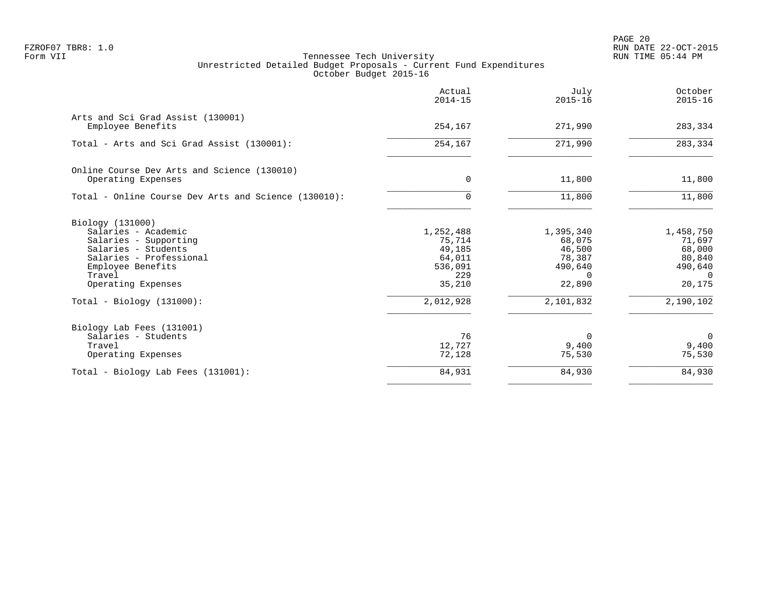FZROF07 TBR8: 1.0
Form VII

Tennessee Tech University
Unrestricted Detailed Budget Proposals - Current Fund Expenditures
October Budget 2015-16

RUN DATE 22-OCT-2015
RUN TIME 05:44 PM

| | Actual 2014-15 | July 2015-16 | October 2015-16 |
|---|---|---|---|
| **Arts and Sci Grad Assist (130001)** | | | |
| Employee Benefits | 254,167 | 271,990 | 283,334 |
| Total - Arts and Sci Grad Assist (130001): | 254,167 | 271,990 | 283,334 |
| **Online Course Dev Arts and Science (130010)** | | | |
| Operating Expenses | 0 | 11,800 | 11,800 |
| Total - Online Course Dev Arts and Science (130010): | 0 | 11,800 | 11,800 |
| **Biology (131000)** | | | |
| Salaries - Academic | 1,252,488 | 1,395,340 | 1,458,750 |
| Salaries - Supporting | 75,714 | 68,075 | 71,697 |
| Salaries - Students | 49,185 | 46,500 | 68,000 |
| Salaries - Professional | 64,011 | 78,387 | 80,840 |
| Employee Benefits | 536,091 | 490,640 | 490,640 |
| Travel | 229 | 0 | 0 |
| Operating Expenses | 35,210 | 22,890 | 20,175 |
| Total - Biology (131000): | 2,012,928 | 2,101,832 | 2,190,102 |
| **Biology Lab Fees (131001)** | | | |
| Salaries - Students | 76 | 0 | 0 |
| Travel | 12,727 | 9,400 | 9,400 |
| Operating Expenses | 72,128 | 75,530 | 75,530 |
| Total - Biology Lab Fees (131001): | 84,931 | 84,930 | 84,930 |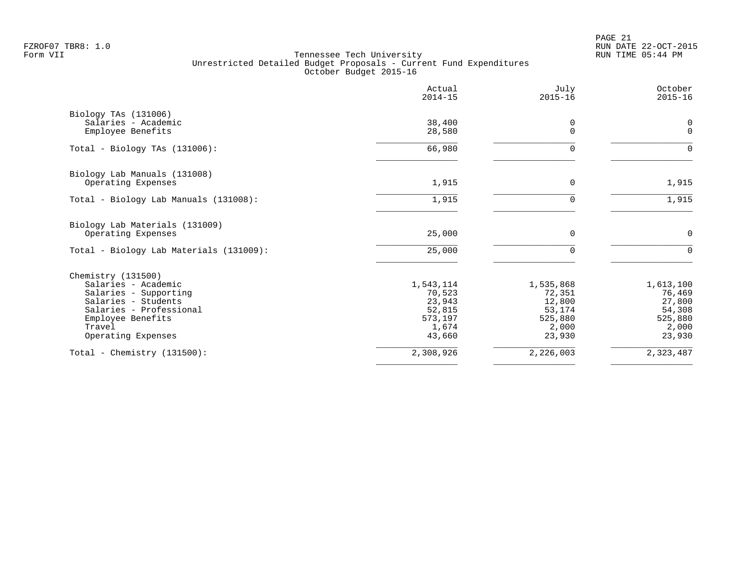FZROF07 TBR8: 1.0
Form VII

# Tennessee Tech University
## Unrestricted Detailed Budget Proposals - Current Fund Expenditures
### October Budget 2015-16

| | Actual 2014-15 | July 2015-16 | October 2015-16 |
|---|---|---|---|
| **Biology TAs (131006)** | | | |
| Salaries - Academic | 38,400 | 0 | 0 |
| Employee Benefits | 28,580 | 0 | 0 |
| Total - Biology TAs (131006): | 66,980 | 0 | 0 |
| **Biology Lab Manuals (131008)** | | | |
| Operating Expenses | 1,915 | 0 | 1,915 |
| Total - Biology Lab Manuals (131008): | 1,915 | 0 | 1,915 |
| **Biology Lab Materials (131009)** | | | |
| Operating Expenses | 25,000 | 0 | 0 |
| Total - Biology Lab Materials (131009): | 25,000 | 0 | 0 |
| **Chemistry (131500)** | | | |
| Salaries - Academic | 1,543,114 | 1,535,868 | 1,613,100 |
| Salaries - Supporting | 70,523 | 72,351 | 76,469 |
| Salaries - Students | 23,943 | 12,800 | 27,800 |
| Salaries - Professional | 52,815 | 53,174 | 54,308 |
| Employee Benefits | 573,197 | 525,880 | 525,880 |
| Travel | 1,674 | 2,000 | 2,000 |
| Operating Expenses | 43,660 | 23,930 | 23,930 |
| Total - Chemistry (131500): | 2,308,926 | 2,226,003 | 2,323,487 |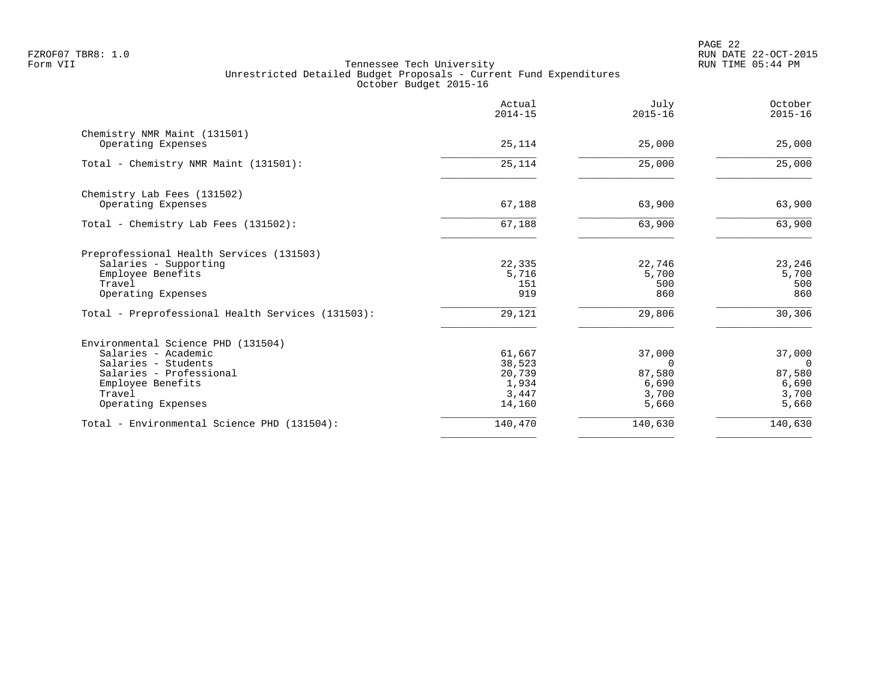FZROF07 TBR8: 1.0
Form VII

Tennessee Tech University
Unrestricted Detailed Budget Proposals - Current Fund Expenditures
October Budget 2015-16

RUN DATE 22-OCT-2015
RUN TIME 05:44 PM

| | Actual 2014-15 | July 2015-16 | October 2015-16 |
|---|---|---|---|
| Chemistry NMR Maint (131501) | | | |
| Operating Expenses | 25,114 | 25,000 | 25,000 |
| Total - Chemistry NMR Maint (131501): | 25,114 | 25,000 | 25,000 |
| Chemistry Lab Fees (131502) | | | |
| Operating Expenses | 67,188 | 63,900 | 63,900 |
| Total - Chemistry Lab Fees (131502): | 67,188 | 63,900 | 63,900 |
| Preprofessional Health Services (131503) | | | |
| Salaries - Supporting | 22,335 | 22,746 | 23,246 |
| Employee Benefits | 5,716 | 5,700 | 5,700 |
| Travel | 151 | 500 | 500 |
| Operating Expenses | 919 | 860 | 860 |
| Total - Preprofessional Health Services (131503): | 29,121 | 29,806 | 30,306 |
| Environmental Science PHD (131504) | | | |
| Salaries - Academic | 61,667 | 37,000 | 37,000 |
| Salaries - Students | 38,523 | 0 | 0 |
| Salaries - Professional | 20,739 | 87,580 | 87,580 |
| Employee Benefits | 1,934 | 6,690 | 6,690 |
| Travel | 3,447 | 3,700 | 3,700 |
| Operating Expenses | 14,160 | 5,660 | 5,660 |
| Total - Environmental Science PHD (131504): | 140,470 | 140,630 | 140,630 |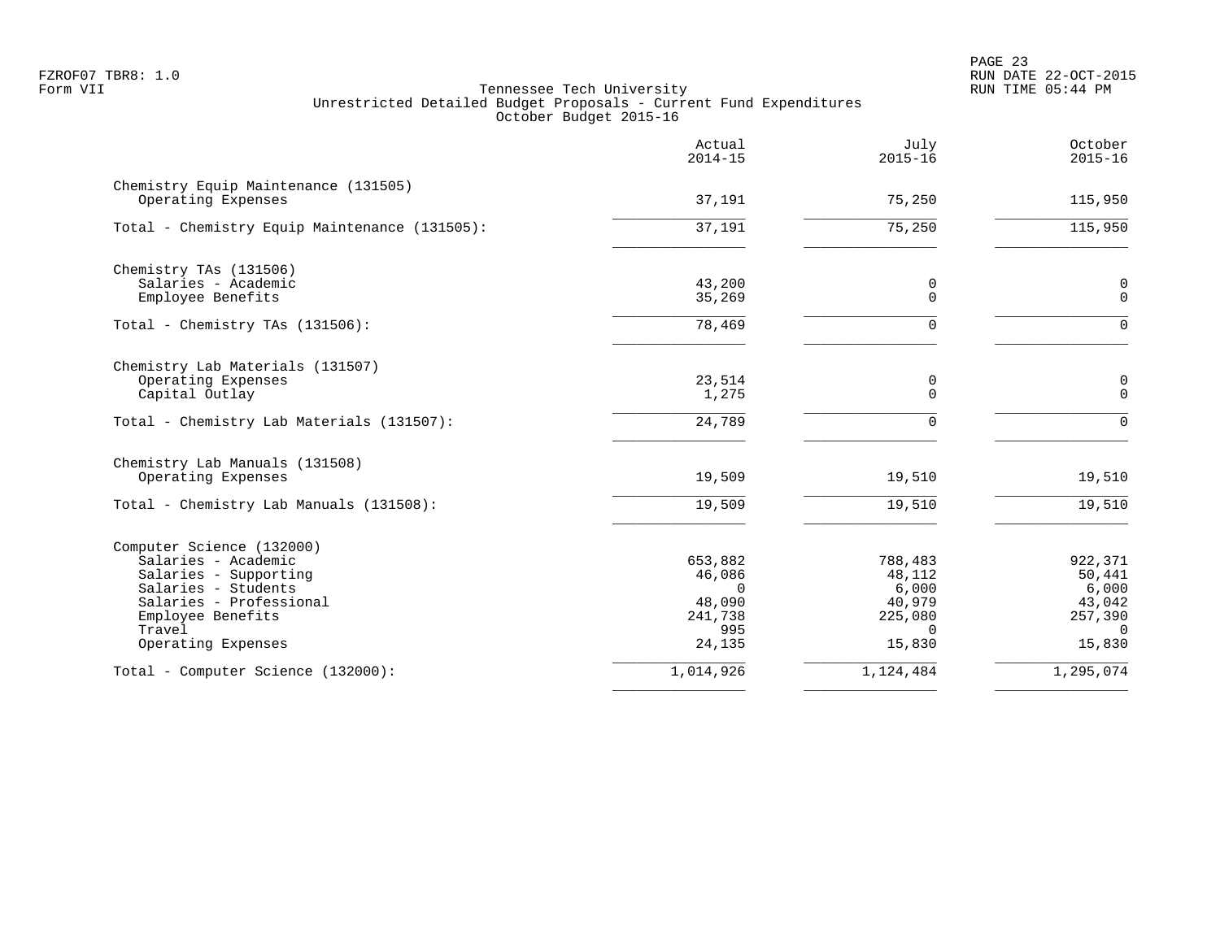FZROF07 TBR8: 1.0
Form VII

Tennessee Tech University
Unrestricted Detailed Budget Proposals - Current Fund Expenditures
October Budget 2015-16

| | Actual 2014-15 | July 2015-16 | October 2015-16 |
|---|---|---|---|
| **Chemistry Equip Maintenance (131505)** | | | |
| Operating Expenses | 37,191 | 75,250 | 115,950 |
| Total - Chemistry Equip Maintenance (131505): | 37,191 | 75,250 | 115,950 |
| **Chemistry TAs (131506)** | | | |
| Salaries - Academic | 43,200 | 0 | 0 |
| Employee Benefits | 35,269 | 0 | 0 |
| Total - Chemistry TAs (131506): | 78,469 | 0 | 0 |
| **Chemistry Lab Materials (131507)** | | | |
| Operating Expenses | 23,514 | 0 | 0 |
| Capital Outlay | 1,275 | 0 | 0 |
| Total - Chemistry Lab Materials (131507): | 24,789 | 0 | 0 |
| **Chemistry Lab Manuals (131508)** | | | |
| Operating Expenses | 19,509 | 19,510 | 19,510 |
| Total - Chemistry Lab Manuals (131508): | 19,509 | 19,510 | 19,510 |
| **Computer Science (132000)** | | | |
| Salaries - Academic | 653,882 | 788,483 | 922,371 |
| Salaries - Supporting | 46,086 | 48,112 | 50,441 |
| Salaries - Students | 0 | 6,000 | 6,000 |
| Salaries - Professional | 48,090 | 40,979 | 43,042 |
| Employee Benefits | 241,738 | 225,080 | 257,390 |
| Travel | 995 | 0 | 0 |
| Operating Expenses | 24,135 | 15,830 | 15,830 |
| Total - Computer Science (132000): | 1,014,926 | 1,124,484 | 1,295,074 |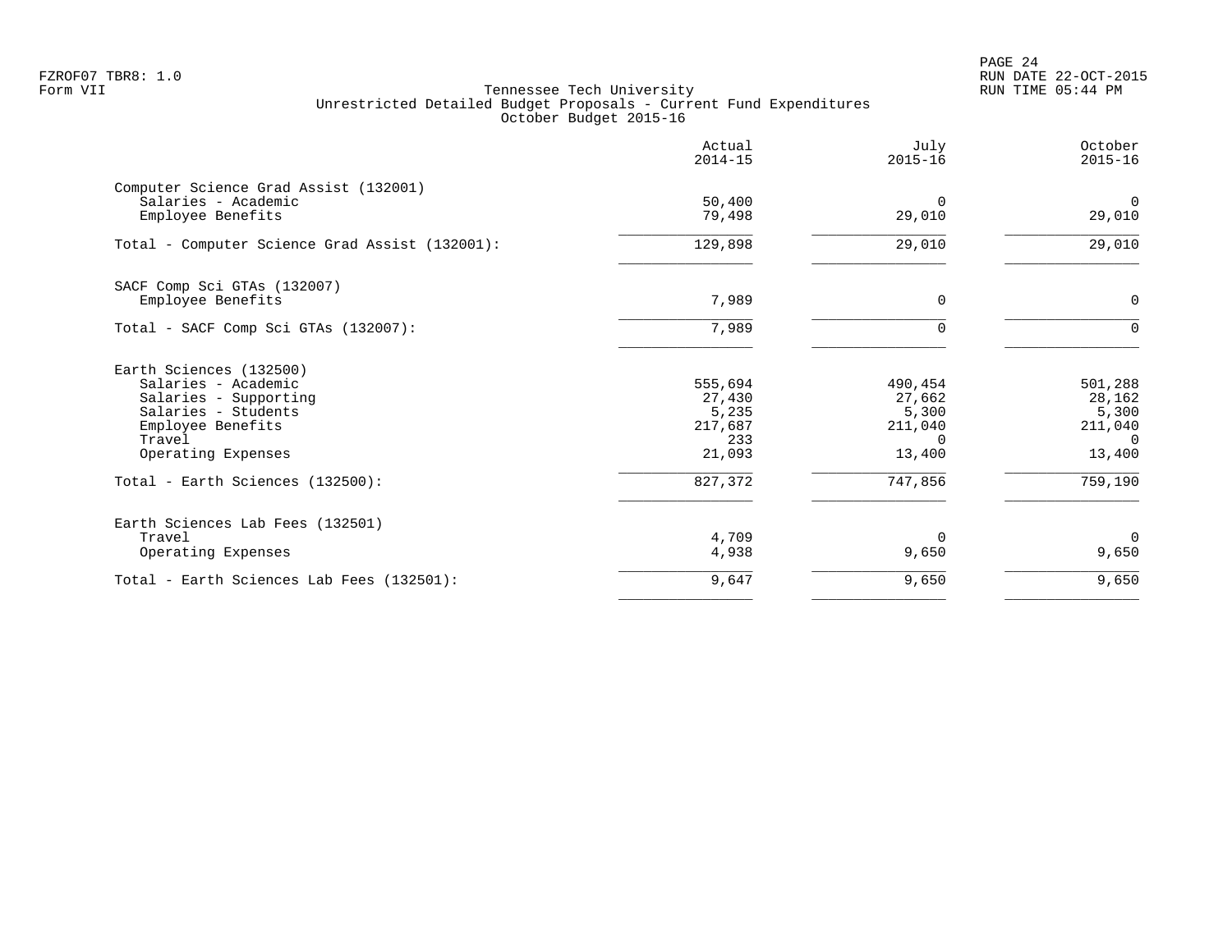Tennessee Tech University
Unrestricted Detailed Budget Proposals - Current Fund Expenditures
October Budget 2015-16

| | Actual 2014-15 | July 2015-16 | October 2015-16 |
|---|---|---|---|
| **Computer Science Grad Assist (132001)** | | | |
| Salaries - Academic | 50,400 | 0 | 0 |
| Employee Benefits | 79,498 | 29,010 | 29,010 |
| Total - Computer Science Grad Assist (132001): | 129,898 | 29,010 | 29,010 |
| **SACF Comp Sci GTAs (132007)** | | | |
| Employee Benefits | 7,989 | 0 | 0 |
| Total - SACF Comp Sci GTAs (132007): | 7,989 | 0 | 0 |
| **Earth Sciences (132500)** | | | |
| Salaries - Academic | 555,694 | 490,454 | 501,288 |
| Salaries - Supporting | 27,430 | 27,662 | 28,162 |
| Salaries - Students | 5,235 | 5,300 | 5,300 |
| Employee Benefits | 217,687 | 211,040 | 211,040 |
| Travel | 233 | 0 | 0 |
| Operating Expenses | 21,093 | 13,400 | 13,400 |
| Total - Earth Sciences (132500): | 827,372 | 747,856 | 759,190 |
| **Earth Sciences Lab Fees (132501)** | | | |
| Travel | 4,709 | 0 | 0 |
| Operating Expenses | 4,938 | 9,650 | 9,650 |
| Total - Earth Sciences Lab Fees (132501): | 9,647 | 9,650 | 9,650 |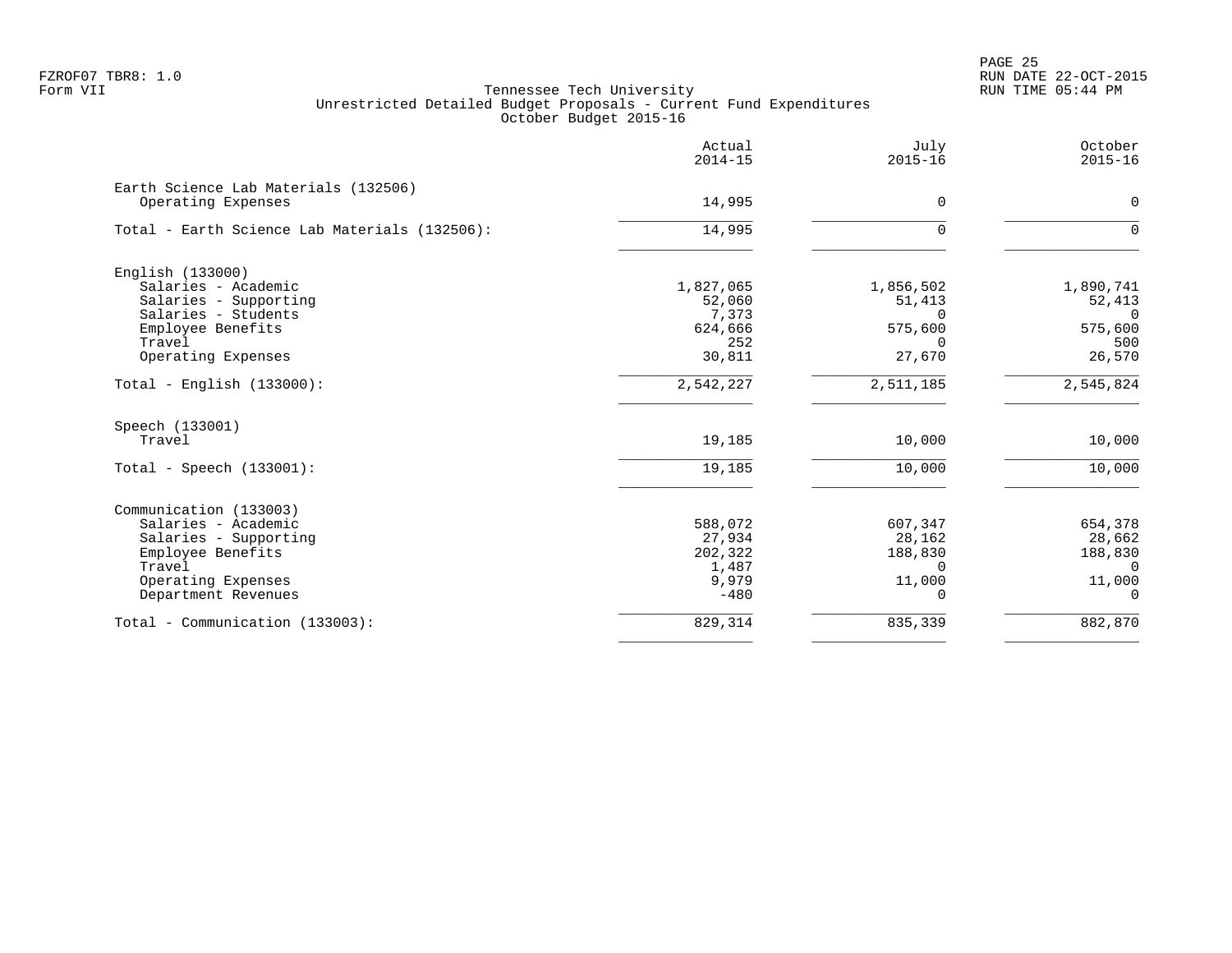FZROF07 TBR8: 1.0
Form VII

Tennessee Tech University
Unrestricted Detailed Budget Proposals - Current Fund Expenditures
October Budget 2015-16

RUN DATE 22-OCT-2015
RUN TIME 05:44 PM

| | Actual 2014-15 | July 2015-16 | October 2015-16 |
|---|---|---|---|
| **Earth Science Lab Materials (132506)** | | | |
| Operating Expenses | 14,995 | 0 | 0 |
| Total - Earth Science Lab Materials (132506): | 14,995 | 0 | 0 |
| **English (133000)** | | | |
| Salaries - Academic | 1,827,065 | 1,856,502 | 1,890,741 |
| Salaries - Supporting | 52,060 | 51,413 | 52,413 |
| Salaries - Students | 7,373 | 0 | 0 |
| Employee Benefits | 624,666 | 575,600 | 575,600 |
| Travel | 252 | 0 | 500 |
| Operating Expenses | 30,811 | 27,670 | 26,570 |
| Total - English (133000): | 2,542,227 | 2,511,185 | 2,545,824 |
| **Speech (133001)** | | | |
| Travel | 19,185 | 10,000 | 10,000 |
| Total - Speech (133001): | 19,185 | 10,000 | 10,000 |
| **Communication (133003)** | | | |
| Salaries - Academic | 588,072 | 607,347 | 654,378 |
| Salaries - Supporting | 27,934 | 28,162 | 28,662 |
| Employee Benefits | 202,322 | 188,830 | 188,830 |
| Travel | 1,487 | 0 | 0 |
| Operating Expenses | 9,979 | 11,000 | 11,000 |
| Department Revenues | -480 | 0 | 0 |
| Total - Communication (133003): | 829,314 | 835,339 | 882,870 |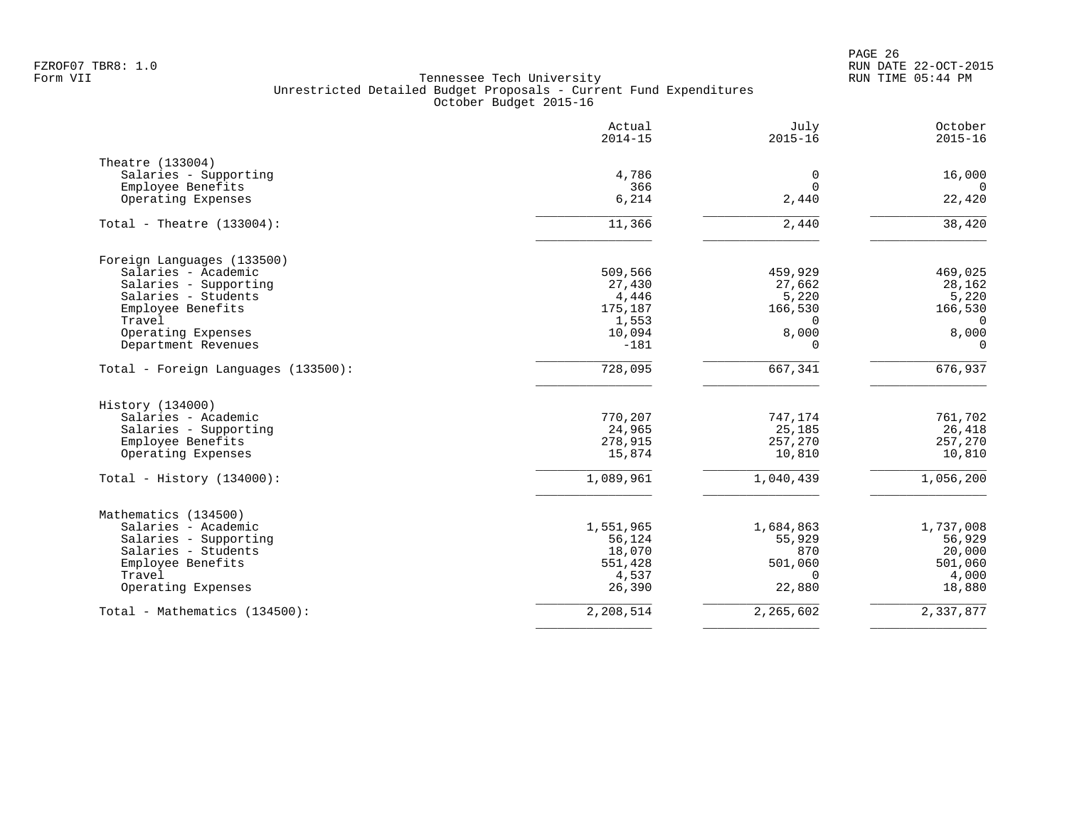FZROF07 TBR8: 1.0
Form VII

# Tennessee Tech University
## Unrestricted Detailed Budget Proposals - Current Fund Expenditures
### October Budget 2015-16

| | Actual 2014-15 | July 2015-16 | October 2015-16 |
|---|---|---|---|
| **Theatre (133004)** | | | |
| Salaries - Supporting | 4,786 | 0 | 16,000 |
| Employee Benefits | 366 | 0 | 0 |
| Operating Expenses | 6,214 | 2,440 | 22,420 |
| Total - Theatre (133004): | 11,366 | 2,440 | 38,420 |
| **Foreign Languages (133500)** | | | |
| Salaries - Academic | 509,566 | 459,929 | 469,025 |
| Salaries - Supporting | 27,430 | 27,662 | 28,162 |
| Salaries - Students | 4,446 | 5,220 | 5,220 |
| Employee Benefits | 175,187 | 166,530 | 166,530 |
| Travel | 1,553 | 0 | 0 |
| Operating Expenses | 10,094 | 8,000 | 8,000 |
| Department Revenues | -181 | 0 | 0 |
| Total - Foreign Languages (133500): | 728,095 | 667,341 | 676,937 |
| **History (134000)** | | | |
| Salaries - Academic | 770,207 | 747,174 | 761,702 |
| Salaries - Supporting | 24,965 | 25,185 | 26,418 |
| Employee Benefits | 278,915 | 257,270 | 257,270 |
| Operating Expenses | 15,874 | 10,810 | 10,810 |
| Total - History (134000): | 1,089,961 | 1,040,439 | 1,056,200 |
| **Mathematics (134500)** | | | |
| Salaries - Academic | 1,551,965 | 1,684,863 | 1,737,008 |
| Salaries - Supporting | 56,124 | 55,929 | 56,929 |
| Salaries - Students | 18,070 | 870 | 20,000 |
| Employee Benefits | 551,428 | 501,060 | 501,060 |
| Travel | 4,537 | 0 | 4,000 |
| Operating Expenses | 26,390 | 22,880 | 18,880 |
| Total - Mathematics (134500): | 2,208,514 | 2,265,602 | 2,337,877 |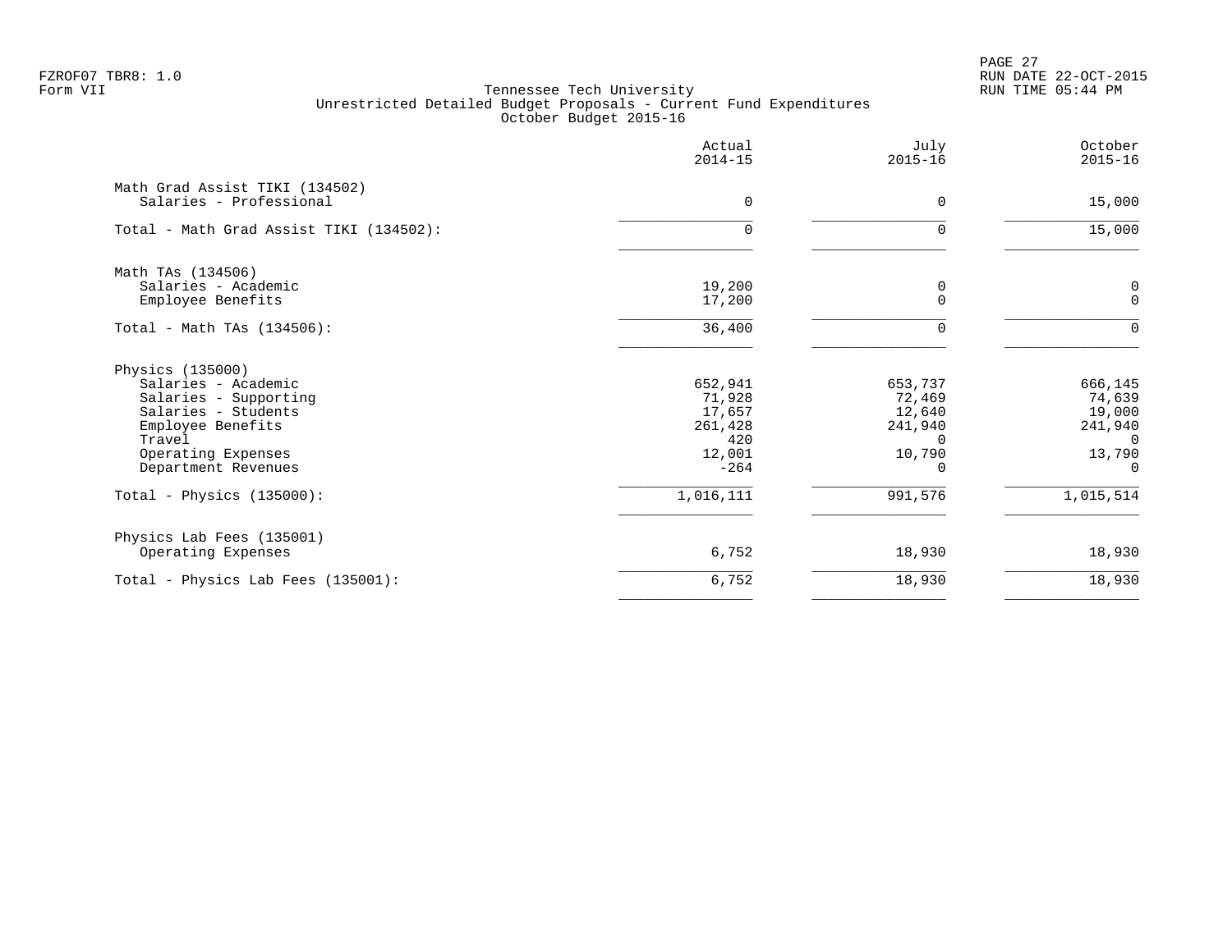FZROF07 TBR8: 1.0
Form VII

Tennessee Tech University
Unrestricted Detailed Budget Proposals - Current Fund Expenditures
October Budget 2015-16

RUN DATE 22-OCT-2015
RUN TIME 05:44 PM

| | Actual 2014-15 | July 2015-16 | October 2015-16 |
|---|---|---|---|
| Math Grad Assist TIKI (134502) | | | |
| Salaries - Professional | 0 | 0 | 15,000 |
| Total - Math Grad Assist TIKI (134502): | 0 | 0 | 15,000 |
| Math TAs (134506) | | | |
| Salaries - Academic | 19,200 | 0 | 0 |
| Employee Benefits | 17,200 | 0 | 0 |
| Total - Math TAs (134506): | 36,400 | 0 | 0 |
| Physics (135000) | | | |
| Salaries - Academic | 652,941 | 653,737 | 666,145 |
| Salaries - Supporting | 71,928 | 72,469 | 74,639 |
| Salaries - Students | 17,657 | 12,640 | 19,000 |
| Employee Benefits | 261,428 | 241,940 | 241,940 |
| Travel | 420 | 0 | 0 |
| Operating Expenses | 12,001 | 10,790 | 13,790 |
| Department Revenues | -264 | 0 | 0 |
| Total - Physics (135000): | 1,016,111 | 991,576 | 1,015,514 |
| Physics Lab Fees (135001) | | | |
| Operating Expenses | 6,752 | 18,930 | 18,930 |
| Total - Physics Lab Fees (135001): | 6,752 | 18,930 | 18,930 |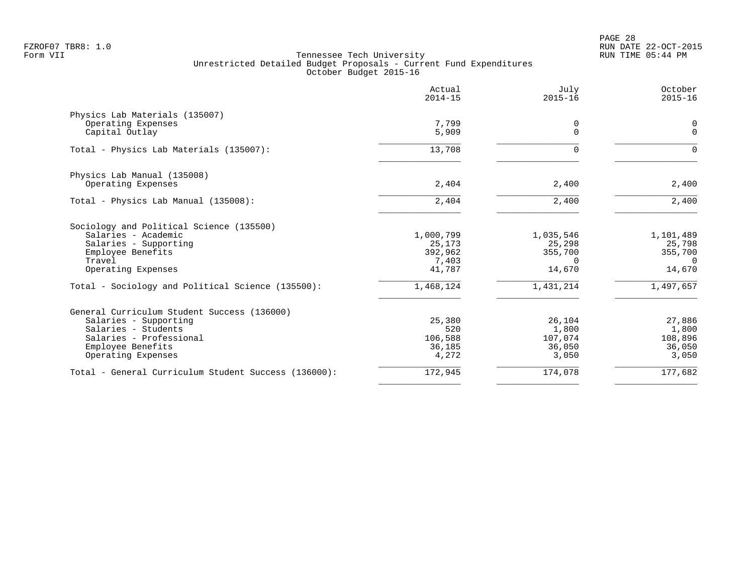FZROF07 TBR8: 1.0
Form VII

Tennessee Tech University
Unrestricted Detailed Budget Proposals - Current Fund Expenditures
October Budget 2015-16

RUN DATE 22-OCT-2015
RUN TIME 05:44 PM

| | Actual 2014-15 | July 2015-16 | October 2015-16 |
|---|---|---|---|
| Physics Lab Materials (135007) | | | |
| Operating Expenses | 7,799 | 0 | 0 |
| Capital Outlay | 5,909 | 0 | 0 |
| Total - Physics Lab Materials (135007): | 13,708 | 0 | 0 |
| Physics Lab Manual (135008) | | | |
| Operating Expenses | 2,404 | 2,400 | 2,400 |
| Total - Physics Lab Manual (135008): | 2,404 | 2,400 | 2,400 |
| Sociology and Political Science (135500) | | | |
| Salaries - Academic | 1,000,799 | 1,035,546 | 1,101,489 |
| Salaries - Supporting | 25,173 | 25,298 | 25,798 |
| Employee Benefits | 392,962 | 355,700 | 355,700 |
| Travel | 7,403 | 0 | 0 |
| Operating Expenses | 41,787 | 14,670 | 14,670 |
| Total - Sociology and Political Science (135500): | 1,468,124 | 1,431,214 | 1,497,657 |
| General Curriculum Student Success (136000) | | | |
| Salaries - Supporting | 25,380 | 26,104 | 27,886 |
| Salaries - Students | 520 | 1,800 | 1,800 |
| Salaries - Professional | 106,588 | 107,074 | 108,896 |
| Employee Benefits | 36,185 | 36,050 | 36,050 |
| Operating Expenses | 4,272 | 3,050 | 3,050 |
| Total - General Curriculum Student Success (136000): | 172,945 | 174,078 | 177,682 |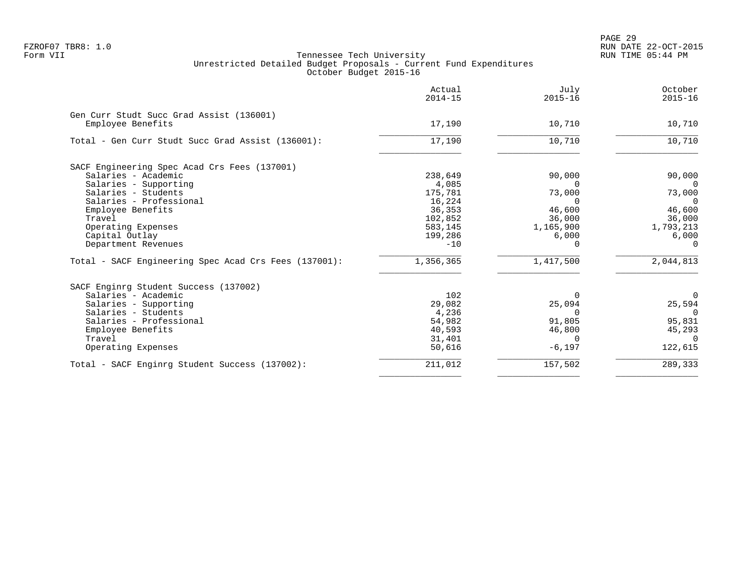FZROF07 TBR8: 1.0
Form VII

Tennessee Tech University
Unrestricted Detailed Budget Proposals - Current Fund Expenditures
October Budget 2015-16

RUN DATE 22-OCT-2015
RUN TIME 05:44 PM

| | Actual 2014-15 | July 2015-16 | October 2015-16 |
|---|---|---|---|
| **Gen Curr Studt Succ Grad Assist (136001)** | | | |
| Employee Benefits | 17,190 | 10,710 | 10,710 |
| Total - Gen Curr Studt Succ Grad Assist (136001): | 17,190 | 10,710 | 10,710 |
| **SACF Engineering Spec Acad Crs Fees (137001)** | | | |
| Salaries - Academic | 238,649 | 90,000 | 90,000 |
| Salaries - Supporting | 4,085 | 0 | 0 |
| Salaries - Students | 175,781 | 73,000 | 73,000 |
| Salaries - Professional | 16,224 | 0 | 0 |
| Employee Benefits | 36,353 | 46,600 | 46,600 |
| Travel | 102,852 | 36,000 | 36,000 |
| Operating Expenses | 583,145 | 1,165,900 | 1,793,213 |
| Capital Outlay | 199,286 | 6,000 | 6,000 |
| Department Revenues | -10 | 0 | 0 |
| Total - SACF Engineering Spec Acad Crs Fees (137001): | 1,356,365 | 1,417,500 | 2,044,813 |
| **SACF Enginrg Student Success (137002)** | | | |
| Salaries - Academic | 102 | 0 | 0 |
| Salaries - Supporting | 29,082 | 25,094 | 25,594 |
| Salaries - Students | 4,236 | 0 | 0 |
| Salaries - Professional | 54,982 | 91,805 | 95,831 |
| Employee Benefits | 40,593 | 46,800 | 45,293 |
| Travel | 31,401 | 0 | 0 |
| Operating Expenses | 50,616 | -6,197 | 122,615 |
| Total - SACF Enginrg Student Success (137002): | 211,012 | 157,502 | 289,333 |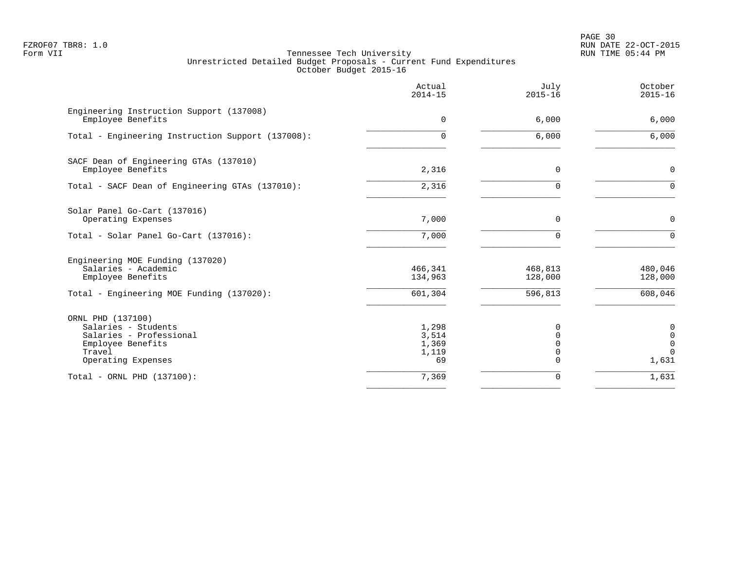FZROF07 TBR8: 1.0
Form VII

Tennessee Tech University
Unrestricted Detailed Budget Proposals - Current Fund Expenditures
October Budget 2015-16

| | Actual 2014-15 | July 2015-16 | October 2015-16 |
|---|---|---|---|
| **Engineering Instruction Support (137008)** | | | |
| Employee Benefits | 0 | 6,000 | 6,000 |
| Total - Engineering Instruction Support (137008): | 0 | 6,000 | 6,000 |
| **SACF Dean of Engineering GTAs (137010)** | | | |
| Employee Benefits | 2,316 | 0 | 0 |
| Total - SACF Dean of Engineering GTAs (137010): | 2,316 | 0 | 0 |
| **Solar Panel Go-Cart (137016)** | | | |
| Operating Expenses | 7,000 | 0 | 0 |
| Total - Solar Panel Go-Cart (137016): | 7,000 | 0 | 0 |
| **Engineering MOE Funding (137020)** | | | |
| Salaries - Academic | 466,341 | 468,813 | 480,046 |
| Employee Benefits | 134,963 | 128,000 | 128,000 |
| Total - Engineering MOE Funding (137020): | 601,304 | 596,813 | 608,046 |
| **ORNL PHD (137100)** | | | |
| Salaries - Students | 1,298 | 0 | 0 |
| Salaries - Professional | 3,514 | 0 | 0 |
| Employee Benefits | 1,369 | 0 | 0 |
| Travel | 1,119 | 0 | 0 |
| Operating Expenses | 69 | 0 | 1,631 |
| Total - ORNL PHD (137100): | 7,369 | 0 | 1,631 |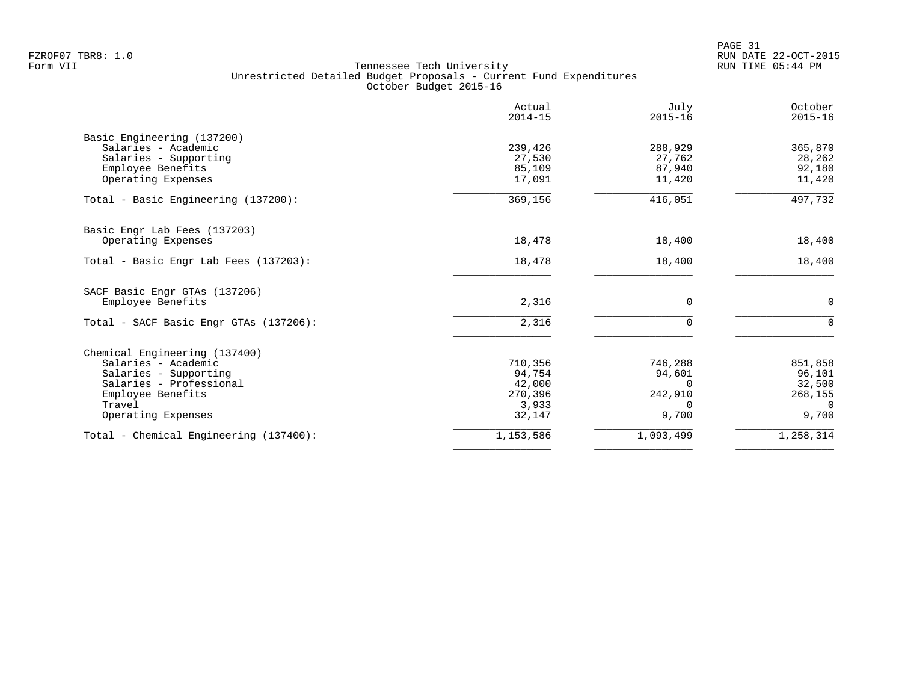FZROF07 TBR8: 1.0
Form VII

Tennessee Tech University
Unrestricted Detailed Budget Proposals - Current Fund Expenditures
October Budget 2015-16

RUN DATE 22-OCT-2015
RUN TIME 05:44 PM

| | Actual 2014-15 | July 2015-16 | October 2015-16 |
|---|---|---|---|
| **Basic Engineering (137200)** | | | |
| Salaries - Academic | 239,426 | 288,929 | 365,870 |
| Salaries - Supporting | 27,530 | 27,762 | 28,262 |
| Employee Benefits | 85,109 | 87,940 | 92,180 |
| Operating Expenses | 17,091 | 11,420 | 11,420 |
| Total - Basic Engineering (137200): | 369,156 | 416,051 | 497,732 |
| **Basic Engr Lab Fees (137203)** | | | |
| Operating Expenses | 18,478 | 18,400 | 18,400 |
| Total - Basic Engr Lab Fees (137203): | 18,478 | 18,400 | 18,400 |
| **SACF Basic Engr GTAs (137206)** | | | |
| Employee Benefits | 2,316 | 0 | 0 |
| Total - SACF Basic Engr GTAs (137206): | 2,316 | 0 | 0 |
| **Chemical Engineering (137400)** | | | |
| Salaries - Academic | 710,356 | 746,288 | 851,858 |
| Salaries - Supporting | 94,754 | 94,601 | 96,101 |
| Salaries - Professional | 42,000 | 0 | 32,500 |
| Employee Benefits | 270,396 | 242,910 | 268,155 |
| Travel | 3,933 | 0 | 0 |
| Operating Expenses | 32,147 | 9,700 | 9,700 |
| Total - Chemical Engineering (137400): | 1,153,586 | 1,093,499 | 1,258,314 |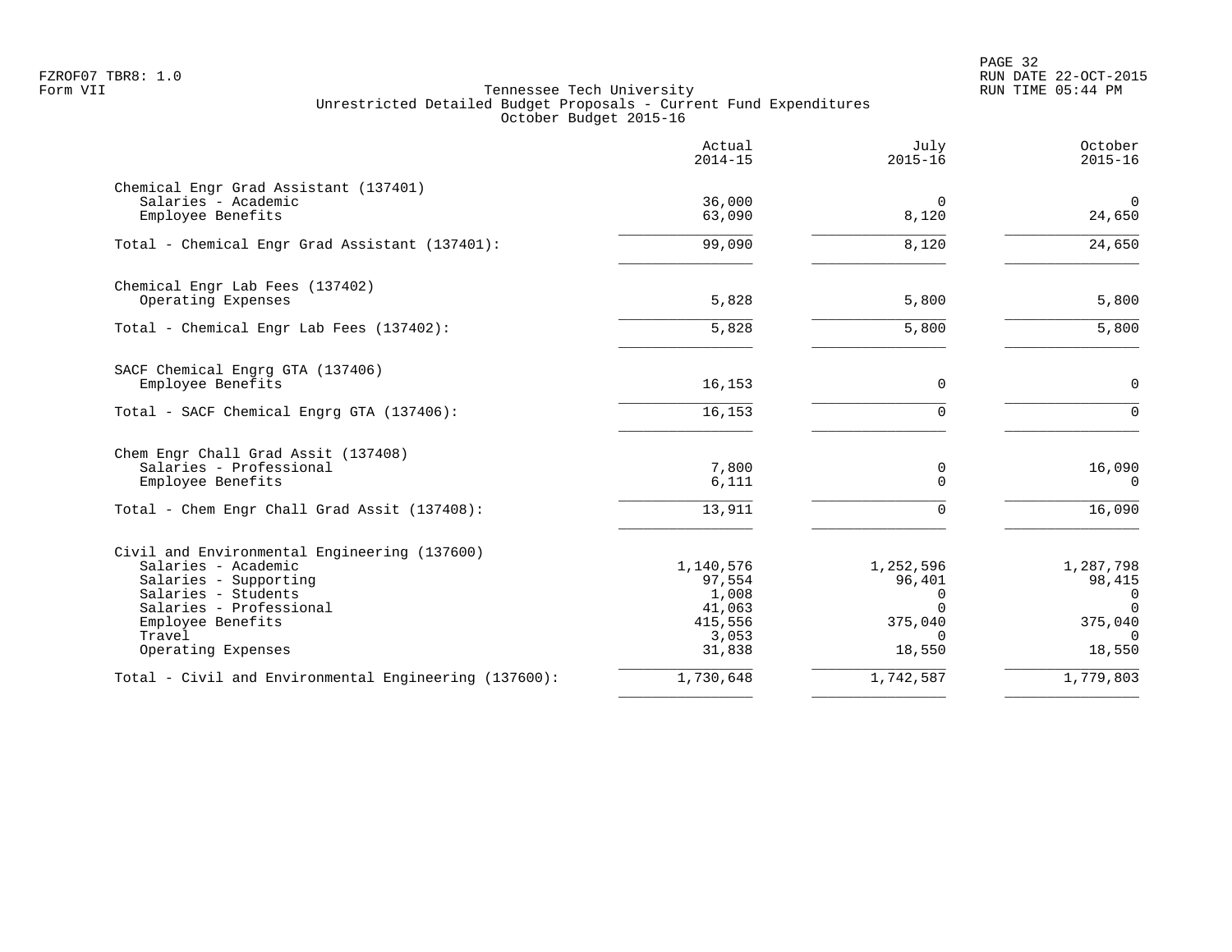Form VII

# Tennessee Tech University
## Unrestricted Detailed Budget Proposals - Current Fund Expenditures
### October Budget 2015-16

| | Actual 2014-15 | July 2015-16 | October 2015-16 |
|---|---|---|---|
| **Chemical Engr Grad Assistant (137401)** | | | |
| Salaries - Academic | 36,000 | 0 | 0 |
| Employee Benefits | 63,090 | 8,120 | 24,650 |
| Total - Chemical Engr Grad Assistant (137401): | 99,090 | 8,120 | 24,650 |
| **Chemical Engr Lab Fees (137402)** | | | |
| Operating Expenses | 5,828 | 5,800 | 5,800 |
| Total - Chemical Engr Lab Fees (137402): | 5,828 | 5,800 | 5,800 |
| **SACF Chemical Engrg GTA (137406)** | | | |
| Employee Benefits | 16,153 | 0 | 0 |
| Total - SACF Chemical Engrg GTA (137406): | 16,153 | 0 | 0 |
| **Chem Engr Chall Grad Assit (137408)** | | | |
| Salaries - Professional | 7,800 | 0 | 16,090 |
| Employee Benefits | 6,111 | 0 | 0 |
| Total - Chem Engr Chall Grad Assit (137408): | 13,911 | 0 | 16,090 |
| **Civil and Environmental Engineering (137600)** | | | |
| Salaries - Academic | 1,140,576 | 1,252,596 | 1,287,798 |
| Salaries - Supporting | 97,554 | 96,401 | 98,415 |
| Salaries - Students | 1,008 | 0 | 0 |
| Salaries - Professional | 41,063 | 0 | 0 |
| Employee Benefits | 415,556 | 375,040 | 375,040 |
| Travel | 3,053 | 0 | 0 |
| Operating Expenses | 31,838 | 18,550 | 18,550 |
| Total - Civil and Environmental Engineering (137600): | 1,730,648 | 1,742,587 | 1,779,803 |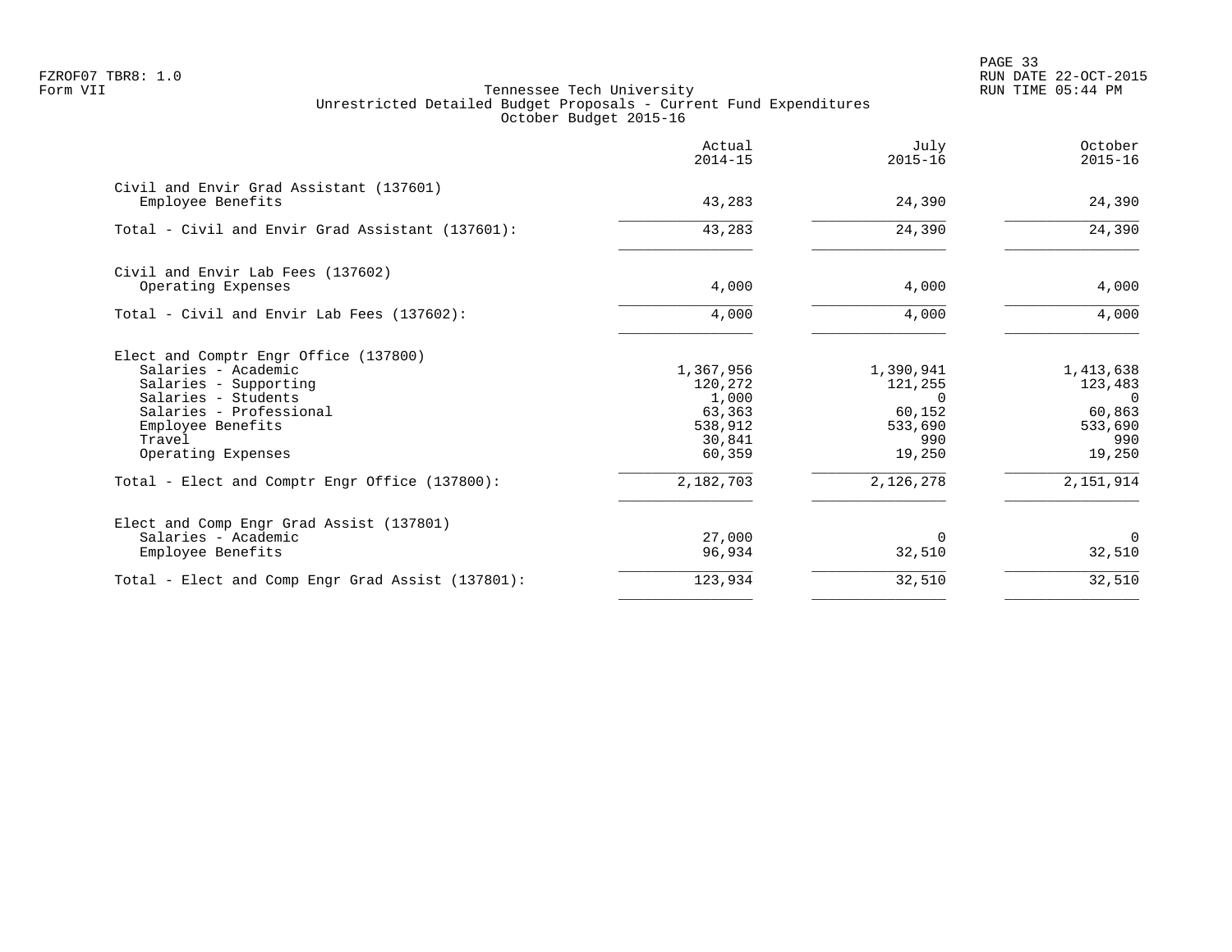FZROF07 TBR8: 1.0
Form VII

Tennessee Tech University
Unrestricted Detailed Budget Proposals - Current Fund Expenditures
October Budget 2015-16

RUN DATE 22-OCT-2015
RUN TIME 05:44 PM

| | Actual 2014-15 | July 2015-16 | October 2015-16 |
|---|---|---|---|
| Civil and Envir Grad Assistant (137601) | | | |
| Employee Benefits | 43,283 | 24,390 | 24,390 |
| Total - Civil and Envir Grad Assistant (137601): | 43,283 | 24,390 | 24,390 |
| Civil and Envir Lab Fees (137602) | | | |
| Operating Expenses | 4,000 | 4,000 | 4,000 |
| Total - Civil and Envir Lab Fees (137602): | 4,000 | 4,000 | 4,000 |
| Elect and Comptr Engr Office (137800) | | | |
| Salaries - Academic | 1,367,956 | 1,390,941 | 1,413,638 |
| Salaries - Supporting | 120,272 | 121,255 | 123,483 |
| Salaries - Students | 1,000 | 0 | 0 |
| Salaries - Professional | 63,363 | 60,152 | 60,863 |
| Employee Benefits | 538,912 | 533,690 | 533,690 |
| Travel | 30,841 | 990 | 990 |
| Operating Expenses | 60,359 | 19,250 | 19,250 |
| Total - Elect and Comptr Engr Office (137800): | 2,182,703 | 2,126,278 | 2,151,914 |
| Elect and Comp Engr Grad Assist (137801) | | | |
| Salaries - Academic | 27,000 | 0 | 0 |
| Employee Benefits | 96,934 | 32,510 | 32,510 |
| Total - Elect and Comp Engr Grad Assist (137801): | 123,934 | 32,510 | 32,510 |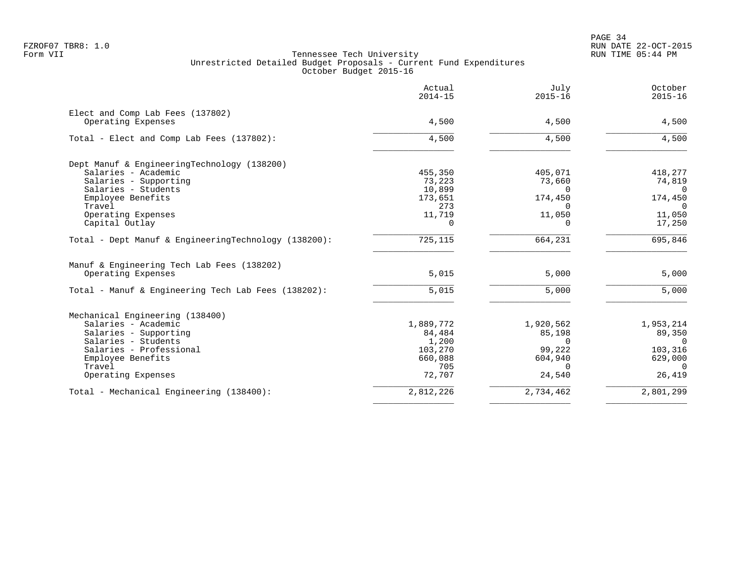Tennessee Tech University
Unrestricted Detailed Budget Proposals - Current Fund Expenditures
October Budget 2015-16

| | Actual 2014-15 | July 2015-16 | October 2015-16 |
|---|---|---|---|
| **Elect and Comp Lab Fees (137802)** | | | |
| Operating Expenses | 4,500 | 4,500 | 4,500 |
| Total - Elect and Comp Lab Fees (137802): | 4,500 | 4,500 | 4,500 |
| **Dept Manuf & EngineeringTechnology (138200)** | | | |
| Salaries - Academic | 455,350 | 405,071 | 418,277 |
| Salaries - Supporting | 73,223 | 73,660 | 74,819 |
| Salaries - Students | 10,899 | 0 | 0 |
| Employee Benefits | 173,651 | 174,450 | 174,450 |
| Travel | 273 | 0 | 0 |
| Operating Expenses | 11,719 | 11,050 | 11,050 |
| Capital Outlay | 0 | 0 | 17,250 |
| Total - Dept Manuf & EngineeringTechnology (138200): | 725,115 | 664,231 | 695,846 |
| **Manuf & Engineering Tech Lab Fees (138202)** | | | |
| Operating Expenses | 5,015 | 5,000 | 5,000 |
| Total - Manuf & Engineering Tech Lab Fees (138202): | 5,015 | 5,000 | 5,000 |
| **Mechanical Engineering (138400)** | | | |
| Salaries - Academic | 1,889,772 | 1,920,562 | 1,953,214 |
| Salaries - Supporting | 84,484 | 85,198 | 89,350 |
| Salaries - Students | 1,200 | 0 | 0 |
| Salaries - Professional | 103,270 | 99,222 | 103,316 |
| Employee Benefits | 660,088 | 604,940 | 629,000 |
| Travel | 705 | 0 | 0 |
| Operating Expenses | 72,707 | 24,540 | 26,419 |
| Total - Mechanical Engineering (138400): | 2,812,226 | 2,734,462 | 2,801,299 |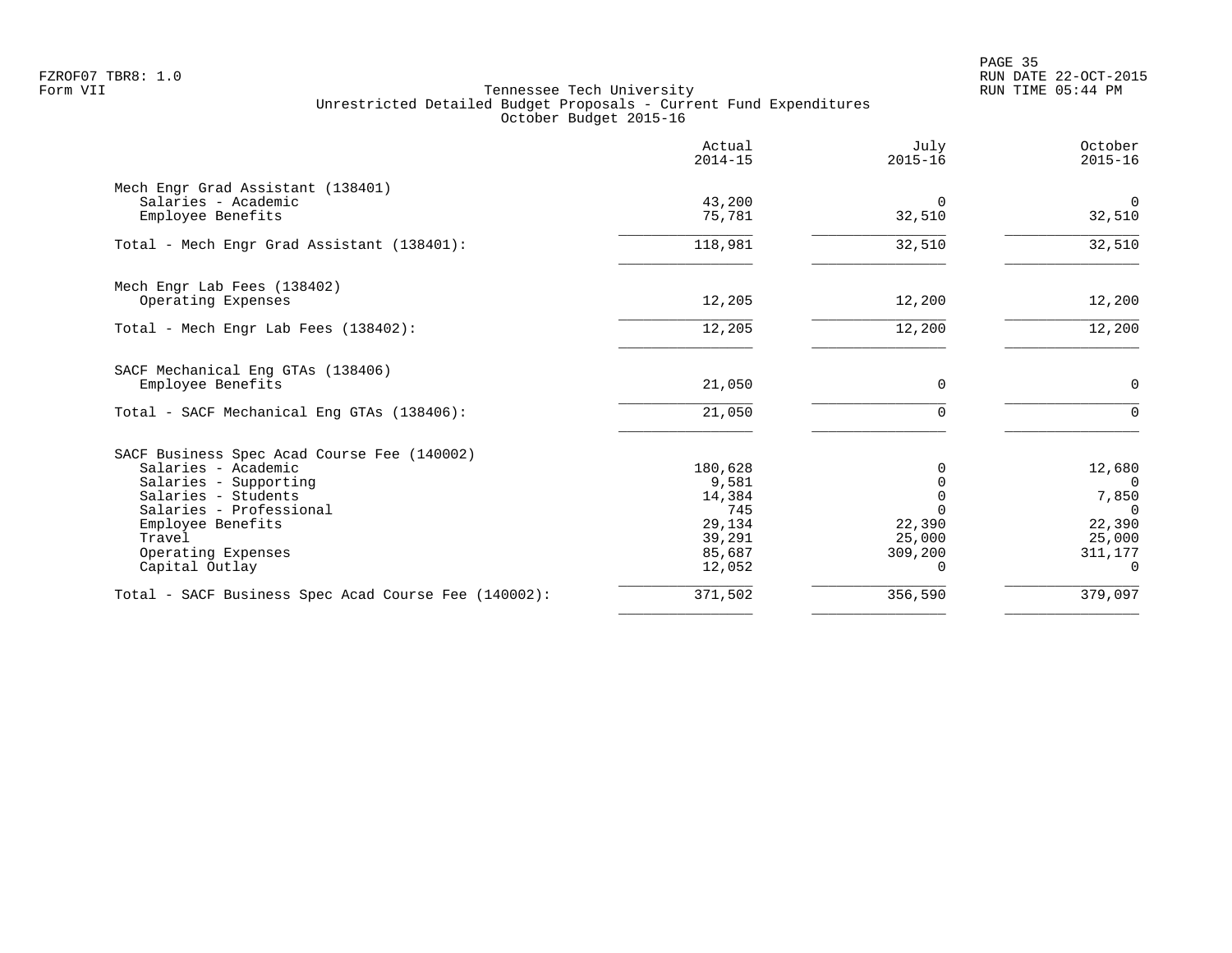FZROF07 TBR8: 1.0
Form VII

Tennessee Tech University
Unrestricted Detailed Budget Proposals - Current Fund Expenditures
October Budget 2015-16

RUN DATE 22-OCT-2015
RUN TIME 05:44 PM

| | Actual 2014-15 | July 2015-16 | October 2015-16 |
|---|---|---|---|
| **Mech Engr Grad Assistant (138401)** | | | |
| Salaries - Academic | 43,200 | 0 | 0 |
| Employee Benefits | 75,781 | 32,510 | 32,510 |
| Total - Mech Engr Grad Assistant (138401): | 118,981 | 32,510 | 32,510 |
| **Mech Engr Lab Fees (138402)** | | | |
| Operating Expenses | 12,205 | 12,200 | 12,200 |
| Total - Mech Engr Lab Fees (138402): | 12,205 | 12,200 | 12,200 |
| **SACF Mechanical Eng GTAs (138406)** | | | |
| Employee Benefits | 21,050 | 0 | 0 |
| Total - SACF Mechanical Eng GTAs (138406): | 21,050 | 0 | 0 |
| **SACF Business Spec Acad Course Fee (140002)** | | | |
| Salaries - Academic | 180,628 | 0 | 12,680 |
| Salaries - Supporting | 9,581 | 0 | 0 |
| Salaries - Students | 14,384 | 0 | 7,850 |
| Salaries - Professional | 745 | 0 | 0 |
| Employee Benefits | 29,134 | 22,390 | 22,390 |
| Travel | 39,291 | 25,000 | 25,000 |
| Operating Expenses | 85,687 | 309,200 | 311,177 |
| Capital Outlay | 12,052 | 0 | 0 |
| Total - SACF Business Spec Acad Course Fee (140002): | 371,502 | 356,590 | 379,097 |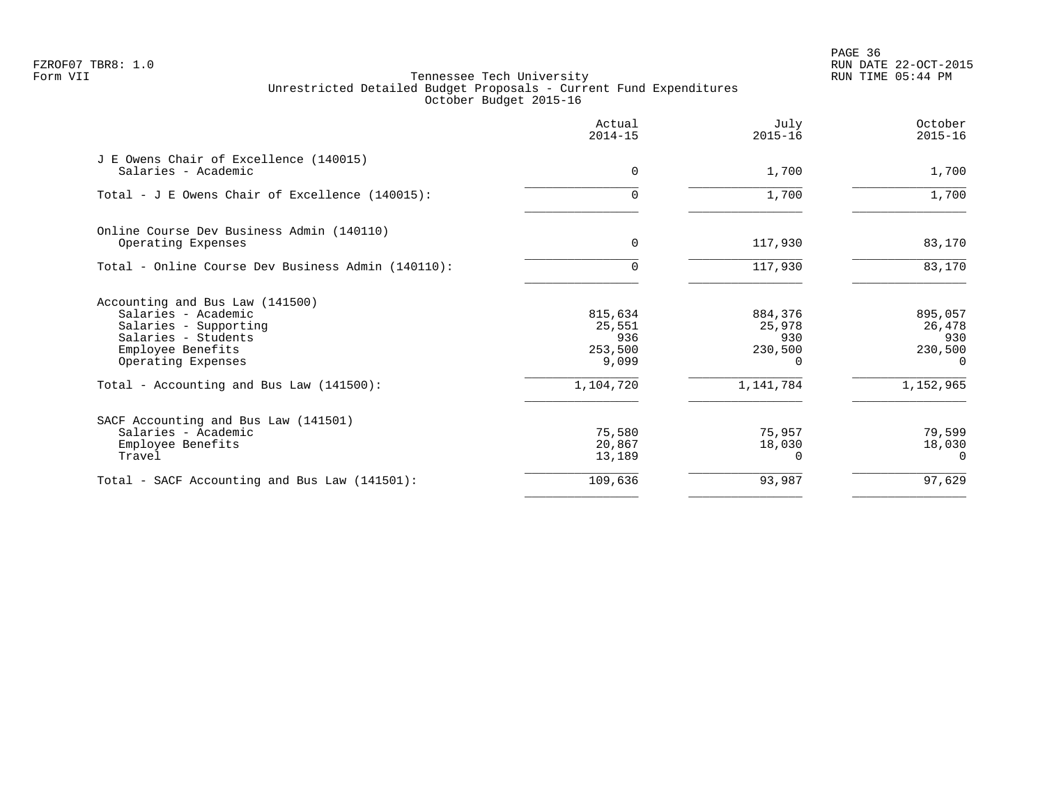FZROF07 TBR8: 1.0
Form VII

# Tennessee Tech University
## Unrestricted Detailed Budget Proposals - Current Fund Expenditures
### October Budget 2015-16

| | Actual 2014-15 | July 2015-16 | October 2015-16 |
|---|---|---|---|
| **J E Owens Chair of Excellence (140015)** | | | |
| Salaries - Academic | 0 | 1,700 | 1,700 |
| Total - J E Owens Chair of Excellence (140015): | 0 | 1,700 | 1,700 |
| **Online Course Dev Business Admin (140110)** | | | |
| Operating Expenses | 0 | 117,930 | 83,170 |
| Total - Online Course Dev Business Admin (140110): | 0 | 117,930 | 83,170 |
| **Accounting and Bus Law (141500)** | | | |
| Salaries - Academic | 815,634 | 884,376 | 895,057 |
| Salaries - Supporting | 25,551 | 25,978 | 26,478 |
| Salaries - Students | 936 | 930 | 930 |
| Employee Benefits | 253,500 | 230,500 | 230,500 |
| Operating Expenses | 9,099 | 0 | 0 |
| Total - Accounting and Bus Law (141500): | 1,104,720 | 1,141,784 | 1,152,965 |
| **SACF Accounting and Bus Law (141501)** | | | |
| Salaries - Academic | 75,580 | 75,957 | 79,599 |
| Employee Benefits | 20,867 | 18,030 | 18,030 |
| Travel | 13,189 | 0 | 0 |
| Total - SACF Accounting and Bus Law (141501): | 109,636 | 93,987 | 97,629 |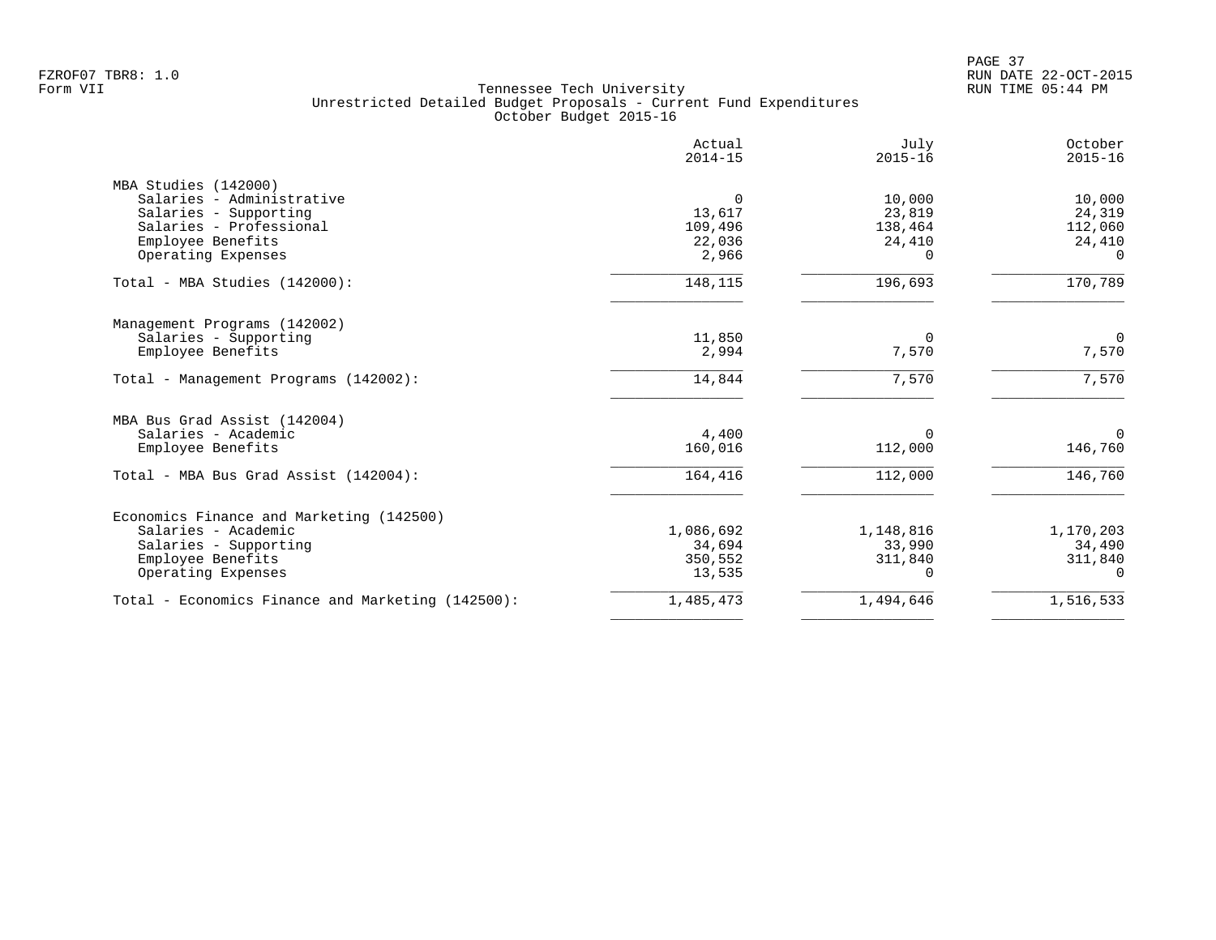FZROF07 TBR8: 1.0
Form VII

Tennessee Tech University
Unrestricted Detailed Budget Proposals - Current Fund Expenditures
October Budget 2015-16

RUN DATE 22-OCT-2015
RUN TIME 05:44 PM

| | Actual 2014-15 | July 2015-16 | October 2015-16 |
|---|---|---|---|
| **MBA Studies (142000)** | | | |
| Salaries - Administrative | 0 | 10,000 | 10,000 |
| Salaries - Supporting | 13,617 | 23,819 | 24,319 |
| Salaries - Professional | 109,496 | 138,464 | 112,060 |
| Employee Benefits | 22,036 | 24,410 | 24,410 |
| Operating Expenses | 2,966 | 0 | 0 |
| Total - MBA Studies (142000): | 148,115 | 196,693 | 170,789 |
| **Management Programs (142002)** | | | |
| Salaries - Supporting | 11,850 | 0 | 0 |
| Employee Benefits | 2,994 | 7,570 | 7,570 |
| Total - Management Programs (142002): | 14,844 | 7,570 | 7,570 |
| **MBA Bus Grad Assist (142004)** | | | |
| Salaries - Academic | 4,400 | 0 | 0 |
| Employee Benefits | 160,016 | 112,000 | 146,760 |
| Total - MBA Bus Grad Assist (142004): | 164,416 | 112,000 | 146,760 |
| **Economics Finance and Marketing (142500)** | | | |
| Salaries - Academic | 1,086,692 | 1,148,816 | 1,170,203 |
| Salaries - Supporting | 34,694 | 33,990 | 34,490 |
| Employee Benefits | 350,552 | 311,840 | 311,840 |
| Operating Expenses | 13,535 | 0 | 0 |
| Total - Economics Finance and Marketing (142500): | 1,485,473 | 1,494,646 | 1,516,533 |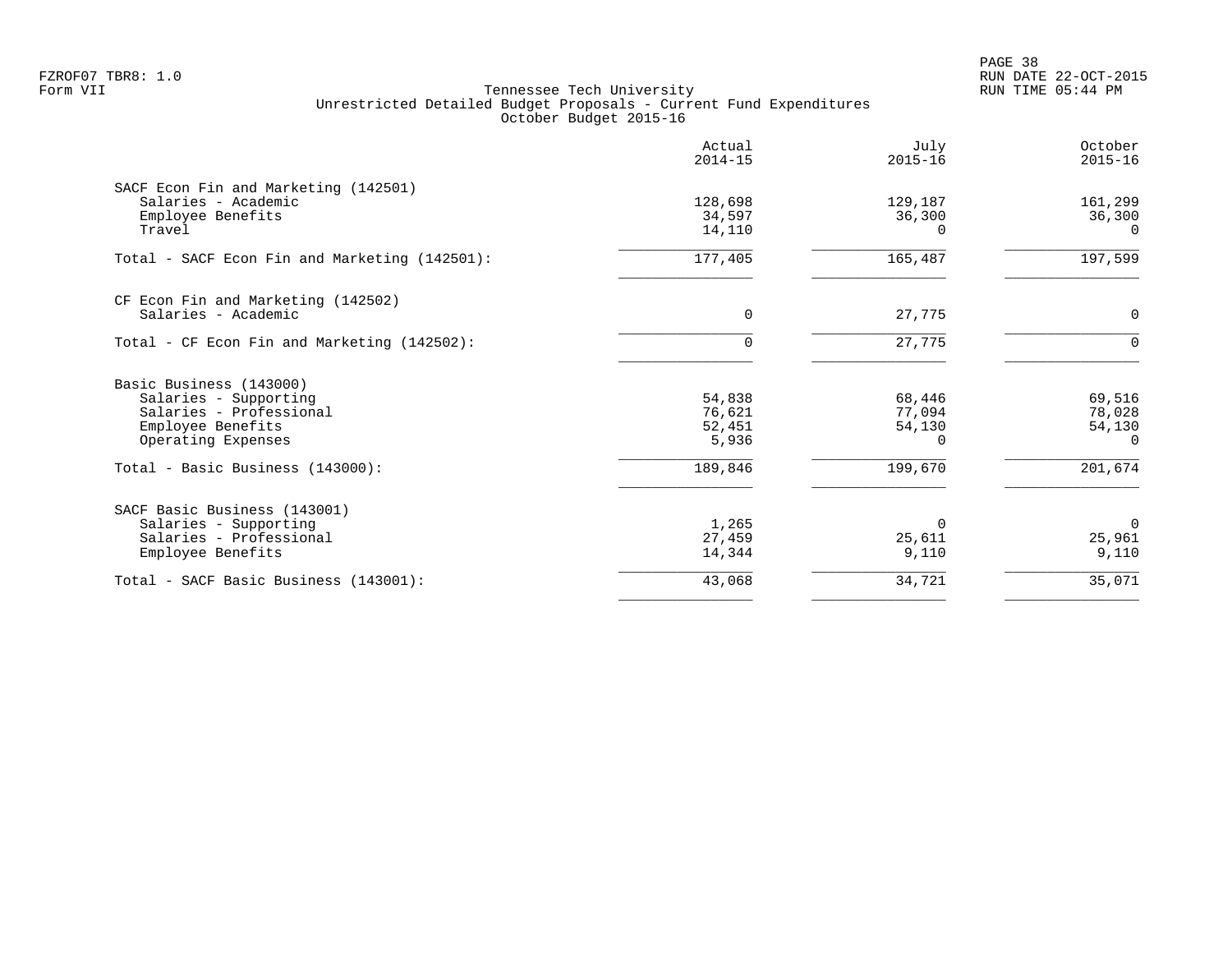Tennessee Tech University
Unrestricted Detailed Budget Proposals - Current Fund Expenditures
October Budget 2015-16

| | Actual 2014-15 | July 2015-16 | October 2015-16 |
|---|---|---|---|
| **SACF Econ Fin and Marketing (142501)** | | | |
| Salaries - Academic | 128,698 | 129,187 | 161,299 |
| Employee Benefits | 34,597 | 36,300 | 36,300 |
| Travel | 14,110 | 0 | 0 |
| Total - SACF Econ Fin and Marketing (142501): | 177,405 | 165,487 | 197,599 |
| **CF Econ Fin and Marketing (142502)** | | | |
| Salaries - Academic | 0 | 27,775 | 0 |
| Total - CF Econ Fin and Marketing (142502): | 0 | 27,775 | 0 |
| **Basic Business (143000)** | | | |
| Salaries - Supporting | 54,838 | 68,446 | 69,516 |
| Salaries - Professional | 76,621 | 77,094 | 78,028 |
| Employee Benefits | 52,451 | 54,130 | 54,130 |
| Operating Expenses | 5,936 | 0 | 0 |
| Total - Basic Business (143000): | 189,846 | 199,670 | 201,674 |
| **SACF Basic Business (143001)** | | | |
| Salaries - Supporting | 1,265 | 0 | 0 |
| Salaries - Professional | 27,459 | 25,611 | 25,961 |
| Employee Benefits | 14,344 | 9,110 | 9,110 |
| Total - SACF Basic Business (143001): | 43,068 | 34,721 | 35,071 |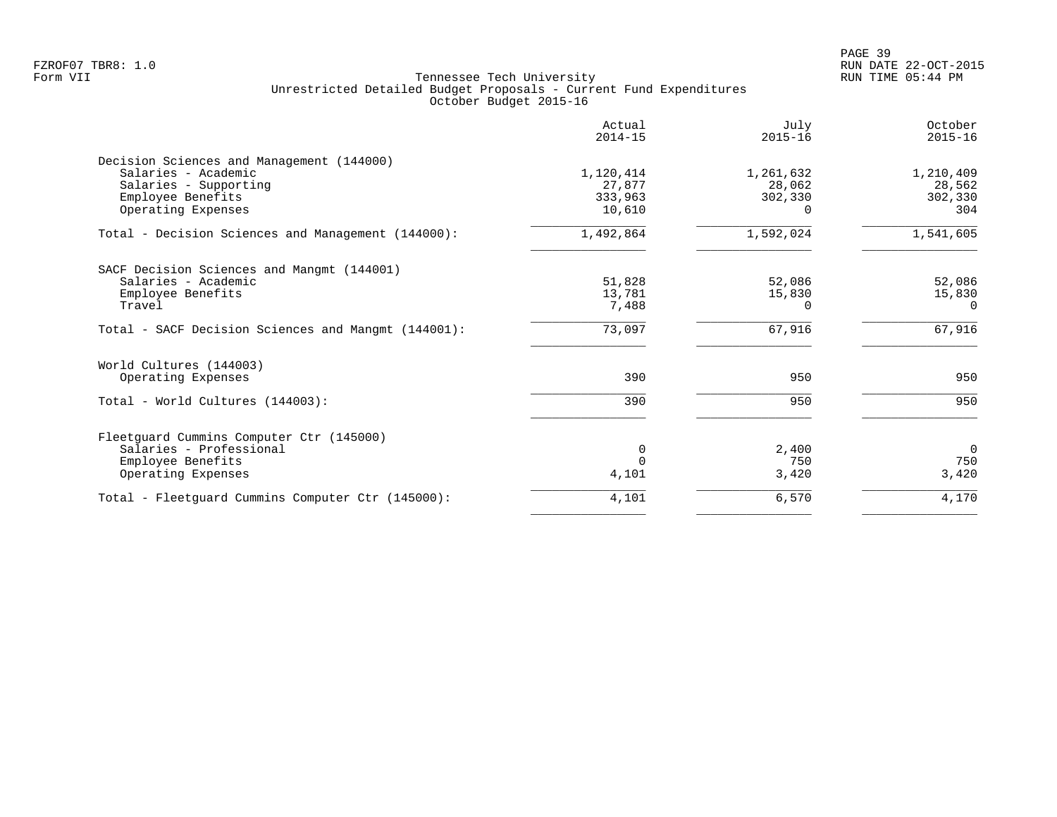Tennessee Tech University
Unrestricted Detailed Budget Proposals - Current Fund Expenditures
October Budget 2015-16

| | Actual 2014-15 | July 2015-16 | October 2015-16 |
|---|---|---|---|
| **Decision Sciences and Management (144000)** | | | |
| Salaries - Academic | 1,120,414 | 1,261,632 | 1,210,409 |
| Salaries - Supporting | 27,877 | 28,062 | 28,562 |
| Employee Benefits | 333,963 | 302,330 | 302,330 |
| Operating Expenses | 10,610 | 0 | 304 |
| Total - Decision Sciences and Management (144000): | 1,492,864 | 1,592,024 | 1,541,605 |
| **SACF Decision Sciences and Mangmt (144001)** | | | |
| Salaries - Academic | 51,828 | 52,086 | 52,086 |
| Employee Benefits | 13,781 | 15,830 | 15,830 |
| Travel | 7,488 | 0 | 0 |
| Total - SACF Decision Sciences and Mangmt (144001): | 73,097 | 67,916 | 67,916 |
| **World Cultures (144003)** | | | |
| Operating Expenses | 390 | 950 | 950 |
| Total - World Cultures (144003): | 390 | 950 | 950 |
| **Fleetguard Cummins Computer Ctr (145000)** | | | |
| Salaries - Professional | 0 | 2,400 | 0 |
| Employee Benefits | 0 | 750 | 750 |
| Operating Expenses | 4,101 | 3,420 | 3,420 |
| Total - Fleetguard Cummins Computer Ctr (145000): | 4,101 | 6,570 | 4,170 |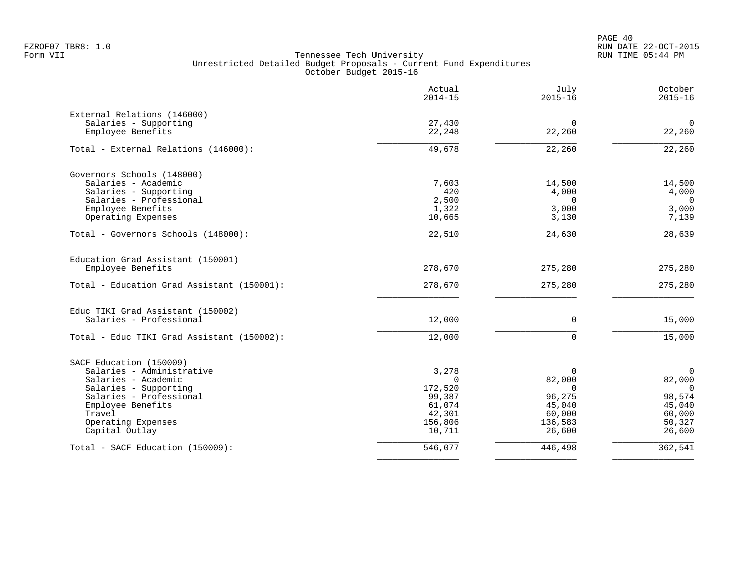FZROF07 TBR8: 1.0
Form VII

# Tennessee Tech University
## Unrestricted Detailed Budget Proposals - Current Fund Expenditures
### October Budget 2015-16

| | Actual 2014-15 | July 2015-16 | October 2015-16 |
|---|---|---|---|
| **External Relations (146000)** | | | |
| Salaries - Supporting | 27,430 | 0 | 0 |
| Employee Benefits | 22,248 | 22,260 | 22,260 |
| Total - External Relations (146000): | 49,678 | 22,260 | 22,260 |
| **Governors Schools (148000)** | | | |
| Salaries - Academic | 7,603 | 14,500 | 14,500 |
| Salaries - Supporting | 420 | 4,000 | 4,000 |
| Salaries - Professional | 2,500 | 0 | 0 |
| Employee Benefits | 1,322 | 3,000 | 3,000 |
| Operating Expenses | 10,665 | 3,130 | 7,139 |
| Total - Governors Schools (148000): | 22,510 | 24,630 | 28,639 |
| **Education Grad Assistant (150001)** | | | |
| Employee Benefits | 278,670 | 275,280 | 275,280 |
| Total - Education Grad Assistant (150001): | 278,670 | 275,280 | 275,280 |
| **Educ TIKI Grad Assistant (150002)** | | | |
| Salaries - Professional | 12,000 | 0 | 15,000 |
| Total - Educ TIKI Grad Assistant (150002): | 12,000 | 0 | 15,000 |
| **SACF Education (150009)** | | | |
| Salaries - Administrative | 3,278 | 0 | 0 |
| Salaries - Academic | 0 | 82,000 | 82,000 |
| Salaries - Supporting | 172,520 | 0 | 0 |
| Salaries - Professional | 99,387 | 96,275 | 98,574 |
| Employee Benefits | 61,074 | 45,040 | 45,040 |
| Travel | 42,301 | 60,000 | 60,000 |
| Operating Expenses | 156,806 | 136,583 | 50,327 |
| Capital Outlay | 10,711 | 26,600 | 26,600 |
| Total - SACF Education (150009): | 546,077 | 446,498 | 362,541 |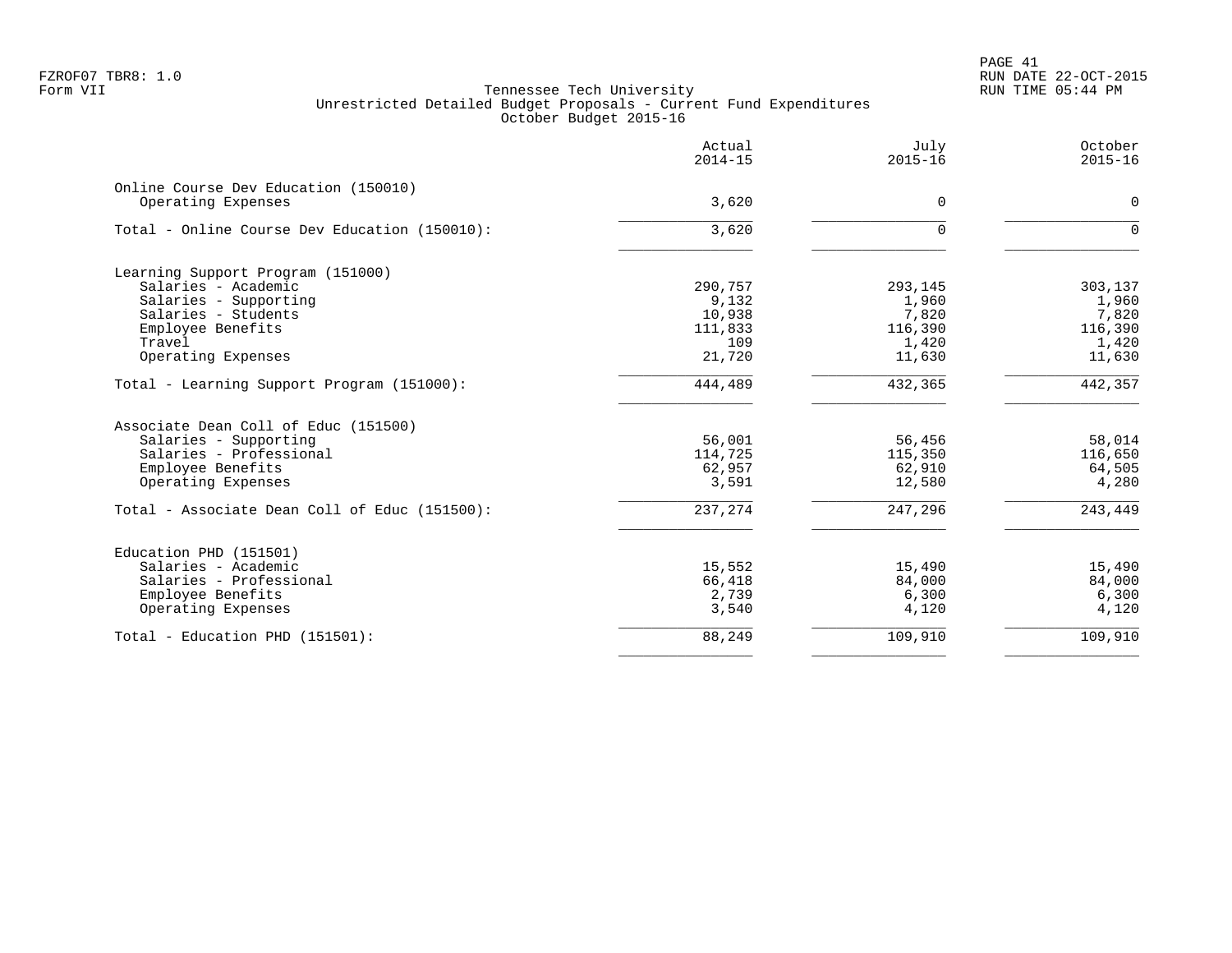FZROF07 TBR8: 1.0
Form VII

Tennessee Tech University
Unrestricted Detailed Budget Proposals - Current Fund Expenditures
October Budget 2015-16

| | Actual 2014-15 | July 2015-16 | October 2015-16 |
|---|---|---|---|
| **Online Course Dev Education (150010)** | | | |
| Operating Expenses | 3,620 | 0 | 0 |
| Total - Online Course Dev Education (150010): | 3,620 | 0 | 0 |
| **Learning Support Program (151000)** | | | |
| Salaries - Academic | 290,757 | 293,145 | 303,137 |
| Salaries - Supporting | 9,132 | 1,960 | 1,960 |
| Salaries - Students | 10,938 | 7,820 | 7,820 |
| Employee Benefits | 111,833 | 116,390 | 116,390 |
| Travel | 109 | 1,420 | 1,420 |
| Operating Expenses | 21,720 | 11,630 | 11,630 |
| Total - Learning Support Program (151000): | 444,489 | 432,365 | 442,357 |
| **Associate Dean Coll of Educ (151500)** | | | |
| Salaries - Supporting | 56,001 | 56,456 | 58,014 |
| Salaries - Professional | 114,725 | 115,350 | 116,650 |
| Employee Benefits | 62,957 | 62,910 | 64,505 |
| Operating Expenses | 3,591 | 12,580 | 4,280 |
| Total - Associate Dean Coll of Educ (151500): | 237,274 | 247,296 | 243,449 |
| **Education PHD (151501)** | | | |
| Salaries - Academic | 15,552 | 15,490 | 15,490 |
| Salaries - Professional | 66,418 | 84,000 | 84,000 |
| Employee Benefits | 2,739 | 6,300 | 6,300 |
| Operating Expenses | 3,540 | 4,120 | 4,120 |
| Total - Education PHD (151501): | 88,249 | 109,910 | 109,910 |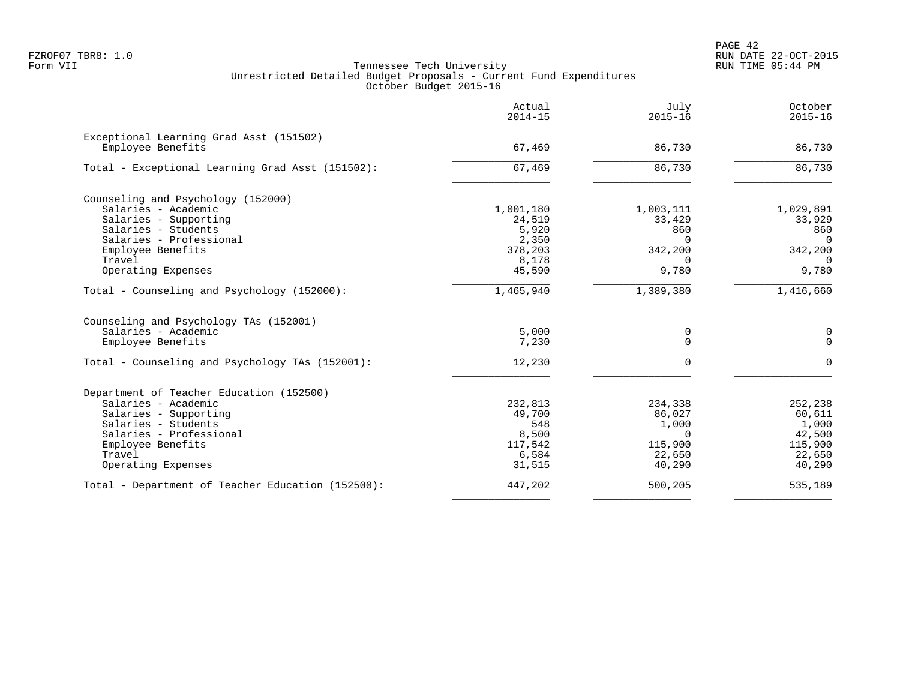Tennessee Tech University
Unrestricted Detailed Budget Proposals - Current Fund Expenditures
October Budget 2015-16

| | Actual 2014-15 | July 2015-16 | October 2015-16 |
|---|---|---|---|
| **Exceptional Learning Grad Asst (151502)** | | | |
| Employee Benefits | 67,469 | 86,730 | 86,730 |
| Total - Exceptional Learning Grad Asst (151502): | 67,469 | 86,730 | 86,730 |
| **Counseling and Psychology (152000)** | | | |
| Salaries - Academic | 1,001,180 | 1,003,111 | 1,029,891 |
| Salaries - Supporting | 24,519 | 33,429 | 33,929 |
| Salaries - Students | 5,920 | 860 | 860 |
| Salaries - Professional | 2,350 | 0 | 0 |
| Employee Benefits | 378,203 | 342,200 | 342,200 |
| Travel | 8,178 | 0 | 0 |
| Operating Expenses | 45,590 | 9,780 | 9,780 |
| Total - Counseling and Psychology (152000): | 1,465,940 | 1,389,380 | 1,416,660 |
| **Counseling and Psychology TAs (152001)** | | | |
| Salaries - Academic | 5,000 | 0 | 0 |
| Employee Benefits | 7,230 | 0 | 0 |
| Total - Counseling and Psychology TAs (152001): | 12,230 | 0 | 0 |
| **Department of Teacher Education (152500)** | | | |
| Salaries - Academic | 232,813 | 234,338 | 252,238 |
| Salaries - Supporting | 49,700 | 86,027 | 60,611 |
| Salaries - Students | 548 | 1,000 | 1,000 |
| Salaries - Professional | 8,500 | 0 | 42,500 |
| Employee Benefits | 117,542 | 115,900 | 115,900 |
| Travel | 6,584 | 22,650 | 22,650 |
| Operating Expenses | 31,515 | 40,290 | 40,290 |
| Total - Department of Teacher Education (152500): | 447,202 | 500,205 | 535,189 |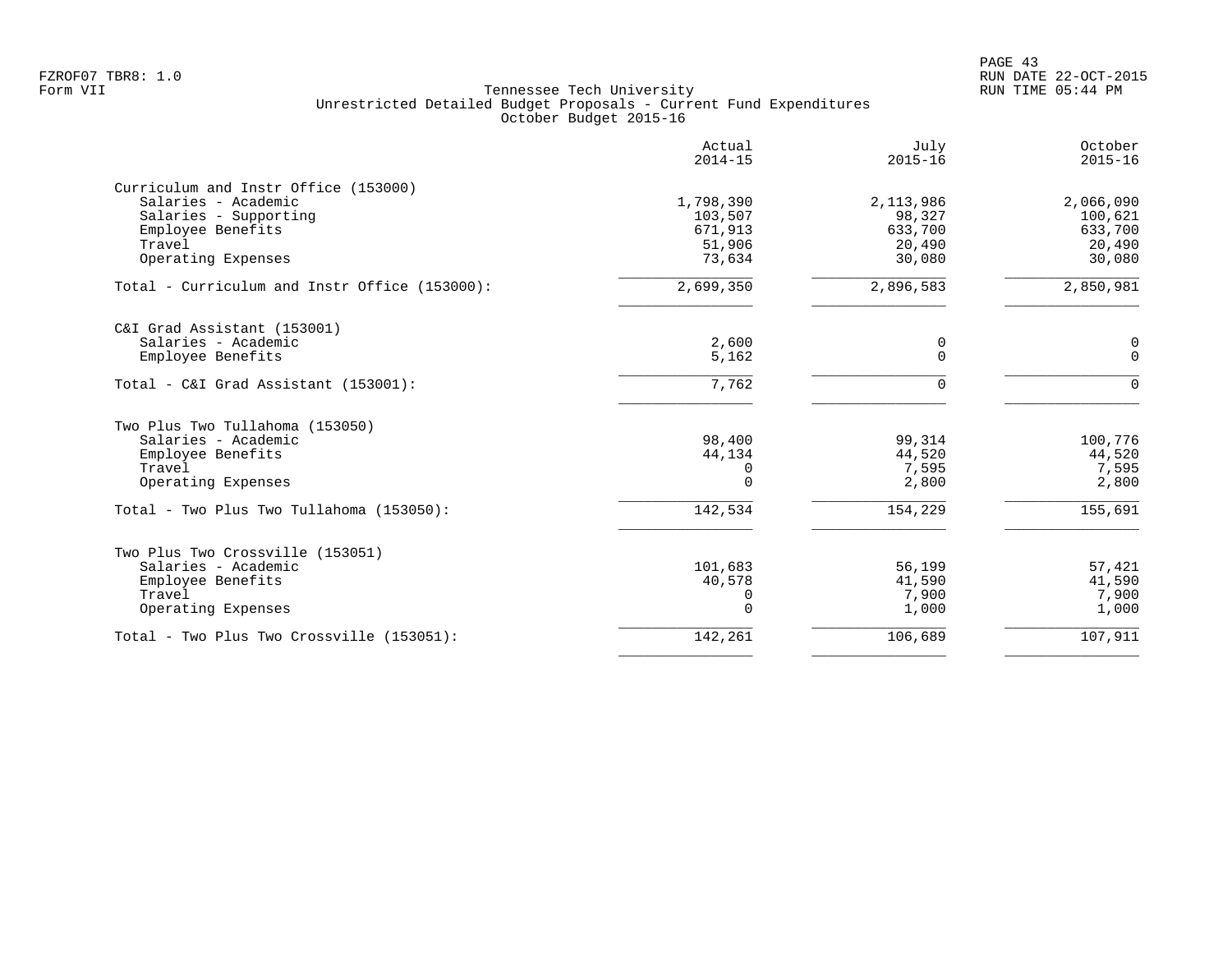Tennessee Tech University
Unrestricted Detailed Budget Proposals - Current Fund Expenditures
October Budget 2015-16

| | Actual 2014-15 | July 2015-16 | October 2015-16 |
|---|---|---|---|
| **Curriculum and Instr Office (153000)** | | | |
| Salaries - Academic | 1,798,390 | 2,113,986 | 2,066,090 |
| Salaries - Supporting | 103,507 | 98,327 | 100,621 |
| Employee Benefits | 671,913 | 633,700 | 633,700 |
| Travel | 51,906 | 20,490 | 20,490 |
| Operating Expenses | 73,634 | 30,080 | 30,080 |
| Total - Curriculum and Instr Office (153000): | 2,699,350 | 2,896,583 | 2,850,981 |
| **C&I Grad Assistant (153001)** | | | |
| Salaries - Academic | 2,600 | 0 | 0 |
| Employee Benefits | 5,162 | 0 | 0 |
| Total - C&I Grad Assistant (153001): | 7,762 | 0 | 0 |
| **Two Plus Two Tullahoma (153050)** | | | |
| Salaries - Academic | 98,400 | 99,314 | 100,776 |
| Employee Benefits | 44,134 | 44,520 | 44,520 |
| Travel | 0 | 7,595 | 7,595 |
| Operating Expenses | 0 | 2,800 | 2,800 |
| Total - Two Plus Two Tullahoma (153050): | 142,534 | 154,229 | 155,691 |
| **Two Plus Two Crossville (153051)** | | | |
| Salaries - Academic | 101,683 | 56,199 | 57,421 |
| Employee Benefits | 40,578 | 41,590 | 41,590 |
| Travel | 0 | 7,900 | 7,900 |
| Operating Expenses | 0 | 1,000 | 1,000 |
| Total - Two Plus Two Crossville (153051): | 142,261 | 106,689 | 107,911 |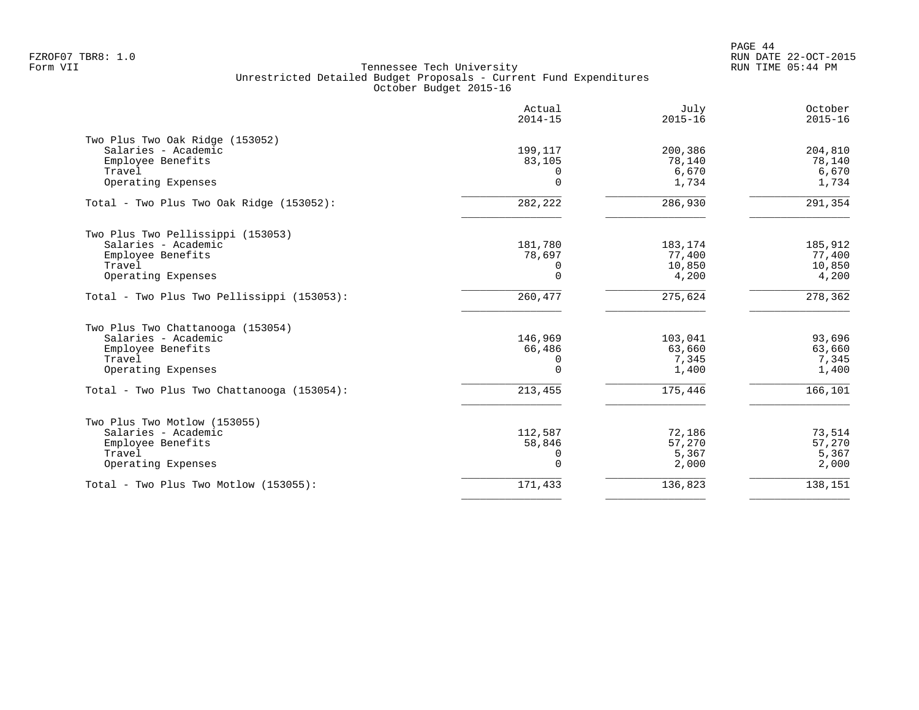FZROF07 TBR8: 1.0
Form VII

Tennessee Tech University
Unrestricted Detailed Budget Proposals - Current Fund Expenditures
October Budget 2015-16

RUN DATE 22-OCT-2015
RUN TIME 05:44 PM

| | Actual 2014-15 | July 2015-16 | October 2015-16 |
|---|---|---|---|
| **Two Plus Two Oak Ridge (153052)** | | | |
| Salaries - Academic | 199,117 | 200,386 | 204,810 |
| Employee Benefits | 83,105 | 78,140 | 78,140 |
| Travel | 0 | 6,670 | 6,670 |
| Operating Expenses | 0 | 1,734 | 1,734 |
| Total - Two Plus Two Oak Ridge (153052): | 282,222 | 286,930 | 291,354 |
| **Two Plus Two Pellissippi (153053)** | | | |
| Salaries - Academic | 181,780 | 183,174 | 185,912 |
| Employee Benefits | 78,697 | 77,400 | 77,400 |
| Travel | 0 | 10,850 | 10,850 |
| Operating Expenses | 0 | 4,200 | 4,200 |
| Total - Two Plus Two Pellissippi (153053): | 260,477 | 275,624 | 278,362 |
| **Two Plus Two Chattanooga (153054)** | | | |
| Salaries - Academic | 146,969 | 103,041 | 93,696 |
| Employee Benefits | 66,486 | 63,660 | 63,660 |
| Travel | 0 | 7,345 | 7,345 |
| Operating Expenses | 0 | 1,400 | 1,400 |
| Total - Two Plus Two Chattanooga (153054): | 213,455 | 175,446 | 166,101 |
| **Two Plus Two Motlow (153055)** | | | |
| Salaries - Academic | 112,587 | 72,186 | 73,514 |
| Employee Benefits | 58,846 | 57,270 | 57,270 |
| Travel | 0 | 5,367 | 5,367 |
| Operating Expenses | 0 | 2,000 | 2,000 |
| Total - Two Plus Two Motlow (153055): | 171,433 | 136,823 | 138,151 |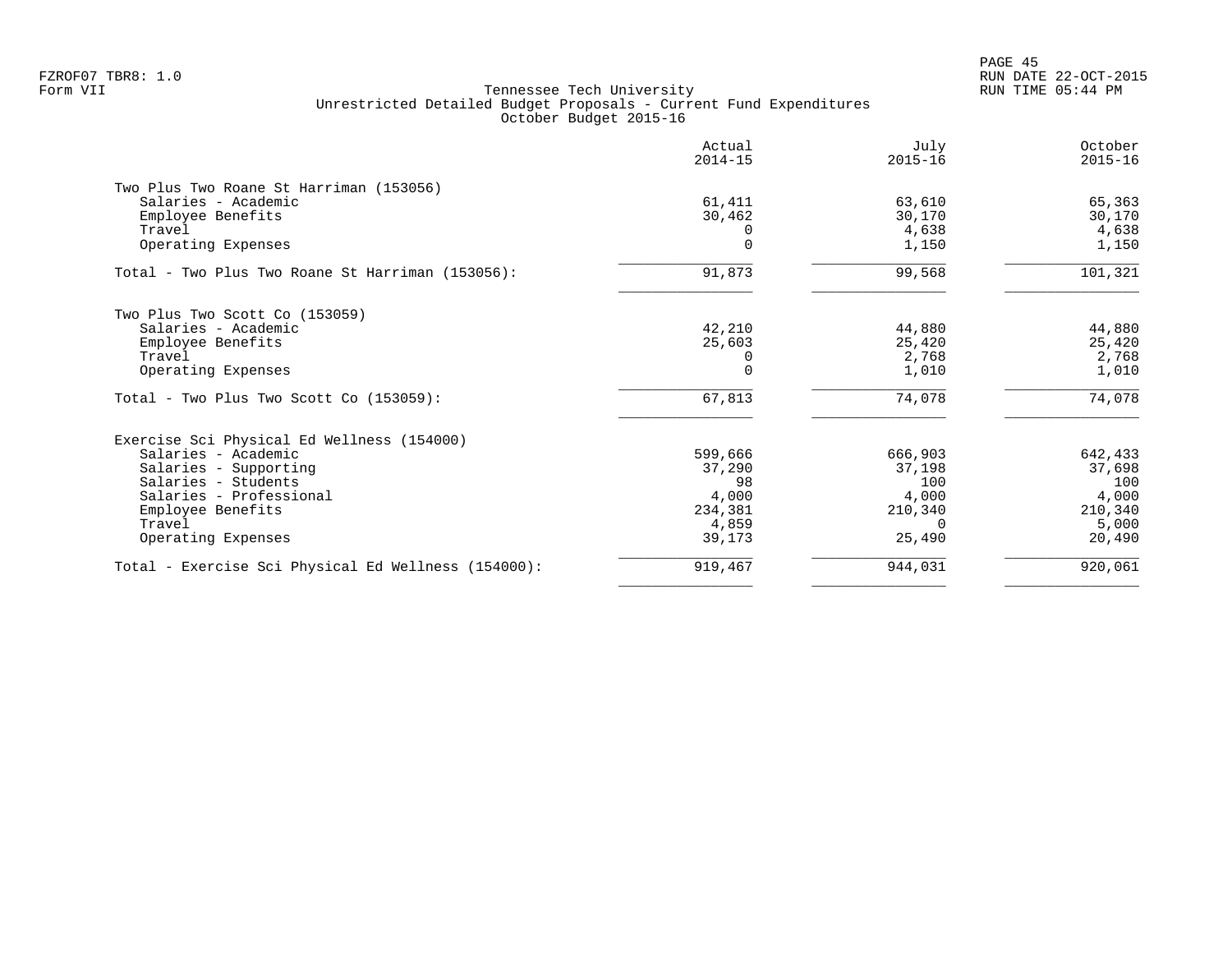FZROF07 TBR8: 1.0
Form VII

Tennessee Tech University
Unrestricted Detailed Budget Proposals - Current Fund Expenditures
October Budget 2015-16

| | Actual 2014-15 | July 2015-16 | October 2015-16 |
|---|---|---|---|
| **Two Plus Two Roane St Harriman (153056)** | | | |
| Salaries - Academic | 61,411 | 63,610 | 65,363 |
| Employee Benefits | 30,462 | 30,170 | 30,170 |
| Travel | 0 | 4,638 | 4,638 |
| Operating Expenses | 0 | 1,150 | 1,150 |
| Total - Two Plus Two Roane St Harriman (153056): | 91,873 | 99,568 | 101,321 |
| **Two Plus Two Scott Co (153059)** | | | |
| Salaries - Academic | 42,210 | 44,880 | 44,880 |
| Employee Benefits | 25,603 | 25,420 | 25,420 |
| Travel | 0 | 2,768 | 2,768 |
| Operating Expenses | 0 | 1,010 | 1,010 |
| Total - Two Plus Two Scott Co (153059): | 67,813 | 74,078 | 74,078 |
| **Exercise Sci Physical Ed Wellness (154000)** | | | |
| Salaries - Academic | 599,666 | 666,903 | 642,433 |
| Salaries - Supporting | 37,290 | 37,198 | 37,698 |
| Salaries - Students | 98 | 100 | 100 |
| Salaries - Professional | 4,000 | 4,000 | 4,000 |
| Employee Benefits | 234,381 | 210,340 | 210,340 |
| Travel | 4,859 | 0 | 5,000 |
| Operating Expenses | 39,173 | 25,490 | 20,490 |
| Total - Exercise Sci Physical Ed Wellness (154000): | 919,467 | 944,031 | 920,061 |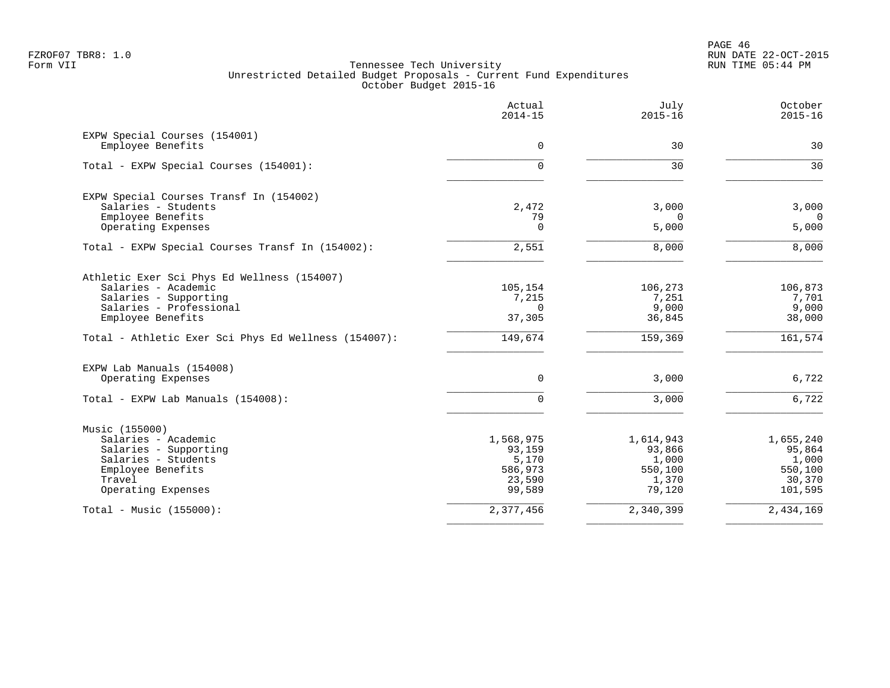Tennessee Tech University
Unrestricted Detailed Budget Proposals - Current Fund Expenditures
October Budget 2015-16

| | Actual 2014-15 | July 2015-16 | October 2015-16 |
|---|---|---|---|
| **EXPW Special Courses (154001)** | | | |
| Employee Benefits | 0 | 30 | 30 |
| Total - EXPW Special Courses (154001): | 0 | 30 | 30 |
| **EXPW Special Courses Transf In (154002)** | | | |
| Salaries - Students | 2,472 | 3,000 | 3,000 |
| Employee Benefits | 79 | 0 | 0 |
| Operating Expenses | 0 | 5,000 | 5,000 |
| Total - EXPW Special Courses Transf In (154002): | 2,551 | 8,000 | 8,000 |
| **Athletic Exer Sci Phys Ed Wellness (154007)** | | | |
| Salaries - Academic | 105,154 | 106,273 | 106,873 |
| Salaries - Supporting | 7,215 | 7,251 | 7,701 |
| Salaries - Professional | 0 | 9,000 | 9,000 |
| Employee Benefits | 37,305 | 36,845 | 38,000 |
| Total - Athletic Exer Sci Phys Ed Wellness (154007): | 149,674 | 159,369 | 161,574 |
| **EXPW Lab Manuals (154008)** | | | |
| Operating Expenses | 0 | 3,000 | 6,722 |
| Total - EXPW Lab Manuals (154008): | 0 | 3,000 | 6,722 |
| **Music (155000)** | | | |
| Salaries - Academic | 1,568,975 | 1,614,943 | 1,655,240 |
| Salaries - Supporting | 93,159 | 93,866 | 95,864 |
| Salaries - Students | 5,170 | 1,000 | 1,000 |
| Employee Benefits | 586,973 | 550,100 | 550,100 |
| Travel | 23,590 | 1,370 | 30,370 |
| Operating Expenses | 99,589 | 79,120 | 101,595 |
| Total - Music (155000): | 2,377,456 | 2,340,399 | 2,434,169 |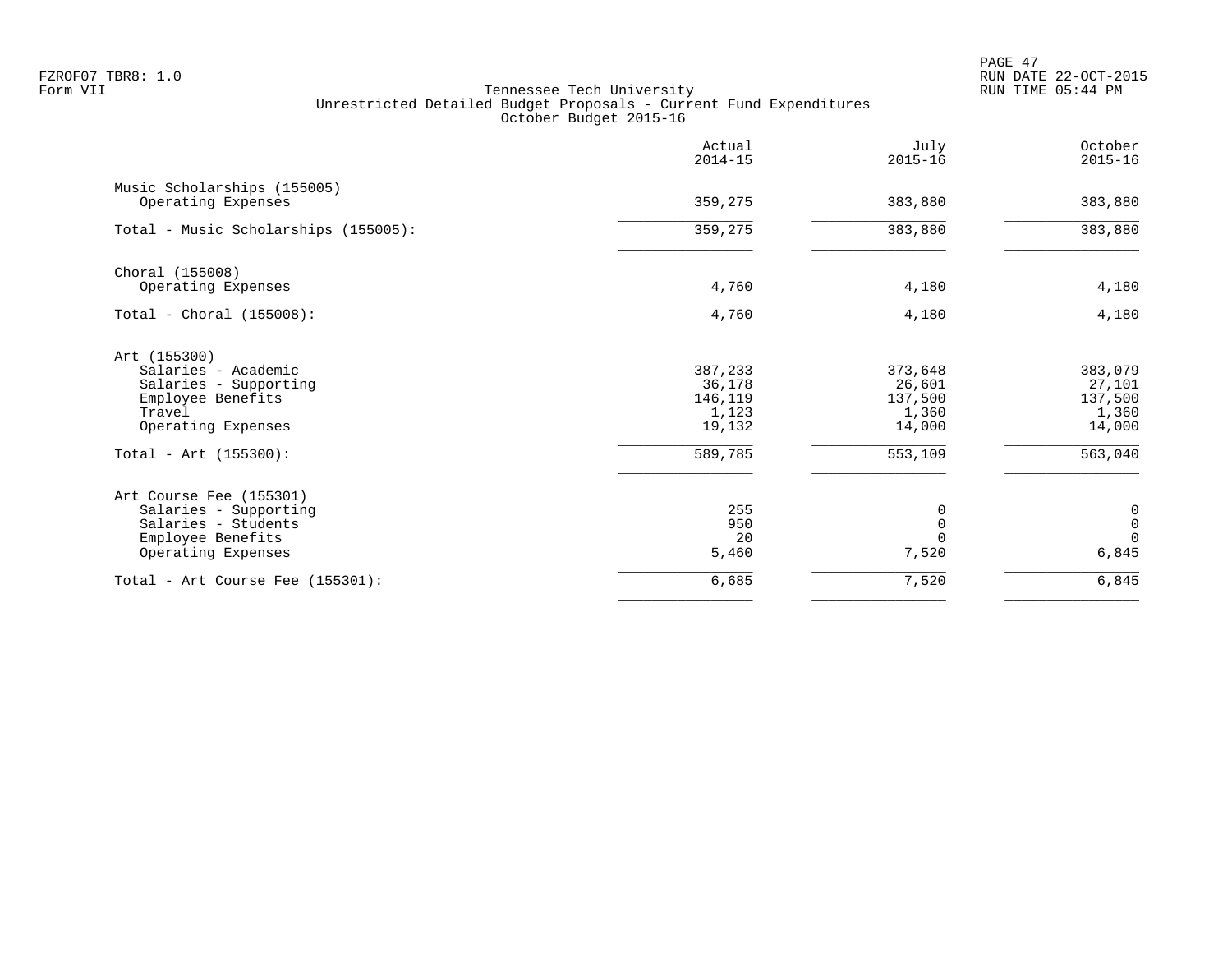FZROF07 TBR8: 1.0
Form VII

Tennessee Tech University
Unrestricted Detailed Budget Proposals - Current Fund Expenditures
October Budget 2015-16

RUN DATE 22-OCT-2015
RUN TIME 05:44 PM

| | Actual 2014-15 | July 2015-16 | October 2015-16 |
|---|---|---|---|
| Music Scholarships (155005) | | | |
| Operating Expenses | 359,275 | 383,880 | 383,880 |
| Total - Music Scholarships (155005): | 359,275 | 383,880 | 383,880 |
| Choral (155008) | | | |
| Operating Expenses | 4,760 | 4,180 | 4,180 |
| Total - Choral (155008): | 4,760 | 4,180 | 4,180 |
| Art (155300) | | | |
| Salaries - Academic | 387,233 | 373,648 | 383,079 |
| Salaries - Supporting | 36,178 | 26,601 | 27,101 |
| Employee Benefits | 146,119 | 137,500 | 137,500 |
| Travel | 1,123 | 1,360 | 1,360 |
| Operating Expenses | 19,132 | 14,000 | 14,000 |
| Total - Art (155300): | 589,785 | 553,109 | 563,040 |
| Art Course Fee (155301) | | | |
| Salaries - Supporting | 255 | 0 | 0 |
| Salaries - Students | 950 | 0 | 0 |
| Employee Benefits | 20 | 0 | 0 |
| Operating Expenses | 5,460 | 7,520 | 6,845 |
| Total - Art Course Fee (155301): | 6,685 | 7,520 | 6,845 |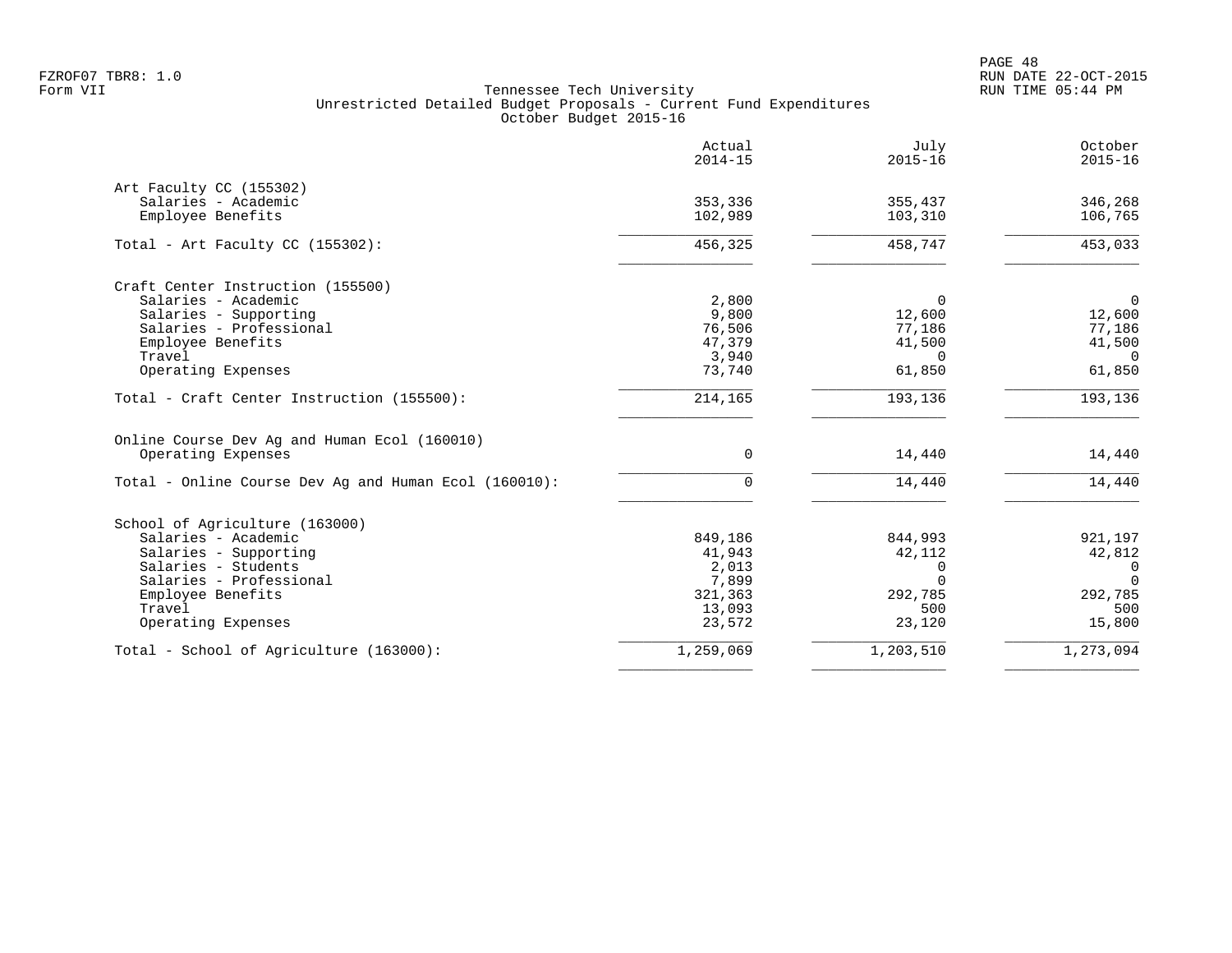FZROF07 TBR8: 1.0
Form VII

Tennessee Tech University
Unrestricted Detailed Budget Proposals - Current Fund Expenditures
October Budget 2015-16

RUN DATE 22-OCT-2015
RUN TIME 05:44 PM

| | Actual 2014-15 | July 2015-16 | October 2015-16 |
|---|---|---|---|
| **Art Faculty CC (155302)** | | | |
| Salaries - Academic | 353,336 | 355,437 | 346,268 |
| Employee Benefits | 102,989 | 103,310 | 106,765 |
| Total - Art Faculty CC (155302): | 456,325 | 458,747 | 453,033 |
| **Craft Center Instruction (155500)** | | | |
| Salaries - Academic | 2,800 | 0 | 0 |
| Salaries - Supporting | 9,800 | 12,600 | 12,600 |
| Salaries - Professional | 76,506 | 77,186 | 77,186 |
| Employee Benefits | 47,379 | 41,500 | 41,500 |
| Travel | 3,940 | 0 | 0 |
| Operating Expenses | 73,740 | 61,850 | 61,850 |
| Total - Craft Center Instruction (155500): | 214,165 | 193,136 | 193,136 |
| **Online Course Dev Ag and Human Ecol (160010)** | | | |
| Operating Expenses | 0 | 14,440 | 14,440 |
| Total - Online Course Dev Ag and Human Ecol (160010): | 0 | 14,440 | 14,440 |
| **School of Agriculture (163000)** | | | |
| Salaries - Academic | 849,186 | 844,993 | 921,197 |
| Salaries - Supporting | 41,943 | 42,112 | 42,812 |
| Salaries - Students | 2,013 | 0 | 0 |
| Salaries - Professional | 7,899 | 0 | 0 |
| Employee Benefits | 321,363 | 292,785 | 292,785 |
| Travel | 13,093 | 500 | 500 |
| Operating Expenses | 23,572 | 23,120 | 15,800 |
| Total - School of Agriculture (163000): | 1,259,069 | 1,203,510 | 1,273,094 |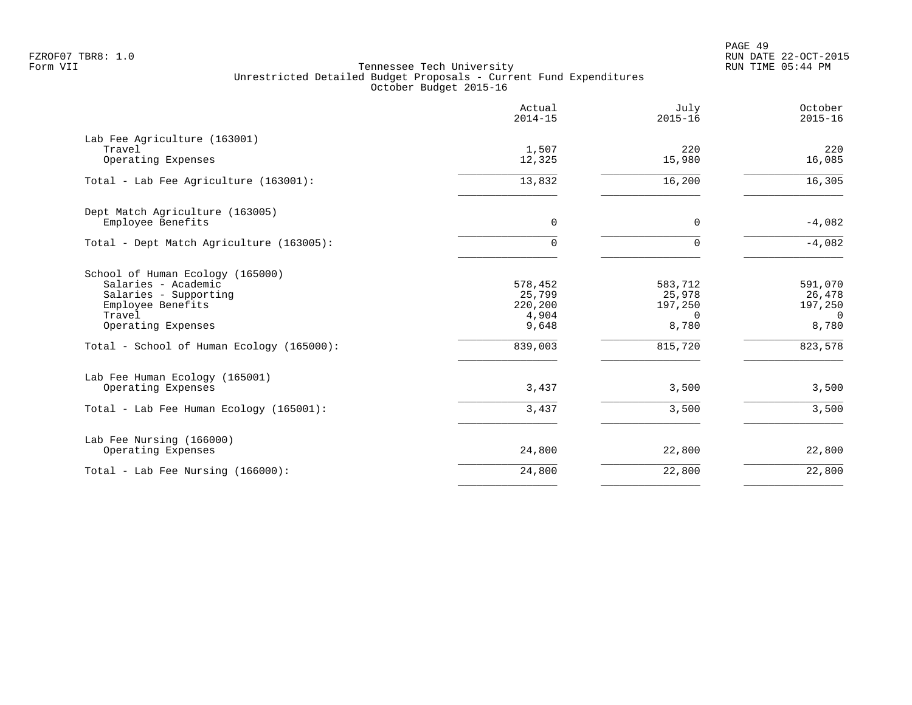FZROF07 TBR8: 1.0
Form VII

# Tennessee Tech University
## Unrestricted Detailed Budget Proposals - Current Fund Expenditures
### October Budget 2015-16

RUN DATE 22-OCT-2015
RUN TIME 05:44 PM

| | Actual 2014-15 | July 2015-16 | October 2015-16 |
|---|---:|---:|---:|
| **Lab Fee Agriculture (163001)** | | | |
| Travel | 1,507 | 220 | 220 |
| Operating Expenses | 12,325 | 15,980 | 16,085 |
| Total - Lab Fee Agriculture (163001): | 13,832 | 16,200 | 16,305 |
| **Dept Match Agriculture (163005)** | | | |
| Employee Benefits | 0 | 0 | -4,082 |
| Total - Dept Match Agriculture (163005): | 0 | 0 | -4,082 |
| **School of Human Ecology (165000)** | | | |
| Salaries - Academic | 578,452 | 583,712 | 591,070 |
| Salaries - Supporting | 25,799 | 25,978 | 26,478 |
| Employee Benefits | 220,200 | 197,250 | 197,250 |
| Travel | 4,904 | 0 | 0 |
| Operating Expenses | 9,648 | 8,780 | 8,780 |
| Total - School of Human Ecology (165000): | 839,003 | 815,720 | 823,578 |
| **Lab Fee Human Ecology (165001)** | | | |
| Operating Expenses | 3,437 | 3,500 | 3,500 |
| Total - Lab Fee Human Ecology (165001): | 3,437 | 3,500 | 3,500 |
| **Lab Fee Nursing (166000)** | | | |
| Operating Expenses | 24,800 | 22,800 | 22,800 |
| Total - Lab Fee Nursing (166000): | 24,800 | 22,800 | 22,800 |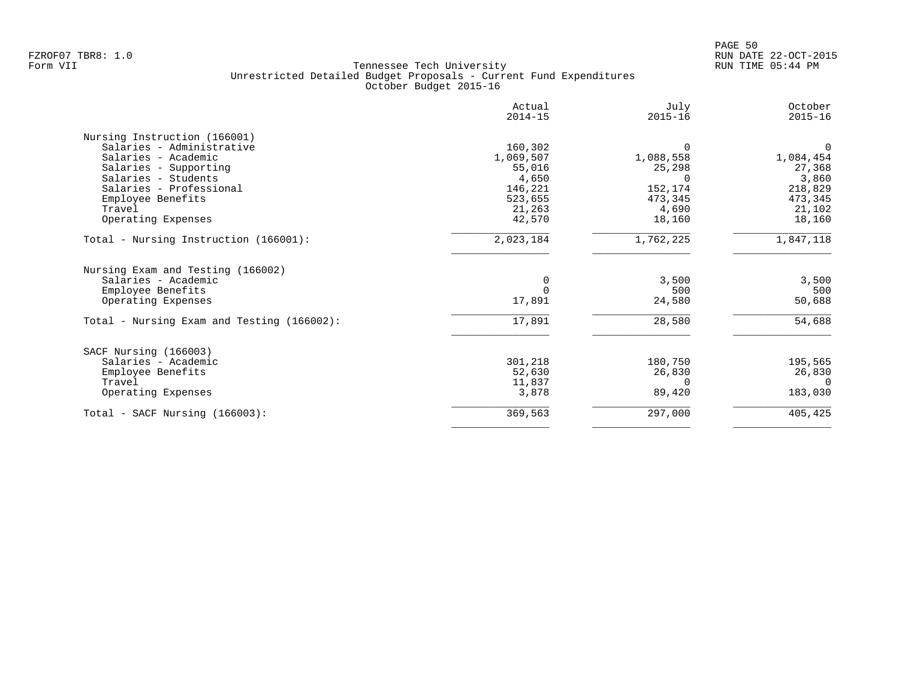FZROF07 TBR8: 1.0
Form VII

# Tennessee Tech University
## Unrestricted Detailed Budget Proposals - Current Fund Expenditures
### October Budget 2015-16

| | Actual 2014-15 | July 2015-16 | October 2015-16 |
|---|---|---|---|
| **Nursing Instruction (166001)** | | | |
| Salaries - Administrative | 160,302 | 0 | 0 |
| Salaries - Academic | 1,069,507 | 1,088,558 | 1,084,454 |
| Salaries - Supporting | 55,016 | 25,298 | 27,368 |
| Salaries - Students | 4,650 | 0 | 3,860 |
| Salaries - Professional | 146,221 | 152,174 | 218,829 |
| Employee Benefits | 523,655 | 473,345 | 473,345 |
| Travel | 21,263 | 4,690 | 21,102 |
| Operating Expenses | 42,570 | 18,160 | 18,160 |
| Total - Nursing Instruction (166001): | 2,023,184 | 1,762,225 | 1,847,118 |
| **Nursing Exam and Testing (166002)** | | | |
| Salaries - Academic | 0 | 3,500 | 3,500 |
| Employee Benefits | 0 | 500 | 500 |
| Operating Expenses | 17,891 | 24,580 | 50,688 |
| Total - Nursing Exam and Testing (166002): | 17,891 | 28,580 | 54,688 |
| **SACF Nursing (166003)** | | | |
| Salaries - Academic | 301,218 | 180,750 | 195,565 |
| Employee Benefits | 52,630 | 26,830 | 26,830 |
| Travel | 11,837 | 0 | 0 |
| Operating Expenses | 3,878 | 89,420 | 183,030 |
| Total - SACF Nursing (166003): | 369,563 | 297,000 | 405,425 |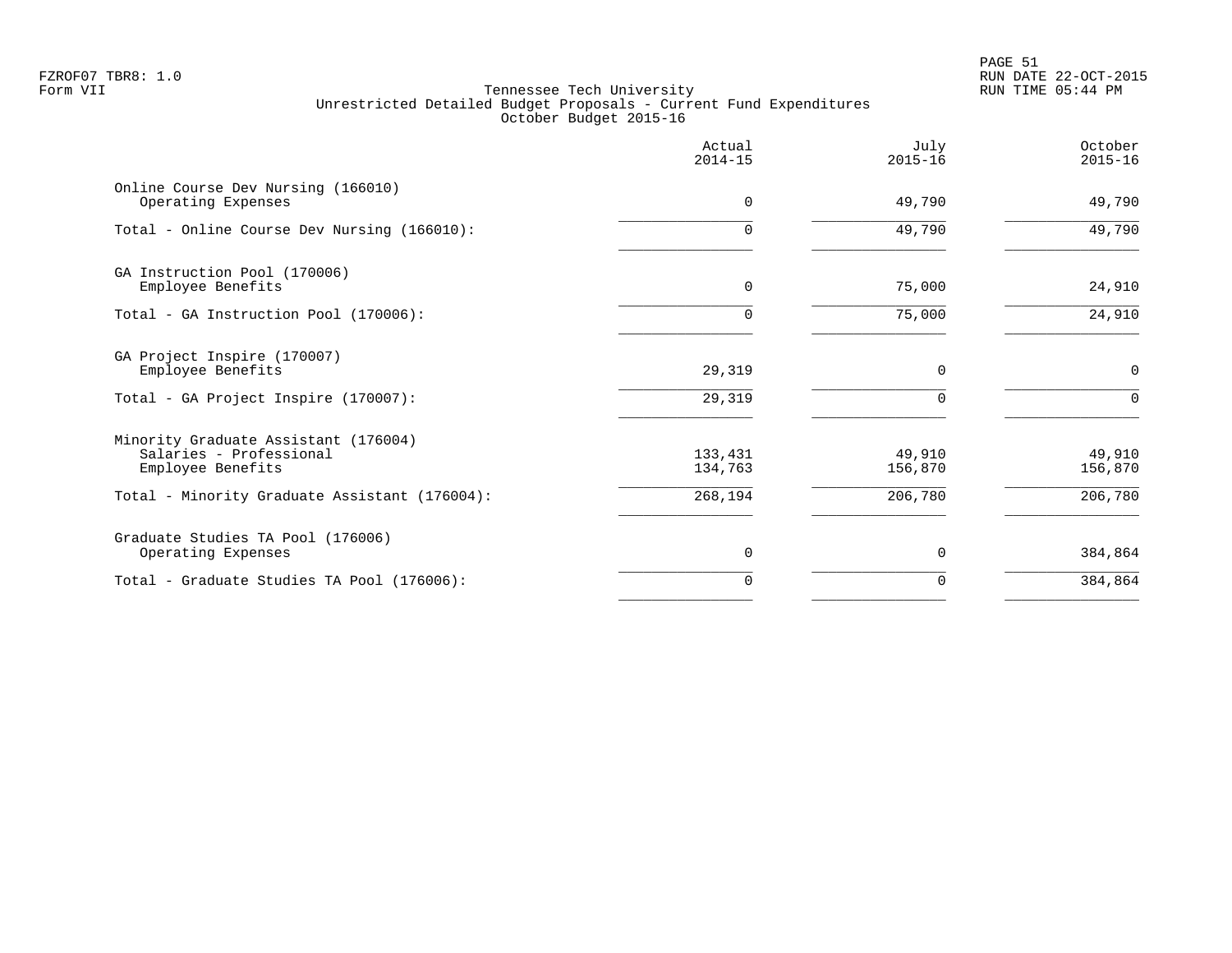FZROF07 TBR8: 1.0
Form VII

Tennessee Tech University
Unrestricted Detailed Budget Proposals - Current Fund Expenditures
October Budget 2015-16

RUN DATE 22-OCT-2015
RUN TIME 05:44 PM

| | Actual 2014-15 | July 2015-16 | October 2015-16 |
|---|---|---|---|
| **Online Course Dev Nursing (166010)** | | | |
| Operating Expenses | 0 | 49,790 | 49,790 |
| Total - Online Course Dev Nursing (166010): | 0 | 49,790 | 49,790 |
| **GA Instruction Pool (170006)** | | | |
| Employee Benefits | 0 | 75,000 | 24,910 |
| Total - GA Instruction Pool (170006): | 0 | 75,000 | 24,910 |
| **GA Project Inspire (170007)** | | | |
| Employee Benefits | 29,319 | 0 | 0 |
| Total - GA Project Inspire (170007): | 29,319 | 0 | 0 |
| **Minority Graduate Assistant (176004)** | | | |
| Salaries - Professional | 133,431 | 49,910 | 49,910 |
| Employee Benefits | 134,763 | 156,870 | 156,870 |
| Total - Minority Graduate Assistant (176004): | 268,194 | 206,780 | 206,780 |
| **Graduate Studies TA Pool (176006)** | | | |
| Operating Expenses | 0 | 0 | 384,864 |
| Total - Graduate Studies TA Pool (176006): | 0 | 0 | 384,864 |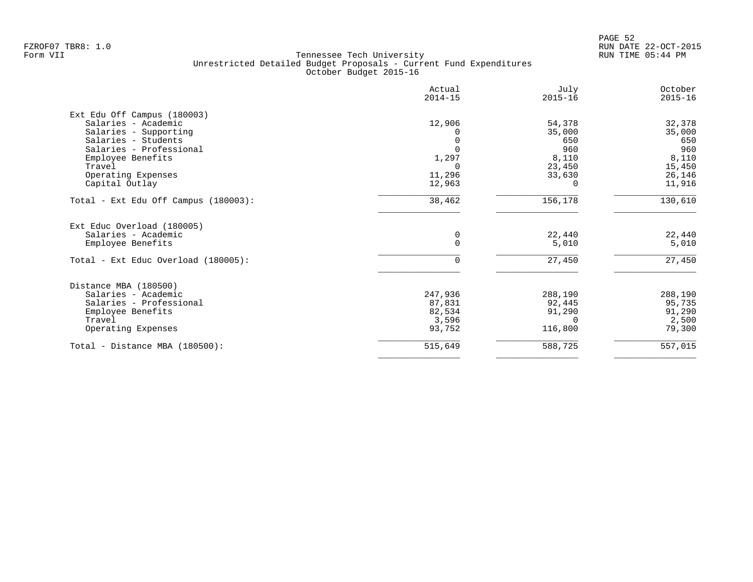Tennessee Tech University
Unrestricted Detailed Budget Proposals - Current Fund Expenditures
October Budget 2015-16

| | Actual 2014-15 | July 2015-16 | October 2015-16 |
|---|---|---|---|
| **Ext Edu Off Campus (180003)** | | | |
| Salaries - Academic | 12,906 | 54,378 | 32,378 |
| Salaries - Supporting | 0 | 35,000 | 35,000 |
| Salaries - Students | 0 | 650 | 650 |
| Salaries - Professional | 0 | 960 | 960 |
| Employee Benefits | 1,297 | 8,110 | 8,110 |
| Travel | 0 | 23,450 | 15,450 |
| Operating Expenses | 11,296 | 33,630 | 26,146 |
| Capital Outlay | 12,963 | 0 | 11,916 |
| Total - Ext Edu Off Campus (180003): | 38,462 | 156,178 | 130,610 |
| **Ext Educ Overload (180005)** | | | |
| Salaries - Academic | 0 | 22,440 | 22,440 |
| Employee Benefits | 0 | 5,010 | 5,010 |
| Total - Ext Educ Overload (180005): | 0 | 27,450 | 27,450 |
| **Distance MBA (180500)** | | | |
| Salaries - Academic | 247,936 | 288,190 | 288,190 |
| Salaries - Professional | 87,831 | 92,445 | 95,735 |
| Employee Benefits | 82,534 | 91,290 | 91,290 |
| Travel | 3,596 | 0 | 2,500 |
| Operating Expenses | 93,752 | 116,800 | 79,300 |
| Total - Distance MBA (180500): | 515,649 | 588,725 | 557,015 |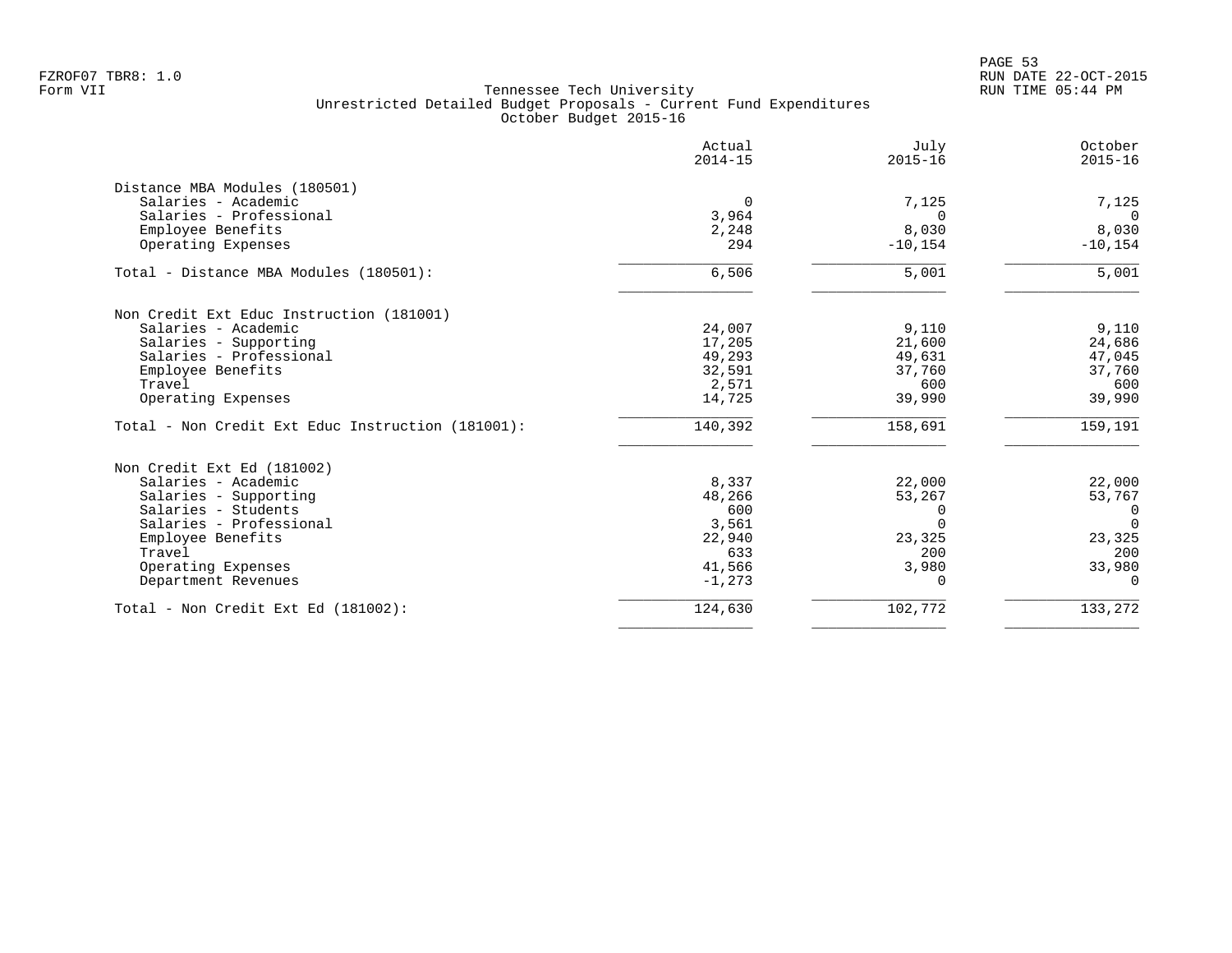FZROF07 TBR8: 1.0
Form VII

Tennessee Tech University
Unrestricted Detailed Budget Proposals - Current Fund Expenditures
October Budget 2015-16

RUN DATE 22-OCT-2015
RUN TIME 05:44 PM

| | Actual 2014-15 | July 2015-16 | October 2015-16 |
|---|---|---|---|
| **Distance MBA Modules (180501)** | | | |
| Salaries - Academic | 0 | 7,125 | 7,125 |
| Salaries - Professional | 3,964 | 0 | 0 |
| Employee Benefits | 2,248 | 8,030 | 8,030 |
| Operating Expenses | 294 | -10,154 | -10,154 |
| Total - Distance MBA Modules (180501): | 6,506 | 5,001 | 5,001 |
| **Non Credit Ext Educ Instruction (181001)** | | | |
| Salaries - Academic | 24,007 | 9,110 | 9,110 |
| Salaries - Supporting | 17,205 | 21,600 | 24,686 |
| Salaries - Professional | 49,293 | 49,631 | 47,045 |
| Employee Benefits | 32,591 | 37,760 | 37,760 |
| Travel | 2,571 | 600 | 600 |
| Operating Expenses | 14,725 | 39,990 | 39,990 |
| Total - Non Credit Ext Educ Instruction (181001): | 140,392 | 158,691 | 159,191 |
| **Non Credit Ext Ed (181002)** | | | |
| Salaries - Academic | 8,337 | 22,000 | 22,000 |
| Salaries - Supporting | 48,266 | 53,267 | 53,767 |
| Salaries - Students | 600 | 0 | 0 |
| Salaries - Professional | 3,561 | 0 | 0 |
| Employee Benefits | 22,940 | 23,325 | 23,325 |
| Travel | 633 | 200 | 200 |
| Operating Expenses | 41,566 | 3,980 | 33,980 |
| Department Revenues | -1,273 | 0 | 0 |
| Total - Non Credit Ext Ed (181002): | 124,630 | 102,772 | 133,272 |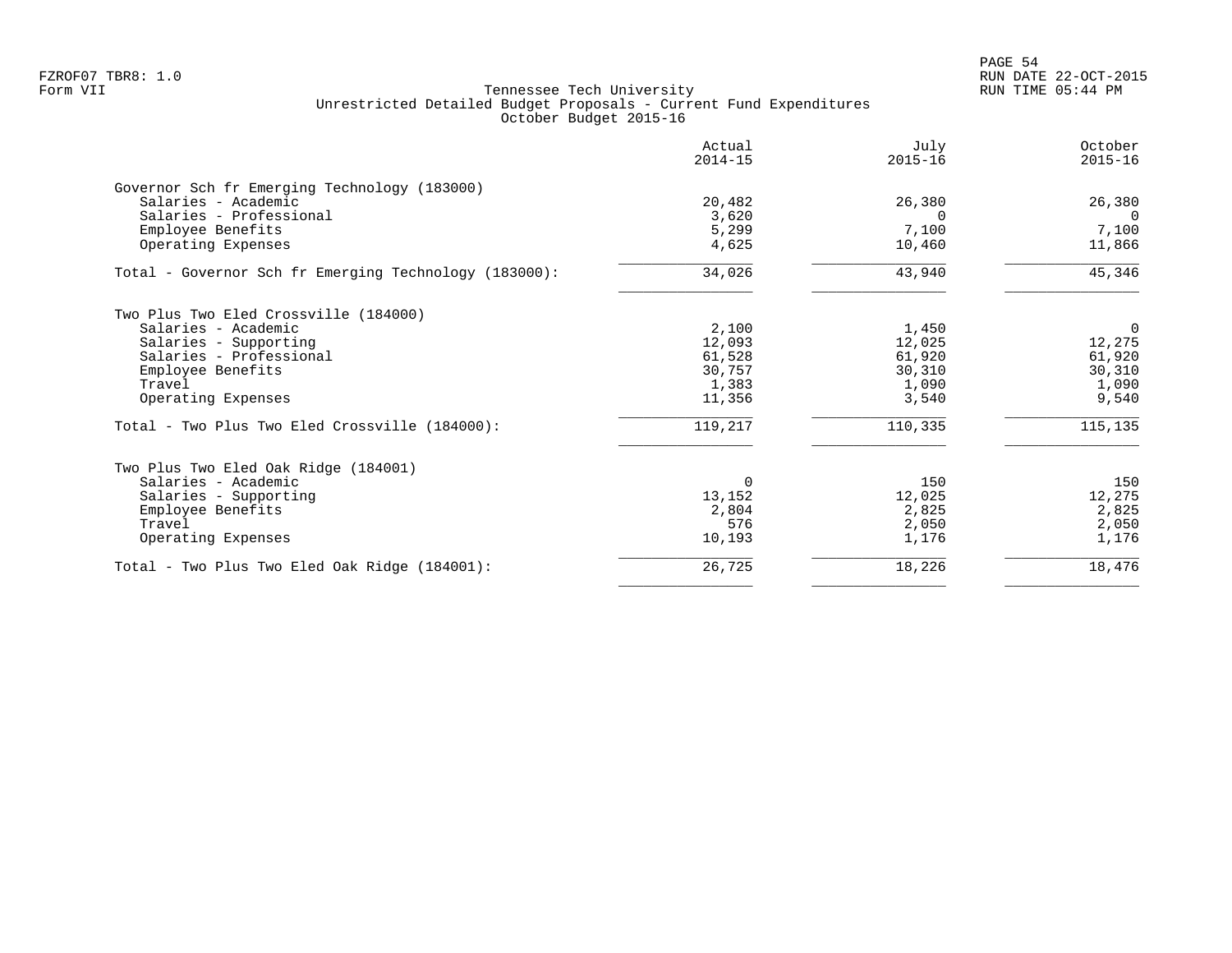FZROF07 TBR8: 1.0
Form VII

Tennessee Tech University
Unrestricted Detailed Budget Proposals - Current Fund Expenditures
October Budget 2015-16

RUN DATE 22-OCT-2015
RUN TIME 05:44 PM

| | Actual 2014-15 | July 2015-16 | October 2015-16 |
|---|---|---|---|
| **Governor Sch fr Emerging Technology (183000)** | | | |
| Salaries - Academic | 20,482 | 26,380 | 26,380 |
| Salaries - Professional | 3,620 | 0 | 0 |
| Employee Benefits | 5,299 | 7,100 | 7,100 |
| Operating Expenses | 4,625 | 10,460 | 11,866 |
| Total - Governor Sch fr Emerging Technology (183000): | 34,026 | 43,940 | 45,346 |
| **Two Plus Two Eled Crossville (184000)** | | | |
| Salaries - Academic | 2,100 | 1,450 | 0 |
| Salaries - Supporting | 12,093 | 12,025 | 12,275 |
| Salaries - Professional | 61,528 | 61,920 | 61,920 |
| Employee Benefits | 30,757 | 30,310 | 30,310 |
| Travel | 1,383 | 1,090 | 1,090 |
| Operating Expenses | 11,356 | 3,540 | 9,540 |
| Total - Two Plus Two Eled Crossville (184000): | 119,217 | 110,335 | 115,135 |
| **Two Plus Two Eled Oak Ridge (184001)** | | | |
| Salaries - Academic | 0 | 150 | 150 |
| Salaries - Supporting | 13,152 | 12,025 | 12,275 |
| Employee Benefits | 2,804 | 2,825 | 2,825 |
| Travel | 576 | 2,050 | 2,050 |
| Operating Expenses | 10,193 | 1,176 | 1,176 |
| Total - Two Plus Two Eled Oak Ridge (184001): | 26,725 | 18,226 | 18,476 |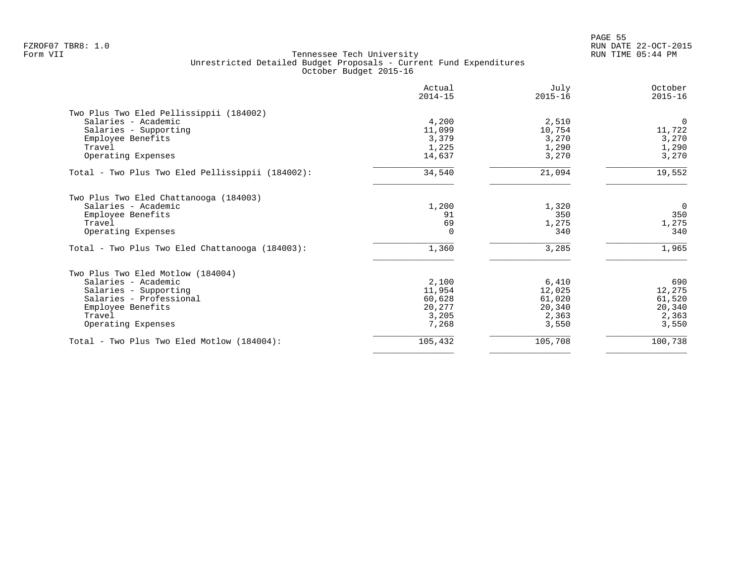FZROF07 TBR8: 1.0
Form VII

Tennessee Tech University
Unrestricted Detailed Budget Proposals - Current Fund Expenditures
October Budget 2015-16

RUN DATE 22-OCT-2015
RUN TIME 05:44 PM

| | Actual 2014-15 | July 2015-16 | October 2015-16 |
|---|---|---|---|
| **Two Plus Two Eled Pellissippii (184002)** | | | |
| Salaries - Academic | 4,200 | 2,510 | 0 |
| Salaries - Supporting | 11,099 | 10,754 | 11,722 |
| Employee Benefits | 3,379 | 3,270 | 3,270 |
| Travel | 1,225 | 1,290 | 1,290 |
| Operating Expenses | 14,637 | 3,270 | 3,270 |
| Total - Two Plus Two Eled Pellissippii (184002): | 34,540 | 21,094 | 19,552 |
| **Two Plus Two Eled Chattanooga (184003)** | | | |
| Salaries - Academic | 1,200 | 1,320 | 0 |
| Employee Benefits | 91 | 350 | 350 |
| Travel | 69 | 1,275 | 1,275 |
| Operating Expenses | 0 | 340 | 340 |
| Total - Two Plus Two Eled Chattanooga (184003): | 1,360 | 3,285 | 1,965 |
| **Two Plus Two Eled Motlow (184004)** | | | |
| Salaries - Academic | 2,100 | 6,410 | 690 |
| Salaries - Supporting | 11,954 | 12,025 | 12,275 |
| Salaries - Professional | 60,628 | 61,020 | 61,520 |
| Employee Benefits | 20,277 | 20,340 | 20,340 |
| Travel | 3,205 | 2,363 | 2,363 |
| Operating Expenses | 7,268 | 3,550 | 3,550 |
| Total - Two Plus Two Eled Motlow (184004): | 105,432 | 105,708 | 100,738 |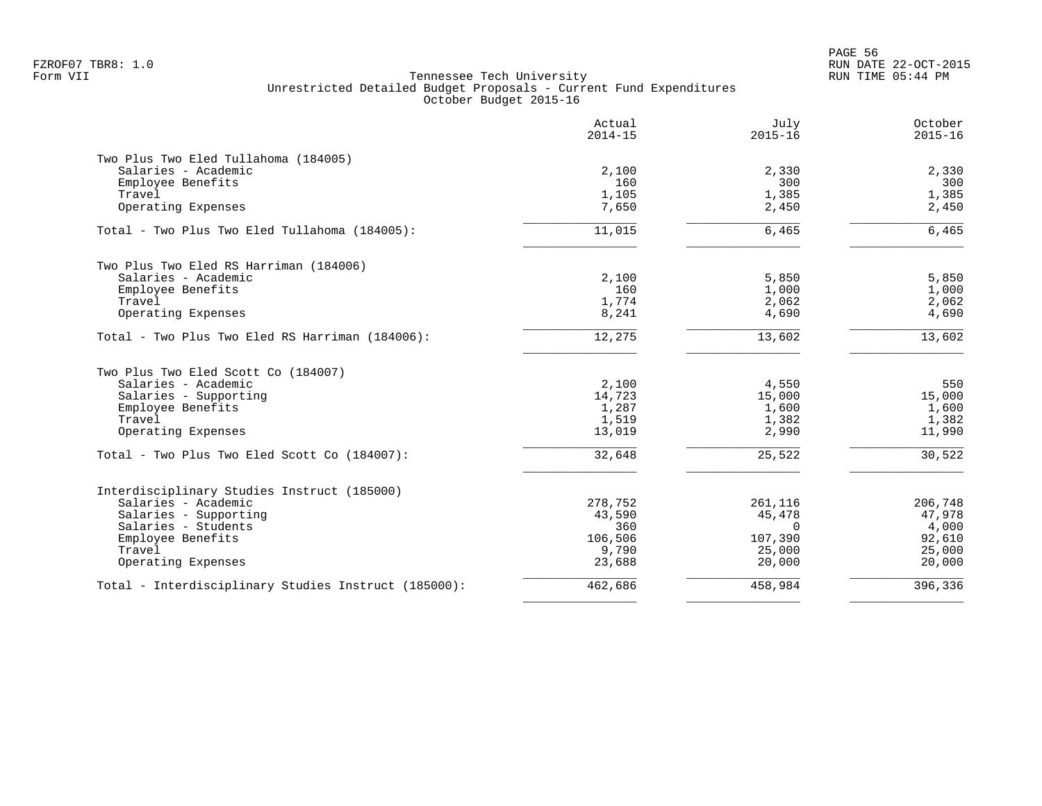Tennessee Tech University
Unrestricted Detailed Budget Proposals - Current Fund Expenditures
October Budget 2015-16

| | Actual 2014-15 | July 2015-16 | October 2015-16 |
|---|---|---|---|
| **Two Plus Two Eled Tullahoma (184005)** | | | |
| Salaries - Academic | 2,100 | 2,330 | 2,330 |
| Employee Benefits | 160 | 300 | 300 |
| Travel | 1,105 | 1,385 | 1,385 |
| Operating Expenses | 7,650 | 2,450 | 2,450 |
| Total - Two Plus Two Eled Tullahoma (184005): | 11,015 | 6,465 | 6,465 |
| **Two Plus Two Eled RS Harriman (184006)** | | | |
| Salaries - Academic | 2,100 | 5,850 | 5,850 |
| Employee Benefits | 160 | 1,000 | 1,000 |
| Travel | 1,774 | 2,062 | 2,062 |
| Operating Expenses | 8,241 | 4,690 | 4,690 |
| Total - Two Plus Two Eled RS Harriman (184006): | 12,275 | 13,602 | 13,602 |
| **Two Plus Two Eled Scott Co (184007)** | | | |
| Salaries - Academic | 2,100 | 4,550 | 550 |
| Salaries - Supporting | 14,723 | 15,000 | 15,000 |
| Employee Benefits | 1,287 | 1,600 | 1,600 |
| Travel | 1,519 | 1,382 | 1,382 |
| Operating Expenses | 13,019 | 2,990 | 11,990 |
| Total - Two Plus Two Eled Scott Co (184007): | 32,648 | 25,522 | 30,522 |
| **Interdisciplinary Studies Instruct (185000)** | | | |
| Salaries - Academic | 278,752 | 261,116 | 206,748 |
| Salaries - Supporting | 43,590 | 45,478 | 47,978 |
| Salaries - Students | 360 | 0 | 4,000 |
| Employee Benefits | 106,506 | 107,390 | 92,610 |
| Travel | 9,790 | 25,000 | 25,000 |
| Operating Expenses | 23,688 | 20,000 | 20,000 |
| Total - Interdisciplinary Studies Instruct (185000): | 462,686 | 458,984 | 396,336 |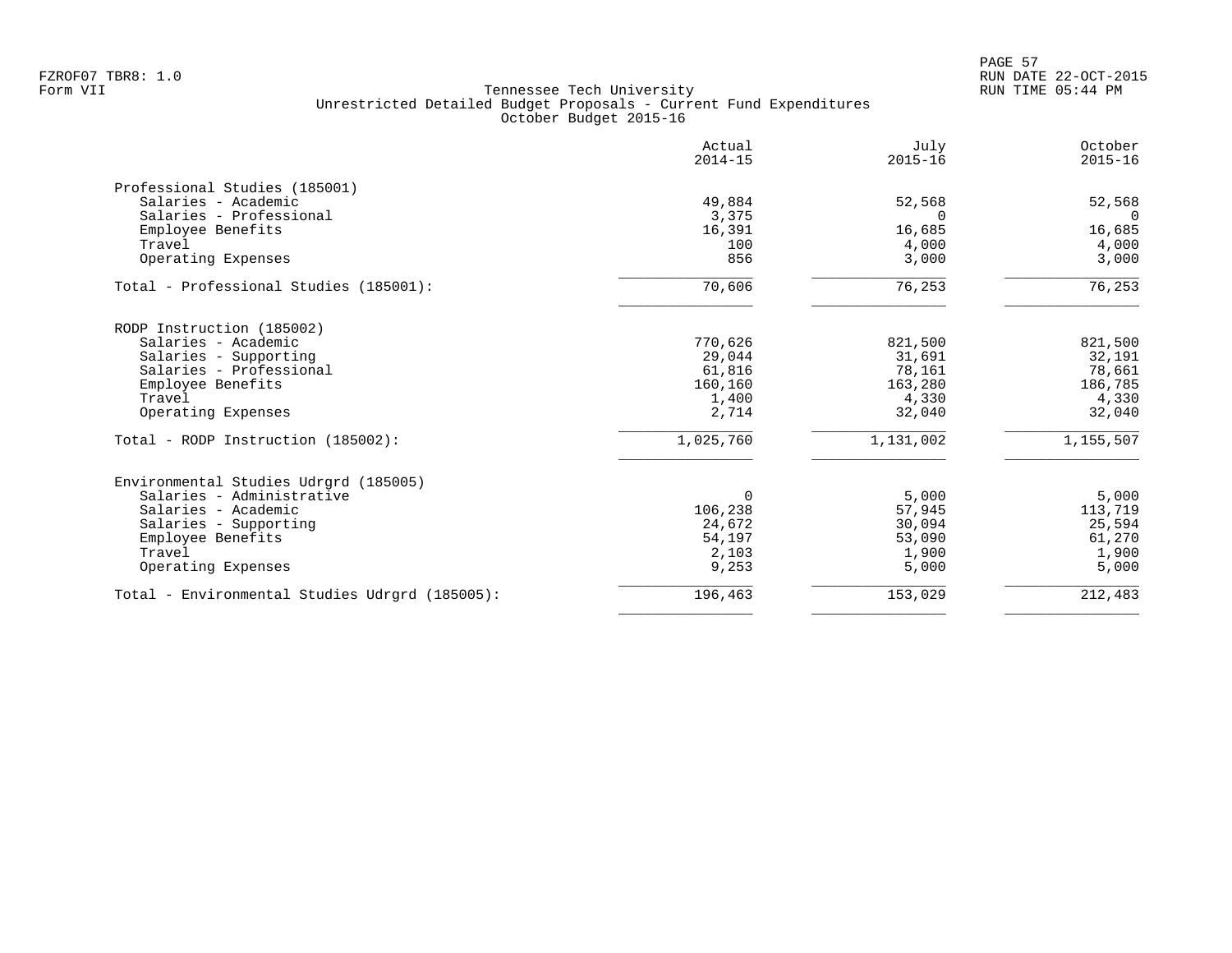FZROF07 TBR8: 1.0
Form VII

# Tennessee Tech University
## Unrestricted Detailed Budget Proposals - Current Fund Expenditures
### October Budget 2015-16

RUN DATE 22-OCT-2015
RUN TIME 05:44 PM

| | Actual 2014-15 | July 2015-16 | October 2015-16 |
|---|---|---|---|
| **Professional Studies (185001)** | | | |
| Salaries - Academic | 49,884 | 52,568 | 52,568 |
| Salaries - Professional | 3,375 | 0 | 0 |
| Employee Benefits | 16,391 | 16,685 | 16,685 |
| Travel | 100 | 4,000 | 4,000 |
| Operating Expenses | 856 | 3,000 | 3,000 |
| Total - Professional Studies (185001): | 70,606 | 76,253 | 76,253 |
| **RODP Instruction (185002)** | | | |
| Salaries - Academic | 770,626 | 821,500 | 821,500 |
| Salaries - Supporting | 29,044 | 31,691 | 32,191 |
| Salaries - Professional | 61,816 | 78,161 | 78,661 |
| Employee Benefits | 160,160 | 163,280 | 186,785 |
| Travel | 1,400 | 4,330 | 4,330 |
| Operating Expenses | 2,714 | 32,040 | 32,040 |
| Total - RODP Instruction (185002): | 1,025,760 | 1,131,002 | 1,155,507 |
| **Environmental Studies Udrgrd (185005)** | | | |
| Salaries - Administrative | 0 | 5,000 | 5,000 |
| Salaries - Academic | 106,238 | 57,945 | 113,719 |
| Salaries - Supporting | 24,672 | 30,094 | 25,594 |
| Employee Benefits | 54,197 | 53,090 | 61,270 |
| Travel | 2,103 | 1,900 | 1,900 |
| Operating Expenses | 9,253 | 5,000 | 5,000 |
| Total - Environmental Studies Udrgrd (185005): | 196,463 | 153,029 | 212,483 |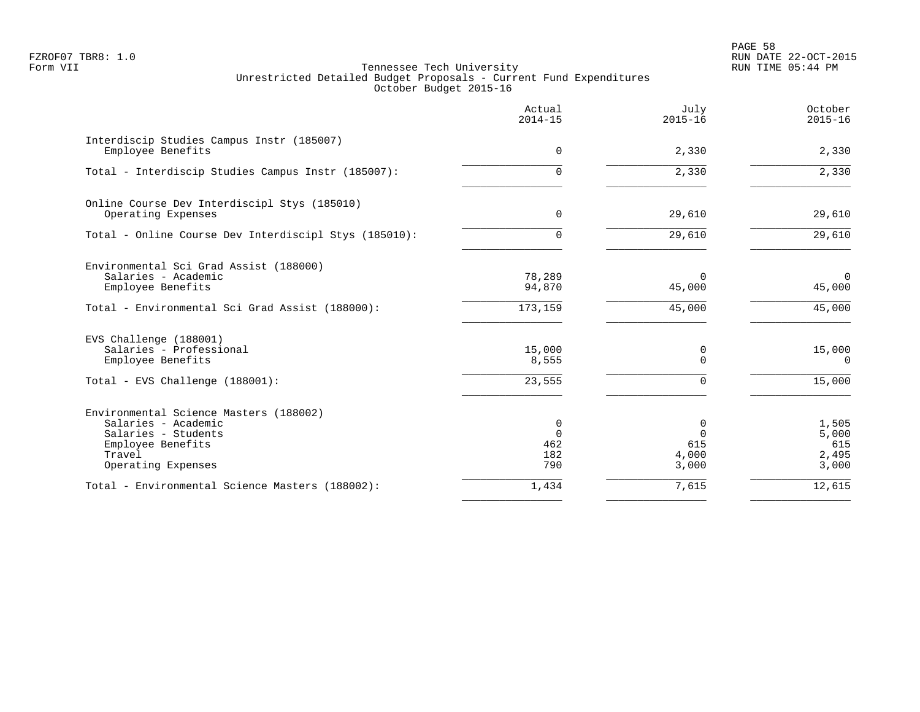Tennessee Tech University
Unrestricted Detailed Budget Proposals - Current Fund Expenditures
October Budget 2015-16

| | Actual 2014-15 | July 2015-16 | October 2015-16 |
|---|---|---|---|
| **Interdiscip Studies Campus Instr (185007)** | | | |
| Employee Benefits | 0 | 2,330 | 2,330 |
| Total - Interdiscip Studies Campus Instr (185007): | 0 | 2,330 | 2,330 |
| **Online Course Dev Interdiscipl Stys (185010)** | | | |
| Operating Expenses | 0 | 29,610 | 29,610 |
| Total - Online Course Dev Interdiscipl Stys (185010): | 0 | 29,610 | 29,610 |
| **Environmental Sci Grad Assist (188000)** | | | |
| Salaries - Academic | 78,289 | 0 | 0 |
| Employee Benefits | 94,870 | 45,000 | 45,000 |
| Total - Environmental Sci Grad Assist (188000): | 173,159 | 45,000 | 45,000 |
| **EVS Challenge (188001)** | | | |
| Salaries - Professional | 15,000 | 0 | 15,000 |
| Employee Benefits | 8,555 | 0 | 0 |
| Total - EVS Challenge (188001): | 23,555 | 0 | 15,000 |
| **Environmental Science Masters (188002)** | | | |
| Salaries - Academic | 0 | 0 | 1,505 |
| Salaries - Students | 0 | 0 | 5,000 |
| Employee Benefits | 462 | 615 | 615 |
| Travel | 182 | 4,000 | 2,495 |
| Operating Expenses | 790 | 3,000 | 3,000 |
| Total - Environmental Science Masters (188002): | 1,434 | 7,615 | 12,615 |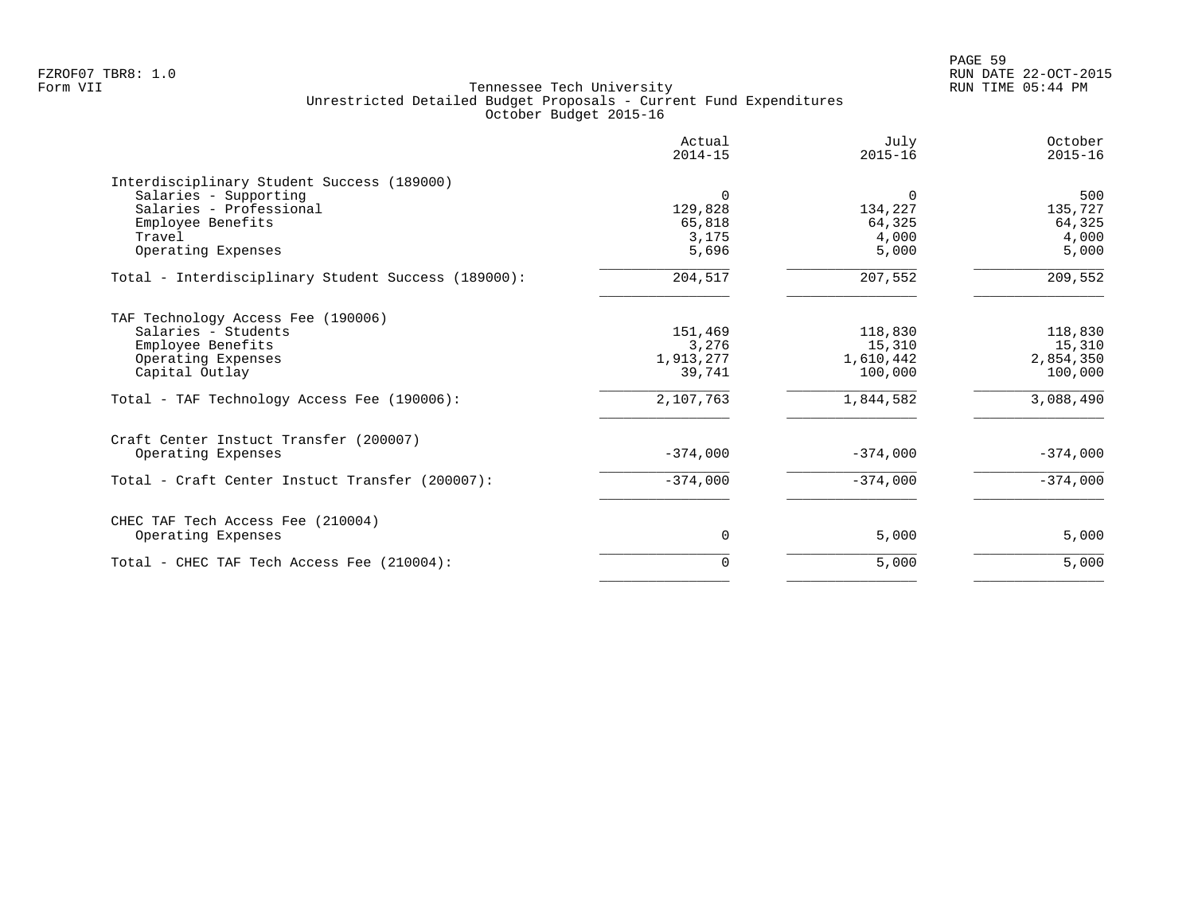Tennessee Tech University
Unrestricted Detailed Budget Proposals - Current Fund Expenditures
October Budget 2015-16

| | Actual 2014-15 | July 2015-16 | October 2015-16 |
|---|---:|---:|---:|
| **Interdisciplinary Student Success (189000)** | | | |
| Salaries - Supporting | 0 | 0 | 500 |
| Salaries - Professional | 129,828 | 134,227 | 135,727 |
| Employee Benefits | 65,818 | 64,325 | 64,325 |
| Travel | 3,175 | 4,000 | 4,000 |
| Operating Expenses | 5,696 | 5,000 | 5,000 |
| Total - Interdisciplinary Student Success (189000): | 204,517 | 207,552 | 209,552 |
| **TAF Technology Access Fee (190006)** | | | |
| Salaries - Students | 151,469 | 118,830 | 118,830 |
| Employee Benefits | 3,276 | 15,310 | 15,310 |
| Operating Expenses | 1,913,277 | 1,610,442 | 2,854,350 |
| Capital Outlay | 39,741 | 100,000 | 100,000 |
| Total - TAF Technology Access Fee (190006): | 2,107,763 | 1,844,582 | 3,088,490 |
| **Craft Center Instuct Transfer (200007)** | | | |
| Operating Expenses | -374,000 | -374,000 | -374,000 |
| Total - Craft Center Instuct Transfer (200007): | -374,000 | -374,000 | -374,000 |
| **CHEC TAF Tech Access Fee (210004)** | | | |
| Operating Expenses | 0 | 5,000 | 5,000 |
| Total - CHEC TAF Tech Access Fee (210004): | 0 | 5,000 | 5,000 |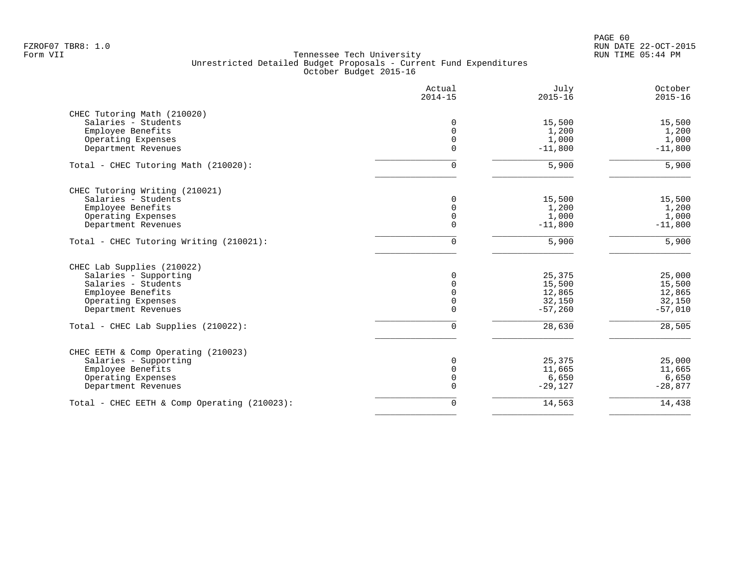FZROF07 TBR8: 1.0
Form VII

Tennessee Tech University
Unrestricted Detailed Budget Proposals - Current Fund Expenditures
October Budget 2015-16

RUN DATE 22-OCT-2015
RUN TIME 05:44 PM

| | Actual 2014-15 | July 2015-16 | October 2015-16 |
|---|---|---|---|
| CHEC Tutoring Math (210020) | | | |
| Salaries - Students | 0 | 15,500 | 15,500 |
| Employee Benefits | 0 | 1,200 | 1,200 |
| Operating Expenses | 0 | 1,000 | 1,000 |
| Department Revenues | 0 | -11,800 | -11,800 |
| Total - CHEC Tutoring Math (210020): | 0 | 5,900 | 5,900 |
| CHEC Tutoring Writing (210021) | | | |
| Salaries - Students | 0 | 15,500 | 15,500 |
| Employee Benefits | 0 | 1,200 | 1,200 |
| Operating Expenses | 0 | 1,000 | 1,000 |
| Department Revenues | 0 | -11,800 | -11,800 |
| Total - CHEC Tutoring Writing (210021): | 0 | 5,900 | 5,900 |
| CHEC Lab Supplies (210022) | | | |
| Salaries - Supporting | 0 | 25,375 | 25,000 |
| Salaries - Students | 0 | 15,500 | 15,500 |
| Employee Benefits | 0 | 12,865 | 12,865 |
| Operating Expenses | 0 | 32,150 | 32,150 |
| Department Revenues | 0 | -57,260 | -57,010 |
| Total - CHEC Lab Supplies (210022): | 0 | 28,630 | 28,505 |
| CHEC EETH & Comp Operating (210023) | | | |
| Salaries - Supporting | 0 | 25,375 | 25,000 |
| Employee Benefits | 0 | 11,665 | 11,665 |
| Operating Expenses | 0 | 6,650 | 6,650 |
| Department Revenues | 0 | -29,127 | -28,877 |
| Total - CHEC EETH & Comp Operating (210023): | 0 | 14,563 | 14,438 |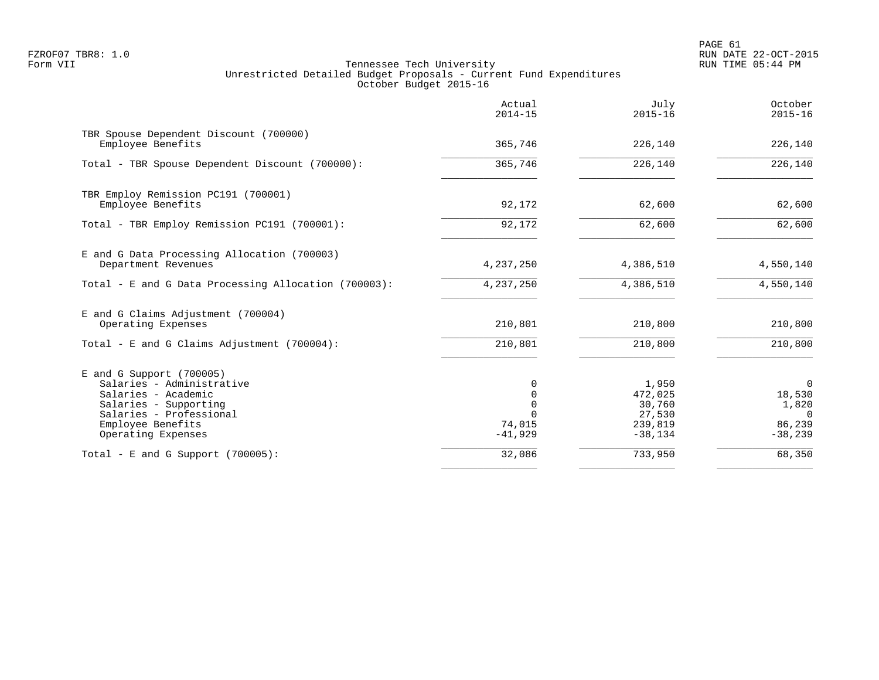Tennessee Tech University
Unrestricted Detailed Budget Proposals - Current Fund Expenditures
October Budget 2015-16

| | Actual 2014-15 | July 2015-16 | October 2015-16 |
|---|---|---|---|
| TBR Spouse Dependent Discount (700000) | | | |
| Employee Benefits | 365,746 | 226,140 | 226,140 |
| Total - TBR Spouse Dependent Discount (700000): | 365,746 | 226,140 | 226,140 |
| TBR Employ Remission PC191 (700001) | | | |
| Employee Benefits | 92,172 | 62,600 | 62,600 |
| Total - TBR Employ Remission PC191 (700001): | 92,172 | 62,600 | 62,600 |
| E and G Data Processing Allocation (700003) | | | |
| Department Revenues | 4,237,250 | 4,386,510 | 4,550,140 |
| Total - E and G Data Processing Allocation (700003): | 4,237,250 | 4,386,510 | 4,550,140 |
| E and G Claims Adjustment (700004) | | | |
| Operating Expenses | 210,801 | 210,800 | 210,800 |
| Total - E and G Claims Adjustment (700004): | 210,801 | 210,800 | 210,800 |
| E and G Support (700005) | | | |
| Salaries - Administrative | 0 | 1,950 | 0 |
| Salaries - Academic | 0 | 472,025 | 18,530 |
| Salaries - Supporting | 0 | 30,760 | 1,820 |
| Salaries - Professional | 0 | 27,530 | 0 |
| Employee Benefits | 74,015 | 239,819 | 86,239 |
| Operating Expenses | -41,929 | -38,134 | -38,239 |
| Total - E and G Support (700005): | 32,086 | 733,950 | 68,350 |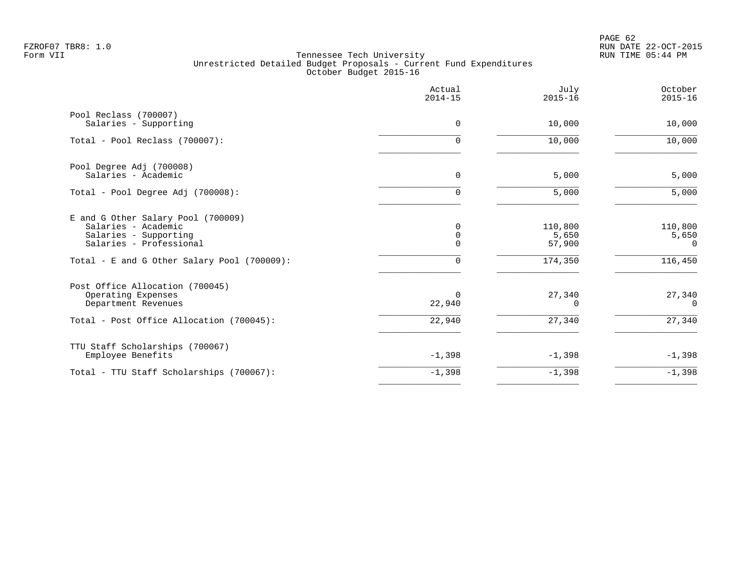FZROF07 TBR8: 1.0
Form VII

Tennessee Tech University
Unrestricted Detailed Budget Proposals - Current Fund Expenditures
October Budget 2015-16

RUN DATE 22-OCT-2015
RUN TIME 05:44 PM

| | Actual 2014-15 | July 2015-16 | October 2015-16 |
|---|---|---|---|
| Pool Reclass (700007) | | | |
| Salaries - Supporting | 0 | 10,000 | 10,000 |
| Total - Pool Reclass (700007): | 0 | 10,000 | 10,000 |
| Pool Degree Adj (700008) | | | |
| Salaries - Academic | 0 | 5,000 | 5,000 |
| Total - Pool Degree Adj (700008): | 0 | 5,000 | 5,000 |
| E and G Other Salary Pool (700009) | | | |
| Salaries - Academic | 0 | 110,800 | 110,800 |
| Salaries - Supporting | 0 | 5,650 | 5,650 |
| Salaries - Professional | 0 | 57,900 | 0 |
| Total - E and G Other Salary Pool (700009): | 0 | 174,350 | 116,450 |
| Post Office Allocation (700045) | | | |
| Operating Expenses | 0 | 27,340 | 27,340 |
| Department Revenues | 22,940 | 0 | 0 |
| Total - Post Office Allocation (700045): | 22,940 | 27,340 | 27,340 |
| TTU Staff Scholarships (700067) | | | |
| Employee Benefits | -1,398 | -1,398 | -1,398 |
| Total - TTU Staff Scholarships (700067): | -1,398 | -1,398 | -1,398 |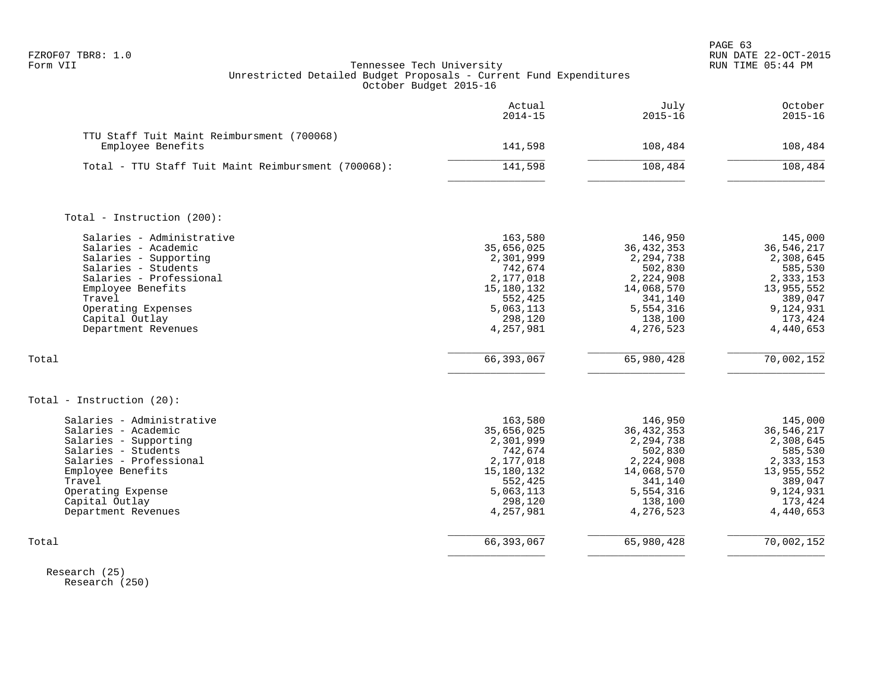FZROF07 TBR8: 1.0
Form VII

Tennessee Tech University
Unrestricted Detailed Budget Proposals - Current Fund Expenditures
October Budget 2015-16

| | Actual 2014-15 | July 2015-16 | October 2015-16 |
|---|---|---|---|
| TTU Staff Tuit Maint Reimbursment (700068) | | | |
| Employee Benefits | 141,598 | 108,484 | 108,484 |
| Total - TTU Staff Tuit Maint Reimbursment (700068): | 141,598 | 108,484 | 108,484 |
| | | | |
| Total - Instruction (200): | | | |
| Salaries - Administrative | 163,580 | 146,950 | 145,000 |
| Salaries - Academic | 35,656,025 | 36,432,353 | 36,546,217 |
| Salaries - Supporting | 2,301,999 | 2,294,738 | 2,308,645 |
| Salaries - Students | 742,674 | 502,830 | 585,530 |
| Salaries - Professional | 2,177,018 | 2,224,908 | 2,333,153 |
| Employee Benefits | 15,180,132 | 14,068,570 | 13,955,552 |
| Travel | 552,425 | 341,140 | 389,047 |
| Operating Expenses | 5,063,113 | 5,554,316 | 9,124,931 |
| Capital Outlay | 298,120 | 138,100 | 173,424 |
| Department Revenues | 4,257,981 | 4,276,523 | 4,440,653 |
| Total | 66,393,067 | 65,980,428 | 70,002,152 |
| | | | |
| Total - Instruction (20): | | | |
| Salaries - Administrative | 163,580 | 146,950 | 145,000 |
| Salaries - Academic | 35,656,025 | 36,432,353 | 36,546,217 |
| Salaries - Supporting | 2,301,999 | 2,294,738 | 2,308,645 |
| Salaries - Students | 742,674 | 502,830 | 585,530 |
| Salaries - Professional | 2,177,018 | 2,224,908 | 2,333,153 |
| Employee Benefits | 15,180,132 | 14,068,570 | 13,955,552 |
| Travel | 552,425 | 341,140 | 389,047 |
| Operating Expense | 5,063,113 | 5,554,316 | 9,124,931 |
| Capital Outlay | 298,120 | 138,100 | 173,424 |
| Department Revenues | 4,257,981 | 4,276,523 | 4,440,653 |
| Total | 66,393,067 | 65,980,428 | 70,002,152 |

Research (25)
Research (250)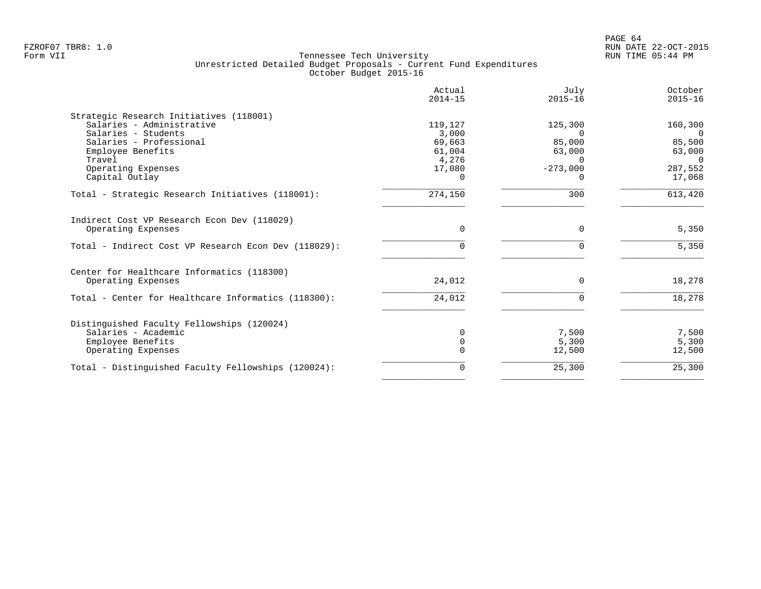FZROF07 TBR8: 1.0
Form VII

Tennessee Tech University
Unrestricted Detailed Budget Proposals - Current Fund Expenditures
October Budget 2015-16

| | Actual 2014-15 | July 2015-16 | October 2015-16 |
|---|---|---|---|
| **Strategic Research Initiatives (118001)** | | | |
| Salaries - Administrative | 119,127 | 125,300 | 160,300 |
| Salaries - Students | 3,000 | 0 | 0 |
| Salaries - Professional | 69,663 | 85,000 | 85,500 |
| Employee Benefits | 61,004 | 63,000 | 63,000 |
| Travel | 4,276 | 0 | 0 |
| Operating Expenses | 17,080 | -273,000 | 287,552 |
| Capital Outlay | 0 | 0 | 17,068 |
| Total - Strategic Research Initiatives (118001): | 274,150 | 300 | 613,420 |
| **Indirect Cost VP Research Econ Dev (118029)** | | | |
| Operating Expenses | 0 | 0 | 5,350 |
| Total - Indirect Cost VP Research Econ Dev (118029): | 0 | 0 | 5,350 |
| **Center for Healthcare Informatics (118300)** | | | |
| Operating Expenses | 24,012 | 0 | 18,278 |
| Total - Center for Healthcare Informatics (118300): | 24,012 | 0 | 18,278 |
| **Distinguished Faculty Fellowships (120024)** | | | |
| Salaries - Academic | 0 | 7,500 | 7,500 |
| Employee Benefits | 0 | 5,300 | 5,300 |
| Operating Expenses | 0 | 12,500 | 12,500 |
| Total - Distinguished Faculty Fellowships (120024): | 0 | 25,300 | 25,300 |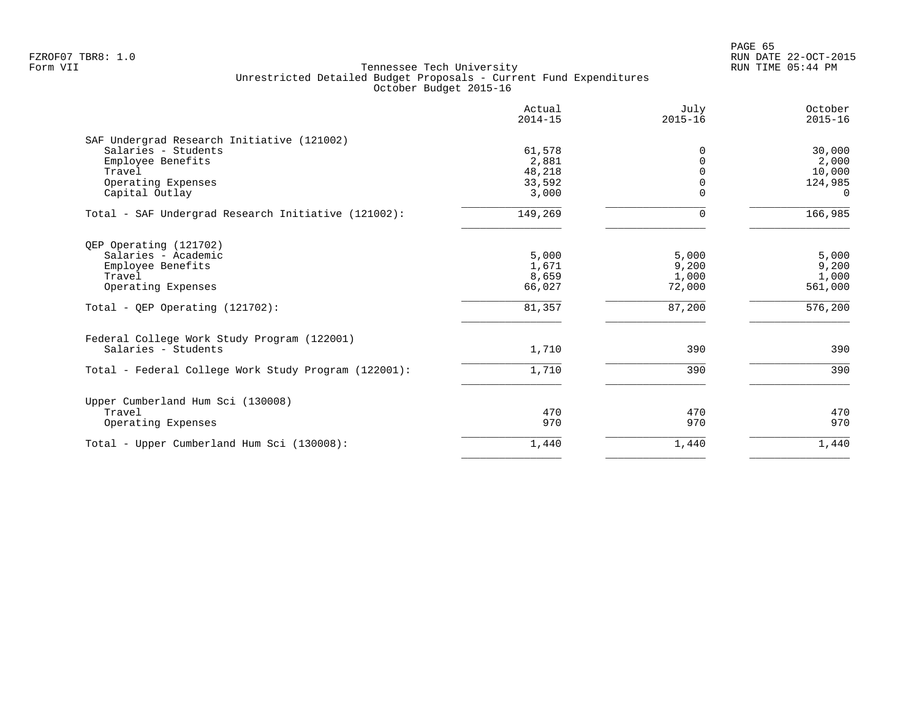Tennessee Tech University
Unrestricted Detailed Budget Proposals - Current Fund Expenditures
October Budget 2015-16

| | Actual 2014-15 | July 2015-16 | October 2015-16 |
|---|---|---|---|
| **SAF Undergrad Research Initiative (121002)** | | | |
| Salaries - Students | 61,578 | 0 | 30,000 |
| Employee Benefits | 2,881 | 0 | 2,000 |
| Travel | 48,218 | 0 | 10,000 |
| Operating Expenses | 33,592 | 0 | 124,985 |
| Capital Outlay | 3,000 | 0 | 0 |
| Total - SAF Undergrad Research Initiative (121002): | 149,269 | 0 | 166,985 |
| **QEP Operating (121702)** | | | |
| Salaries - Academic | 5,000 | 5,000 | 5,000 |
| Employee Benefits | 1,671 | 9,200 | 9,200 |
| Travel | 8,659 | 1,000 | 1,000 |
| Operating Expenses | 66,027 | 72,000 | 561,000 |
| Total - QEP Operating (121702): | 81,357 | 87,200 | 576,200 |
| **Federal College Work Study Program (122001)** | | | |
| Salaries - Students | 1,710 | 390 | 390 |
| Total - Federal College Work Study Program (122001): | 1,710 | 390 | 390 |
| **Upper Cumberland Hum Sci (130008)** | | | |
| Travel | 470 | 470 | 470 |
| Operating Expenses | 970 | 970 | 970 |
| Total - Upper Cumberland Hum Sci (130008): | 1,440 | 1,440 | 1,440 |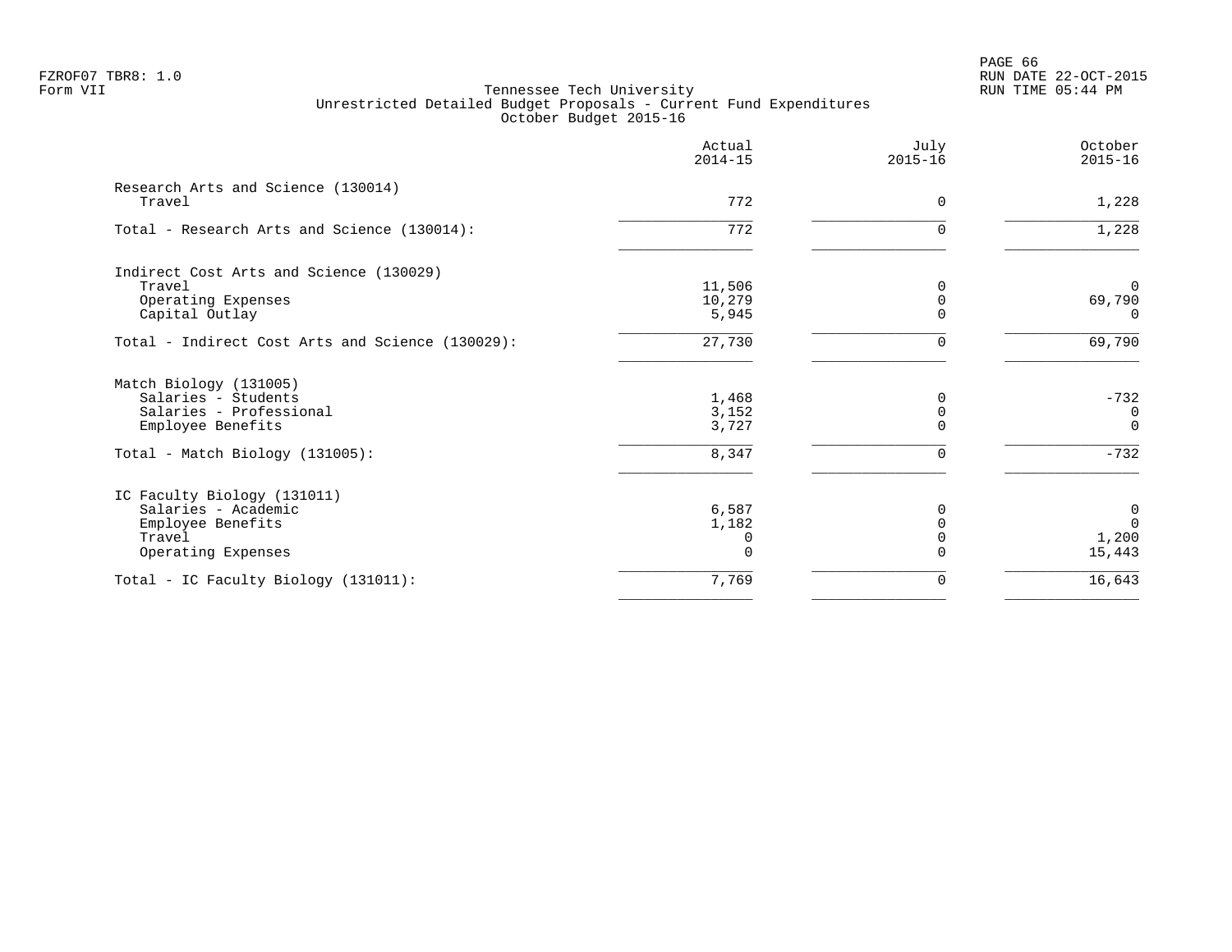FZROF07 TBR8: 1.0
Form VII

Tennessee Tech University
Unrestricted Detailed Budget Proposals - Current Fund Expenditures
October Budget 2015-16

| | Actual 2014-15 | July 2015-16 | October 2015-16 |
|---|---|---|---|
| **Research Arts and Science (130014)** | | | |
| Travel | 772 | 0 | 1,228 |
| Total - Research Arts and Science (130014): | 772 | 0 | 1,228 |
| **Indirect Cost Arts and Science (130029)** | | | |
| Travel | 11,506 | 0 | 0 |
| Operating Expenses | 10,279 | 0 | 69,790 |
| Capital Outlay | 5,945 | 0 | 0 |
| Total - Indirect Cost Arts and Science (130029): | 27,730 | 0 | 69,790 |
| **Match Biology (131005)** | | | |
| Salaries - Students | 1,468 | 0 | -732 |
| Salaries - Professional | 3,152 | 0 | 0 |
| Employee Benefits | 3,727 | 0 | 0 |
| Total - Match Biology (131005): | 8,347 | 0 | -732 |
| **IC Faculty Biology (131011)** | | | |
| Salaries - Academic | 6,587 | 0 | 0 |
| Employee Benefits | 1,182 | 0 | 0 |
| Travel | 0 | 0 | 1,200 |
| Operating Expenses | 0 | 0 | 15,443 |
| Total - IC Faculty Biology (131011): | 7,769 | 0 | 16,643 |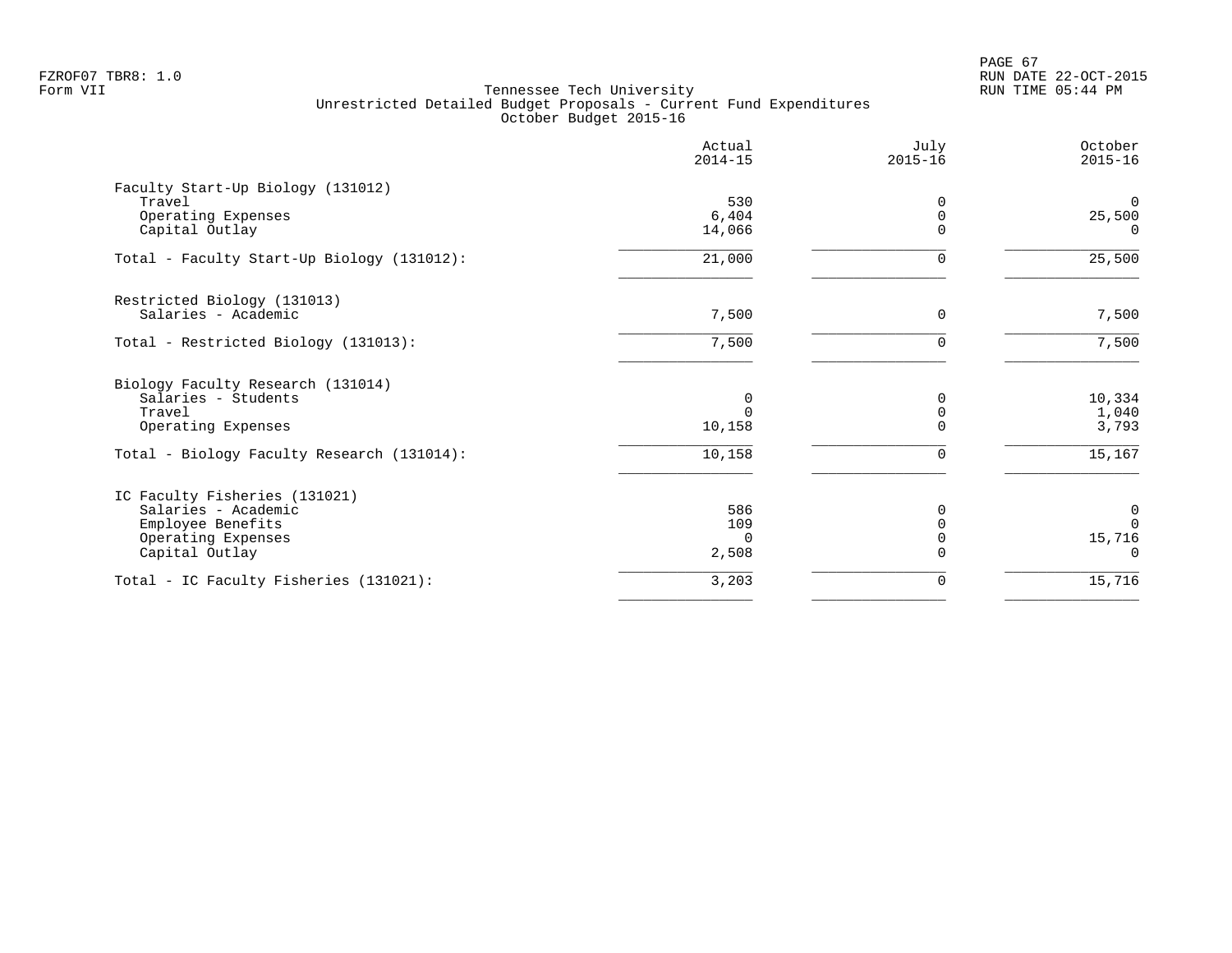FZROF07 TBR8: 1.0
Form VII

# Tennessee Tech University
## Unrestricted Detailed Budget Proposals - Current Fund Expenditures
### October Budget 2015-16

| | Actual 2014-15 | July 2015-16 | October 2015-16 |
|---|---|---|---|
| **Faculty Start-Up Biology (131012)** | | | |
| Travel | 530 | 0 | 0 |
| Operating Expenses | 6,404 | 0 | 25,500 |
| Capital Outlay | 14,066 | 0 | 0 |
| Total - Faculty Start-Up Biology (131012): | 21,000 | 0 | 25,500 |
| **Restricted Biology (131013)** | | | |
| Salaries - Academic | 7,500 | 0 | 7,500 |
| Total - Restricted Biology (131013): | 7,500 | 0 | 7,500 |
| **Biology Faculty Research (131014)** | | | |
| Salaries - Students | 0 | 0 | 10,334 |
| Travel | 0 | 0 | 1,040 |
| Operating Expenses | 10,158 | 0 | 3,793 |
| Total - Biology Faculty Research (131014): | 10,158 | 0 | 15,167 |
| **IC Faculty Fisheries (131021)** | | | |
| Salaries - Academic | 586 | 0 | 0 |
| Employee Benefits | 109 | 0 | 0 |
| Operating Expenses | 0 | 0 | 15,716 |
| Capital Outlay | 2,508 | 0 | 0 |
| Total - IC Faculty Fisheries (131021): | 3,203 | 0 | 15,716 |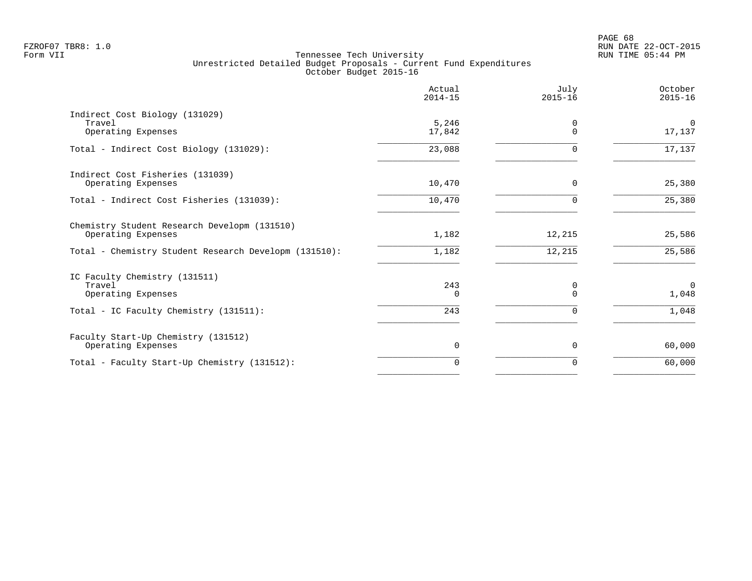FZROF07 TBR8: 1.0
Form VII

Tennessee Tech University
Unrestricted Detailed Budget Proposals - Current Fund Expenditures
October Budget 2015-16

| | Actual 2014-15 | July 2015-16 | October 2015-16 |
|---|---|---|---|
| **Indirect Cost Biology (131029)** | | | |
| Travel | 5,246 | 0 | 0 |
| Operating Expenses | 17,842 | 0 | 17,137 |
| Total - Indirect Cost Biology (131029): | 23,088 | 0 | 17,137 |
| **Indirect Cost Fisheries (131039)** | | | |
| Operating Expenses | 10,470 | 0 | 25,380 |
| Total - Indirect Cost Fisheries (131039): | 10,470 | 0 | 25,380 |
| **Chemistry Student Research Developm (131510)** | | | |
| Operating Expenses | 1,182 | 12,215 | 25,586 |
| Total - Chemistry Student Research Developm (131510): | 1,182 | 12,215 | 25,586 |
| **IC Faculty Chemistry (131511)** | | | |
| Travel | 243 | 0 | 0 |
| Operating Expenses | 0 | 0 | 1,048 |
| Total - IC Faculty Chemistry (131511): | 243 | 0 | 1,048 |
| **Faculty Start-Up Chemistry (131512)** | | | |
| Operating Expenses | 0 | 0 | 60,000 |
| Total - Faculty Start-Up Chemistry (131512): | 0 | 0 | 60,000 |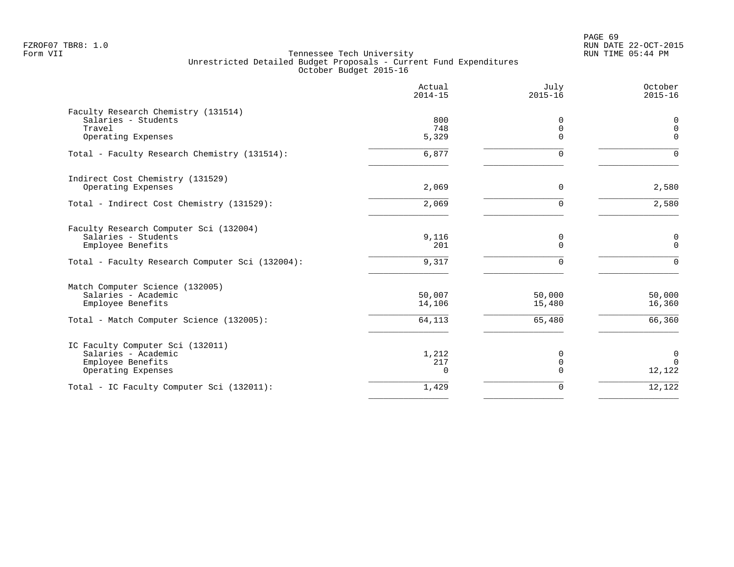Tennessee Tech University
Unrestricted Detailed Budget Proposals - Current Fund Expenditures
October Budget 2015-16

| | Actual 2014-15 | July 2015-16 | October 2015-16 |
|---|---|---|---|
| **Faculty Research Chemistry (131514)** | | | |
| Salaries - Students | 800 | 0 | 0 |
| Travel | 748 | 0 | 0 |
| Operating Expenses | 5,329 | 0 | 0 |
| Total - Faculty Research Chemistry (131514): | 6,877 | 0 | 0 |
| **Indirect Cost Chemistry (131529)** | | | |
| Operating Expenses | 2,069 | 0 | 2,580 |
| Total - Indirect Cost Chemistry (131529): | 2,069 | 0 | 2,580 |
| **Faculty Research Computer Sci (132004)** | | | |
| Salaries - Students | 9,116 | 0 | 0 |
| Employee Benefits | 201 | 0 | 0 |
| Total - Faculty Research Computer Sci (132004): | 9,317 | 0 | 0 |
| **Match Computer Science (132005)** | | | |
| Salaries - Academic | 50,007 | 50,000 | 50,000 |
| Employee Benefits | 14,106 | 15,480 | 16,360 |
| Total - Match Computer Science (132005): | 64,113 | 65,480 | 66,360 |
| **IC Faculty Computer Sci (132011)** | | | |
| Salaries - Academic | 1,212 | 0 | 0 |
| Employee Benefits | 217 | 0 | 0 |
| Operating Expenses | 0 | 0 | 12,122 |
| Total - IC Faculty Computer Sci (132011): | 1,429 | 0 | 12,122 |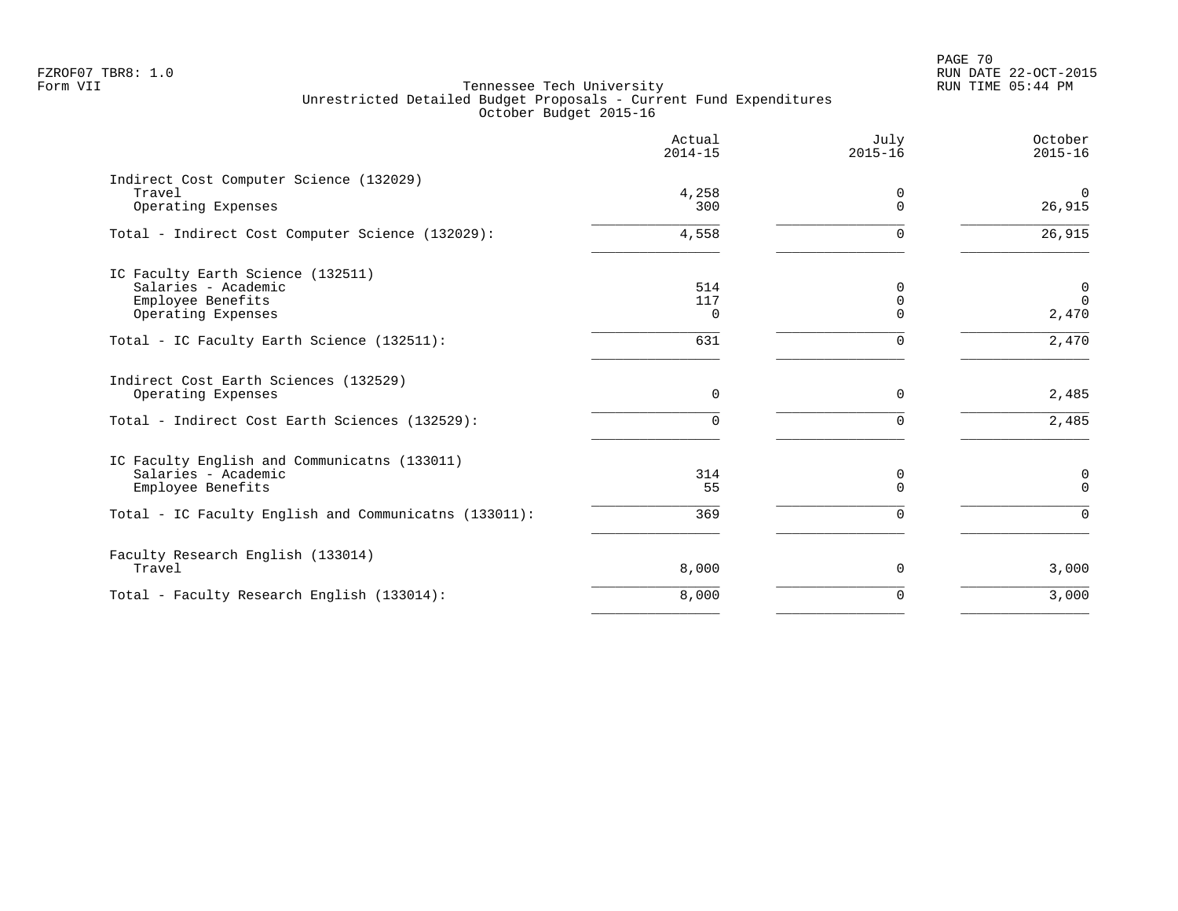Tennessee Tech University
Unrestricted Detailed Budget Proposals - Current Fund Expenditures
October Budget 2015-16

| | Actual 2014-15 | July 2015-16 | October 2015-16 |
|---|---|---|---|
| **Indirect Cost Computer Science (132029)** | | | |
| Travel | 4,258 | 0 | 0 |
| Operating Expenses | 300 | 0 | 26,915 |
| Total - Indirect Cost Computer Science (132029): | 4,558 | 0 | 26,915 |
| **IC Faculty Earth Science (132511)** | | | |
| Salaries - Academic | 514 | 0 | 0 |
| Employee Benefits | 117 | 0 | 0 |
| Operating Expenses | 0 | 0 | 2,470 |
| Total - IC Faculty Earth Science (132511): | 631 | 0 | 2,470 |
| **Indirect Cost Earth Sciences (132529)** | | | |
| Operating Expenses | 0 | 0 | 2,485 |
| Total - Indirect Cost Earth Sciences (132529): | 0 | 0 | 2,485 |
| **IC Faculty English and Communicatns (133011)** | | | |
| Salaries - Academic | 314 | 0 | 0 |
| Employee Benefits | 55 | 0 | 0 |
| Total - IC Faculty English and Communicatns (133011): | 369 | 0 | 0 |
| **Faculty Research English (133014)** | | | |
| Travel | 8,000 | 0 | 3,000 |
| Total - Faculty Research English (133014): | 8,000 | 0 | 3,000 |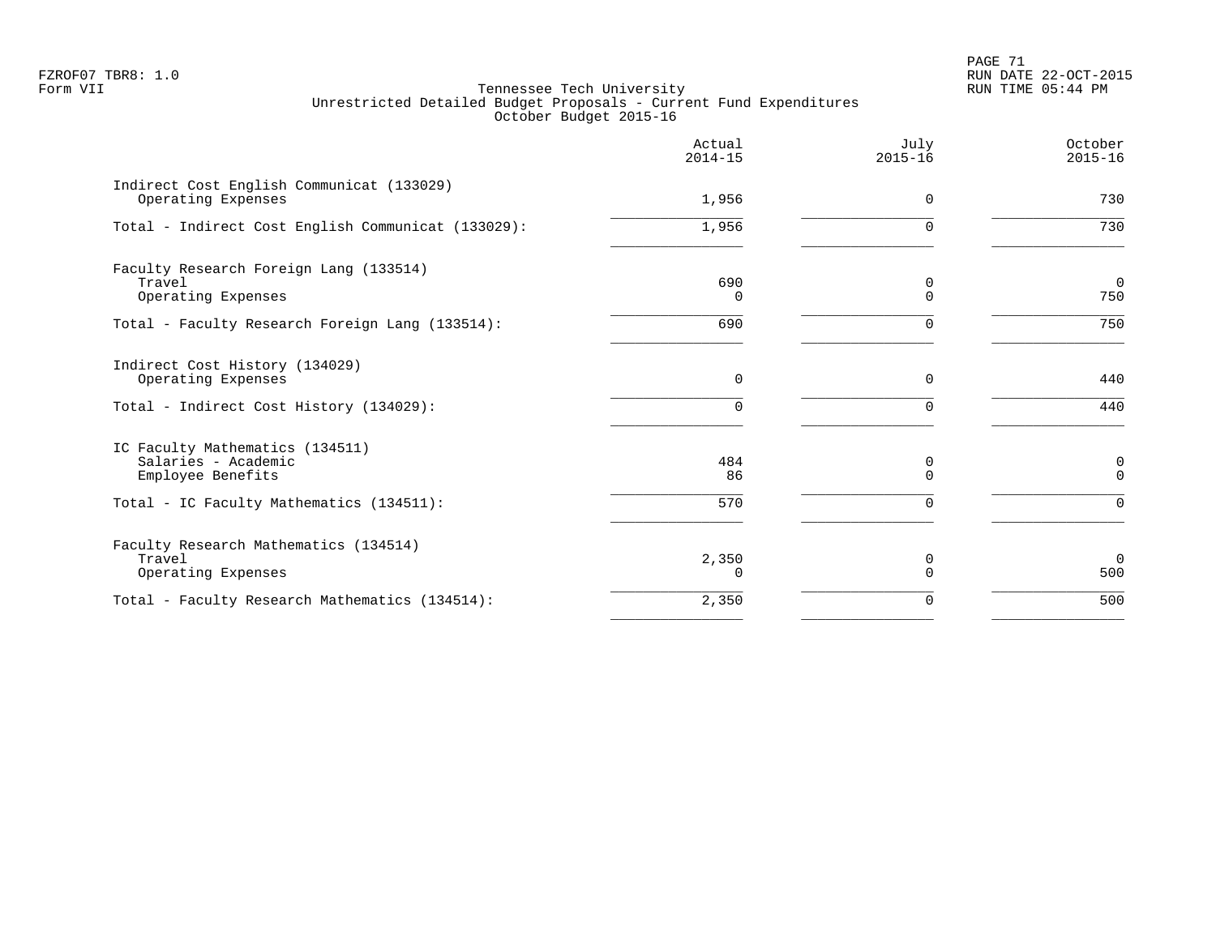FZROF07 TBR8: 1.0
Form VII

Tennessee Tech University
Unrestricted Detailed Budget Proposals - Current Fund Expenditures
October Budget 2015-16

RUN DATE 22-OCT-2015
RUN TIME 05:44 PM

| | Actual 2014-15 | July 2015-16 | October 2015-16 |
|---|---|---|---|
| **Indirect Cost English Communicat (133029)** | | | |
| Operating Expenses | 1,956 | 0 | 730 |
| Total - Indirect Cost English Communicat (133029): | 1,956 | 0 | 730 |
| **Faculty Research Foreign Lang (133514)** | | | |
| Travel | 690 | 0 | 0 |
| Operating Expenses | 0 | 0 | 750 |
| Total - Faculty Research Foreign Lang (133514): | 690 | 0 | 750 |
| **Indirect Cost History (134029)** | | | |
| Operating Expenses | 0 | 0 | 440 |
| Total - Indirect Cost History (134029): | 0 | 0 | 440 |
| **IC Faculty Mathematics (134511)** | | | |
| Salaries - Academic | 484 | 0 | 0 |
| Employee Benefits | 86 | 0 | 0 |
| Total - IC Faculty Mathematics (134511): | 570 | 0 | 0 |
| **Faculty Research Mathematics (134514)** | | | |
| Travel | 2,350 | 0 | 0 |
| Operating Expenses | 0 | 0 | 500 |
| Total - Faculty Research Mathematics (134514): | 2,350 | 0 | 500 |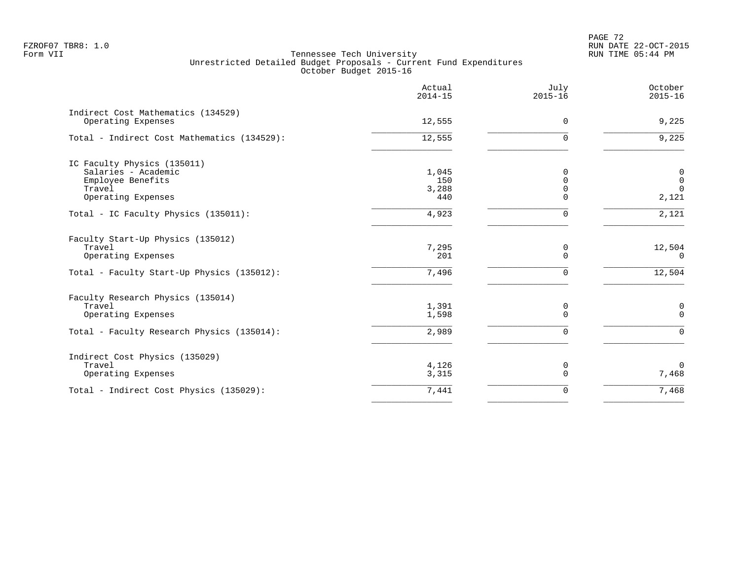FZROF07 TBR8: 1.0
Form VII

Tennessee Tech University
Unrestricted Detailed Budget Proposals - Current Fund Expenditures
October Budget 2015-16

RUN DATE 22-OCT-2015
RUN TIME 05:44 PM

| | Actual 2014-15 | July 2015-16 | October 2015-16 |
|---|---|---|---|
| **Indirect Cost Mathematics (134529)** | | | |
| Operating Expenses | 12,555 | 0 | 9,225 |
| Total - Indirect Cost Mathematics (134529): | 12,555 | 0 | 9,225 |
| **IC Faculty Physics (135011)** | | | |
| Salaries - Academic | 1,045 | 0 | 0 |
| Employee Benefits | 150 | 0 | 0 |
| Travel | 3,288 | 0 | 0 |
| Operating Expenses | 440 | 0 | 2,121 |
| Total - IC Faculty Physics (135011): | 4,923 | 0 | 2,121 |
| **Faculty Start-Up Physics (135012)** | | | |
| Travel | 7,295 | 0 | 12,504 |
| Operating Expenses | 201 | 0 | 0 |
| Total - Faculty Start-Up Physics (135012): | 7,496 | 0 | 12,504 |
| **Faculty Research Physics (135014)** | | | |
| Travel | 1,391 | 0 | 0 |
| Operating Expenses | 1,598 | 0 | 0 |
| Total - Faculty Research Physics (135014): | 2,989 | 0 | 0 |
| **Indirect Cost Physics (135029)** | | | |
| Travel | 4,126 | 0 | 0 |
| Operating Expenses | 3,315 | 0 | 7,468 |
| Total - Indirect Cost Physics (135029): | 7,441 | 0 | 7,468 |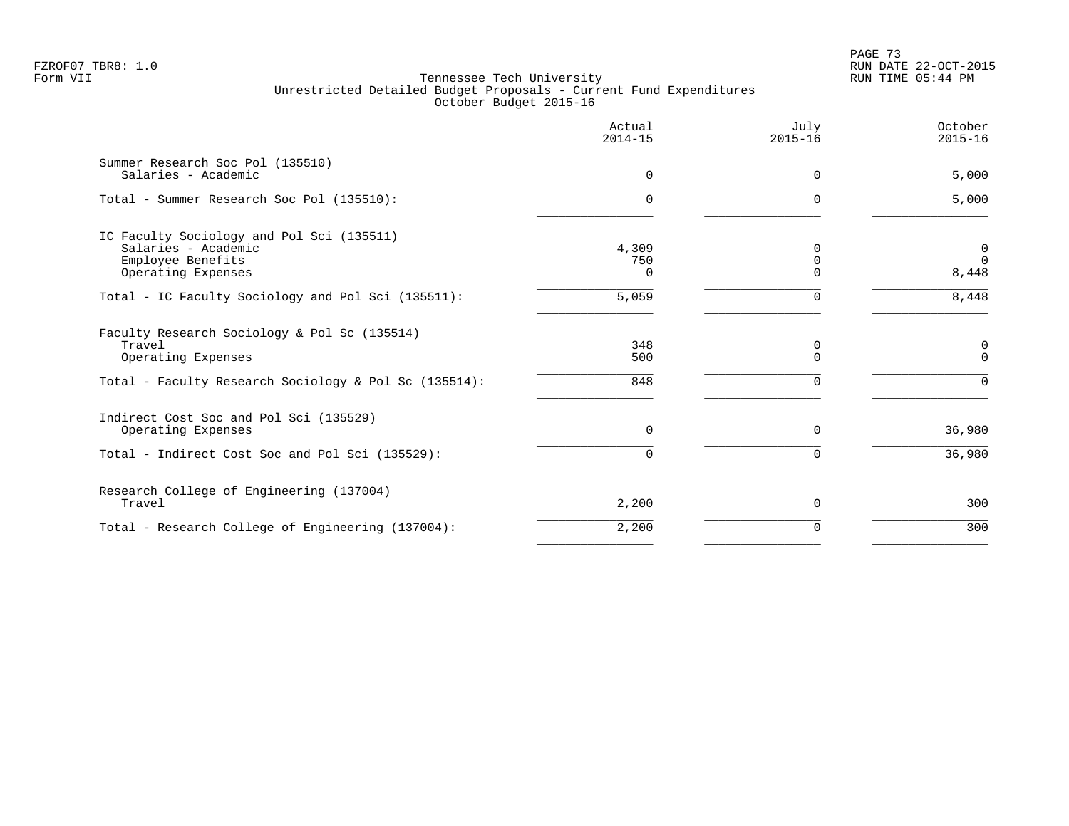FZROF07 TBR8: 1.0
Form VII

Tennessee Tech University
Unrestricted Detailed Budget Proposals - Current Fund Expenditures
October Budget 2015-16

| | Actual 2014-15 | July 2015-16 | October 2015-16 |
|---|---|---|---|
| **Summer Research Soc Pol (135510)** | | | |
| Salaries - Academic | 0 | 0 | 5,000 |
| Total - Summer Research Soc Pol (135510): | 0 | 0 | 5,000 |
| **IC Faculty Sociology and Pol Sci (135511)** | | | |
| Salaries - Academic | 4,309 | 0 | 0 |
| Employee Benefits | 750 | 0 | 0 |
| Operating Expenses | 0 | 0 | 8,448 |
| Total - IC Faculty Sociology and Pol Sci (135511): | 5,059 | 0 | 8,448 |
| **Faculty Research Sociology & Pol Sc (135514)** | | | |
| Travel | 348 | 0 | 0 |
| Operating Expenses | 500 | 0 | 0 |
| Total - Faculty Research Sociology & Pol Sc (135514): | 848 | 0 | 0 |
| **Indirect Cost Soc and Pol Sci (135529)** | | | |
| Operating Expenses | 0 | 0 | 36,980 |
| Total - Indirect Cost Soc and Pol Sci (135529): | 0 | 0 | 36,980 |
| **Research College of Engineering (137004)** | | | |
| Travel | 2,200 | 0 | 300 |
| Total - Research College of Engineering (137004): | 2,200 | 0 | 300 |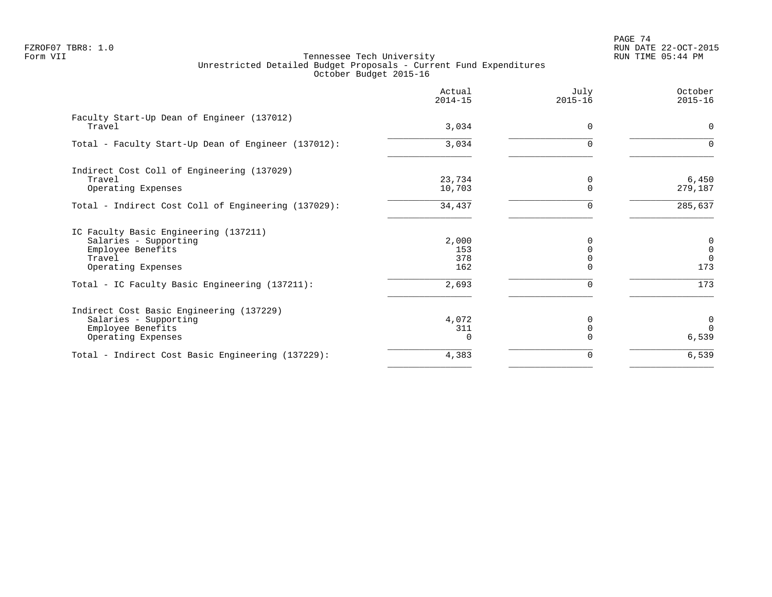FZROF07 TBR8: 1.0
Form VII

Tennessee Tech University
Unrestricted Detailed Budget Proposals - Current Fund Expenditures
October Budget 2015-16

RUN DATE 22-OCT-2015
RUN TIME 05:44 PM

| | Actual 2014-15 | July 2015-16 | October 2015-16 |
|---|---|---|---|
| Faculty Start-Up Dean of Engineer (137012) | | | |
| Travel | 3,034 | 0 | 0 |
| Total - Faculty Start-Up Dean of Engineer (137012): | 3,034 | 0 | 0 |
| Indirect Cost Coll of Engineering (137029) | | | |
| Travel | 23,734 | 0 | 6,450 |
| Operating Expenses | 10,703 | 0 | 279,187 |
| Total - Indirect Cost Coll of Engineering (137029): | 34,437 | 0 | 285,637 |
| IC Faculty Basic Engineering (137211) | | | |
| Salaries - Supporting | 2,000 | 0 | 0 |
| Employee Benefits | 153 | 0 | 0 |
| Travel | 378 | 0 | 0 |
| Operating Expenses | 162 | 0 | 173 |
| Total - IC Faculty Basic Engineering (137211): | 2,693 | 0 | 173 |
| Indirect Cost Basic Engineering (137229) | | | |
| Salaries - Supporting | 4,072 | 0 | 0 |
| Employee Benefits | 311 | 0 | 0 |
| Operating Expenses | 0 | 0 | 6,539 |
| Total - Indirect Cost Basic Engineering (137229): | 4,383 | 0 | 6,539 |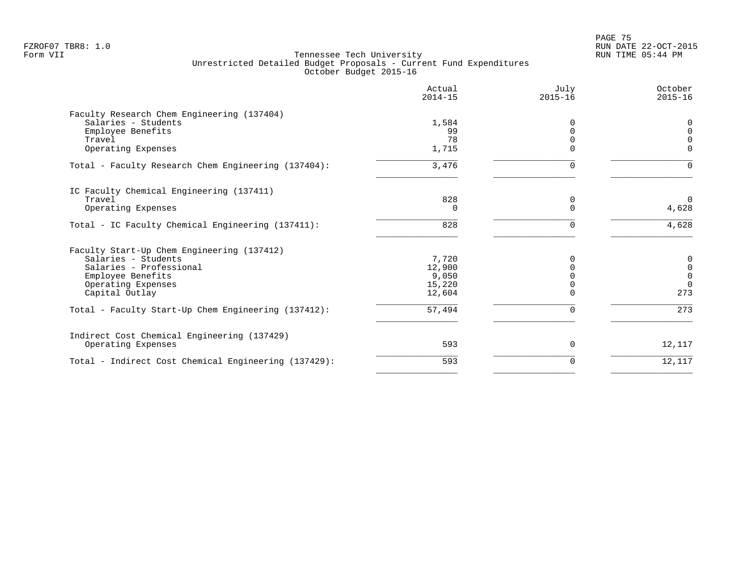Tennessee Tech University
Unrestricted Detailed Budget Proposals - Current Fund Expenditures
October Budget 2015-16

| | Actual 2014-15 | July 2015-16 | October 2015-16 |
|---|---|---|---|
| **Faculty Research Chem Engineering (137404)** | | | |
| Salaries - Students | 1,584 | 0 | 0 |
| Employee Benefits | 99 | 0 | 0 |
| Travel | 78 | 0 | 0 |
| Operating Expenses | 1,715 | 0 | 0 |
| Total - Faculty Research Chem Engineering (137404): | 3,476 | 0 | 0 |
| **IC Faculty Chemical Engineering (137411)** | | | |
| Travel | 828 | 0 | 0 |
| Operating Expenses | 0 | 0 | 4,628 |
| Total - IC Faculty Chemical Engineering (137411): | 828 | 0 | 4,628 |
| **Faculty Start-Up Chem Engineering (137412)** | | | |
| Salaries - Students | 7,720 | 0 | 0 |
| Salaries - Professional | 12,900 | 0 | 0 |
| Employee Benefits | 9,050 | 0 | 0 |
| Operating Expenses | 15,220 | 0 | 0 |
| Capital Outlay | 12,604 | 0 | 273 |
| Total - Faculty Start-Up Chem Engineering (137412): | 57,494 | 0 | 273 |
| **Indirect Cost Chemical Engineering (137429)** | | | |
| Operating Expenses | 593 | 0 | 12,117 |
| Total - Indirect Cost Chemical Engineering (137429): | 593 | 0 | 12,117 |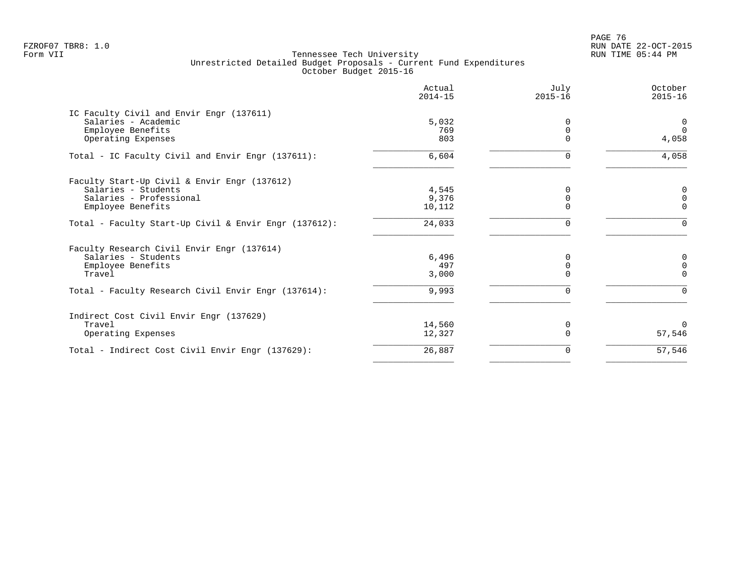FZROF07 TBR8: 1.0
Form VII

Tennessee Tech University
Unrestricted Detailed Budget Proposals - Current Fund Expenditures
October Budget 2015-16

RUN DATE 22-OCT-2015
RUN TIME 05:44 PM

| | Actual 2014-15 | July 2015-16 | October 2015-16 |
|---|---|---|---|
| **IC Faculty Civil and Envir Engr (137611)** | | | |
| Salaries - Academic | 5,032 | 0 | 0 |
| Employee Benefits | 769 | 0 | 0 |
| Operating Expenses | 803 | 0 | 4,058 |
| Total - IC Faculty Civil and Envir Engr (137611): | 6,604 | 0 | 4,058 |
| **Faculty Start-Up Civil & Envir Engr (137612)** | | | |
| Salaries - Students | 4,545 | 0 | 0 |
| Salaries - Professional | 9,376 | 0 | 0 |
| Employee Benefits | 10,112 | 0 | 0 |
| Total - Faculty Start-Up Civil & Envir Engr (137612): | 24,033 | 0 | 0 |
| **Faculty Research Civil Envir Engr (137614)** | | | |
| Salaries - Students | 6,496 | 0 | 0 |
| Employee Benefits | 497 | 0 | 0 |
| Travel | 3,000 | 0 | 0 |
| Total - Faculty Research Civil Envir Engr (137614): | 9,993 | 0 | 0 |
| **Indirect Cost Civil Envir Engr (137629)** | | | |
| Travel | 14,560 | 0 | 0 |
| Operating Expenses | 12,327 | 0 | 57,546 |
| Total - Indirect Cost Civil Envir Engr (137629): | 26,887 | 0 | 57,546 |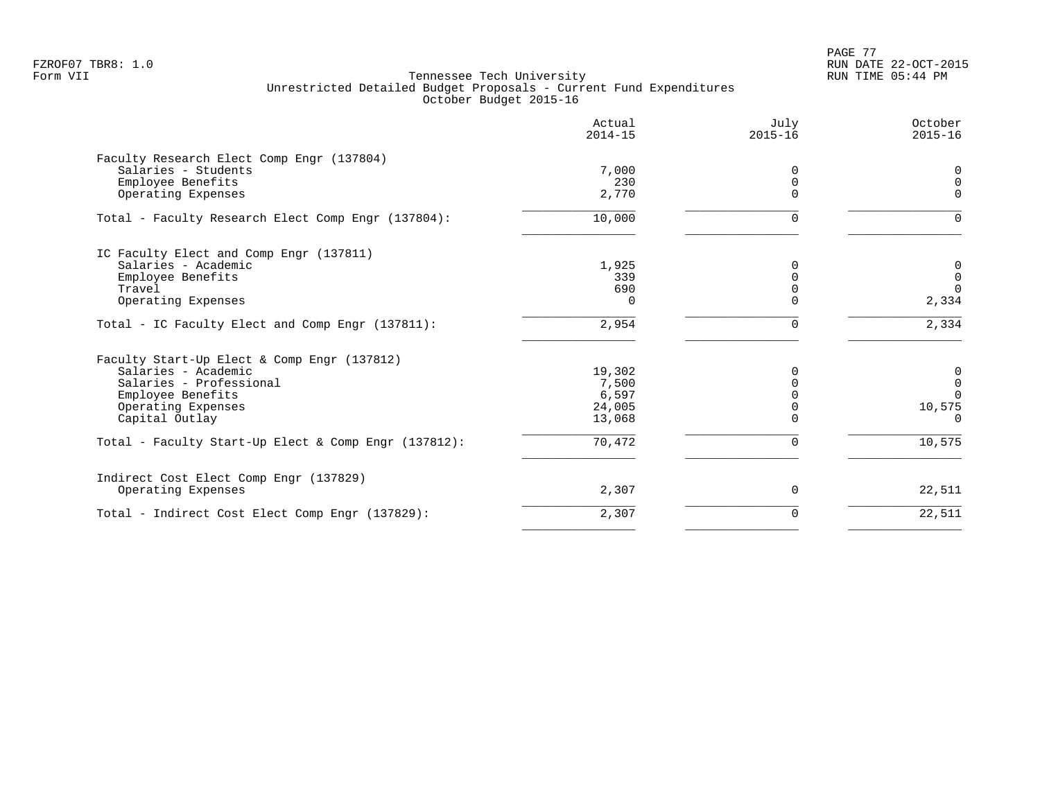FZROF07 TBR8: 1.0
Form VII

Tennessee Tech University
Unrestricted Detailed Budget Proposals - Current Fund Expenditures
October Budget 2015-16

RUN DATE 22-OCT-2015
RUN TIME 05:44 PM

| | Actual 2014-15 | July 2015-16 | October 2015-16 |
|---|---|---|---|
| **Faculty Research Elect Comp Engr (137804)** | | | |
| Salaries - Students | 7,000 | 0 | 0 |
| Employee Benefits | 230 | 0 | 0 |
| Operating Expenses | 2,770 | 0 | 0 |
| Total - Faculty Research Elect Comp Engr (137804): | 10,000 | 0 | 0 |
| **IC Faculty Elect and Comp Engr (137811)** | | | |
| Salaries - Academic | 1,925 | 0 | 0 |
| Employee Benefits | 339 | 0 | 0 |
| Travel | 690 | 0 | 0 |
| Operating Expenses | 0 | 0 | 2,334 |
| Total - IC Faculty Elect and Comp Engr (137811): | 2,954 | 0 | 2,334 |
| **Faculty Start-Up Elect & Comp Engr (137812)** | | | |
| Salaries - Academic | 19,302 | 0 | 0 |
| Salaries - Professional | 7,500 | 0 | 0 |
| Employee Benefits | 6,597 | 0 | 0 |
| Operating Expenses | 24,005 | 0 | 10,575 |
| Capital Outlay | 13,068 | 0 | 0 |
| Total - Faculty Start-Up Elect & Comp Engr (137812): | 70,472 | 0 | 10,575 |
| **Indirect Cost Elect Comp Engr (137829)** | | | |
| Operating Expenses | 2,307 | 0 | 22,511 |
| Total - Indirect Cost Elect Comp Engr (137829): | 2,307 | 0 | 22,511 |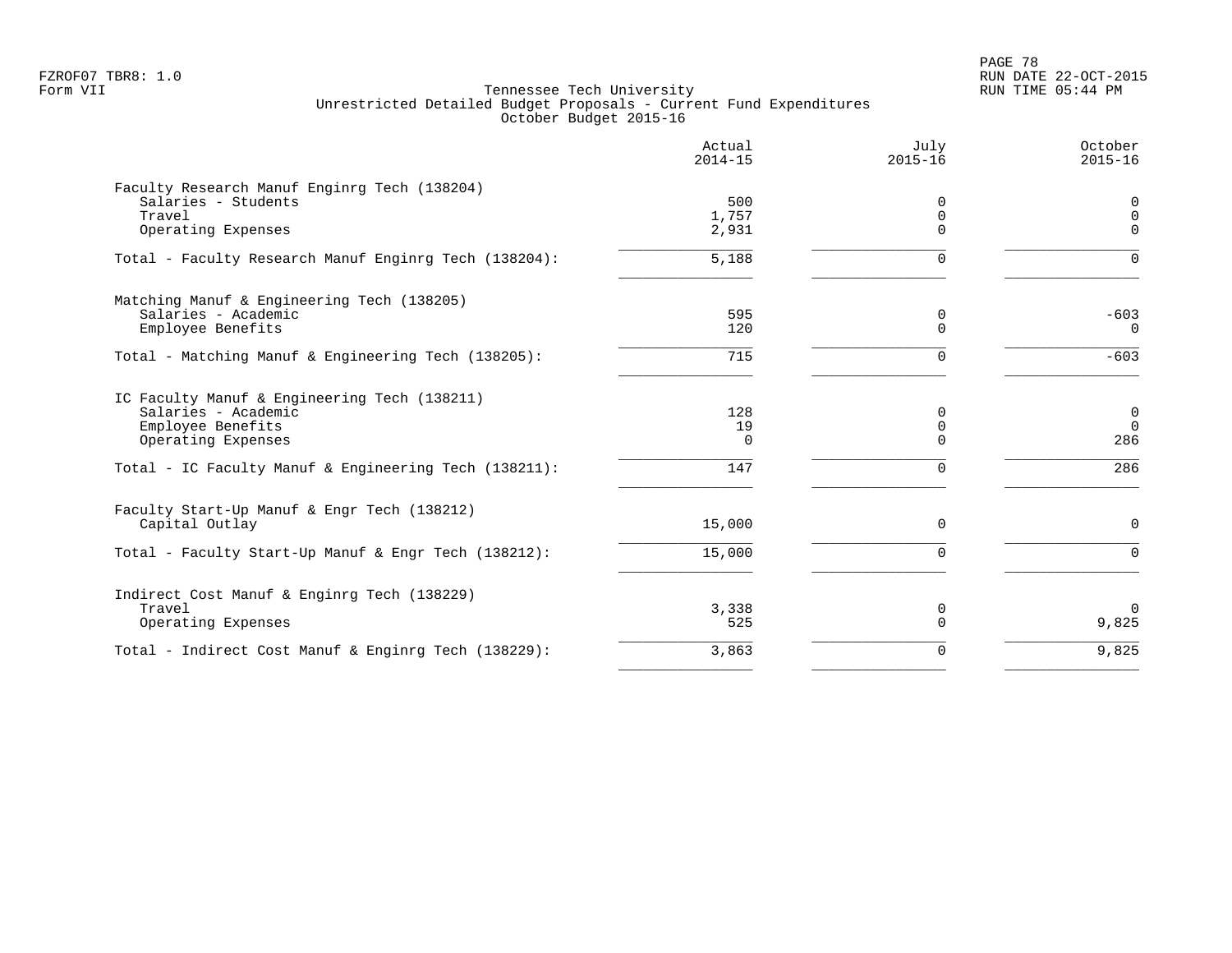FZROF07 TBR8: 1.0
Form VII

Tennessee Tech University
Unrestricted Detailed Budget Proposals - Current Fund Expenditures
October Budget 2015-16

RUN DATE 22-OCT-2015
RUN TIME 05:44 PM

| | Actual 2014-15 | July 2015-16 | October 2015-16 |
|---|---|---|---|
| Faculty Research Manuf Enginrg Tech (138204) | | | |
| Salaries - Students | 500 | 0 | 0 |
| Travel | 1,757 | 0 | 0 |
| Operating Expenses | 2,931 | 0 | 0 |
| Total - Faculty Research Manuf Enginrg Tech (138204): | 5,188 | 0 | 0 |
| Matching Manuf & Engineering Tech (138205) | | | |
| Salaries - Academic | 595 | 0 | -603 |
| Employee Benefits | 120 | 0 | 0 |
| Total - Matching Manuf & Engineering Tech (138205): | 715 | 0 | -603 |
| IC Faculty Manuf & Engineering Tech (138211) | | | |
| Salaries - Academic | 128 | 0 | 0 |
| Employee Benefits | 19 | 0 | 0 |
| Operating Expenses | 0 | 0 | 286 |
| Total - IC Faculty Manuf & Engineering Tech (138211): | 147 | 0 | 286 |
| Faculty Start-Up Manuf & Engr Tech (138212) | | | |
| Capital Outlay | 15,000 | 0 | 0 |
| Total - Faculty Start-Up Manuf & Engr Tech (138212): | 15,000 | 0 | 0 |
| Indirect Cost Manuf & Enginrg Tech (138229) | | | |
| Travel | 3,338 | 0 | 0 |
| Operating Expenses | 525 | 0 | 9,825 |
| Total - Indirect Cost Manuf & Enginrg Tech (138229): | 3,863 | 0 | 9,825 |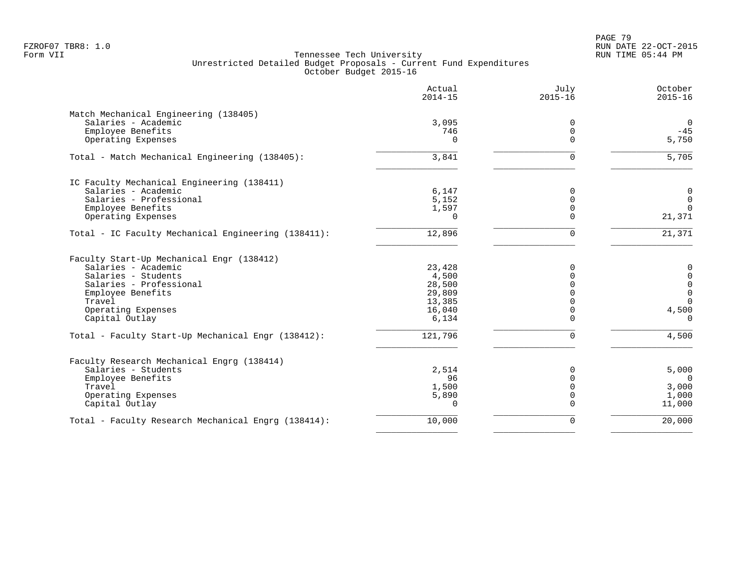Tennessee Tech University
Unrestricted Detailed Budget Proposals - Current Fund Expenditures
October Budget 2015-16

| | Actual 2014-15 | July 2015-16 | October 2015-16 |
|---|---|---|---|
| **Match Mechanical Engineering (138405)** | | | |
| Salaries - Academic | 3,095 | 0 | 0 |
| Employee Benefits | 746 | 0 | -45 |
| Operating Expenses | 0 | 0 | 5,750 |
| Total - Match Mechanical Engineering (138405): | 3,841 | 0 | 5,705 |
| **IC Faculty Mechanical Engineering (138411)** | | | |
| Salaries - Academic | 6,147 | 0 | 0 |
| Salaries - Professional | 5,152 | 0 | 0 |
| Employee Benefits | 1,597 | 0 | 0 |
| Operating Expenses | 0 | 0 | 21,371 |
| Total - IC Faculty Mechanical Engineering (138411): | 12,896 | 0 | 21,371 |
| **Faculty Start-Up Mechanical Engr (138412)** | | | |
| Salaries - Academic | 23,428 | 0 | 0 |
| Salaries - Students | 4,500 | 0 | 0 |
| Salaries - Professional | 28,500 | 0 | 0 |
| Employee Benefits | 29,809 | 0 | 0 |
| Travel | 13,385 | 0 | 0 |
| Operating Expenses | 16,040 | 0 | 4,500 |
| Capital Outlay | 6,134 | 0 | 0 |
| Total - Faculty Start-Up Mechanical Engr (138412): | 121,796 | 0 | 4,500 |
| **Faculty Research Mechanical Engrg (138414)** | | | |
| Salaries - Students | 2,514 | 0 | 5,000 |
| Employee Benefits | 96 | 0 | 0 |
| Travel | 1,500 | 0 | 3,000 |
| Operating Expenses | 5,890 | 0 | 1,000 |
| Capital Outlay | 0 | 0 | 11,000 |
| Total - Faculty Research Mechanical Engrg (138414): | 10,000 | 0 | 20,000 |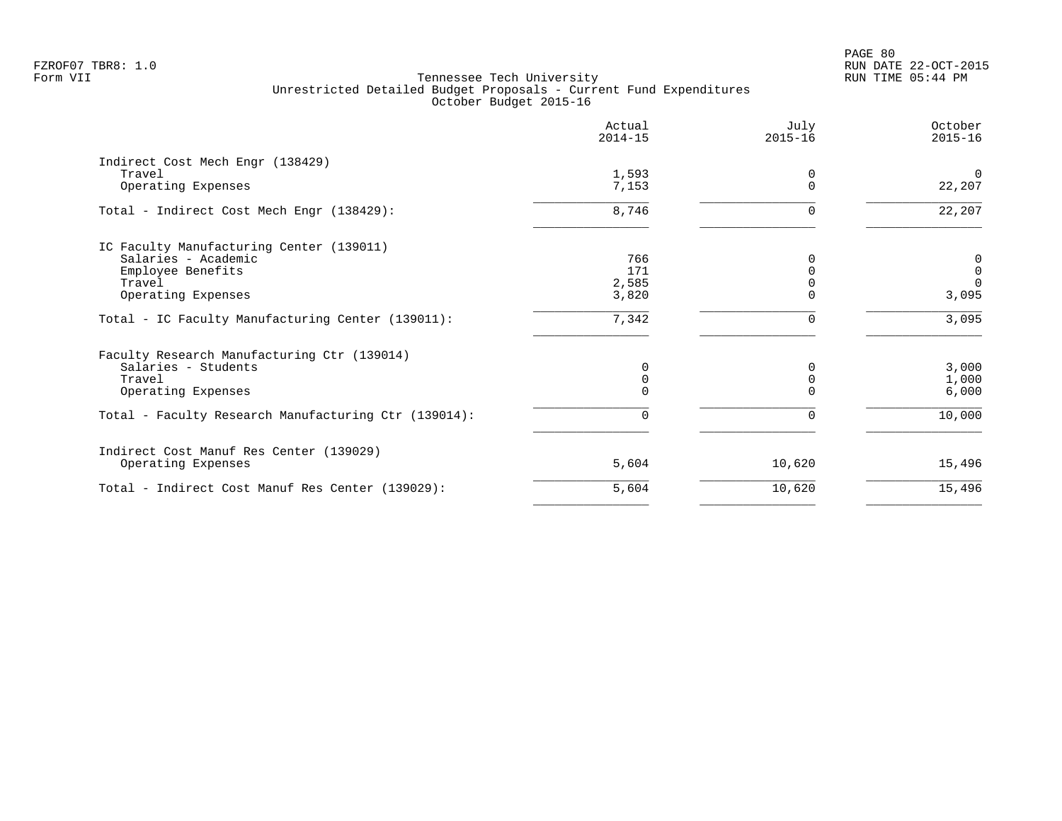FZROF07 TBR8: 1.0
Form VII

Tennessee Tech University
Unrestricted Detailed Budget Proposals - Current Fund Expenditures
October Budget 2015-16

RUN DATE 22-OCT-2015
RUN TIME 05:44 PM

| | Actual 2014-15 | July 2015-16 | October 2015-16 |
|---|---|---|---|
| **Indirect Cost Mech Engr (138429)** | | | |
| Travel | 1,593 | 0 | 0 |
| Operating Expenses | 7,153 | 0 | 22,207 |
| Total - Indirect Cost Mech Engr (138429): | 8,746 | 0 | 22,207 |
| **IC Faculty Manufacturing Center (139011)** | | | |
| Salaries - Academic | 766 | 0 | 0 |
| Employee Benefits | 171 | 0 | 0 |
| Travel | 2,585 | 0 | 0 |
| Operating Expenses | 3,820 | 0 | 3,095 |
| Total - IC Faculty Manufacturing Center (139011): | 7,342 | 0 | 3,095 |
| **Faculty Research Manufacturing Ctr (139014)** | | | |
| Salaries - Students | 0 | 0 | 3,000 |
| Travel | 0 | 0 | 1,000 |
| Operating Expenses | 0 | 0 | 6,000 |
| Total - Faculty Research Manufacturing Ctr (139014): | 0 | 0 | 10,000 |
| **Indirect Cost Manuf Res Center (139029)** | | | |
| Operating Expenses | 5,604 | 10,620 | 15,496 |
| Total - Indirect Cost Manuf Res Center (139029): | 5,604 | 10,620 | 15,496 |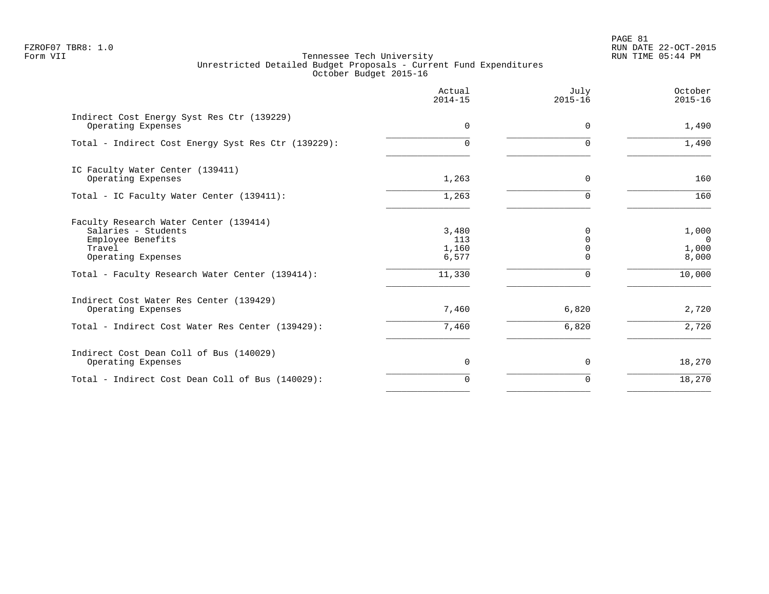FZROF07 TBR8: 1.0
Form VII

RUN DATE 22-OCT-2015
RUN TIME 05:44 PM

Tennessee Tech University
Unrestricted Detailed Budget Proposals - Current Fund Expenditures
October Budget 2015-16

| | Actual 2014-15 | July 2015-16 | October 2015-16 |
|---|---|---|---|
| **Indirect Cost Energy Syst Res Ctr (139229)** | | | |
| Operating Expenses | 0 | 0 | 1,490 |
| Total - Indirect Cost Energy Syst Res Ctr (139229): | 0 | 0 | 1,490 |
| **IC Faculty Water Center (139411)** | | | |
| Operating Expenses | 1,263 | 0 | 160 |
| Total - IC Faculty Water Center (139411): | 1,263 | 0 | 160 |
| **Faculty Research Water Center (139414)** | | | |
| Salaries - Students | 3,480 | 0 | 1,000 |
| Employee Benefits | 113 | 0 | 0 |
| Travel | 1,160 | 0 | 1,000 |
| Operating Expenses | 6,577 | 0 | 8,000 |
| Total - Faculty Research Water Center (139414): | 11,330 | 0 | 10,000 |
| **Indirect Cost Water Res Center (139429)** | | | |
| Operating Expenses | 7,460 | 6,820 | 2,720 |
| Total - Indirect Cost Water Res Center (139429): | 7,460 | 6,820 | 2,720 |
| **Indirect Cost Dean Coll of Bus (140029)** | | | |
| Operating Expenses | 0 | 0 | 18,270 |
| Total - Indirect Cost Dean Coll of Bus (140029): | 0 | 0 | 18,270 |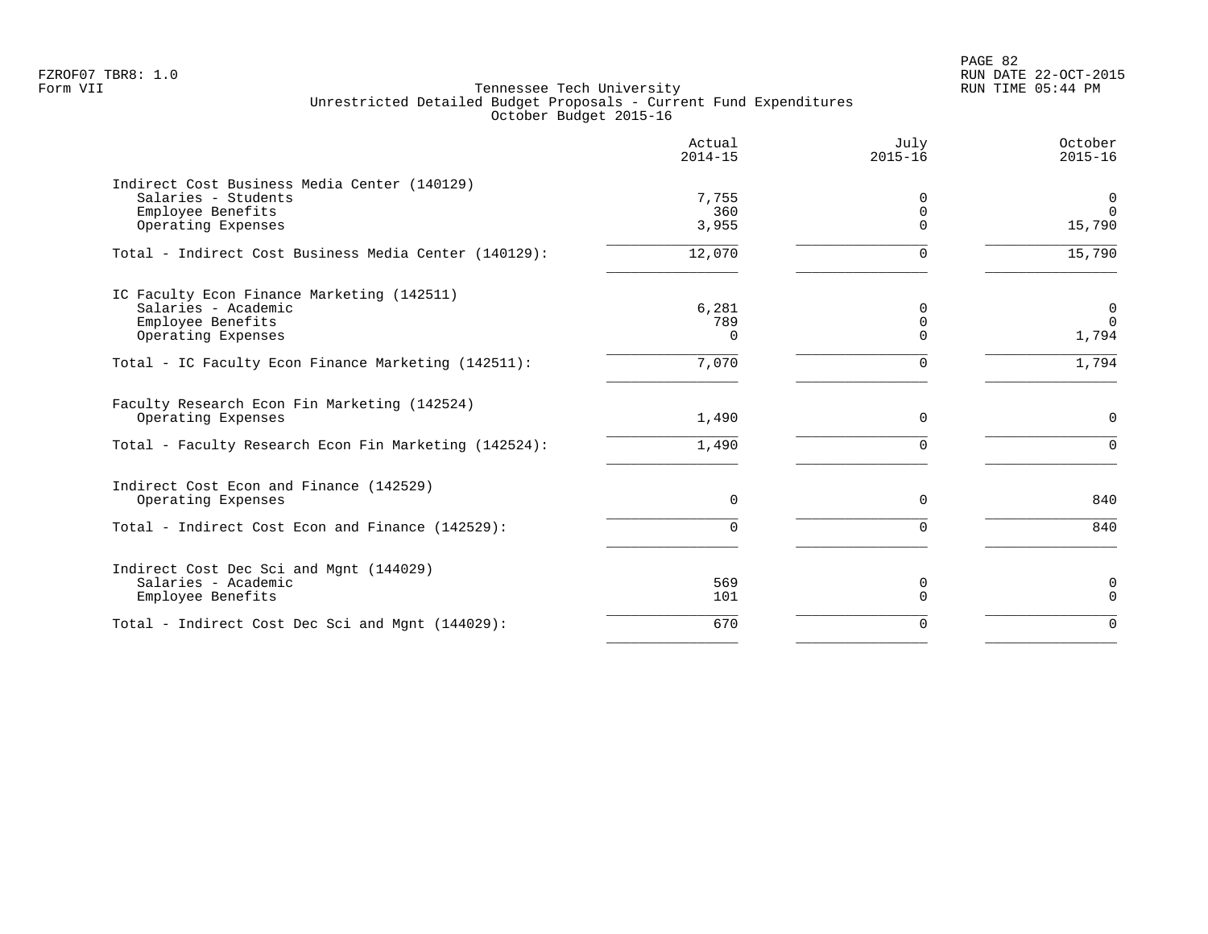FZROF07 TBR8: 1.0
Form VII

Tennessee Tech University
Unrestricted Detailed Budget Proposals - Current Fund Expenditures
October Budget 2015-16

RUN DATE 22-OCT-2015
RUN TIME 05:44 PM

| | Actual 2014-15 | July 2015-16 | October 2015-16 |
|---|---|---|---|
| **Indirect Cost Business Media Center (140129)** | | | |
| Salaries - Students | 7,755 | 0 | 0 |
| Employee Benefits | 360 | 0 | 0 |
| Operating Expenses | 3,955 | 0 | 15,790 |
| Total - Indirect Cost Business Media Center (140129): | 12,070 | 0 | 15,790 |
| **IC Faculty Econ Finance Marketing (142511)** | | | |
| Salaries - Academic | 6,281 | 0 | 0 |
| Employee Benefits | 789 | 0 | 0 |
| Operating Expenses | 0 | 0 | 1,794 |
| Total - IC Faculty Econ Finance Marketing (142511): | 7,070 | 0 | 1,794 |
| **Faculty Research Econ Fin Marketing (142524)** | | | |
| Operating Expenses | 1,490 | 0 | 0 |
| Total - Faculty Research Econ Fin Marketing (142524): | 1,490 | 0 | 0 |
| **Indirect Cost Econ and Finance (142529)** | | | |
| Operating Expenses | 0 | 0 | 840 |
| Total - Indirect Cost Econ and Finance (142529): | 0 | 0 | 840 |
| **Indirect Cost Dec Sci and Mgnt (144029)** | | | |
| Salaries - Academic | 569 | 0 | 0 |
| Employee Benefits | 101 | 0 | 0 |
| Total - Indirect Cost Dec Sci and Mgnt (144029): | 670 | 0 | 0 |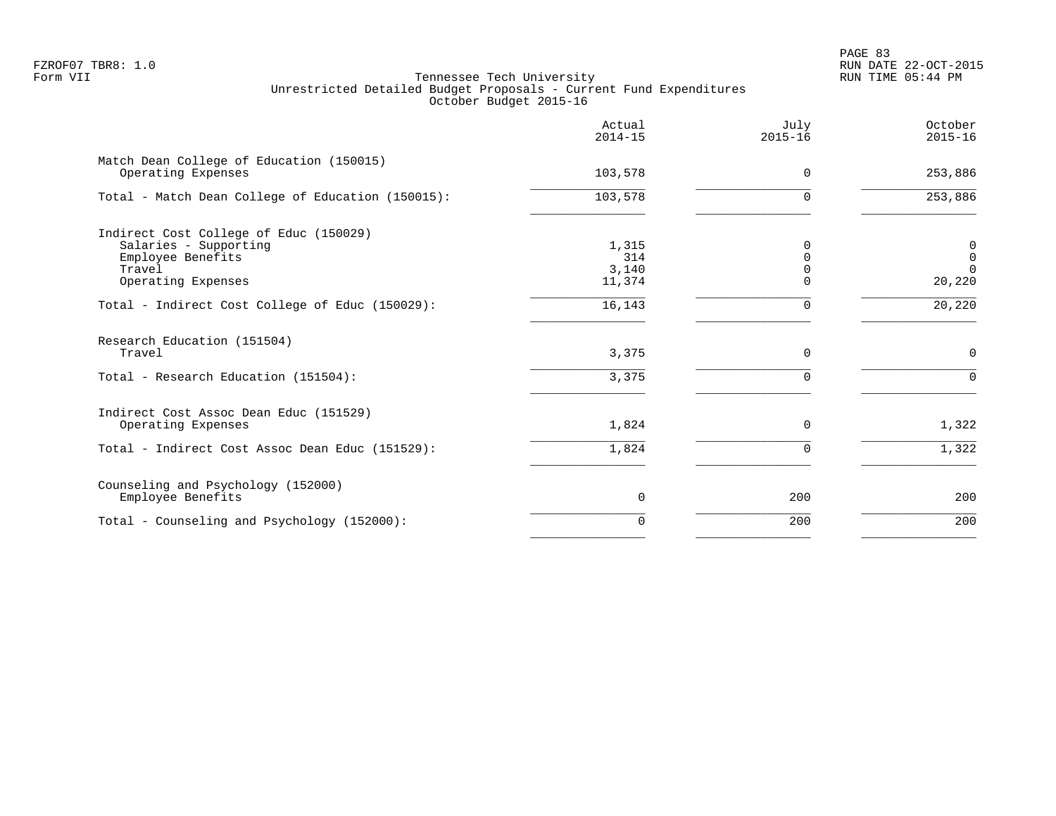FZROF07 TBR8: 1.0
Form VII

Tennessee Tech University
Unrestricted Detailed Budget Proposals - Current Fund Expenditures
October Budget 2015-16

RUN DATE 22-OCT-2015
RUN TIME 05:44 PM

| | Actual 2014-15 | July 2015-16 | October 2015-16 |
|---|---|---|---|
| Match Dean College of Education (150015) | | | |
| Operating Expenses | 103,578 | 0 | 253,886 |
| Total - Match Dean College of Education (150015): | 103,578 | 0 | 253,886 |
| Indirect Cost College of Educ (150029) | | | |
| Salaries - Supporting | 1,315 | 0 | 0 |
| Employee Benefits | 314 | 0 | 0 |
| Travel | 3,140 | 0 | 0 |
| Operating Expenses | 11,374 | 0 | 20,220 |
| Total - Indirect Cost College of Educ (150029): | 16,143 | 0 | 20,220 |
| Research Education (151504) | | | |
| Travel | 3,375 | 0 | 0 |
| Total - Research Education (151504): | 3,375 | 0 | 0 |
| Indirect Cost Assoc Dean Educ (151529) | | | |
| Operating Expenses | 1,824 | 0 | 1,322 |
| Total - Indirect Cost Assoc Dean Educ (151529): | 1,824 | 0 | 1,322 |
| Counseling and Psychology (152000) | | | |
| Employee Benefits | 0 | 200 | 200 |
| Total - Counseling and Psychology (152000): | 0 | 200 | 200 |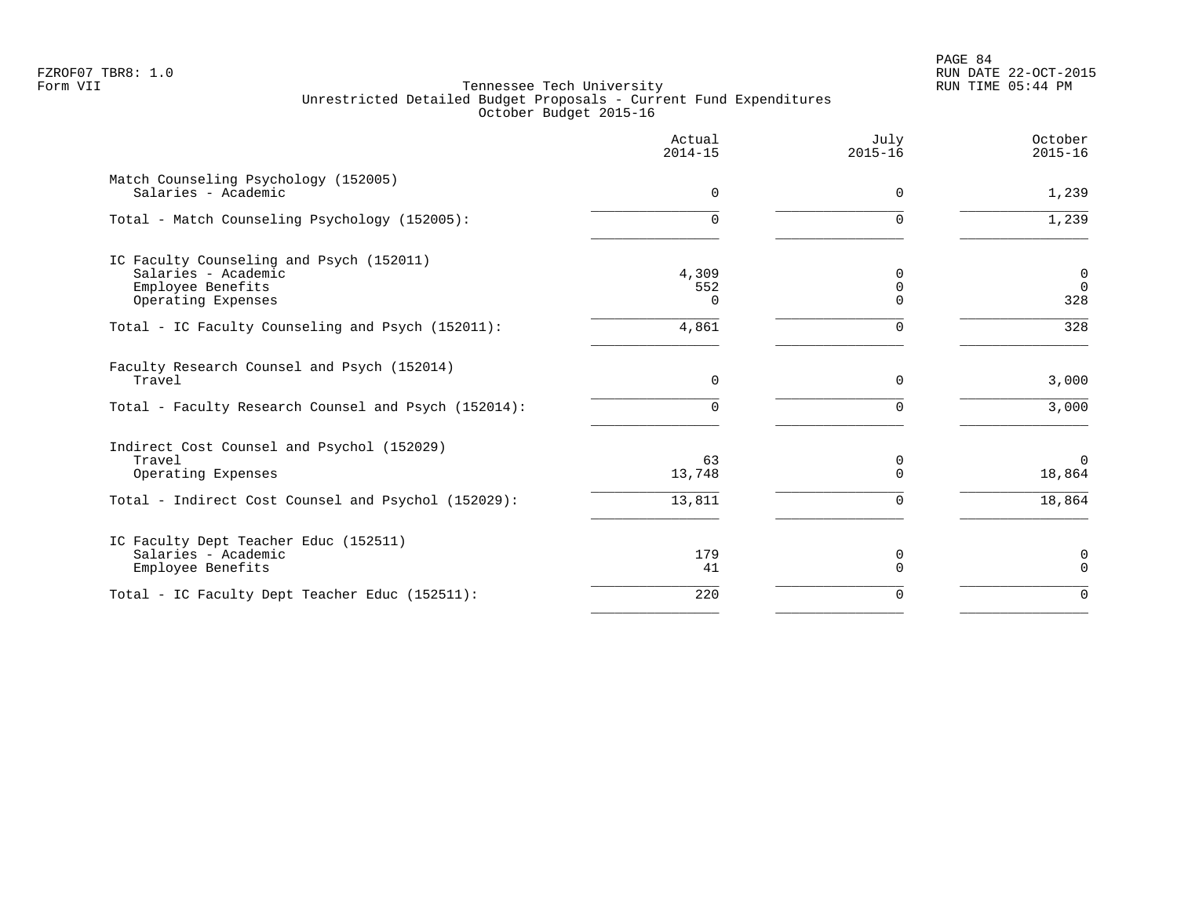Tennessee Tech University
Unrestricted Detailed Budget Proposals - Current Fund Expenditures
October Budget 2015-16

| | Actual 2014-15 | July 2015-16 | October 2015-16 |
|---|---|---|---|
| **Match Counseling Psychology (152005)** | | | |
| Salaries - Academic | 0 | 0 | 1,239 |
| Total - Match Counseling Psychology (152005): | 0 | 0 | 1,239 |
| **IC Faculty Counseling and Psych (152011)** | | | |
| Salaries - Academic | 4,309 | 0 | 0 |
| Employee Benefits | 552 | 0 | 0 |
| Operating Expenses | 0 | 0 | 328 |
| Total - IC Faculty Counseling and Psych (152011): | 4,861 | 0 | 328 |
| **Faculty Research Counsel and Psych (152014)** | | | |
| Travel | 0 | 0 | 3,000 |
| Total - Faculty Research Counsel and Psych (152014): | 0 | 0 | 3,000 |
| **Indirect Cost Counsel and Psychol (152029)** | | | |
| Travel | 63 | 0 | 0 |
| Operating Expenses | 13,748 | 0 | 18,864 |
| Total - Indirect Cost Counsel and Psychol (152029): | 13,811 | 0 | 18,864 |
| **IC Faculty Dept Teacher Educ (152511)** | | | |
| Salaries - Academic | 179 | 0 | 0 |
| Employee Benefits | 41 | 0 | 0 |
| Total - IC Faculty Dept Teacher Educ (152511): | 220 | 0 | 0 |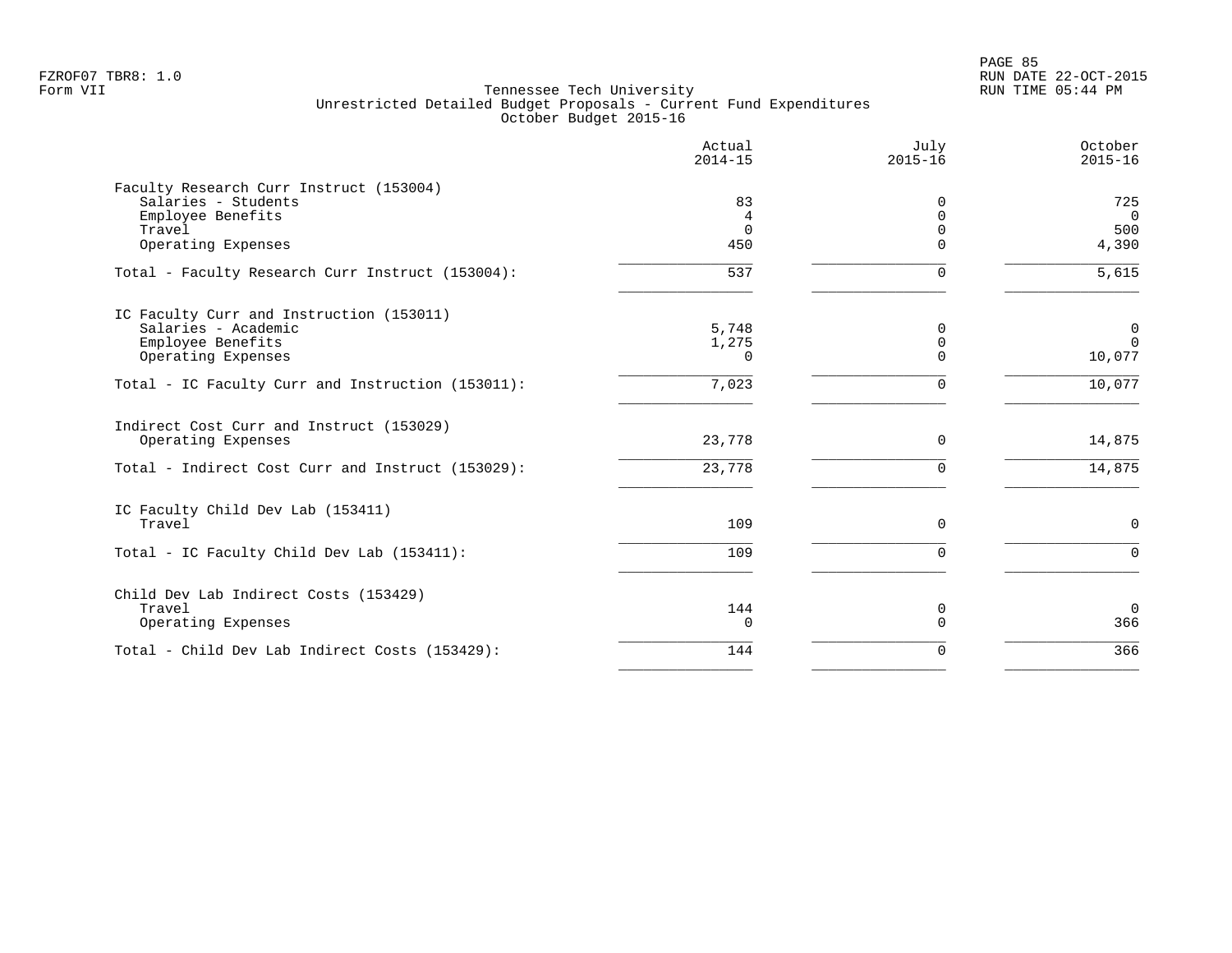Tennessee Tech University
Unrestricted Detailed Budget Proposals - Current Fund Expenditures
October Budget 2015-16

| | Actual 2014-15 | July 2015-16 | October 2015-16 |
|---|---|---|---|
| **Faculty Research Curr Instruct (153004)** | | | |
| Salaries - Students | 83 | 0 | 725 |
| Employee Benefits | 4 | 0 | 0 |
| Travel | 0 | 0 | 500 |
| Operating Expenses | 450 | 0 | 4,390 |
| Total - Faculty Research Curr Instruct (153004): | 537 | 0 | 5,615 |
| **IC Faculty Curr and Instruction (153011)** | | | |
| Salaries - Academic | 5,748 | 0 | 0 |
| Employee Benefits | 1,275 | 0 | 0 |
| Operating Expenses | 0 | 0 | 10,077 |
| Total - IC Faculty Curr and Instruction (153011): | 7,023 | 0 | 10,077 |
| **Indirect Cost Curr and Instruct (153029)** | | | |
| Operating Expenses | 23,778 | 0 | 14,875 |
| Total - Indirect Cost Curr and Instruct (153029): | 23,778 | 0 | 14,875 |
| **IC Faculty Child Dev Lab (153411)** | | | |
| Travel | 109 | 0 | 0 |
| Total - IC Faculty Child Dev Lab (153411): | 109 | 0 | 0 |
| **Child Dev Lab Indirect Costs (153429)** | | | |
| Travel | 144 | 0 | 0 |
| Operating Expenses | 0 | 0 | 366 |
| Total - Child Dev Lab Indirect Costs (153429): | 144 | 0 | 366 |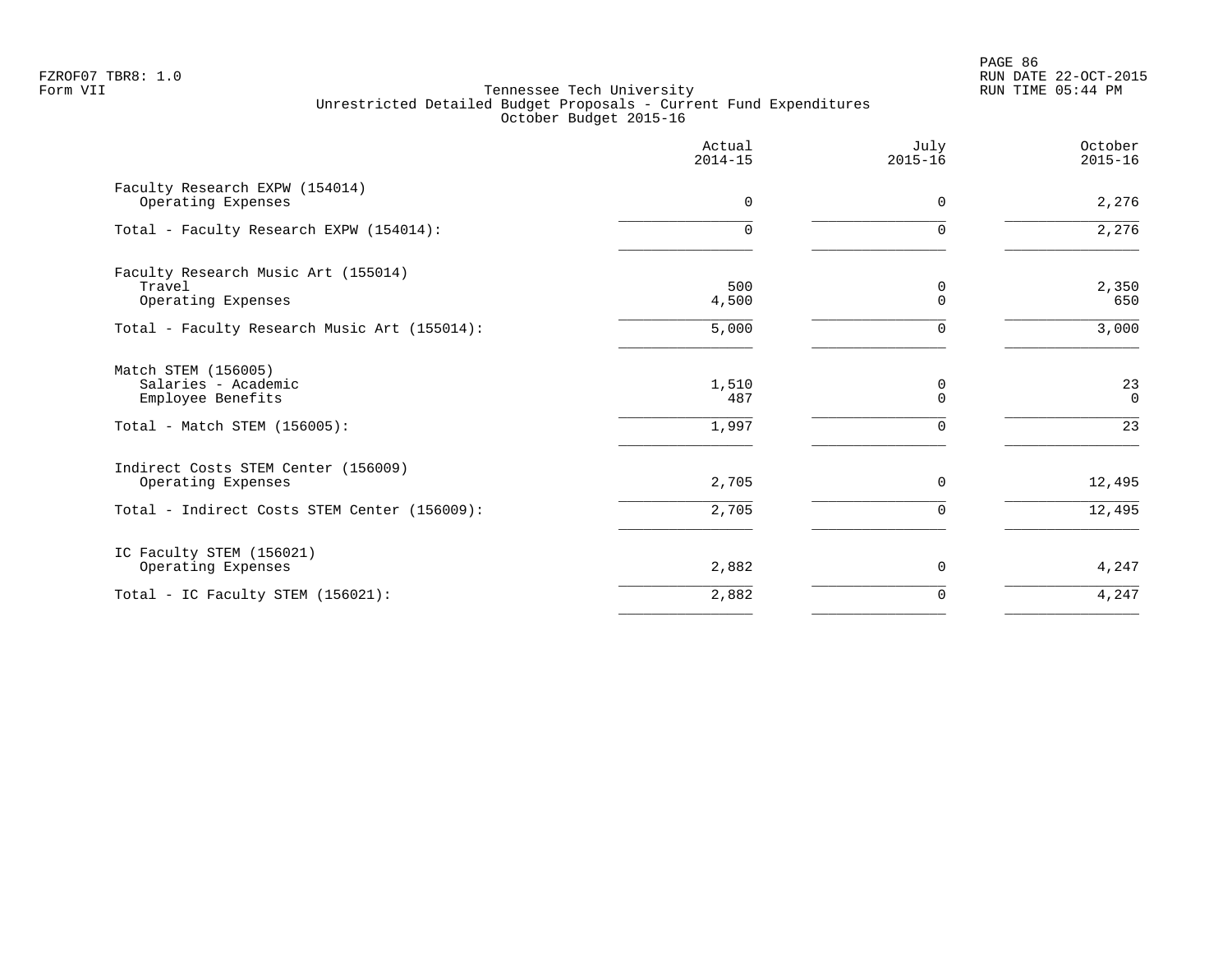Tennessee Tech University
Unrestricted Detailed Budget Proposals - Current Fund Expenditures
October Budget 2015-16

| | Actual 2014-15 | July 2015-16 | October 2015-16 |
|---|---|---|---|
| Faculty Research EXPW (154014) | | | |
| Operating Expenses | 0 | 0 | 2,276 |
| Total - Faculty Research EXPW (154014): | 0 | 0 | 2,276 |
| Faculty Research Music Art (155014) | | | |
| Travel | 500 | 0 | 2,350 |
| Operating Expenses | 4,500 | 0 | 650 |
| Total - Faculty Research Music Art (155014): | 5,000 | 0 | 3,000 |
| Match STEM (156005) | | | |
| Salaries - Academic | 1,510 | 0 | 23 |
| Employee Benefits | 487 | 0 | 0 |
| Total - Match STEM (156005): | 1,997 | 0 | 23 |
| Indirect Costs STEM Center (156009) | | | |
| Operating Expenses | 2,705 | 0 | 12,495 |
| Total - Indirect Costs STEM Center (156009): | 2,705 | 0 | 12,495 |
| IC Faculty STEM (156021) | | | |
| Operating Expenses | 2,882 | 0 | 4,247 |
| Total - IC Faculty STEM (156021): | 2,882 | 0 | 4,247 |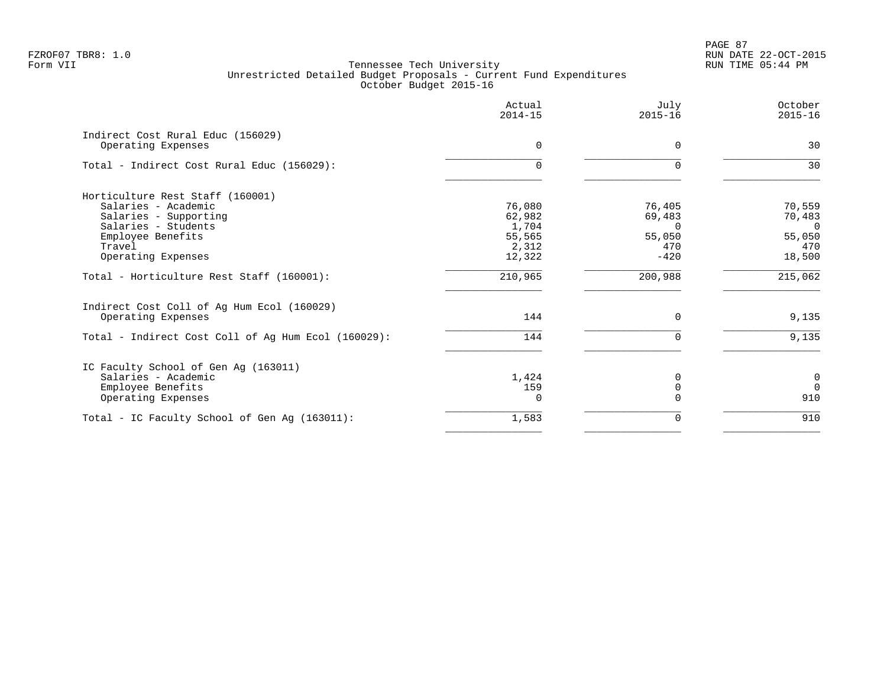FZROF07 TBR8: 1.0
Form VII

Tennessee Tech University
Unrestricted Detailed Budget Proposals - Current Fund Expenditures
October Budget 2015-16

RUN DATE 22-OCT-2015
RUN TIME 05:44 PM

| | Actual 2014-15 | July 2015-16 | October 2015-16 |
|---|---|---|---|
| **Indirect Cost Rural Educ (156029)** | | | |
| Operating Expenses | 0 | 0 | 30 |
| Total - Indirect Cost Rural Educ (156029): | 0 | 0 | 30 |
| **Horticulture Rest Staff (160001)** | | | |
| Salaries - Academic | 76,080 | 76,405 | 70,559 |
| Salaries - Supporting | 62,982 | 69,483 | 70,483 |
| Salaries - Students | 1,704 | 0 | 0 |
| Employee Benefits | 55,565 | 55,050 | 55,050 |
| Travel | 2,312 | 470 | 470 |
| Operating Expenses | 12,322 | -420 | 18,500 |
| Total - Horticulture Rest Staff (160001): | 210,965 | 200,988 | 215,062 |
| **Indirect Cost Coll of Ag Hum Ecol (160029)** | | | |
| Operating Expenses | 144 | 0 | 9,135 |
| Total - Indirect Cost Coll of Ag Hum Ecol (160029): | 144 | 0 | 9,135 |
| **IC Faculty School of Gen Ag (163011)** | | | |
| Salaries - Academic | 1,424 | 0 | 0 |
| Employee Benefits | 159 | 0 | 0 |
| Operating Expenses | 0 | 0 | 910 |
| Total - IC Faculty School of Gen Ag (163011): | 1,583 | 0 | 910 |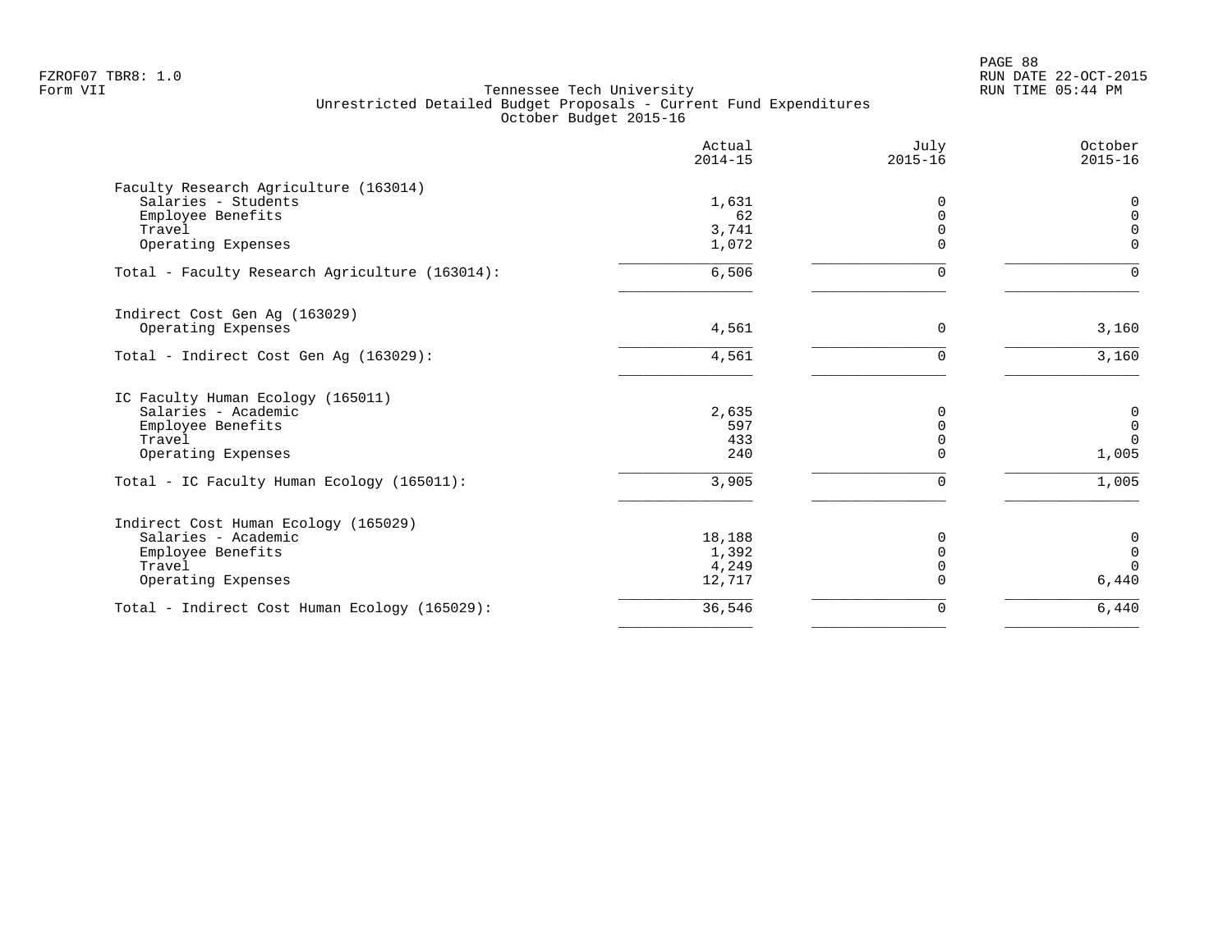FZROF07 TBR8: 1.0
Form VII

Tennessee Tech University
Unrestricted Detailed Budget Proposals - Current Fund Expenditures
October Budget 2015-16

RUN DATE 22-OCT-2015
RUN TIME 05:44 PM

| | Actual 2014-15 | July 2015-16 | October 2015-16 |
|---|---|---|---|
| **Faculty Research Agriculture (163014)** | | | |
| Salaries - Students | 1,631 | 0 | 0 |
| Employee Benefits | 62 | 0 | 0 |
| Travel | 3,741 | 0 | 0 |
| Operating Expenses | 1,072 | 0 | 0 |
| Total - Faculty Research Agriculture (163014): | 6,506 | 0 | 0 |
| **Indirect Cost Gen Ag (163029)** | | | |
| Operating Expenses | 4,561 | 0 | 3,160 |
| Total - Indirect Cost Gen Ag (163029): | 4,561 | 0 | 3,160 |
| **IC Faculty Human Ecology (165011)** | | | |
| Salaries - Academic | 2,635 | 0 | 0 |
| Employee Benefits | 597 | 0 | 0 |
| Travel | 433 | 0 | 0 |
| Operating Expenses | 240 | 0 | 1,005 |
| Total - IC Faculty Human Ecology (165011): | 3,905 | 0 | 1,005 |
| **Indirect Cost Human Ecology (165029)** | | | |
| Salaries - Academic | 18,188 | 0 | 0 |
| Employee Benefits | 1,392 | 0 | 0 |
| Travel | 4,249 | 0 | 0 |
| Operating Expenses | 12,717 | 0 | 6,440 |
| Total - Indirect Cost Human Ecology (165029): | 36,546 | 0 | 6,440 |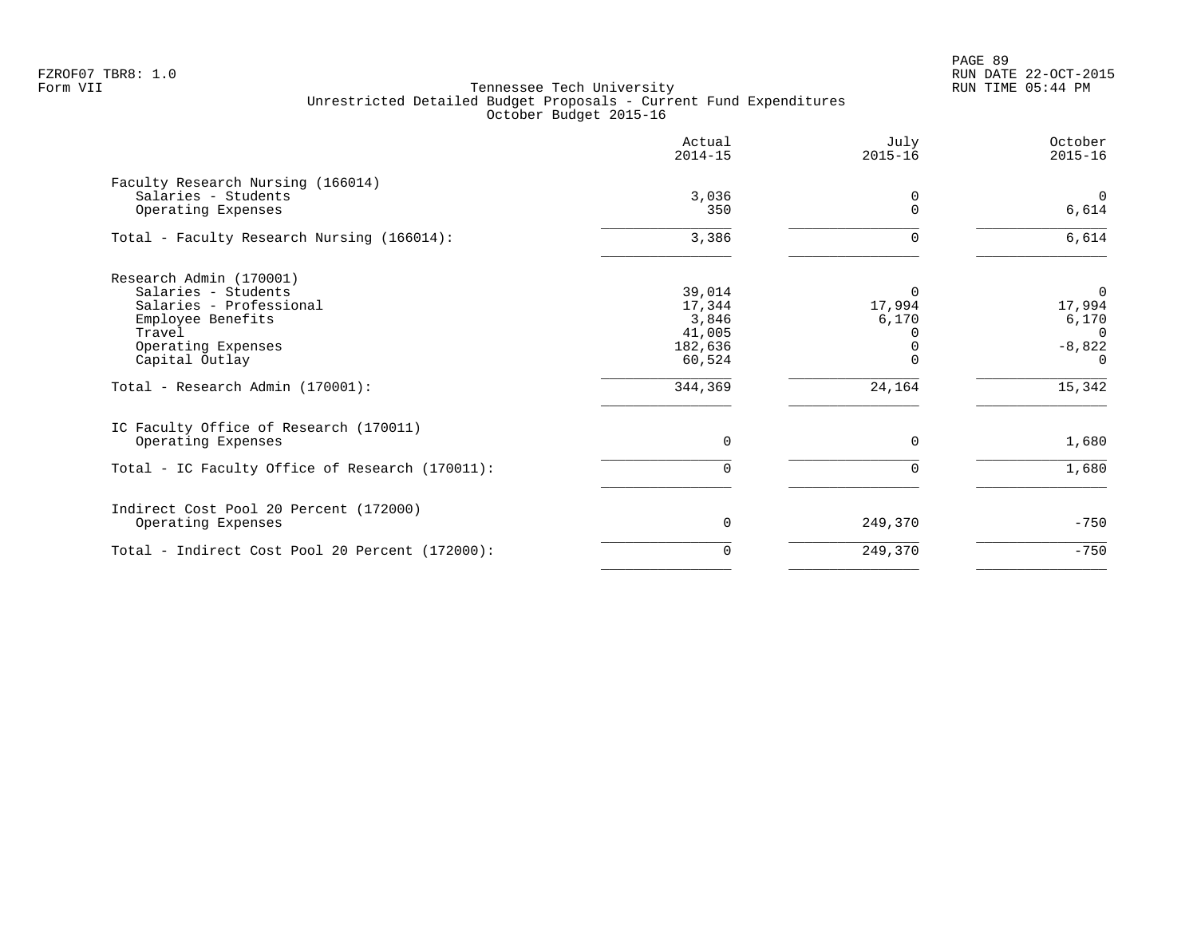Tennessee Tech University
Unrestricted Detailed Budget Proposals - Current Fund Expenditures
October Budget 2015-16

| | Actual 2014-15 | July 2015-16 | October 2015-16 |
|---|---|---|---|
| **Faculty Research Nursing (166014)** | | | |
| Salaries - Students | 3,036 | 0 | 0 |
| Operating Expenses | 350 | 0 | 6,614 |
| Total - Faculty Research Nursing (166014): | 3,386 | 0 | 6,614 |
| **Research Admin (170001)** | | | |
| Salaries - Students | 39,014 | 0 | 0 |
| Salaries - Professional | 17,344 | 17,994 | 17,994 |
| Employee Benefits | 3,846 | 6,170 | 6,170 |
| Travel | 41,005 | 0 | 0 |
| Operating Expenses | 182,636 | 0 | -8,822 |
| Capital Outlay | 60,524 | 0 | 0 |
| Total - Research Admin (170001): | 344,369 | 24,164 | 15,342 |
| **IC Faculty Office of Research (170011)** | | | |
| Operating Expenses | 0 | 0 | 1,680 |
| Total - IC Faculty Office of Research (170011): | 0 | 0 | 1,680 |
| **Indirect Cost Pool 20 Percent (172000)** | | | |
| Operating Expenses | 0 | 249,370 | -750 |
| Total - Indirect Cost Pool 20 Percent (172000): | 0 | 249,370 | -750 |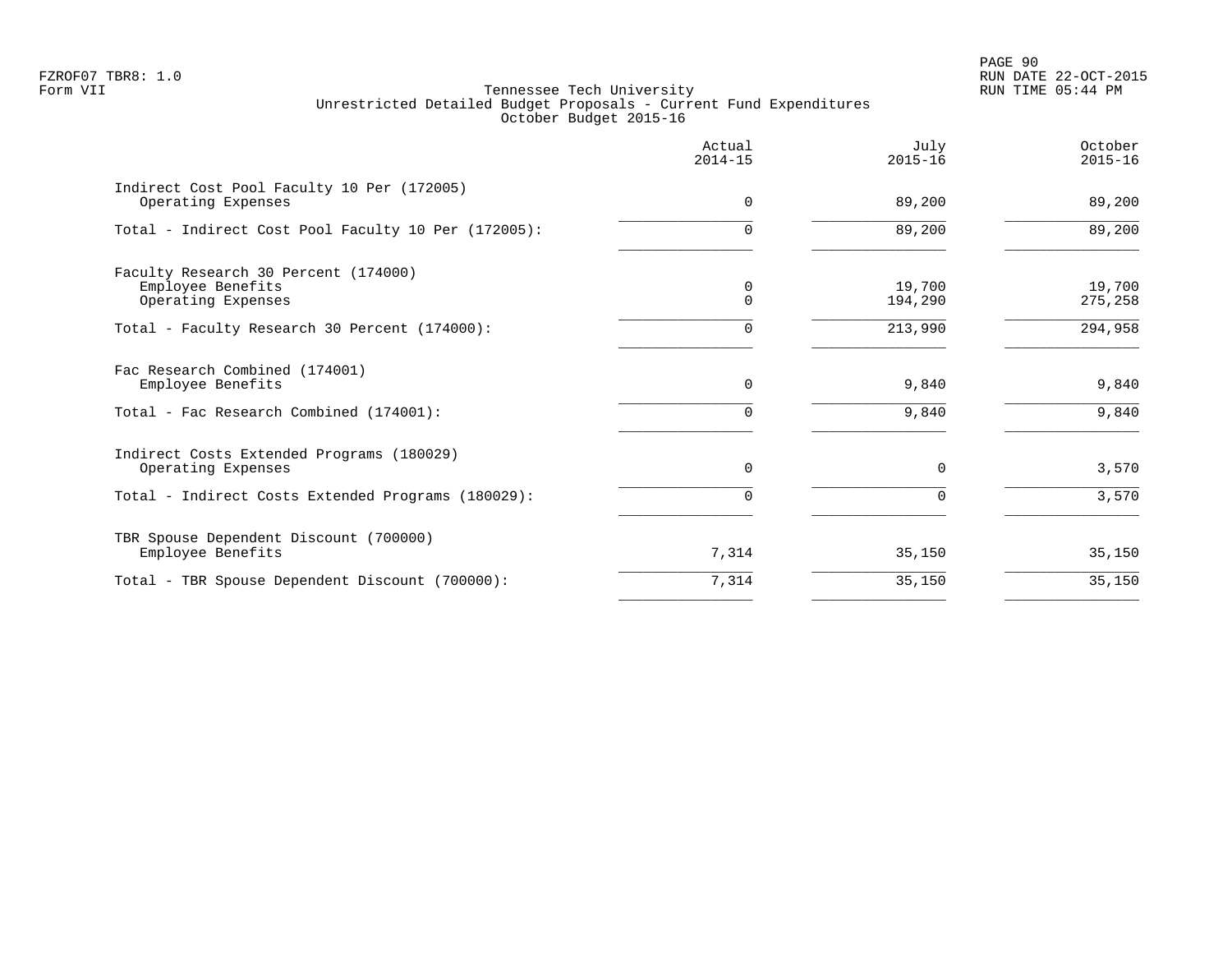# Tennessee Tech University
## Unrestricted Detailed Budget Proposals - Current Fund Expenditures
### October Budget 2015-16

| | Actual 2014-15 | July 2015-16 | October 2015-16 |
|---|---|---|---|
| **Indirect Cost Pool Faculty 10 Per (172005)** | | | |
| Operating Expenses | 0 | 89,200 | 89,200 |
| Total - Indirect Cost Pool Faculty 10 Per (172005): | 0 | 89,200 | 89,200 |
| **Faculty Research 30 Percent (174000)** | | | |
| Employee Benefits | 0 | 19,700 | 19,700 |
| Operating Expenses | 0 | 194,290 | 275,258 |
| Total - Faculty Research 30 Percent (174000): | 0 | 213,990 | 294,958 |
| **Fac Research Combined (174001)** | | | |
| Employee Benefits | 0 | 9,840 | 9,840 |
| Total - Fac Research Combined (174001): | 0 | 9,840 | 9,840 |
| **Indirect Costs Extended Programs (180029)** | | | |
| Operating Expenses | 0 | 0 | 3,570 |
| Total - Indirect Costs Extended Programs (180029): | 0 | 0 | 3,570 |
| **TBR Spouse Dependent Discount (700000)** | | | |
| Employee Benefits | 7,314 | 35,150 | 35,150 |
| Total - TBR Spouse Dependent Discount (700000): | 7,314 | 35,150 | 35,150 |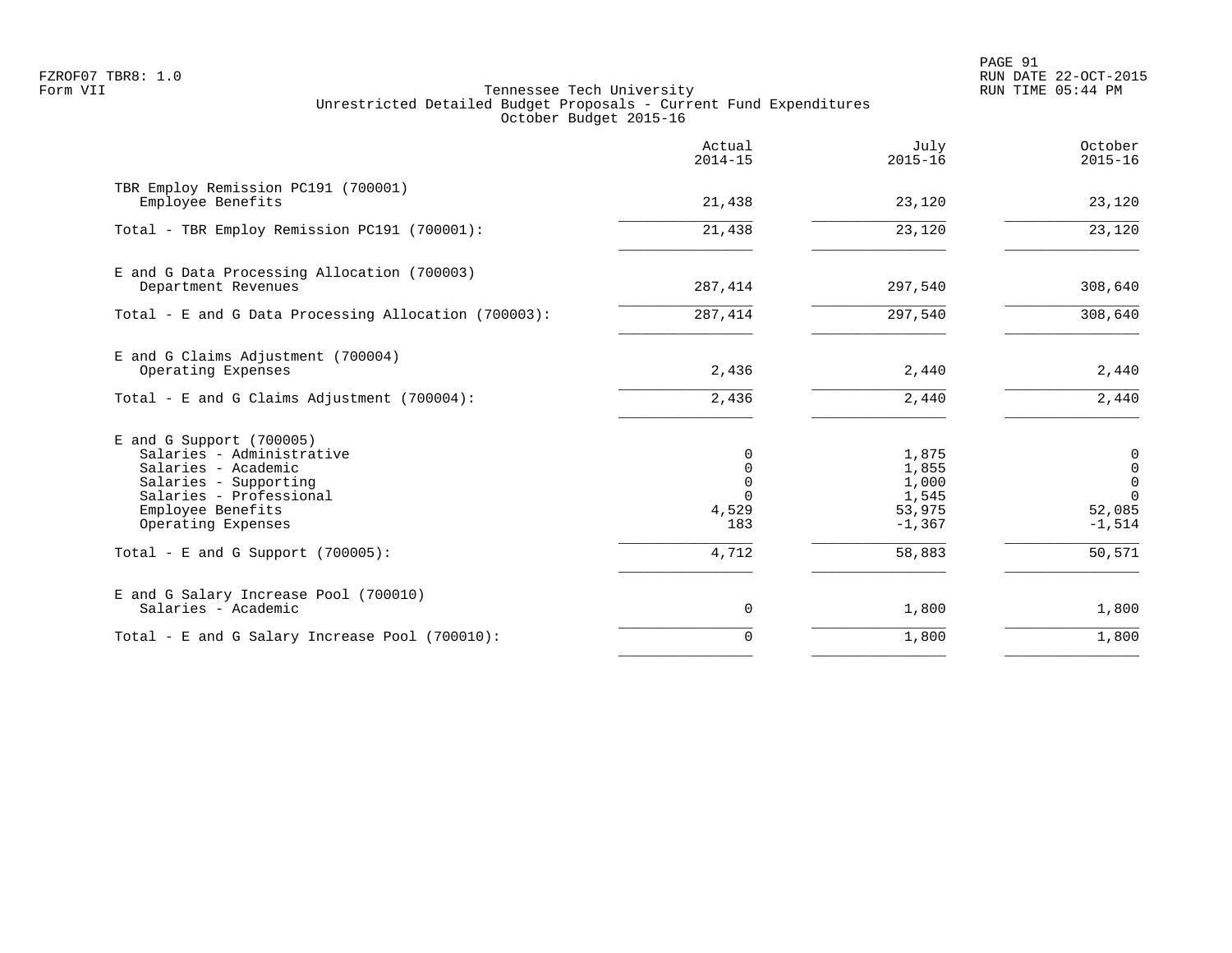FZROF07 TBR8: 1.0
Form VII

Tennessee Tech University
Unrestricted Detailed Budget Proposals - Current Fund Expenditures
October Budget 2015-16

RUN DATE 22-OCT-2015
RUN TIME 05:44 PM

| | Actual 2014-15 | July 2015-16 | October 2015-16 |
|---|---|---|---|
| TBR Employ Remission PC191 (700001) | | | |
| Employee Benefits | 21,438 | 23,120 | 23,120 |
| Total - TBR Employ Remission PC191 (700001): | 21,438 | 23,120 | 23,120 |
| E and G Data Processing Allocation (700003) | | | |
| Department Revenues | 287,414 | 297,540 | 308,640 |
| Total - E and G Data Processing Allocation (700003): | 287,414 | 297,540 | 308,640 |
| E and G Claims Adjustment (700004) | | | |
| Operating Expenses | 2,436 | 2,440 | 2,440 |
| Total - E and G Claims Adjustment (700004): | 2,436 | 2,440 | 2,440 |
| E and G Support (700005) | | | |
| Salaries - Administrative | 0 | 1,875 | 0 |
| Salaries - Academic | 0 | 1,855 | 0 |
| Salaries - Supporting | 0 | 1,000 | 0 |
| Salaries - Professional | 0 | 1,545 | 0 |
| Employee Benefits | 4,529 | 53,975 | 52,085 |
| Operating Expenses | 183 | -1,367 | -1,514 |
| Total - E and G Support (700005): | 4,712 | 58,883 | 50,571 |
| E and G Salary Increase Pool (700010) | | | |
| Salaries - Academic | 0 | 1,800 | 1,800 |
| Total - E and G Salary Increase Pool (700010): | 0 | 1,800 | 1,800 |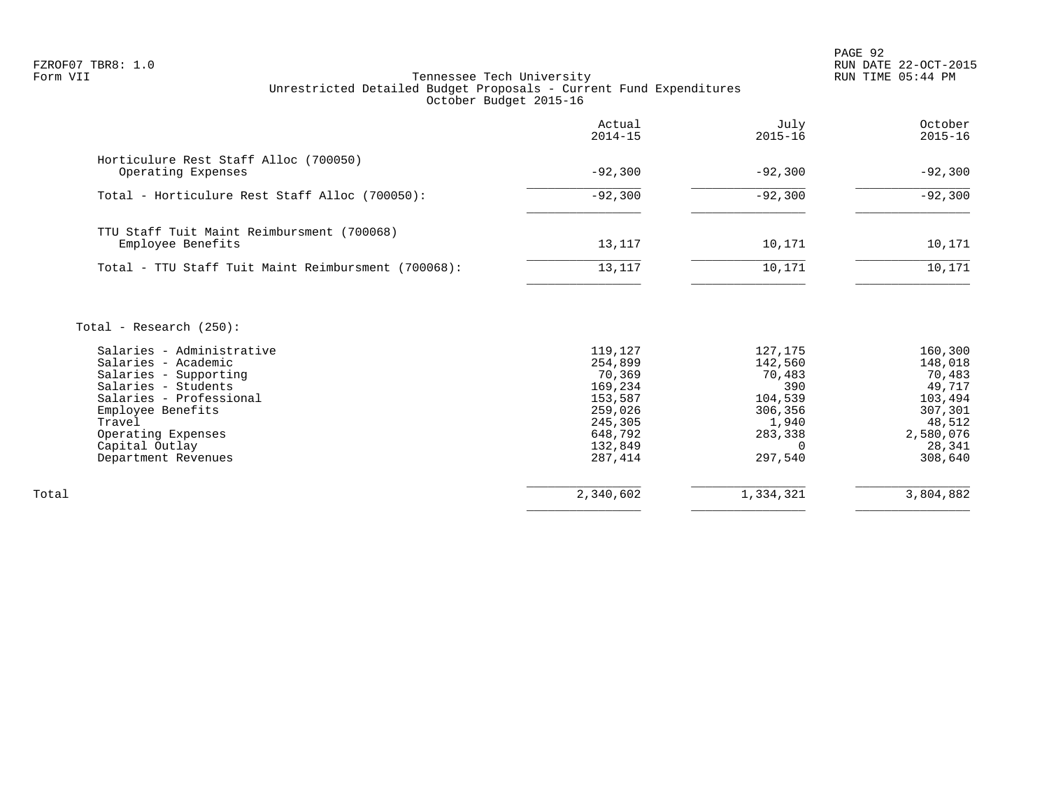FZROF07 TBR8: 1.0
Form VII

Tennessee Tech University
Unrestricted Detailed Budget Proposals - Current Fund Expenditures
October Budget 2015-16

RUN DATE 22-OCT-2015
RUN TIME 05:44 PM

| | Actual 2014-15 | July 2015-16 | October 2015-16 |
|---|---|---|---|
| **Horticulure Rest Staff Alloc (700050)** | | | |
| Operating Expenses | -92,300 | -92,300 | -92,300 |
| Total - Horticulure Rest Staff Alloc (700050): | -92,300 | -92,300 | -92,300 |
| **TTU Staff Tuit Maint Reimbursment (700068)** | | | |
| Employee Benefits | 13,117 | 10,171 | 10,171 |
| Total - TTU Staff Tuit Maint Reimbursment (700068): | 13,117 | 10,171 | 10,171 |
| **Total - Research (250):** | | | |
| Salaries - Administrative | 119,127 | 127,175 | 160,300 |
| Salaries - Academic | 254,899 | 142,560 | 148,018 |
| Salaries - Supporting | 70,369 | 70,483 | 70,483 |
| Salaries - Students | 169,234 | 390 | 49,717 |
| Salaries - Professional | 153,587 | 104,539 | 103,494 |
| Employee Benefits | 259,026 | 306,356 | 307,301 |
| Travel | 245,305 | 1,940 | 48,512 |
| Operating Expenses | 648,792 | 283,338 | 2,580,076 |
| Capital Outlay | 132,849 | 0 | 28,341 |
| Department Revenues | 287,414 | 297,540 | 308,640 |
| Total | 2,340,602 | 1,334,321 | 3,804,882 |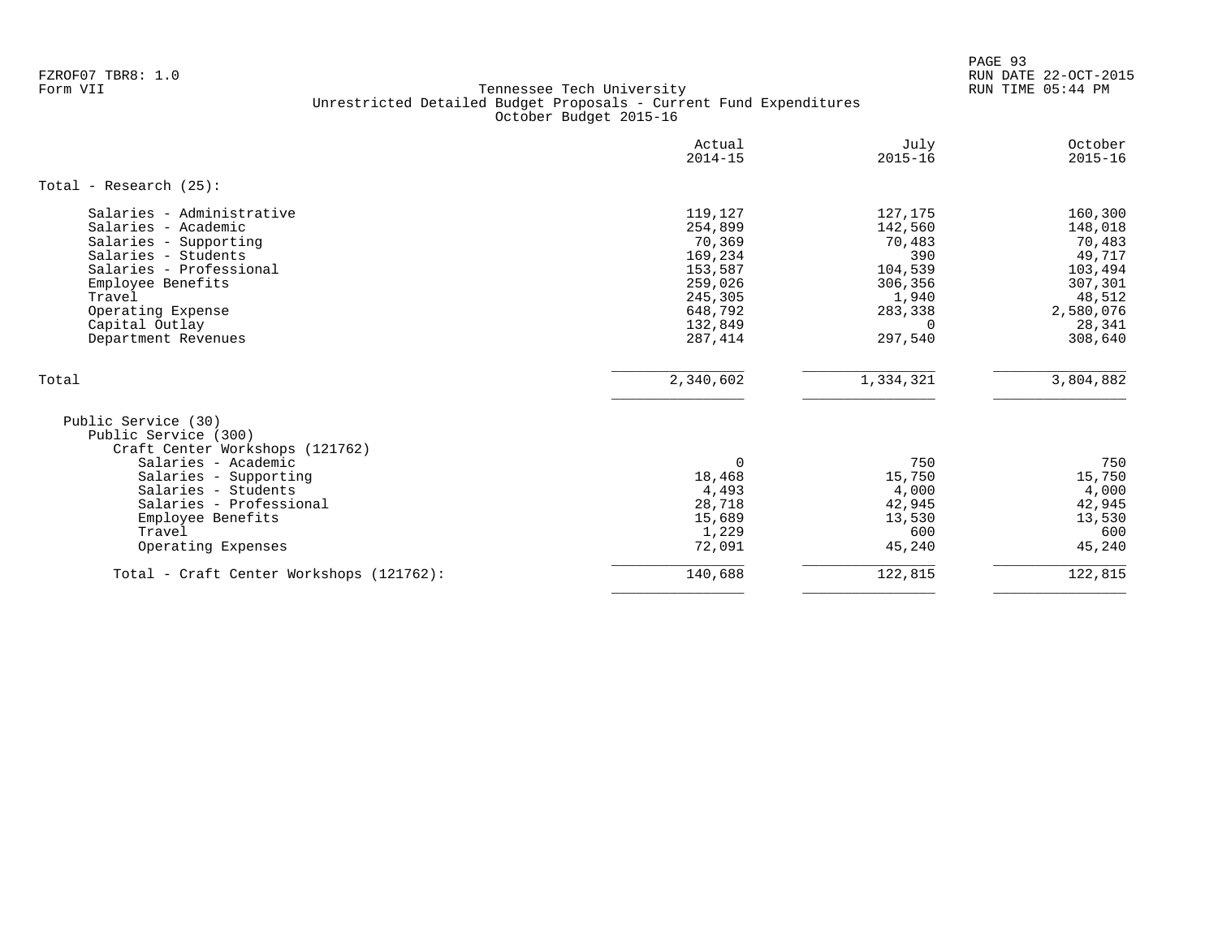FZROF07 TBR8: 1.0
Form VII

Tennessee Tech University
Unrestricted Detailed Budget Proposals - Current Fund Expenditures
October Budget 2015-16

RUN DATE 22-OCT-2015
RUN TIME 05:44 PM

| | Actual 2014-15 | July 2015-16 | October 2015-16 |
|---|---|---|---|
| **Total - Research (25):** | | | |
| Salaries - Administrative | 119,127 | 127,175 | 160,300 |
| Salaries - Academic | 254,899 | 142,560 | 148,018 |
| Salaries - Supporting | 70,369 | 70,483 | 70,483 |
| Salaries - Students | 169,234 | 390 | 49,717 |
| Salaries - Professional | 153,587 | 104,539 | 103,494 |
| Employee Benefits | 259,026 | 306,356 | 307,301 |
| Travel | 245,305 | 1,940 | 48,512 |
| Operating Expense | 648,792 | 283,338 | 2,580,076 |
| Capital Outlay | 132,849 | 0 | 28,341 |
| Department Revenues | 287,414 | 297,540 | 308,640 |
| Total | 2,340,602 | 1,334,321 | 3,804,882 |
| Public Service (30) | | | |
| Public Service (300) | | | |
| Craft Center Workshops (121762) | | | |
| Salaries - Academic | 0 | 750 | 750 |
| Salaries - Supporting | 18,468 | 15,750 | 15,750 |
| Salaries - Students | 4,493 | 4,000 | 4,000 |
| Salaries - Professional | 28,718 | 42,945 | 42,945 |
| Employee Benefits | 15,689 | 13,530 | 13,530 |
| Travel | 1,229 | 600 | 600 |
| Operating Expenses | 72,091 | 45,240 | 45,240 |
| Total - Craft Center Workshops (121762): | 140,688 | 122,815 | 122,815 |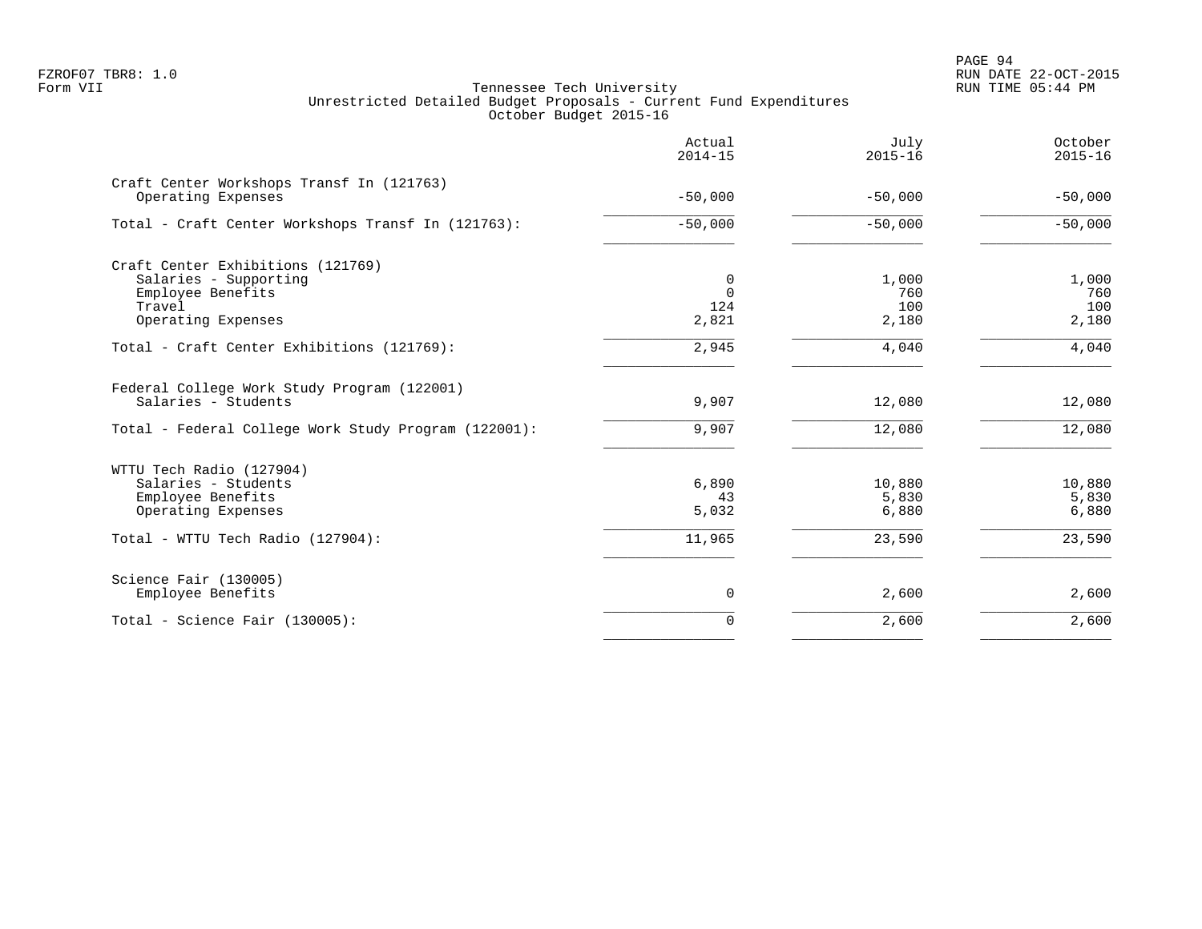Tennessee Tech University
Unrestricted Detailed Budget Proposals - Current Fund Expenditures
October Budget 2015-16

| | Actual 2014-15 | July 2015-16 | October 2015-16 |
|---|---|---|---|
| **Craft Center Workshops Transf In (121763)** | | | |
| Operating Expenses | -50,000 | -50,000 | -50,000 |
| Total - Craft Center Workshops Transf In (121763): | -50,000 | -50,000 | -50,000 |
| **Craft Center Exhibitions (121769)** | | | |
| Salaries - Supporting | 0 | 1,000 | 1,000 |
| Employee Benefits | 0 | 760 | 760 |
| Travel | 124 | 100 | 100 |
| Operating Expenses | 2,821 | 2,180 | 2,180 |
| Total - Craft Center Exhibitions (121769): | 2,945 | 4,040 | 4,040 |
| **Federal College Work Study Program (122001)** | | | |
| Salaries - Students | 9,907 | 12,080 | 12,080 |
| Total - Federal College Work Study Program (122001): | 9,907 | 12,080 | 12,080 |
| **WTTU Tech Radio (127904)** | | | |
| Salaries - Students | 6,890 | 10,880 | 10,880 |
| Employee Benefits | 43 | 5,830 | 5,830 |
| Operating Expenses | 5,032 | 6,880 | 6,880 |
| Total - WTTU Tech Radio (127904): | 11,965 | 23,590 | 23,590 |
| **Science Fair (130005)** | | | |
| Employee Benefits | 0 | 2,600 | 2,600 |
| Total - Science Fair (130005): | 0 | 2,600 | 2,600 |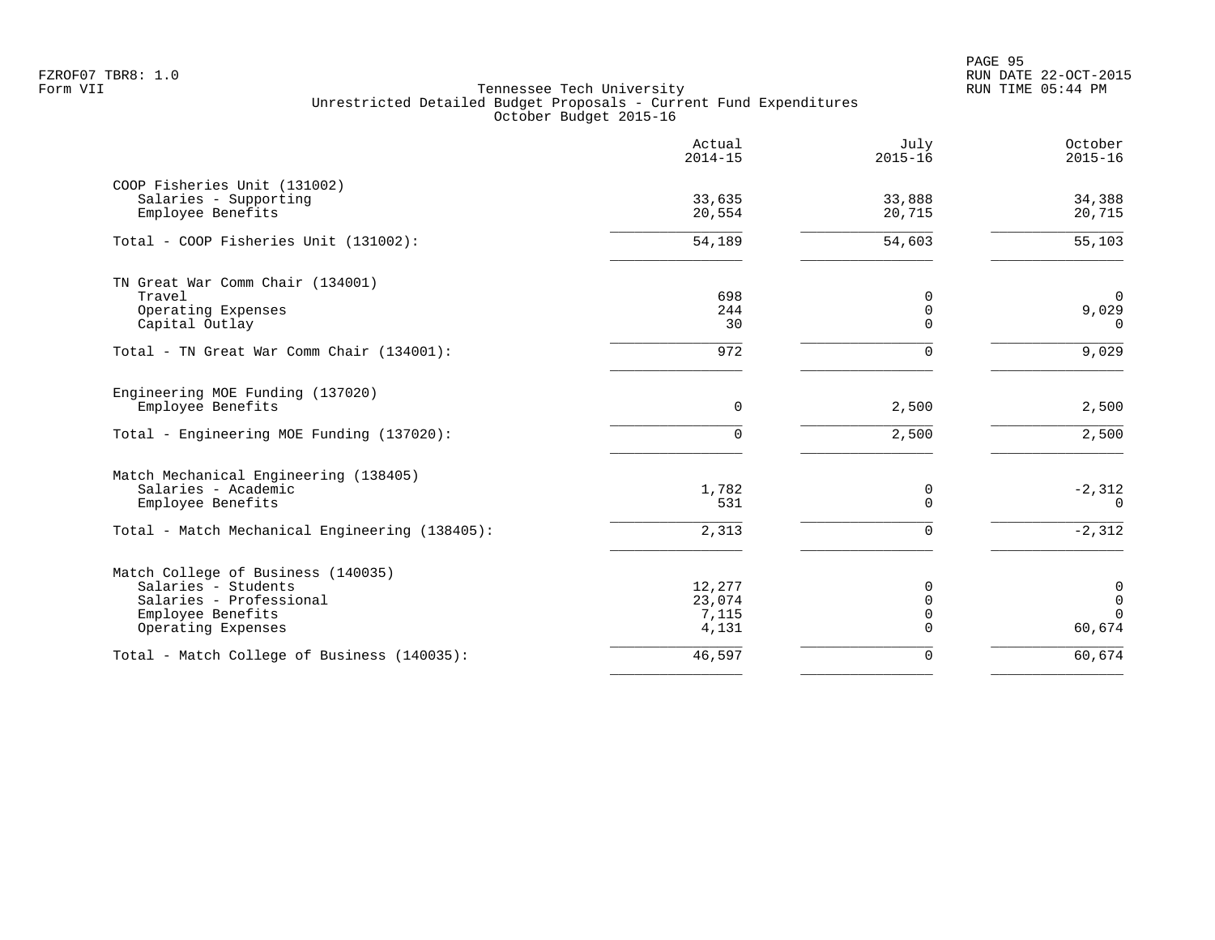FZROF07 TBR8: 1.0
Form VII

Tennessee Tech University
Unrestricted Detailed Budget Proposals - Current Fund Expenditures
October Budget 2015-16

RUN DATE 22-OCT-2015
RUN TIME 05:44 PM

| | Actual 2014-15 | July 2015-16 | October 2015-16 |
|---|---|---|---|
| COOP Fisheries Unit (131002) | | | |
| Salaries - Supporting | 33,635 | 33,888 | 34,388 |
| Employee Benefits | 20,554 | 20,715 | 20,715 |
| Total - COOP Fisheries Unit (131002): | 54,189 | 54,603 | 55,103 |
| TN Great War Comm Chair (134001) | | | |
| Travel | 698 | 0 | 0 |
| Operating Expenses | 244 | 0 | 9,029 |
| Capital Outlay | 30 | 0 | 0 |
| Total - TN Great War Comm Chair (134001): | 972 | 0 | 9,029 |
| Engineering MOE Funding (137020) | | | |
| Employee Benefits | 0 | 2,500 | 2,500 |
| Total - Engineering MOE Funding (137020): | 0 | 2,500 | 2,500 |
| Match Mechanical Engineering (138405) | | | |
| Salaries - Academic | 1,782 | 0 | -2,312 |
| Employee Benefits | 531 | 0 | 0 |
| Total - Match Mechanical Engineering (138405): | 2,313 | 0 | -2,312 |
| Match College of Business (140035) | | | |
| Salaries - Students | 12,277 | 0 | 0 |
| Salaries - Professional | 23,074 | 0 | 0 |
| Employee Benefits | 7,115 | 0 | 0 |
| Operating Expenses | 4,131 | 0 | 60,674 |
| Total - Match College of Business (140035): | 46,597 | 0 | 60,674 |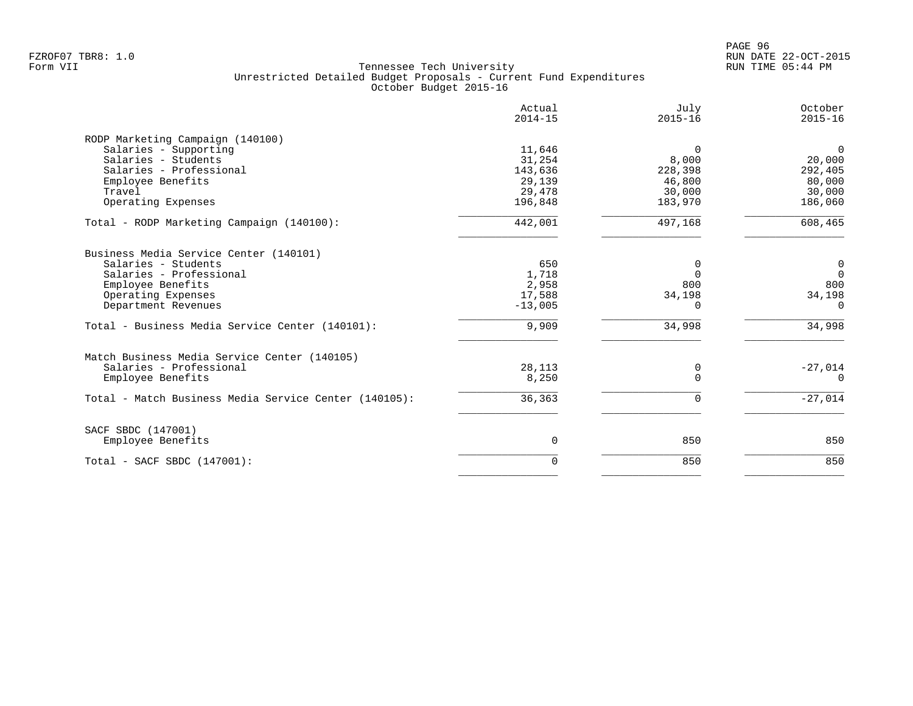FZROF07 TBR8: 1.0
Form VII

Tennessee Tech University
Unrestricted Detailed Budget Proposals - Current Fund Expenditures
October Budget 2015-16

RUN DATE 22-OCT-2015
RUN TIME 05:44 PM

| | Actual 2014-15 | July 2015-16 | October 2015-16 |
|---|---|---|---|
| **RODP Marketing Campaign (140100)** | | | |
| Salaries - Supporting | 11,646 | 0 | 0 |
| Salaries - Students | 31,254 | 8,000 | 20,000 |
| Salaries - Professional | 143,636 | 228,398 | 292,405 |
| Employee Benefits | 29,139 | 46,800 | 80,000 |
| Travel | 29,478 | 30,000 | 30,000 |
| Operating Expenses | 196,848 | 183,970 | 186,060 |
| Total - RODP Marketing Campaign (140100): | 442,001 | 497,168 | 608,465 |
| **Business Media Service Center (140101)** | | | |
| Salaries - Students | 650 | 0 | 0 |
| Salaries - Professional | 1,718 | 0 | 0 |
| Employee Benefits | 2,958 | 800 | 800 |
| Operating Expenses | 17,588 | 34,198 | 34,198 |
| Department Revenues | -13,005 | 0 | 0 |
| Total - Business Media Service Center (140101): | 9,909 | 34,998 | 34,998 |
| **Match Business Media Service Center (140105)** | | | |
| Salaries - Professional | 28,113 | 0 | -27,014 |
| Employee Benefits | 8,250 | 0 | 0 |
| Total - Match Business Media Service Center (140105): | 36,363 | 0 | -27,014 |
| **SACF SBDC (147001)** | | | |
| Employee Benefits | 0 | 850 | 850 |
| Total - SACF SBDC (147001): | 0 | 850 | 850 |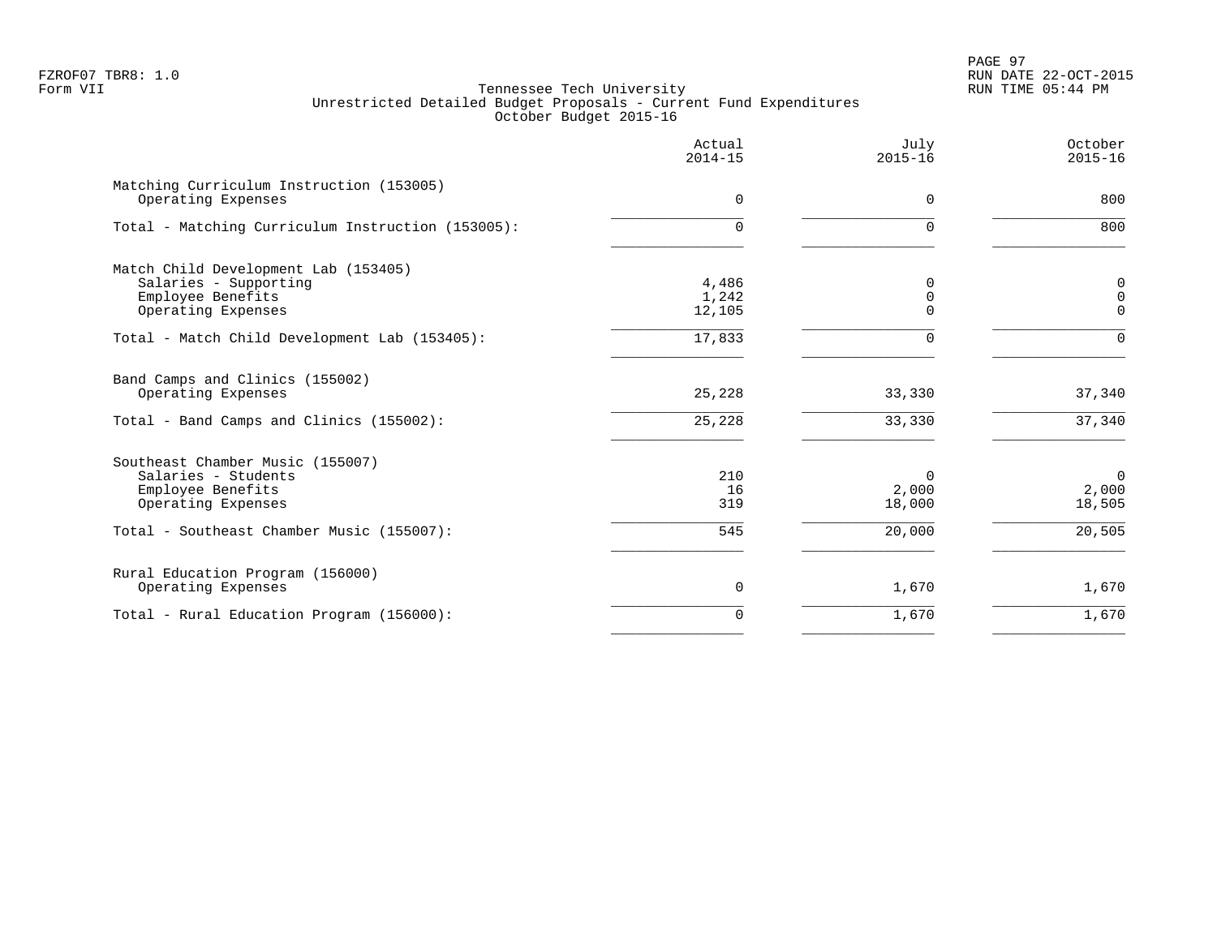FZROF07 TBR8: 1.0
Form VII

# Tennessee Tech University
## Unrestricted Detailed Budget Proposals - Current Fund Expenditures
### October Budget 2015-16

| | Actual 2014-15 | July 2015-16 | October 2015-16 |
|---|---|---|---|
| **Matching Curriculum Instruction (153005)** | | | |
| Operating Expenses | 0 | 0 | 800 |
| Total - Matching Curriculum Instruction (153005): | 0 | 0 | 800 |
| **Match Child Development Lab (153405)** | | | |
| Salaries - Supporting | 4,486 | 0 | 0 |
| Employee Benefits | 1,242 | 0 | 0 |
| Operating Expenses | 12,105 | 0 | 0 |
| Total - Match Child Development Lab (153405): | 17,833 | 0 | 0 |
| **Band Camps and Clinics (155002)** | | | |
| Operating Expenses | 25,228 | 33,330 | 37,340 |
| Total - Band Camps and Clinics (155002): | 25,228 | 33,330 | 37,340 |
| **Southeast Chamber Music (155007)** | | | |
| Salaries - Students | 210 | 0 | 0 |
| Employee Benefits | 16 | 2,000 | 2,000 |
| Operating Expenses | 319 | 18,000 | 18,505 |
| Total - Southeast Chamber Music (155007): | 545 | 20,000 | 20,505 |
| **Rural Education Program (156000)** | | | |
| Operating Expenses | 0 | 1,670 | 1,670 |
| Total - Rural Education Program (156000): | 0 | 1,670 | 1,670 |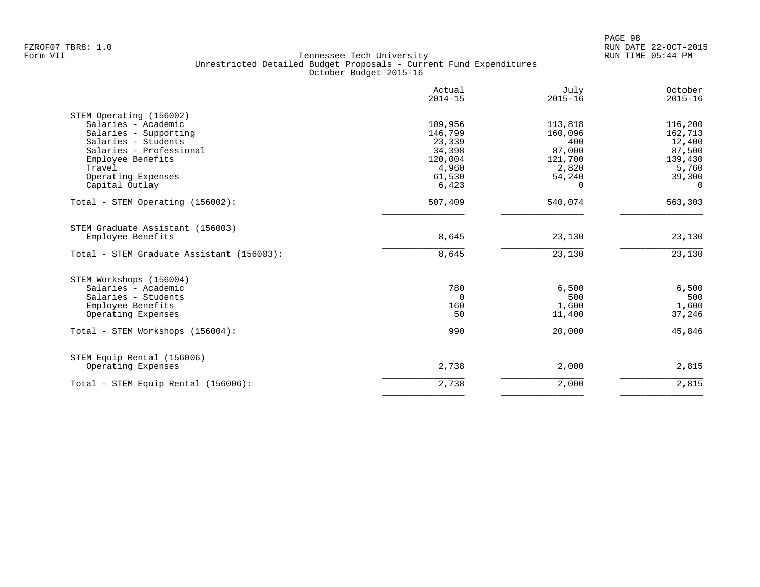Tennessee Tech University
Unrestricted Detailed Budget Proposals - Current Fund Expenditures
October Budget 2015-16

| | Actual 2014-15 | July 2015-16 | October 2015-16 |
|---|---|---|---|
| STEM Operating (156002) | | | |
| Salaries - Academic | 109,956 | 113,818 | 116,200 |
| Salaries - Supporting | 146,799 | 160,096 | 162,713 |
| Salaries - Students | 23,339 | 400 | 12,400 |
| Salaries - Professional | 34,398 | 87,000 | 87,500 |
| Employee Benefits | 120,004 | 121,700 | 139,430 |
| Travel | 4,960 | 2,820 | 5,760 |
| Operating Expenses | 61,530 | 54,240 | 39,300 |
| Capital Outlay | 6,423 | 0 | 0 |
| Total - STEM Operating (156002): | 507,409 | 540,074 | 563,303 |
| STEM Graduate Assistant (156003) | | | |
| Employee Benefits | 8,645 | 23,130 | 23,130 |
| Total - STEM Graduate Assistant (156003): | 8,645 | 23,130 | 23,130 |
| STEM Workshops (156004) | | | |
| Salaries - Academic | 780 | 6,500 | 6,500 |
| Salaries - Students | 0 | 500 | 500 |
| Employee Benefits | 160 | 1,600 | 1,600 |
| Operating Expenses | 50 | 11,400 | 37,246 |
| Total - STEM Workshops (156004): | 990 | 20,000 | 45,846 |
| STEM Equip Rental (156006) | | | |
| Operating Expenses | 2,738 | 2,000 | 2,815 |
| Total - STEM Equip Rental (156006): | 2,738 | 2,000 | 2,815 |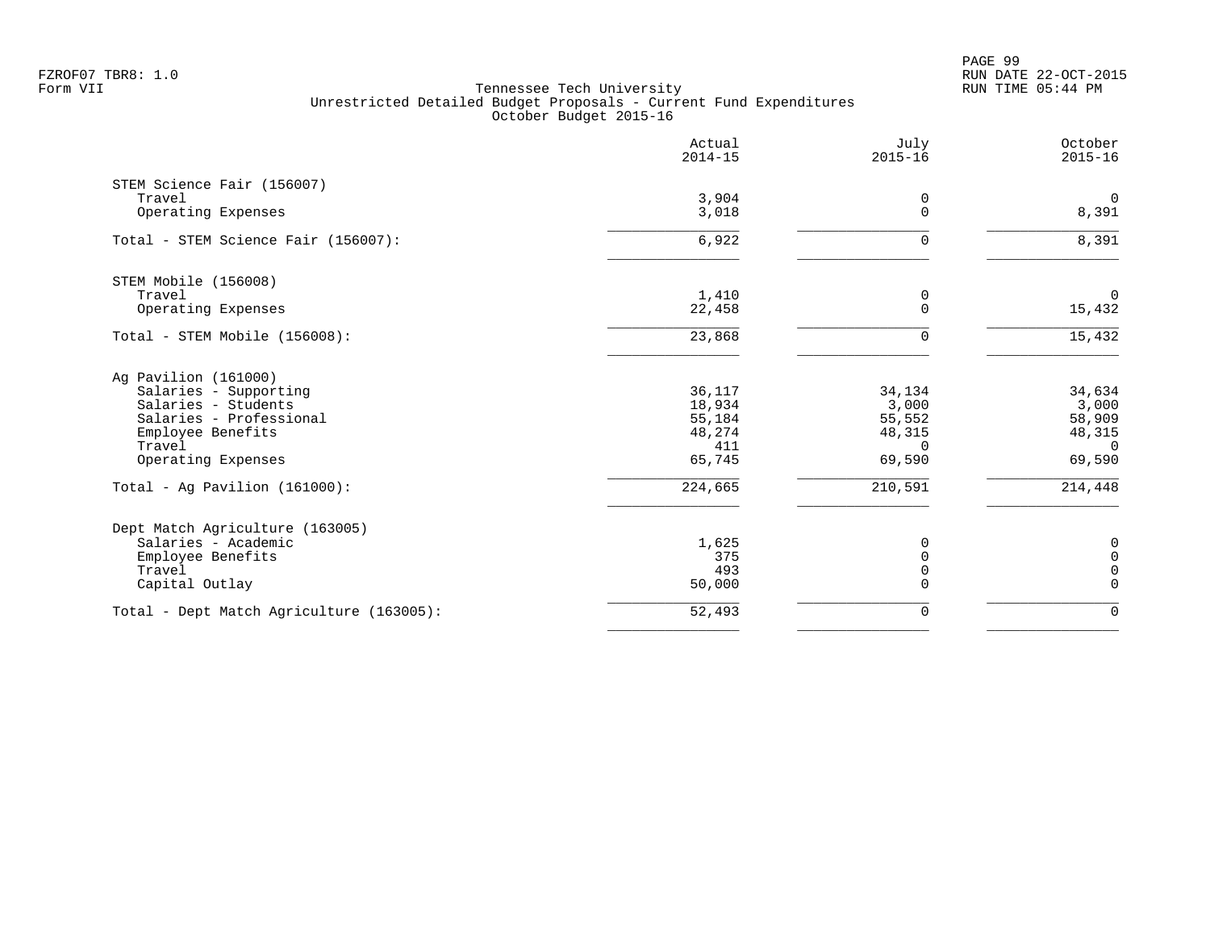FZROF07 TBR8: 1.0
Form VII

Tennessee Tech University
Unrestricted Detailed Budget Proposals - Current Fund Expenditures
October Budget 2015-16

RUN DATE 22-OCT-2015
RUN TIME 05:44 PM

| | Actual 2014-15 | July 2015-16 | October 2015-16 |
|---|---|---|---|
| **STEM Science Fair (156007)** | | | |
| Travel | 3,904 | 0 | 0 |
| Operating Expenses | 3,018 | 0 | 8,391 |
| Total - STEM Science Fair (156007): | 6,922 | 0 | 8,391 |
| **STEM Mobile (156008)** | | | |
| Travel | 1,410 | 0 | 0 |
| Operating Expenses | 22,458 | 0 | 15,432 |
| Total - STEM Mobile (156008): | 23,868 | 0 | 15,432 |
| **Ag Pavilion (161000)** | | | |
| Salaries - Supporting | 36,117 | 34,134 | 34,634 |
| Salaries - Students | 18,934 | 3,000 | 3,000 |
| Salaries - Professional | 55,184 | 55,552 | 58,909 |
| Employee Benefits | 48,274 | 48,315 | 48,315 |
| Travel | 411 | 0 | 0 |
| Operating Expenses | 65,745 | 69,590 | 69,590 |
| Total - Ag Pavilion (161000): | 224,665 | 210,591 | 214,448 |
| **Dept Match Agriculture (163005)** | | | |
| Salaries - Academic | 1,625 | 0 | 0 |
| Employee Benefits | 375 | 0 | 0 |
| Travel | 493 | 0 | 0 |
| Capital Outlay | 50,000 | 0 | 0 |
| Total - Dept Match Agriculture (163005): | 52,493 | 0 | 0 |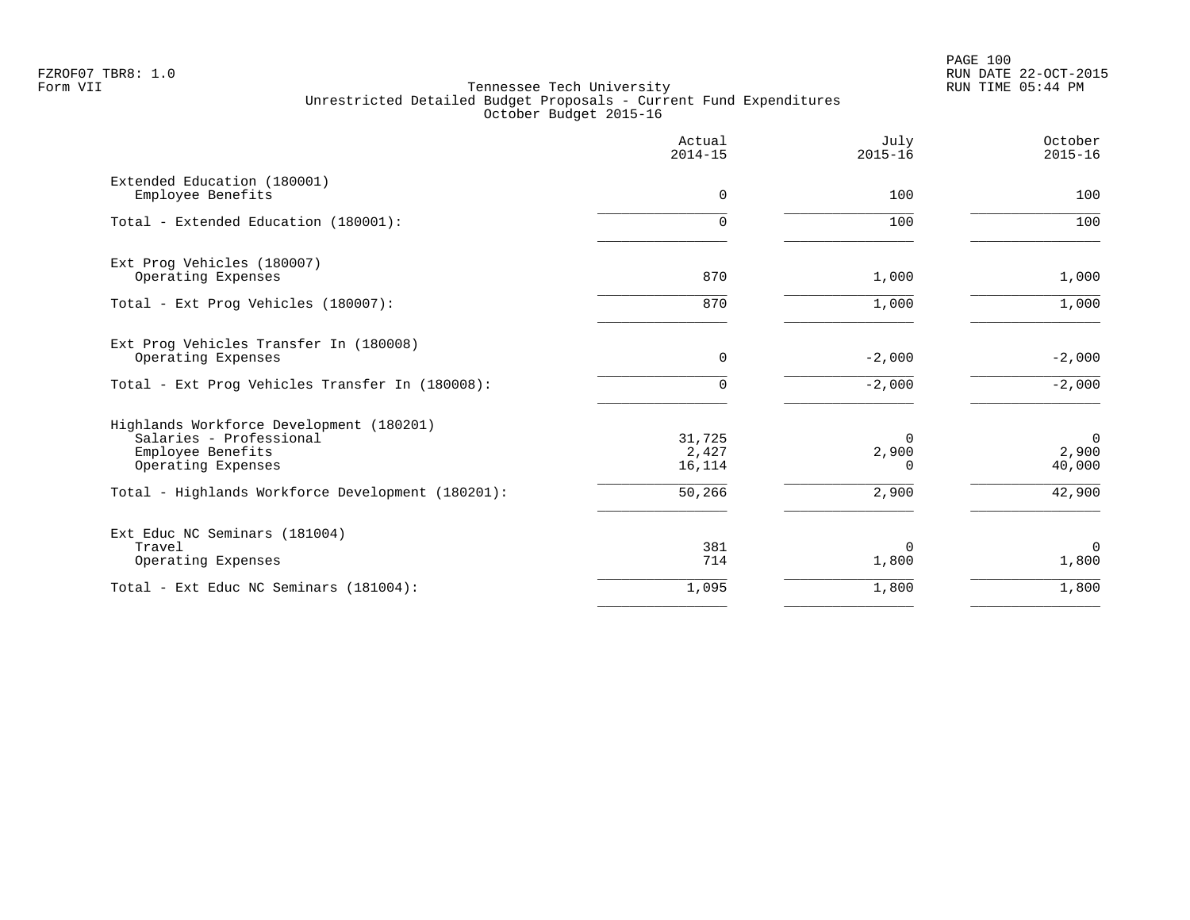FZROF07 TBR8: 1.0
Form VII

Tennessee Tech University
Unrestricted Detailed Budget Proposals - Current Fund Expenditures
October Budget 2015-16

RUN DATE 22-OCT-2015
RUN TIME 05:44 PM

| | Actual 2014-15 | July 2015-16 | October 2015-16 |
|---|---|---|---|
| Extended Education (180001) | | | |
| Employee Benefits | 0 | 100 | 100 |
| Total - Extended Education (180001): | 0 | 100 | 100 |
| Ext Prog Vehicles (180007) | | | |
| Operating Expenses | 870 | 1,000 | 1,000 |
| Total - Ext Prog Vehicles (180007): | 870 | 1,000 | 1,000 |
| Ext Prog Vehicles Transfer In (180008) | | | |
| Operating Expenses | 0 | -2,000 | -2,000 |
| Total - Ext Prog Vehicles Transfer In (180008): | 0 | -2,000 | -2,000 |
| Highlands Workforce Development (180201) | | | |
| Salaries - Professional | 31,725 | 0 | 0 |
| Employee Benefits | 2,427 | 2,900 | 2,900 |
| Operating Expenses | 16,114 | 0 | 40,000 |
| Total - Highlands Workforce Development (180201): | 50,266 | 2,900 | 42,900 |
| Ext Educ NC Seminars (181004) | | | |
| Travel | 381 | 0 | 0 |
| Operating Expenses | 714 | 1,800 | 1,800 |
| Total - Ext Educ NC Seminars (181004): | 1,095 | 1,800 | 1,800 |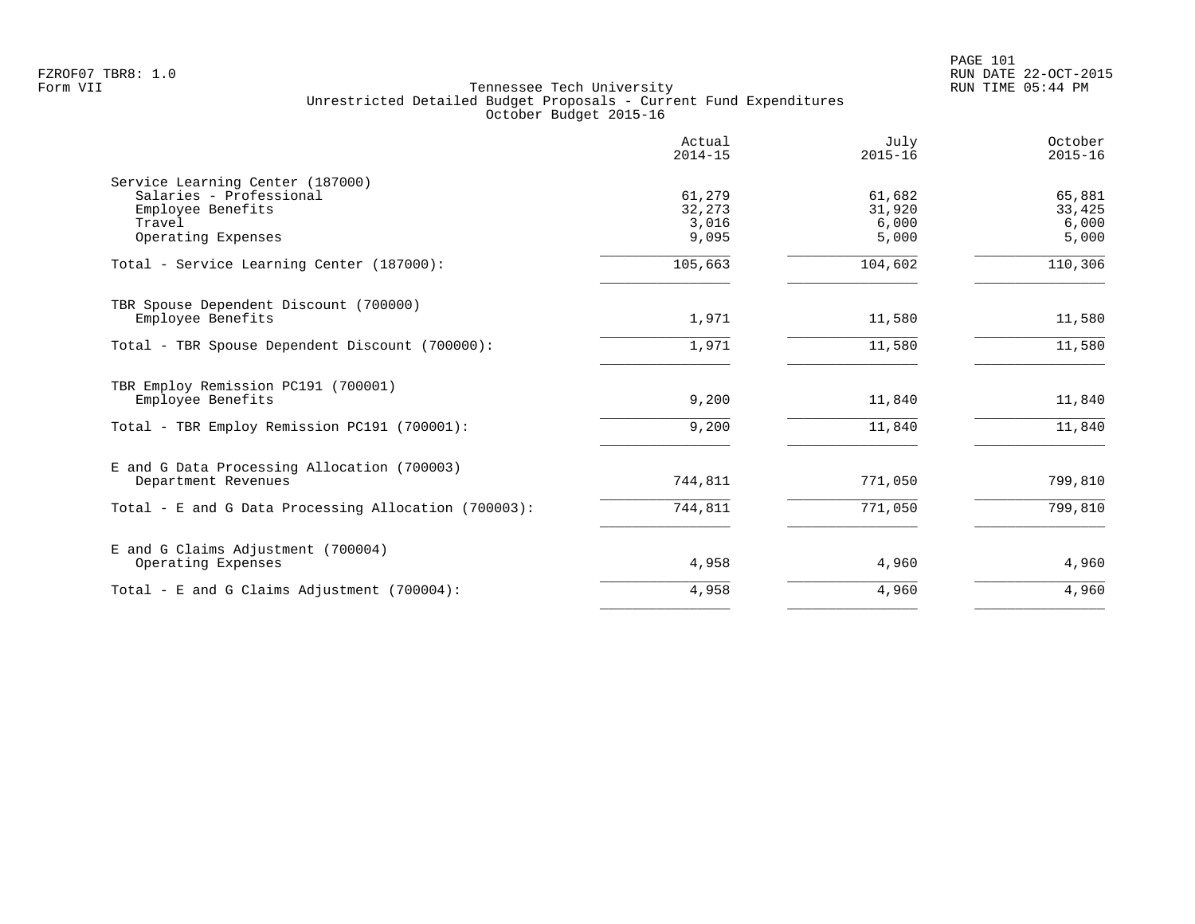Tennessee Tech University
Unrestricted Detailed Budget Proposals - Current Fund Expenditures
October Budget 2015-16

| | Actual 2014-15 | July 2015-16 | October 2015-16 |
|---|---|---|---|
| **Service Learning Center (187000)** | | | |
| Salaries - Professional | 61,279 | 61,682 | 65,881 |
| Employee Benefits | 32,273 | 31,920 | 33,425 |
| Travel | 3,016 | 6,000 | 6,000 |
| Operating Expenses | 9,095 | 5,000 | 5,000 |
| Total - Service Learning Center (187000): | 105,663 | 104,602 | 110,306 |
| **TBR Spouse Dependent Discount (700000)** | | | |
| Employee Benefits | 1,971 | 11,580 | 11,580 |
| Total - TBR Spouse Dependent Discount (700000): | 1,971 | 11,580 | 11,580 |
| **TBR Employ Remission PC191 (700001)** | | | |
| Employee Benefits | 9,200 | 11,840 | 11,840 |
| Total - TBR Employ Remission PC191 (700001): | 9,200 | 11,840 | 11,840 |
| **E and G Data Processing Allocation (700003)** | | | |
| Department Revenues | 744,811 | 771,050 | 799,810 |
| Total - E and G Data Processing Allocation (700003): | 744,811 | 771,050 | 799,810 |
| **E and G Claims Adjustment (700004)** | | | |
| Operating Expenses | 4,958 | 4,960 | 4,960 |
| Total - E and G Claims Adjustment (700004): | 4,958 | 4,960 | 4,960 |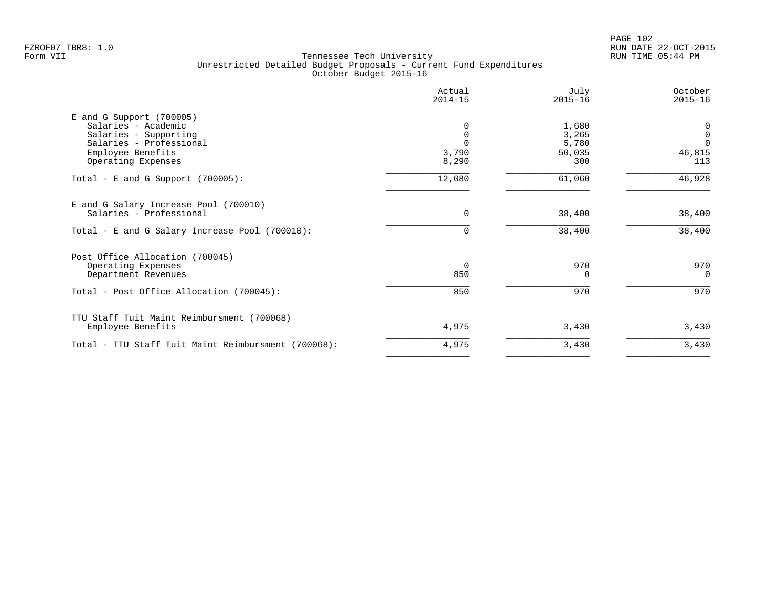FZROF07 TBR8: 1.0
Form VII

# Tennessee Tech University
## Unrestricted Detailed Budget Proposals - Current Fund Expenditures
### October Budget 2015-16

| | Actual 2014-15 | July 2015-16 | October 2015-16 |
|---|---|---|---|
| **E and G Support (700005)** | | | |
| Salaries - Academic | 0 | 1,680 | 0 |
| Salaries - Supporting | 0 | 3,265 | 0 |
| Salaries - Professional | 0 | 5,780 | 0 |
| Employee Benefits | 3,790 | 50,035 | 46,815 |
| Operating Expenses | 8,290 | 300 | 113 |
| Total - E and G Support (700005): | 12,080 | 61,060 | 46,928 |
| **E and G Salary Increase Pool (700010)** | | | |
| Salaries - Professional | 0 | 38,400 | 38,400 |
| Total - E and G Salary Increase Pool (700010): | 0 | 38,400 | 38,400 |
| **Post Office Allocation (700045)** | | | |
| Operating Expenses | 0 | 970 | 970 |
| Department Revenues | 850 | 0 | 0 |
| Total - Post Office Allocation (700045): | 850 | 970 | 970 |
| **TTU Staff Tuit Maint Reimbursment (700068)** | | | |
| Employee Benefits | 4,975 | 3,430 | 3,430 |
| Total - TTU Staff Tuit Maint Reimbursment (700068): | 4,975 | 3,430 | 3,430 |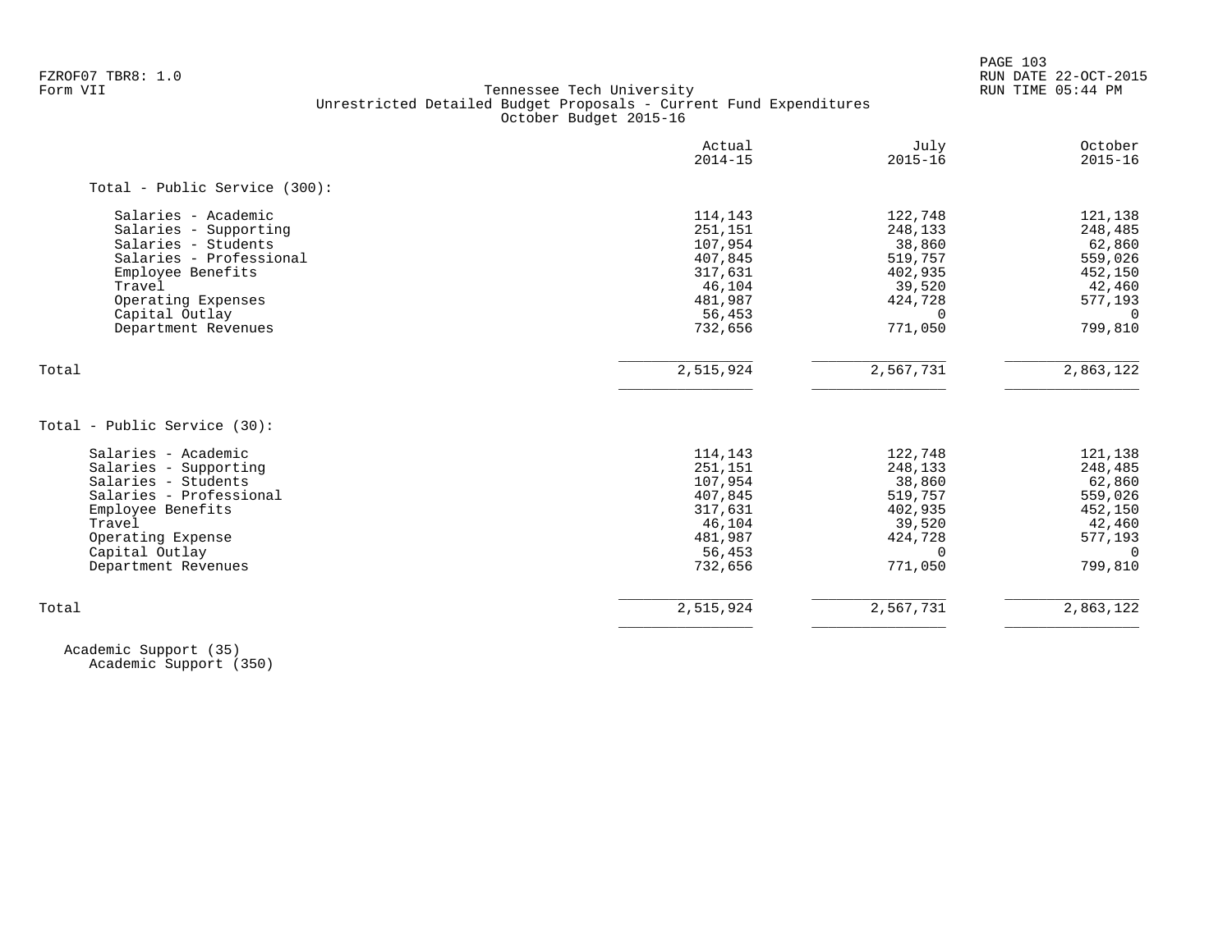FZROF07 TBR8: 1.0
Form VII

Tennessee Tech University
Unrestricted Detailed Budget Proposals - Current Fund Expenditures
October Budget 2015-16

RUN DATE 22-OCT-2015
RUN TIME 05:44 PM

| | Actual 2014-15 | July 2015-16 | October 2015-16 |
|---|---|---|---|
| **Total - Public Service (300):** | | | |
| Salaries - Academic | 114,143 | 122,748 | 121,138 |
| Salaries - Supporting | 251,151 | 248,133 | 248,485 |
| Salaries - Students | 107,954 | 38,860 | 62,860 |
| Salaries - Professional | 407,845 | 519,757 | 559,026 |
| Employee Benefits | 317,631 | 402,935 | 452,150 |
| Travel | 46,104 | 39,520 | 42,460 |
| Operating Expenses | 481,987 | 424,728 | 577,193 |
| Capital Outlay | 56,453 | 0 | 0 |
| Department Revenues | 732,656 | 771,050 | 799,810 |
| Total | 2,515,924 | 2,567,731 | 2,863,122 |
| **Total - Public Service (30):** | | | |
| Salaries - Academic | 114,143 | 122,748 | 121,138 |
| Salaries - Supporting | 251,151 | 248,133 | 248,485 |
| Salaries - Students | 107,954 | 38,860 | 62,860 |
| Salaries - Professional | 407,845 | 519,757 | 559,026 |
| Employee Benefits | 317,631 | 402,935 | 452,150 |
| Travel | 46,104 | 39,520 | 42,460 |
| Operating Expense | 481,987 | 424,728 | 577,193 |
| Capital Outlay | 56,453 | 0 | 0 |
| Department Revenues | 732,656 | 771,050 | 799,810 |
| Total | 2,515,924 | 2,567,731 | 2,863,122 |

Academic Support (35)
Academic Support (350)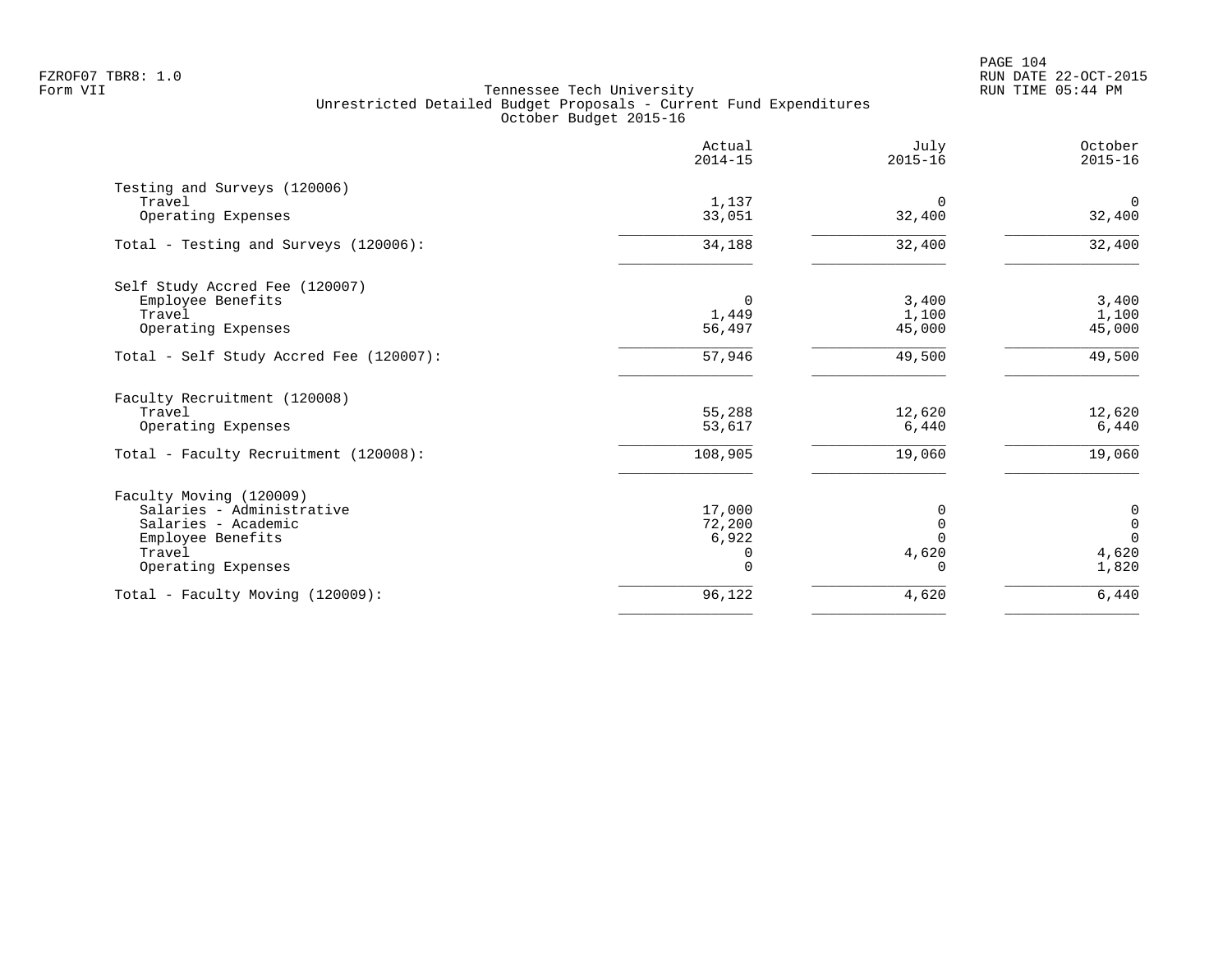Tennessee Tech University
Unrestricted Detailed Budget Proposals - Current Fund Expenditures
October Budget 2015-16

Form VII

| | Actual 2014-15 | July 2015-16 | October 2015-16 |
|---|---|---|---|
| **Testing and Surveys (120006)** | | | |
| Travel | 1,137 | 0 | 0 |
| Operating Expenses | 33,051 | 32,400 | 32,400 |
| Total - Testing and Surveys (120006): | 34,188 | 32,400 | 32,400 |
| **Self Study Accred Fee (120007)** | | | |
| Employee Benefits | 0 | 3,400 | 3,400 |
| Travel | 1,449 | 1,100 | 1,100 |
| Operating Expenses | 56,497 | 45,000 | 45,000 |
| Total - Self Study Accred Fee (120007): | 57,946 | 49,500 | 49,500 |
| **Faculty Recruitment (120008)** | | | |
| Travel | 55,288 | 12,620 | 12,620 |
| Operating Expenses | 53,617 | 6,440 | 6,440 |
| Total - Faculty Recruitment (120008): | 108,905 | 19,060 | 19,060 |
| **Faculty Moving (120009)** | | | |
| Salaries - Administrative | 17,000 | 0 | 0 |
| Salaries - Academic | 72,200 | 0 | 0 |
| Employee Benefits | 6,922 | 0 | 0 |
| Travel | 0 | 4,620 | 4,620 |
| Operating Expenses | 0 | 0 | 1,820 |
| Total - Faculty Moving (120009): | 96,122 | 4,620 | 6,440 |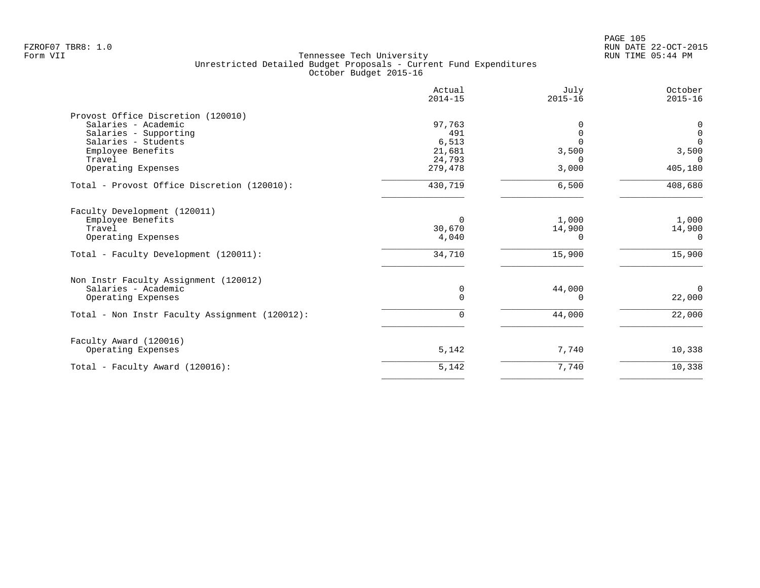Tennessee Tech University
Unrestricted Detailed Budget Proposals - Current Fund Expenditures
October Budget 2015-16

| | Actual 2014-15 | July 2015-16 | October 2015-16 |
|---|---|---|---|
| **Provost Office Discretion (120010)** | | | |
| Salaries - Academic | 97,763 | 0 | 0 |
| Salaries - Supporting | 491 | 0 | 0 |
| Salaries - Students | 6,513 | 0 | 0 |
| Employee Benefits | 21,681 | 3,500 | 3,500 |
| Travel | 24,793 | 0 | 0 |
| Operating Expenses | 279,478 | 3,000 | 405,180 |
| Total - Provost Office Discretion (120010): | 430,719 | 6,500 | 408,680 |
| **Faculty Development (120011)** | | | |
| Employee Benefits | 0 | 1,000 | 1,000 |
| Travel | 30,670 | 14,900 | 14,900 |
| Operating Expenses | 4,040 | 0 | 0 |
| Total - Faculty Development (120011): | 34,710 | 15,900 | 15,900 |
| **Non Instr Faculty Assignment (120012)** | | | |
| Salaries - Academic | 0 | 44,000 | 0 |
| Operating Expenses | 0 | 0 | 22,000 |
| Total - Non Instr Faculty Assignment (120012): | 0 | 44,000 | 22,000 |
| **Faculty Award (120016)** | | | |
| Operating Expenses | 5,142 | 7,740 | 10,338 |
| Total - Faculty Award (120016): | 5,142 | 7,740 | 10,338 |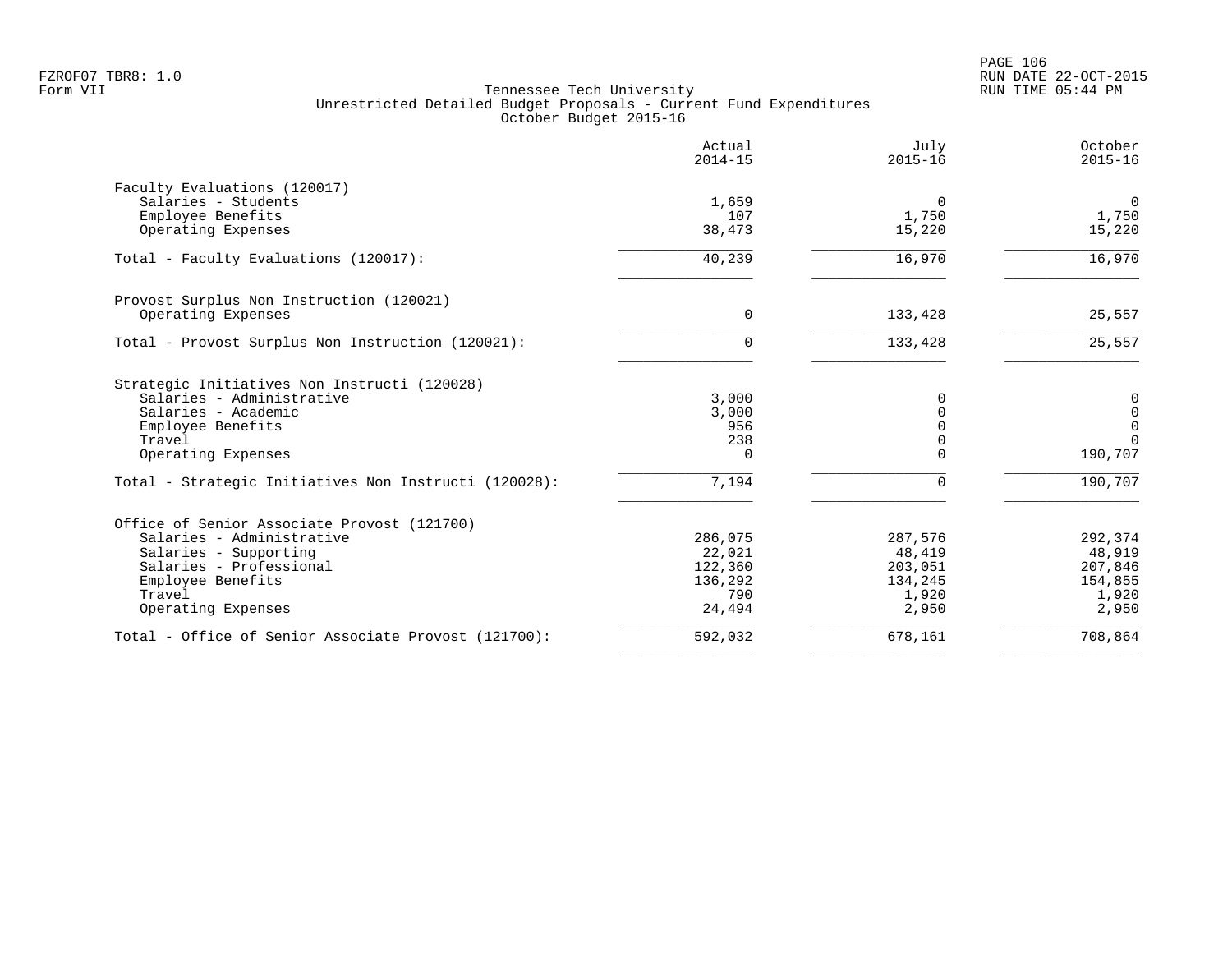FZROF07 TBR8: 1.0
Form VII

Tennessee Tech University
Unrestricted Detailed Budget Proposals - Current Fund Expenditures
October Budget 2015-16

RUN DATE 22-OCT-2015
RUN TIME 05:44 PM

| | Actual 2014-15 | July 2015-16 | October 2015-16 |
|---|---|---|---|
| **Faculty Evaluations (120017)** | | | |
| Salaries - Students | 1,659 | 0 | 0 |
| Employee Benefits | 107 | 1,750 | 1,750 |
| Operating Expenses | 38,473 | 15,220 | 15,220 |
| Total - Faculty Evaluations (120017): | 40,239 | 16,970 | 16,970 |
| **Provost Surplus Non Instruction (120021)** | | | |
| Operating Expenses | 0 | 133,428 | 25,557 |
| Total - Provost Surplus Non Instruction (120021): | 0 | 133,428 | 25,557 |
| **Strategic Initiatives Non Instructi (120028)** | | | |
| Salaries - Administrative | 3,000 | 0 | 0 |
| Salaries - Academic | 3,000 | 0 | 0 |
| Employee Benefits | 956 | 0 | 0 |
| Travel | 238 | 0 | 0 |
| Operating Expenses | 0 | 0 | 190,707 |
| Total - Strategic Initiatives Non Instructi (120028): | 7,194 | 0 | 190,707 |
| **Office of Senior Associate Provost (121700)** | | | |
| Salaries - Administrative | 286,075 | 287,576 | 292,374 |
| Salaries - Supporting | 22,021 | 48,419 | 48,919 |
| Salaries - Professional | 122,360 | 203,051 | 207,846 |
| Employee Benefits | 136,292 | 134,245 | 154,855 |
| Travel | 790 | 1,920 | 1,920 |
| Operating Expenses | 24,494 | 2,950 | 2,950 |
| Total - Office of Senior Associate Provost (121700): | 592,032 | 678,161 | 708,864 |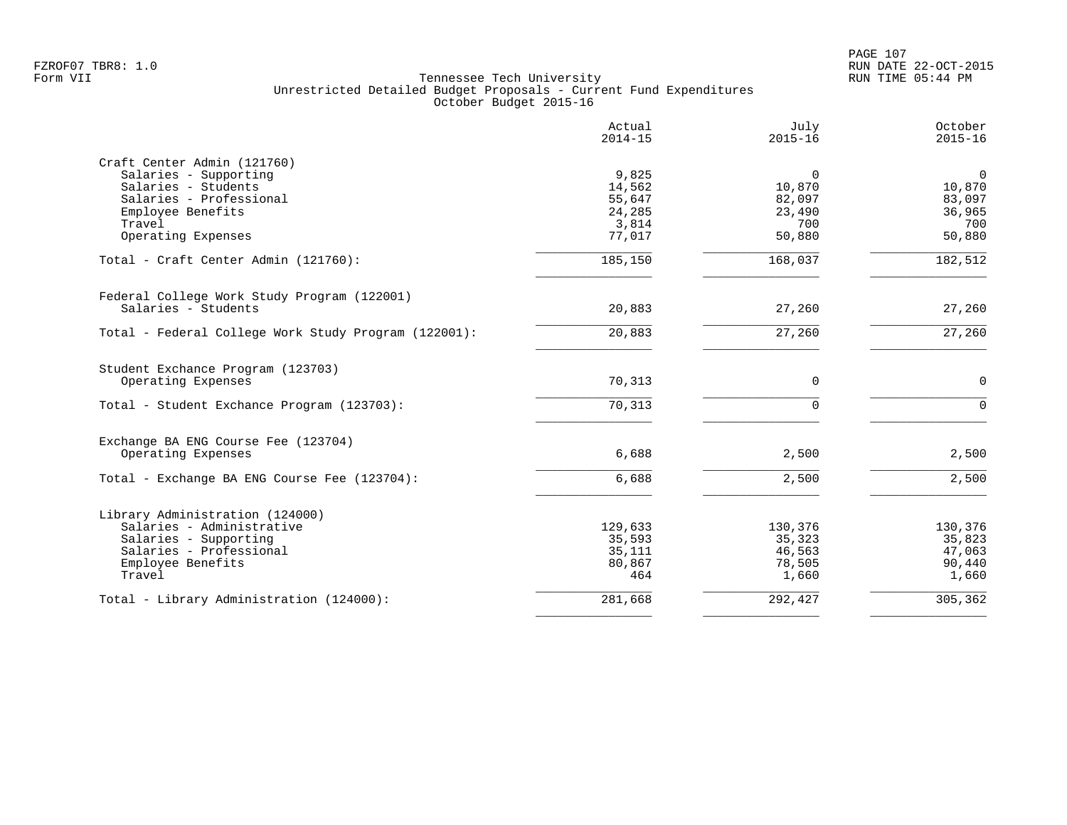FZROF07 TBR8: 1.0
Form VII

Tennessee Tech University
Unrestricted Detailed Budget Proposals - Current Fund Expenditures
October Budget 2015-16

RUN DATE 22-OCT-2015
RUN TIME 05:44 PM

| | Actual 2014-15 | July 2015-16 | October 2015-16 |
|---|---|---|---|
| **Craft Center Admin (121760)** | | | |
| Salaries - Supporting | 9,825 | 0 | 0 |
| Salaries - Students | 14,562 | 10,870 | 10,870 |
| Salaries - Professional | 55,647 | 82,097 | 83,097 |
| Employee Benefits | 24,285 | 23,490 | 36,965 |
| Travel | 3,814 | 700 | 700 |
| Operating Expenses | 77,017 | 50,880 | 50,880 |
| Total - Craft Center Admin (121760): | 185,150 | 168,037 | 182,512 |
| **Federal College Work Study Program (122001)** | | | |
| Salaries - Students | 20,883 | 27,260 | 27,260 |
| Total - Federal College Work Study Program (122001): | 20,883 | 27,260 | 27,260 |
| **Student Exchance Program (123703)** | | | |
| Operating Expenses | 70,313 | 0 | 0 |
| Total - Student Exchance Program (123703): | 70,313 | 0 | 0 |
| **Exchange BA ENG Course Fee (123704)** | | | |
| Operating Expenses | 6,688 | 2,500 | 2,500 |
| Total - Exchange BA ENG Course Fee (123704): | 6,688 | 2,500 | 2,500 |
| **Library Administration (124000)** | | | |
| Salaries - Administrative | 129,633 | 130,376 | 130,376 |
| Salaries - Supporting | 35,593 | 35,323 | 35,823 |
| Salaries - Professional | 35,111 | 46,563 | 47,063 |
| Employee Benefits | 80,867 | 78,505 | 90,440 |
| Travel | 464 | 1,660 | 1,660 |
| Total - Library Administration (124000): | 281,668 | 292,427 | 305,362 |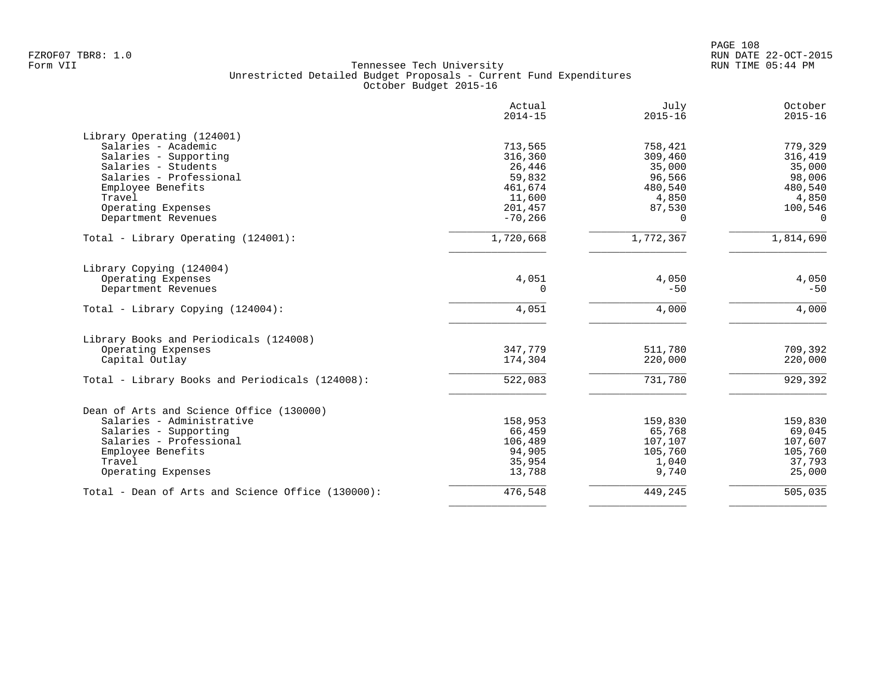FZROF07 TBR8: 1.0
Form VII

# Tennessee Tech University
## Unrestricted Detailed Budget Proposals - Current Fund Expenditures
### October Budget 2015-16

| | Actual 2014-15 | July 2015-16 | October 2015-16 |
|---|---|---|---|
| **Library Operating (124001)** | | | |
| Salaries - Academic | 713,565 | 758,421 | 779,329 |
| Salaries - Supporting | 316,360 | 309,460 | 316,419 |
| Salaries - Students | 26,446 | 35,000 | 35,000 |
| Salaries - Professional | 59,832 | 96,566 | 98,006 |
| Employee Benefits | 461,674 | 480,540 | 480,540 |
| Travel | 11,600 | 4,850 | 4,850 |
| Operating Expenses | 201,457 | 87,530 | 100,546 |
| Department Revenues | -70,266 | 0 | 0 |
| Total - Library Operating (124001): | 1,720,668 | 1,772,367 | 1,814,690 |
| **Library Copying (124004)** | | | |
| Operating Expenses | 4,051 | 4,050 | 4,050 |
| Department Revenues | 0 | -50 | -50 |
| Total - Library Copying (124004): | 4,051 | 4,000 | 4,000 |
| **Library Books and Periodicals (124008)** | | | |
| Operating Expenses | 347,779 | 511,780 | 709,392 |
| Capital Outlay | 174,304 | 220,000 | 220,000 |
| Total - Library Books and Periodicals (124008): | 522,083 | 731,780 | 929,392 |
| **Dean of Arts and Science Office (130000)** | | | |
| Salaries - Administrative | 158,953 | 159,830 | 159,830 |
| Salaries - Supporting | 66,459 | 65,768 | 69,045 |
| Salaries - Professional | 106,489 | 107,107 | 107,607 |
| Employee Benefits | 94,905 | 105,760 | 105,760 |
| Travel | 35,954 | 1,040 | 37,793 |
| Operating Expenses | 13,788 | 9,740 | 25,000 |
| Total - Dean of Arts and Science Office (130000): | 476,548 | 449,245 | 505,035 |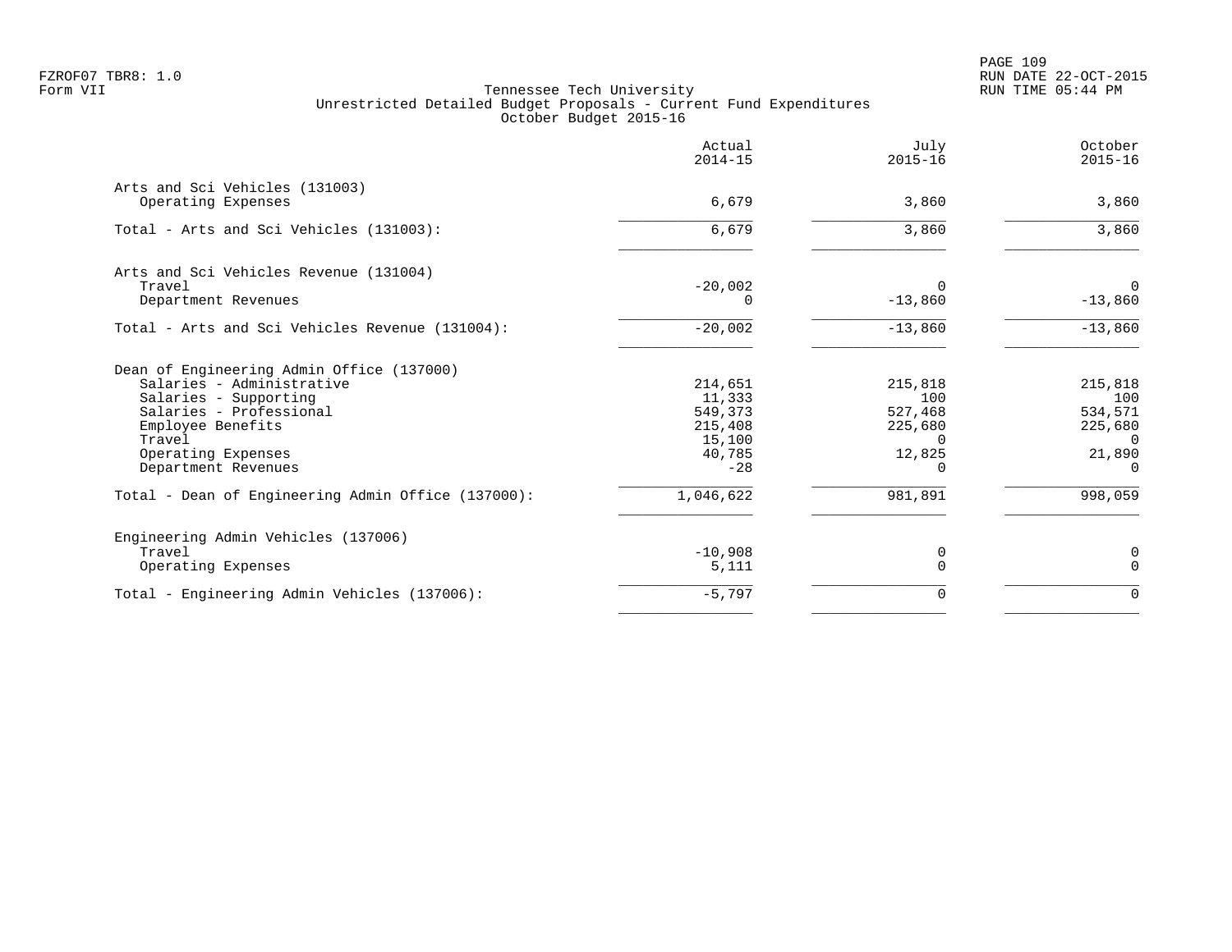FZROF07 TBR8: 1.0
Form VII

Tennessee Tech University
Unrestricted Detailed Budget Proposals - Current Fund Expenditures
October Budget 2015-16

RUN DATE 22-OCT-2015
RUN TIME 05:44 PM

| | Actual 2014-15 | July 2015-16 | October 2015-16 |
|---|---|---|---|
| **Arts and Sci Vehicles (131003)** | | | |
| Operating Expenses | 6,679 | 3,860 | 3,860 |
| Total - Arts and Sci Vehicles (131003): | 6,679 | 3,860 | 3,860 |
| **Arts and Sci Vehicles Revenue (131004)** | | | |
| Travel | -20,002 | 0 | 0 |
| Department Revenues | 0 | -13,860 | -13,860 |
| Total - Arts and Sci Vehicles Revenue (131004): | -20,002 | -13,860 | -13,860 |
| **Dean of Engineering Admin Office (137000)** | | | |
| Salaries - Administrative | 214,651 | 215,818 | 215,818 |
| Salaries - Supporting | 11,333 | 100 | 100 |
| Salaries - Professional | 549,373 | 527,468 | 534,571 |
| Employee Benefits | 215,408 | 225,680 | 225,680 |
| Travel | 15,100 | 0 | 0 |
| Operating Expenses | 40,785 | 12,825 | 21,890 |
| Department Revenues | -28 | 0 | 0 |
| Total - Dean of Engineering Admin Office (137000): | 1,046,622 | 981,891 | 998,059 |
| **Engineering Admin Vehicles (137006)** | | | |
| Travel | -10,908 | 0 | 0 |
| Operating Expenses | 5,111 | 0 | 0 |
| Total - Engineering Admin Vehicles (137006): | -5,797 | 0 | 0 |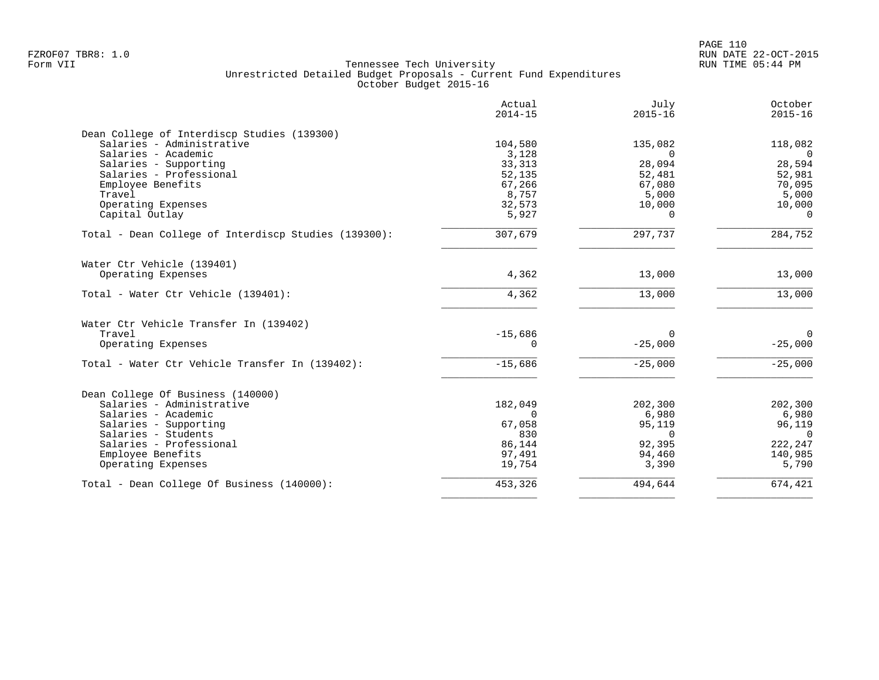FZROF07 TBR8: 1.0
Form VII

Tennessee Tech University
Unrestricted Detailed Budget Proposals - Current Fund Expenditures
October Budget 2015-16

RUN DATE 22-OCT-2015
RUN TIME 05:44 PM

| | Actual 2014-15 | July 2015-16 | October 2015-16 |
|---|---|---|---|
| **Dean College of Interdiscp Studies (139300)** | | | |
| Salaries - Administrative | 104,580 | 135,082 | 118,082 |
| Salaries - Academic | 3,128 | 0 | 0 |
| Salaries - Supporting | 33,313 | 28,094 | 28,594 |
| Salaries - Professional | 52,135 | 52,481 | 52,981 |
| Employee Benefits | 67,266 | 67,080 | 70,095 |
| Travel | 8,757 | 5,000 | 5,000 |
| Operating Expenses | 32,573 | 10,000 | 10,000 |
| Capital Outlay | 5,927 | 0 | 0 |
| Total - Dean College of Interdiscp Studies (139300): | 307,679 | 297,737 | 284,752 |
| **Water Ctr Vehicle (139401)** | | | |
| Operating Expenses | 4,362 | 13,000 | 13,000 |
| Total - Water Ctr Vehicle (139401): | 4,362 | 13,000 | 13,000 |
| **Water Ctr Vehicle Transfer In (139402)** | | | |
| Travel | -15,686 | 0 | 0 |
| Operating Expenses | 0 | -25,000 | -25,000 |
| Total - Water Ctr Vehicle Transfer In (139402): | -15,686 | -25,000 | -25,000 |
| **Dean College Of Business (140000)** | | | |
| Salaries - Administrative | 182,049 | 202,300 | 202,300 |
| Salaries - Academic | 0 | 6,980 | 6,980 |
| Salaries - Supporting | 67,058 | 95,119 | 96,119 |
| Salaries - Students | 830 | 0 | 0 |
| Salaries - Professional | 86,144 | 92,395 | 222,247 |
| Employee Benefits | 97,491 | 94,460 | 140,985 |
| Operating Expenses | 19,754 | 3,390 | 5,790 |
| Total - Dean College Of Business (140000): | 453,326 | 494,644 | 674,421 |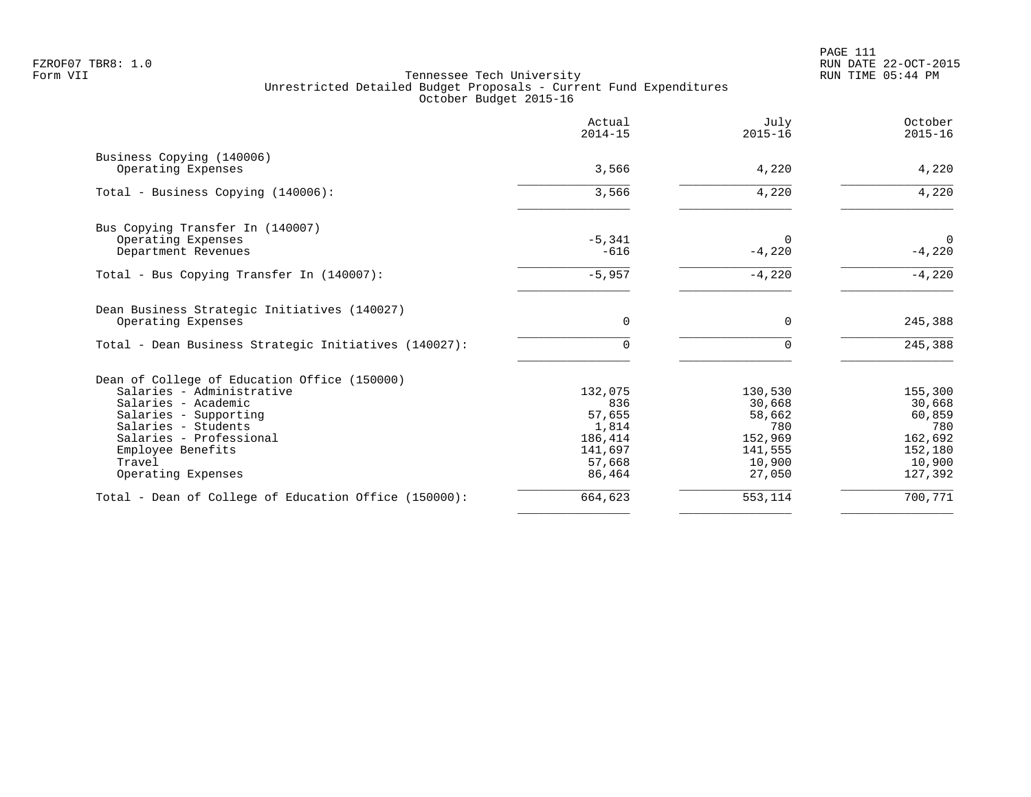FZROF07 TBR8: 1.0
Form VII

Tennessee Tech University
Unrestricted Detailed Budget Proposals - Current Fund Expenditures
October Budget 2015-16

RUN DATE 22-OCT-2015
RUN TIME 05:44 PM

| | Actual 2014-15 | July 2015-16 | October 2015-16 |
|---|---|---|---|
| Business Copying (140006) | | | |
| Operating Expenses | 3,566 | 4,220 | 4,220 |
| Total - Business Copying (140006): | 3,566 | 4,220 | 4,220 |
| Bus Copying Transfer In (140007) | | | |
| Operating Expenses | -5,341 | 0 | 0 |
| Department Revenues | -616 | -4,220 | -4,220 |
| Total - Bus Copying Transfer In (140007): | -5,957 | -4,220 | -4,220 |
| Dean Business Strategic Initiatives (140027) | | | |
| Operating Expenses | 0 | 0 | 245,388 |
| Total - Dean Business Strategic Initiatives (140027): | 0 | 0 | 245,388 |
| Dean of College of Education Office (150000) | | | |
| Salaries - Administrative | 132,075 | 130,530 | 155,300 |
| Salaries - Academic | 836 | 30,668 | 30,668 |
| Salaries - Supporting | 57,655 | 58,662 | 60,859 |
| Salaries - Students | 1,814 | 780 | 780 |
| Salaries - Professional | 186,414 | 152,969 | 162,692 |
| Employee Benefits | 141,697 | 141,555 | 152,180 |
| Travel | 57,668 | 10,900 | 10,900 |
| Operating Expenses | 86,464 | 27,050 | 127,392 |
| Total - Dean of College of Education Office (150000): | 664,623 | 553,114 | 700,771 |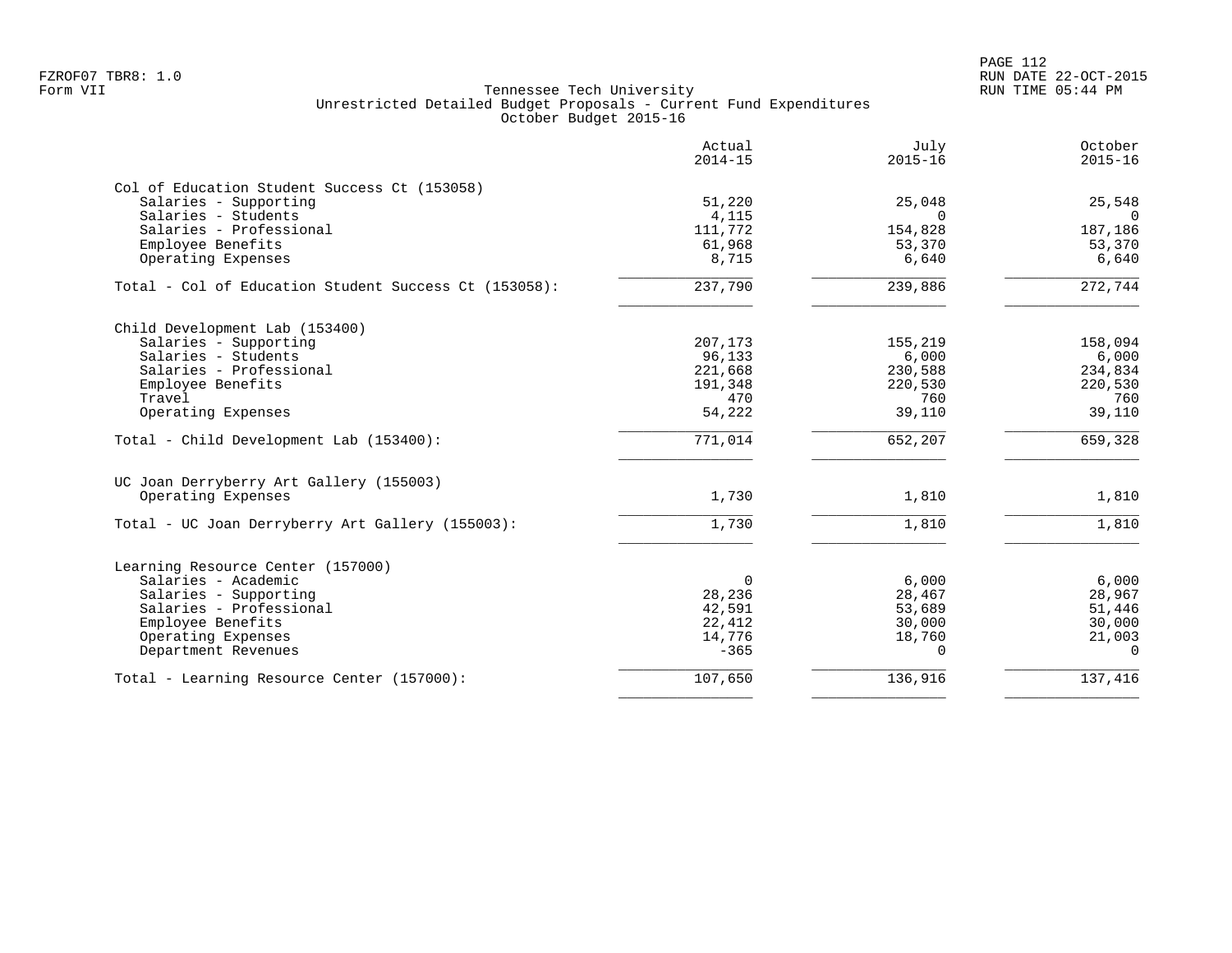Tennessee Tech University
Unrestricted Detailed Budget Proposals - Current Fund Expenditures
October Budget 2015-16

| | Actual 2014-15 | July 2015-16 | October 2015-16 |
|---|---|---|---|
| **Col of Education Student Success Ct (153058)** | | | |
| Salaries - Supporting | 51,220 | 25,048 | 25,548 |
| Salaries - Students | 4,115 | 0 | 0 |
| Salaries - Professional | 111,772 | 154,828 | 187,186 |
| Employee Benefits | 61,968 | 53,370 | 53,370 |
| Operating Expenses | 8,715 | 6,640 | 6,640 |
| Total - Col of Education Student Success Ct (153058): | 237,790 | 239,886 | 272,744 |
| **Child Development Lab (153400)** | | | |
| Salaries - Supporting | 207,173 | 155,219 | 158,094 |
| Salaries - Students | 96,133 | 6,000 | 6,000 |
| Salaries - Professional | 221,668 | 230,588 | 234,834 |
| Employee Benefits | 191,348 | 220,530 | 220,530 |
| Travel | 470 | 760 | 760 |
| Operating Expenses | 54,222 | 39,110 | 39,110 |
| Total - Child Development Lab (153400): | 771,014 | 652,207 | 659,328 |
| **UC Joan Derryberry Art Gallery (155003)** | | | |
| Operating Expenses | 1,730 | 1,810 | 1,810 |
| Total - UC Joan Derryberry Art Gallery (155003): | 1,730 | 1,810 | 1,810 |
| **Learning Resource Center (157000)** | | | |
| Salaries - Academic | 0 | 6,000 | 6,000 |
| Salaries - Supporting | 28,236 | 28,467 | 28,967 |
| Salaries - Professional | 42,591 | 53,689 | 51,446 |
| Employee Benefits | 22,412 | 30,000 | 30,000 |
| Operating Expenses | 14,776 | 18,760 | 21,003 |
| Department Revenues | -365 | 0 | 0 |
| Total - Learning Resource Center (157000): | 107,650 | 136,916 | 137,416 |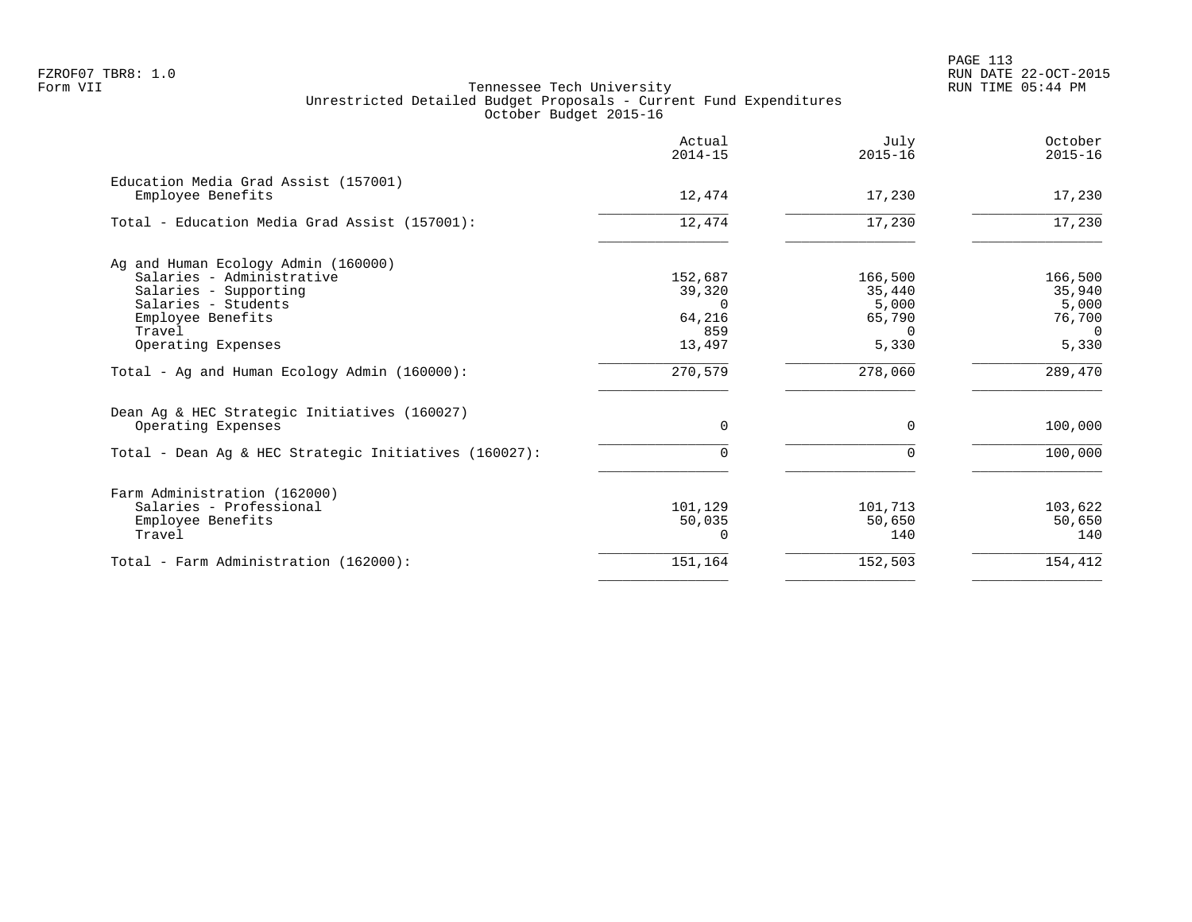Tennessee Tech University
Unrestricted Detailed Budget Proposals - Current Fund Expenditures
October Budget 2015-16

| | Actual 2014-15 | July 2015-16 | October 2015-16 |
|---|---|---|---|
| **Education Media Grad Assist (157001)** | | | |
| Employee Benefits | 12,474 | 17,230 | 17,230 |
| Total - Education Media Grad Assist (157001): | 12,474 | 17,230 | 17,230 |
| **Ag and Human Ecology Admin (160000)** | | | |
| Salaries - Administrative | 152,687 | 166,500 | 166,500 |
| Salaries - Supporting | 39,320 | 35,440 | 35,940 |
| Salaries - Students | 0 | 5,000 | 5,000 |
| Employee Benefits | 64,216 | 65,790 | 76,700 |
| Travel | 859 | 0 | 0 |
| Operating Expenses | 13,497 | 5,330 | 5,330 |
| Total - Ag and Human Ecology Admin (160000): | 270,579 | 278,060 | 289,470 |
| **Dean Ag & HEC Strategic Initiatives (160027)** | | | |
| Operating Expenses | 0 | 0 | 100,000 |
| Total - Dean Ag & HEC Strategic Initiatives (160027): | 0 | 0 | 100,000 |
| **Farm Administration (162000)** | | | |
| Salaries - Professional | 101,129 | 101,713 | 103,622 |
| Employee Benefits | 50,035 | 50,650 | 50,650 |
| Travel | 0 | 140 | 140 |
| Total - Farm Administration (162000): | 151,164 | 152,503 | 154,412 |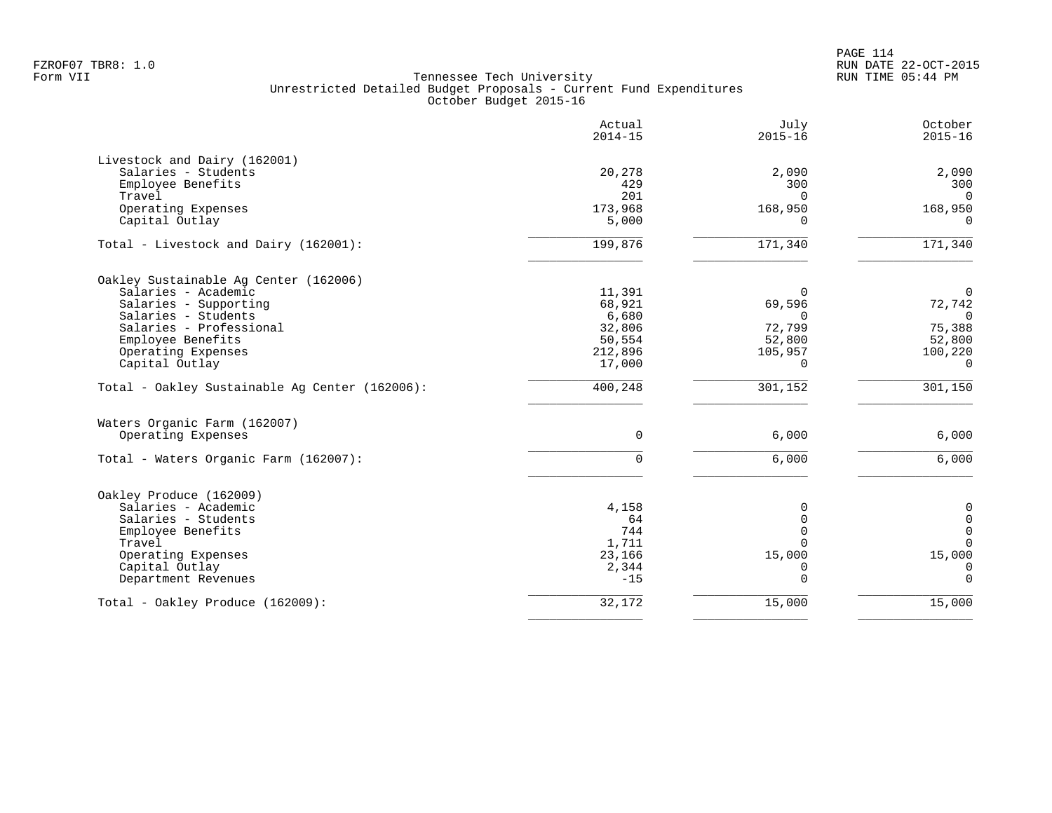FZROF07 TBR8: 1.0
Form VII

RUN DATE 22-OCT-2015
RUN TIME 05:44 PM

Tennessee Tech University
Unrestricted Detailed Budget Proposals - Current Fund Expenditures
October Budget 2015-16

| | Actual 2014-15 | July 2015-16 | October 2015-16 |
|---|---|---|---|
| **Livestock and Dairy (162001)** | | | |
| Salaries - Students | 20,278 | 2,090 | 2,090 |
| Employee Benefits | 429 | 300 | 300 |
| Travel | 201 | 0 | 0 |
| Operating Expenses | 173,968 | 168,950 | 168,950 |
| Capital Outlay | 5,000 | 0 | 0 |
| Total - Livestock and Dairy (162001): | 199,876 | 171,340 | 171,340 |
| **Oakley Sustainable Ag Center (162006)** | | | |
| Salaries - Academic | 11,391 | 0 | 0 |
| Salaries - Supporting | 68,921 | 69,596 | 72,742 |
| Salaries - Students | 6,680 | 0 | 0 |
| Salaries - Professional | 32,806 | 72,799 | 75,388 |
| Employee Benefits | 50,554 | 52,800 | 52,800 |
| Operating Expenses | 212,896 | 105,957 | 100,220 |
| Capital Outlay | 17,000 | 0 | 0 |
| Total - Oakley Sustainable Ag Center (162006): | 400,248 | 301,152 | 301,150 |
| **Waters Organic Farm (162007)** | | | |
| Operating Expenses | 0 | 6,000 | 6,000 |
| Total - Waters Organic Farm (162007): | 0 | 6,000 | 6,000 |
| **Oakley Produce (162009)** | | | |
| Salaries - Academic | 4,158 | 0 | 0 |
| Salaries - Students | 64 | 0 | 0 |
| Employee Benefits | 744 | 0 | 0 |
| Travel | 1,711 | 0 | 0 |
| Operating Expenses | 23,166 | 15,000 | 15,000 |
| Capital Outlay | 2,344 | 0 | 0 |
| Department Revenues | -15 | 0 | 0 |
| Total - Oakley Produce (162009): | 32,172 | 15,000 | 15,000 |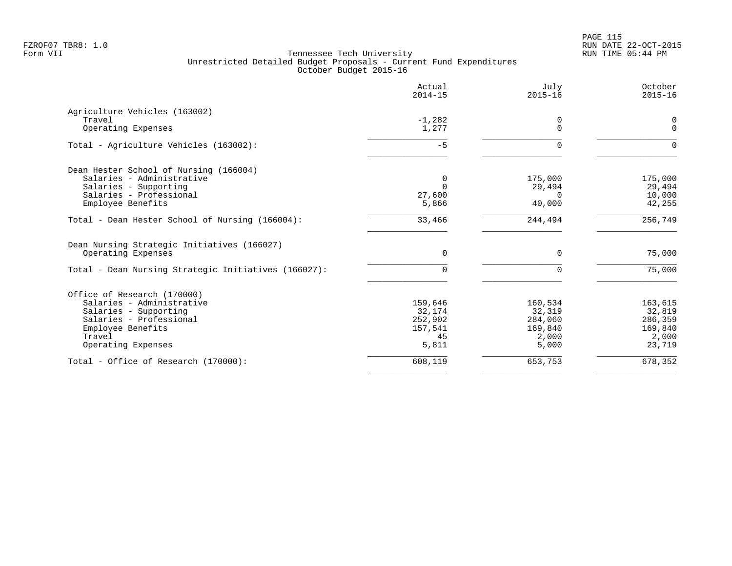FZROF07 TBR8: 1.0
Form VII

Tennessee Tech University
Unrestricted Detailed Budget Proposals - Current Fund Expenditures
October Budget 2015-16

RUN DATE 22-OCT-2015
RUN TIME 05:44 PM

| | Actual 2014-15 | July 2015-16 | October 2015-16 |
|---|---|---|---|
| **Agriculture Vehicles (163002)** | | | |
| Travel | -1,282 | 0 | 0 |
| Operating Expenses | 1,277 | 0 | 0 |
| Total - Agriculture Vehicles (163002): | -5 | 0 | 0 |
| **Dean Hester School of Nursing (166004)** | | | |
| Salaries - Administrative | 0 | 175,000 | 175,000 |
| Salaries - Supporting | 0 | 29,494 | 29,494 |
| Salaries - Professional | 27,600 | 0 | 10,000 |
| Employee Benefits | 5,866 | 40,000 | 42,255 |
| Total - Dean Hester School of Nursing (166004): | 33,466 | 244,494 | 256,749 |
| **Dean Nursing Strategic Initiatives (166027)** | | | |
| Operating Expenses | 0 | 0 | 75,000 |
| Total - Dean Nursing Strategic Initiatives (166027): | 0 | 0 | 75,000 |
| **Office of Research (170000)** | | | |
| Salaries - Administrative | 159,646 | 160,534 | 163,615 |
| Salaries - Supporting | 32,174 | 32,319 | 32,819 |
| Salaries - Professional | 252,902 | 284,060 | 286,359 |
| Employee Benefits | 157,541 | 169,840 | 169,840 |
| Travel | 45 | 2,000 | 2,000 |
| Operating Expenses | 5,811 | 5,000 | 23,719 |
| Total - Office of Research (170000): | 608,119 | 653,753 | 678,352 |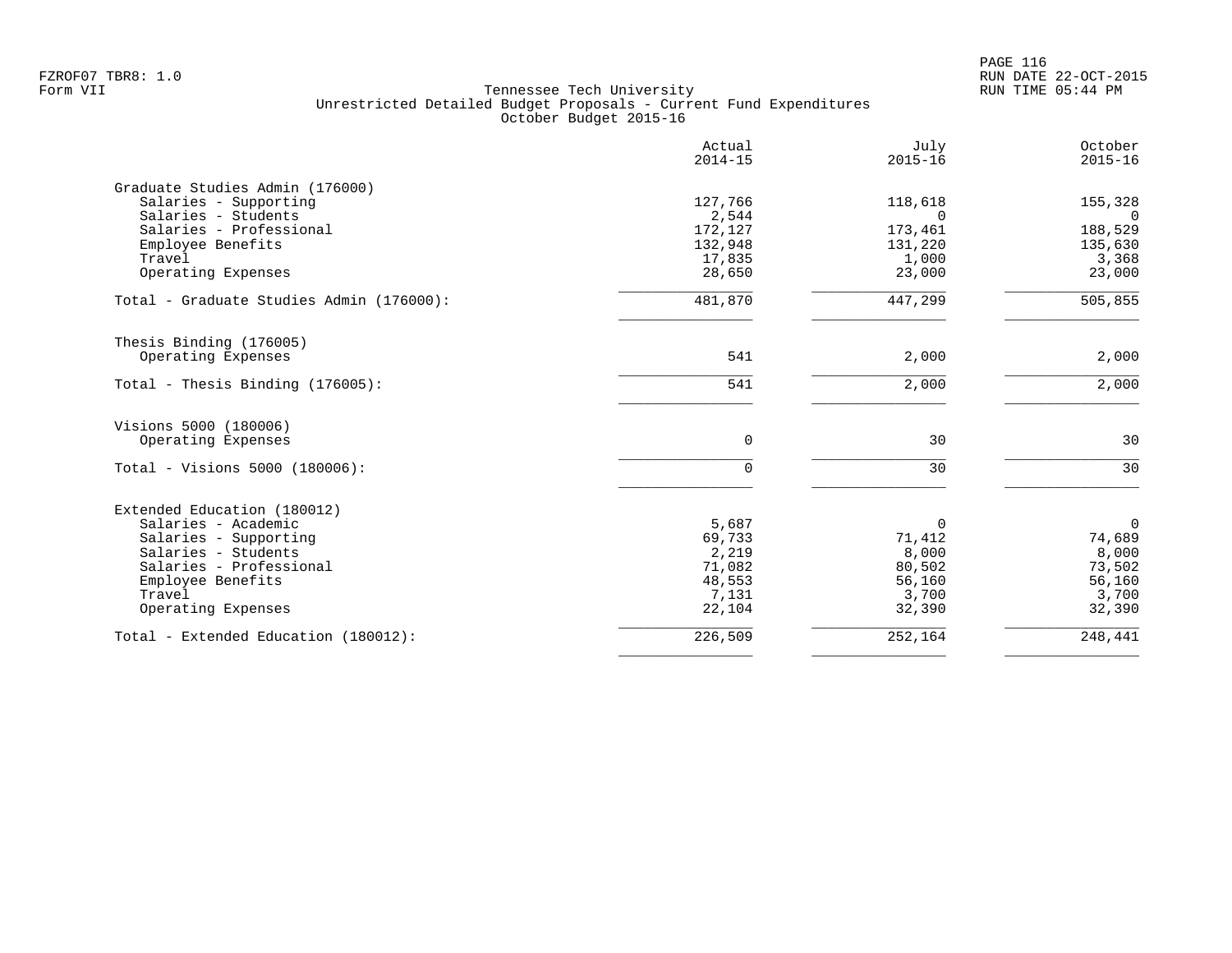FZROF07 TBR8: 1.0
Form VII

Tennessee Tech University
Unrestricted Detailed Budget Proposals - Current Fund Expenditures
October Budget 2015-16

| | Actual 2014-15 | July 2015-16 | October 2015-16 |
|---|---|---|---|
| **Graduate Studies Admin (176000)** | | | |
| Salaries - Supporting | 127,766 | 118,618 | 155,328 |
| Salaries - Students | 2,544 | 0 | 0 |
| Salaries - Professional | 172,127 | 173,461 | 188,529 |
| Employee Benefits | 132,948 | 131,220 | 135,630 |
| Travel | 17,835 | 1,000 | 3,368 |
| Operating Expenses | 28,650 | 23,000 | 23,000 |
| Total - Graduate Studies Admin (176000): | 481,870 | 447,299 | 505,855 |
| **Thesis Binding (176005)** | | | |
| Operating Expenses | 541 | 2,000 | 2,000 |
| Total - Thesis Binding (176005): | 541 | 2,000 | 2,000 |
| **Visions 5000 (180006)** | | | |
| Operating Expenses | 0 | 30 | 30 |
| Total - Visions 5000 (180006): | 0 | 30 | 30 |
| **Extended Education (180012)** | | | |
| Salaries - Academic | 5,687 | 0 | 0 |
| Salaries - Supporting | 69,733 | 71,412 | 74,689 |
| Salaries - Students | 2,219 | 8,000 | 8,000 |
| Salaries - Professional | 71,082 | 80,502 | 73,502 |
| Employee Benefits | 48,553 | 56,160 | 56,160 |
| Travel | 7,131 | 3,700 | 3,700 |
| Operating Expenses | 22,104 | 32,390 | 32,390 |
| Total - Extended Education (180012): | 226,509 | 252,164 | 248,441 |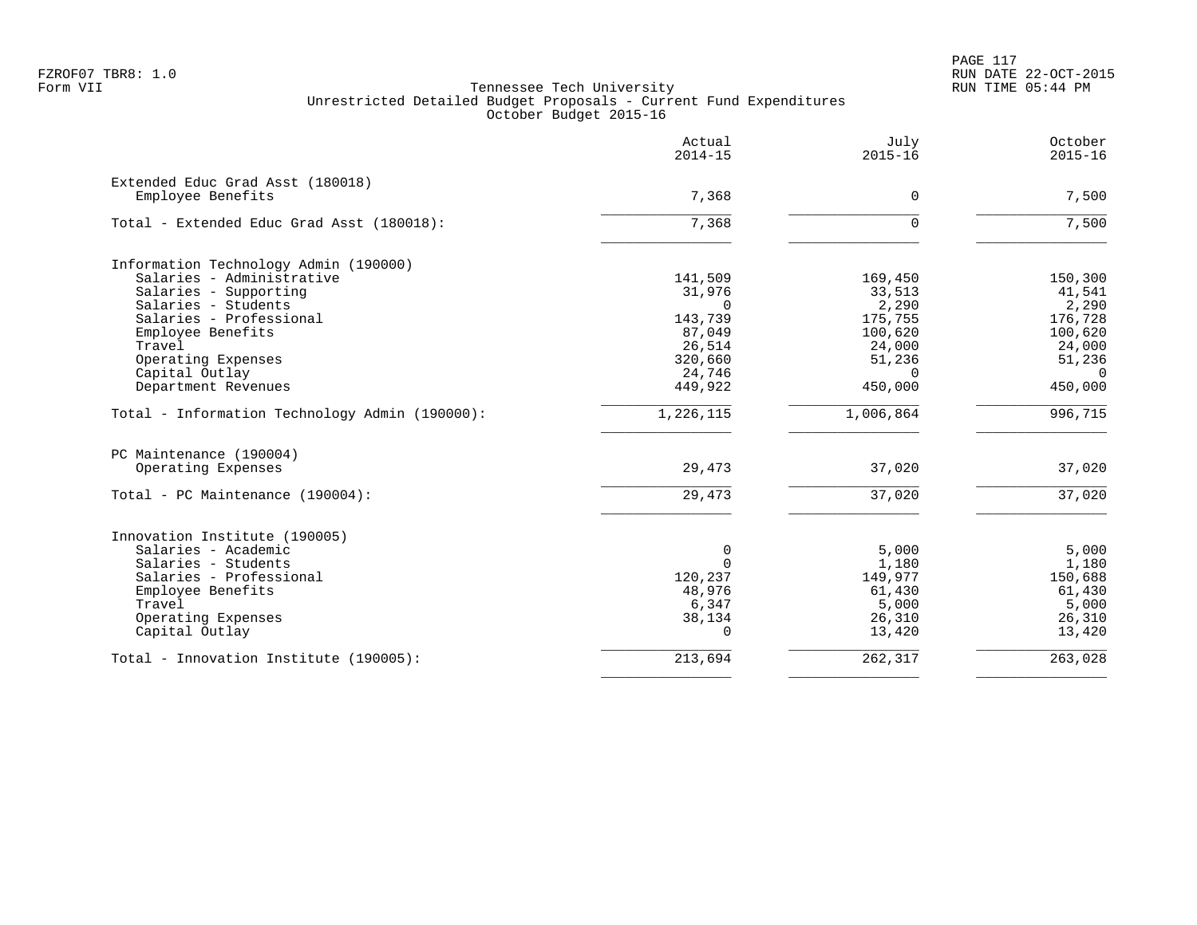FZROF07 TBR8: 1.0
Form VII

# Tennessee Tech University
## Unrestricted Detailed Budget Proposals - Current Fund Expenditures
### October Budget 2015-16

| | Actual 2014-15 | July 2015-16 | October 2015-16 |
|---|---|---|---|
| **Extended Educ Grad Asst (180018)** | | | |
| Employee Benefits | 7,368 | 0 | 7,500 |
| Total - Extended Educ Grad Asst (180018): | 7,368 | 0 | 7,500 |
| **Information Technology Admin (190000)** | | | |
| Salaries - Administrative | 141,509 | 169,450 | 150,300 |
| Salaries - Supporting | 31,976 | 33,513 | 41,541 |
| Salaries - Students | 0 | 2,290 | 2,290 |
| Salaries - Professional | 143,739 | 175,755 | 176,728 |
| Employee Benefits | 87,049 | 100,620 | 100,620 |
| Travel | 26,514 | 24,000 | 24,000 |
| Operating Expenses | 320,660 | 51,236 | 51,236 |
| Capital Outlay | 24,746 | 0 | 0 |
| Department Revenues | 449,922 | 450,000 | 450,000 |
| Total - Information Technology Admin (190000): | 1,226,115 | 1,006,864 | 996,715 |
| **PC Maintenance (190004)** | | | |
| Operating Expenses | 29,473 | 37,020 | 37,020 |
| Total - PC Maintenance (190004): | 29,473 | 37,020 | 37,020 |
| **Innovation Institute (190005)** | | | |
| Salaries - Academic | 0 | 5,000 | 5,000 |
| Salaries - Students | 0 | 1,180 | 1,180 |
| Salaries - Professional | 120,237 | 149,977 | 150,688 |
| Employee Benefits | 48,976 | 61,430 | 61,430 |
| Travel | 6,347 | 5,000 | 5,000 |
| Operating Expenses | 38,134 | 26,310 | 26,310 |
| Capital Outlay | 0 | 13,420 | 13,420 |
| Total - Innovation Institute (190005): | 213,694 | 262,317 | 263,028 |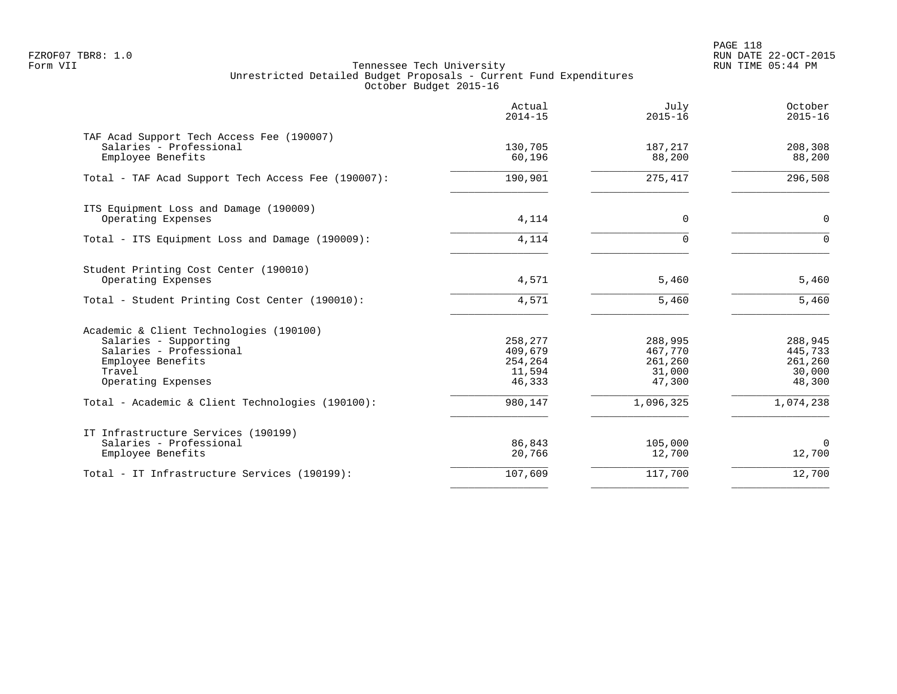FZROF07 TBR8: 1.0
Form VII

Tennessee Tech University
Unrestricted Detailed Budget Proposals - Current Fund Expenditures
October Budget 2015-16

RUN DATE 22-OCT-2015
RUN TIME 05:44 PM

| | Actual 2014-15 | July 2015-16 | October 2015-16 |
|---|---|---|---|
| TAF Acad Support Tech Access Fee (190007) | | | |
| Salaries - Professional | 130,705 | 187,217 | 208,308 |
| Employee Benefits | 60,196 | 88,200 | 88,200 |
| Total - TAF Acad Support Tech Access Fee (190007): | 190,901 | 275,417 | 296,508 |
| ITS Equipment Loss and Damage (190009) | | | |
| Operating Expenses | 4,114 | 0 | 0 |
| Total - ITS Equipment Loss and Damage (190009): | 4,114 | 0 | 0 |
| Student Printing Cost Center (190010) | | | |
| Operating Expenses | 4,571 | 5,460 | 5,460 |
| Total - Student Printing Cost Center (190010): | 4,571 | 5,460 | 5,460 |
| Academic & Client Technologies (190100) | | | |
| Salaries - Supporting | 258,277 | 288,995 | 288,945 |
| Salaries - Professional | 409,679 | 467,770 | 445,733 |
| Employee Benefits | 254,264 | 261,260 | 261,260 |
| Travel | 11,594 | 31,000 | 30,000 |
| Operating Expenses | 46,333 | 47,300 | 48,300 |
| Total - Academic & Client Technologies (190100): | 980,147 | 1,096,325 | 1,074,238 |
| IT Infrastructure Services (190199) | | | |
| Salaries - Professional | 86,843 | 105,000 | 0 |
| Employee Benefits | 20,766 | 12,700 | 12,700 |
| Total - IT Infrastructure Services (190199): | 107,609 | 117,700 | 12,700 |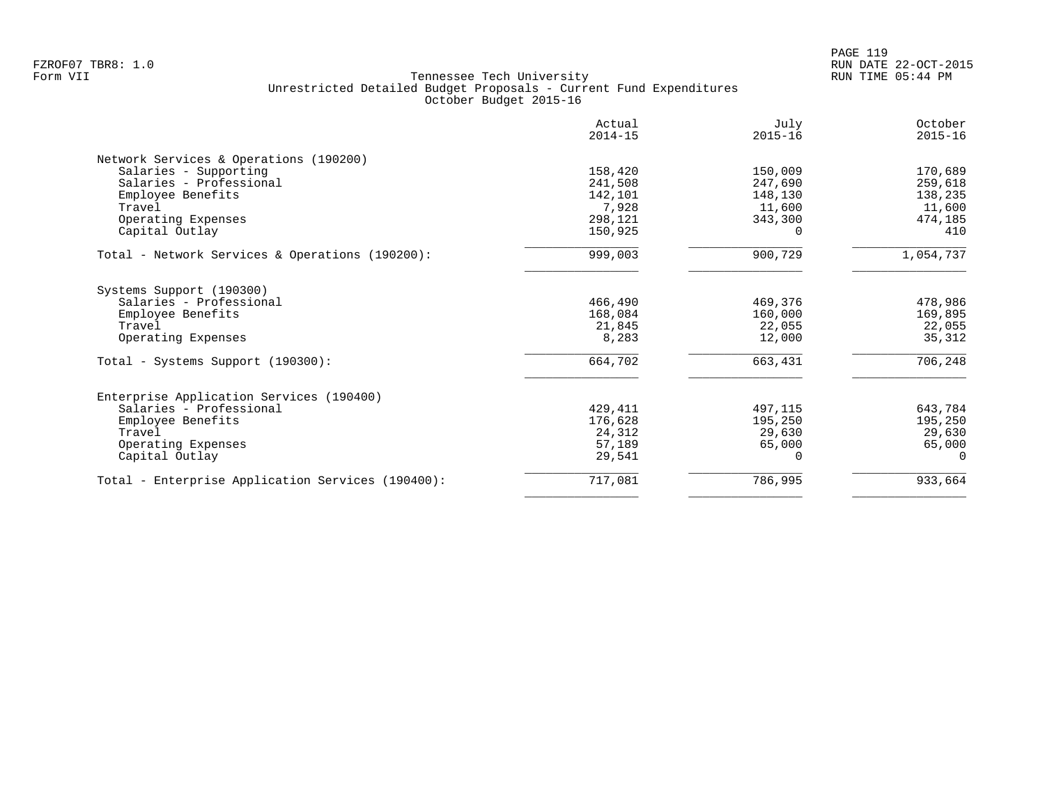FZROF07 TBR8: 1.0
Form VII

Tennessee Tech University
Unrestricted Detailed Budget Proposals - Current Fund Expenditures
October Budget 2015-16

RUN DATE 22-OCT-2015
RUN TIME 05:44 PM

| | Actual 2014-15 | July 2015-16 | October 2015-16 |
|---|---|---|---|
| Network Services & Operations (190200) | | | |
| Salaries - Supporting | 158,420 | 150,009 | 170,689 |
| Salaries - Professional | 241,508 | 247,690 | 259,618 |
| Employee Benefits | 142,101 | 148,130 | 138,235 |
| Travel | 7,928 | 11,600 | 11,600 |
| Operating Expenses | 298,121 | 343,300 | 474,185 |
| Capital Outlay | 150,925 | 0 | 410 |
| Total - Network Services & Operations (190200): | 999,003 | 900,729 | 1,054,737 |
| Systems Support (190300) | | | |
| Salaries - Professional | 466,490 | 469,376 | 478,986 |
| Employee Benefits | 168,084 | 160,000 | 169,895 |
| Travel | 21,845 | 22,055 | 22,055 |
| Operating Expenses | 8,283 | 12,000 | 35,312 |
| Total - Systems Support (190300): | 664,702 | 663,431 | 706,248 |
| Enterprise Application Services (190400) | | | |
| Salaries - Professional | 429,411 | 497,115 | 643,784 |
| Employee Benefits | 176,628 | 195,250 | 195,250 |
| Travel | 24,312 | 29,630 | 29,630 |
| Operating Expenses | 57,189 | 65,000 | 65,000 |
| Capital Outlay | 29,541 | 0 | 0 |
| Total - Enterprise Application Services (190400): | 717,081 | 786,995 | 933,664 |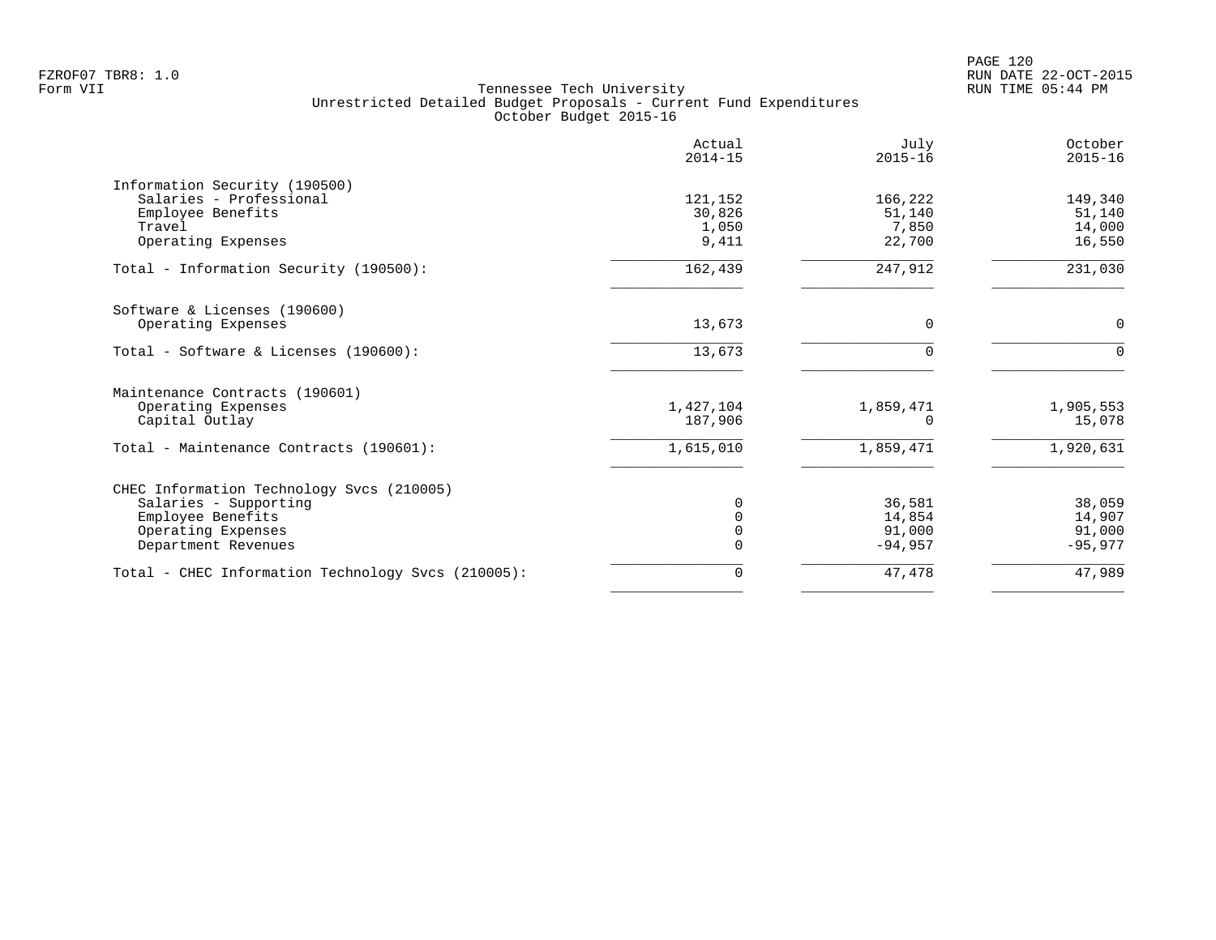FZROF07 TBR8: 1.0
Form VII

Tennessee Tech University
Unrestricted Detailed Budget Proposals - Current Fund Expenditures
October Budget 2015-16

RUN DATE 22-OCT-2015
RUN TIME 05:44 PM

| | Actual 2014-15 | July 2015-16 | October 2015-16 |
|---|---|---|---|
| Information Security (190500) | | | |
| Salaries - Professional | 121,152 | 166,222 | 149,340 |
| Employee Benefits | 30,826 | 51,140 | 51,140 |
| Travel | 1,050 | 7,850 | 14,000 |
| Operating Expenses | 9,411 | 22,700 | 16,550 |
| Total - Information Security (190500): | 162,439 | 247,912 | 231,030 |
| Software & Licenses (190600) | | | |
| Operating Expenses | 13,673 | 0 | 0 |
| Total - Software & Licenses (190600): | 13,673 | 0 | 0 |
| Maintenance Contracts (190601) | | | |
| Operating Expenses | 1,427,104 | 1,859,471 | 1,905,553 |
| Capital Outlay | 187,906 | 0 | 15,078 |
| Total - Maintenance Contracts (190601): | 1,615,010 | 1,859,471 | 1,920,631 |
| CHEC Information Technology Svcs (210005) | | | |
| Salaries - Supporting | 0 | 36,581 | 38,059 |
| Employee Benefits | 0 | 14,854 | 14,907 |
| Operating Expenses | 0 | 91,000 | 91,000 |
| Department Revenues | 0 | -94,957 | -95,977 |
| Total - CHEC Information Technology Svcs (210005): | 0 | 47,478 | 47,989 |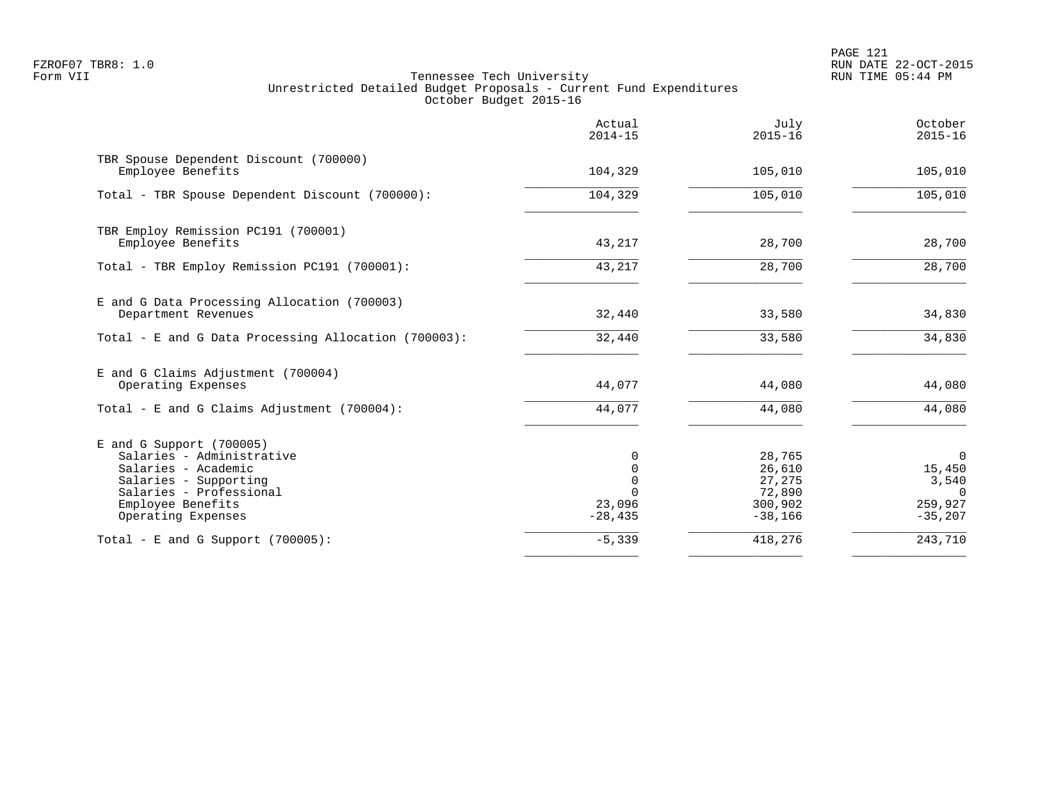FZROF07 TBR8: 1.0
Form VII

Tennessee Tech University
Unrestricted Detailed Budget Proposals - Current Fund Expenditures
October Budget 2015-16

RUN DATE 22-OCT-2015
RUN TIME 05:44 PM

| | Actual 2014-15 | July 2015-16 | October 2015-16 |
|---|---|---|---|
| **TBR Spouse Dependent Discount (700000)** | | | |
| Employee Benefits | 104,329 | 105,010 | 105,010 |
| Total - TBR Spouse Dependent Discount (700000): | 104,329 | 105,010 | 105,010 |
| **TBR Employ Remission PC191 (700001)** | | | |
| Employee Benefits | 43,217 | 28,700 | 28,700 |
| Total - TBR Employ Remission PC191 (700001): | 43,217 | 28,700 | 28,700 |
| **E and G Data Processing Allocation (700003)** | | | |
| Department Revenues | 32,440 | 33,580 | 34,830 |
| Total - E and G Data Processing Allocation (700003): | 32,440 | 33,580 | 34,830 |
| **E and G Claims Adjustment (700004)** | | | |
| Operating Expenses | 44,077 | 44,080 | 44,080 |
| Total - E and G Claims Adjustment (700004): | 44,077 | 44,080 | 44,080 |
| **E and G Support (700005)** | | | |
| Salaries - Administrative | 0 | 28,765 | 0 |
| Salaries - Academic | 0 | 26,610 | 15,450 |
| Salaries - Supporting | 0 | 27,275 | 3,540 |
| Salaries - Professional | 0 | 72,890 | 0 |
| Employee Benefits | 23,096 | 300,902 | 259,927 |
| Operating Expenses | -28,435 | -38,166 | -35,207 |
| Total - E and G Support (700005): | -5,339 | 418,276 | 243,710 |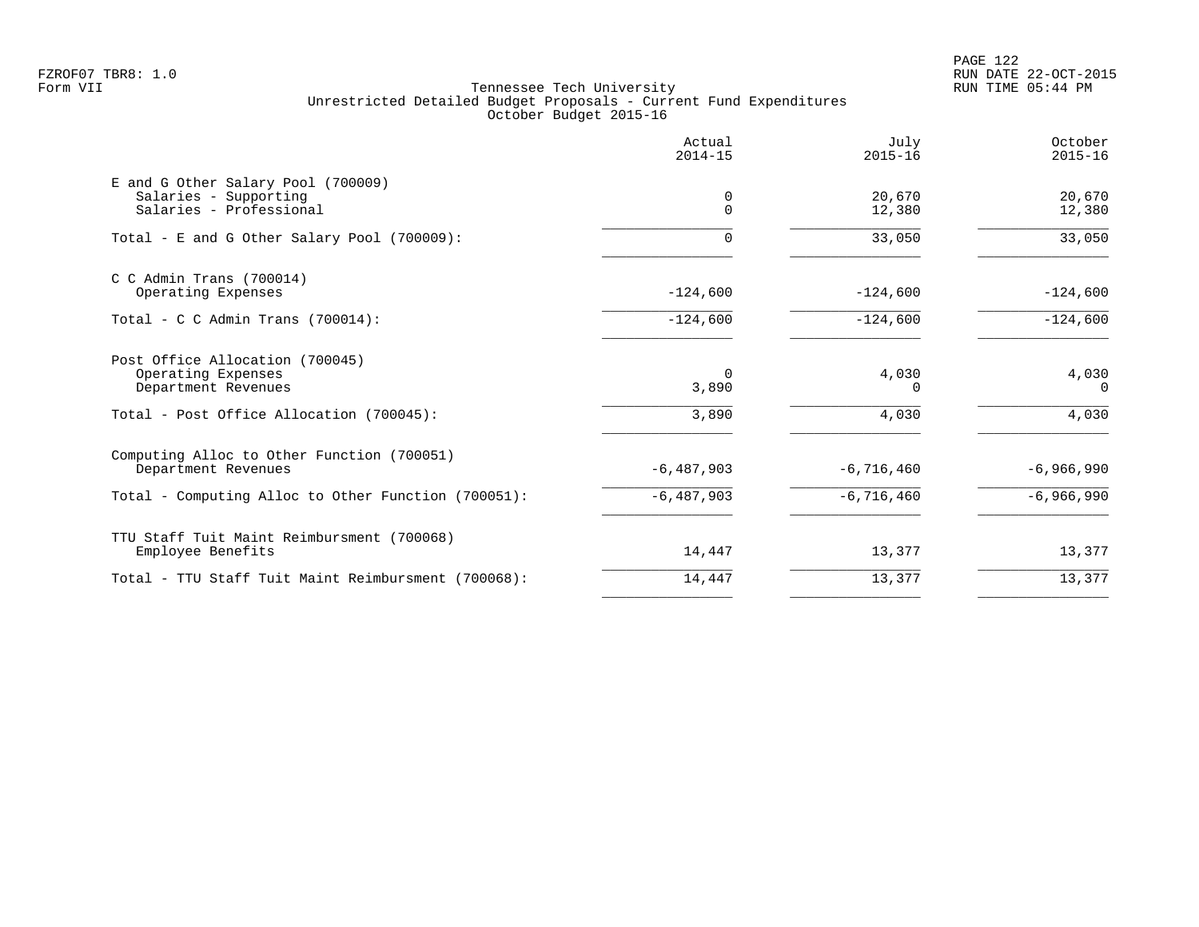FZROF07 TBR8: 1.0
Form VII

Tennessee Tech University
Unrestricted Detailed Budget Proposals - Current Fund Expenditures
October Budget 2015-16

RUN DATE 22-OCT-2015
RUN TIME 05:44 PM

| | Actual 2014-15 | July 2015-16 | October 2015-16 |
|---|---|---|---|
| E and G Other Salary Pool (700009) | | | |
| Salaries - Supporting | 0 | 20,670 | 20,670 |
| Salaries - Professional | 0 | 12,380 | 12,380 |
| Total - E and G Other Salary Pool (700009): | 0 | 33,050 | 33,050 |
| C C Admin Trans (700014) | | | |
| Operating Expenses | -124,600 | -124,600 | -124,600 |
| Total - C C Admin Trans (700014): | -124,600 | -124,600 | -124,600 |
| Post Office Allocation (700045) | | | |
| Operating Expenses | 0 | 4,030 | 4,030 |
| Department Revenues | 3,890 | 0 | 0 |
| Total - Post Office Allocation (700045): | 3,890 | 4,030 | 4,030 |
| Computing Alloc to Other Function (700051) | | | |
| Department Revenues | -6,487,903 | -6,716,460 | -6,966,990 |
| Total - Computing Alloc to Other Function (700051): | -6,487,903 | -6,716,460 | -6,966,990 |
| TTU Staff Tuit Maint Reimbursment (700068) | | | |
| Employee Benefits | 14,447 | 13,377 | 13,377 |
| Total - TTU Staff Tuit Maint Reimbursment (700068): | 14,447 | 13,377 | 13,377 |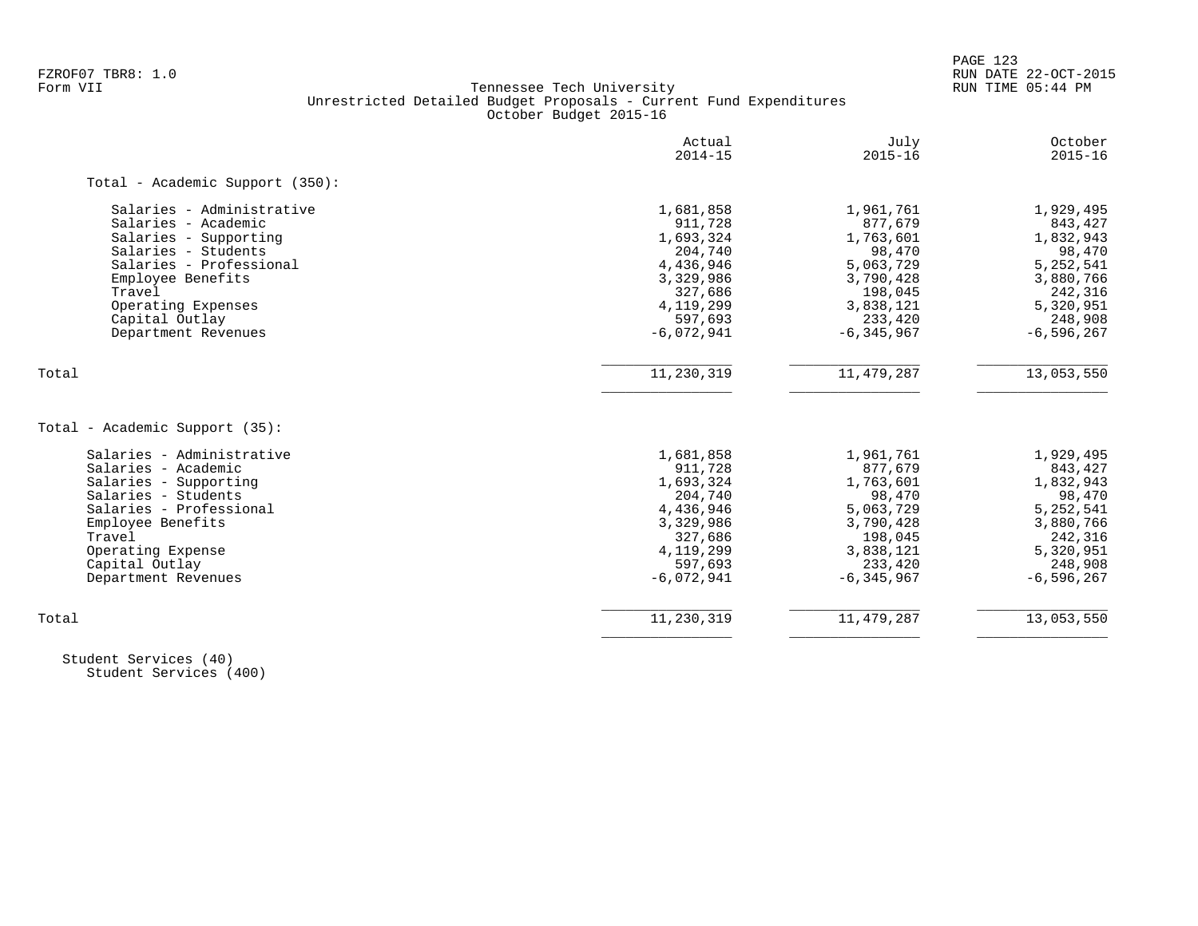Tennessee Tech University
Unrestricted Detailed Budget Proposals - Current Fund Expenditures
October Budget 2015-16

| | Actual 2014-15 | July 2015-16 | October 2015-16 |
|---|---|---|---|
| **Total - Academic Support (350):** | | | |
| Salaries - Administrative | 1,681,858 | 1,961,761 | 1,929,495 |
| Salaries - Academic | 911,728 | 877,679 | 843,427 |
| Salaries - Supporting | 1,693,324 | 1,763,601 | 1,832,943 |
| Salaries - Students | 204,740 | 98,470 | 98,470 |
| Salaries - Professional | 4,436,946 | 5,063,729 | 5,252,541 |
| Employee Benefits | 3,329,986 | 3,790,428 | 3,880,766 |
| Travel | 327,686 | 198,045 | 242,316 |
| Operating Expenses | 4,119,299 | 3,838,121 | 5,320,951 |
| Capital Outlay | 597,693 | 233,420 | 248,908 |
| Department Revenues | -6,072,941 | -6,345,967 | -6,596,267 |
| Total | 11,230,319 | 11,479,287 | 13,053,550 |
| **Total - Academic Support (35):** | | | |
| Salaries - Administrative | 1,681,858 | 1,961,761 | 1,929,495 |
| Salaries - Academic | 911,728 | 877,679 | 843,427 |
| Salaries - Supporting | 1,693,324 | 1,763,601 | 1,832,943 |
| Salaries - Students | 204,740 | 98,470 | 98,470 |
| Salaries - Professional | 4,436,946 | 5,063,729 | 5,252,541 |
| Employee Benefits | 3,329,986 | 3,790,428 | 3,880,766 |
| Travel | 327,686 | 198,045 | 242,316 |
| Operating Expense | 4,119,299 | 3,838,121 | 5,320,951 |
| Capital Outlay | 597,693 | 233,420 | 248,908 |
| Department Revenues | -6,072,941 | -6,345,967 | -6,596,267 |
| Total | 11,230,319 | 11,479,287 | 13,053,550 |

Student Services (40)
Student Services (400)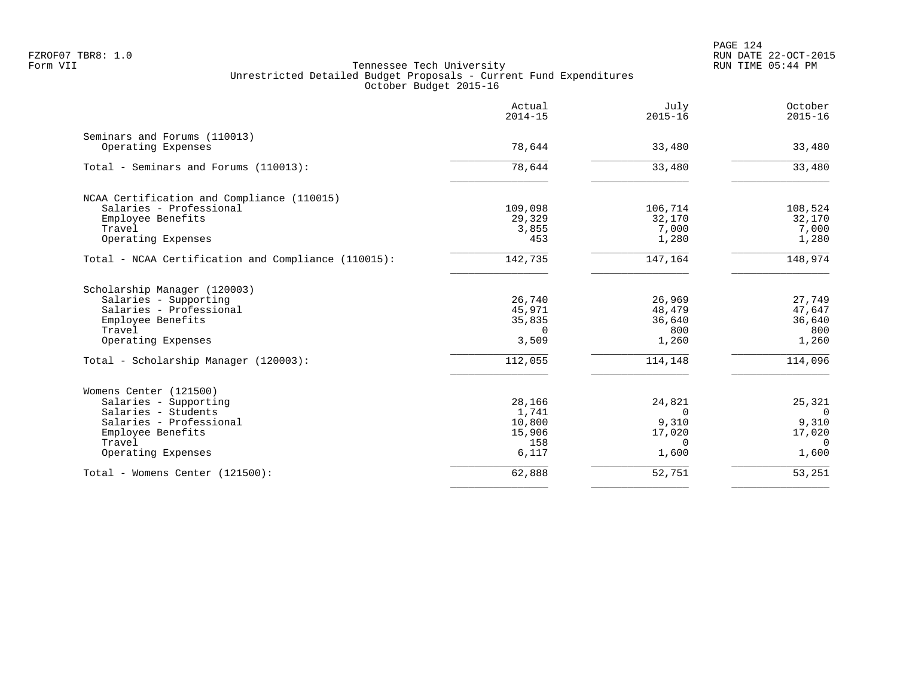Tennessee Tech University
Unrestricted Detailed Budget Proposals - Current Fund Expenditures
October Budget 2015-16

| | Actual 2014-15 | July 2015-16 | October 2015-16 |
|---|---|---|---|
| **Seminars and Forums (110013)** | | | |
| Operating Expenses | 78,644 | 33,480 | 33,480 |
| Total - Seminars and Forums (110013): | 78,644 | 33,480 | 33,480 |
| **NCAA Certification and Compliance (110015)** | | | |
| Salaries - Professional | 109,098 | 106,714 | 108,524 |
| Employee Benefits | 29,329 | 32,170 | 32,170 |
| Travel | 3,855 | 7,000 | 7,000 |
| Operating Expenses | 453 | 1,280 | 1,280 |
| Total - NCAA Certification and Compliance (110015): | 142,735 | 147,164 | 148,974 |
| **Scholarship Manager (120003)** | | | |
| Salaries - Supporting | 26,740 | 26,969 | 27,749 |
| Salaries - Professional | 45,971 | 48,479 | 47,647 |
| Employee Benefits | 35,835 | 36,640 | 36,640 |
| Travel | 0 | 800 | 800 |
| Operating Expenses | 3,509 | 1,260 | 1,260 |
| Total - Scholarship Manager (120003): | 112,055 | 114,148 | 114,096 |
| **Womens Center (121500)** | | | |
| Salaries - Supporting | 28,166 | 24,821 | 25,321 |
| Salaries - Students | 1,741 | 0 | 0 |
| Salaries - Professional | 10,800 | 9,310 | 9,310 |
| Employee Benefits | 15,906 | 17,020 | 17,020 |
| Travel | 158 | 0 | 0 |
| Operating Expenses | 6,117 | 1,600 | 1,600 |
| Total - Womens Center (121500): | 62,888 | 52,751 | 53,251 |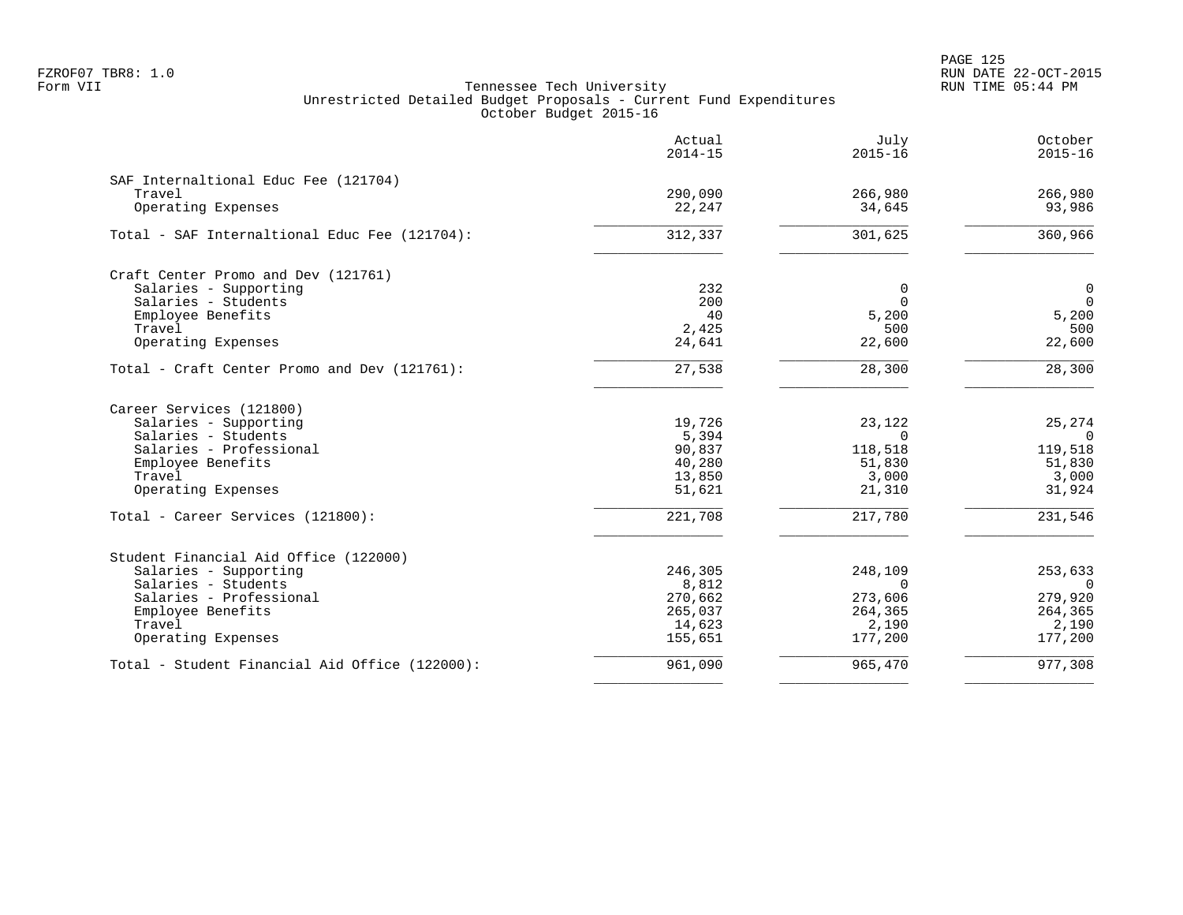FZROF07 TBR8: 1.0
Form VII

Tennessee Tech University
Unrestricted Detailed Budget Proposals - Current Fund Expenditures
October Budget 2015-16

RUN DATE 22-OCT-2015
RUN TIME 05:44 PM

| | Actual 2014-15 | July 2015-16 | October 2015-16 |
|---|---|---|---|
| **SAF Internaltional Educ Fee (121704)** | | | |
| Travel | 290,090 | 266,980 | 266,980 |
| Operating Expenses | 22,247 | 34,645 | 93,986 |
| Total - SAF Internaltional Educ Fee (121704): | 312,337 | 301,625 | 360,966 |
| **Craft Center Promo and Dev (121761)** | | | |
| Salaries - Supporting | 232 | 0 | 0 |
| Salaries - Students | 200 | 0 | 0 |
| Employee Benefits | 40 | 5,200 | 5,200 |
| Travel | 2,425 | 500 | 500 |
| Operating Expenses | 24,641 | 22,600 | 22,600 |
| Total - Craft Center Promo and Dev (121761): | 27,538 | 28,300 | 28,300 |
| **Career Services (121800)** | | | |
| Salaries - Supporting | 19,726 | 23,122 | 25,274 |
| Salaries - Students | 5,394 | 0 | 0 |
| Salaries - Professional | 90,837 | 118,518 | 119,518 |
| Employee Benefits | 40,280 | 51,830 | 51,830 |
| Travel | 13,850 | 3,000 | 3,000 |
| Operating Expenses | 51,621 | 21,310 | 31,924 |
| Total - Career Services (121800): | 221,708 | 217,780 | 231,546 |
| **Student Financial Aid Office (122000)** | | | |
| Salaries - Supporting | 246,305 | 248,109 | 253,633 |
| Salaries - Students | 8,812 | 0 | 0 |
| Salaries - Professional | 270,662 | 273,606 | 279,920 |
| Employee Benefits | 265,037 | 264,365 | 264,365 |
| Travel | 14,623 | 2,190 | 2,190 |
| Operating Expenses | 155,651 | 177,200 | 177,200 |
| Total - Student Financial Aid Office (122000): | 961,090 | 965,470 | 977,308 |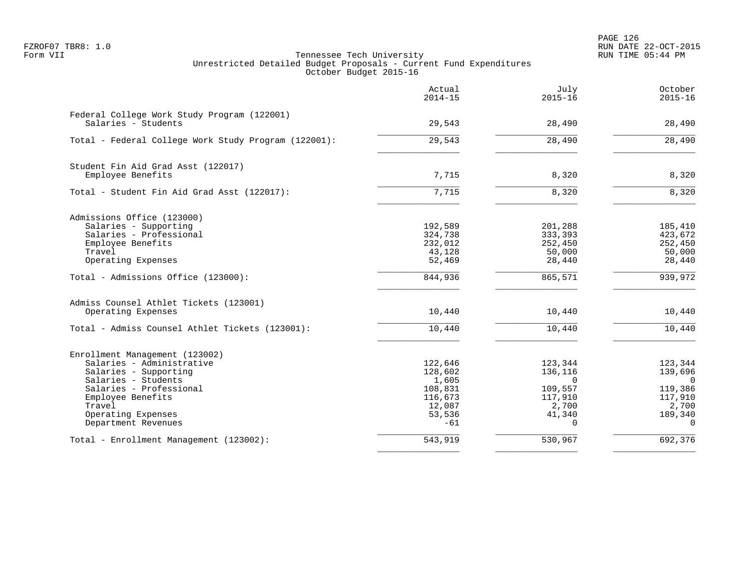FZROF07 TBR8: 1.0
Form VII

# Tennessee Tech University
## Unrestricted Detailed Budget Proposals - Current Fund Expenditures
### October Budget 2015-16

RUN DATE 22-OCT-2015
RUN TIME 05:44 PM

| | Actual 2014-15 | July 2015-16 | October 2015-16 |
|---|---|---|---|
| **Federal College Work Study Program (122001)** | | | |
| Salaries - Students | 29,543 | 28,490 | 28,490 |
| Total - Federal College Work Study Program (122001): | 29,543 | 28,490 | 28,490 |
| **Student Fin Aid Grad Asst (122017)** | | | |
| Employee Benefits | 7,715 | 8,320 | 8,320 |
| Total - Student Fin Aid Grad Asst (122017): | 7,715 | 8,320 | 8,320 |
| **Admissions Office (123000)** | | | |
| Salaries - Supporting | 192,589 | 201,288 | 185,410 |
| Salaries - Professional | 324,738 | 333,393 | 423,672 |
| Employee Benefits | 232,012 | 252,450 | 252,450 |
| Travel | 43,128 | 50,000 | 50,000 |
| Operating Expenses | 52,469 | 28,440 | 28,440 |
| Total - Admissions Office (123000): | 844,936 | 865,571 | 939,972 |
| **Admiss Counsel Athlet Tickets (123001)** | | | |
| Operating Expenses | 10,440 | 10,440 | 10,440 |
| Total - Admiss Counsel Athlet Tickets (123001): | 10,440 | 10,440 | 10,440 |
| **Enrollment Management (123002)** | | | |
| Salaries - Administrative | 122,646 | 123,344 | 123,344 |
| Salaries - Supporting | 128,602 | 136,116 | 139,696 |
| Salaries - Students | 1,605 | 0 | 0 |
| Salaries - Professional | 108,831 | 109,557 | 119,386 |
| Employee Benefits | 116,673 | 117,910 | 117,910 |
| Travel | 12,087 | 2,700 | 2,700 |
| Operating Expenses | 53,536 | 41,340 | 189,340 |
| Department Revenues | -61 | 0 | 0 |
| Total - Enrollment Management (123002): | 543,919 | 530,967 | 692,376 |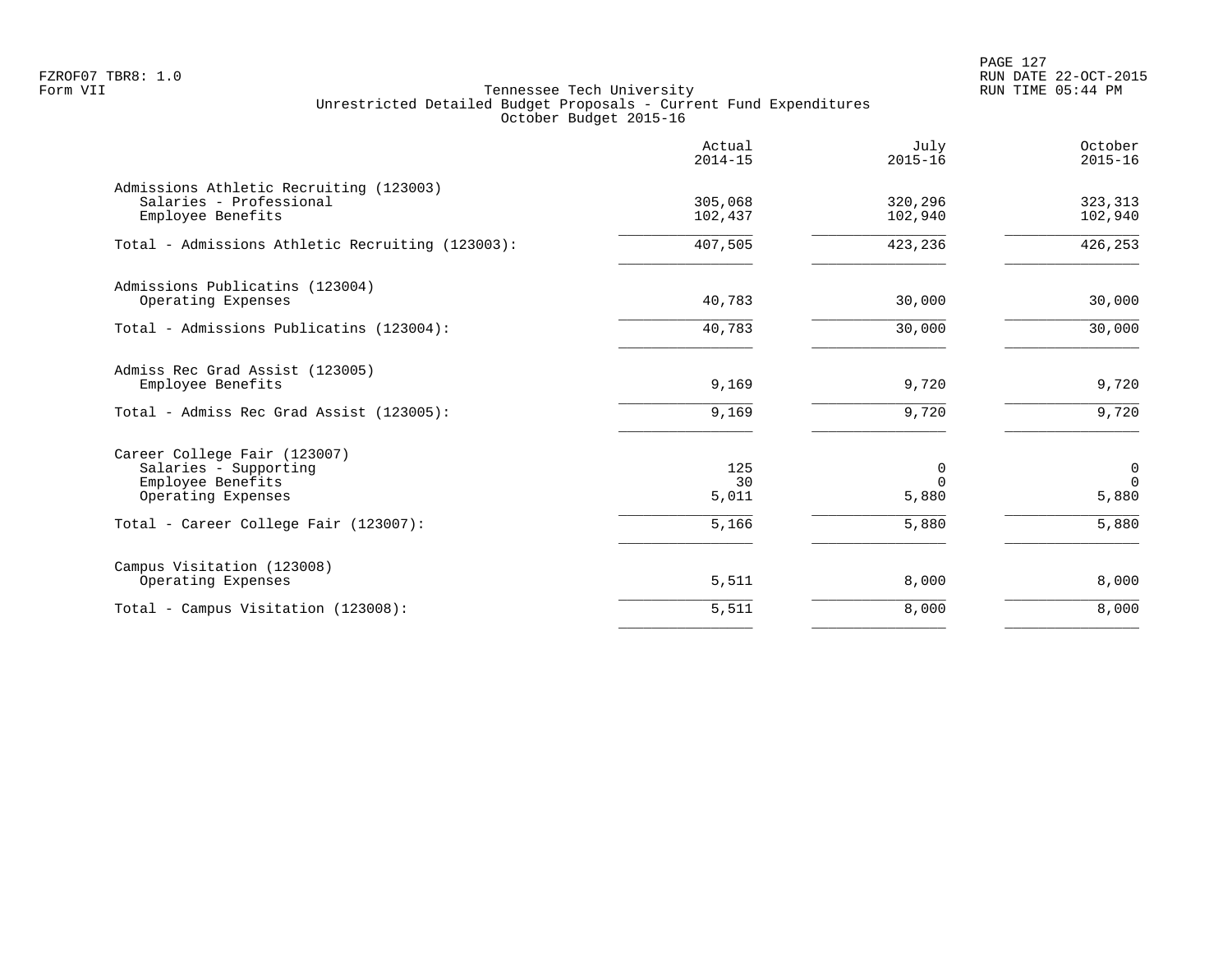Tennessee Tech University
Unrestricted Detailed Budget Proposals - Current Fund Expenditures
October Budget 2015-16

| | Actual 2014-15 | July 2015-16 | October 2015-16 |
|---|---|---|---|
| **Admissions Athletic Recruiting (123003)** | | | |
| Salaries - Professional | 305,068 | 320,296 | 323,313 |
| Employee Benefits | 102,437 | 102,940 | 102,940 |
| Total - Admissions Athletic Recruiting (123003): | 407,505 | 423,236 | 426,253 |
| **Admissions Publicatins (123004)** | | | |
| Operating Expenses | 40,783 | 30,000 | 30,000 |
| Total - Admissions Publicatins (123004): | 40,783 | 30,000 | 30,000 |
| **Admiss Rec Grad Assist (123005)** | | | |
| Employee Benefits | 9,169 | 9,720 | 9,720 |
| Total - Admiss Rec Grad Assist (123005): | 9,169 | 9,720 | 9,720 |
| **Career College Fair (123007)** | | | |
| Salaries - Supporting | 125 | 0 | 0 |
| Employee Benefits | 30 | 0 | 0 |
| Operating Expenses | 5,011 | 5,880 | 5,880 |
| Total - Career College Fair (123007): | 5,166 | 5,880 | 5,880 |
| **Campus Visitation (123008)** | | | |
| Operating Expenses | 5,511 | 8,000 | 8,000 |
| Total - Campus Visitation (123008): | 5,511 | 8,000 | 8,000 |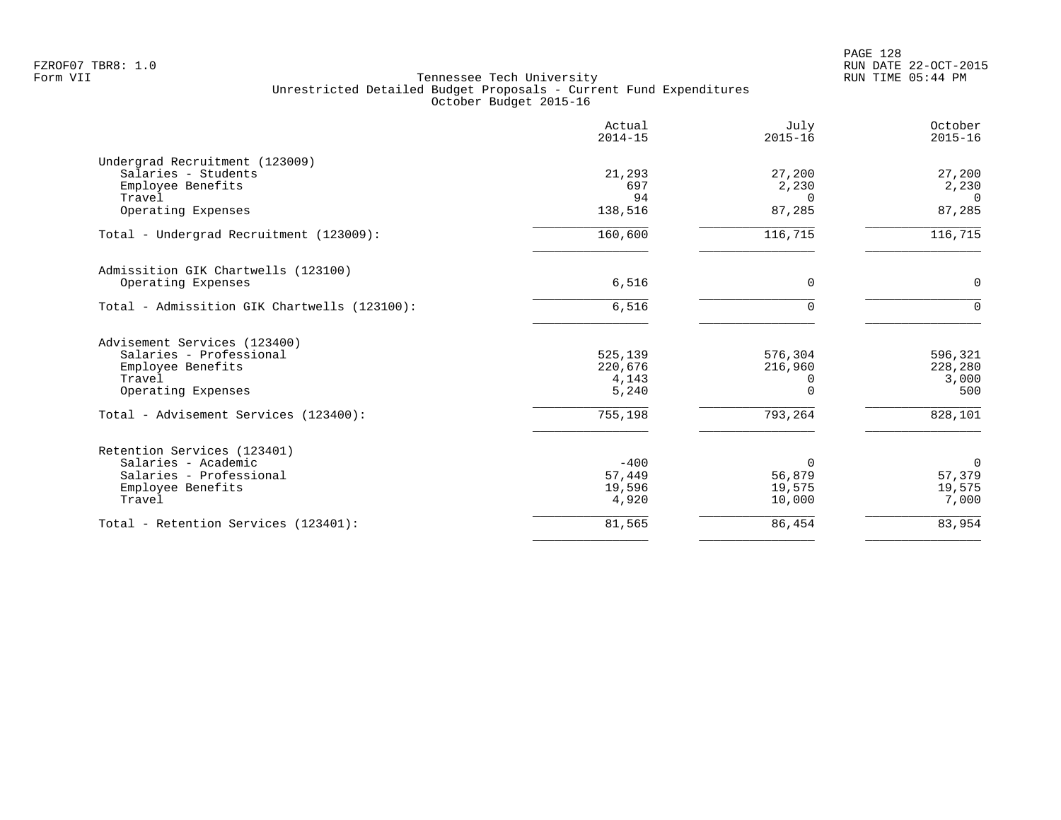Tennessee Tech University
Unrestricted Detailed Budget Proposals - Current Fund Expenditures
October Budget 2015-16

| | Actual 2014-15 | July 2015-16 | October 2015-16 |
|---|---|---|---|
| **Undergrad Recruitment (123009)** | | | |
| Salaries - Students | 21,293 | 27,200 | 27,200 |
| Employee Benefits | 697 | 2,230 | 2,230 |
| Travel | 94 | 0 | 0 |
| Operating Expenses | 138,516 | 87,285 | 87,285 |
| Total - Undergrad Recruitment (123009): | 160,600 | 116,715 | 116,715 |
| **Admissition GIK Chartwells (123100)** | | | |
| Operating Expenses | 6,516 | 0 | 0 |
| Total - Admissition GIK Chartwells (123100): | 6,516 | 0 | 0 |
| **Advisement Services (123400)** | | | |
| Salaries - Professional | 525,139 | 576,304 | 596,321 |
| Employee Benefits | 220,676 | 216,960 | 228,280 |
| Travel | 4,143 | 0 | 3,000 |
| Operating Expenses | 5,240 | 0 | 500 |
| Total - Advisement Services (123400): | 755,198 | 793,264 | 828,101 |
| **Retention Services (123401)** | | | |
| Salaries - Academic | -400 | 0 | 0 |
| Salaries - Professional | 57,449 | 56,879 | 57,379 |
| Employee Benefits | 19,596 | 19,575 | 19,575 |
| Travel | 4,920 | 10,000 | 7,000 |
| Total - Retention Services (123401): | 81,565 | 86,454 | 83,954 |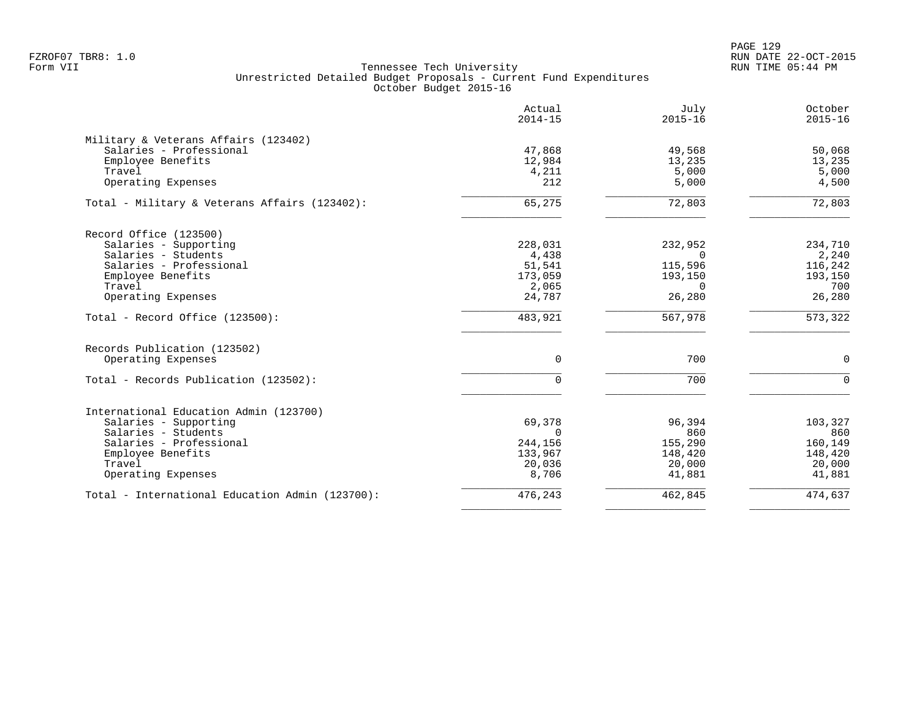Tennessee Tech University
Unrestricted Detailed Budget Proposals - Current Fund Expenditures
October Budget 2015-16

| | Actual 2014-15 | July 2015-16 | October 2015-16 |
|---|---|---|---|
| **Military & Veterans Affairs (123402)** | | | |
| Salaries - Professional | 47,868 | 49,568 | 50,068 |
| Employee Benefits | 12,984 | 13,235 | 13,235 |
| Travel | 4,211 | 5,000 | 5,000 |
| Operating Expenses | 212 | 5,000 | 4,500 |
| Total - Military & Veterans Affairs (123402): | 65,275 | 72,803 | 72,803 |
| **Record Office (123500)** | | | |
| Salaries - Supporting | 228,031 | 232,952 | 234,710 |
| Salaries - Students | 4,438 | 0 | 2,240 |
| Salaries - Professional | 51,541 | 115,596 | 116,242 |
| Employee Benefits | 173,059 | 193,150 | 193,150 |
| Travel | 2,065 | 0 | 700 |
| Operating Expenses | 24,787 | 26,280 | 26,280 |
| Total - Record Office (123500): | 483,921 | 567,978 | 573,322 |
| **Records Publication (123502)** | | | |
| Operating Expenses | 0 | 700 | 0 |
| Total - Records Publication (123502): | 0 | 700 | 0 |
| **International Education Admin (123700)** | | | |
| Salaries - Supporting | 69,378 | 96,394 | 103,327 |
| Salaries - Students | 0 | 860 | 860 |
| Salaries - Professional | 244,156 | 155,290 | 160,149 |
| Employee Benefits | 133,967 | 148,420 | 148,420 |
| Travel | 20,036 | 20,000 | 20,000 |
| Operating Expenses | 8,706 | 41,881 | 41,881 |
| Total - International Education Admin (123700): | 476,243 | 462,845 | 474,637 |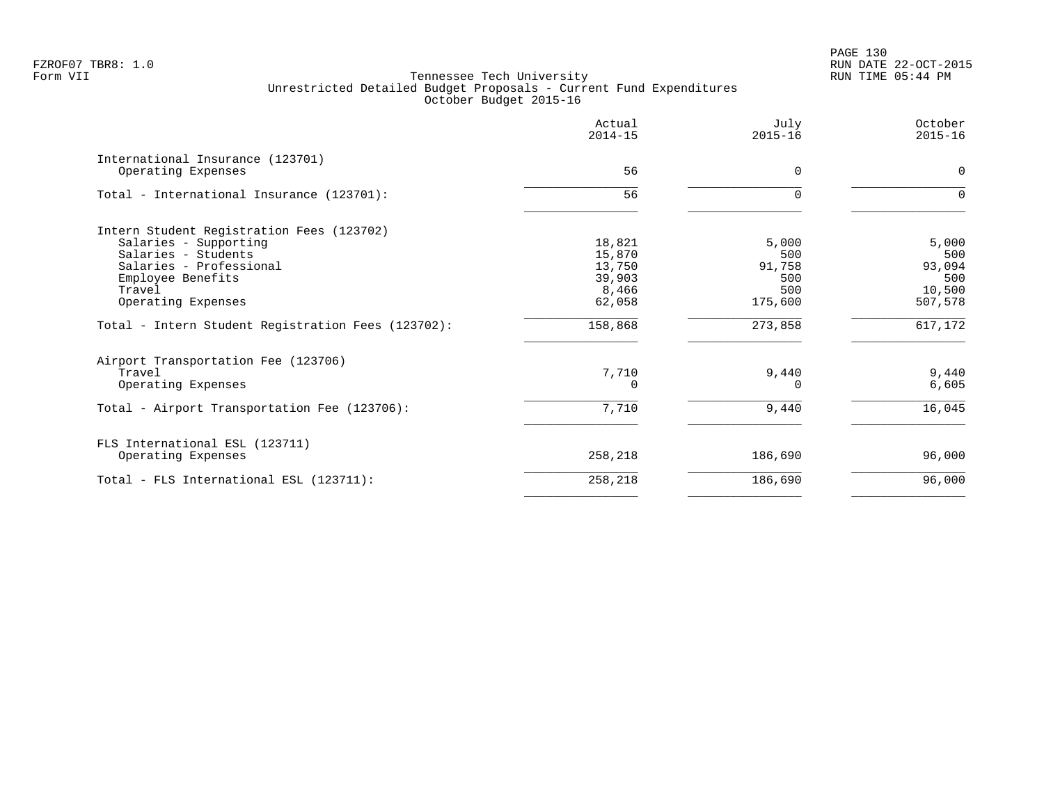FZROF07 TBR8: 1.0
Form VII

# Tennessee Tech University
## Unrestricted Detailed Budget Proposals - Current Fund Expenditures
### October Budget 2015-16

RUN DATE 22-OCT-2015
RUN TIME 05:44 PM

| | Actual 2014-15 | July 2015-16 | October 2015-16 |
|---|---|---|---|
| **International Insurance (123701)** | | | |
| Operating Expenses | 56 | 0 | 0 |
| Total - International Insurance (123701): | 56 | 0 | 0 |
| **Intern Student Registration Fees (123702)** | | | |
| Salaries - Supporting | 18,821 | 5,000 | 5,000 |
| Salaries - Students | 15,870 | 500 | 500 |
| Salaries - Professional | 13,750 | 91,758 | 93,094 |
| Employee Benefits | 39,903 | 500 | 500 |
| Travel | 8,466 | 500 | 10,500 |
| Operating Expenses | 62,058 | 175,600 | 507,578 |
| Total - Intern Student Registration Fees (123702): | 158,868 | 273,858 | 617,172 |
| **Airport Transportation Fee (123706)** | | | |
| Travel | 7,710 | 9,440 | 9,440 |
| Operating Expenses | 0 | 0 | 6,605 |
| Total - Airport Transportation Fee (123706): | 7,710 | 9,440 | 16,045 |
| **FLS International ESL (123711)** | | | |
| Operating Expenses | 258,218 | 186,690 | 96,000 |
| Total - FLS International ESL (123711): | 258,218 | 186,690 | 96,000 |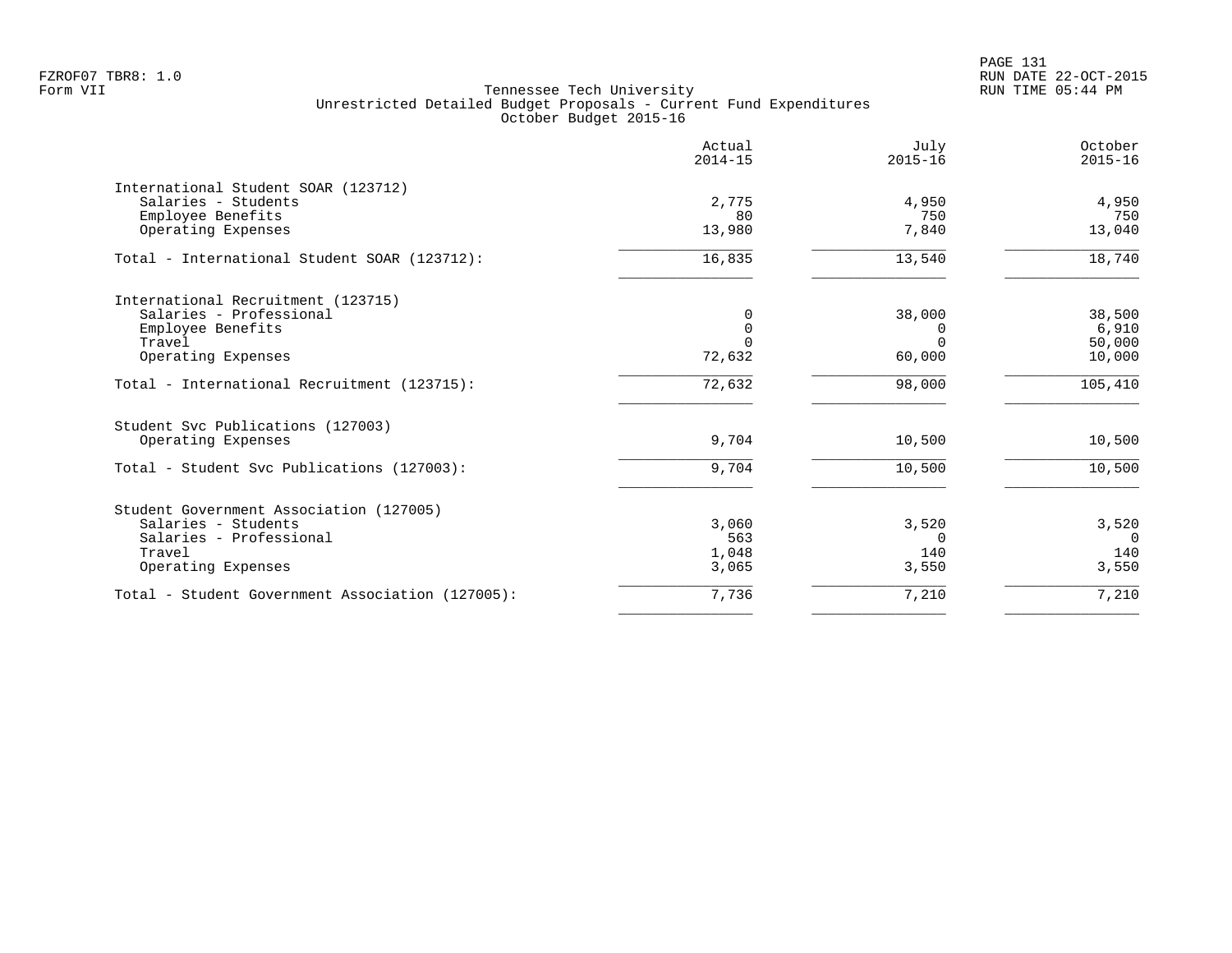FZROF07 TBR8: 1.0
Form VII

# Tennessee Tech University
## Unrestricted Detailed Budget Proposals - Current Fund Expenditures
### October Budget 2015-16

| | Actual 2014-15 | July 2015-16 | October 2015-16 |
|---|---|---|---|
| **International Student SOAR (123712)** | | | |
| Salaries - Students | 2,775 | 4,950 | 4,950 |
| Employee Benefits | 80 | 750 | 750 |
| Operating Expenses | 13,980 | 7,840 | 13,040 |
| Total - International Student SOAR (123712): | 16,835 | 13,540 | 18,740 |
| **International Recruitment (123715)** | | | |
| Salaries - Professional | 0 | 38,000 | 38,500 |
| Employee Benefits | 0 | 0 | 6,910 |
| Travel | 0 | 0 | 50,000 |
| Operating Expenses | 72,632 | 60,000 | 10,000 |
| Total - International Recruitment (123715): | 72,632 | 98,000 | 105,410 |
| **Student Svc Publications (127003)** | | | |
| Operating Expenses | 9,704 | 10,500 | 10,500 |
| Total - Student Svc Publications (127003): | 9,704 | 10,500 | 10,500 |
| **Student Government Association (127005)** | | | |
| Salaries - Students | 3,060 | 3,520 | 3,520 |
| Salaries - Professional | 563 | 0 | 0 |
| Travel | 1,048 | 140 | 140 |
| Operating Expenses | 3,065 | 3,550 | 3,550 |
| Total - Student Government Association (127005): | 7,736 | 7,210 | 7,210 |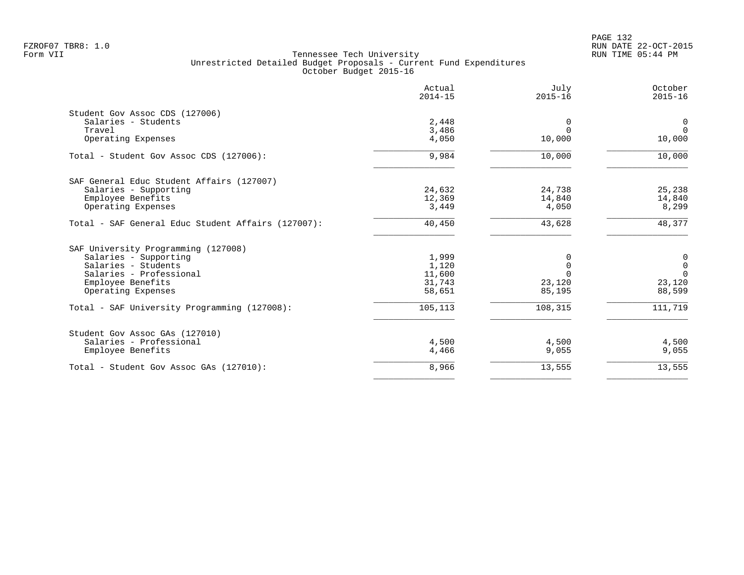Tennessee Tech University
Unrestricted Detailed Budget Proposals - Current Fund Expenditures
October Budget 2015-16

Form VII

| | Actual 2014-15 | July 2015-16 | October 2015-16 |
|---|---|---|---|
| **Student Gov Assoc CDS (127006)** | | | |
| Salaries - Students | 2,448 | 0 | 0 |
| Travel | 3,486 | 0 | 0 |
| Operating Expenses | 4,050 | 10,000 | 10,000 |
| Total - Student Gov Assoc CDS (127006): | 9,984 | 10,000 | 10,000 |
| **SAF General Educ Student Affairs (127007)** | | | |
| Salaries - Supporting | 24,632 | 24,738 | 25,238 |
| Employee Benefits | 12,369 | 14,840 | 14,840 |
| Operating Expenses | 3,449 | 4,050 | 8,299 |
| Total - SAF General Educ Student Affairs (127007): | 40,450 | 43,628 | 48,377 |
| **SAF University Programming (127008)** | | | |
| Salaries - Supporting | 1,999 | 0 | 0 |
| Salaries - Students | 1,120 | 0 | 0 |
| Salaries - Professional | 11,600 | 0 | 0 |
| Employee Benefits | 31,743 | 23,120 | 23,120 |
| Operating Expenses | 58,651 | 85,195 | 88,599 |
| Total - SAF University Programming (127008): | 105,113 | 108,315 | 111,719 |
| **Student Gov Assoc GAs (127010)** | | | |
| Salaries - Professional | 4,500 | 4,500 | 4,500 |
| Employee Benefits | 4,466 | 9,055 | 9,055 |
| Total - Student Gov Assoc GAs (127010): | 8,966 | 13,555 | 13,555 |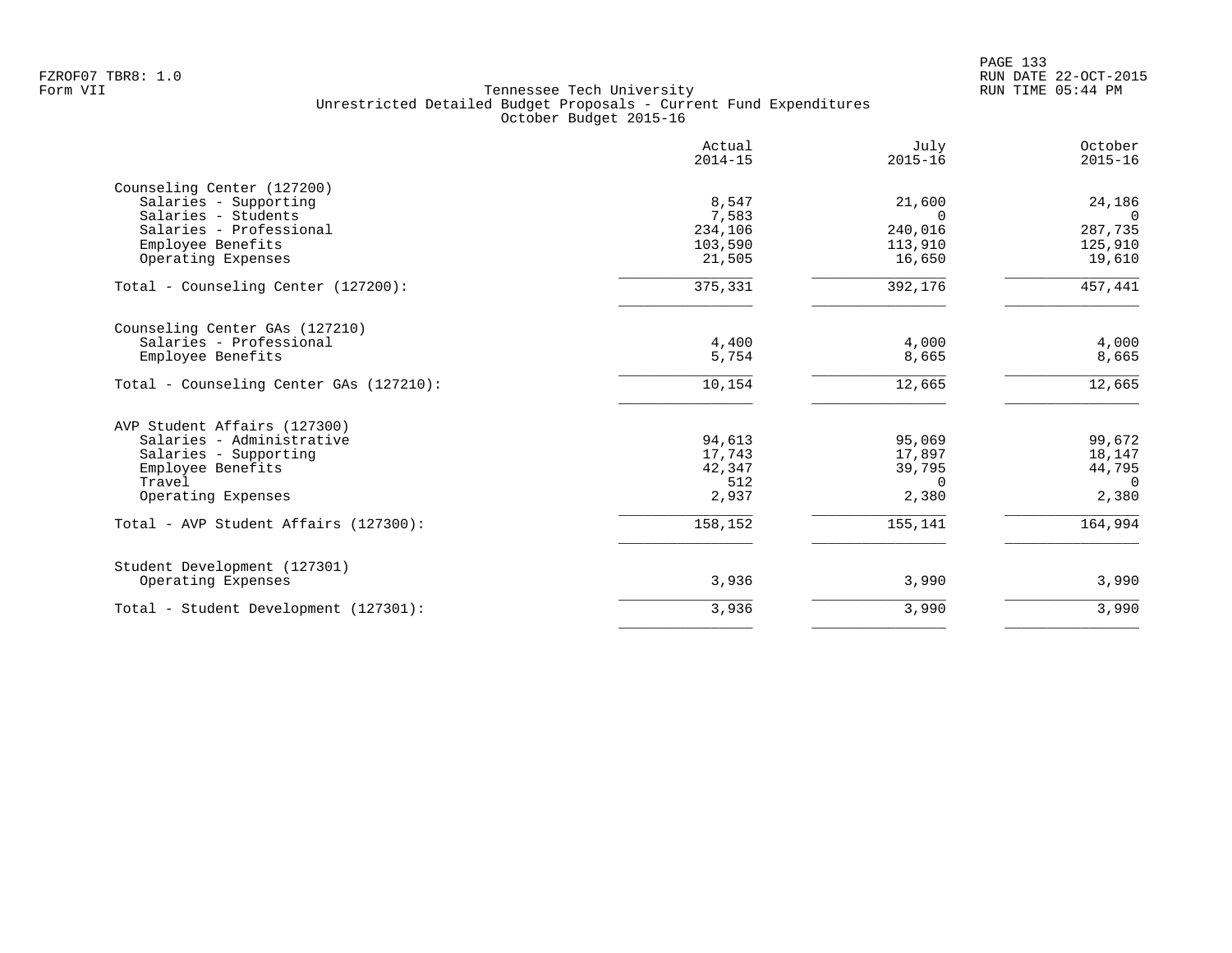Tennessee Tech University
Unrestricted Detailed Budget Proposals - Current Fund Expenditures
October Budget 2015-16

| | Actual 2014-15 | July 2015-16 | October 2015-16 |
|---|---|---|---|
| **Counseling Center (127200)** | | | |
| Salaries - Supporting | 8,547 | 21,600 | 24,186 |
| Salaries - Students | 7,583 | 0 | 0 |
| Salaries - Professional | 234,106 | 240,016 | 287,735 |
| Employee Benefits | 103,590 | 113,910 | 125,910 |
| Operating Expenses | 21,505 | 16,650 | 19,610 |
| Total - Counseling Center (127200): | 375,331 | 392,176 | 457,441 |
| **Counseling Center GAs (127210)** | | | |
| Salaries - Professional | 4,400 | 4,000 | 4,000 |
| Employee Benefits | 5,754 | 8,665 | 8,665 |
| Total - Counseling Center GAs (127210): | 10,154 | 12,665 | 12,665 |
| **AVP Student Affairs (127300)** | | | |
| Salaries - Administrative | 94,613 | 95,069 | 99,672 |
| Salaries - Supporting | 17,743 | 17,897 | 18,147 |
| Employee Benefits | 42,347 | 39,795 | 44,795 |
| Travel | 512 | 0 | 0 |
| Operating Expenses | 2,937 | 2,380 | 2,380 |
| Total - AVP Student Affairs (127300): | 158,152 | 155,141 | 164,994 |
| **Student Development (127301)** | | | |
| Operating Expenses | 3,936 | 3,990 | 3,990 |
| Total - Student Development (127301): | 3,936 | 3,990 | 3,990 |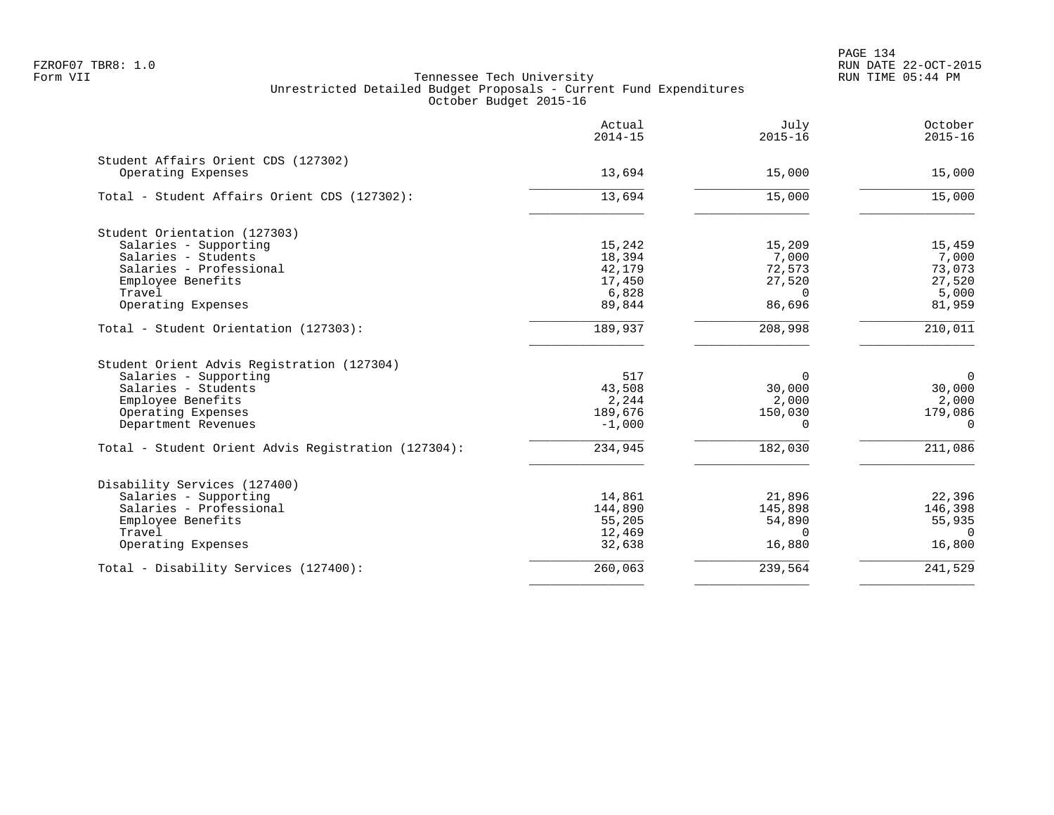Tennessee Tech University
Unrestricted Detailed Budget Proposals - Current Fund Expenditures
October Budget 2015-16

| | Actual 2014-15 | July 2015-16 | October 2015-16 |
|---|---|---|---|
| **Student Affairs Orient CDS (127302)** | | | |
| Operating Expenses | 13,694 | 15,000 | 15,000 |
| Total - Student Affairs Orient CDS (127302): | 13,694 | 15,000 | 15,000 |
| **Student Orientation (127303)** | | | |
| Salaries - Supporting | 15,242 | 15,209 | 15,459 |
| Salaries - Students | 18,394 | 7,000 | 7,000 |
| Salaries - Professional | 42,179 | 72,573 | 73,073 |
| Employee Benefits | 17,450 | 27,520 | 27,520 |
| Travel | 6,828 | 0 | 5,000 |
| Operating Expenses | 89,844 | 86,696 | 81,959 |
| Total - Student Orientation (127303): | 189,937 | 208,998 | 210,011 |
| **Student Orient Advis Registration (127304)** | | | |
| Salaries - Supporting | 517 | 0 | 0 |
| Salaries - Students | 43,508 | 30,000 | 30,000 |
| Employee Benefits | 2,244 | 2,000 | 2,000 |
| Operating Expenses | 189,676 | 150,030 | 179,086 |
| Department Revenues | -1,000 | 0 | 0 |
| Total - Student Orient Advis Registration (127304): | 234,945 | 182,030 | 211,086 |
| **Disability Services (127400)** | | | |
| Salaries - Supporting | 14,861 | 21,896 | 22,396 |
| Salaries - Professional | 144,890 | 145,898 | 146,398 |
| Employee Benefits | 55,205 | 54,890 | 55,935 |
| Travel | 12,469 | 0 | 0 |
| Operating Expenses | 32,638 | 16,880 | 16,800 |
| Total - Disability Services (127400): | 260,063 | 239,564 | 241,529 |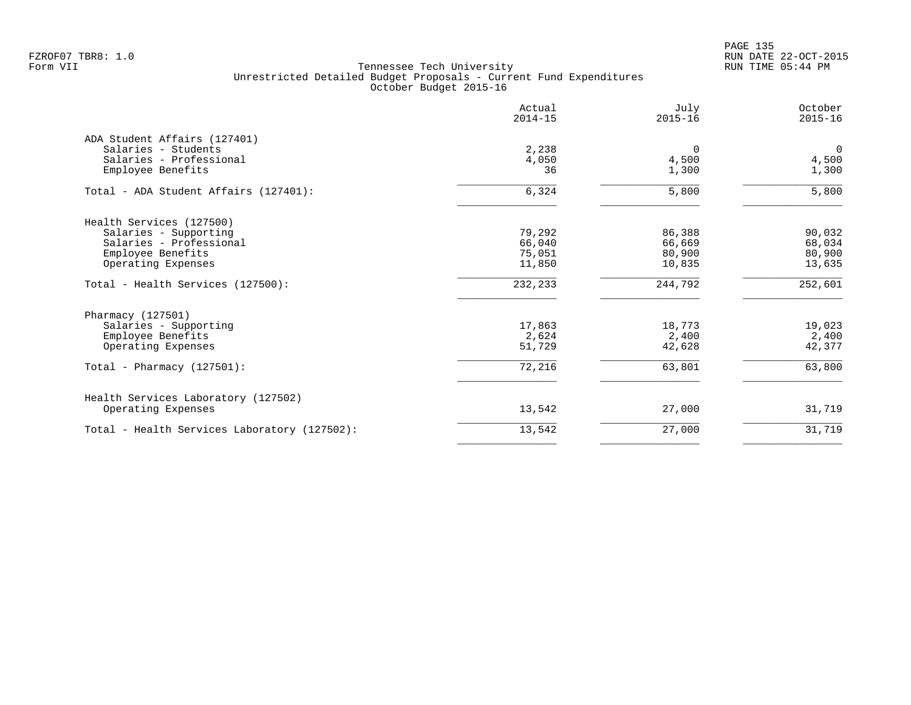FZROF07 TBR8: 1.0
Form VII

Tennessee Tech University
Unrestricted Detailed Budget Proposals - Current Fund Expenditures
October Budget 2015-16

RUN DATE 22-OCT-2015
RUN TIME 05:44 PM

| | Actual 2014-15 | July 2015-16 | October 2015-16 |
|---|---|---|---|
| ADA Student Affairs (127401) | | | |
| Salaries - Students | 2,238 | 0 | 0 |
| Salaries - Professional | 4,050 | 4,500 | 4,500 |
| Employee Benefits | 36 | 1,300 | 1,300 |
| Total - ADA Student Affairs (127401): | 6,324 | 5,800 | 5,800 |
| Health Services (127500) | | | |
| Salaries - Supporting | 79,292 | 86,388 | 90,032 |
| Salaries - Professional | 66,040 | 66,669 | 68,034 |
| Employee Benefits | 75,051 | 80,900 | 80,900 |
| Operating Expenses | 11,850 | 10,835 | 13,635 |
| Total - Health Services (127500): | 232,233 | 244,792 | 252,601 |
| Pharmacy (127501) | | | |
| Salaries - Supporting | 17,863 | 18,773 | 19,023 |
| Employee Benefits | 2,624 | 2,400 | 2,400 |
| Operating Expenses | 51,729 | 42,628 | 42,377 |
| Total - Pharmacy (127501): | 72,216 | 63,801 | 63,800 |
| Health Services Laboratory (127502) | | | |
| Operating Expenses | 13,542 | 27,000 | 31,719 |
| Total - Health Services Laboratory (127502): | 13,542 | 27,000 | 31,719 |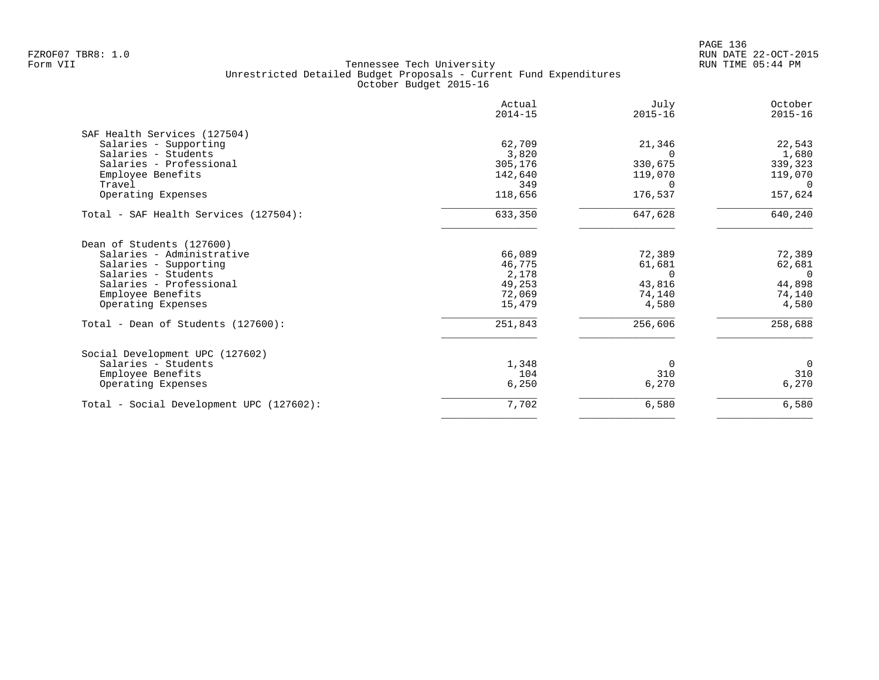FZROF07 TBR8: 1.0
Form VII

# Tennessee Tech University
## Unrestricted Detailed Budget Proposals - Current Fund Expenditures
### October Budget 2015-16

| | Actual 2014-15 | July 2015-16 | October 2015-16 |
|---|---|---|---|
| **SAF Health Services (127504)** | | | |
| Salaries - Supporting | 62,709 | 21,346 | 22,543 |
| Salaries - Students | 3,820 | 0 | 1,680 |
| Salaries - Professional | 305,176 | 330,675 | 339,323 |
| Employee Benefits | 142,640 | 119,070 | 119,070 |
| Travel | 349 | 0 | 0 |
| Operating Expenses | 118,656 | 176,537 | 157,624 |
| Total - SAF Health Services (127504): | 633,350 | 647,628 | 640,240 |
| **Dean of Students (127600)** | | | |
| Salaries - Administrative | 66,089 | 72,389 | 72,389 |
| Salaries - Supporting | 46,775 | 61,681 | 62,681 |
| Salaries - Students | 2,178 | 0 | 0 |
| Salaries - Professional | 49,253 | 43,816 | 44,898 |
| Employee Benefits | 72,069 | 74,140 | 74,140 |
| Operating Expenses | 15,479 | 4,580 | 4,580 |
| Total - Dean of Students (127600): | 251,843 | 256,606 | 258,688 |
| **Social Development UPC (127602)** | | | |
| Salaries - Students | 1,348 | 0 | 0 |
| Employee Benefits | 104 | 310 | 310 |
| Operating Expenses | 6,250 | 6,270 | 6,270 |
| Total - Social Development UPC (127602): | 7,702 | 6,580 | 6,580 |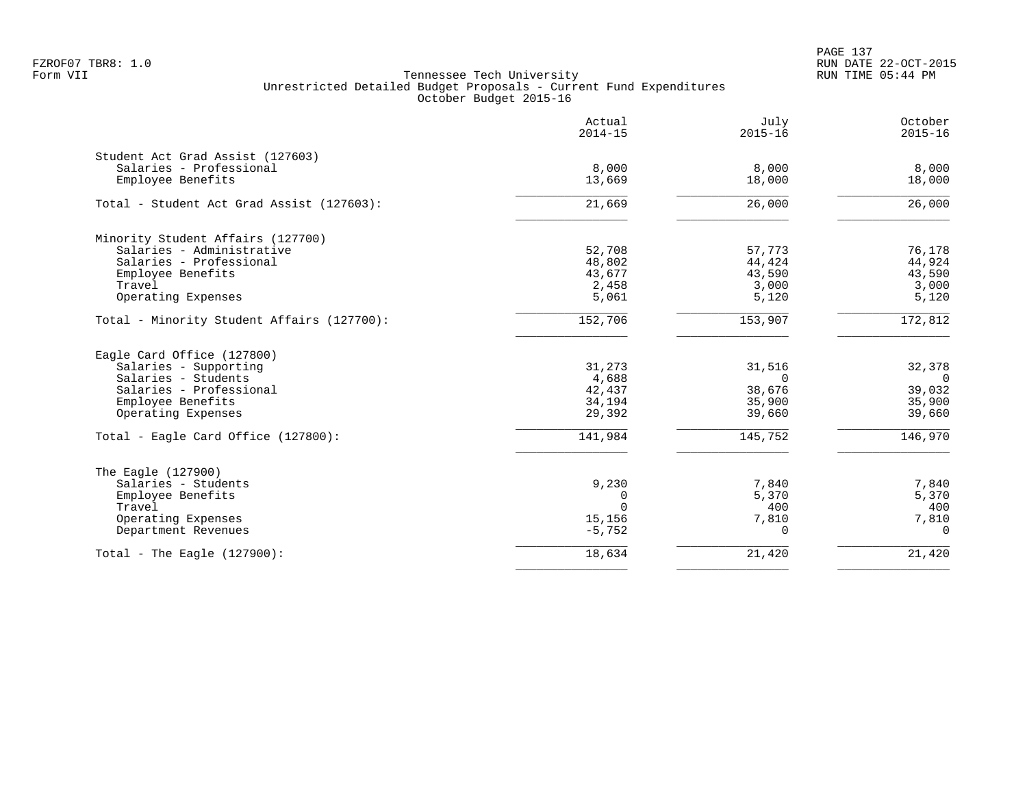Tennessee Tech University
Unrestricted Detailed Budget Proposals - Current Fund Expenditures
October Budget 2015-16

FZROF07 TBR8: 1.0
Form VII

RUN DATE 22-OCT-2015
RUN TIME 05:44 PM

| | Actual 2014-15 | July 2015-16 | October 2015-16 |
|---|---|---|---|
| **Student Act Grad Assist (127603)** | | | |
| Salaries - Professional | 8,000 | 8,000 | 8,000 |
| Employee Benefits | 13,669 | 18,000 | 18,000 |
| Total - Student Act Grad Assist (127603): | 21,669 | 26,000 | 26,000 |
| **Minority Student Affairs (127700)** | | | |
| Salaries - Administrative | 52,708 | 57,773 | 76,178 |
| Salaries - Professional | 48,802 | 44,424 | 44,924 |
| Employee Benefits | 43,677 | 43,590 | 43,590 |
| Travel | 2,458 | 3,000 | 3,000 |
| Operating Expenses | 5,061 | 5,120 | 5,120 |
| Total - Minority Student Affairs (127700): | 152,706 | 153,907 | 172,812 |
| **Eagle Card Office (127800)** | | | |
| Salaries - Supporting | 31,273 | 31,516 | 32,378 |
| Salaries - Students | 4,688 | 0 | 0 |
| Salaries - Professional | 42,437 | 38,676 | 39,032 |
| Employee Benefits | 34,194 | 35,900 | 35,900 |
| Operating Expenses | 29,392 | 39,660 | 39,660 |
| Total - Eagle Card Office (127800): | 141,984 | 145,752 | 146,970 |
| **The Eagle (127900)** | | | |
| Salaries - Students | 9,230 | 7,840 | 7,840 |
| Employee Benefits | 0 | 5,370 | 5,370 |
| Travel | 0 | 400 | 400 |
| Operating Expenses | 15,156 | 7,810 | 7,810 |
| Department Revenues | -5,752 | 0 | 0 |
| Total - The Eagle (127900): | 18,634 | 21,420 | 21,420 |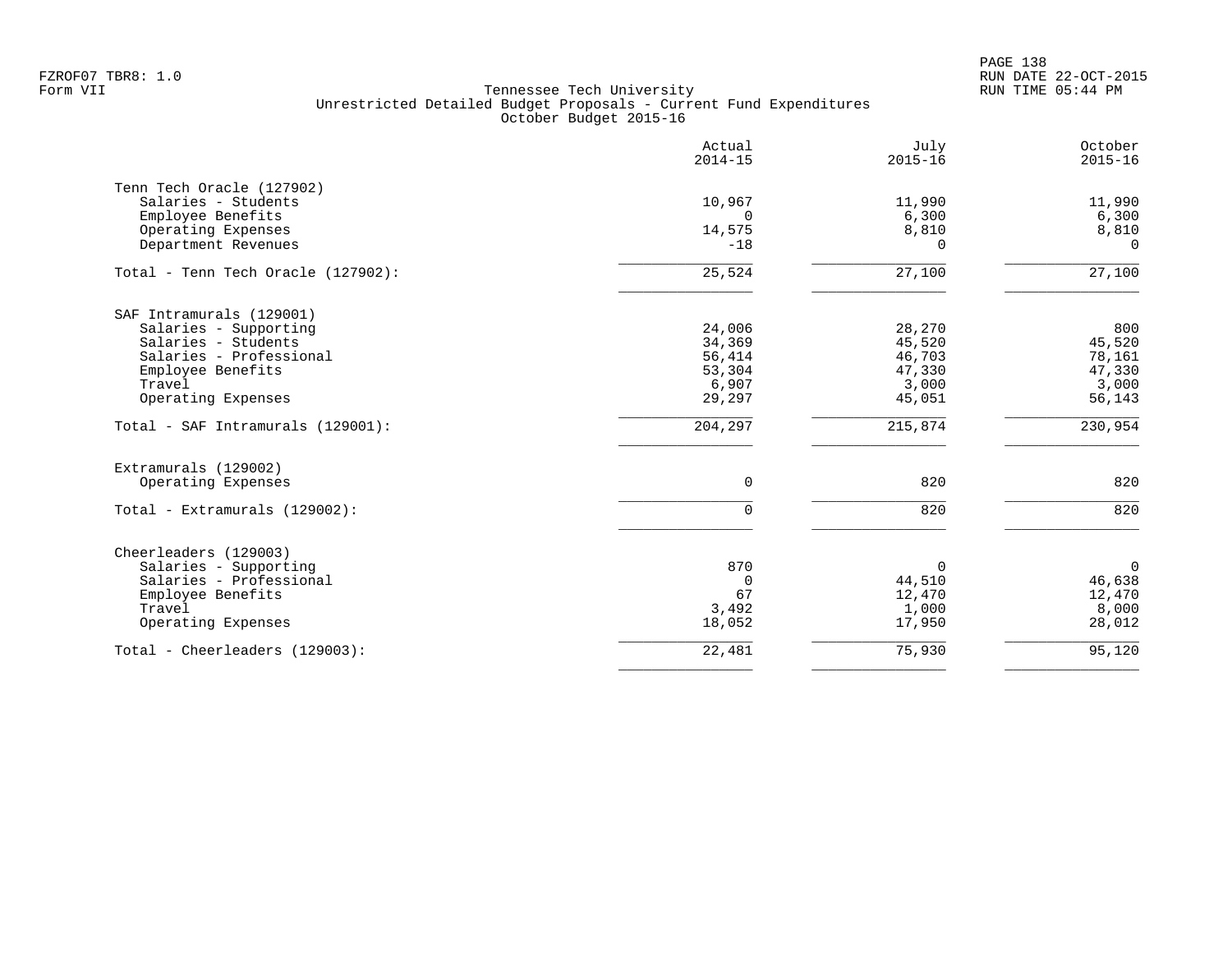FZROF07 TBR8: 1.0
Form VII

Tennessee Tech University
Unrestricted Detailed Budget Proposals - Current Fund Expenditures
October Budget 2015-16

RUN DATE 22-OCT-2015
RUN TIME 05:44 PM

| | Actual 2014-15 | July 2015-16 | October 2015-16 |
|---|---|---|---|
| **Tenn Tech Oracle (127902)** | | | |
| Salaries - Students | 10,967 | 11,990 | 11,990 |
| Employee Benefits | 0 | 6,300 | 6,300 |
| Operating Expenses | 14,575 | 8,810 | 8,810 |
| Department Revenues | -18 | 0 | 0 |
| Total - Tenn Tech Oracle (127902): | 25,524 | 27,100 | 27,100 |
| **SAF Intramurals (129001)** | | | |
| Salaries - Supporting | 24,006 | 28,270 | 800 |
| Salaries - Students | 34,369 | 45,520 | 45,520 |
| Salaries - Professional | 56,414 | 46,703 | 78,161 |
| Employee Benefits | 53,304 | 47,330 | 47,330 |
| Travel | 6,907 | 3,000 | 3,000 |
| Operating Expenses | 29,297 | 45,051 | 56,143 |
| Total - SAF Intramurals (129001): | 204,297 | 215,874 | 230,954 |
| **Extramurals (129002)** | | | |
| Operating Expenses | 0 | 820 | 820 |
| Total - Extramurals (129002): | 0 | 820 | 820 |
| **Cheerleaders (129003)** | | | |
| Salaries - Supporting | 870 | 0 | 0 |
| Salaries - Professional | 0 | 44,510 | 46,638 |
| Employee Benefits | 67 | 12,470 | 12,470 |
| Travel | 3,492 | 1,000 | 8,000 |
| Operating Expenses | 18,052 | 17,950 | 28,012 |
| Total - Cheerleaders (129003): | 22,481 | 75,930 | 95,120 |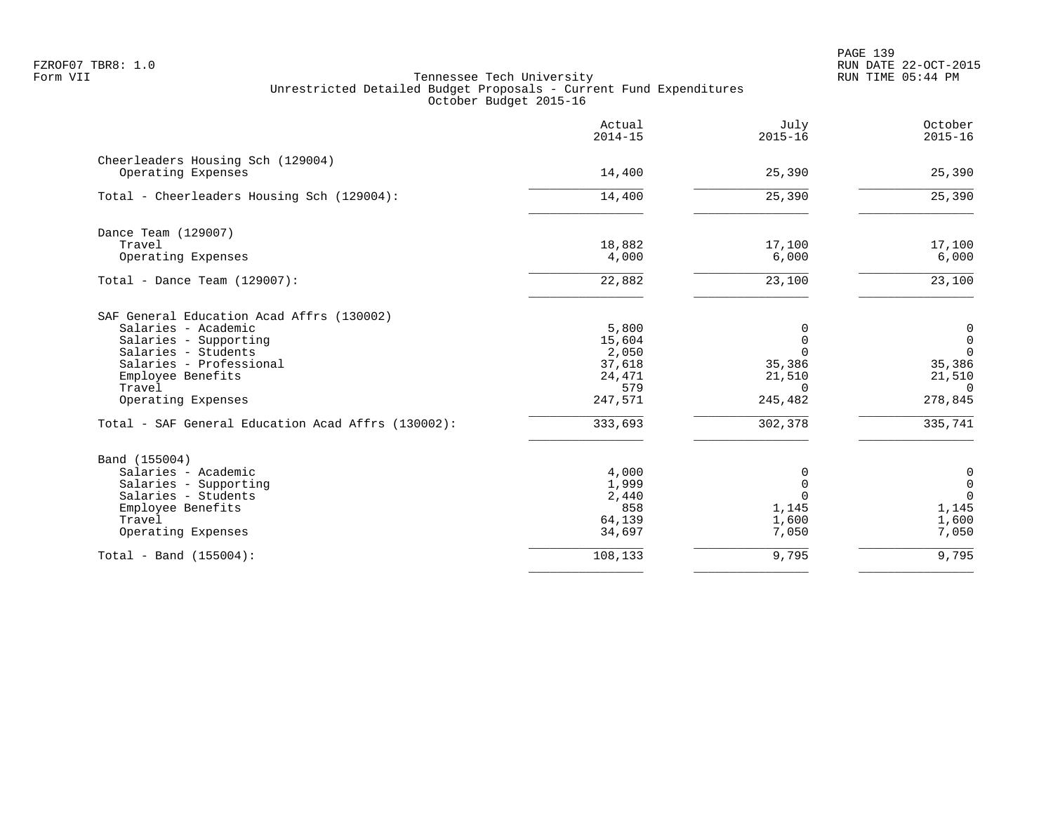FZROF07 TBR8: 1.0
Form VII

Tennessee Tech University
Unrestricted Detailed Budget Proposals - Current Fund Expenditures
October Budget 2015-16

RUN DATE 22-OCT-2015
RUN TIME 05:44 PM

| | Actual 2014-15 | July 2015-16 | October 2015-16 |
|---|---|---|---|
| Cheerleaders Housing Sch (129004) | | | |
| Operating Expenses | 14,400 | 25,390 | 25,390 |
| Total - Cheerleaders Housing Sch (129004): | 14,400 | 25,390 | 25,390 |
| Dance Team (129007) | | | |
| Travel | 18,882 | 17,100 | 17,100 |
| Operating Expenses | 4,000 | 6,000 | 6,000 |
| Total - Dance Team (129007): | 22,882 | 23,100 | 23,100 |
| SAF General Education Acad Affrs (130002) | | | |
| Salaries - Academic | 5,800 | 0 | 0 |
| Salaries - Supporting | 15,604 | 0 | 0 |
| Salaries - Students | 2,050 | 0 | 0 |
| Salaries - Professional | 37,618 | 35,386 | 35,386 |
| Employee Benefits | 24,471 | 21,510 | 21,510 |
| Travel | 579 | 0 | 0 |
| Operating Expenses | 247,571 | 245,482 | 278,845 |
| Total - SAF General Education Acad Affrs (130002): | 333,693 | 302,378 | 335,741 |
| Band (155004) | | | |
| Salaries - Academic | 4,000 | 0 | 0 |
| Salaries - Supporting | 1,999 | 0 | 0 |
| Salaries - Students | 2,440 | 0 | 0 |
| Employee Benefits | 858 | 1,145 | 1,145 |
| Travel | 64,139 | 1,600 | 1,600 |
| Operating Expenses | 34,697 | 7,050 | 7,050 |
| Total - Band (155004): | 108,133 | 9,795 | 9,795 |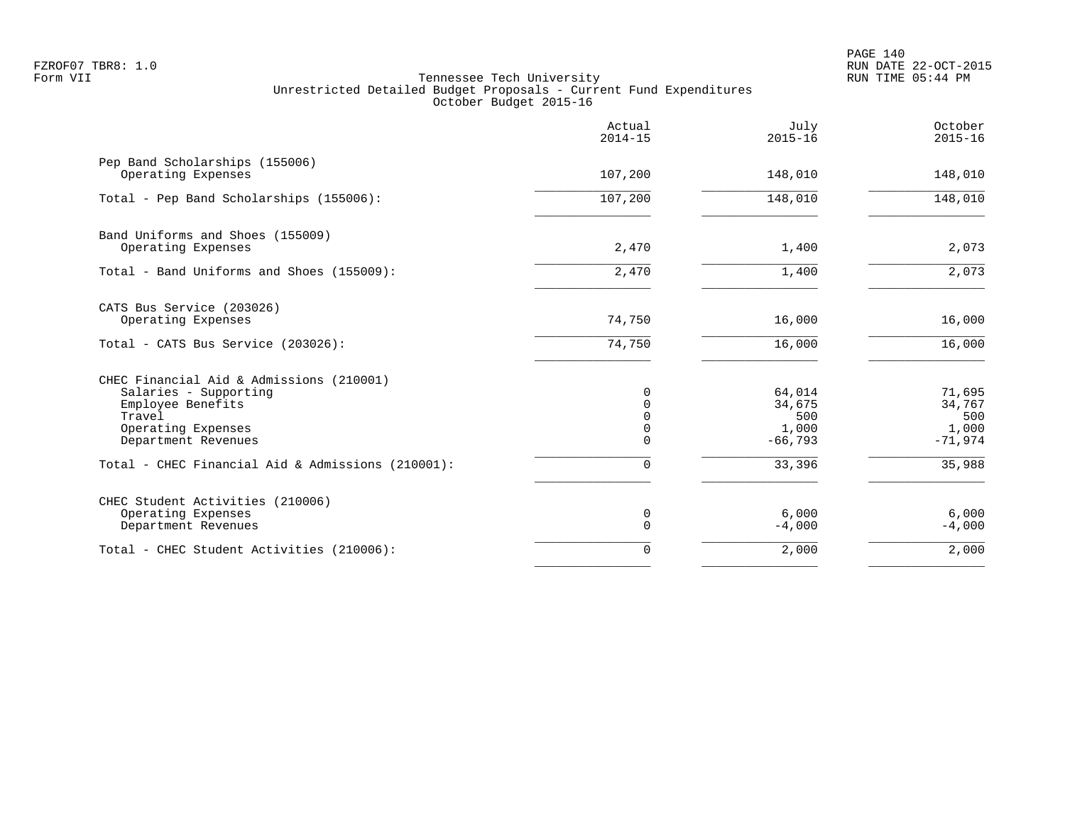Tennessee Tech University
Unrestricted Detailed Budget Proposals - Current Fund Expenditures
October Budget 2015-16

| | Actual 2014-15 | July 2015-16 | October 2015-16 |
|---|---|---|---|
| **Pep Band Scholarships (155006)** | | | |
| Operating Expenses | 107,200 | 148,010 | 148,010 |
| Total - Pep Band Scholarships (155006): | 107,200 | 148,010 | 148,010 |
| **Band Uniforms and Shoes (155009)** | | | |
| Operating Expenses | 2,470 | 1,400 | 2,073 |
| Total - Band Uniforms and Shoes (155009): | 2,470 | 1,400 | 2,073 |
| **CATS Bus Service (203026)** | | | |
| Operating Expenses | 74,750 | 16,000 | 16,000 |
| Total - CATS Bus Service (203026): | 74,750 | 16,000 | 16,000 |
| **CHEC Financial Aid & Admissions (210001)** | | | |
| Salaries - Supporting | 0 | 64,014 | 71,695 |
| Employee Benefits | 0 | 34,675 | 34,767 |
| Travel | 0 | 500 | 500 |
| Operating Expenses | 0 | 1,000 | 1,000 |
| Department Revenues | 0 | -66,793 | -71,974 |
| Total - CHEC Financial Aid & Admissions (210001): | 0 | 33,396 | 35,988 |
| **CHEC Student Activities (210006)** | | | |
| Operating Expenses | 0 | 6,000 | 6,000 |
| Department Revenues | 0 | -4,000 | -4,000 |
| Total - CHEC Student Activities (210006): | 0 | 2,000 | 2,000 |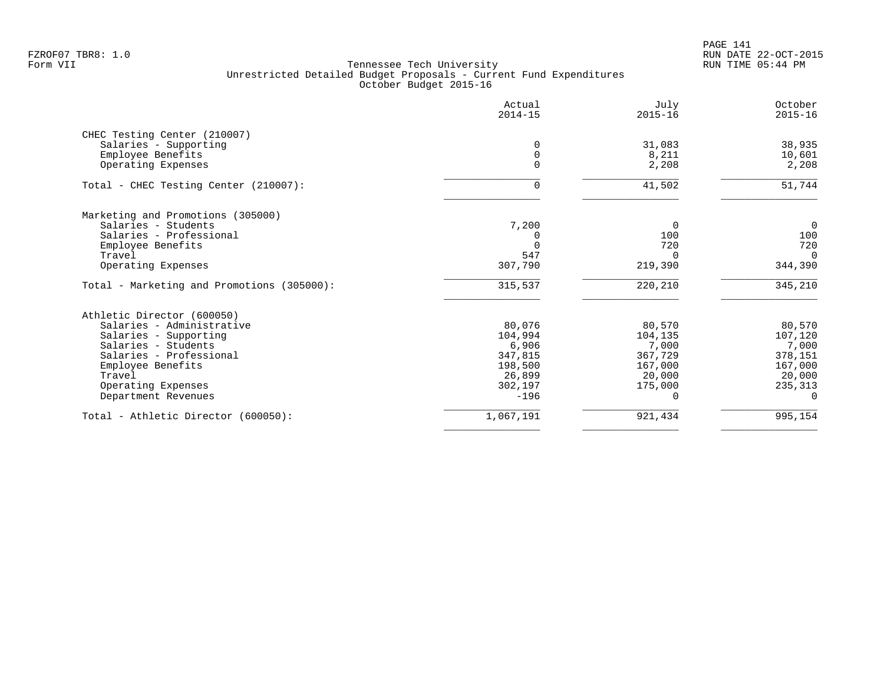Tennessee Tech University
Unrestricted Detailed Budget Proposals - Current Fund Expenditures
October Budget 2015-16

| | Actual 2014-15 | July 2015-16 | October 2015-16 |
|---|---|---|---|
| **CHEC Testing Center (210007)** | | | |
| Salaries - Supporting | 0 | 31,083 | 38,935 |
| Employee Benefits | 0 | 8,211 | 10,601 |
| Operating Expenses | 0 | 2,208 | 2,208 |
| Total - CHEC Testing Center (210007): | 0 | 41,502 | 51,744 |
| **Marketing and Promotions (305000)** | | | |
| Salaries - Students | 7,200 | 0 | 0 |
| Salaries - Professional | 0 | 100 | 100 |
| Employee Benefits | 0 | 720 | 720 |
| Travel | 547 | 0 | 0 |
| Operating Expenses | 307,790 | 219,390 | 344,390 |
| Total - Marketing and Promotions (305000): | 315,537 | 220,210 | 345,210 |
| **Athletic Director (600050)** | | | |
| Salaries - Administrative | 80,076 | 80,570 | 80,570 |
| Salaries - Supporting | 104,994 | 104,135 | 107,120 |
| Salaries - Students | 6,906 | 7,000 | 7,000 |
| Salaries - Professional | 347,815 | 367,729 | 378,151 |
| Employee Benefits | 198,500 | 167,000 | 167,000 |
| Travel | 26,899 | 20,000 | 20,000 |
| Operating Expenses | 302,197 | 175,000 | 235,313 |
| Department Revenues | -196 | 0 | 0 |
| Total - Athletic Director (600050): | 1,067,191 | 921,434 | 995,154 |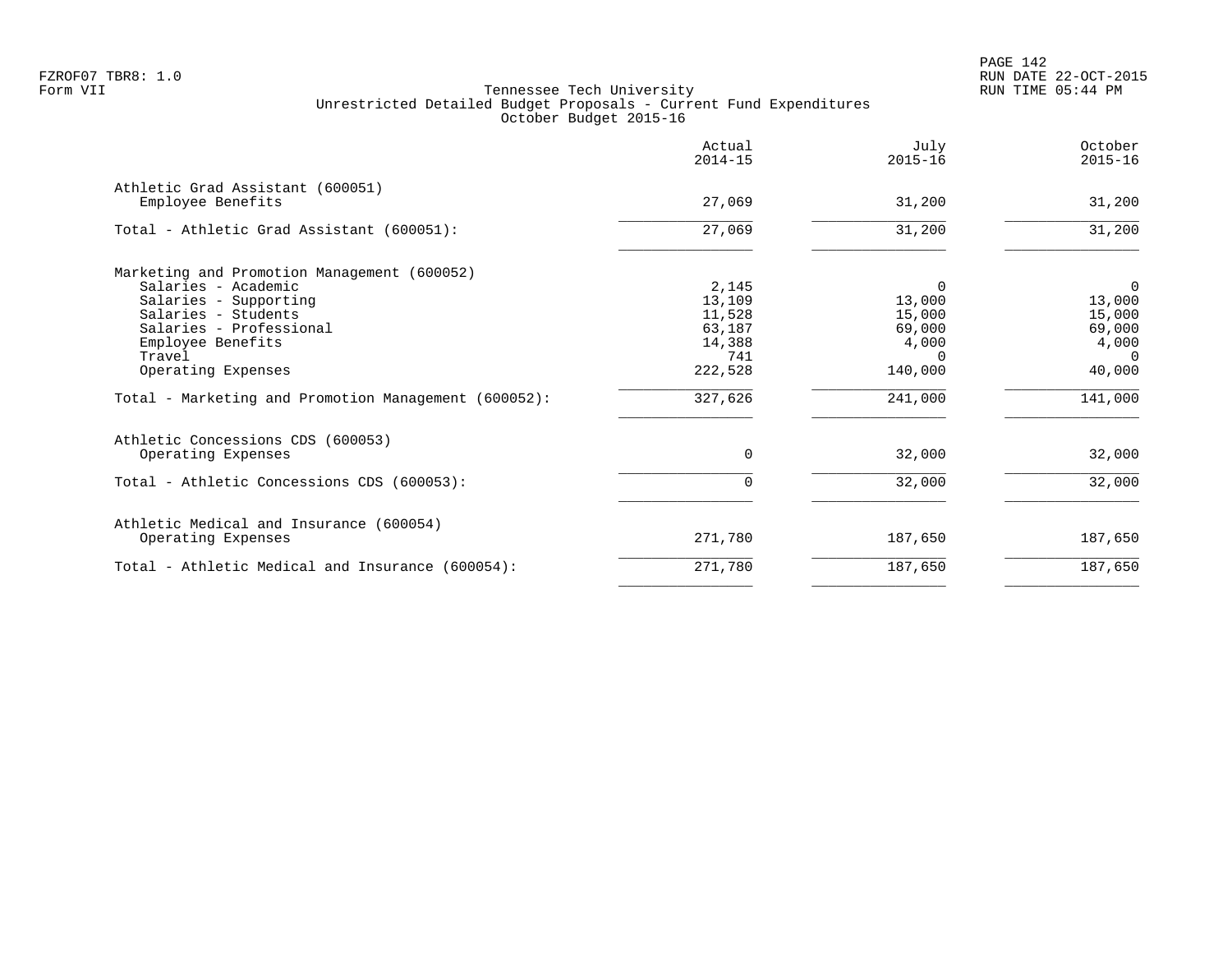FZROF07 TBR8: 1.0
Form VII

Tennessee Tech University
Unrestricted Detailed Budget Proposals - Current Fund Expenditures
October Budget 2015-16

RUN DATE 22-OCT-2015
RUN TIME 05:44 PM

| | Actual 2014-15 | July 2015-16 | October 2015-16 |
|---|---|---|---|
| Athletic Grad Assistant (600051) | | | |
| Employee Benefits | 27,069 | 31,200 | 31,200 |
| Total - Athletic Grad Assistant (600051): | 27,069 | 31,200 | 31,200 |
| Marketing and Promotion Management (600052) | | | |
| Salaries - Academic | 2,145 | 0 | 0 |
| Salaries - Supporting | 13,109 | 13,000 | 13,000 |
| Salaries - Students | 11,528 | 15,000 | 15,000 |
| Salaries - Professional | 63,187 | 69,000 | 69,000 |
| Employee Benefits | 14,388 | 4,000 | 4,000 |
| Travel | 741 | 0 | 0 |
| Operating Expenses | 222,528 | 140,000 | 40,000 |
| Total - Marketing and Promotion Management (600052): | 327,626 | 241,000 | 141,000 |
| Athletic Concessions CDS (600053) | | | |
| Operating Expenses | 0 | 32,000 | 32,000 |
| Total - Athletic Concessions CDS (600053): | 0 | 32,000 | 32,000 |
| Athletic Medical and Insurance (600054) | | | |
| Operating Expenses | 271,780 | 187,650 | 187,650 |
| Total - Athletic Medical and Insurance (600054): | 271,780 | 187,650 | 187,650 |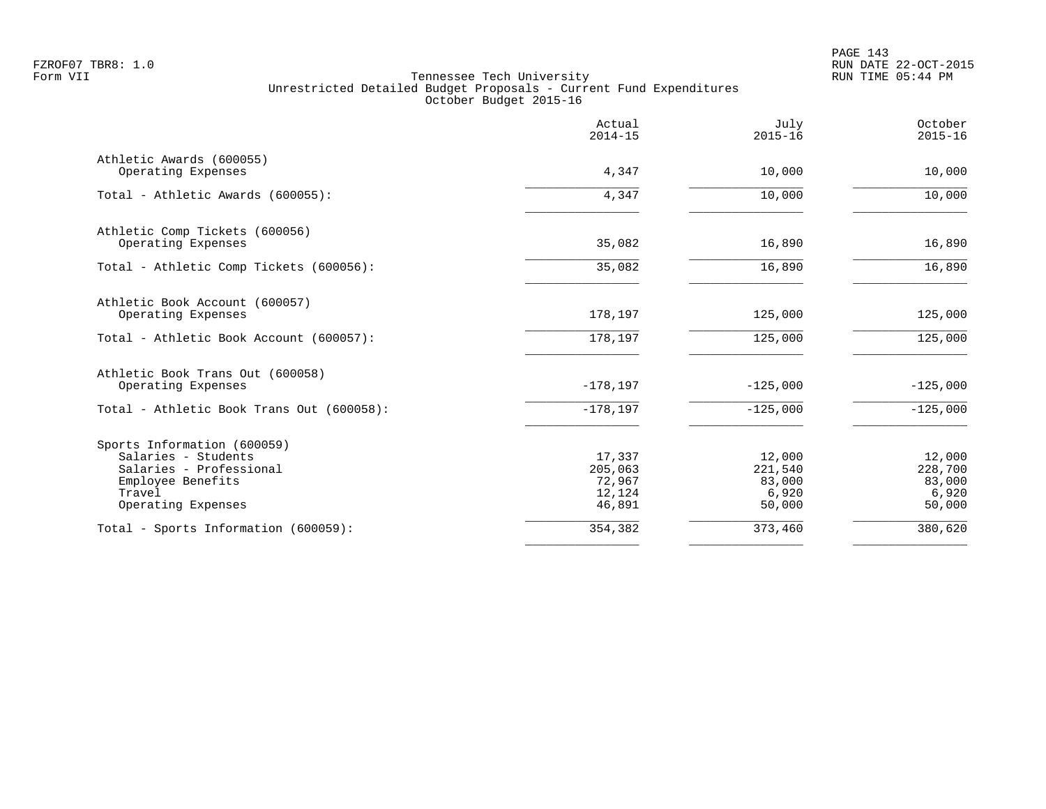Tennessee Tech University
Unrestricted Detailed Budget Proposals - Current Fund Expenditures
October Budget 2015-16

| | Actual 2014-15 | July 2015-16 | October 2015-16 |
|---|---|---|---|
| Athletic Awards (600055) | | | |
| Operating Expenses | 4,347 | 10,000 | 10,000 |
| Total - Athletic Awards (600055): | 4,347 | 10,000 | 10,000 |
| Athletic Comp Tickets (600056) | | | |
| Operating Expenses | 35,082 | 16,890 | 16,890 |
| Total - Athletic Comp Tickets (600056): | 35,082 | 16,890 | 16,890 |
| Athletic Book Account (600057) | | | |
| Operating Expenses | 178,197 | 125,000 | 125,000 |
| Total - Athletic Book Account (600057): | 178,197 | 125,000 | 125,000 |
| Athletic Book Trans Out (600058) | | | |
| Operating Expenses | -178,197 | -125,000 | -125,000 |
| Total - Athletic Book Trans Out (600058): | -178,197 | -125,000 | -125,000 |
| Sports Information (600059) | | | |
| Salaries - Students | 17,337 | 12,000 | 12,000 |
| Salaries - Professional | 205,063 | 221,540 | 228,700 |
| Employee Benefits | 72,967 | 83,000 | 83,000 |
| Travel | 12,124 | 6,920 | 6,920 |
| Operating Expenses | 46,891 | 50,000 | 50,000 |
| Total - Sports Information (600059): | 354,382 | 373,460 | 380,620 |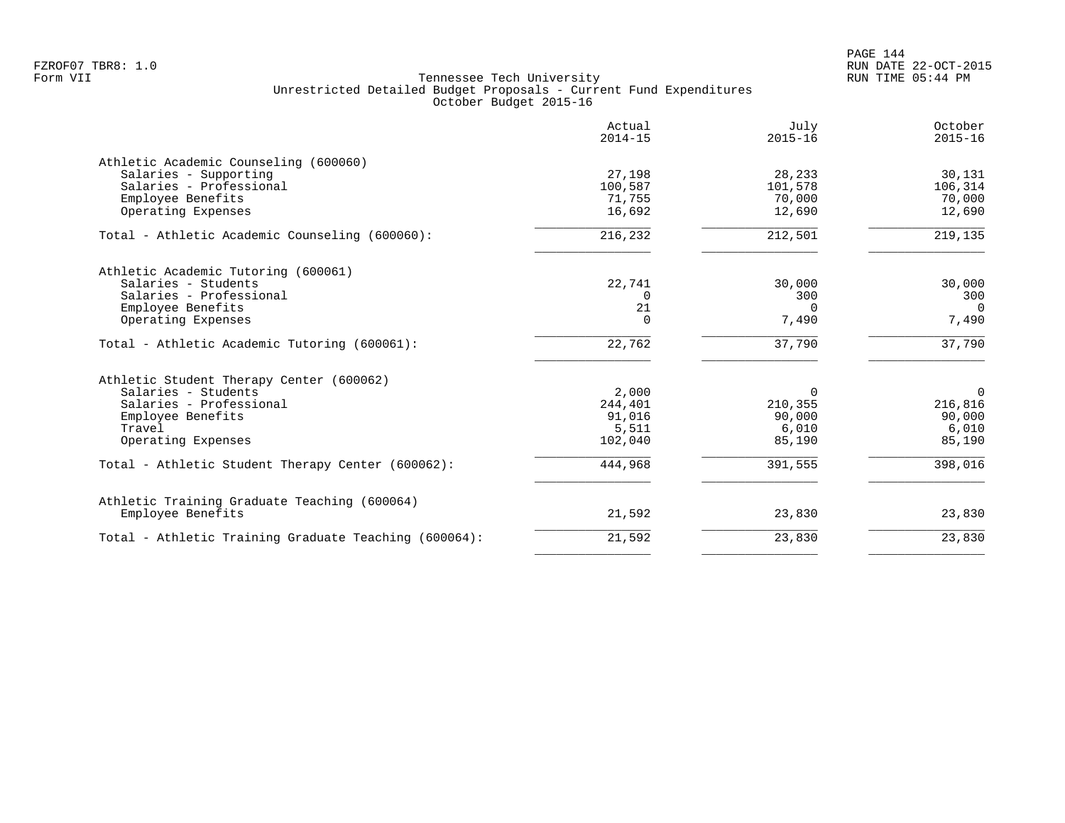Tennessee Tech University
Unrestricted Detailed Budget Proposals - Current Fund Expenditures
October Budget 2015-16

| | Actual 2014-15 | July 2015-16 | October 2015-16 |
|---|---|---|---|
| **Athletic Academic Counseling (600060)** | | | |
| Salaries - Supporting | 27,198 | 28,233 | 30,131 |
| Salaries - Professional | 100,587 | 101,578 | 106,314 |
| Employee Benefits | 71,755 | 70,000 | 70,000 |
| Operating Expenses | 16,692 | 12,690 | 12,690 |
| Total - Athletic Academic Counseling (600060): | 216,232 | 212,501 | 219,135 |
| **Athletic Academic Tutoring (600061)** | | | |
| Salaries - Students | 22,741 | 30,000 | 30,000 |
| Salaries - Professional | 0 | 300 | 300 |
| Employee Benefits | 21 | 0 | 0 |
| Operating Expenses | 0 | 7,490 | 7,490 |
| Total - Athletic Academic Tutoring (600061): | 22,762 | 37,790 | 37,790 |
| **Athletic Student Therapy Center (600062)** | | | |
| Salaries - Students | 2,000 | 0 | 0 |
| Salaries - Professional | 244,401 | 210,355 | 216,816 |
| Employee Benefits | 91,016 | 90,000 | 90,000 |
| Travel | 5,511 | 6,010 | 6,010 |
| Operating Expenses | 102,040 | 85,190 | 85,190 |
| Total - Athletic Student Therapy Center (600062): | 444,968 | 391,555 | 398,016 |
| **Athletic Training Graduate Teaching (600064)** | | | |
| Employee Benefits | 21,592 | 23,830 | 23,830 |
| Total - Athletic Training Graduate Teaching (600064): | 21,592 | 23,830 | 23,830 |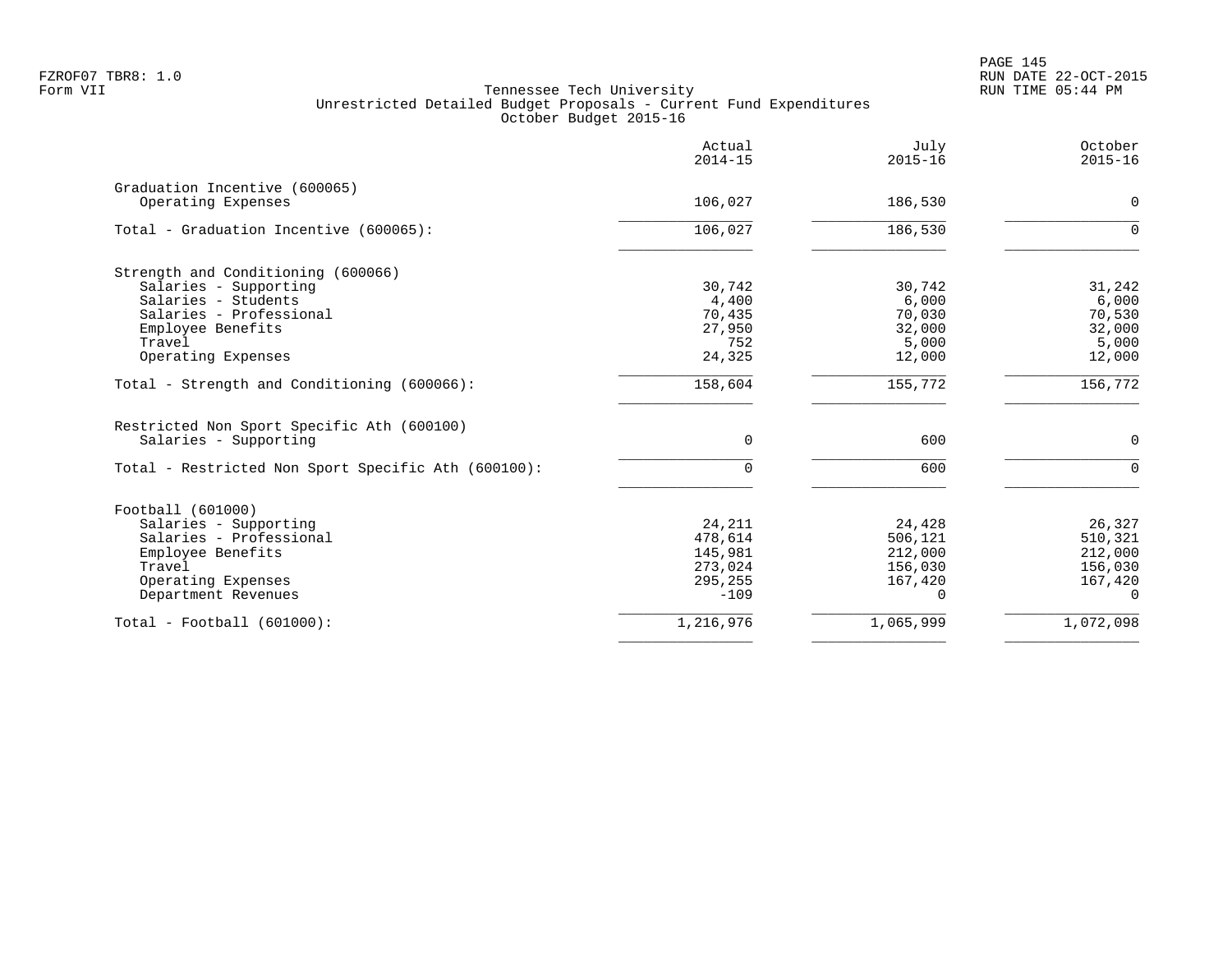FZROF07 TBR8: 1.0
Form VII

Tennessee Tech University
Unrestricted Detailed Budget Proposals - Current Fund Expenditures
October Budget 2015-16

RUN DATE 22-OCT-2015
RUN TIME 05:44 PM

| | Actual 2014-15 | July 2015-16 | October 2015-16 |
|---|---|---|---|
| **Graduation Incentive (600065)** | | | |
| Operating Expenses | 106,027 | 186,530 | 0 |
| Total - Graduation Incentive (600065): | 106,027 | 186,530 | 0 |
| **Strength and Conditioning (600066)** | | | |
| Salaries - Supporting | 30,742 | 30,742 | 31,242 |
| Salaries - Students | 4,400 | 6,000 | 6,000 |
| Salaries - Professional | 70,435 | 70,030 | 70,530 |
| Employee Benefits | 27,950 | 32,000 | 32,000 |
| Travel | 752 | 5,000 | 5,000 |
| Operating Expenses | 24,325 | 12,000 | 12,000 |
| Total - Strength and Conditioning (600066): | 158,604 | 155,772 | 156,772 |
| **Restricted Non Sport Specific Ath (600100)** | | | |
| Salaries - Supporting | 0 | 600 | 0 |
| Total - Restricted Non Sport Specific Ath (600100): | 0 | 600 | 0 |
| **Football (601000)** | | | |
| Salaries - Supporting | 24,211 | 24,428 | 26,327 |
| Salaries - Professional | 478,614 | 506,121 | 510,321 |
| Employee Benefits | 145,981 | 212,000 | 212,000 |
| Travel | 273,024 | 156,030 | 156,030 |
| Operating Expenses | 295,255 | 167,420 | 167,420 |
| Department Revenues | -109 | 0 | 0 |
| Total - Football (601000): | 1,216,976 | 1,065,999 | 1,072,098 |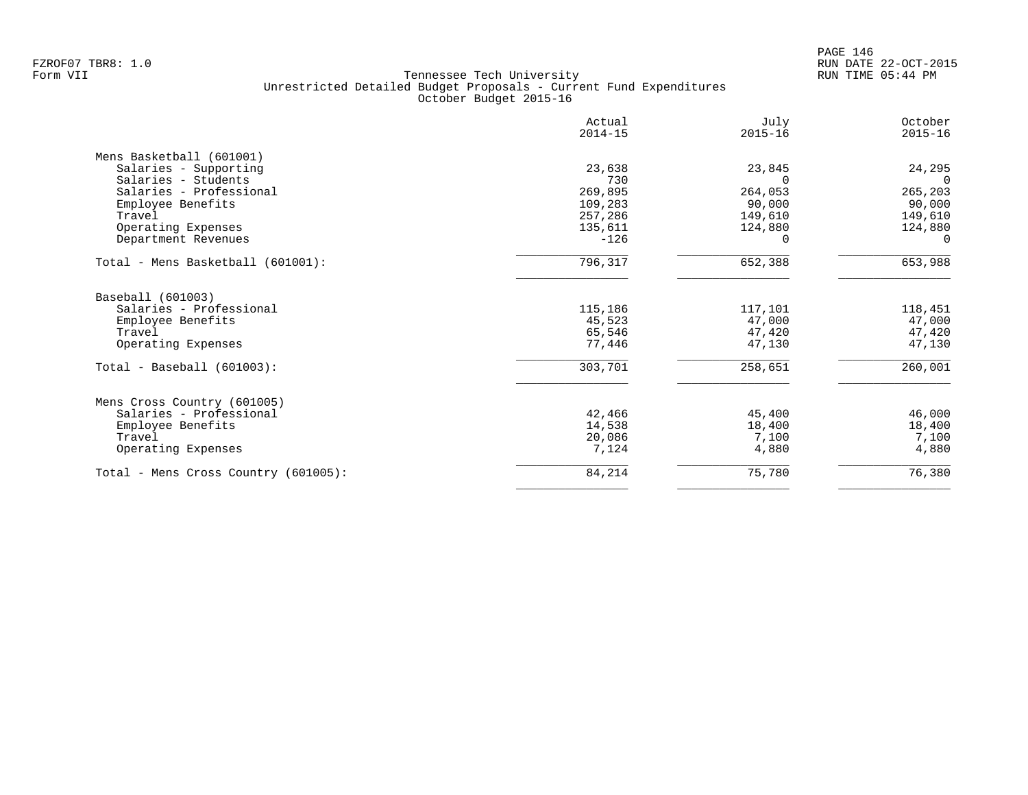FZROF07 TBR8: 1.0
Form VII

RUN DATE 22-OCT-2015
RUN TIME 05:44 PM

Tennessee Tech University
Unrestricted Detailed Budget Proposals - Current Fund Expenditures
October Budget 2015-16

| | Actual 2014-15 | July 2015-16 | October 2015-16 |
|---|---|---|---|
| **Mens Basketball (601001)** | | | |
| Salaries - Supporting | 23,638 | 23,845 | 24,295 |
| Salaries - Students | 730 | 0 | 0 |
| Salaries - Professional | 269,895 | 264,053 | 265,203 |
| Employee Benefits | 109,283 | 90,000 | 90,000 |
| Travel | 257,286 | 149,610 | 149,610 |
| Operating Expenses | 135,611 | 124,880 | 124,880 |
| Department Revenues | -126 | 0 | 0 |
| Total - Mens Basketball (601001): | 796,317 | 652,388 | 653,988 |
| **Baseball (601003)** | | | |
| Salaries - Professional | 115,186 | 117,101 | 118,451 |
| Employee Benefits | 45,523 | 47,000 | 47,000 |
| Travel | 65,546 | 47,420 | 47,420 |
| Operating Expenses | 77,446 | 47,130 | 47,130 |
| Total - Baseball (601003): | 303,701 | 258,651 | 260,001 |
| **Mens Cross Country (601005)** | | | |
| Salaries - Professional | 42,466 | 45,400 | 46,000 |
| Employee Benefits | 14,538 | 18,400 | 18,400 |
| Travel | 20,086 | 7,100 | 7,100 |
| Operating Expenses | 7,124 | 4,880 | 4,880 |
| Total - Mens Cross Country (601005): | 84,214 | 75,780 | 76,380 |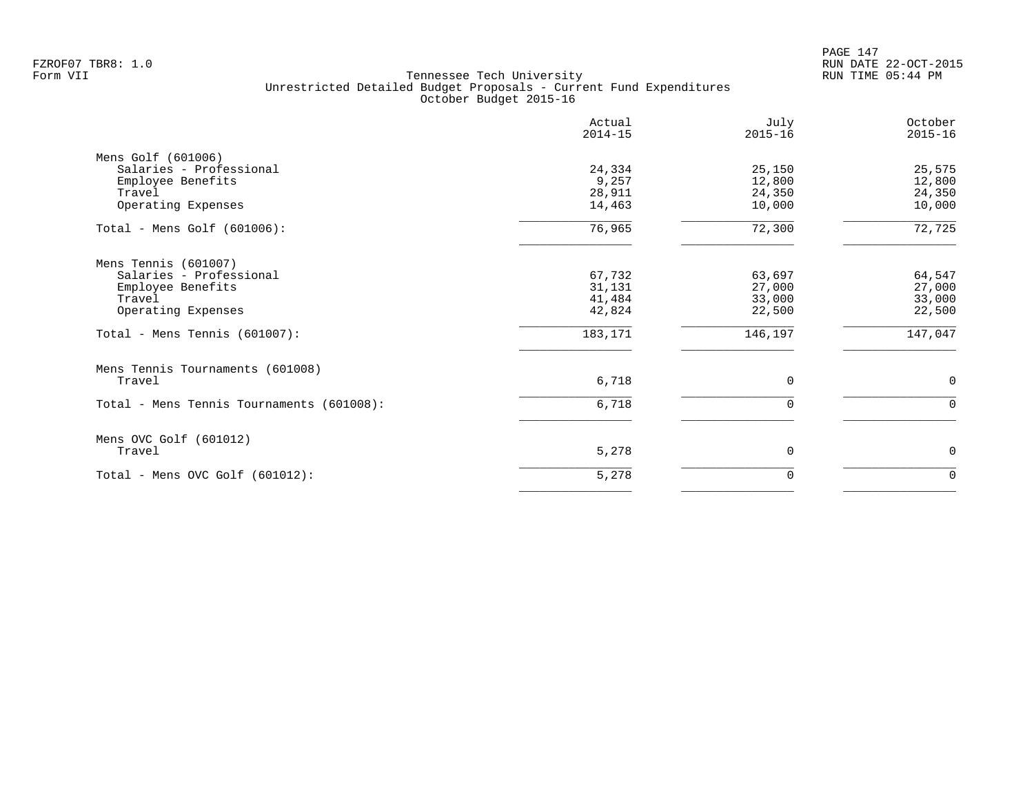FZROF07 TBR8: 1.0
Form VII

Tennessee Tech University
Unrestricted Detailed Budget Proposals - Current Fund Expenditures
October Budget 2015-16

RUN DATE 22-OCT-2015
RUN TIME 05:44 PM

| | Actual 2014-15 | July 2015-16 | October 2015-16 |
|---|---|---|---|
| Mens Golf (601006) | | | |
| Salaries - Professional | 24,334 | 25,150 | 25,575 |
| Employee Benefits | 9,257 | 12,800 | 12,800 |
| Travel | 28,911 | 24,350 | 24,350 |
| Operating Expenses | 14,463 | 10,000 | 10,000 |
| Total - Mens Golf (601006): | 76,965 | 72,300 | 72,725 |
| Mens Tennis (601007) | | | |
| Salaries - Professional | 67,732 | 63,697 | 64,547 |
| Employee Benefits | 31,131 | 27,000 | 27,000 |
| Travel | 41,484 | 33,000 | 33,000 |
| Operating Expenses | 42,824 | 22,500 | 22,500 |
| Total - Mens Tennis (601007): | 183,171 | 146,197 | 147,047 |
| Mens Tennis Tournaments (601008) | | | |
| Travel | 6,718 | 0 | 0 |
| Total - Mens Tennis Tournaments (601008): | 6,718 | 0 | 0 |
| Mens OVC Golf (601012) | | | |
| Travel | 5,278 | 0 | 0 |
| Total - Mens OVC Golf (601012): | 5,278 | 0 | 0 |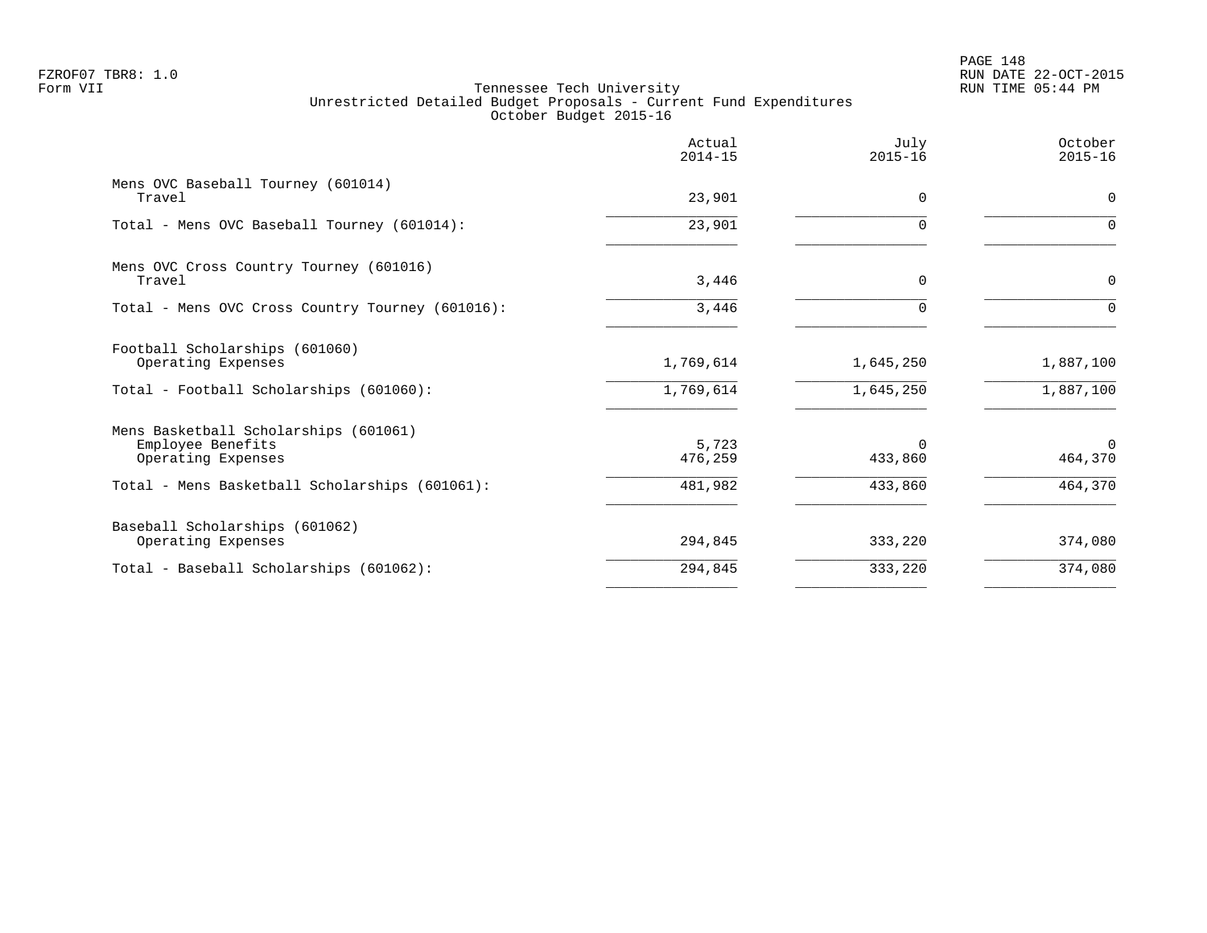Tennessee Tech University
Unrestricted Detailed Budget Proposals - Current Fund Expenditures
October Budget 2015-16

| | Actual 2014-15 | July 2015-16 | October 2015-16 |
|---|---|---|---|
| **Mens OVC Baseball Tourney (601014)** | | | |
| Travel | 23,901 | 0 | 0 |
| Total - Mens OVC Baseball Tourney (601014): | 23,901 | 0 | 0 |
| **Mens OVC Cross Country Tourney (601016)** | | | |
| Travel | 3,446 | 0 | 0 |
| Total - Mens OVC Cross Country Tourney (601016): | 3,446 | 0 | 0 |
| **Football Scholarships (601060)** | | | |
| Operating Expenses | 1,769,614 | 1,645,250 | 1,887,100 |
| Total - Football Scholarships (601060): | 1,769,614 | 1,645,250 | 1,887,100 |
| **Mens Basketball Scholarships (601061)** | | | |
| Employee Benefits | 5,723 | 0 | 0 |
| Operating Expenses | 476,259 | 433,860 | 464,370 |
| Total - Mens Basketball Scholarships (601061): | 481,982 | 433,860 | 464,370 |
| **Baseball Scholarships (601062)** | | | |
| Operating Expenses | 294,845 | 333,220 | 374,080 |
| Total - Baseball Scholarships (601062): | 294,845 | 333,220 | 374,080 |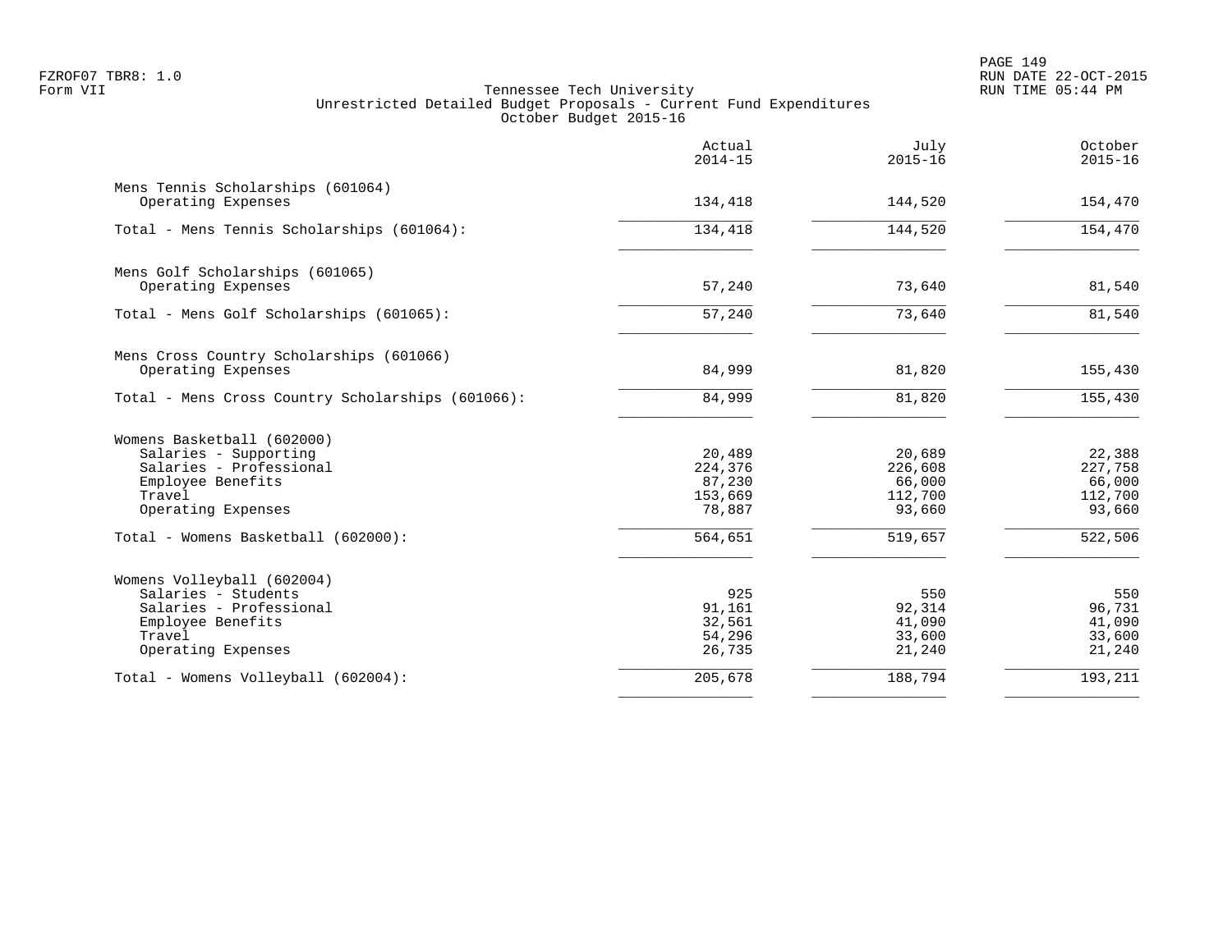Tennessee Tech University
Unrestricted Detailed Budget Proposals - Current Fund Expenditures
October Budget 2015-16

| | Actual 2014-15 | July 2015-16 | October 2015-16 |
|---|---|---|---|
| **Mens Tennis Scholarships (601064)** | | | |
| Operating Expenses | 134,418 | 144,520 | 154,470 |
| Total - Mens Tennis Scholarships (601064): | 134,418 | 144,520 | 154,470 |
| **Mens Golf Scholarships (601065)** | | | |
| Operating Expenses | 57,240 | 73,640 | 81,540 |
| Total - Mens Golf Scholarships (601065): | 57,240 | 73,640 | 81,540 |
| **Mens Cross Country Scholarships (601066)** | | | |
| Operating Expenses | 84,999 | 81,820 | 155,430 |
| Total - Mens Cross Country Scholarships (601066): | 84,999 | 81,820 | 155,430 |
| **Womens Basketball (602000)** | | | |
| Salaries - Supporting | 20,489 | 20,689 | 22,388 |
| Salaries - Professional | 224,376 | 226,608 | 227,758 |
| Employee Benefits | 87,230 | 66,000 | 66,000 |
| Travel | 153,669 | 112,700 | 112,700 |
| Operating Expenses | 78,887 | 93,660 | 93,660 |
| Total - Womens Basketball (602000): | 564,651 | 519,657 | 522,506 |
| **Womens Volleyball (602004)** | | | |
| Salaries - Students | 925 | 550 | 550 |
| Salaries - Professional | 91,161 | 92,314 | 96,731 |
| Employee Benefits | 32,561 | 41,090 | 41,090 |
| Travel | 54,296 | 33,600 | 33,600 |
| Operating Expenses | 26,735 | 21,240 | 21,240 |
| Total - Womens Volleyball (602004): | 205,678 | 188,794 | 193,211 |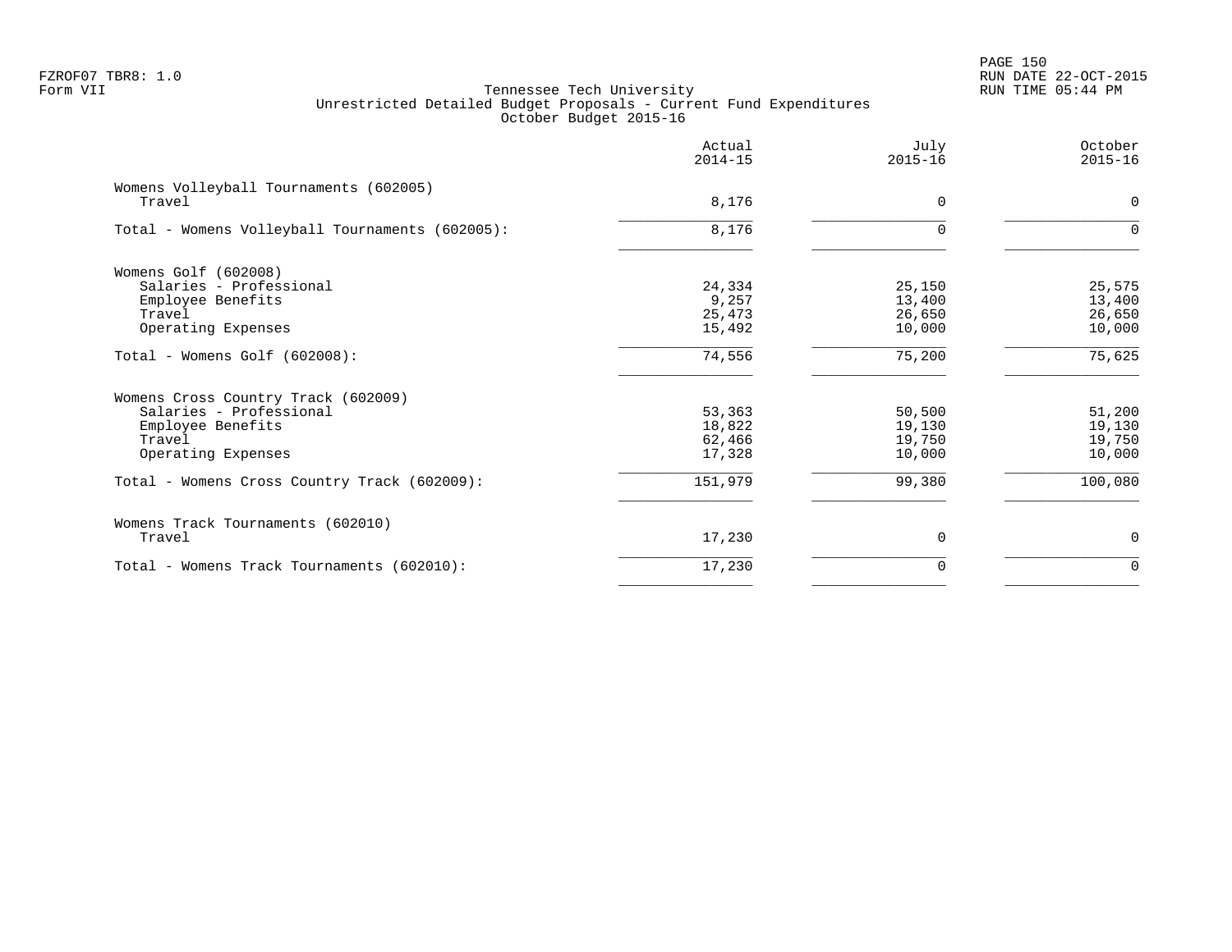FZROF07 TBR8: 1.0
Form VII

# Tennessee Tech University
## Unrestricted Detailed Budget Proposals - Current Fund Expenditures
### October Budget 2015-16

RUN DATE 22-OCT-2015
RUN TIME 05:44 PM

| | Actual 2014-15 | July 2015-16 | October 2015-16 |
|---|---|---|---|
| **Womens Volleyball Tournaments (602005)** | | | |
| Travel | 8,176 | 0 | 0 |
| Total - Womens Volleyball Tournaments (602005): | 8,176 | 0 | 0 |
| **Womens Golf (602008)** | | | |
| Salaries - Professional | 24,334 | 25,150 | 25,575 |
| Employee Benefits | 9,257 | 13,400 | 13,400 |
| Travel | 25,473 | 26,650 | 26,650 |
| Operating Expenses | 15,492 | 10,000 | 10,000 |
| Total - Womens Golf (602008): | 74,556 | 75,200 | 75,625 |
| **Womens Cross Country Track (602009)** | | | |
| Salaries - Professional | 53,363 | 50,500 | 51,200 |
| Employee Benefits | 18,822 | 19,130 | 19,130 |
| Travel | 62,466 | 19,750 | 19,750 |
| Operating Expenses | 17,328 | 10,000 | 10,000 |
| Total - Womens Cross Country Track (602009): | 151,979 | 99,380 | 100,080 |
| **Womens Track Tournaments (602010)** | | | |
| Travel | 17,230 | 0 | 0 |
| Total - Womens Track Tournaments (602010): | 17,230 | 0 | 0 |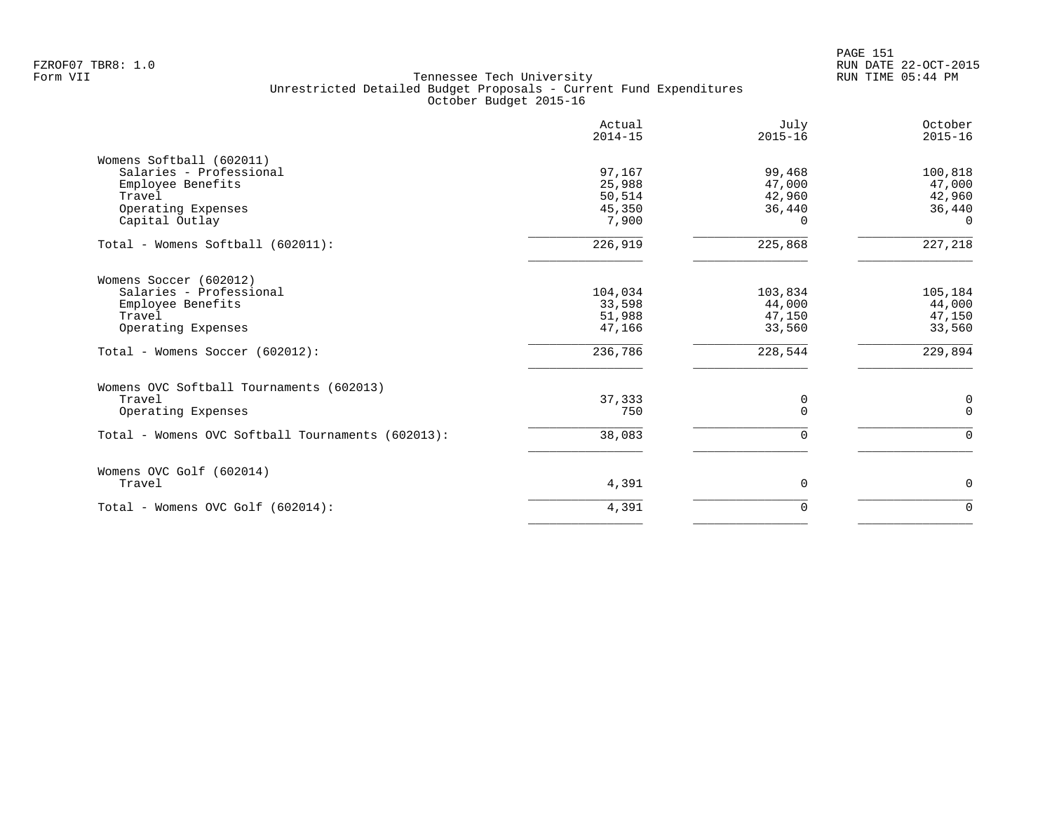FZROF07 TBR8: 1.0
Form VII

Tennessee Tech University
Unrestricted Detailed Budget Proposals - Current Fund Expenditures
October Budget 2015-16

RUN DATE 22-OCT-2015
RUN TIME 05:44 PM

| | Actual 2014-15 | July 2015-16 | October 2015-16 |
|---|---|---|---|
| Womens Softball (602011) | | | |
| Salaries - Professional | 97,167 | 99,468 | 100,818 |
| Employee Benefits | 25,988 | 47,000 | 47,000 |
| Travel | 50,514 | 42,960 | 42,960 |
| Operating Expenses | 45,350 | 36,440 | 36,440 |
| Capital Outlay | 7,900 | 0 | 0 |
| Total - Womens Softball (602011): | 226,919 | 225,868 | 227,218 |
| Womens Soccer (602012) | | | |
| Salaries - Professional | 104,034 | 103,834 | 105,184 |
| Employee Benefits | 33,598 | 44,000 | 44,000 |
| Travel | 51,988 | 47,150 | 47,150 |
| Operating Expenses | 47,166 | 33,560 | 33,560 |
| Total - Womens Soccer (602012): | 236,786 | 228,544 | 229,894 |
| Womens OVC Softball Tournaments (602013) | | | |
| Travel | 37,333 | 0 | 0 |
| Operating Expenses | 750 | 0 | 0 |
| Total - Womens OVC Softball Tournaments (602013): | 38,083 | 0 | 0 |
| Womens OVC Golf (602014) | | | |
| Travel | 4,391 | 0 | 0 |
| Total - Womens OVC Golf (602014): | 4,391 | 0 | 0 |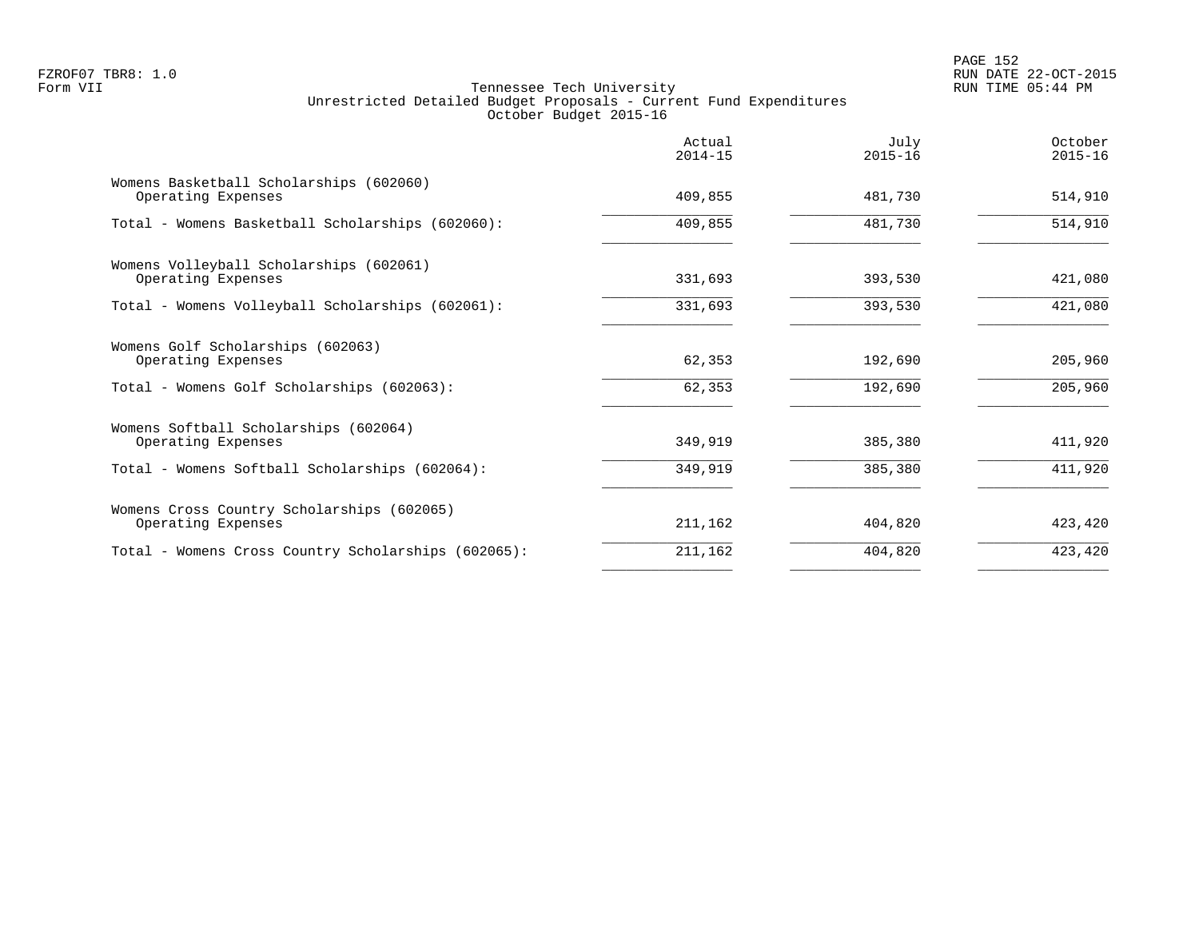FZROF07 TBR8: 1.0
Form VII

Tennessee Tech University
Unrestricted Detailed Budget Proposals - Current Fund Expenditures
October Budget 2015-16

RUN DATE 22-OCT-2015
RUN TIME 05:44 PM

| | Actual 2014-15 | July 2015-16 | October 2015-16 |
|---|---|---|---|
| Womens Basketball Scholarships (602060) | | | |
| Operating Expenses | 409,855 | 481,730 | 514,910 |
| Total - Womens Basketball Scholarships (602060): | 409,855 | 481,730 | 514,910 |
| Womens Volleyball Scholarships (602061) | | | |
| Operating Expenses | 331,693 | 393,530 | 421,080 |
| Total - Womens Volleyball Scholarships (602061): | 331,693 | 393,530 | 421,080 |
| Womens Golf Scholarships (602063) | | | |
| Operating Expenses | 62,353 | 192,690 | 205,960 |
| Total - Womens Golf Scholarships (602063): | 62,353 | 192,690 | 205,960 |
| Womens Softball Scholarships (602064) | | | |
| Operating Expenses | 349,919 | 385,380 | 411,920 |
| Total - Womens Softball Scholarships (602064): | 349,919 | 385,380 | 411,920 |
| Womens Cross Country Scholarships (602065) | | | |
| Operating Expenses | 211,162 | 404,820 | 423,420 |
| Total - Womens Cross Country Scholarships (602065): | 211,162 | 404,820 | 423,420 |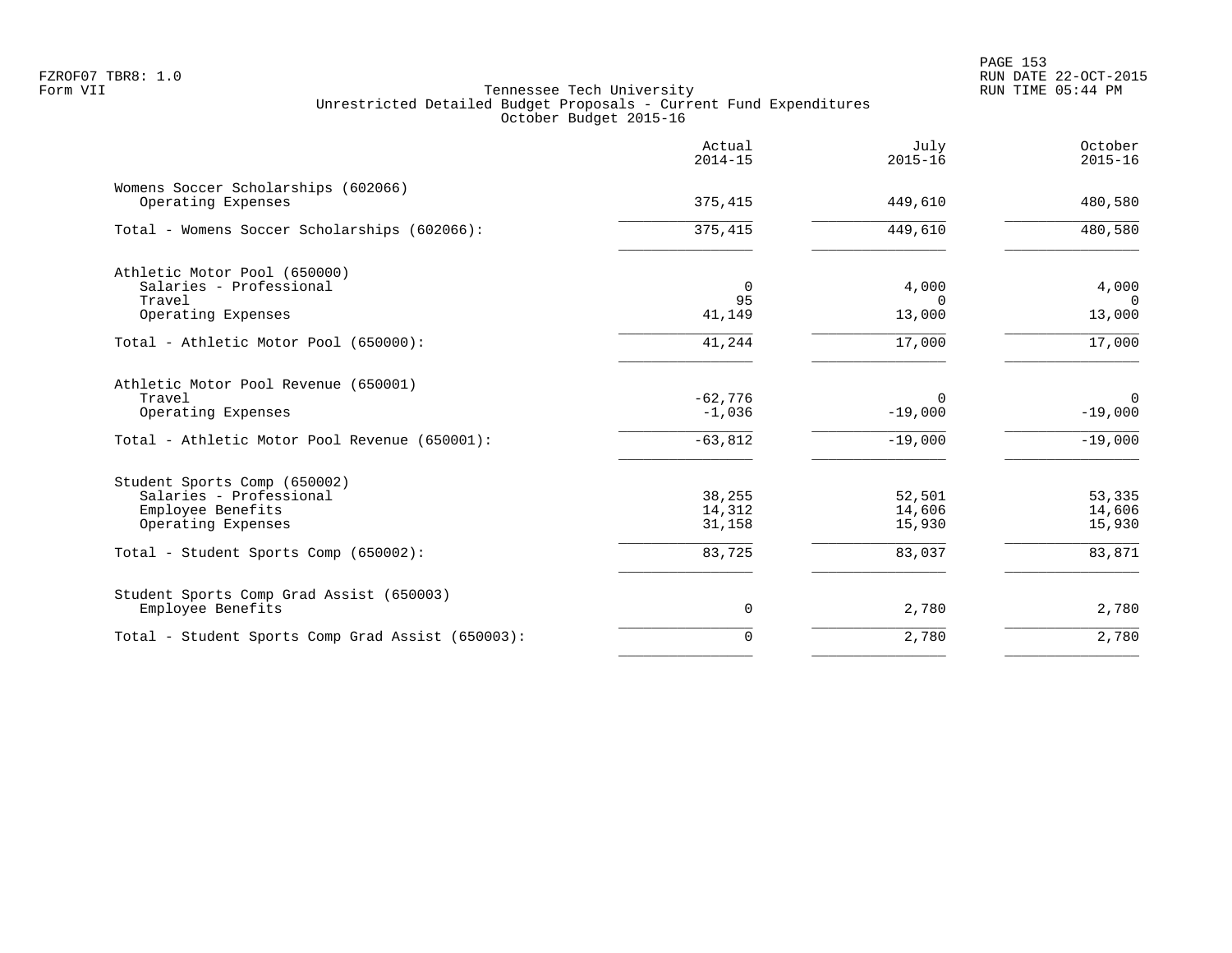Tennessee Tech University
Unrestricted Detailed Budget Proposals - Current Fund Expenditures
October Budget 2015-16

| | Actual 2014-15 | July 2015-16 | October 2015-16 |
|---|---|---|---|
| Womens Soccer Scholarships (602066) | | | |
| Operating Expenses | 375,415 | 449,610 | 480,580 |
| Total - Womens Soccer Scholarships (602066): | 375,415 | 449,610 | 480,580 |
| Athletic Motor Pool (650000) | | | |
| Salaries - Professional | 0 | 4,000 | 4,000 |
| Travel | 95 | 0 | 0 |
| Operating Expenses | 41,149 | 13,000 | 13,000 |
| Total - Athletic Motor Pool (650000): | 41,244 | 17,000 | 17,000 |
| Athletic Motor Pool Revenue (650001) | | | |
| Travel | -62,776 | 0 | 0 |
| Operating Expenses | -1,036 | -19,000 | -19,000 |
| Total - Athletic Motor Pool Revenue (650001): | -63,812 | -19,000 | -19,000 |
| Student Sports Comp (650002) | | | |
| Salaries - Professional | 38,255 | 52,501 | 53,335 |
| Employee Benefits | 14,312 | 14,606 | 14,606 |
| Operating Expenses | 31,158 | 15,930 | 15,930 |
| Total - Student Sports Comp (650002): | 83,725 | 83,037 | 83,871 |
| Student Sports Comp Grad Assist (650003) | | | |
| Employee Benefits | 0 | 2,780 | 2,780 |
| Total - Student Sports Comp Grad Assist (650003): | 0 | 2,780 | 2,780 |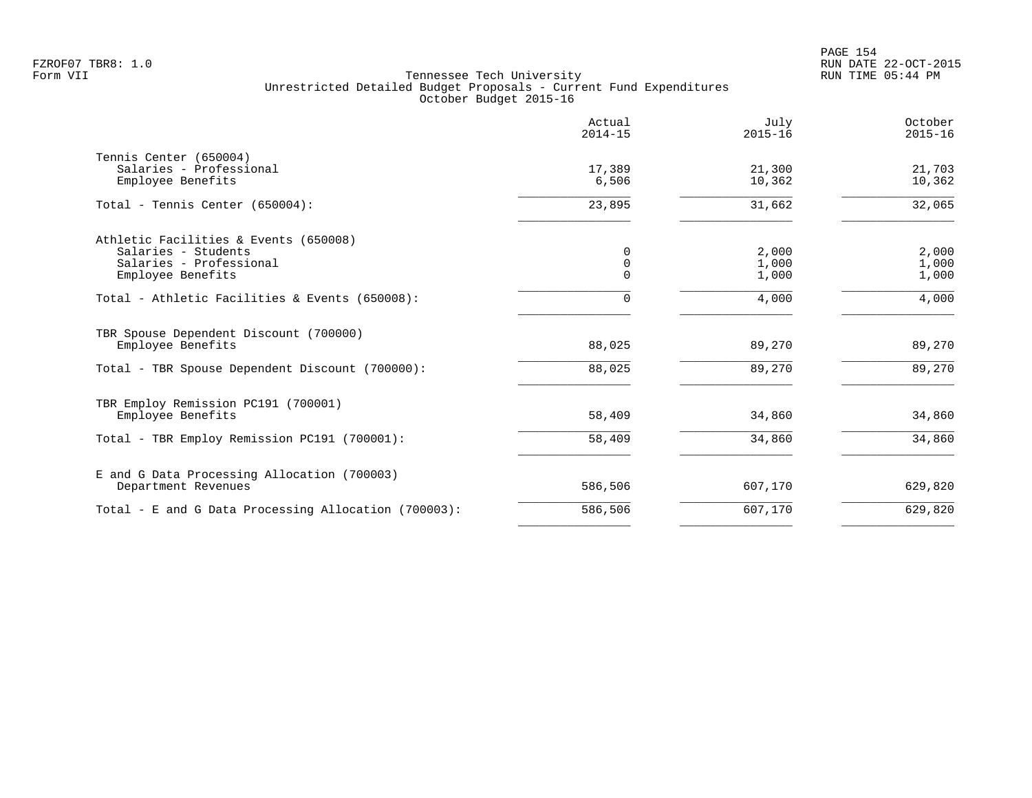Tennessee Tech University
Unrestricted Detailed Budget Proposals - Current Fund Expenditures
October Budget 2015-16

| | Actual 2014-15 | July 2015-16 | October 2015-16 |
|---|---|---|---|
| **Tennis Center (650004)** | | | |
| Salaries - Professional | 17,389 | 21,300 | 21,703 |
| Employee Benefits | 6,506 | 10,362 | 10,362 |
| Total - Tennis Center (650004): | 23,895 | 31,662 | 32,065 |
| **Athletic Facilities & Events (650008)** | | | |
| Salaries - Students | 0 | 2,000 | 2,000 |
| Salaries - Professional | 0 | 1,000 | 1,000 |
| Employee Benefits | 0 | 1,000 | 1,000 |
| Total - Athletic Facilities & Events (650008): | 0 | 4,000 | 4,000 |
| **TBR Spouse Dependent Discount (700000)** | | | |
| Employee Benefits | 88,025 | 89,270 | 89,270 |
| Total - TBR Spouse Dependent Discount (700000): | 88,025 | 89,270 | 89,270 |
| **TBR Employ Remission PC191 (700001)** | | | |
| Employee Benefits | 58,409 | 34,860 | 34,860 |
| Total - TBR Employ Remission PC191 (700001): | 58,409 | 34,860 | 34,860 |
| **E and G Data Processing Allocation (700003)** | | | |
| Department Revenues | 586,506 | 607,170 | 629,820 |
| Total - E and G Data Processing Allocation (700003): | 586,506 | 607,170 | 629,820 |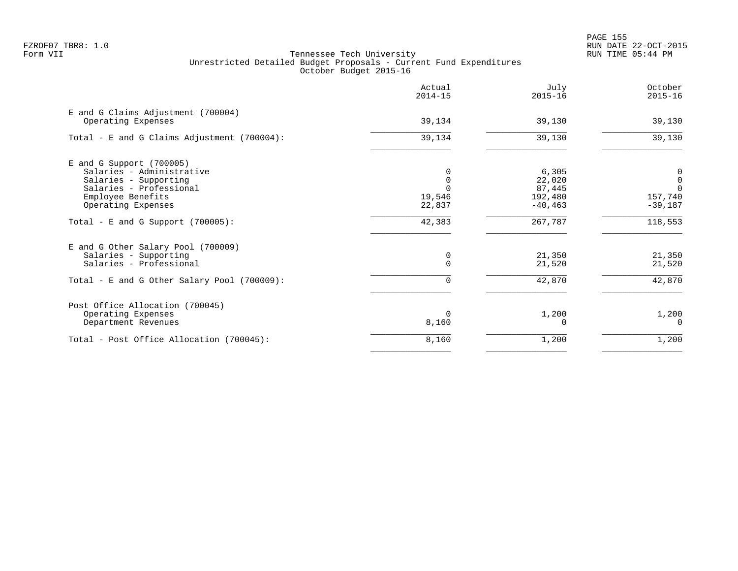FZROF07 TBR8: 1.0
Form VII

Tennessee Tech University
Unrestricted Detailed Budget Proposals - Current Fund Expenditures
October Budget 2015-16

RUN DATE 22-OCT-2015
RUN TIME 05:44 PM

| | Actual 2014-15 | July 2015-16 | October 2015-16 |
|---|---|---|---|
| E and G Claims Adjustment (700004) | | | |
| Operating Expenses | 39,134 | 39,130 | 39,130 |
| Total - E and G Claims Adjustment (700004): | 39,134 | 39,130 | 39,130 |
| E and G Support (700005) | | | |
| Salaries - Administrative | 0 | 6,305 | 0 |
| Salaries - Supporting | 0 | 22,020 | 0 |
| Salaries - Professional | 0 | 87,445 | 0 |
| Employee Benefits | 19,546 | 192,480 | 157,740 |
| Operating Expenses | 22,837 | -40,463 | -39,187 |
| Total - E and G Support (700005): | 42,383 | 267,787 | 118,553 |
| E and G Other Salary Pool (700009) | | | |
| Salaries - Supporting | 0 | 21,350 | 21,350 |
| Salaries - Professional | 0 | 21,520 | 21,520 |
| Total - E and G Other Salary Pool (700009): | 0 | 42,870 | 42,870 |
| Post Office Allocation (700045) | | | |
| Operating Expenses | 0 | 1,200 | 1,200 |
| Department Revenues | 8,160 | 0 | 0 |
| Total - Post Office Allocation (700045): | 8,160 | 1,200 | 1,200 |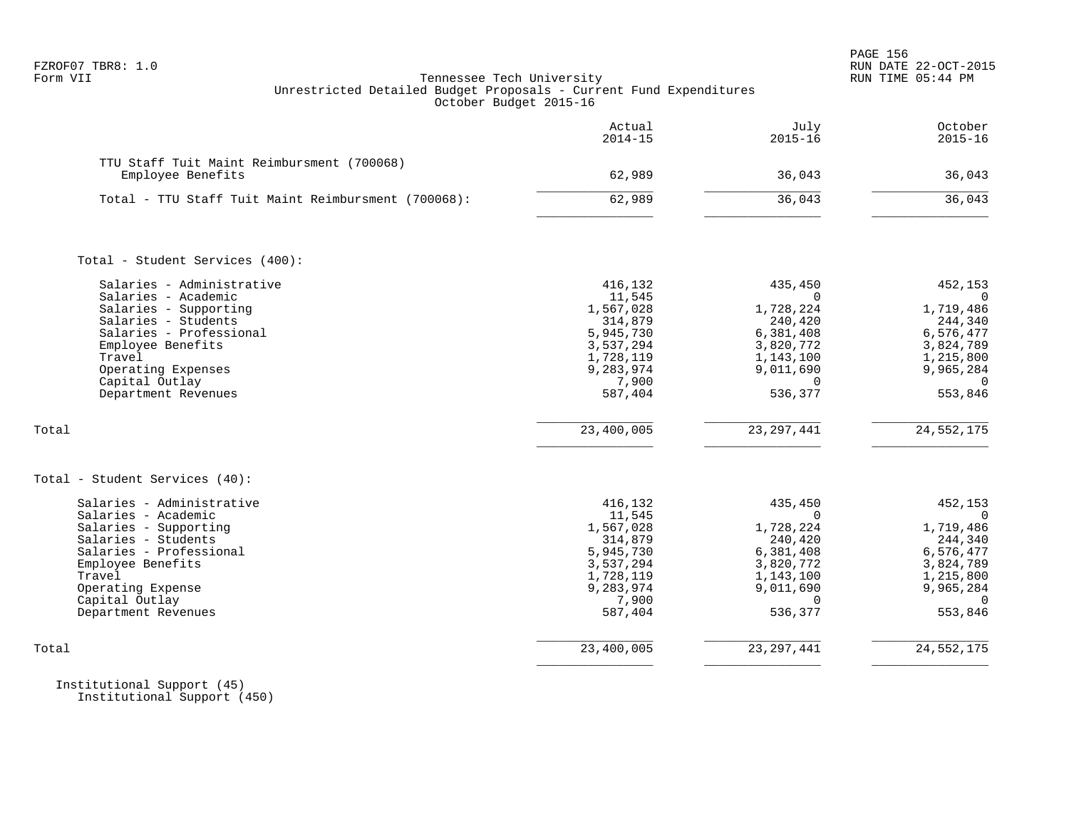FZROF07 TBR8: 1.0
Form VII

Tennessee Tech University
Unrestricted Detailed Budget Proposals - Current Fund Expenditures
October Budget 2015-16

RUN DATE 22-OCT-2015
RUN TIME 05:44 PM

| | Actual 2014-15 | July 2015-16 | October 2015-16 |
|---|---|---|---|
| **TTU Staff Tuit Maint Reimbursment (700068)** | | | |
| Employee Benefits | 62,989 | 36,043 | 36,043 |
| Total - TTU Staff Tuit Maint Reimbursment (700068): | 62,989 | 36,043 | 36,043 |
| **Total - Student Services (400):** | | | |
| Salaries - Administrative | 416,132 | 435,450 | 452,153 |
| Salaries - Academic | 11,545 | 0 | 0 |
| Salaries - Supporting | 1,567,028 | 1,728,224 | 1,719,486 |
| Salaries - Students | 314,879 | 240,420 | 244,340 |
| Salaries - Professional | 5,945,730 | 6,381,408 | 6,576,477 |
| Employee Benefits | 3,537,294 | 3,820,772 | 3,824,789 |
| Travel | 1,728,119 | 1,143,100 | 1,215,800 |
| Operating Expenses | 9,283,974 | 9,011,690 | 9,965,284 |
| Capital Outlay | 7,900 | 0 | 0 |
| Department Revenues | 587,404 | 536,377 | 553,846 |
| Total | 23,400,005 | 23,297,441 | 24,552,175 |
| **Total - Student Services (40):** | | | |
| Salaries - Administrative | 416,132 | 435,450 | 452,153 |
| Salaries - Academic | 11,545 | 0 | 0 |
| Salaries - Supporting | 1,567,028 | 1,728,224 | 1,719,486 |
| Salaries - Students | 314,879 | 240,420 | 244,340 |
| Salaries - Professional | 5,945,730 | 6,381,408 | 6,576,477 |
| Employee Benefits | 3,537,294 | 3,820,772 | 3,824,789 |
| Travel | 1,728,119 | 1,143,100 | 1,215,800 |
| Operating Expense | 9,283,974 | 9,011,690 | 9,965,284 |
| Capital Outlay | 7,900 | 0 | 0 |
| Department Revenues | 587,404 | 536,377 | 553,846 |
| Total | 23,400,005 | 23,297,441 | 24,552,175 |

Institutional Support (45)
Institutional Support (450)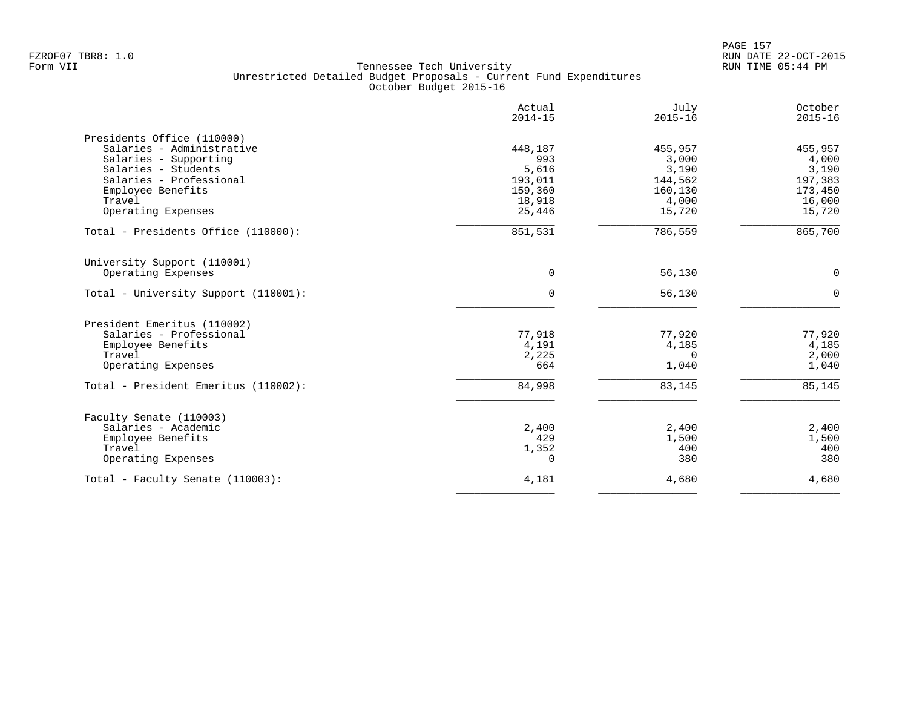FZROF07 TBR8: 1.0
Form VII

Tennessee Tech University
Unrestricted Detailed Budget Proposals - Current Fund Expenditures
October Budget 2015-16

RUN DATE 22-OCT-2015
RUN TIME 05:44 PM

| | Actual 2014-15 | July 2015-16 | October 2015-16 |
|---|---|---|---|
| **Presidents Office (110000)** | | | |
| Salaries - Administrative | 448,187 | 455,957 | 455,957 |
| Salaries - Supporting | 993 | 3,000 | 4,000 |
| Salaries - Students | 5,616 | 3,190 | 3,190 |
| Salaries - Professional | 193,011 | 144,562 | 197,383 |
| Employee Benefits | 159,360 | 160,130 | 173,450 |
| Travel | 18,918 | 4,000 | 16,000 |
| Operating Expenses | 25,446 | 15,720 | 15,720 |
| Total - Presidents Office (110000): | 851,531 | 786,559 | 865,700 |
| **University Support (110001)** | | | |
| Operating Expenses | 0 | 56,130 | 0 |
| Total - University Support (110001): | 0 | 56,130 | 0 |
| **President Emeritus (110002)** | | | |
| Salaries - Professional | 77,918 | 77,920 | 77,920 |
| Employee Benefits | 4,191 | 4,185 | 4,185 |
| Travel | 2,225 | 0 | 2,000 |
| Operating Expenses | 664 | 1,040 | 1,040 |
| Total - President Emeritus (110002): | 84,998 | 83,145 | 85,145 |
| **Faculty Senate (110003)** | | | |
| Salaries - Academic | 2,400 | 2,400 | 2,400 |
| Employee Benefits | 429 | 1,500 | 1,500 |
| Travel | 1,352 | 400 | 400 |
| Operating Expenses | 0 | 380 | 380 |
| Total - Faculty Senate (110003): | 4,181 | 4,680 | 4,680 |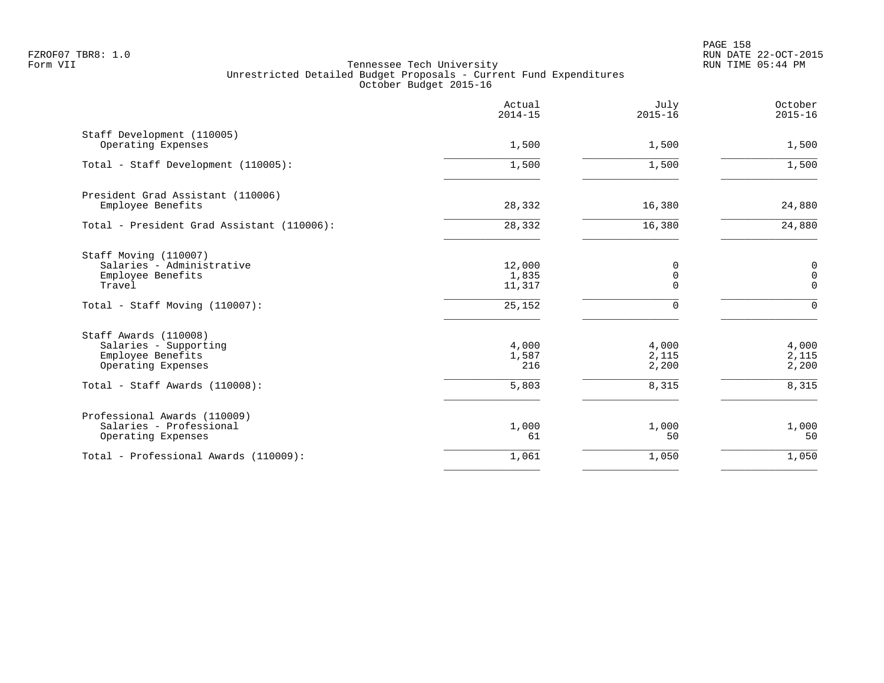FZROF07 TBR8: 1.0
Form VII

Tennessee Tech University
Unrestricted Detailed Budget Proposals - Current Fund Expenditures
October Budget 2015-16

RUN DATE 22-OCT-2015
RUN TIME 05:44 PM

| | Actual 2014-15 | July 2015-16 | October 2015-16 |
|---|---|---|---|
| **Staff Development (110005)** | | | |
| Operating Expenses | 1,500 | 1,500 | 1,500 |
| Total - Staff Development (110005): | 1,500 | 1,500 | 1,500 |
| **President Grad Assistant (110006)** | | | |
| Employee Benefits | 28,332 | 16,380 | 24,880 |
| Total - President Grad Assistant (110006): | 28,332 | 16,380 | 24,880 |
| **Staff Moving (110007)** | | | |
| Salaries - Administrative | 12,000 | 0 | 0 |
| Employee Benefits | 1,835 | 0 | 0 |
| Travel | 11,317 | 0 | 0 |
| Total - Staff Moving (110007): | 25,152 | 0 | 0 |
| **Staff Awards (110008)** | | | |
| Salaries - Supporting | 4,000 | 4,000 | 4,000 |
| Employee Benefits | 1,587 | 2,115 | 2,115 |
| Operating Expenses | 216 | 2,200 | 2,200 |
| Total - Staff Awards (110008): | 5,803 | 8,315 | 8,315 |
| **Professional Awards (110009)** | | | |
| Salaries - Professional | 1,000 | 1,000 | 1,000 |
| Operating Expenses | 61 | 50 | 50 |
| Total - Professional Awards (110009): | 1,061 | 1,050 | 1,050 |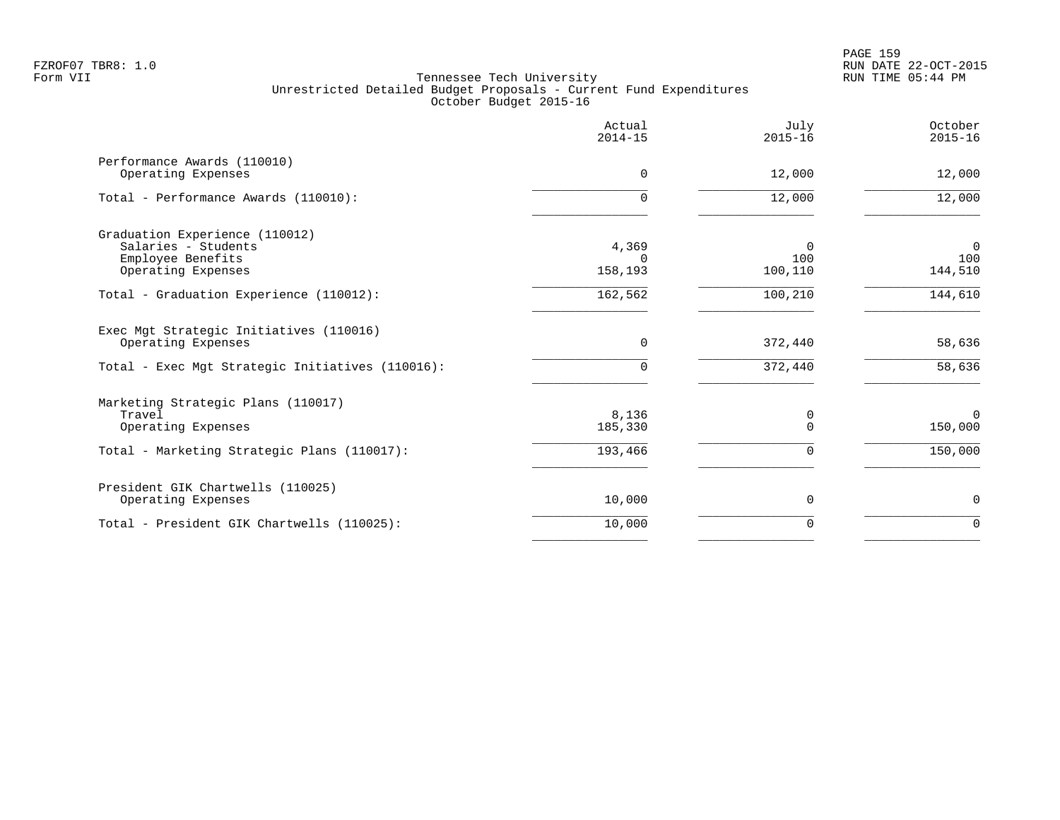FZROF07 TBR8: 1.0
Form VII

Tennessee Tech University
Unrestricted Detailed Budget Proposals - Current Fund Expenditures
October Budget 2015-16

RUN DATE 22-OCT-2015
RUN TIME 05:44 PM

| | Actual 2014-15 | July 2015-16 | October 2015-16 |
|---|---|---|---|
| **Performance Awards (110010)** | | | |
| Operating Expenses | 0 | 12,000 | 12,000 |
| Total - Performance Awards (110010): | 0 | 12,000 | 12,000 |
| **Graduation Experience (110012)** | | | |
| Salaries - Students | 4,369 | 0 | 0 |
| Employee Benefits | 0 | 100 | 100 |
| Operating Expenses | 158,193 | 100,110 | 144,510 |
| Total - Graduation Experience (110012): | 162,562 | 100,210 | 144,610 |
| **Exec Mgt Strategic Initiatives (110016)** | | | |
| Operating Expenses | 0 | 372,440 | 58,636 |
| Total - Exec Mgt Strategic Initiatives (110016): | 0 | 372,440 | 58,636 |
| **Marketing Strategic Plans (110017)** | | | |
| Travel | 8,136 | 0 | 0 |
| Operating Expenses | 185,330 | 0 | 150,000 |
| Total - Marketing Strategic Plans (110017): | 193,466 | 0 | 150,000 |
| **President GIK Chartwells (110025)** | | | |
| Operating Expenses | 10,000 | 0 | 0 |
| Total - President GIK Chartwells (110025): | 10,000 | 0 | 0 |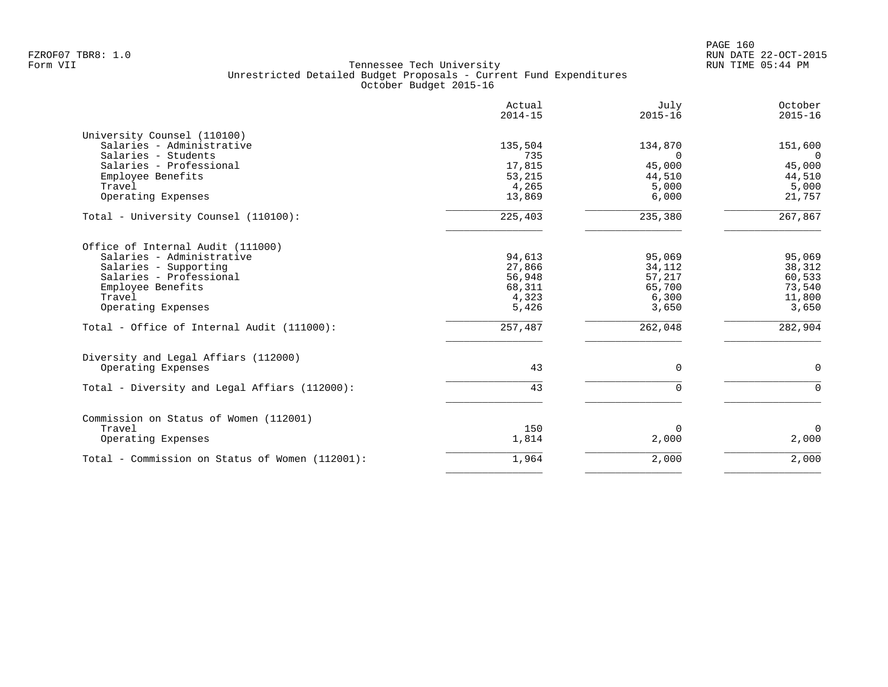Tennessee Tech University
Unrestricted Detailed Budget Proposals - Current Fund Expenditures
October Budget 2015-16

| | Actual 2014-15 | July 2015-16 | October 2015-16 |
|---|---|---|---|
| **University Counsel (110100)** | | | |
| Salaries - Administrative | 135,504 | 134,870 | 151,600 |
| Salaries - Students | 735 | 0 | 0 |
| Salaries - Professional | 17,815 | 45,000 | 45,000 |
| Employee Benefits | 53,215 | 44,510 | 44,510 |
| Travel | 4,265 | 5,000 | 5,000 |
| Operating Expenses | 13,869 | 6,000 | 21,757 |
| Total - University Counsel (110100): | 225,403 | 235,380 | 267,867 |
| **Office of Internal Audit (111000)** | | | |
| Salaries - Administrative | 94,613 | 95,069 | 95,069 |
| Salaries - Supporting | 27,866 | 34,112 | 38,312 |
| Salaries - Professional | 56,948 | 57,217 | 60,533 |
| Employee Benefits | 68,311 | 65,700 | 73,540 |
| Travel | 4,323 | 6,300 | 11,800 |
| Operating Expenses | 5,426 | 3,650 | 3,650 |
| Total - Office of Internal Audit (111000): | 257,487 | 262,048 | 282,904 |
| **Diversity and Legal Affiars (112000)** | | | |
| Operating Expenses | 43 | 0 | 0 |
| Total - Diversity and Legal Affiars (112000): | 43 | 0 | 0 |
| **Commission on Status of Women (112001)** | | | |
| Travel | 150 | 0 | 0 |
| Operating Expenses | 1,814 | 2,000 | 2,000 |
| Total - Commission on Status of Women (112001): | 1,964 | 2,000 | 2,000 |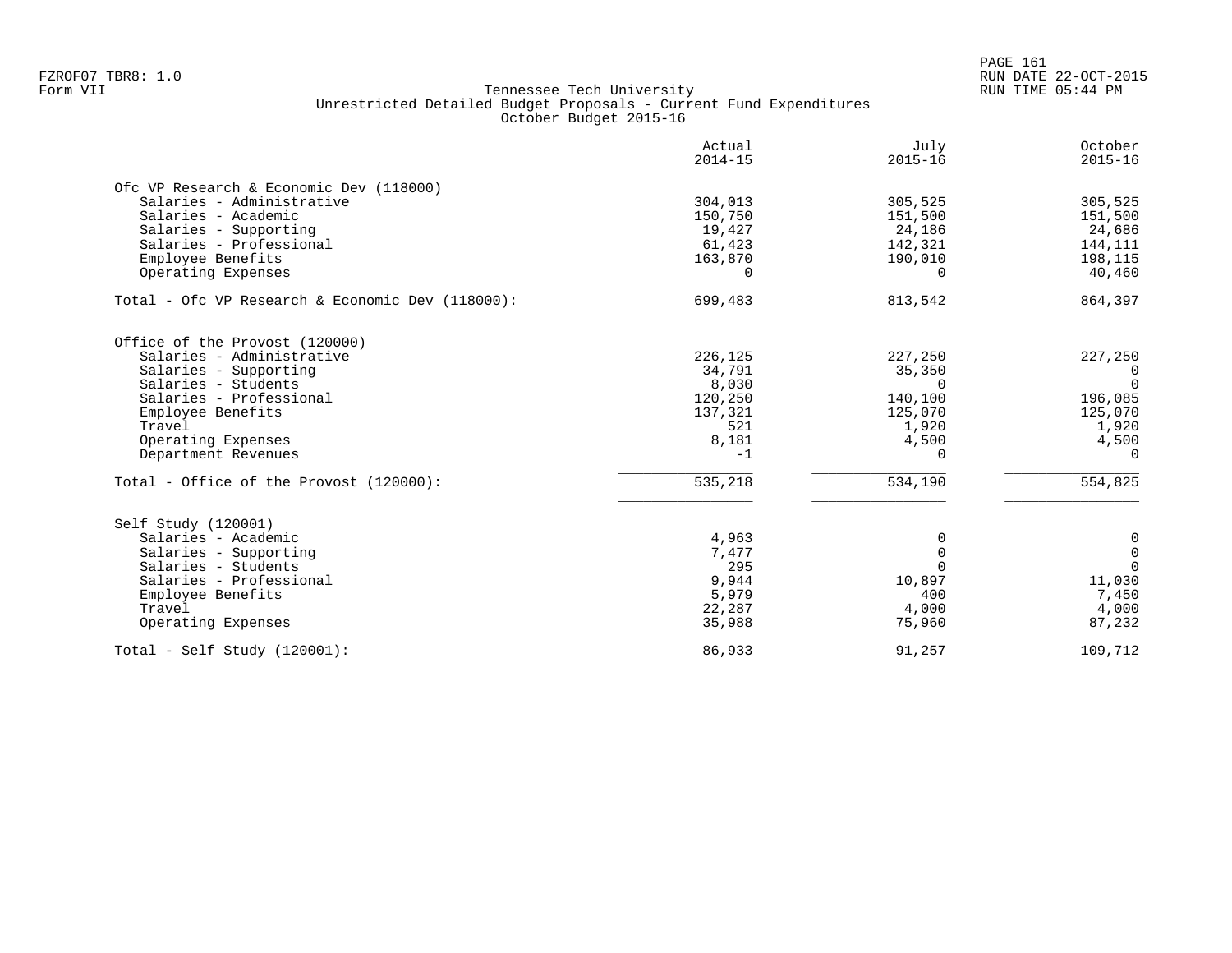FZROF07 TBR8: 1.0
Form VII

Tennessee Tech University
Unrestricted Detailed Budget Proposals - Current Fund Expenditures
October Budget 2015-16

RUN DATE 22-OCT-2015
RUN TIME 05:44 PM

| | Actual 2014-15 | July 2015-16 | October 2015-16 |
|---|---|---|---|
| **Ofc VP Research & Economic Dev (118000)** | | | |
| Salaries - Administrative | 304,013 | 305,525 | 305,525 |
| Salaries - Academic | 150,750 | 151,500 | 151,500 |
| Salaries - Supporting | 19,427 | 24,186 | 24,686 |
| Salaries - Professional | 61,423 | 142,321 | 144,111 |
| Employee Benefits | 163,870 | 190,010 | 198,115 |
| Operating Expenses | 0 | 0 | 40,460 |
| Total - Ofc VP Research & Economic Dev (118000): | 699,483 | 813,542 | 864,397 |
| **Office of the Provost (120000)** | | | |
| Salaries - Administrative | 226,125 | 227,250 | 227,250 |
| Salaries - Supporting | 34,791 | 35,350 | 0 |
| Salaries - Students | 8,030 | 0 | 0 |
| Salaries - Professional | 120,250 | 140,100 | 196,085 |
| Employee Benefits | 137,321 | 125,070 | 125,070 |
| Travel | 521 | 1,920 | 1,920 |
| Operating Expenses | 8,181 | 4,500 | 4,500 |
| Department Revenues | -1 | 0 | 0 |
| Total - Office of the Provost (120000): | 535,218 | 534,190 | 554,825 |
| **Self Study (120001)** | | | |
| Salaries - Academic | 4,963 | 0 | 0 |
| Salaries - Supporting | 7,477 | 0 | 0 |
| Salaries - Students | 295 | 0 | 0 |
| Salaries - Professional | 9,944 | 10,897 | 11,030 |
| Employee Benefits | 5,979 | 400 | 7,450 |
| Travel | 22,287 | 4,000 | 4,000 |
| Operating Expenses | 35,988 | 75,960 | 87,232 |
| Total - Self Study (120001): | 86,933 | 91,257 | 109,712 |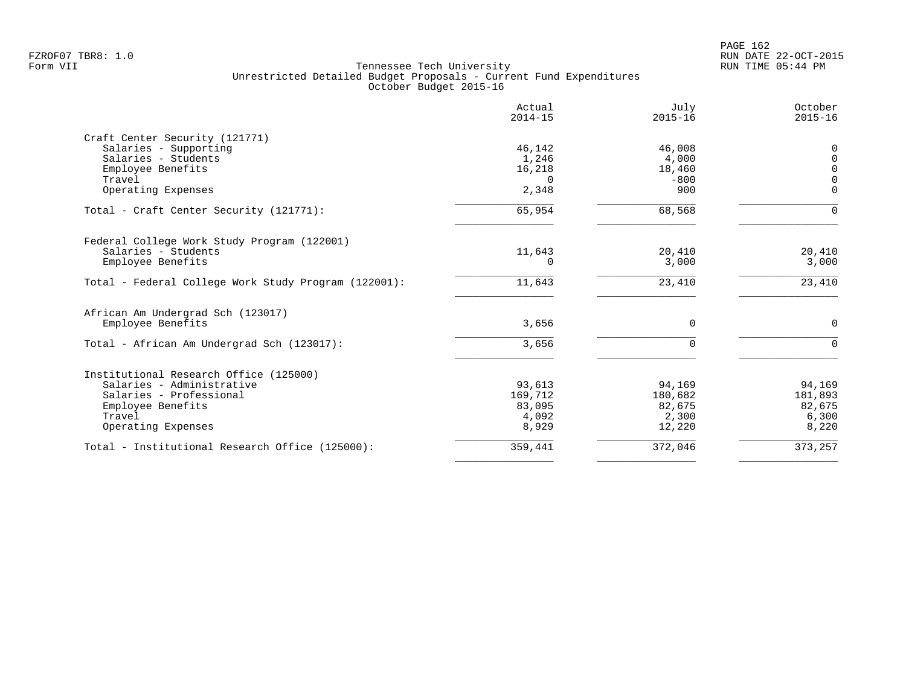FZROF07 TBR8: 1.0
Form VII

# Tennessee Tech University
## Unrestricted Detailed Budget Proposals - Current Fund Expenditures
### October Budget 2015-16

| | Actual 2014-15 | July 2015-16 | October 2015-16 |
|---|---|---|---|
| **Craft Center Security (121771)** | | | |
| Salaries - Supporting | 46,142 | 46,008 | 0 |
| Salaries - Students | 1,246 | 4,000 | 0 |
| Employee Benefits | 16,218 | 18,460 | 0 |
| Travel | 0 | -800 | 0 |
| Operating Expenses | 2,348 | 900 | 0 |
| Total - Craft Center Security (121771): | 65,954 | 68,568 | 0 |
| **Federal College Work Study Program (122001)** | | | |
| Salaries - Students | 11,643 | 20,410 | 20,410 |
| Employee Benefits | 0 | 3,000 | 3,000 |
| Total - Federal College Work Study Program (122001): | 11,643 | 23,410 | 23,410 |
| **African Am Undergrad Sch (123017)** | | | |
| Employee Benefits | 3,656 | 0 | 0 |
| Total - African Am Undergrad Sch (123017): | 3,656 | 0 | 0 |
| **Institutional Research Office (125000)** | | | |
| Salaries - Administrative | 93,613 | 94,169 | 94,169 |
| Salaries - Professional | 169,712 | 180,682 | 181,893 |
| Employee Benefits | 83,095 | 82,675 | 82,675 |
| Travel | 4,092 | 2,300 | 6,300 |
| Operating Expenses | 8,929 | 12,220 | 8,220 |
| Total - Institutional Research Office (125000): | 359,441 | 372,046 | 373,257 |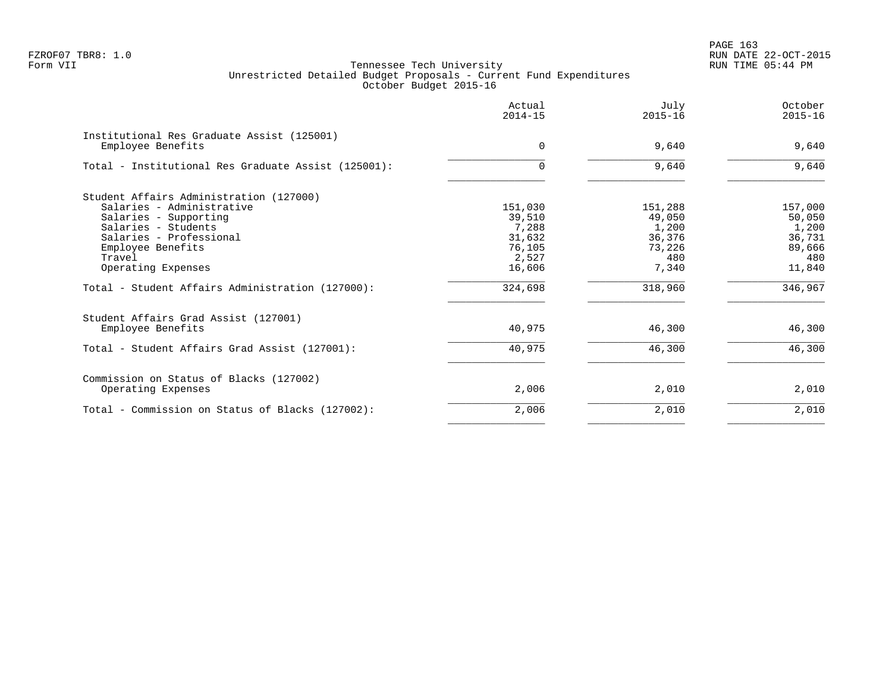Tennessee Tech University
Unrestricted Detailed Budget Proposals - Current Fund Expenditures
October Budget 2015-16

| | Actual 2014-15 | July 2015-16 | October 2015-16 |
|---|---|---|---|
| **Institutional Res Graduate Assist (125001)** | | | |
| Employee Benefits | 0 | 9,640 | 9,640 |
| Total - Institutional Res Graduate Assist (125001): | 0 | 9,640 | 9,640 |
| **Student Affairs Administration (127000)** | | | |
| Salaries - Administrative | 151,030 | 151,288 | 157,000 |
| Salaries - Supporting | 39,510 | 49,050 | 50,050 |
| Salaries - Students | 7,288 | 1,200 | 1,200 |
| Salaries - Professional | 31,632 | 36,376 | 36,731 |
| Employee Benefits | 76,105 | 73,226 | 89,666 |
| Travel | 2,527 | 480 | 480 |
| Operating Expenses | 16,606 | 7,340 | 11,840 |
| Total - Student Affairs Administration (127000): | 324,698 | 318,960 | 346,967 |
| **Student Affairs Grad Assist (127001)** | | | |
| Employee Benefits | 40,975 | 46,300 | 46,300 |
| Total - Student Affairs Grad Assist (127001): | 40,975 | 46,300 | 46,300 |
| **Commission on Status of Blacks (127002)** | | | |
| Operating Expenses | 2,006 | 2,010 | 2,010 |
| Total - Commission on Status of Blacks (127002): | 2,006 | 2,010 | 2,010 |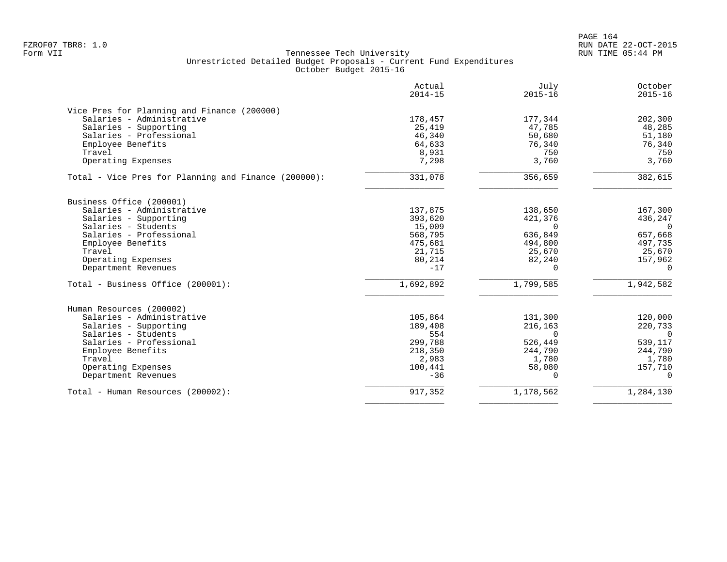FZROF07 TBR8: 1.0
Form VII

# Tennessee Tech University
## Unrestricted Detailed Budget Proposals - Current Fund Expenditures
### October Budget 2015-16

| | Actual 2014-15 | July 2015-16 | October 2015-16 |
|---|---|---|---|
| **Vice Pres for Planning and Finance (200000)** | | | |
| Salaries - Administrative | 178,457 | 177,344 | 202,300 |
| Salaries - Supporting | 25,419 | 47,785 | 48,285 |
| Salaries - Professional | 46,340 | 50,680 | 51,180 |
| Employee Benefits | 64,633 | 76,340 | 76,340 |
| Travel | 8,931 | 750 | 750 |
| Operating Expenses | 7,298 | 3,760 | 3,760 |
| Total - Vice Pres for Planning and Finance (200000): | 331,078 | 356,659 | 382,615 |
| **Business Office (200001)** | | | |
| Salaries - Administrative | 137,875 | 138,650 | 167,300 |
| Salaries - Supporting | 393,620 | 421,376 | 436,247 |
| Salaries - Students | 15,009 | 0 | 0 |
| Salaries - Professional | 568,795 | 636,849 | 657,668 |
| Employee Benefits | 475,681 | 494,800 | 497,735 |
| Travel | 21,715 | 25,670 | 25,670 |
| Operating Expenses | 80,214 | 82,240 | 157,962 |
| Department Revenues | -17 | 0 | 0 |
| Total - Business Office (200001): | 1,692,892 | 1,799,585 | 1,942,582 |
| **Human Resources (200002)** | | | |
| Salaries - Administrative | 105,864 | 131,300 | 120,000 |
| Salaries - Supporting | 189,408 | 216,163 | 220,733 |
| Salaries - Students | 554 | 0 | 0 |
| Salaries - Professional | 299,788 | 526,449 | 539,117 |
| Employee Benefits | 218,350 | 244,790 | 244,790 |
| Travel | 2,983 | 1,780 | 1,780 |
| Operating Expenses | 100,441 | 58,080 | 157,710 |
| Department Revenues | -36 | 0 | 0 |
| Total - Human Resources (200002): | 917,352 | 1,178,562 | 1,284,130 |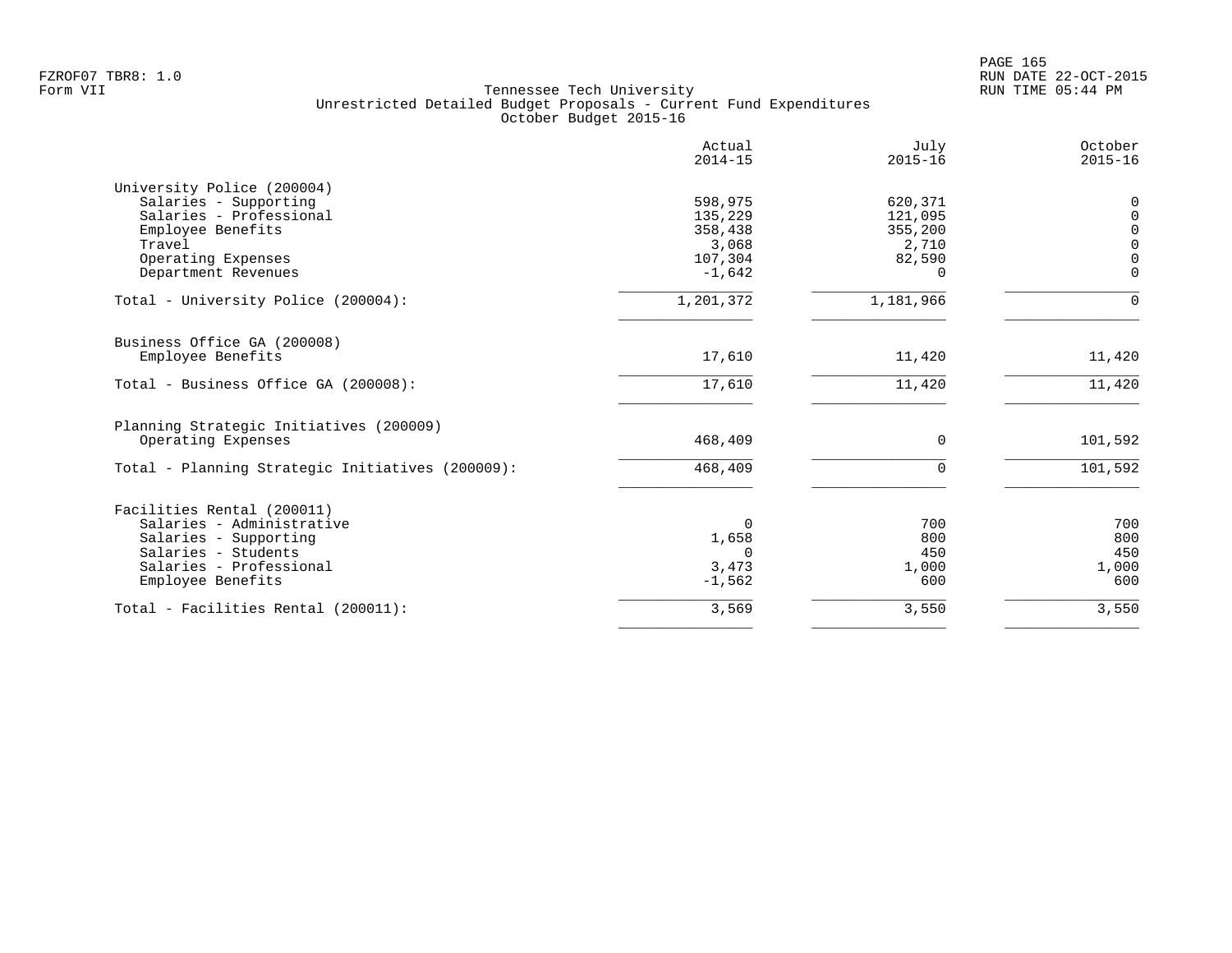FZROF07 TBR8: 1.0
Form VII

Tennessee Tech University
Unrestricted Detailed Budget Proposals - Current Fund Expenditures
October Budget 2015-16

PAGE 165
RUN DATE 22-OCT-2015
RUN TIME 05:44 PM

| | Actual 2014-15 | July 2015-16 | October 2015-16 |
|---|---|---|---|
| University Police (200004) | | | |
| Salaries - Supporting | 598,975 | 620,371 | 0 |
| Salaries - Professional | 135,229 | 121,095 | 0 |
| Employee Benefits | 358,438 | 355,200 | 0 |
| Travel | 3,068 | 2,710 | 0 |
| Operating Expenses | 107,304 | 82,590 | 0 |
| Department Revenues | -1,642 | 0 | 0 |
| Total - University Police (200004): | 1,201,372 | 1,181,966 | 0 |
| Business Office GA (200008) | | | |
| Employee Benefits | 17,610 | 11,420 | 11,420 |
| Total - Business Office GA (200008): | 17,610 | 11,420 | 11,420 |
| Planning Strategic Initiatives (200009) | | | |
| Operating Expenses | 468,409 | 0 | 101,592 |
| Total - Planning Strategic Initiatives (200009): | 468,409 | 0 | 101,592 |
| Facilities Rental (200011) | | | |
| Salaries - Administrative | 0 | 700 | 700 |
| Salaries - Supporting | 1,658 | 800 | 800 |
| Salaries - Students | 0 | 450 | 450 |
| Salaries - Professional | 3,473 | 1,000 | 1,000 |
| Employee Benefits | -1,562 | 600 | 600 |
| Total - Facilities Rental (200011): | 3,569 | 3,550 | 3,550 |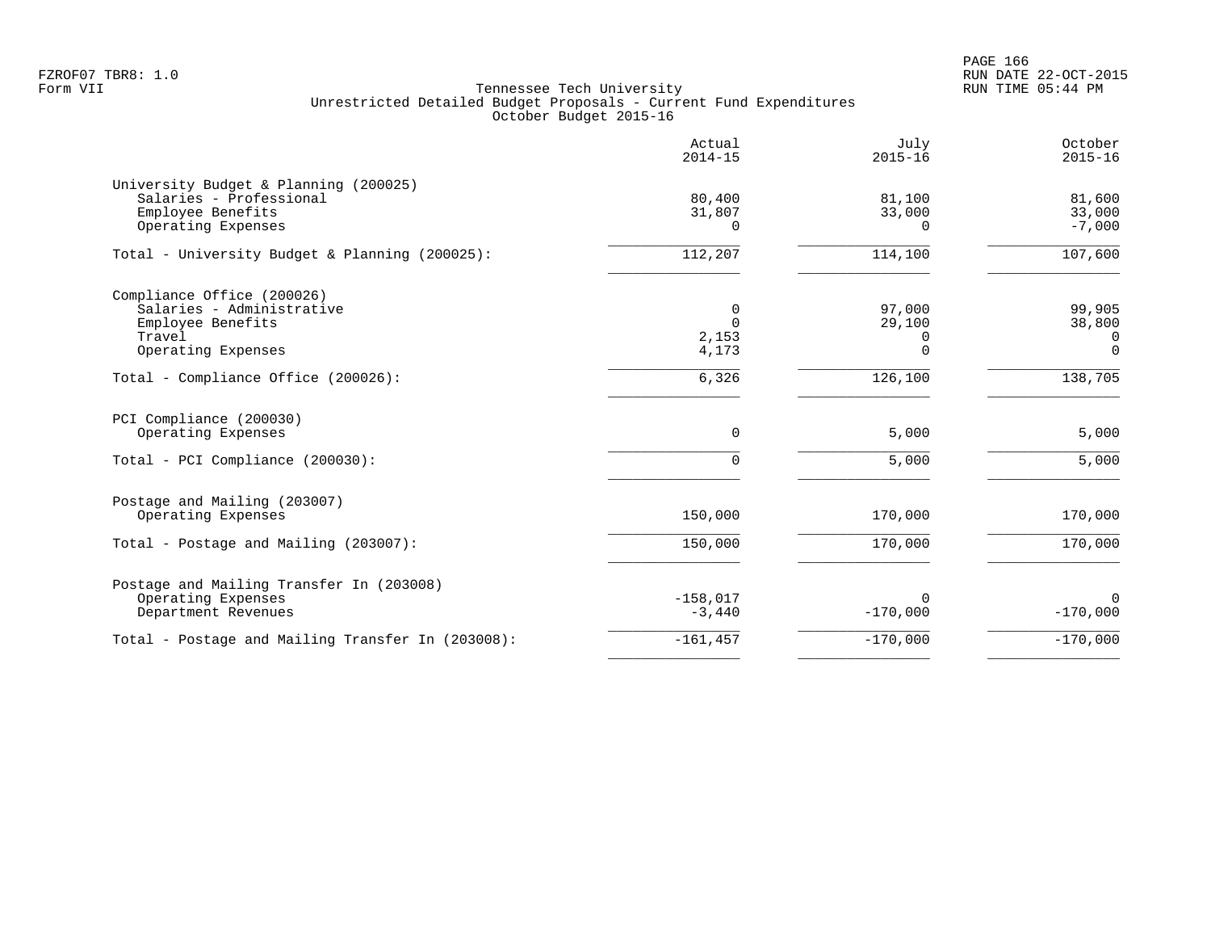Tennessee Tech University
Unrestricted Detailed Budget Proposals - Current Fund Expenditures
October Budget 2015-16

| | Actual 2014-15 | July 2015-16 | October 2015-16 |
|---|---|---|---|
| **University Budget & Planning (200025)** | | | |
| Salaries - Professional | 80,400 | 81,100 | 81,600 |
| Employee Benefits | 31,807 | 33,000 | 33,000 |
| Operating Expenses | 0 | 0 | -7,000 |
| Total - University Budget & Planning (200025): | 112,207 | 114,100 | 107,600 |
| **Compliance Office (200026)** | | | |
| Salaries - Administrative | 0 | 97,000 | 99,905 |
| Employee Benefits | 0 | 29,100 | 38,800 |
| Travel | 2,153 | 0 | 0 |
| Operating Expenses | 4,173 | 0 | 0 |
| Total - Compliance Office (200026): | 6,326 | 126,100 | 138,705 |
| **PCI Compliance (200030)** | | | |
| Operating Expenses | 0 | 5,000 | 5,000 |
| Total - PCI Compliance (200030): | 0 | 5,000 | 5,000 |
| **Postage and Mailing (203007)** | | | |
| Operating Expenses | 150,000 | 170,000 | 170,000 |
| Total - Postage and Mailing (203007): | 150,000 | 170,000 | 170,000 |
| **Postage and Mailing Transfer In (203008)** | | | |
| Operating Expenses | -158,017 | 0 | 0 |
| Department Revenues | -3,440 | -170,000 | -170,000 |
| Total - Postage and Mailing Transfer In (203008): | -161,457 | -170,000 | -170,000 |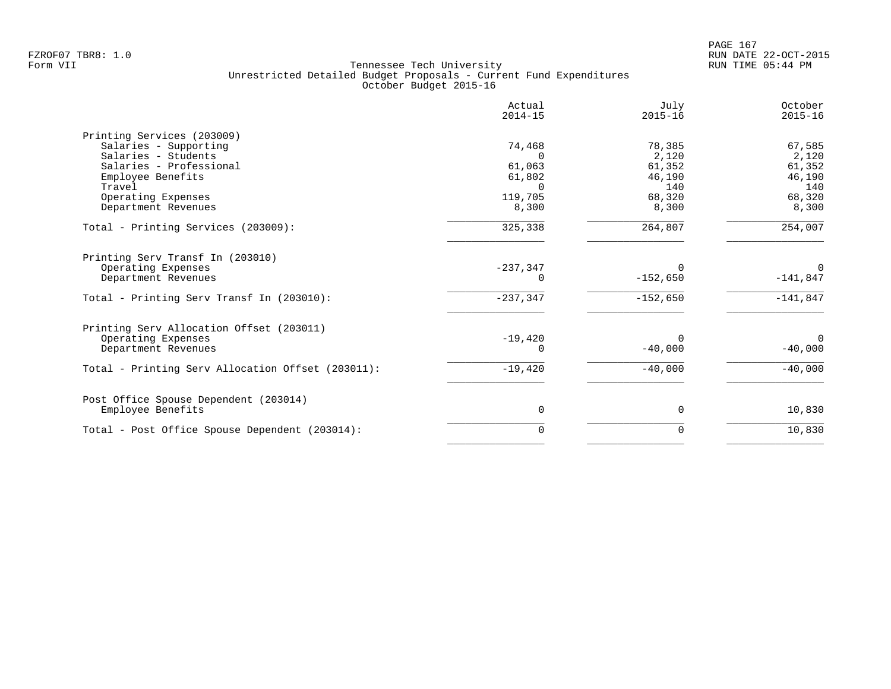Tennessee Tech University
Unrestricted Detailed Budget Proposals - Current Fund Expenditures
October Budget 2015-16

| | Actual 2014-15 | July 2015-16 | October 2015-16 |
|---|---|---|---|
| **Printing Services (203009)** | | | |
| Salaries - Supporting | 74,468 | 78,385 | 67,585 |
| Salaries - Students | 0 | 2,120 | 2,120 |
| Salaries - Professional | 61,063 | 61,352 | 61,352 |
| Employee Benefits | 61,802 | 46,190 | 46,190 |
| Travel | 0 | 140 | 140 |
| Operating Expenses | 119,705 | 68,320 | 68,320 |
| Department Revenues | 8,300 | 8,300 | 8,300 |
| Total - Printing Services (203009): | 325,338 | 264,807 | 254,007 |
| **Printing Serv Transf In (203010)** | | | |
| Operating Expenses | -237,347 | 0 | 0 |
| Department Revenues | 0 | -152,650 | -141,847 |
| Total - Printing Serv Transf In (203010): | -237,347 | -152,650 | -141,847 |
| **Printing Serv Allocation Offset (203011)** | | | |
| Operating Expenses | -19,420 | 0 | 0 |
| Department Revenues | 0 | -40,000 | -40,000 |
| Total - Printing Serv Allocation Offset (203011): | -19,420 | -40,000 | -40,000 |
| **Post Office Spouse Dependent (203014)** | | | |
| Employee Benefits | 0 | 0 | 10,830 |
| Total - Post Office Spouse Dependent (203014): | 0 | 0 | 10,830 |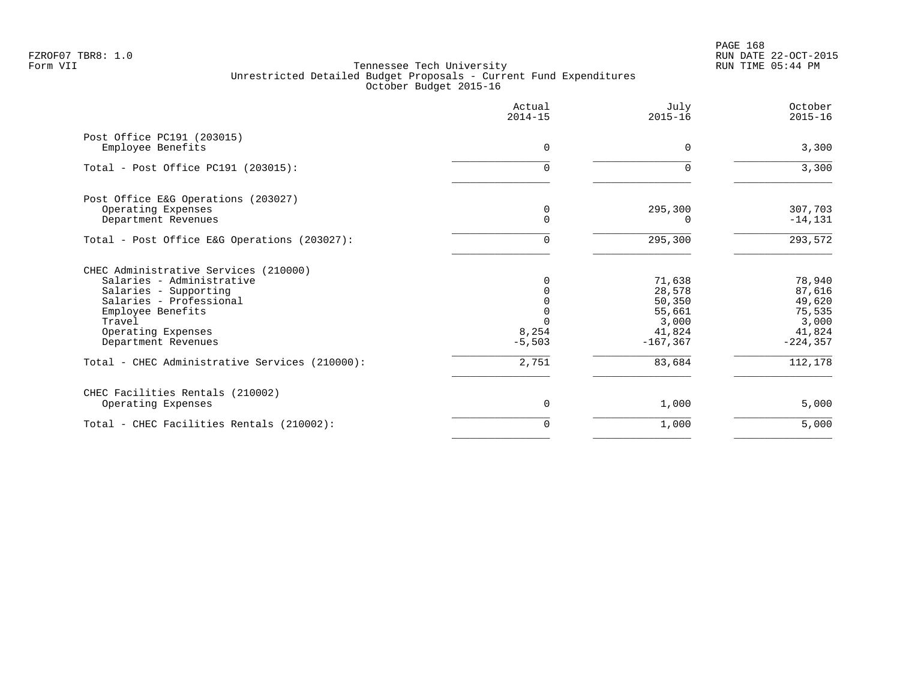FZROF07 TBR8: 1.0
Form VII

Tennessee Tech University
Unrestricted Detailed Budget Proposals - Current Fund Expenditures
October Budget 2015-16

RUN DATE 22-OCT-2015
RUN TIME 05:44 PM

| | Actual 2014-15 | July 2015-16 | October 2015-16 |
|---|---|---|---|
| **Post Office PC191 (203015)** | | | |
| Employee Benefits | 0 | 0 | 3,300 |
| Total - Post Office PC191 (203015): | 0 | 0 | 3,300 |
| **Post Office E&G Operations (203027)** | | | |
| Operating Expenses | 0 | 295,300 | 307,703 |
| Department Revenues | 0 | 0 | -14,131 |
| Total - Post Office E&G Operations (203027): | 0 | 295,300 | 293,572 |
| **CHEC Administrative Services (210000)** | | | |
| Salaries - Administrative | 0 | 71,638 | 78,940 |
| Salaries - Supporting | 0 | 28,578 | 87,616 |
| Salaries - Professional | 0 | 50,350 | 49,620 |
| Employee Benefits | 0 | 55,661 | 75,535 |
| Travel | 0 | 3,000 | 3,000 |
| Operating Expenses | 8,254 | 41,824 | 41,824 |
| Department Revenues | -5,503 | -167,367 | -224,357 |
| Total - CHEC Administrative Services (210000): | 2,751 | 83,684 | 112,178 |
| **CHEC Facilities Rentals (210002)** | | | |
| Operating Expenses | 0 | 1,000 | 5,000 |
| Total - CHEC Facilities Rentals (210002): | 0 | 1,000 | 5,000 |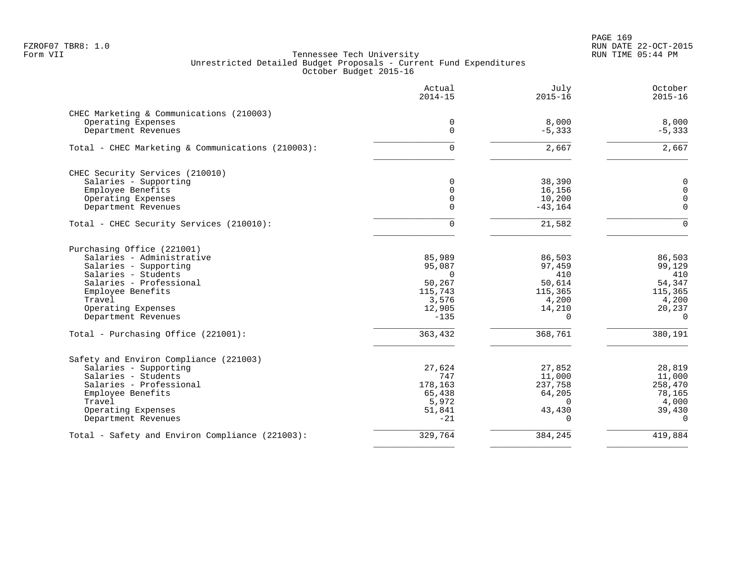FZROF07 TBR8: 1.0
Form VII

Tennessee Tech University
Unrestricted Detailed Budget Proposals - Current Fund Expenditures
October Budget 2015-16

RUN DATE 22-OCT-2015
RUN TIME 05:44 PM

| | Actual 2014-15 | July 2015-16 | October 2015-16 |
|---|---|---|---|
| **CHEC Marketing & Communications (210003)** | | | |
| Operating Expenses | 0 | 8,000 | 8,000 |
| Department Revenues | 0 | -5,333 | -5,333 |
| Total - CHEC Marketing & Communications (210003): | 0 | 2,667 | 2,667 |
| **CHEC Security Services (210010)** | | | |
| Salaries - Supporting | 0 | 38,390 | 0 |
| Employee Benefits | 0 | 16,156 | 0 |
| Operating Expenses | 0 | 10,200 | 0 |
| Department Revenues | 0 | -43,164 | 0 |
| Total - CHEC Security Services (210010): | 0 | 21,582 | 0 |
| **Purchasing Office (221001)** | | | |
| Salaries - Administrative | 85,989 | 86,503 | 86,503 |
| Salaries - Supporting | 95,087 | 97,459 | 99,129 |
| Salaries - Students | 0 | 410 | 410 |
| Salaries - Professional | 50,267 | 50,614 | 54,347 |
| Employee Benefits | 115,743 | 115,365 | 115,365 |
| Travel | 3,576 | 4,200 | 4,200 |
| Operating Expenses | 12,905 | 14,210 | 20,237 |
| Department Revenues | -135 | 0 | 0 |
| Total - Purchasing Office (221001): | 363,432 | 368,761 | 380,191 |
| **Safety and Environ Compliance (221003)** | | | |
| Salaries - Supporting | 27,624 | 27,852 | 28,819 |
| Salaries - Students | 747 | 11,000 | 11,000 |
| Salaries - Professional | 178,163 | 237,758 | 258,470 |
| Employee Benefits | 65,438 | 64,205 | 78,165 |
| Travel | 5,972 | 0 | 4,000 |
| Operating Expenses | 51,841 | 43,430 | 39,430 |
| Department Revenues | -21 | 0 | 0 |
| Total - Safety and Environ Compliance (221003): | 329,764 | 384,245 | 419,884 |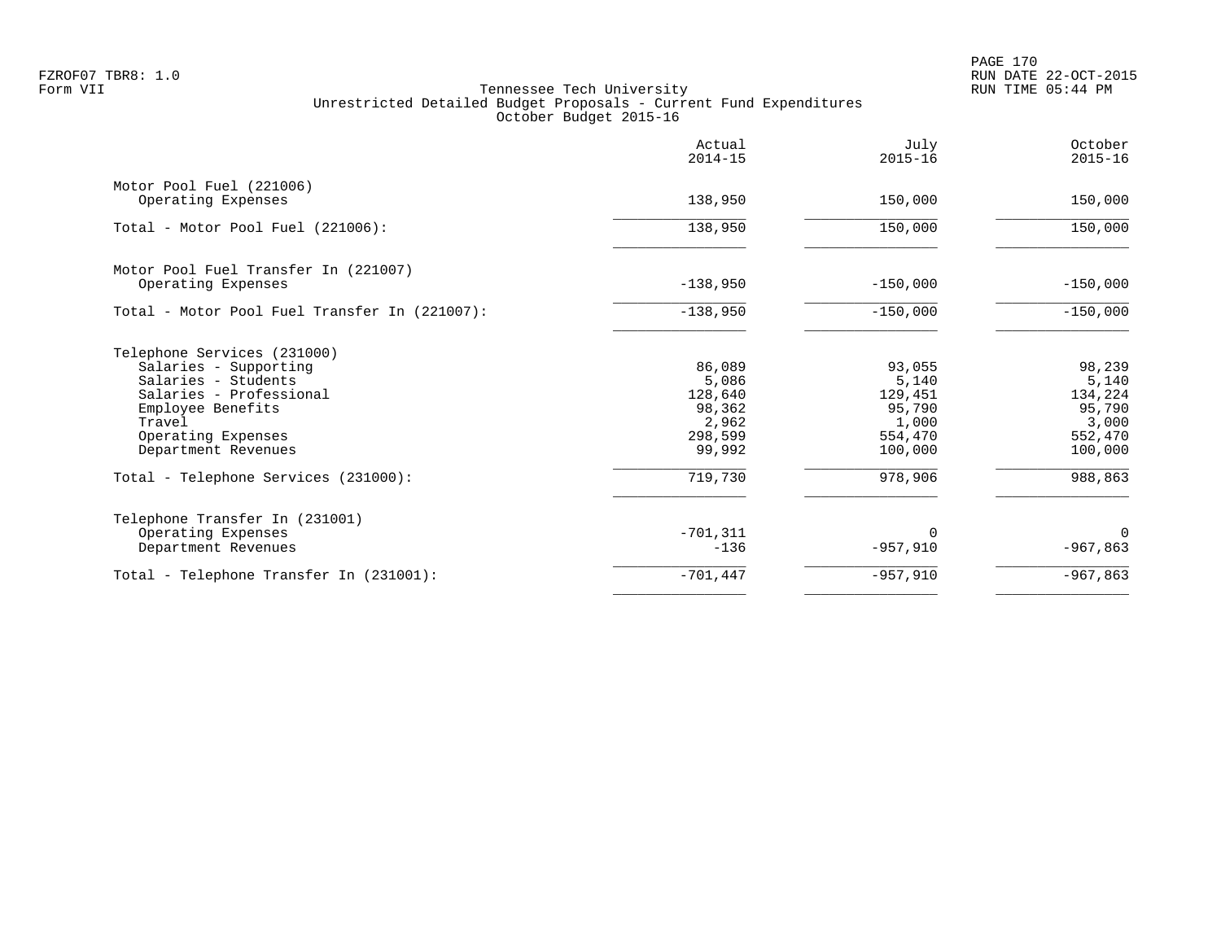FZROF07 TBR8: 1.0
Form VII

RUN DATE 22-OCT-2015
RUN TIME 05:44 PM

Tennessee Tech University
Unrestricted Detailed Budget Proposals - Current Fund Expenditures
October Budget 2015-16

| | Actual 2014-15 | July 2015-16 | October 2015-16 |
|---|---|---|---|
| **Motor Pool Fuel (221006)** | | | |
| Operating Expenses | 138,950 | 150,000 | 150,000 |
| Total - Motor Pool Fuel (221006): | 138,950 | 150,000 | 150,000 |
| **Motor Pool Fuel Transfer In (221007)** | | | |
| Operating Expenses | -138,950 | -150,000 | -150,000 |
| Total - Motor Pool Fuel Transfer In (221007): | -138,950 | -150,000 | -150,000 |
| **Telephone Services (231000)** | | | |
| Salaries - Supporting | 86,089 | 93,055 | 98,239 |
| Salaries - Students | 5,086 | 5,140 | 5,140 |
| Salaries - Professional | 128,640 | 129,451 | 134,224 |
| Employee Benefits | 98,362 | 95,790 | 95,790 |
| Travel | 2,962 | 1,000 | 3,000 |
| Operating Expenses | 298,599 | 554,470 | 552,470 |
| Department Revenues | 99,992 | 100,000 | 100,000 |
| Total - Telephone Services (231000): | 719,730 | 978,906 | 988,863 |
| **Telephone Transfer In (231001)** | | | |
| Operating Expenses | -701,311 | 0 | 0 |
| Department Revenues | -136 | -957,910 | -967,863 |
| Total - Telephone Transfer In (231001): | -701,447 | -957,910 | -967,863 |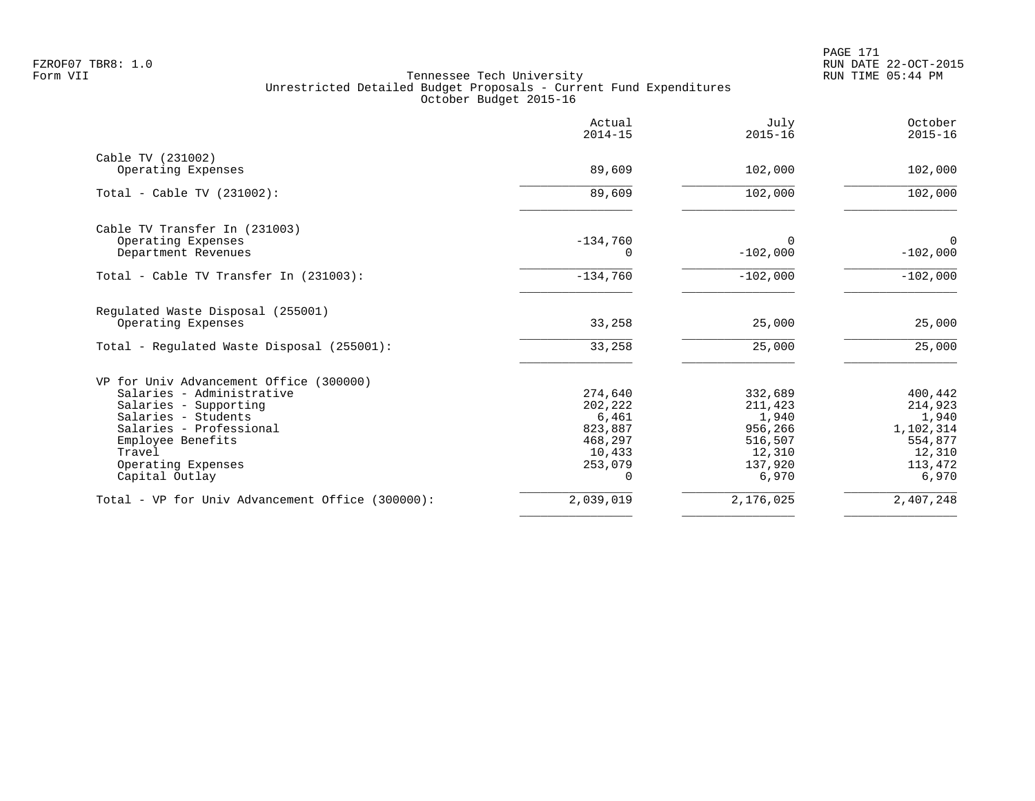Tennessee Tech University
Unrestricted Detailed Budget Proposals - Current Fund Expenditures
October Budget 2015-16

| | Actual 2014-15 | July 2015-16 | October 2015-16 |
|---|---|---|---|
| **Cable TV (231002)** | | | |
| Operating Expenses | 89,609 | 102,000 | 102,000 |
| Total - Cable TV (231002): | 89,609 | 102,000 | 102,000 |
| **Cable TV Transfer In (231003)** | | | |
| Operating Expenses | -134,760 | 0 | 0 |
| Department Revenues | 0 | -102,000 | -102,000 |
| Total - Cable TV Transfer In (231003): | -134,760 | -102,000 | -102,000 |
| **Regulated Waste Disposal (255001)** | | | |
| Operating Expenses | 33,258 | 25,000 | 25,000 |
| Total - Regulated Waste Disposal (255001): | 33,258 | 25,000 | 25,000 |
| **VP for Univ Advancement Office (300000)** | | | |
| Salaries - Administrative | 274,640 | 332,689 | 400,442 |
| Salaries - Supporting | 202,222 | 211,423 | 214,923 |
| Salaries - Students | 6,461 | 1,940 | 1,940 |
| Salaries - Professional | 823,887 | 956,266 | 1,102,314 |
| Employee Benefits | 468,297 | 516,507 | 554,877 |
| Travel | 10,433 | 12,310 | 12,310 |
| Operating Expenses | 253,079 | 137,920 | 113,472 |
| Capital Outlay | 0 | 6,970 | 6,970 |
| Total - VP for Univ Advancement Office (300000): | 2,039,019 | 2,176,025 | 2,407,248 |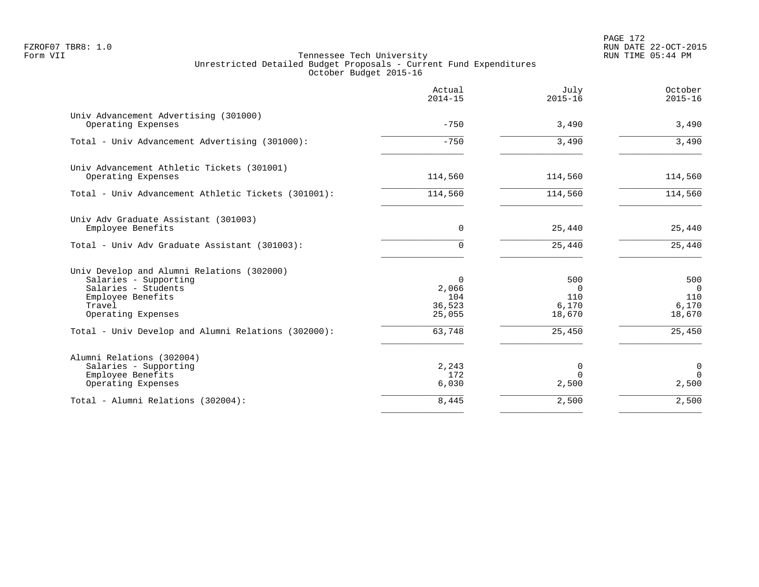FZROF07 TBR8: 1.0
Form VII

Tennessee Tech University
Unrestricted Detailed Budget Proposals - Current Fund Expenditures
October Budget 2015-16

RUN DATE 22-OCT-2015
RUN TIME 05:44 PM

| | Actual 2014-15 | July 2015-16 | October 2015-16 |
|---|---|---|---|
| Univ Advancement Advertising (301000) | | | |
| Operating Expenses | -750 | 3,490 | 3,490 |
| Total - Univ Advancement Advertising (301000): | -750 | 3,490 | 3,490 |
| Univ Advancement Athletic Tickets (301001) | | | |
| Operating Expenses | 114,560 | 114,560 | 114,560 |
| Total - Univ Advancement Athletic Tickets (301001): | 114,560 | 114,560 | 114,560 |
| Univ Adv Graduate Assistant (301003) | | | |
| Employee Benefits | 0 | 25,440 | 25,440 |
| Total - Univ Adv Graduate Assistant (301003): | 0 | 25,440 | 25,440 |
| Univ Develop and Alumni Relations (302000) | | | |
| Salaries - Supporting | 0 | 500 | 500 |
| Salaries - Students | 2,066 | 0 | 0 |
| Employee Benefits | 104 | 110 | 110 |
| Travel | 36,523 | 6,170 | 6,170 |
| Operating Expenses | 25,055 | 18,670 | 18,670 |
| Total - Univ Develop and Alumni Relations (302000): | 63,748 | 25,450 | 25,450 |
| Alumni Relations (302004) | | | |
| Salaries - Supporting | 2,243 | 0 | 0 |
| Employee Benefits | 172 | 0 | 0 |
| Operating Expenses | 6,030 | 2,500 | 2,500 |
| Total - Alumni Relations (302004): | 8,445 | 2,500 | 2,500 |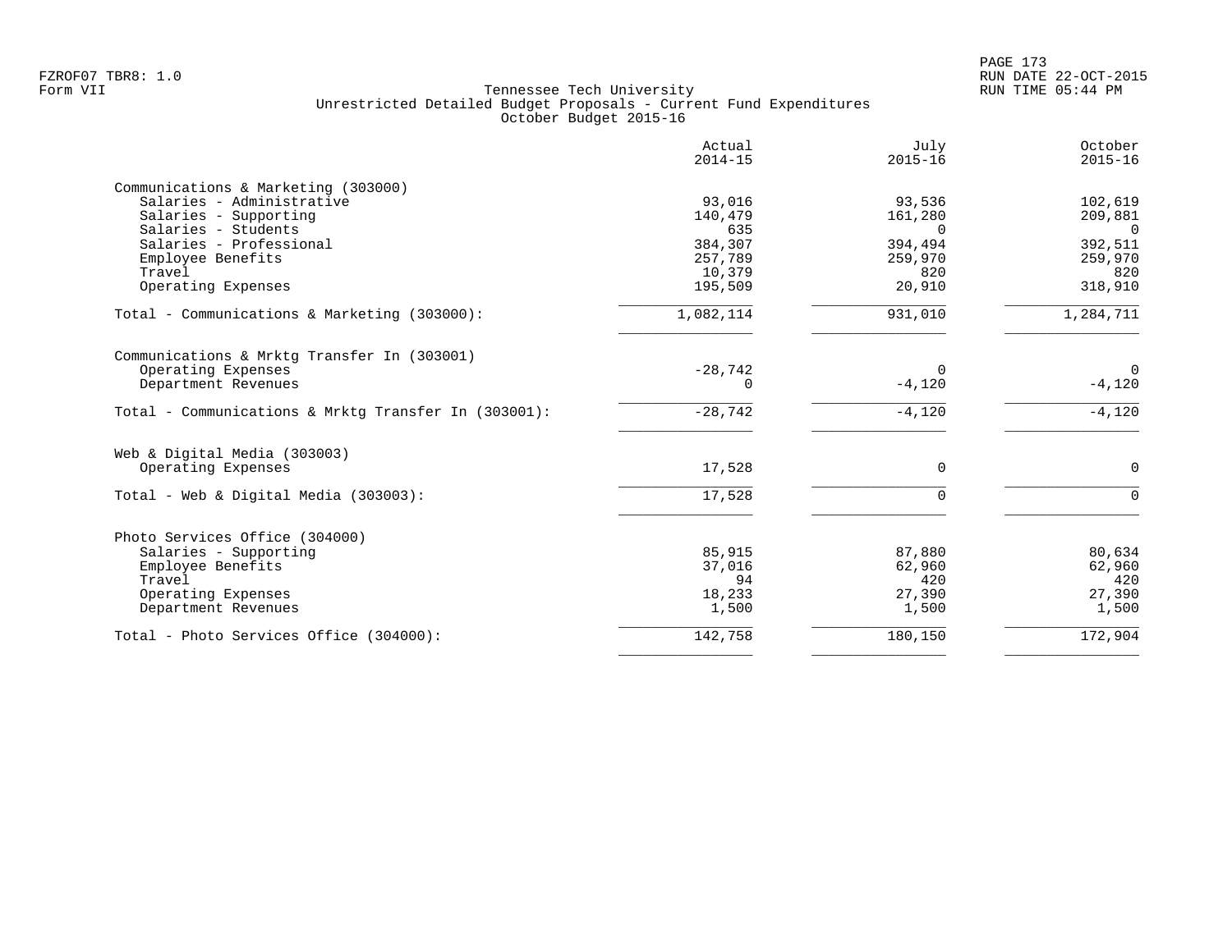FZROF07 TBR8: 1.0
Form VII

Tennessee Tech University
Unrestricted Detailed Budget Proposals - Current Fund Expenditures
October Budget 2015-16

RUN DATE 22-OCT-2015
RUN TIME 05:44 PM

| | Actual 2014-15 | July 2015-16 | October 2015-16 |
|---|---|---|---|
| **Communications & Marketing (303000)** | | | |
| Salaries - Administrative | 93,016 | 93,536 | 102,619 |
| Salaries - Supporting | 140,479 | 161,280 | 209,881 |
| Salaries - Students | 635 | 0 | 0 |
| Salaries - Professional | 384,307 | 394,494 | 392,511 |
| Employee Benefits | 257,789 | 259,970 | 259,970 |
| Travel | 10,379 | 820 | 820 |
| Operating Expenses | 195,509 | 20,910 | 318,910 |
| Total - Communications & Marketing (303000): | 1,082,114 | 931,010 | 1,284,711 |
| **Communications & Mrktg Transfer In (303001)** | | | |
| Operating Expenses | -28,742 | 0 | 0 |
| Department Revenues | 0 | -4,120 | -4,120 |
| Total - Communications & Mrktg Transfer In (303001): | -28,742 | -4,120 | -4,120 |
| **Web & Digital Media (303003)** | | | |
| Operating Expenses | 17,528 | 0 | 0 |
| Total - Web & Digital Media (303003): | 17,528 | 0 | 0 |
| **Photo Services Office (304000)** | | | |
| Salaries - Supporting | 85,915 | 87,880 | 80,634 |
| Employee Benefits | 37,016 | 62,960 | 62,960 |
| Travel | 94 | 420 | 420 |
| Operating Expenses | 18,233 | 27,390 | 27,390 |
| Department Revenues | 1,500 | 1,500 | 1,500 |
| Total - Photo Services Office (304000): | 142,758 | 180,150 | 172,904 |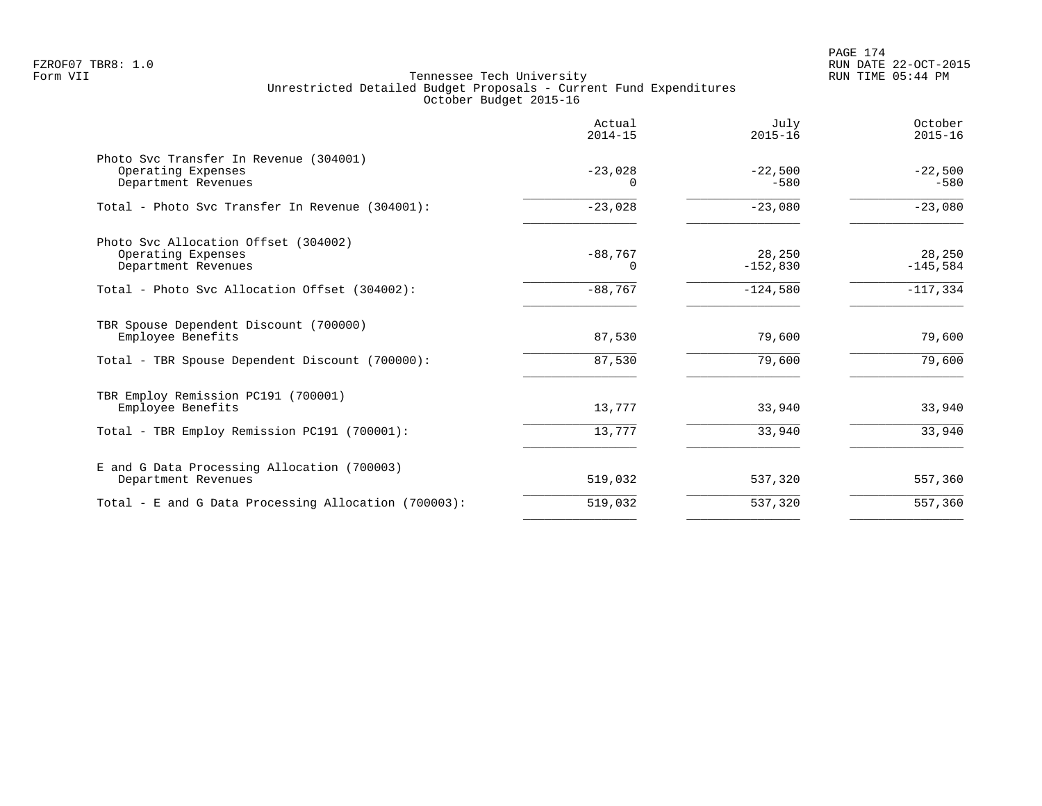Tennessee Tech University
Unrestricted Detailed Budget Proposals - Current Fund Expenditures
October Budget 2015-16

| | Actual 2014-15 | July 2015-16 | October 2015-16 |
|---|---|---|---|
| **Photo Svc Transfer In Revenue (304001)** | | | |
| Operating Expenses | -23,028 | -22,500 | -22,500 |
| Department Revenues | 0 | -580 | -580 |
| Total - Photo Svc Transfer In Revenue (304001): | -23,028 | -23,080 | -23,080 |
| **Photo Svc Allocation Offset (304002)** | | | |
| Operating Expenses | -88,767 | 28,250 | 28,250 |
| Department Revenues | 0 | -152,830 | -145,584 |
| Total - Photo Svc Allocation Offset (304002): | -88,767 | -124,580 | -117,334 |
| **TBR Spouse Dependent Discount (700000)** | | | |
| Employee Benefits | 87,530 | 79,600 | 79,600 |
| Total - TBR Spouse Dependent Discount (700000): | 87,530 | 79,600 | 79,600 |
| **TBR Employ Remission PC191 (700001)** | | | |
| Employee Benefits | 13,777 | 33,940 | 33,940 |
| Total - TBR Employ Remission PC191 (700001): | 13,777 | 33,940 | 33,940 |
| **E and G Data Processing Allocation (700003)** | | | |
| Department Revenues | 519,032 | 537,320 | 557,360 |
| Total - E and G Data Processing Allocation (700003): | 519,032 | 537,320 | 557,360 |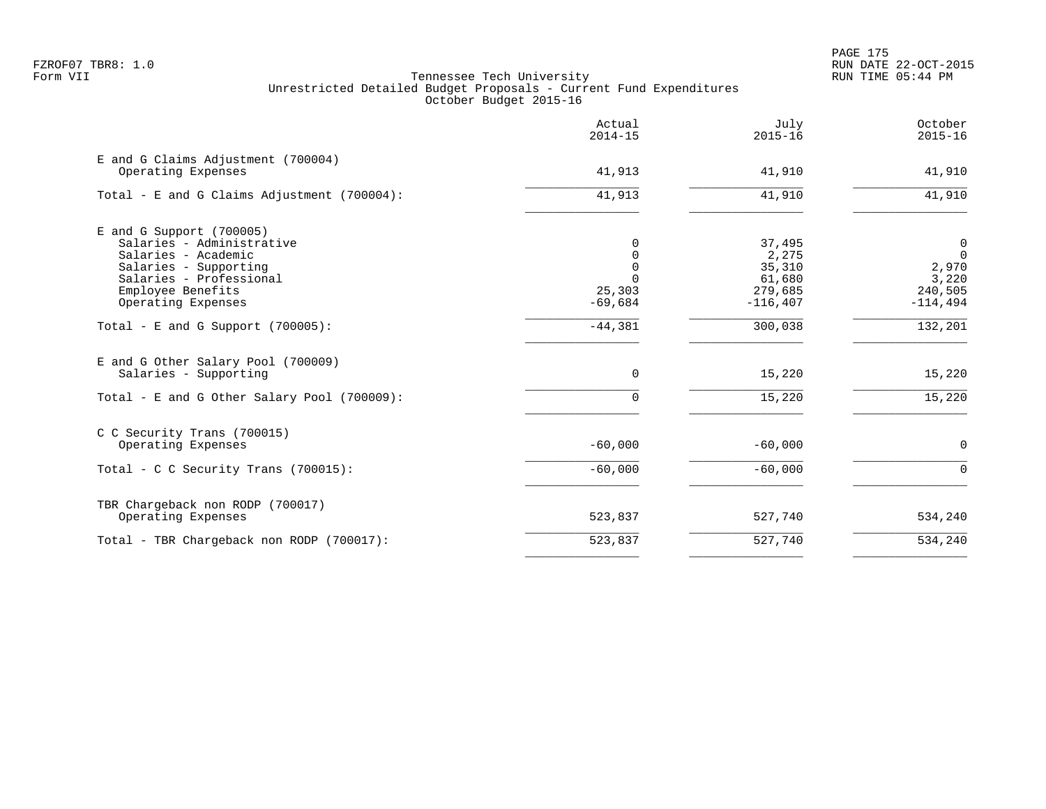Tennessee Tech University
Unrestricted Detailed Budget Proposals - Current Fund Expenditures
October Budget 2015-16

| | Actual 2014-15 | July 2015-16 | October 2015-16 |
|---|---|---|---|
| E and G Claims Adjustment (700004) | | | |
| Operating Expenses | 41,913 | 41,910 | 41,910 |
| Total - E and G Claims Adjustment (700004): | 41,913 | 41,910 | 41,910 |
| E and G Support (700005) | | | |
| Salaries - Administrative | 0 | 37,495 | 0 |
| Salaries - Academic | 0 | 2,275 | 0 |
| Salaries - Supporting | 0 | 35,310 | 2,970 |
| Salaries - Professional | 0 | 61,680 | 3,220 |
| Employee Benefits | 25,303 | 279,685 | 240,505 |
| Operating Expenses | -69,684 | -116,407 | -114,494 |
| Total - E and G Support (700005): | -44,381 | 300,038 | 132,201 |
| E and G Other Salary Pool (700009) | | | |
| Salaries - Supporting | 0 | 15,220 | 15,220 |
| Total - E and G Other Salary Pool (700009): | 0 | 15,220 | 15,220 |
| C C Security Trans (700015) | | | |
| Operating Expenses | -60,000 | -60,000 | 0 |
| Total - C C Security Trans (700015): | -60,000 | -60,000 | 0 |
| TBR Chargeback non RODP (700017) | | | |
| Operating Expenses | 523,837 | 527,740 | 534,240 |
| Total - TBR Chargeback non RODP (700017): | 523,837 | 527,740 | 534,240 |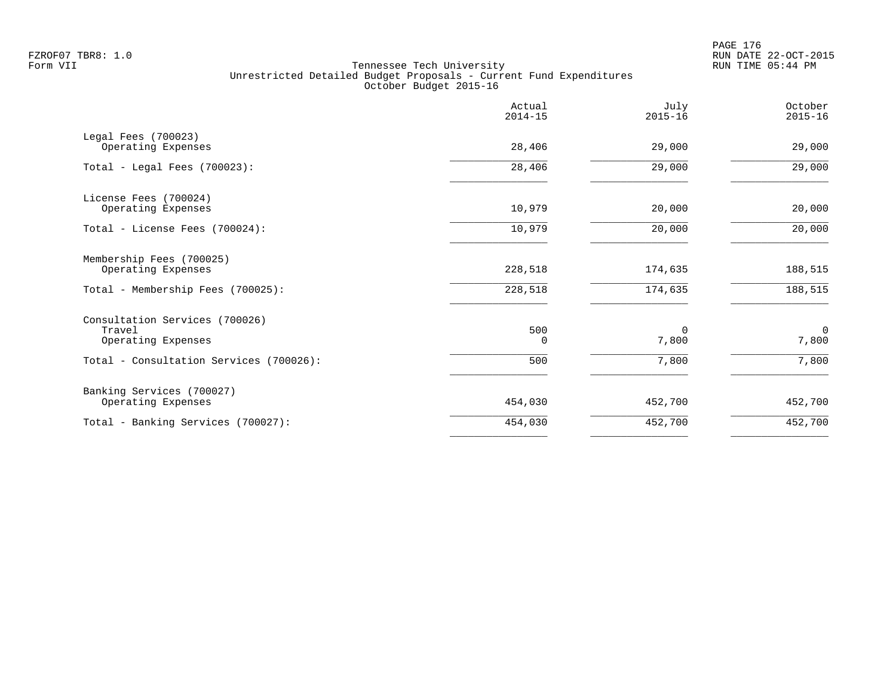FZROF07 TBR8: 1.0
Form VII

Tennessee Tech University
Unrestricted Detailed Budget Proposals - Current Fund Expenditures
October Budget 2015-16

RUN DATE 22-OCT-2015
RUN TIME 05:44 PM

| | Actual 2014-15 | July 2015-16 | October 2015-16 |
|---|---|---|---|
| Legal Fees (700023) | | | |
| Operating Expenses | 28,406 | 29,000 | 29,000 |
| Total - Legal Fees (700023): | 28,406 | 29,000 | 29,000 |
| License Fees (700024) | | | |
| Operating Expenses | 10,979 | 20,000 | 20,000 |
| Total - License Fees (700024): | 10,979 | 20,000 | 20,000 |
| Membership Fees (700025) | | | |
| Operating Expenses | 228,518 | 174,635 | 188,515 |
| Total - Membership Fees (700025): | 228,518 | 174,635 | 188,515 |
| Consultation Services (700026) | | | |
| Travel | 500 | 0 | 0 |
| Operating Expenses | 0 | 7,800 | 7,800 |
| Total - Consultation Services (700026): | 500 | 7,800 | 7,800 |
| Banking Services (700027) | | | |
| Operating Expenses | 454,030 | 452,700 | 452,700 |
| Total - Banking Services (700027): | 454,030 | 452,700 | 452,700 |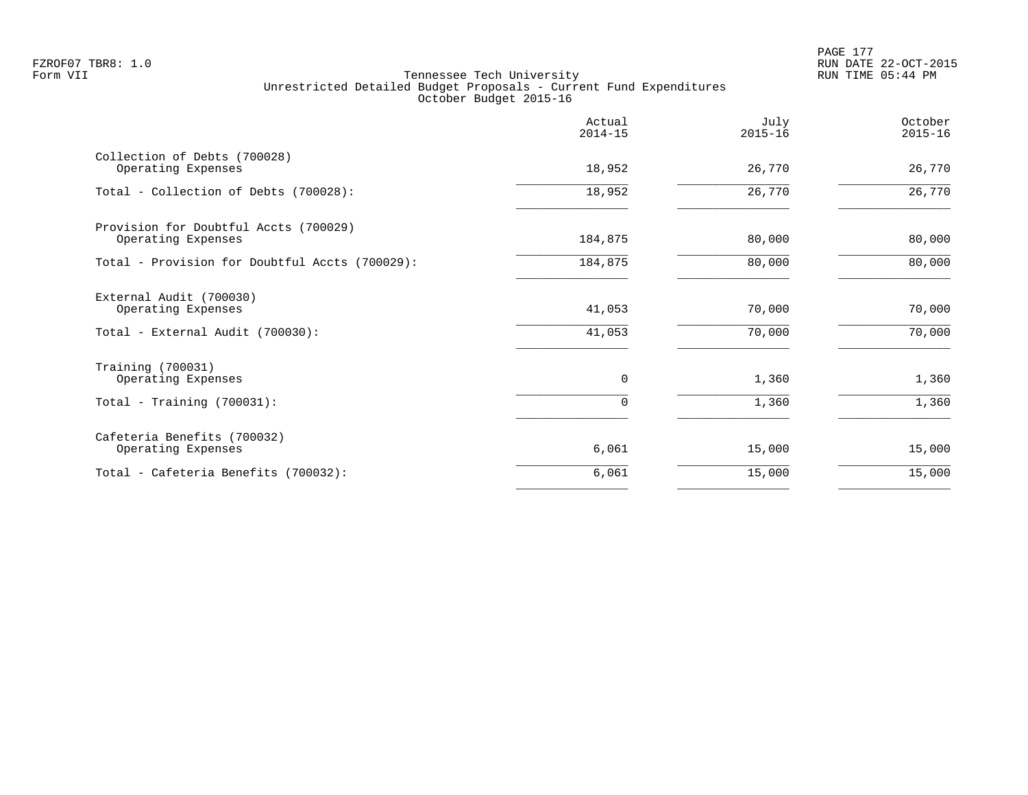Tennessee Tech University
Unrestricted Detailed Budget Proposals - Current Fund Expenditures
October Budget 2015-16

| | Actual 2014-15 | July 2015-16 | October 2015-16 |
|---|---|---|---|
| Collection of Debts (700028) | | | |
| Operating Expenses | 18,952 | 26,770 | 26,770 |
| Total - Collection of Debts (700028): | 18,952 | 26,770 | 26,770 |
| Provision for Doubtful Accts (700029) | | | |
| Operating Expenses | 184,875 | 80,000 | 80,000 |
| Total - Provision for Doubtful Accts (700029): | 184,875 | 80,000 | 80,000 |
| External Audit (700030) | | | |
| Operating Expenses | 41,053 | 70,000 | 70,000 |
| Total - External Audit (700030): | 41,053 | 70,000 | 70,000 |
| Training (700031) | | | |
| Operating Expenses | 0 | 1,360 | 1,360 |
| Total - Training (700031): | 0 | 1,360 | 1,360 |
| Cafeteria Benefits (700032) | | | |
| Operating Expenses | 6,061 | 15,000 | 15,000 |
| Total - Cafeteria Benefits (700032): | 6,061 | 15,000 | 15,000 |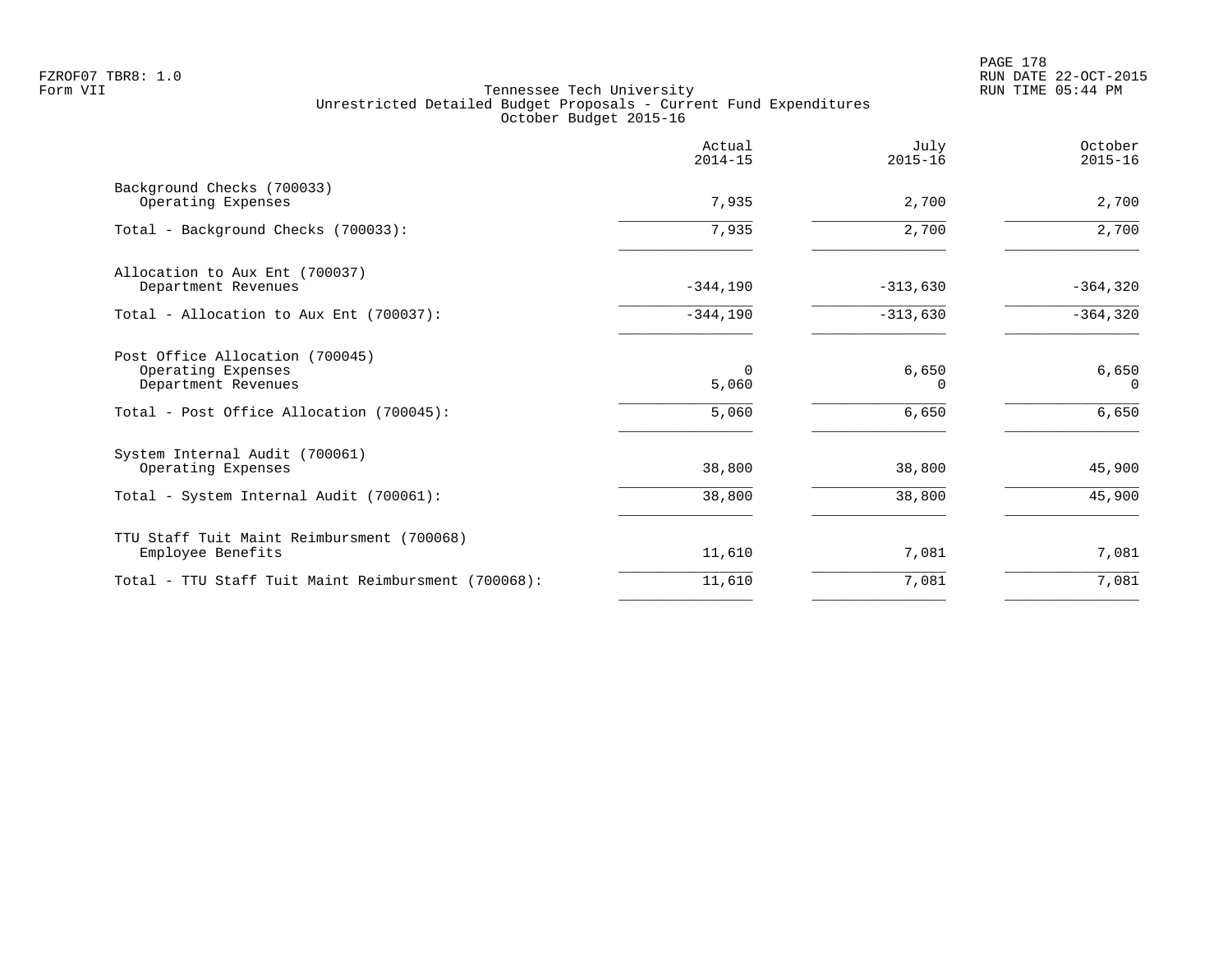Tennessee Tech University
Unrestricted Detailed Budget Proposals - Current Fund Expenditures
October Budget 2015-16

| | Actual 2014-15 | July 2015-16 | October 2015-16 |
|---|---|---|---|
| Background Checks (700033) | | | |
| Operating Expenses | 7,935 | 2,700 | 2,700 |
| Total - Background Checks (700033): | 7,935 | 2,700 | 2,700 |
| Allocation to Aux Ent (700037) | | | |
| Department Revenues | -344,190 | -313,630 | -364,320 |
| Total - Allocation to Aux Ent (700037): | -344,190 | -313,630 | -364,320 |
| Post Office Allocation (700045) | | | |
| Operating Expenses | 0 | 6,650 | 6,650 |
| Department Revenues | 5,060 | 0 | 0 |
| Total - Post Office Allocation (700045): | 5,060 | 6,650 | 6,650 |
| System Internal Audit (700061) | | | |
| Operating Expenses | 38,800 | 38,800 | 45,900 |
| Total - System Internal Audit (700061): | 38,800 | 38,800 | 45,900 |
| TTU Staff Tuit Maint Reimbursment (700068) | | | |
| Employee Benefits | 11,610 | 7,081 | 7,081 |
| Total - TTU Staff Tuit Maint Reimbursment (700068): | 11,610 | 7,081 | 7,081 |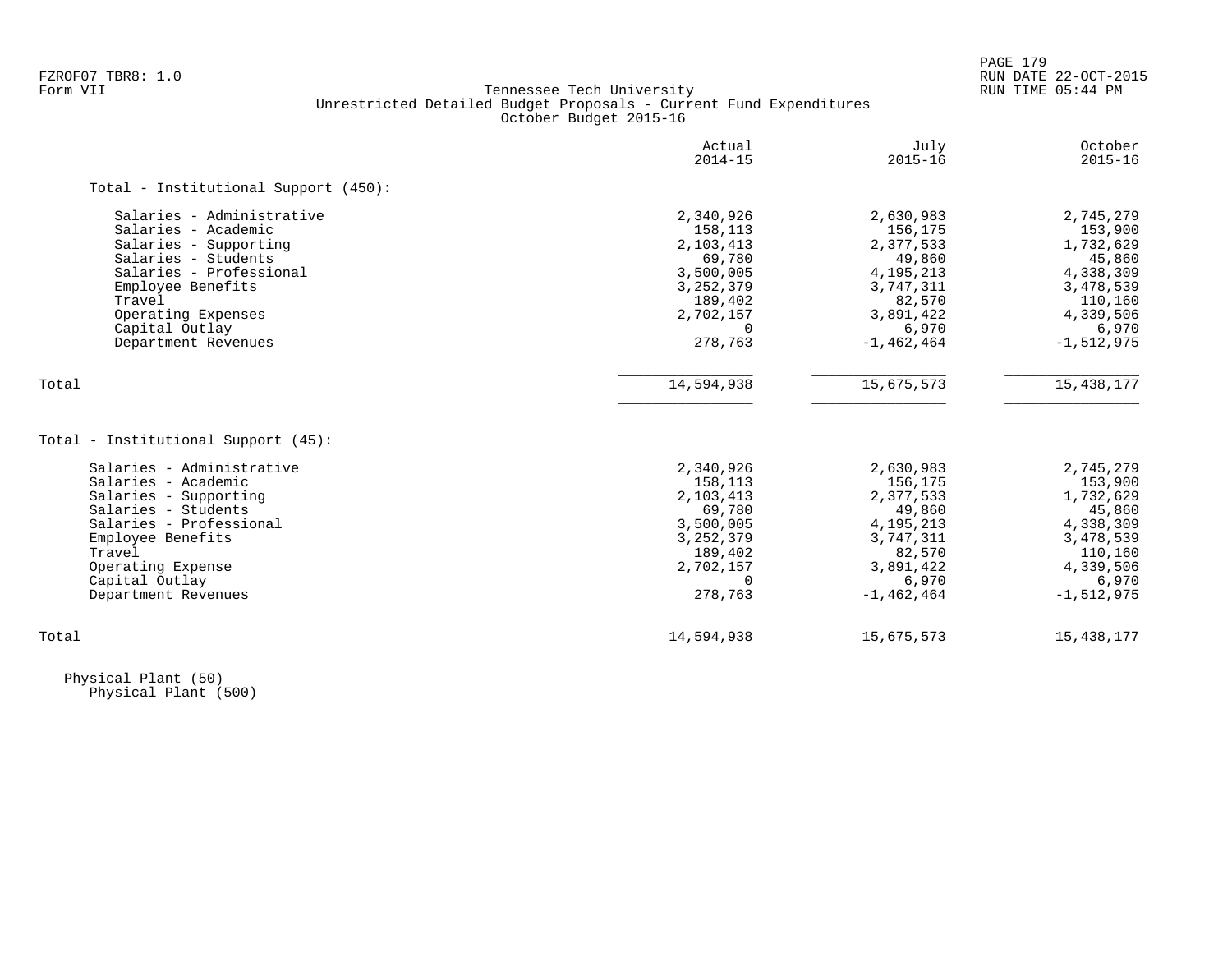FZROF07 TBR8: 1.0
Form VII

Tennessee Tech University
Unrestricted Detailed Budget Proposals - Current Fund Expenditures
October Budget 2015-16

RUN DATE 22-OCT-2015
RUN TIME 05:44 PM

| | Actual 2014-15 | July 2015-16 | October 2015-16 |
|---|---|---|---|
| **Total - Institutional Support (450):** | | | |
| Salaries - Administrative | 2,340,926 | 2,630,983 | 2,745,279 |
| Salaries - Academic | 158,113 | 156,175 | 153,900 |
| Salaries - Supporting | 2,103,413 | 2,377,533 | 1,732,629 |
| Salaries - Students | 69,780 | 49,860 | 45,860 |
| Salaries - Professional | 3,500,005 | 4,195,213 | 4,338,309 |
| Employee Benefits | 3,252,379 | 3,747,311 | 3,478,539 |
| Travel | 189,402 | 82,570 | 110,160 |
| Operating Expenses | 2,702,157 | 3,891,422 | 4,339,506 |
| Capital Outlay | 0 | 6,970 | 6,970 |
| Department Revenues | 278,763 | -1,462,464 | -1,512,975 |
| Total | 14,594,938 | 15,675,573 | 15,438,177 |
| **Total - Institutional Support (45):** | | | |
| Salaries - Administrative | 2,340,926 | 2,630,983 | 2,745,279 |
| Salaries - Academic | 158,113 | 156,175 | 153,900 |
| Salaries - Supporting | 2,103,413 | 2,377,533 | 1,732,629 |
| Salaries - Students | 69,780 | 49,860 | 45,860 |
| Salaries - Professional | 3,500,005 | 4,195,213 | 4,338,309 |
| Employee Benefits | 3,252,379 | 3,747,311 | 3,478,539 |
| Travel | 189,402 | 82,570 | 110,160 |
| Operating Expense | 2,702,157 | 3,891,422 | 4,339,506 |
| Capital Outlay | 0 | 6,970 | 6,970 |
| Department Revenues | 278,763 | -1,462,464 | -1,512,975 |
| Total | 14,594,938 | 15,675,573 | 15,438,177 |

Physical Plant (50)
Physical Plant (500)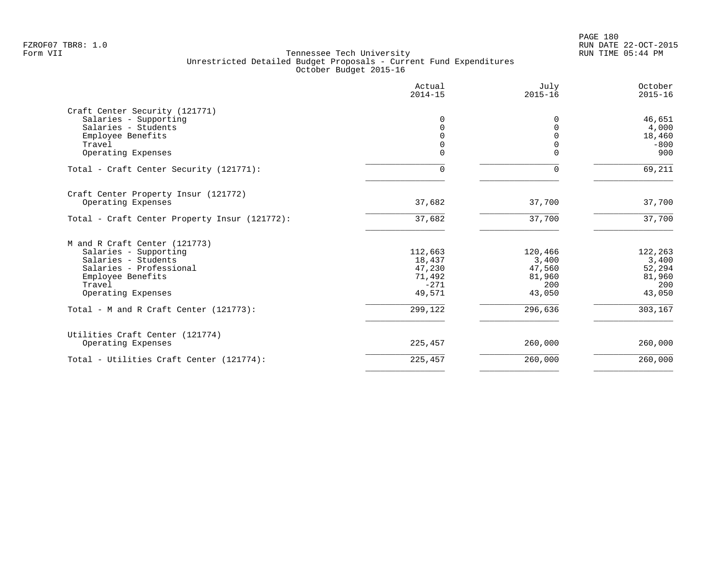Tennessee Tech University
Unrestricted Detailed Budget Proposals - Current Fund Expenditures
October Budget 2015-16

| | Actual 2014-15 | July 2015-16 | October 2015-16 |
|---|---|---|---|
| **Craft Center Security (121771)** | | | |
| Salaries - Supporting | 0 | 0 | 46,651 |
| Salaries - Students | 0 | 0 | 4,000 |
| Employee Benefits | 0 | 0 | 18,460 |
| Travel | 0 | 0 | -800 |
| Operating Expenses | 0 | 0 | 900 |
| Total - Craft Center Security (121771): | 0 | 0 | 69,211 |
| **Craft Center Property Insur (121772)** | | | |
| Operating Expenses | 37,682 | 37,700 | 37,700 |
| Total - Craft Center Property Insur (121772): | 37,682 | 37,700 | 37,700 |
| **M and R Craft Center (121773)** | | | |
| Salaries - Supporting | 112,663 | 120,466 | 122,263 |
| Salaries - Students | 18,437 | 3,400 | 3,400 |
| Salaries - Professional | 47,230 | 47,560 | 52,294 |
| Employee Benefits | 71,492 | 81,960 | 81,960 |
| Travel | -271 | 200 | 200 |
| Operating Expenses | 49,571 | 43,050 | 43,050 |
| Total - M and R Craft Center (121773): | 299,122 | 296,636 | 303,167 |
| **Utilities Craft Center (121774)** | | | |
| Operating Expenses | 225,457 | 260,000 | 260,000 |
| Total - Utilities Craft Center (121774): | 225,457 | 260,000 | 260,000 |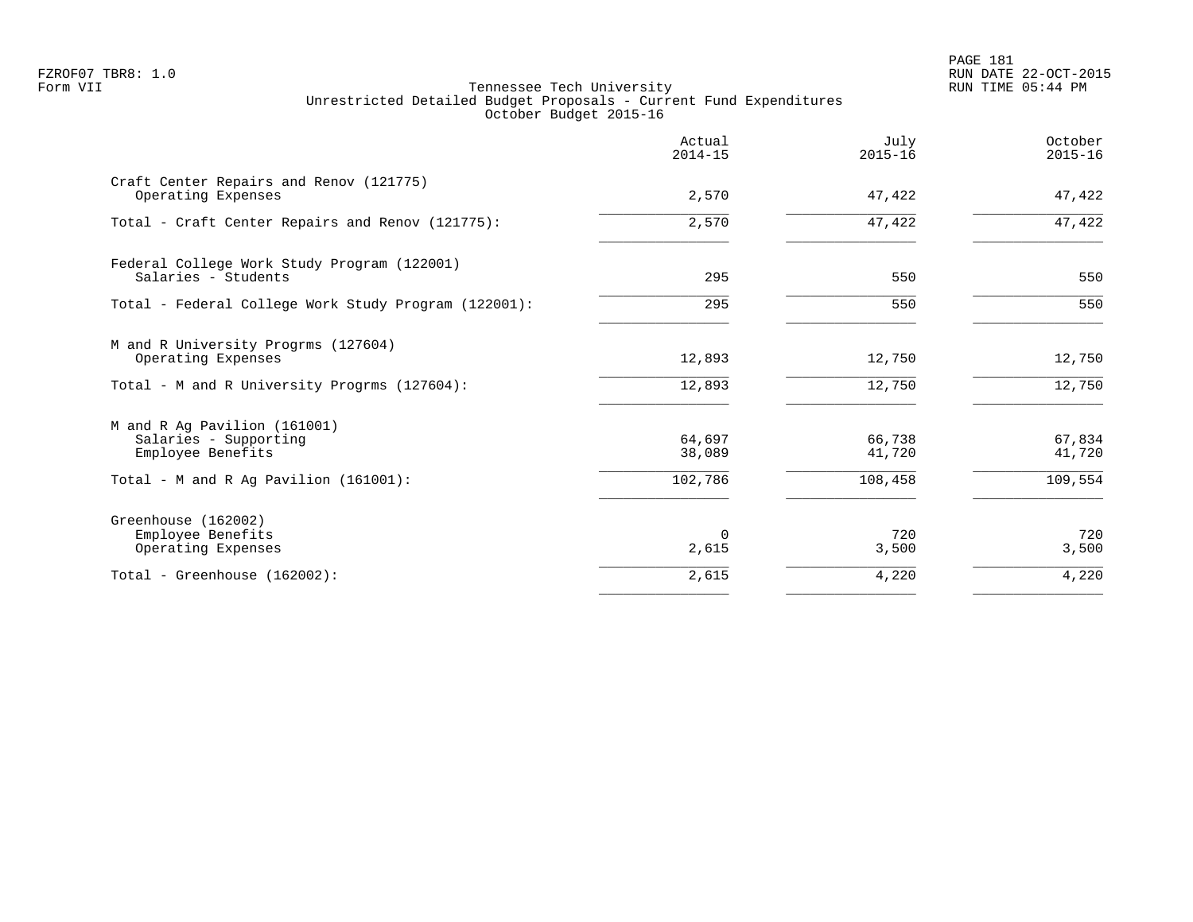Tennessee Tech University
Unrestricted Detailed Budget Proposals - Current Fund Expenditures
October Budget 2015-16

| | Actual 2014-15 | July 2015-16 | October 2015-16 |
|---|---|---|---|
| Craft Center Repairs and Renov (121775) | | | |
| Operating Expenses | 2,570 | 47,422 | 47,422 |
| Total - Craft Center Repairs and Renov (121775): | 2,570 | 47,422 | 47,422 |
| Federal College Work Study Program (122001) | | | |
| Salaries - Students | 295 | 550 | 550 |
| Total - Federal College Work Study Program (122001): | 295 | 550 | 550 |
| M and R University Progrms (127604) | | | |
| Operating Expenses | 12,893 | 12,750 | 12,750 |
| Total - M and R University Progrms (127604): | 12,893 | 12,750 | 12,750 |
| M and R Ag Pavilion (161001) | | | |
| Salaries - Supporting | 64,697 | 66,738 | 67,834 |
| Employee Benefits | 38,089 | 41,720 | 41,720 |
| Total - M and R Ag Pavilion (161001): | 102,786 | 108,458 | 109,554 |
| Greenhouse (162002) | | | |
| Employee Benefits | 0 | 720 | 720 |
| Operating Expenses | 2,615 | 3,500 | 3,500 |
| Total - Greenhouse (162002): | 2,615 | 4,220 | 4,220 |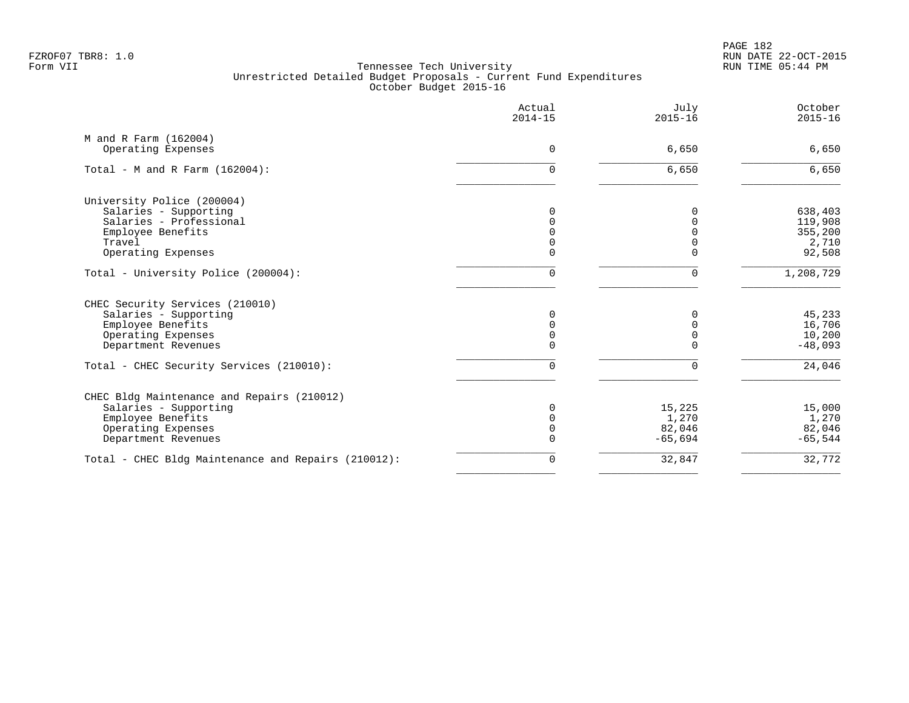FZROF07 TBR8: 1.0
Form VII

Tennessee Tech University
Unrestricted Detailed Budget Proposals - Current Fund Expenditures
October Budget 2015-16

| | Actual 2014-15 | July 2015-16 | October 2015-16 |
|---|---|---|---|
| **M and R Farm (162004)** | | | |
| Operating Expenses | 0 | 6,650 | 6,650 |
| Total - M and R Farm (162004): | 0 | 6,650 | 6,650 |
| **University Police (200004)** | | | |
| Salaries - Supporting | 0 | 0 | 638,403 |
| Salaries - Professional | 0 | 0 | 119,908 |
| Employee Benefits | 0 | 0 | 355,200 |
| Travel | 0 | 0 | 2,710 |
| Operating Expenses | 0 | 0 | 92,508 |
| Total - University Police (200004): | 0 | 0 | 1,208,729 |
| **CHEC Security Services (210010)** | | | |
| Salaries - Supporting | 0 | 0 | 45,233 |
| Employee Benefits | 0 | 0 | 16,706 |
| Operating Expenses | 0 | 0 | 10,200 |
| Department Revenues | 0 | 0 | -48,093 |
| Total - CHEC Security Services (210010): | 0 | 0 | 24,046 |
| **CHEC Bldg Maintenance and Repairs (210012)** | | | |
| Salaries - Supporting | 0 | 15,225 | 15,000 |
| Employee Benefits | 0 | 1,270 | 1,270 |
| Operating Expenses | 0 | 82,046 | 82,046 |
| Department Revenues | 0 | -65,694 | -65,544 |
| Total - CHEC Bldg Maintenance and Repairs (210012): | 0 | 32,847 | 32,772 |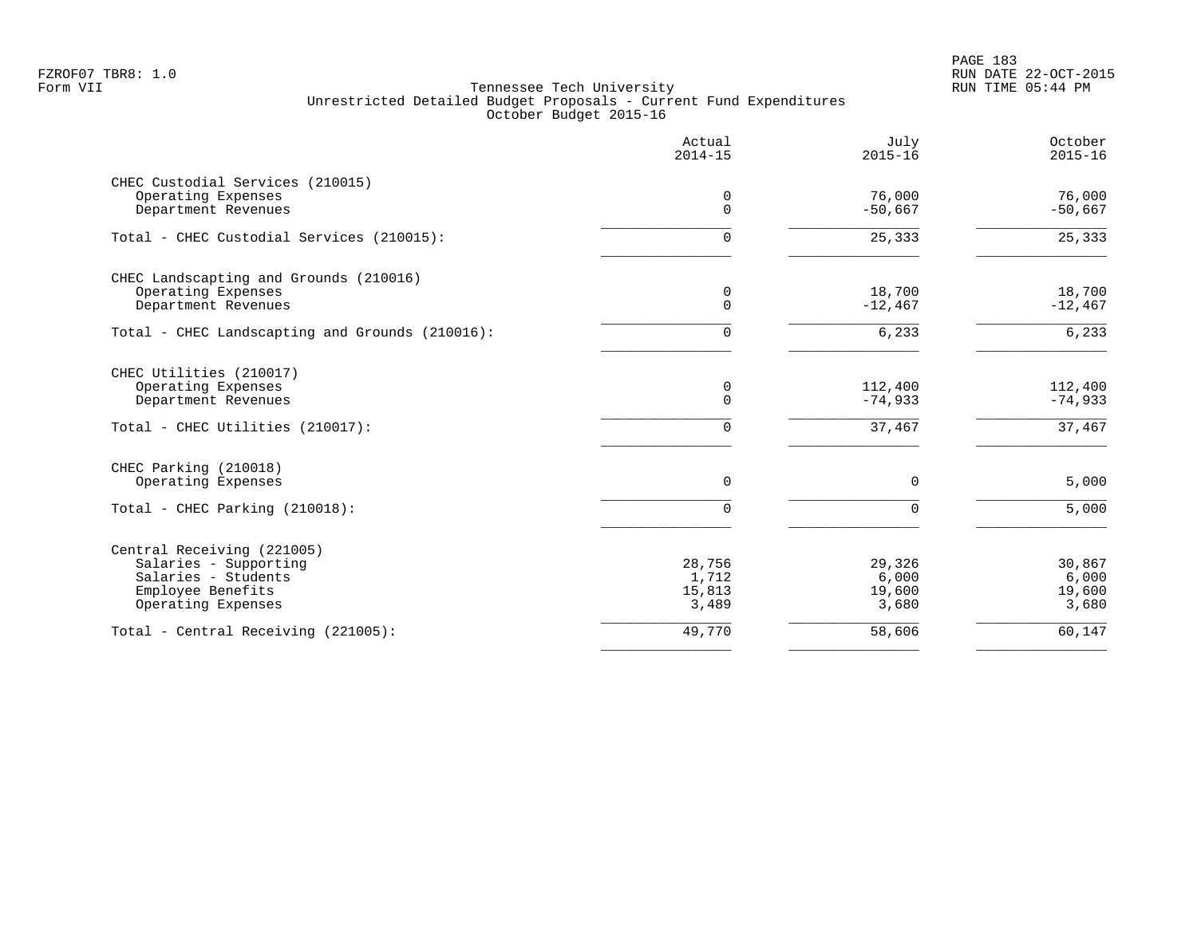# Tennessee Tech University

## Unrestricted Detailed Budget Proposals - Current Fund Expenditures

### October Budget 2015-16

| | Actual 2014-15 | July 2015-16 | October 2015-16 |
|---|---|---|---|
| **CHEC Custodial Services (210015)** | | | |
| Operating Expenses | 0 | 76,000 | 76,000 |
| Department Revenues | 0 | -50,667 | -50,667 |
| Total - CHEC Custodial Services (210015): | 0 | 25,333 | 25,333 |
| **CHEC Landscapting and Grounds (210016)** | | | |
| Operating Expenses | 0 | 18,700 | 18,700 |
| Department Revenues | 0 | -12,467 | -12,467 |
| Total - CHEC Landscapting and Grounds (210016): | 0 | 6,233 | 6,233 |
| **CHEC Utilities (210017)** | | | |
| Operating Expenses | 0 | 112,400 | 112,400 |
| Department Revenues | 0 | -74,933 | -74,933 |
| Total - CHEC Utilities (210017): | 0 | 37,467 | 37,467 |
| **CHEC Parking (210018)** | | | |
| Operating Expenses | 0 | 0 | 5,000 |
| Total - CHEC Parking (210018): | 0 | 0 | 5,000 |
| **Central Receiving (221005)** | | | |
| Salaries - Supporting | 28,756 | 29,326 | 30,867 |
| Salaries - Students | 1,712 | 6,000 | 6,000 |
| Employee Benefits | 15,813 | 19,600 | 19,600 |
| Operating Expenses | 3,489 | 3,680 | 3,680 |
| Total - Central Receiving (221005): | 49,770 | 58,606 | 60,147 |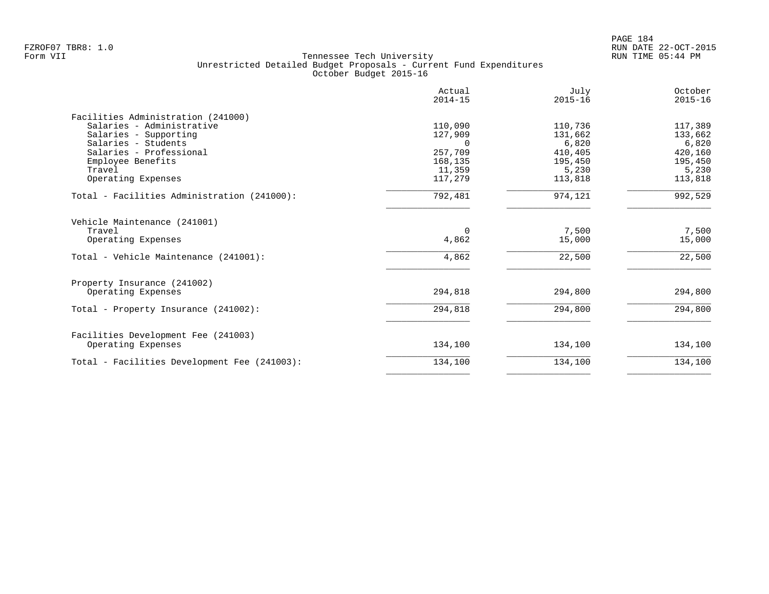FZROF07 TBR8: 1.0
Form VII

Tennessee Tech University
Unrestricted Detailed Budget Proposals - Current Fund Expenditures
October Budget 2015-16

RUN DATE 22-OCT-2015
RUN TIME 05:44 PM

| | Actual 2014-15 | July 2015-16 | October 2015-16 |
|---|---|---|---|
| Facilities Administration (241000) | | | |
| Salaries - Administrative | 110,090 | 110,736 | 117,389 |
| Salaries - Supporting | 127,909 | 131,662 | 133,662 |
| Salaries - Students | 0 | 6,820 | 6,820 |
| Salaries - Professional | 257,709 | 410,405 | 420,160 |
| Employee Benefits | 168,135 | 195,450 | 195,450 |
| Travel | 11,359 | 5,230 | 5,230 |
| Operating Expenses | 117,279 | 113,818 | 113,818 |
| Total - Facilities Administration (241000): | 792,481 | 974,121 | 992,529 |
| Vehicle Maintenance (241001) | | | |
| Travel | 0 | 7,500 | 7,500 |
| Operating Expenses | 4,862 | 15,000 | 15,000 |
| Total - Vehicle Maintenance (241001): | 4,862 | 22,500 | 22,500 |
| Property Insurance (241002) | | | |
| Operating Expenses | 294,818 | 294,800 | 294,800 |
| Total - Property Insurance (241002): | 294,818 | 294,800 | 294,800 |
| Facilities Development Fee (241003) | | | |
| Operating Expenses | 134,100 | 134,100 | 134,100 |
| Total - Facilities Development Fee (241003): | 134,100 | 134,100 | 134,100 |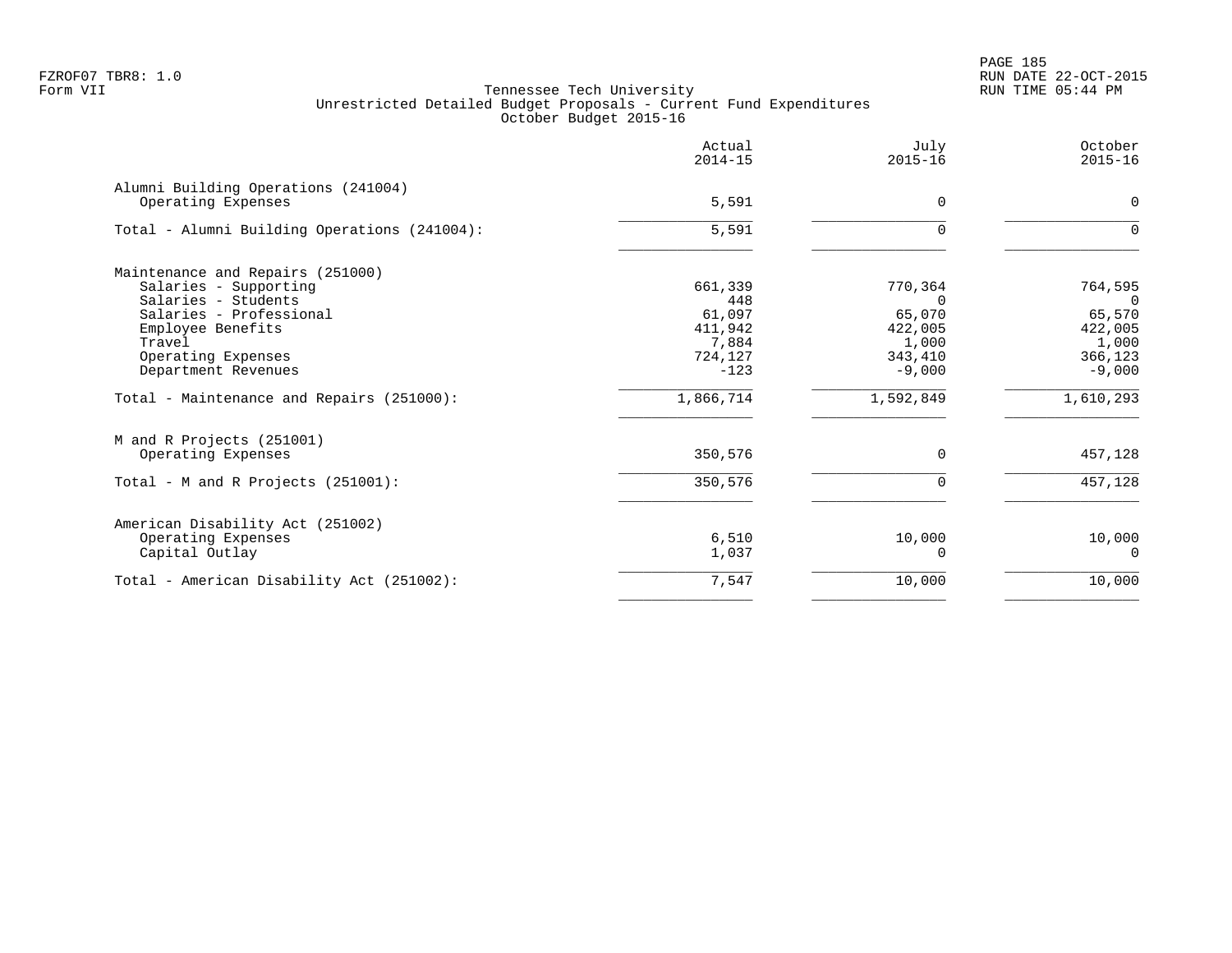# Tennessee Tech University

## Unrestricted Detailed Budget Proposals - Current Fund Expenditures

### October Budget 2015-16

| | Actual 2014-15 | July 2015-16 | October 2015-16 |
|---|---|---|---|
| **Alumni Building Operations (241004)** | | | |
| Operating Expenses | 5,591 | 0 | 0 |
| Total - Alumni Building Operations (241004): | 5,591 | 0 | 0 |
| **Maintenance and Repairs (251000)** | | | |
| Salaries - Supporting | 661,339 | 770,364 | 764,595 |
| Salaries - Students | 448 | 0 | 0 |
| Salaries - Professional | 61,097 | 65,070 | 65,570 |
| Employee Benefits | 411,942 | 422,005 | 422,005 |
| Travel | 7,884 | 1,000 | 1,000 |
| Operating Expenses | 724,127 | 343,410 | 366,123 |
| Department Revenues | -123 | -9,000 | -9,000 |
| Total - Maintenance and Repairs (251000): | 1,866,714 | 1,592,849 | 1,610,293 |
| **M and R Projects (251001)** | | | |
| Operating Expenses | 350,576 | 0 | 457,128 |
| Total - M and R Projects (251001): | 350,576 | 0 | 457,128 |
| **American Disability Act (251002)** | | | |
| Operating Expenses | 6,510 | 10,000 | 10,000 |
| Capital Outlay | 1,037 | 0 | 0 |
| Total - American Disability Act (251002): | 7,547 | 10,000 | 10,000 |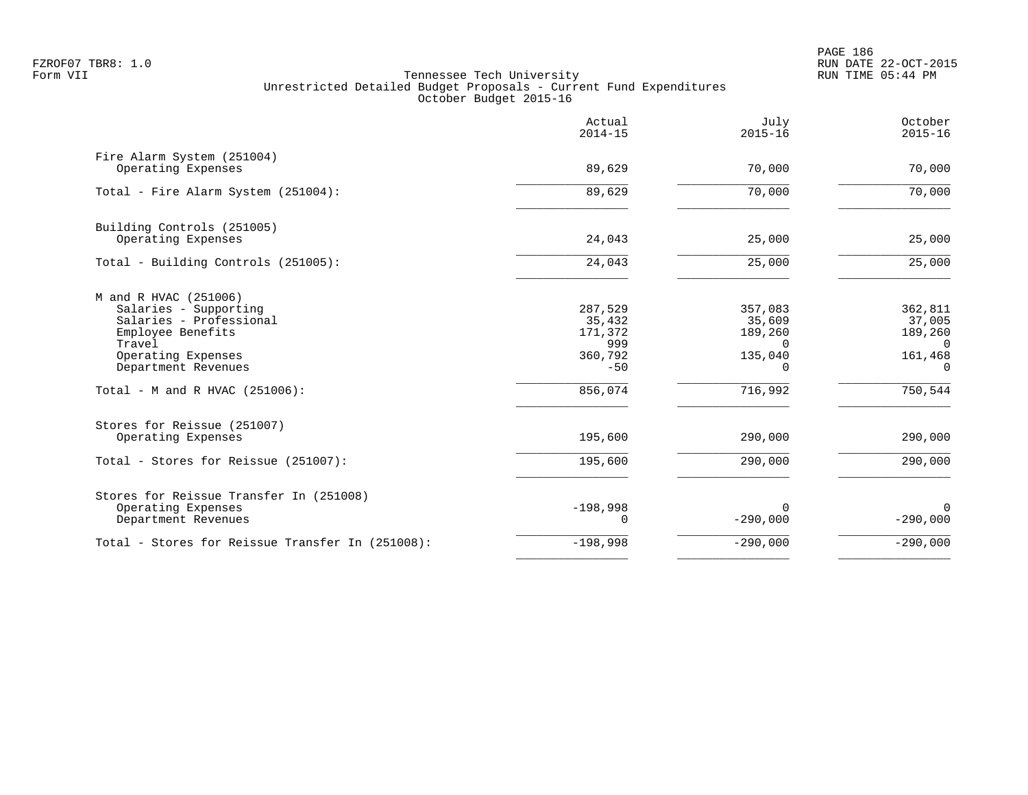Tennessee Tech University
Unrestricted Detailed Budget Proposals - Current Fund Expenditures
October Budget 2015-16

| | Actual 2014-15 | July 2015-16 | October 2015-16 |
|---|---|---|---|
| **Fire Alarm System (251004)** | | | |
| Operating Expenses | 89,629 | 70,000 | 70,000 |
| Total - Fire Alarm System (251004): | 89,629 | 70,000 | 70,000 |
| **Building Controls (251005)** | | | |
| Operating Expenses | 24,043 | 25,000 | 25,000 |
| Total - Building Controls (251005): | 24,043 | 25,000 | 25,000 |
| **M and R HVAC (251006)** | | | |
| Salaries - Supporting | 287,529 | 357,083 | 362,811 |
| Salaries - Professional | 35,432 | 35,609 | 37,005 |
| Employee Benefits | 171,372 | 189,260 | 189,260 |
| Travel | 999 | 0 | 0 |
| Operating Expenses | 360,792 | 135,040 | 161,468 |
| Department Revenues | -50 | 0 | 0 |
| Total - M and R HVAC (251006): | 856,074 | 716,992 | 750,544 |
| **Stores for Reissue (251007)** | | | |
| Operating Expenses | 195,600 | 290,000 | 290,000 |
| Total - Stores for Reissue (251007): | 195,600 | 290,000 | 290,000 |
| **Stores for Reissue Transfer In (251008)** | | | |
| Operating Expenses | -198,998 | 0 | 0 |
| Department Revenues | 0 | -290,000 | -290,000 |
| Total - Stores for Reissue Transfer In (251008): | -198,998 | -290,000 | -290,000 |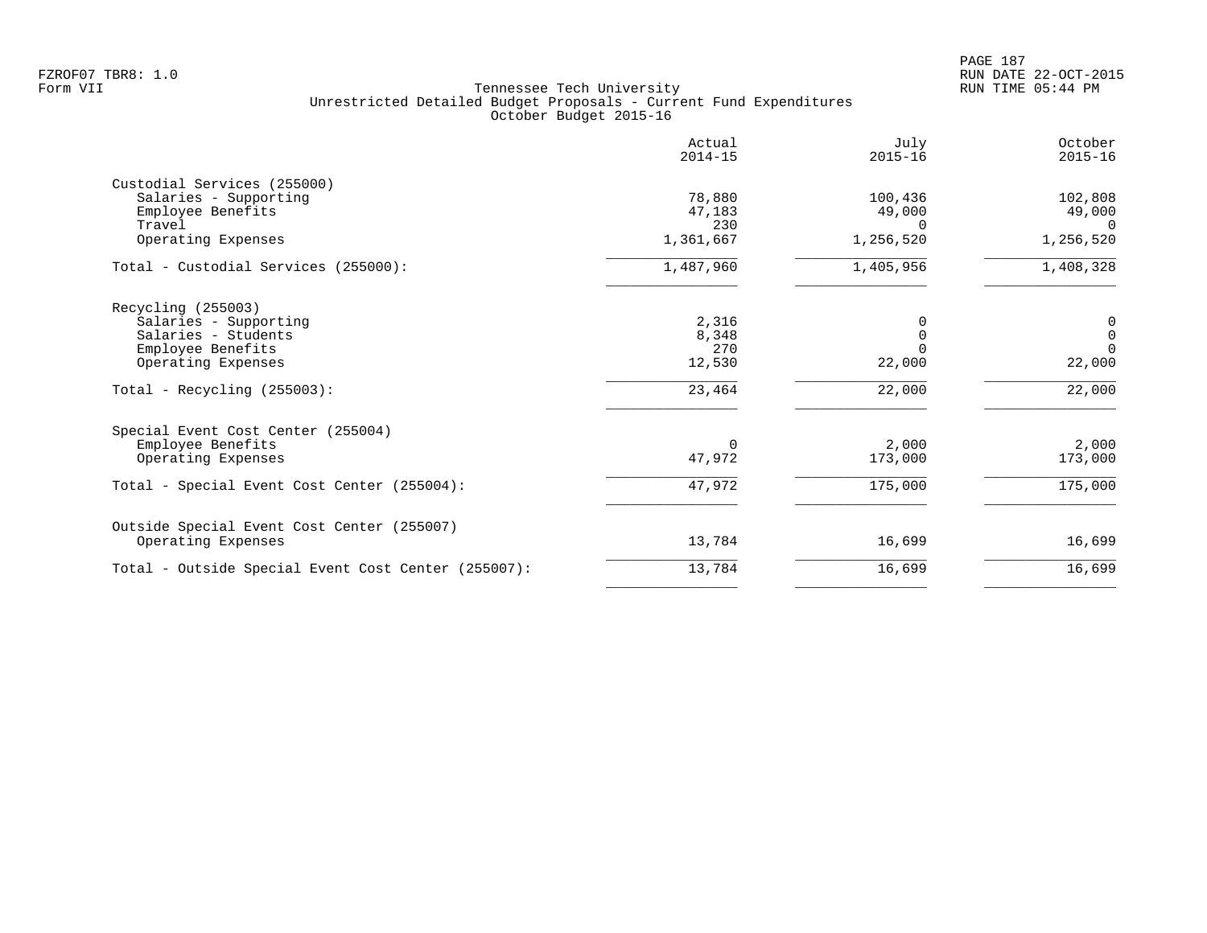FZROF07 TBR8: 1.0
Form VII

Tennessee Tech University
Unrestricted Detailed Budget Proposals - Current Fund Expenditures
October Budget 2015-16

RUN DATE 22-OCT-2015
RUN TIME 05:44 PM

| | Actual 2014-15 | July 2015-16 | October 2015-16 |
|---|---|---|---|
| Custodial Services (255000) | | | |
| Salaries - Supporting | 78,880 | 100,436 | 102,808 |
| Employee Benefits | 47,183 | 49,000 | 49,000 |
| Travel | 230 | 0 | 0 |
| Operating Expenses | 1,361,667 | 1,256,520 | 1,256,520 |
| Total - Custodial Services (255000): | 1,487,960 | 1,405,956 | 1,408,328 |
| Recycling (255003) | | | |
| Salaries - Supporting | 2,316 | 0 | 0 |
| Salaries - Students | 8,348 | 0 | 0 |
| Employee Benefits | 270 | 0 | 0 |
| Operating Expenses | 12,530 | 22,000 | 22,000 |
| Total - Recycling (255003): | 23,464 | 22,000 | 22,000 |
| Special Event Cost Center (255004) | | | |
| Employee Benefits | 0 | 2,000 | 2,000 |
| Operating Expenses | 47,972 | 173,000 | 173,000 |
| Total - Special Event Cost Center (255004): | 47,972 | 175,000 | 175,000 |
| Outside Special Event Cost Center (255007) | | | |
| Operating Expenses | 13,784 | 16,699 | 16,699 |
| Total - Outside Special Event Cost Center (255007): | 13,784 | 16,699 | 16,699 |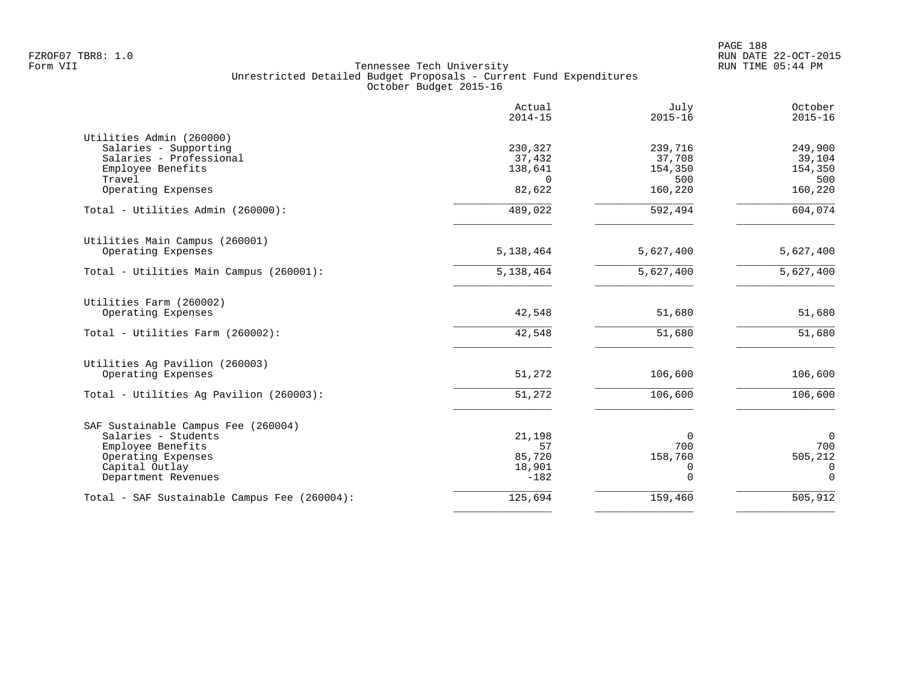FZROF07 TBR8: 1.0
Form VII

Tennessee Tech University
Unrestricted Detailed Budget Proposals - Current Fund Expenditures
October Budget 2015-16

RUN DATE 22-OCT-2015
RUN TIME 05:44 PM

| | Actual 2014-15 | July 2015-16 | October 2015-16 |
|---|---|---|---|
| **Utilities Admin (260000)** | | | |
| Salaries - Supporting | 230,327 | 239,716 | 249,900 |
| Salaries - Professional | 37,432 | 37,708 | 39,104 |
| Employee Benefits | 138,641 | 154,350 | 154,350 |
| Travel | 0 | 500 | 500 |
| Operating Expenses | 82,622 | 160,220 | 160,220 |
| Total - Utilities Admin (260000): | 489,022 | 592,494 | 604,074 |
| **Utilities Main Campus (260001)** | | | |
| Operating Expenses | 5,138,464 | 5,627,400 | 5,627,400 |
| Total - Utilities Main Campus (260001): | 5,138,464 | 5,627,400 | 5,627,400 |
| **Utilities Farm (260002)** | | | |
| Operating Expenses | 42,548 | 51,680 | 51,680 |
| Total - Utilities Farm (260002): | 42,548 | 51,680 | 51,680 |
| **Utilities Ag Pavilion (260003)** | | | |
| Operating Expenses | 51,272 | 106,600 | 106,600 |
| Total - Utilities Ag Pavilion (260003): | 51,272 | 106,600 | 106,600 |
| **SAF Sustainable Campus Fee (260004)** | | | |
| Salaries - Students | 21,198 | 0 | 0 |
| Employee Benefits | 57 | 700 | 700 |
| Operating Expenses | 85,720 | 158,760 | 505,212 |
| Capital Outlay | 18,901 | 0 | 0 |
| Department Revenues | -182 | 0 | 0 |
| Total - SAF Sustainable Campus Fee (260004): | 125,694 | 159,460 | 505,912 |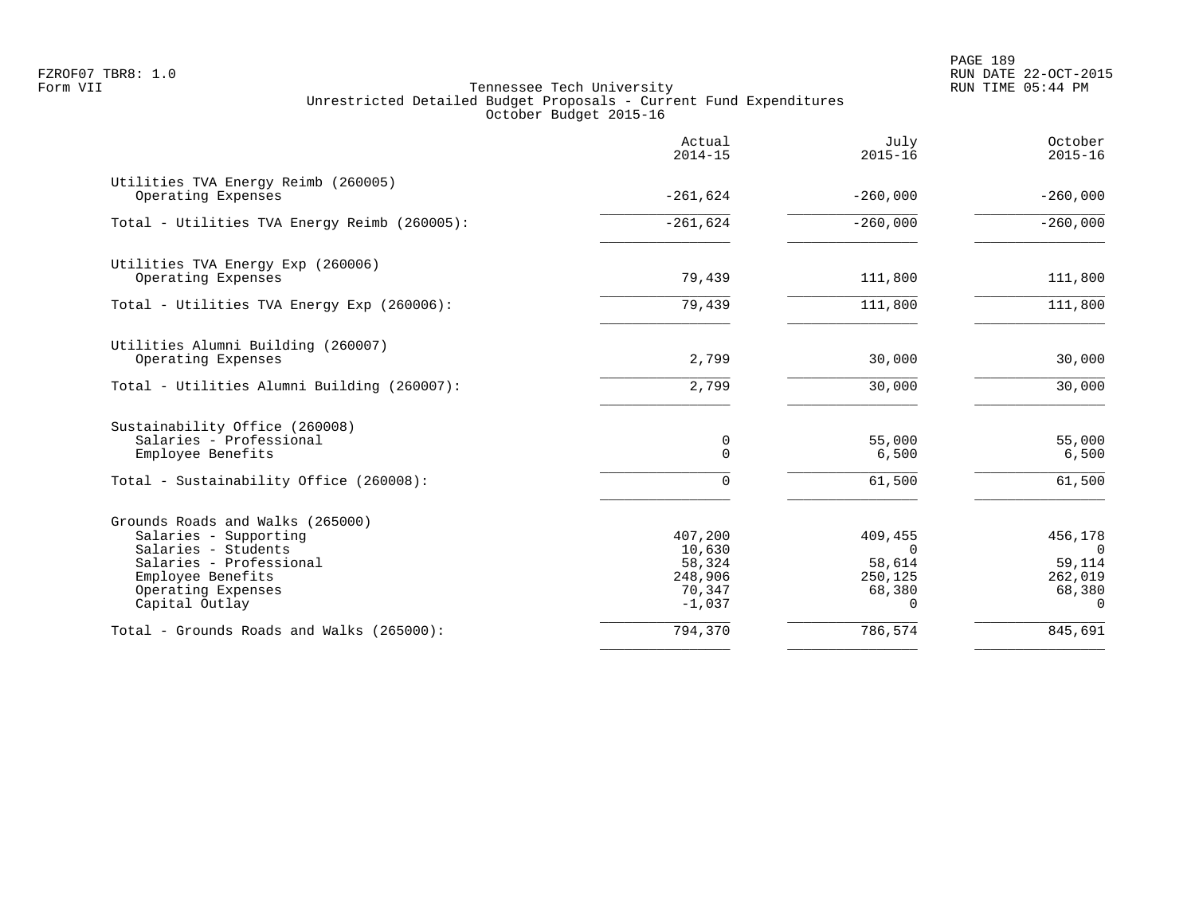FZROF07 TBR8: 1.0
Form VII

Tennessee Tech University
Unrestricted Detailed Budget Proposals - Current Fund Expenditures
October Budget 2015-16

RUN DATE 22-OCT-2015
RUN TIME 05:44 PM

| | Actual 2014-15 | July 2015-16 | October 2015-16 |
|---|---|---|---|
| **Utilities TVA Energy Reimb (260005)** | | | |
| Operating Expenses | -261,624 | -260,000 | -260,000 |
| Total - Utilities TVA Energy Reimb (260005): | -261,624 | -260,000 | -260,000 |
| **Utilities TVA Energy Exp (260006)** | | | |
| Operating Expenses | 79,439 | 111,800 | 111,800 |
| Total - Utilities TVA Energy Exp (260006): | 79,439 | 111,800 | 111,800 |
| **Utilities Alumni Building (260007)** | | | |
| Operating Expenses | 2,799 | 30,000 | 30,000 |
| Total - Utilities Alumni Building (260007): | 2,799 | 30,000 | 30,000 |
| **Sustainability Office (260008)** | | | |
| Salaries - Professional | 0 | 55,000 | 55,000 |
| Employee Benefits | 0 | 6,500 | 6,500 |
| Total - Sustainability Office (260008): | 0 | 61,500 | 61,500 |
| **Grounds Roads and Walks (265000)** | | | |
| Salaries - Supporting | 407,200 | 409,455 | 456,178 |
| Salaries - Students | 10,630 | 0 | 0 |
| Salaries - Professional | 58,324 | 58,614 | 59,114 |
| Employee Benefits | 248,906 | 250,125 | 262,019 |
| Operating Expenses | 70,347 | 68,380 | 68,380 |
| Capital Outlay | -1,037 | 0 | 0 |
| Total - Grounds Roads and Walks (265000): | 794,370 | 786,574 | 845,691 |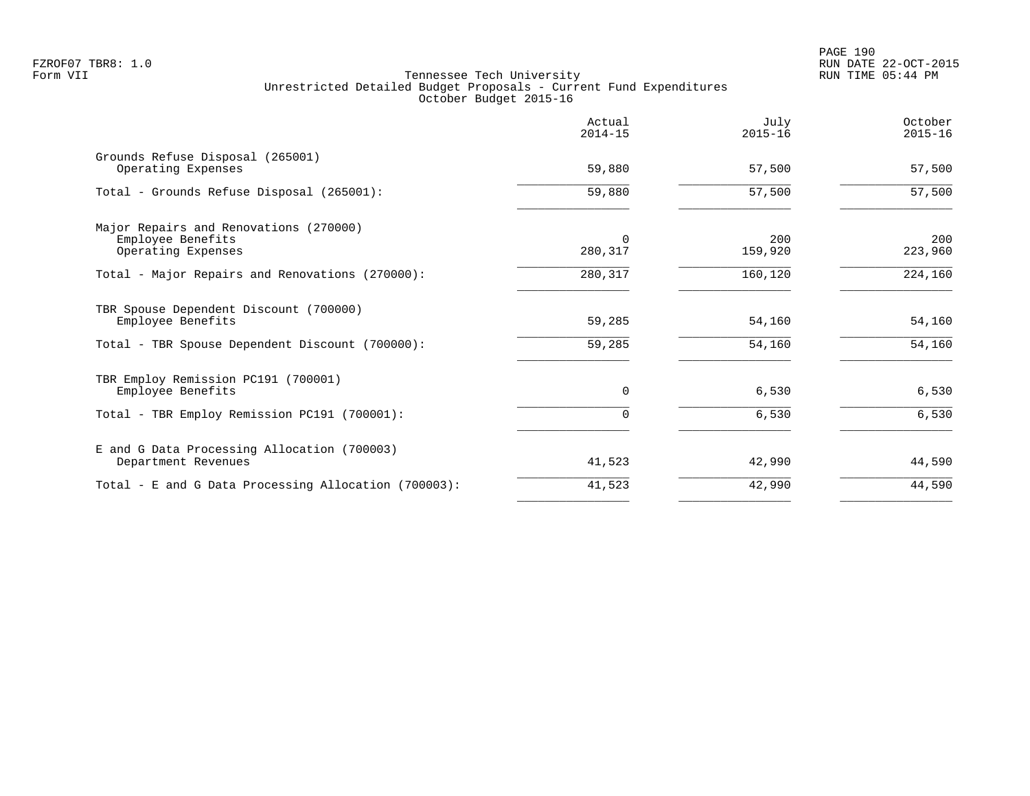Tennessee Tech University
Unrestricted Detailed Budget Proposals - Current Fund Expenditures
October Budget 2015-16

| | Actual 2014-15 | July 2015-16 | October 2015-16 |
|---|---|---|---|
| Grounds Refuse Disposal (265001) | | | |
| Operating Expenses | 59,880 | 57,500 | 57,500 |
| Total - Grounds Refuse Disposal (265001): | 59,880 | 57,500 | 57,500 |
| Major Repairs and Renovations (270000) | | | |
| Employee Benefits | 0 | 200 | 200 |
| Operating Expenses | 280,317 | 159,920 | 223,960 |
| Total - Major Repairs and Renovations (270000): | 280,317 | 160,120 | 224,160 |
| TBR Spouse Dependent Discount (700000) | | | |
| Employee Benefits | 59,285 | 54,160 | 54,160 |
| Total - TBR Spouse Dependent Discount (700000): | 59,285 | 54,160 | 54,160 |
| TBR Employ Remission PC191 (700001) | | | |
| Employee Benefits | 0 | 6,530 | 6,530 |
| Total - TBR Employ Remission PC191 (700001): | 0 | 6,530 | 6,530 |
| E and G Data Processing Allocation (700003) | | | |
| Department Revenues | 41,523 | 42,990 | 44,590 |
| Total - E and G Data Processing Allocation (700003): | 41,523 | 42,990 | 44,590 |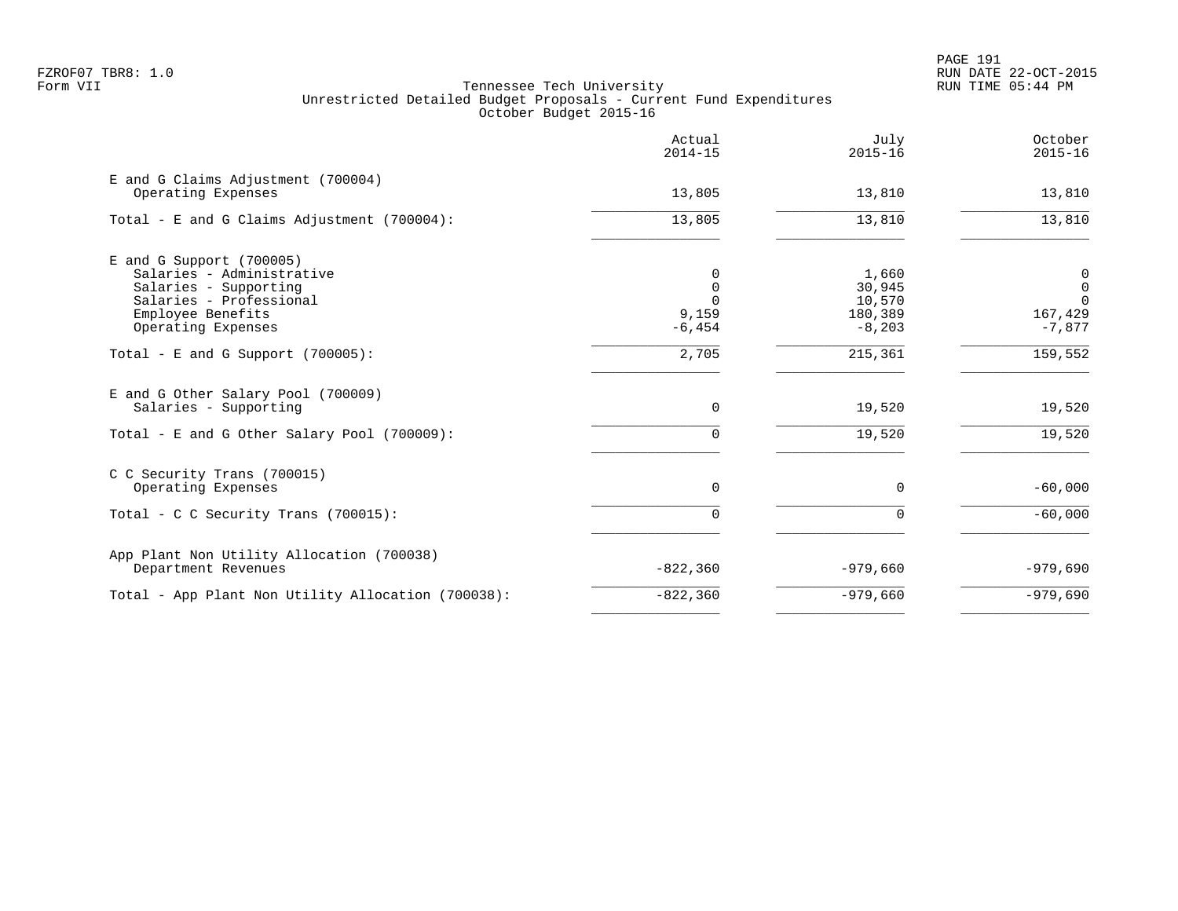FZROF07 TBR8: 1.0
Form VII

Tennessee Tech University
Unrestricted Detailed Budget Proposals - Current Fund Expenditures
October Budget 2015-16

RUN DATE 22-OCT-2015
RUN TIME 05:44 PM

| | Actual 2014-15 | July 2015-16 | October 2015-16 |
|---|---|---|---|
| E and G Claims Adjustment (700004) | | | |
| Operating Expenses | 13,805 | 13,810 | 13,810 |
| Total - E and G Claims Adjustment (700004): | 13,805 | 13,810 | 13,810 |
| E and G Support (700005) | | | |
| Salaries - Administrative | 0 | 1,660 | 0 |
| Salaries - Supporting | 0 | 30,945 | 0 |
| Salaries - Professional | 0 | 10,570 | 0 |
| Employee Benefits | 9,159 | 180,389 | 167,429 |
| Operating Expenses | -6,454 | -8,203 | -7,877 |
| Total - E and G Support (700005): | 2,705 | 215,361 | 159,552 |
| E and G Other Salary Pool (700009) | | | |
| Salaries - Supporting | 0 | 19,520 | 19,520 |
| Total - E and G Other Salary Pool (700009): | 0 | 19,520 | 19,520 |
| C C Security Trans (700015) | | | |
| Operating Expenses | 0 | 0 | -60,000 |
| Total - C C Security Trans (700015): | 0 | 0 | -60,000 |
| App Plant Non Utility Allocation (700038) | | | |
| Department Revenues | -822,360 | -979,660 | -979,690 |
| Total - App Plant Non Utility Allocation (700038): | -822,360 | -979,660 | -979,690 |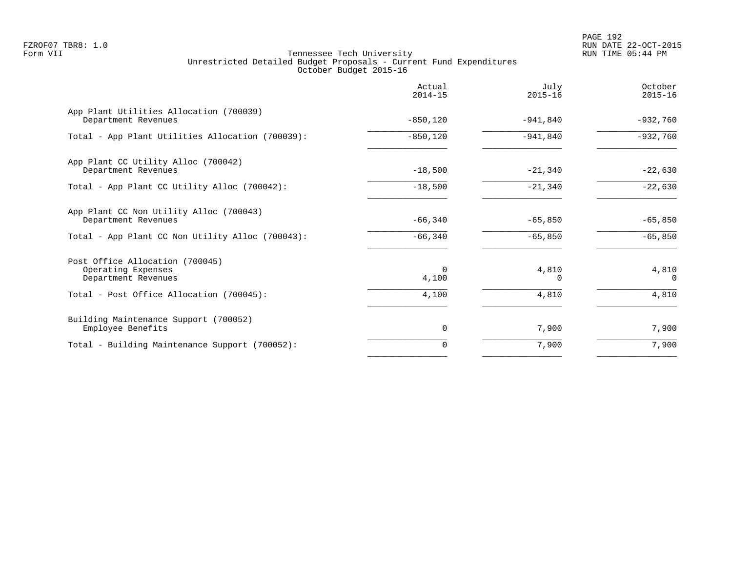FZROF07 TBR8: 1.0
Form VII

Tennessee Tech University
Unrestricted Detailed Budget Proposals - Current Fund Expenditures
October Budget 2015-16

RUN DATE 22-OCT-2015
RUN TIME 05:44 PM

| | Actual 2014-15 | July 2015-16 | October 2015-16 |
|---|---|---|---|
| App Plant Utilities Allocation (700039) | | | |
| Department Revenues | -850,120 | -941,840 | -932,760 |
| Total - App Plant Utilities Allocation (700039): | -850,120 | -941,840 | -932,760 |
| App Plant CC Utility Alloc (700042) | | | |
| Department Revenues | -18,500 | -21,340 | -22,630 |
| Total - App Plant CC Utility Alloc (700042): | -18,500 | -21,340 | -22,630 |
| App Plant CC Non Utility Alloc (700043) | | | |
| Department Revenues | -66,340 | -65,850 | -65,850 |
| Total - App Plant CC Non Utility Alloc (700043): | -66,340 | -65,850 | -65,850 |
| Post Office Allocation (700045) | | | |
| Operating Expenses | 0 | 4,810 | 4,810 |
| Department Revenues | 4,100 | 0 | 0 |
| Total - Post Office Allocation (700045): | 4,100 | 4,810 | 4,810 |
| Building Maintenance Support (700052) | | | |
| Employee Benefits | 0 | 7,900 | 7,900 |
| Total - Building Maintenance Support (700052): | 0 | 7,900 | 7,900 |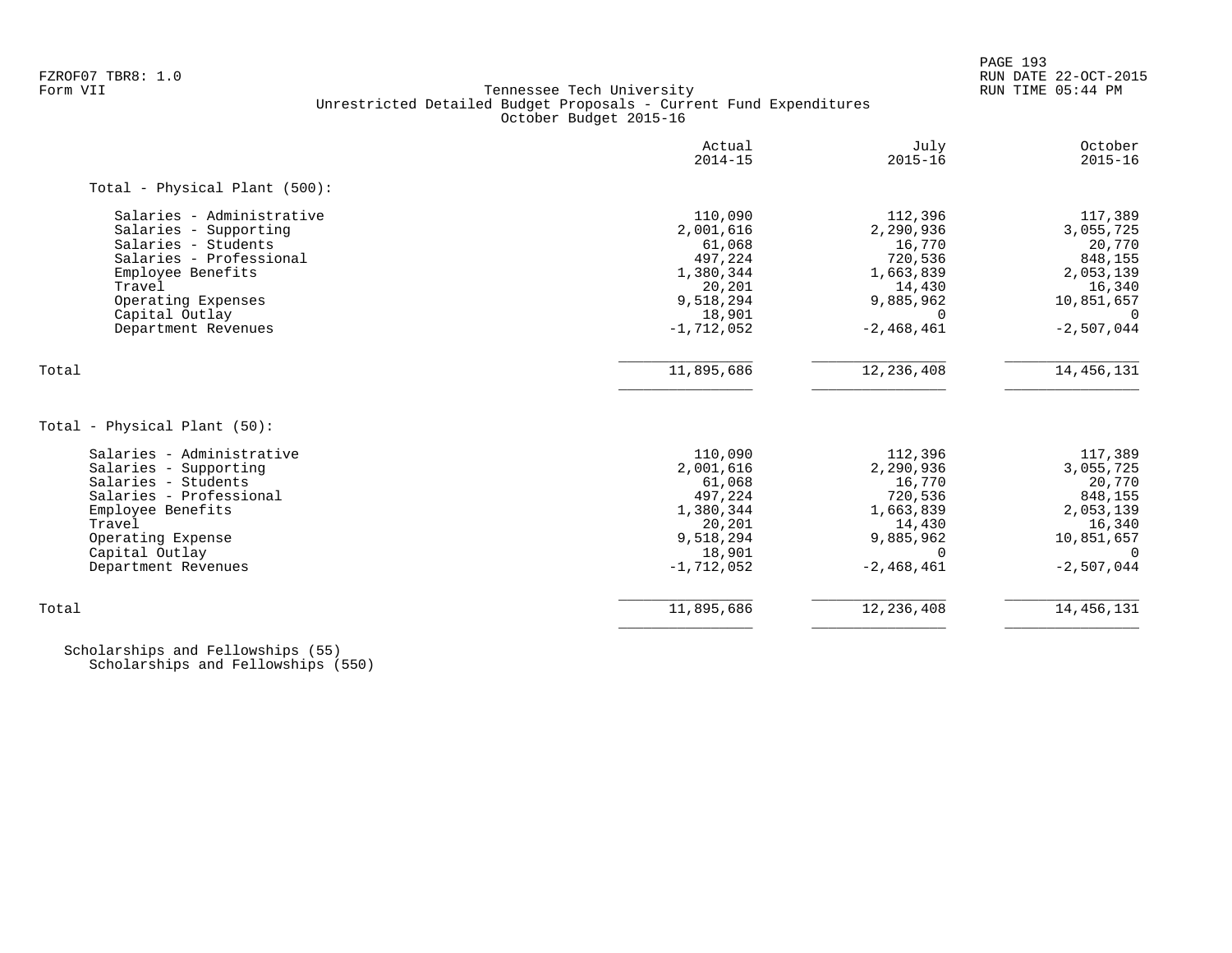FZROF07 TBR8: 1.0
Form VII

Tennessee Tech University
Unrestricted Detailed Budget Proposals - Current Fund Expenditures
October Budget 2015-16

| | Actual 2014-15 | July 2015-16 | October 2015-16 |
|---|---|---|---|
| Total - Physical Plant (500): | | | |
| Salaries - Administrative | 110,090 | 112,396 | 117,389 |
| Salaries - Supporting | 2,001,616 | 2,290,936 | 3,055,725 |
| Salaries - Students | 61,068 | 16,770 | 20,770 |
| Salaries - Professional | 497,224 | 720,536 | 848,155 |
| Employee Benefits | 1,380,344 | 1,663,839 | 2,053,139 |
| Travel | 20,201 | 14,430 | 16,340 |
| Operating Expenses | 9,518,294 | 9,885,962 | 10,851,657 |
| Capital Outlay | 18,901 | 0 | 0 |
| Department Revenues | -1,712,052 | -2,468,461 | -2,507,044 |
| Total | 11,895,686 | 12,236,408 | 14,456,131 |
| Total - Physical Plant (50): | | | |
| Salaries - Administrative | 110,090 | 112,396 | 117,389 |
| Salaries - Supporting | 2,001,616 | 2,290,936 | 3,055,725 |
| Salaries - Students | 61,068 | 16,770 | 20,770 |
| Salaries - Professional | 497,224 | 720,536 | 848,155 |
| Employee Benefits | 1,380,344 | 1,663,839 | 2,053,139 |
| Travel | 20,201 | 14,430 | 16,340 |
| Operating Expense | 9,518,294 | 9,885,962 | 10,851,657 |
| Capital Outlay | 18,901 | 0 | 0 |
| Department Revenues | -1,712,052 | -2,468,461 | -2,507,044 |
| Total | 11,895,686 | 12,236,408 | 14,456,131 |

Scholarships and Fellowships (55)
Scholarships and Fellowships (550)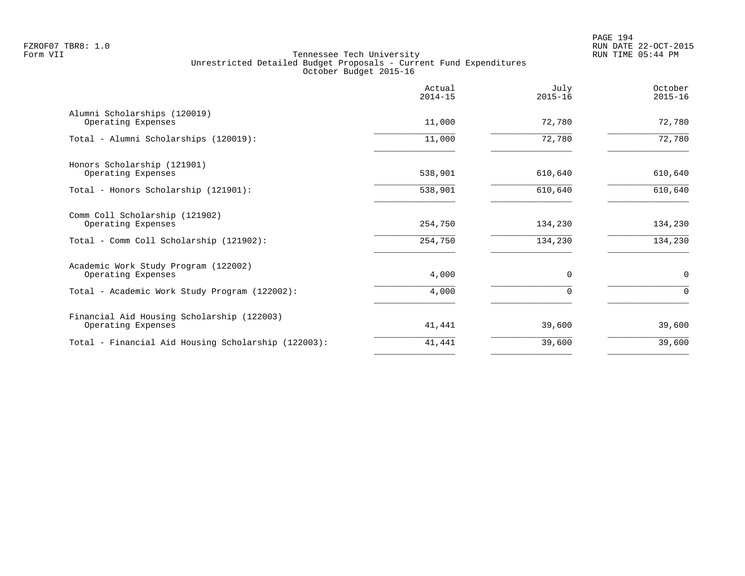Tennessee Tech University
Unrestricted Detailed Budget Proposals - Current Fund Expenditures
October Budget 2015-16

| | Actual 2014-15 | July 2015-16 | October 2015-16 |
|---|---|---|---|
| Alumni Scholarships (120019) | | | |
| Operating Expenses | 11,000 | 72,780 | 72,780 |
| Total - Alumni Scholarships (120019): | 11,000 | 72,780 | 72,780 |
| Honors Scholarship (121901) | | | |
| Operating Expenses | 538,901 | 610,640 | 610,640 |
| Total - Honors Scholarship (121901): | 538,901 | 610,640 | 610,640 |
| Comm Coll Scholarship (121902) | | | |
| Operating Expenses | 254,750 | 134,230 | 134,230 |
| Total - Comm Coll Scholarship (121902): | 254,750 | 134,230 | 134,230 |
| Academic Work Study Program (122002) | | | |
| Operating Expenses | 4,000 | 0 | 0 |
| Total - Academic Work Study Program (122002): | 4,000 | 0 | 0 |
| Financial Aid Housing Scholarship (122003) | | | |
| Operating Expenses | 41,441 | 39,600 | 39,600 |
| Total - Financial Aid Housing Scholarship (122003): | 41,441 | 39,600 | 39,600 |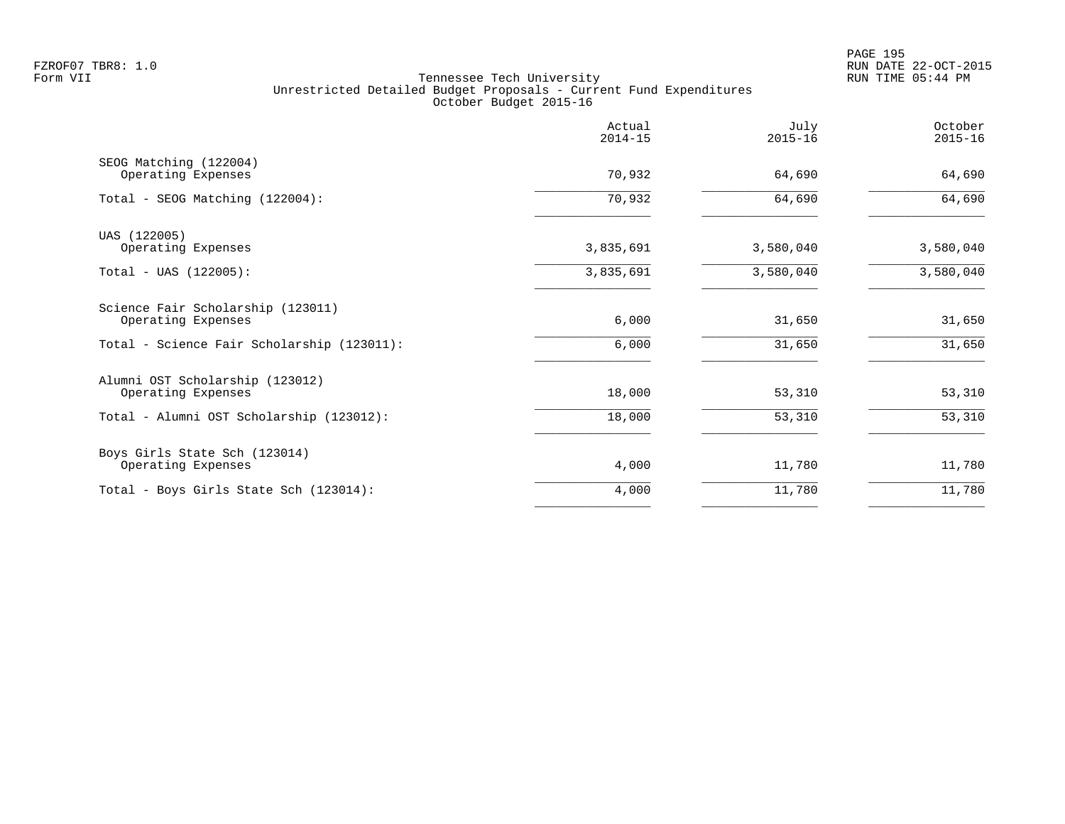Tennessee Tech University
Unrestricted Detailed Budget Proposals - Current Fund Expenditures
October Budget 2015-16

| | Actual 2014-15 | July 2015-16 | October 2015-16 |
|---|---|---|---|
| SEOG Matching (122004) | | | |
| Operating Expenses | 70,932 | 64,690 | 64,690 |
| Total - SEOG Matching (122004): | 70,932 | 64,690 | 64,690 |
| UAS (122005) | | | |
| Operating Expenses | 3,835,691 | 3,580,040 | 3,580,040 |
| Total - UAS (122005): | 3,835,691 | 3,580,040 | 3,580,040 |
| Science Fair Scholarship (123011) | | | |
| Operating Expenses | 6,000 | 31,650 | 31,650 |
| Total - Science Fair Scholarship (123011): | 6,000 | 31,650 | 31,650 |
| Alumni OST Scholarship (123012) | | | |
| Operating Expenses | 18,000 | 53,310 | 53,310 |
| Total - Alumni OST Scholarship (123012): | 18,000 | 53,310 | 53,310 |
| Boys Girls State Sch (123014) | | | |
| Operating Expenses | 4,000 | 11,780 | 11,780 |
| Total - Boys Girls State Sch (123014): | 4,000 | 11,780 | 11,780 |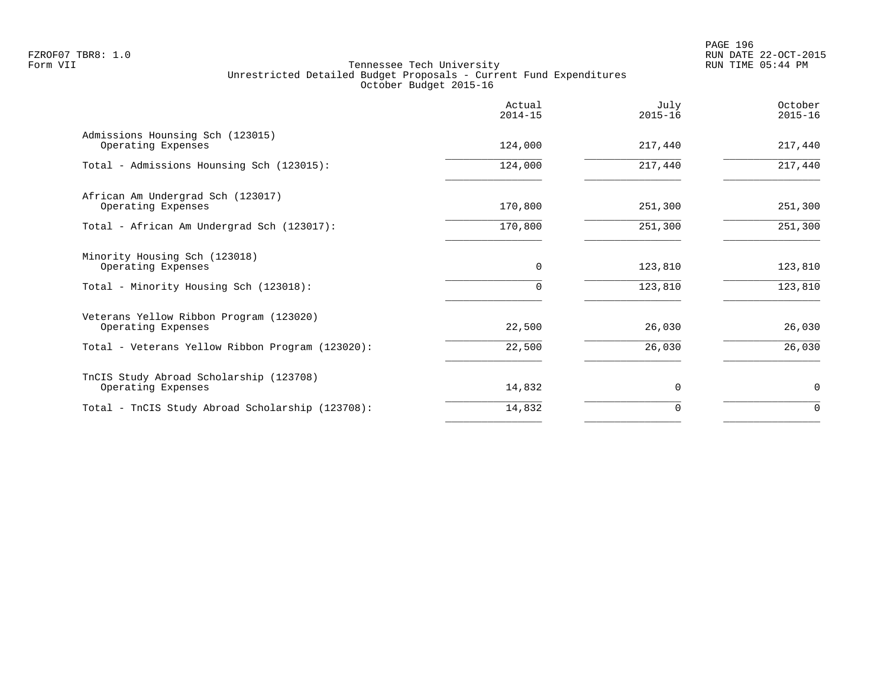FZROF07 TBR8: 1.0
Form VII

RUN DATE 22-OCT-2015
RUN TIME 05:44 PM

Tennessee Tech University
Unrestricted Detailed Budget Proposals - Current Fund Expenditures
October Budget 2015-16

| | Actual 2014-15 | July 2015-16 | October 2015-16 |
|---|---|---|---|
| Admissions Hounsing Sch (123015) | | | |
| Operating Expenses | 124,000 | 217,440 | 217,440 |
| Total - Admissions Hounsing Sch (123015): | 124,000 | 217,440 | 217,440 |
| African Am Undergrad Sch (123017) | | | |
| Operating Expenses | 170,800 | 251,300 | 251,300 |
| Total - African Am Undergrad Sch (123017): | 170,800 | 251,300 | 251,300 |
| Minority Housing Sch (123018) | | | |
| Operating Expenses | 0 | 123,810 | 123,810 |
| Total - Minority Housing Sch (123018): | 0 | 123,810 | 123,810 |
| Veterans Yellow Ribbon Program (123020) | | | |
| Operating Expenses | 22,500 | 26,030 | 26,030 |
| Total - Veterans Yellow Ribbon Program (123020): | 22,500 | 26,030 | 26,030 |
| TnCIS Study Abroad Scholarship (123708) | | | |
| Operating Expenses | 14,832 | 0 | 0 |
| Total - TnCIS Study Abroad Scholarship (123708): | 14,832 | 0 | 0 |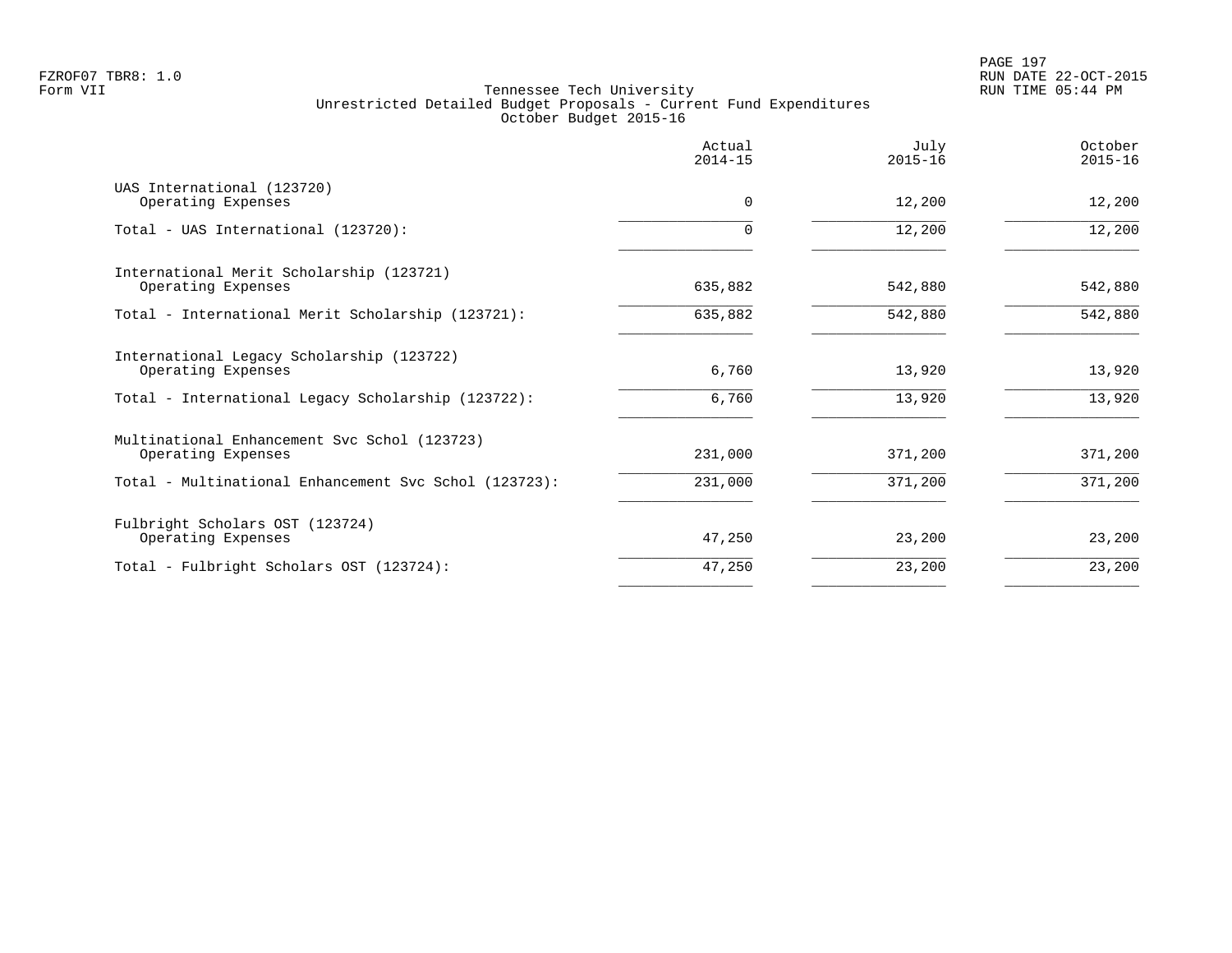Tennessee Tech University
Unrestricted Detailed Budget Proposals - Current Fund Expenditures
October Budget 2015-16

| | Actual 2014-15 | July 2015-16 | October 2015-16 |
|---|---|---|---|
| UAS International (123720) | | | |
| Operating Expenses | 0 | 12,200 | 12,200 |
| Total - UAS International (123720): | 0 | 12,200 | 12,200 |
| International Merit Scholarship (123721) | | | |
| Operating Expenses | 635,882 | 542,880 | 542,880 |
| Total - International Merit Scholarship (123721): | 635,882 | 542,880 | 542,880 |
| International Legacy Scholarship (123722) | | | |
| Operating Expenses | 6,760 | 13,920 | 13,920 |
| Total - International Legacy Scholarship (123722): | 6,760 | 13,920 | 13,920 |
| Multinational Enhancement Svc Schol (123723) | | | |
| Operating Expenses | 231,000 | 371,200 | 371,200 |
| Total - Multinational Enhancement Svc Schol (123723): | 231,000 | 371,200 | 371,200 |
| Fulbright Scholars OST (123724) | | | |
| Operating Expenses | 47,250 | 23,200 | 23,200 |
| Total - Fulbright Scholars OST (123724): | 47,250 | 23,200 | 23,200 |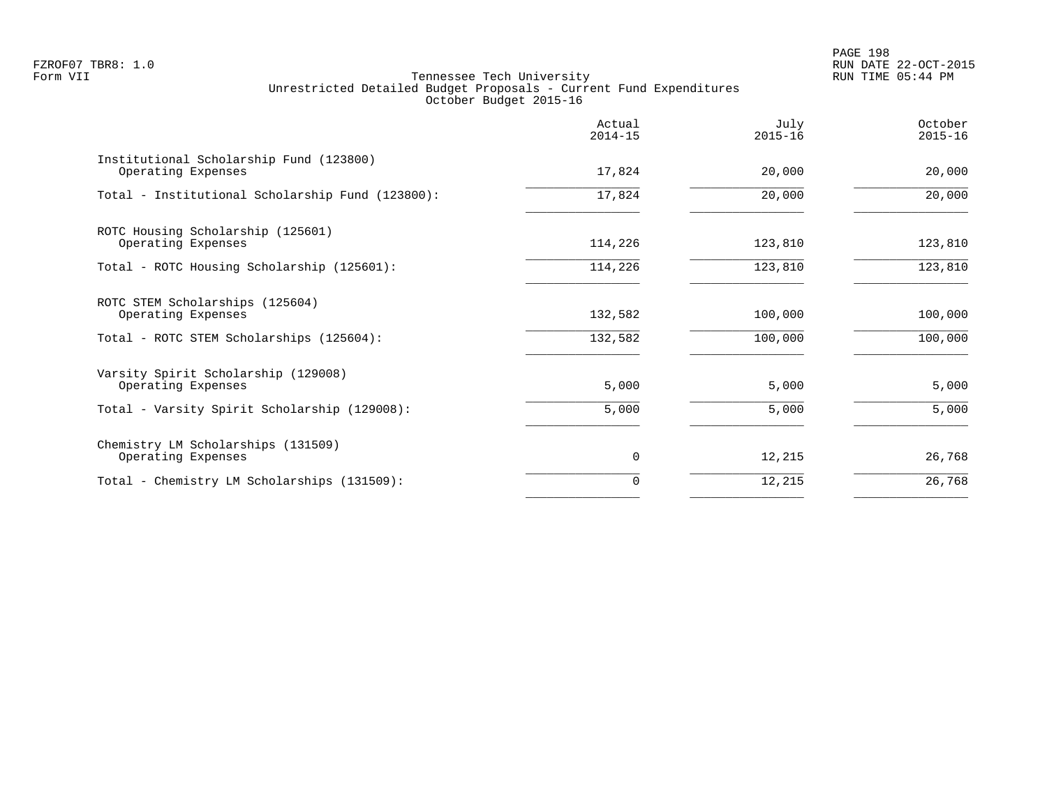FZROF07 TBR8: 1.0
Form VII

Tennessee Tech University
Unrestricted Detailed Budget Proposals - Current Fund Expenditures
October Budget 2015-16

RUN DATE 22-OCT-2015
RUN TIME 05:44 PM

| | Actual 2014-15 | July 2015-16 | October 2015-16 |
|---|---|---|---|
| Institutional Scholarship Fund (123800) | | | |
| Operating Expenses | 17,824 | 20,000 | 20,000 |
| Total - Institutional Scholarship Fund (123800): | 17,824 | 20,000 | 20,000 |
| ROTC Housing Scholarship (125601) | | | |
| Operating Expenses | 114,226 | 123,810 | 123,810 |
| Total - ROTC Housing Scholarship (125601): | 114,226 | 123,810 | 123,810 |
| ROTC STEM Scholarships (125604) | | | |
| Operating Expenses | 132,582 | 100,000 | 100,000 |
| Total - ROTC STEM Scholarships (125604): | 132,582 | 100,000 | 100,000 |
| Varsity Spirit Scholarship (129008) | | | |
| Operating Expenses | 5,000 | 5,000 | 5,000 |
| Total - Varsity Spirit Scholarship (129008): | 5,000 | 5,000 | 5,000 |
| Chemistry LM Scholarships (131509) | | | |
| Operating Expenses | 0 | 12,215 | 26,768 |
| Total - Chemistry LM Scholarships (131509): | 0 | 12,215 | 26,768 |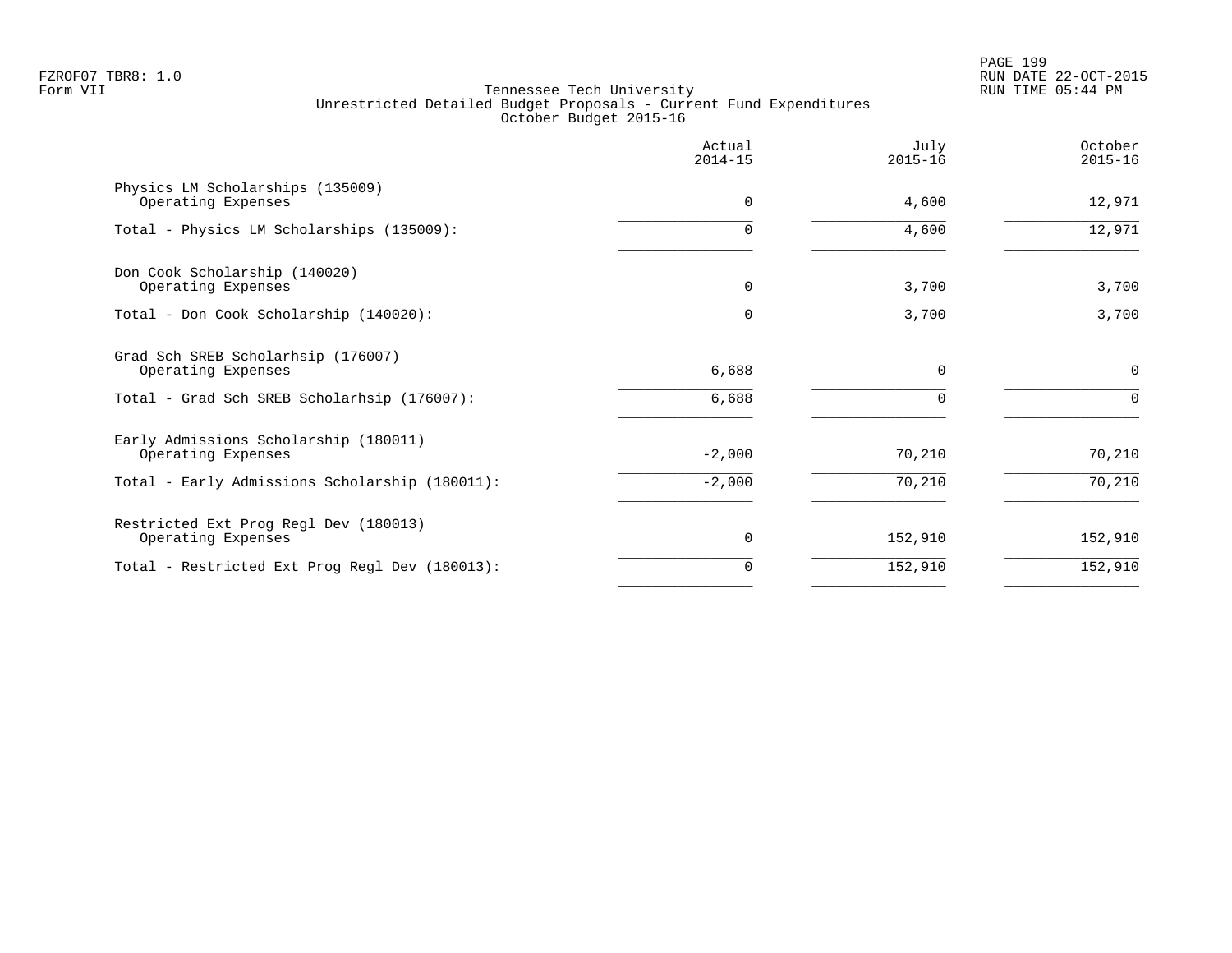FZROF07 TBR8: 1.0
Form VII

Tennessee Tech University
Unrestricted Detailed Budget Proposals - Current Fund Expenditures
October Budget 2015-16

RUN DATE 22-OCT-2015
RUN TIME 05:44 PM

| | Actual 2014-15 | July 2015-16 | October 2015-16 |
|---|---|---|---|
| Physics LM Scholarships (135009) | | | |
| Operating Expenses | 0 | 4,600 | 12,971 |
| Total - Physics LM Scholarships (135009): | 0 | 4,600 | 12,971 |
| Don Cook Scholarship (140020) | | | |
| Operating Expenses | 0 | 3,700 | 3,700 |
| Total - Don Cook Scholarship (140020): | 0 | 3,700 | 3,700 |
| Grad Sch SREB Scholarhsip (176007) | | | |
| Operating Expenses | 6,688 | 0 | 0 |
| Total - Grad Sch SREB Scholarhsip (176007): | 6,688 | 0 | 0 |
| Early Admissions Scholarship (180011) | | | |
| Operating Expenses | -2,000 | 70,210 | 70,210 |
| Total - Early Admissions Scholarship (180011): | -2,000 | 70,210 | 70,210 |
| Restricted Ext Prog Regl Dev (180013) | | | |
| Operating Expenses | 0 | 152,910 | 152,910 |
| Total - Restricted Ext Prog Regl Dev (180013): | 0 | 152,910 | 152,910 |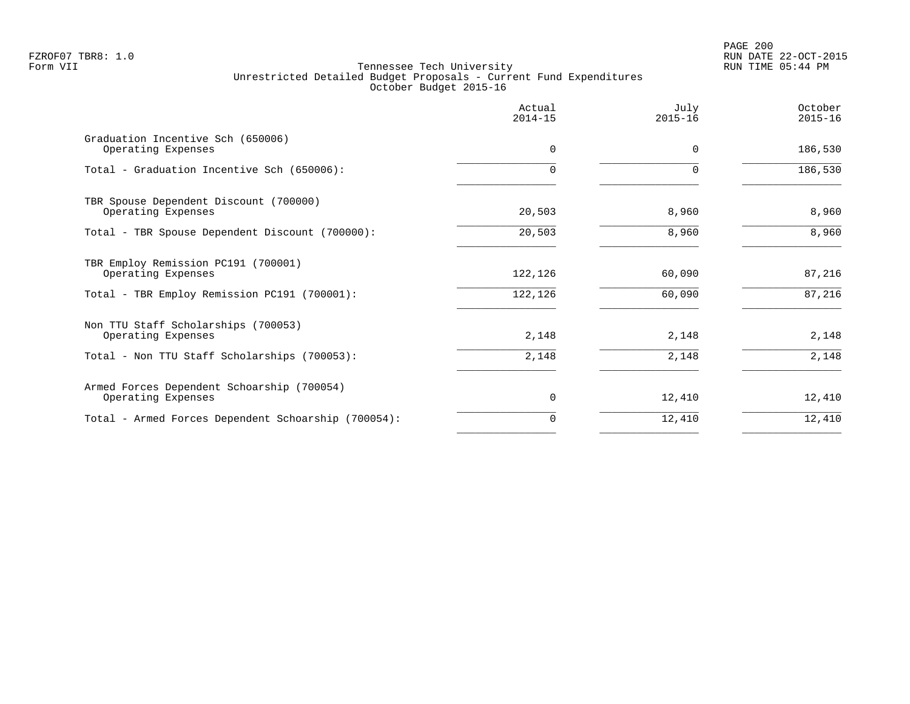FZROF07 TBR8: 1.0
Form VII

# Tennessee Tech University
## Unrestricted Detailed Budget Proposals - Current Fund Expenditures
### October Budget 2015-16

RUN DATE 22-OCT-2015
RUN TIME 05:44 PM

| | Actual 2014-15 | July 2015-16 | October 2015-16 |
|---|---|---|---|
| Graduation Incentive Sch (650006) | | | |
| Operating Expenses | 0 | 0 | 186,530 |
| Total - Graduation Incentive Sch (650006): | 0 | 0 | 186,530 |
| TBR Spouse Dependent Discount (700000) | | | |
| Operating Expenses | 20,503 | 8,960 | 8,960 |
| Total - TBR Spouse Dependent Discount (700000): | 20,503 | 8,960 | 8,960 |
| TBR Employ Remission PC191 (700001) | | | |
| Operating Expenses | 122,126 | 60,090 | 87,216 |
| Total - TBR Employ Remission PC191 (700001): | 122,126 | 60,090 | 87,216 |
| Non TTU Staff Scholarships (700053) | | | |
| Operating Expenses | 2,148 | 2,148 | 2,148 |
| Total - Non TTU Staff Scholarships (700053): | 2,148 | 2,148 | 2,148 |
| Armed Forces Dependent Schoarship (700054) | | | |
| Operating Expenses | 0 | 12,410 | 12,410 |
| Total - Armed Forces Dependent Schoarship (700054): | 0 | 12,410 | 12,410 |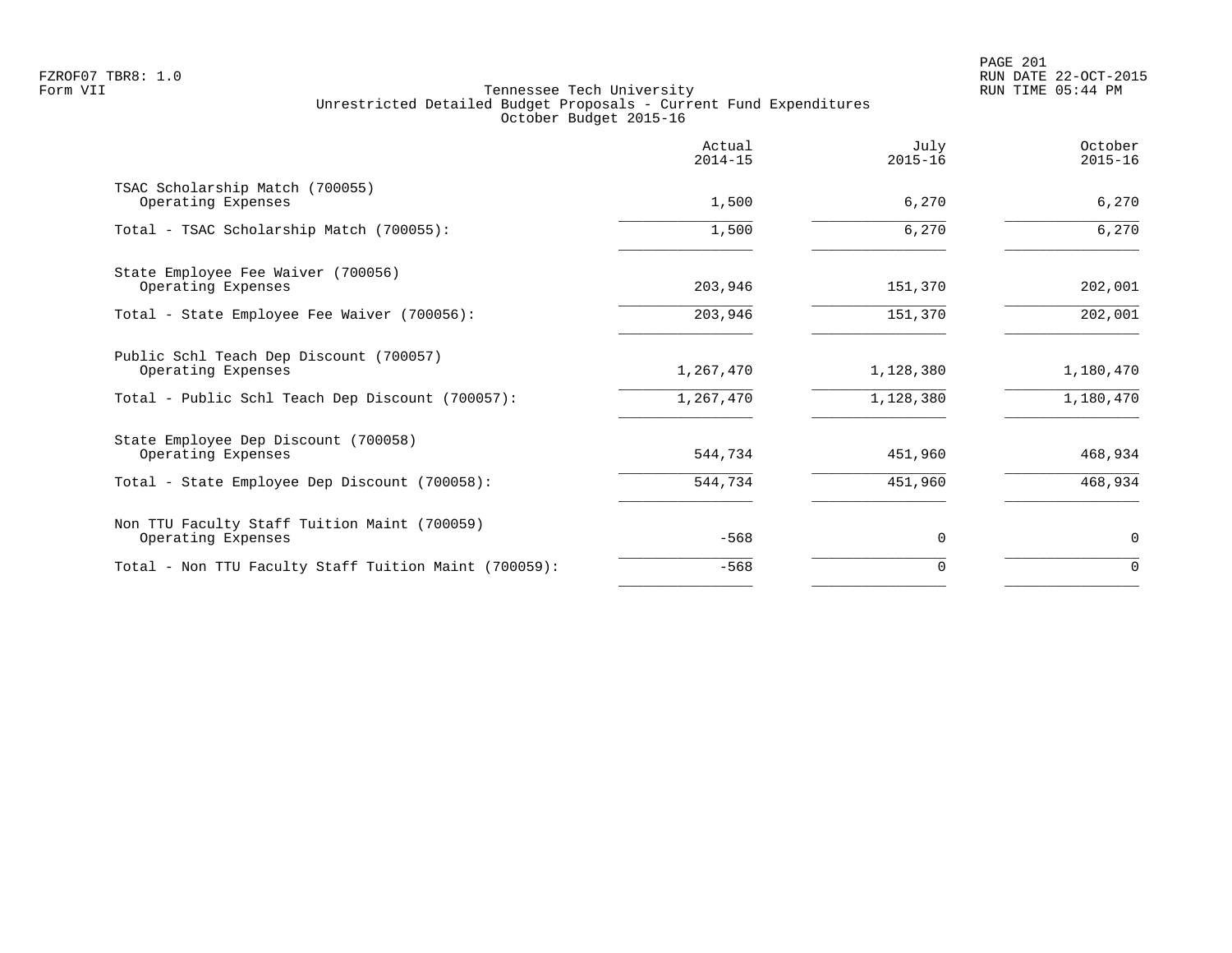FZROF07 TBR8: 1.0
Form VII

Tennessee Tech University
Unrestricted Detailed Budget Proposals - Current Fund Expenditures
October Budget 2015-16

RUN DATE 22-OCT-2015
RUN TIME 05:44 PM

| | Actual 2014-15 | July 2015-16 | October 2015-16 |
|---|---|---|---|
| TSAC Scholarship Match (700055) | | | |
| Operating Expenses | 1,500 | 6,270 | 6,270 |
| Total - TSAC Scholarship Match (700055): | 1,500 | 6,270 | 6,270 |
| State Employee Fee Waiver (700056) | | | |
| Operating Expenses | 203,946 | 151,370 | 202,001 |
| Total - State Employee Fee Waiver (700056): | 203,946 | 151,370 | 202,001 |
| Public Schl Teach Dep Discount (700057) | | | |
| Operating Expenses | 1,267,470 | 1,128,380 | 1,180,470 |
| Total - Public Schl Teach Dep Discount (700057): | 1,267,470 | 1,128,380 | 1,180,470 |
| State Employee Dep Discount (700058) | | | |
| Operating Expenses | 544,734 | 451,960 | 468,934 |
| Total - State Employee Dep Discount (700058): | 544,734 | 451,960 | 468,934 |
| Non TTU Faculty Staff Tuition Maint (700059) | | | |
| Operating Expenses | -568 | 0 | 0 |
| Total - Non TTU Faculty Staff Tuition Maint (700059): | -568 | 0 | 0 |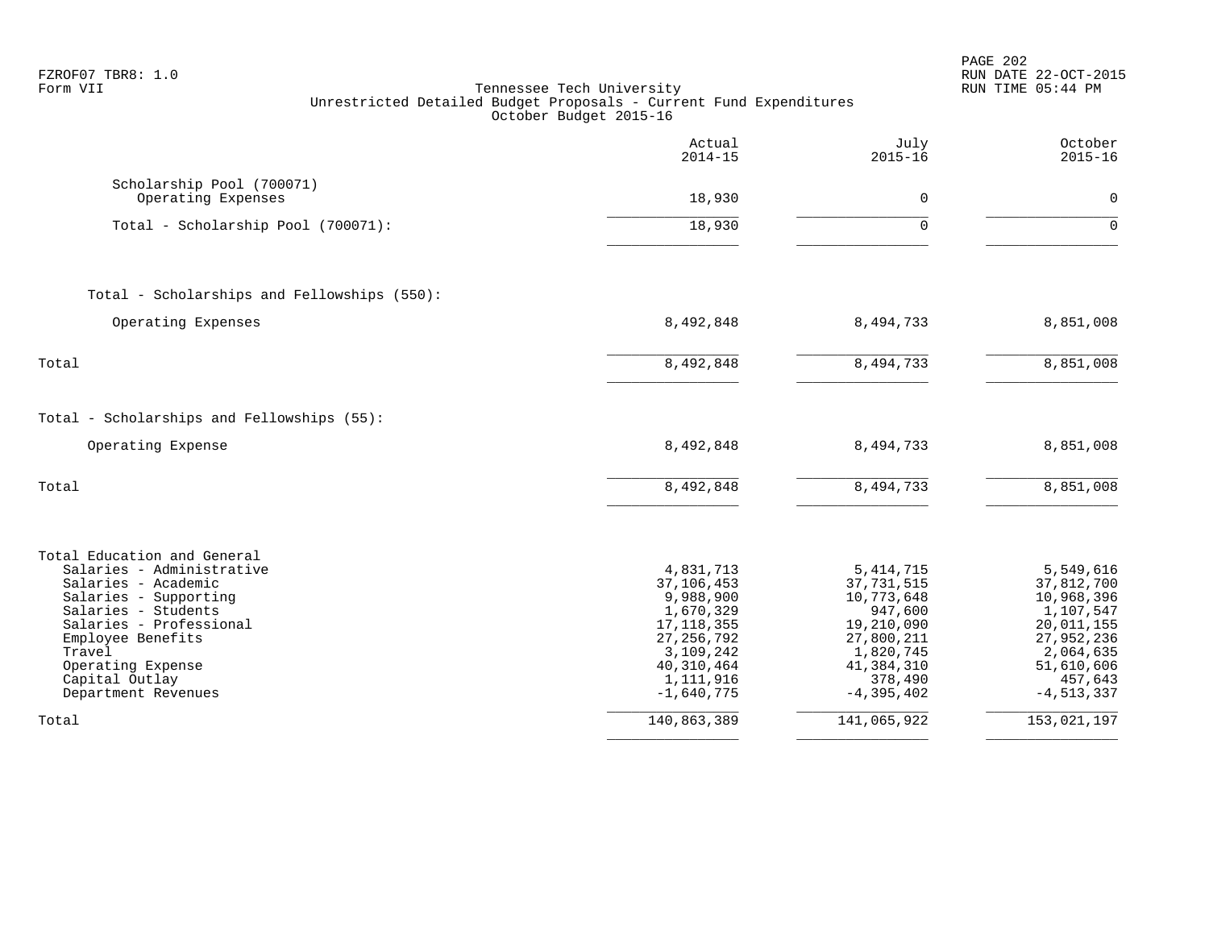Tennessee Tech University
Unrestricted Detailed Budget Proposals - Current Fund Expenditures
October Budget 2015-16

| | Actual 2014-15 | July 2015-16 | October 2015-16 |
|---|---|---|---|
| Scholarship Pool (700071) | | | |
| Operating Expenses | 18,930 | 0 | 0 |
| Total - Scholarship Pool (700071): | 18,930 | 0 | 0 |
| | | | |
| Total - Scholarships and Fellowships (550): | | | |
| Operating Expenses | 8,492,848 | 8,494,733 | 8,851,008 |
| Total | 8,492,848 | 8,494,733 | 8,851,008 |
| | | | |
| Total - Scholarships and Fellowships (55): | | | |
| Operating Expense | 8,492,848 | 8,494,733 | 8,851,008 |
| Total | 8,492,848 | 8,494,733 | 8,851,008 |
| | | | |
| Total Education and General | | | |
| Salaries - Administrative | 4,831,713 | 5,414,715 | 5,549,616 |
| Salaries - Academic | 37,106,453 | 37,731,515 | 37,812,700 |
| Salaries - Supporting | 9,988,900 | 10,773,648 | 10,968,396 |
| Salaries - Students | 1,670,329 | 947,600 | 1,107,547 |
| Salaries - Professional | 17,118,355 | 19,210,090 | 20,011,155 |
| Employee Benefits | 27,256,792 | 27,800,211 | 27,952,236 |
| Travel | 3,109,242 | 1,820,745 | 2,064,635 |
| Operating Expense | 40,310,464 | 41,384,310 | 51,610,606 |
| Capital Outlay | 1,111,916 | 378,490 | 457,643 |
| Department Revenues | -1,640,775 | -4,395,402 | -4,513,337 |
| Total | 140,863,389 | 141,065,922 | 153,021,197 |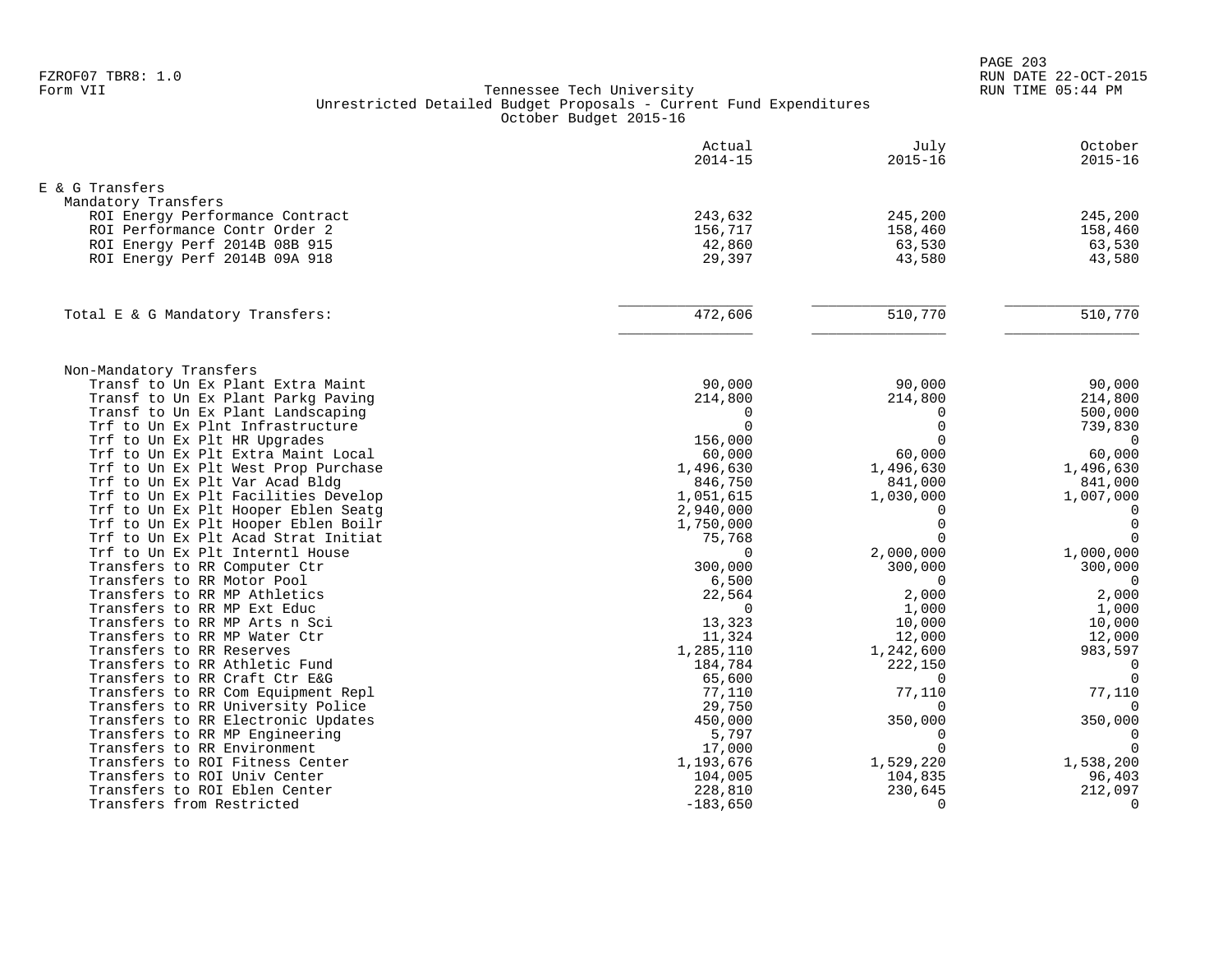FZROF07 TBR8: 1.0
Form VII

Tennessee Tech University
Unrestricted Detailed Budget Proposals - Current Fund Expenditures
October Budget 2015-16

RUN DATE 22-OCT-2015
RUN TIME 05:44 PM

| | Actual 2014-15 | July 2015-16 | October 2015-16 |
|---|---|---|---|
| **E & G Transfers** | | | |
| Mandatory Transfers | | | |
| ROI Energy Performance Contract | 243,632 | 245,200 | 245,200 |
| ROI Performance Contr Order 2 | 156,717 | 158,460 | 158,460 |
| ROI Energy Perf 2014B 08B 915 | 42,860 | 63,530 | 63,530 |
| ROI Energy Perf 2014B 09A 918 | 29,397 | 43,580 | 43,580 |
| Total E & G Mandatory Transfers: | 472,606 | 510,770 | 510,770 |
| Non-Mandatory Transfers | | | |
| Transf to Un Ex Plant Extra Maint | 90,000 | 90,000 | 90,000 |
| Transf to Un Ex Plant Parkg Paving | 214,800 | 214,800 | 214,800 |
| Transf to Un Ex Plant Landscaping | 0 | 0 | 500,000 |
| Trf to Un Ex Plnt Infrastructure | 0 | 0 | 739,830 |
| Trf to Un Ex Plt HR Upgrades | 156,000 | 0 | 0 |
| Trf to Un Ex Plt Extra Maint Local | 60,000 | 60,000 | 60,000 |
| Trf to Un Ex Plt West Prop Purchase | 1,496,630 | 1,496,630 | 1,496,630 |
| Trf to Un Ex Plt Var Acad Bldg | 846,750 | 841,000 | 841,000 |
| Trf to Un Ex Plt Facilities Develop | 1,051,615 | 1,030,000 | 1,007,000 |
| Trf to Un Ex Plt Hooper Eblen Seatg | 2,940,000 | 0 | 0 |
| Trf to Un Ex Plt Hooper Eblen Boilr | 1,750,000 | 0 | 0 |
| Trf to Un Ex Plt Acad Strat Initiat | 75,768 | 0 | 0 |
| Trf to Un Ex Plt Interntl House | 0 | 2,000,000 | 1,000,000 |
| Transfers to RR Computer Ctr | 300,000 | 300,000 | 300,000 |
| Transfers to RR Motor Pool | 6,500 | 0 | 0 |
| Transfers to RR MP Athletics | 22,564 | 2,000 | 2,000 |
| Transfers to RR MP Ext Educ | 0 | 1,000 | 1,000 |
| Transfers to RR MP Arts n Sci | 13,323 | 10,000 | 10,000 |
| Transfers to RR MP Water Ctr | 11,324 | 12,000 | 12,000 |
| Transfers to RR Reserves | 1,285,110 | 1,242,600 | 983,597 |
| Transfers to RR Athletic Fund | 184,784 | 222,150 | 0 |
| Transfers to RR Craft Ctr E&G | 65,600 | 0 | 0 |
| Transfers to RR Com Equipment Repl | 77,110 | 77,110 | 77,110 |
| Transfers to RR University Police | 29,750 | 0 | 0 |
| Transfers to RR Electronic Updates | 450,000 | 350,000 | 350,000 |
| Transfers to RR MP Engineering | 5,797 | 0 | 0 |
| Transfers to RR Environment | 17,000 | 0 | 0 |
| Transfers to ROI Fitness Center | 1,193,676 | 1,529,220 | 1,538,200 |
| Transfers to ROI Univ Center | 104,005 | 104,835 | 96,403 |
| Transfers to ROI Eblen Center | 228,810 | 230,645 | 212,097 |
| Transfers from Restricted | -183,650 | 0 | 0 |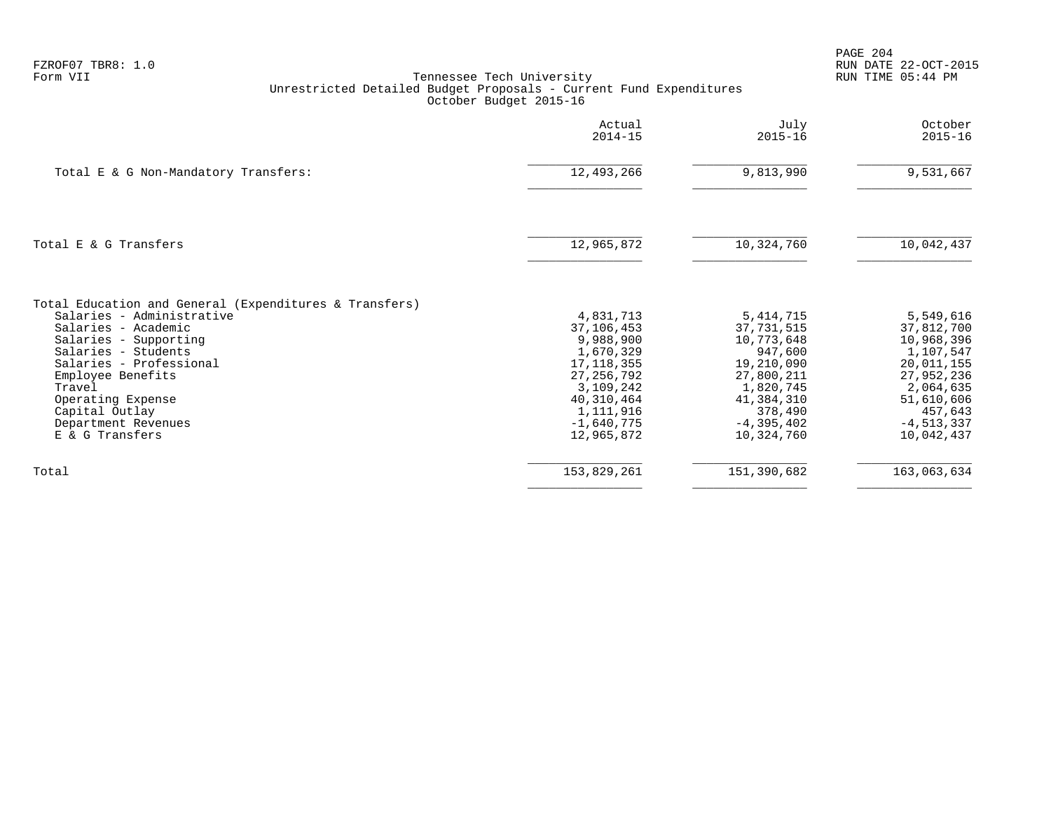FZROF07 TBR8: 1.0
Form VII

Tennessee Tech University
Unrestricted Detailed Budget Proposals - Current Fund Expenditures
October Budget 2015-16

RUN DATE 22-OCT-2015
RUN TIME 05:44 PM

| | Actual 2014-15 | July 2015-16 | October 2015-16 |
|---|---|---|---|
| Total E & G Non-Mandatory Transfers: | 12,493,266 | 9,813,990 | 9,531,667 |
| Total E & G Transfers | 12,965,872 | 10,324,760 | 10,042,437 |
| Total Education and General (Expenditures & Transfers) | | | |
| Salaries - Administrative | 4,831,713 | 5,414,715 | 5,549,616 |
| Salaries - Academic | 37,106,453 | 37,731,515 | 37,812,700 |
| Salaries - Supporting | 9,988,900 | 10,773,648 | 10,968,396 |
| Salaries - Students | 1,670,329 | 947,600 | 1,107,547 |
| Salaries - Professional | 17,118,355 | 19,210,090 | 20,011,155 |
| Employee Benefits | 27,256,792 | 27,800,211 | 27,952,236 |
| Travel | 3,109,242 | 1,820,745 | 2,064,635 |
| Operating Expense | 40,310,464 | 41,384,310 | 51,610,606 |
| Capital Outlay | 1,111,916 | 378,490 | 457,643 |
| Department Revenues | -1,640,775 | -4,395,402 | -4,513,337 |
| E & G Transfers | 12,965,872 | 10,324,760 | 10,042,437 |
| Total | 153,829,261 | 151,390,682 | 163,063,634 |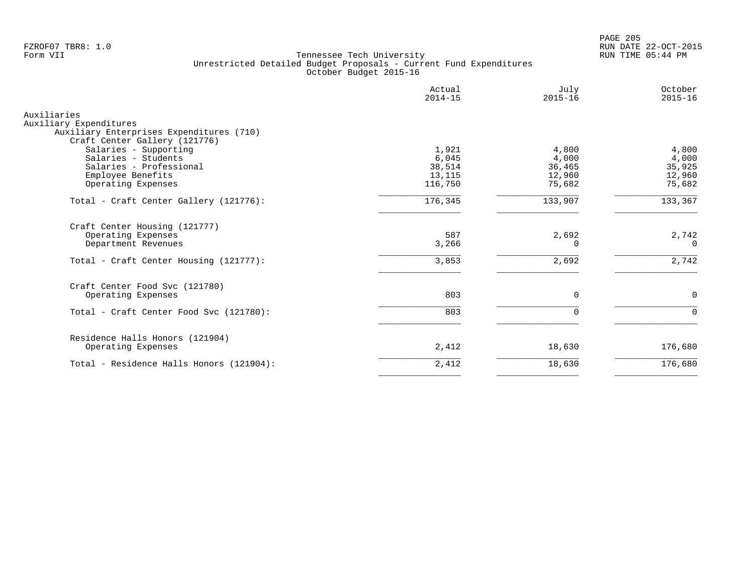FZROF07 TBR8: 1.0
Form VII

Tennessee Tech University
Unrestricted Detailed Budget Proposals - Current Fund Expenditures
October Budget 2015-16

RUN DATE 22-OCT-2015
RUN TIME 05:44 PM

| | Actual 2014-15 | July 2015-16 | October 2015-16 |
|---|---|---|---|
| **Auxiliaries** | | | |
| **Auxiliary Expenditures** | | | |
| **Auxiliary Enterprises Expenditures (710)** | | | |
| **Craft Center Gallery (121776)** | | | |
| Salaries - Supporting | 1,921 | 4,800 | 4,800 |
| Salaries - Students | 6,045 | 4,000 | 4,000 |
| Salaries - Professional | 38,514 | 36,465 | 35,925 |
| Employee Benefits | 13,115 | 12,960 | 12,960 |
| Operating Expenses | 116,750 | 75,682 | 75,682 |
| Total - Craft Center Gallery (121776): | 176,345 | 133,907 | 133,367 |
| **Craft Center Housing (121777)** | | | |
| Operating Expenses | 587 | 2,692 | 2,742 |
| Department Revenues | 3,266 | 0 | 0 |
| Total - Craft Center Housing (121777): | 3,853 | 2,692 | 2,742 |
| **Craft Center Food Svc (121780)** | | | |
| Operating Expenses | 803 | 0 | 0 |
| Total - Craft Center Food Svc (121780): | 803 | 0 | 0 |
| **Residence Halls Honors (121904)** | | | |
| Operating Expenses | 2,412 | 18,630 | 176,680 |
| Total - Residence Halls Honors (121904): | 2,412 | 18,630 | 176,680 |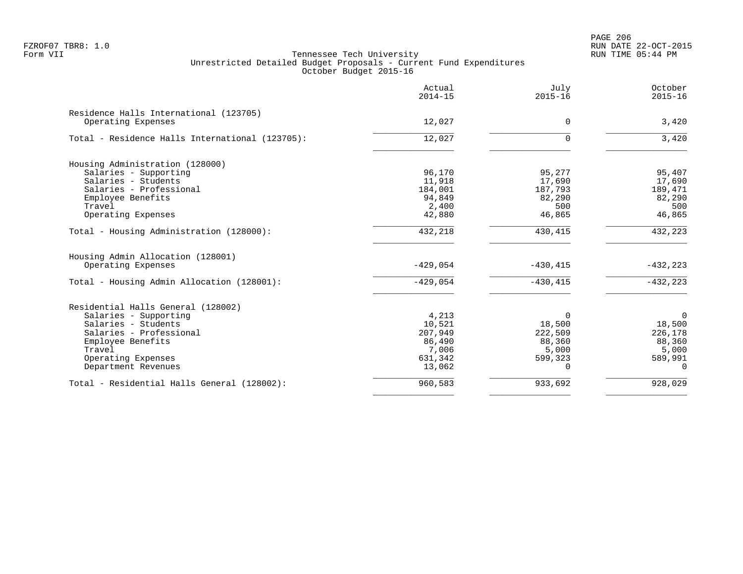FZROF07 TBR8: 1.0
Form VII

Tennessee Tech University
Unrestricted Detailed Budget Proposals - Current Fund Expenditures
October Budget 2015-16

RUN DATE 22-OCT-2015
RUN TIME 05:44 PM

| | Actual 2014-15 | July 2015-16 | October 2015-16 |
|---|---|---|---|
| **Residence Halls International (123705)** | | | |
| Operating Expenses | 12,027 | 0 | 3,420 |
| Total - Residence Halls International (123705): | 12,027 | 0 | 3,420 |
| **Housing Administration (128000)** | | | |
| Salaries - Supporting | 96,170 | 95,277 | 95,407 |
| Salaries - Students | 11,918 | 17,690 | 17,690 |
| Salaries - Professional | 184,001 | 187,793 | 189,471 |
| Employee Benefits | 94,849 | 82,290 | 82,290 |
| Travel | 2,400 | 500 | 500 |
| Operating Expenses | 42,880 | 46,865 | 46,865 |
| Total - Housing Administration (128000): | 432,218 | 430,415 | 432,223 |
| **Housing Admin Allocation (128001)** | | | |
| Operating Expenses | -429,054 | -430,415 | -432,223 |
| Total - Housing Admin Allocation (128001): | -429,054 | -430,415 | -432,223 |
| **Residential Halls General (128002)** | | | |
| Salaries - Supporting | 4,213 | 0 | 0 |
| Salaries - Students | 10,521 | 18,500 | 18,500 |
| Salaries - Professional | 207,949 | 222,509 | 226,178 |
| Employee Benefits | 86,490 | 88,360 | 88,360 |
| Travel | 7,006 | 5,000 | 5,000 |
| Operating Expenses | 631,342 | 599,323 | 589,991 |
| Department Revenues | 13,062 | 0 | 0 |
| Total - Residential Halls General (128002): | 960,583 | 933,692 | 928,029 |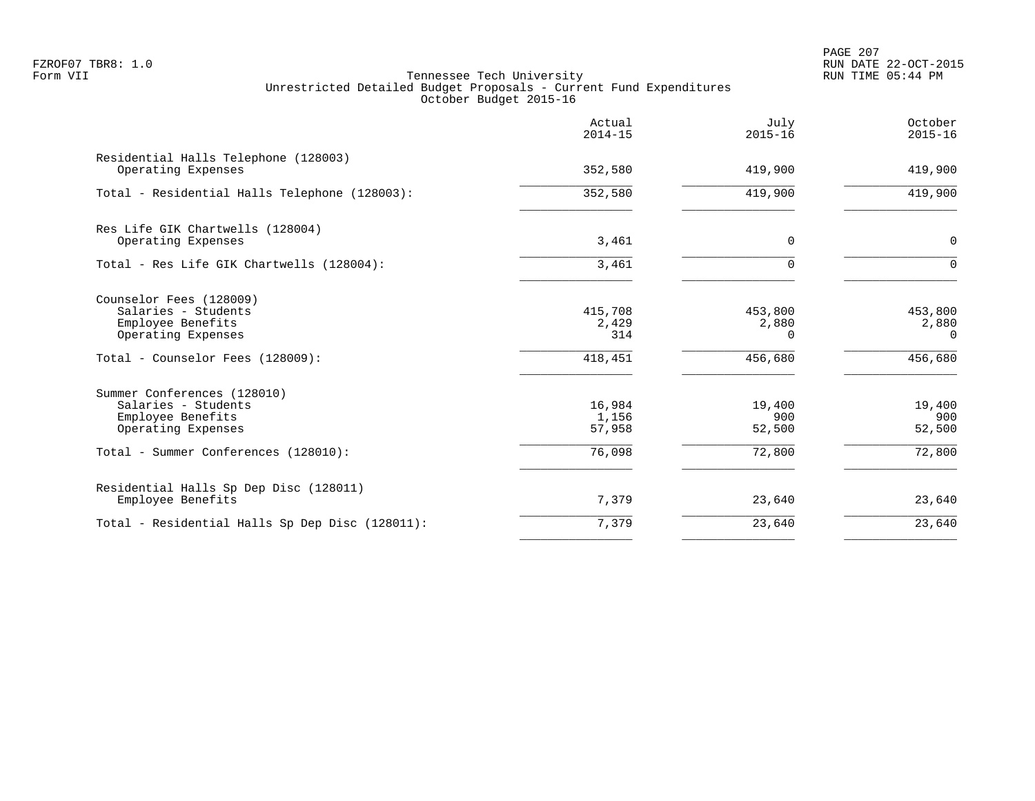FZROF07 TBR8: 1.0
Form VII

Tennessee Tech University
Unrestricted Detailed Budget Proposals - Current Fund Expenditures
October Budget 2015-16

RUN DATE 22-OCT-2015
RUN TIME 05:44 PM

| | Actual 2014-15 | July 2015-16 | October 2015-16 |
|---|---|---|---|
| Residential Halls Telephone (128003) | | | |
| Operating Expenses | 352,580 | 419,900 | 419,900 |
| Total - Residential Halls Telephone (128003): | 352,580 | 419,900 | 419,900 |
| Res Life GIK Chartwells (128004) | | | |
| Operating Expenses | 3,461 | 0 | 0 |
| Total - Res Life GIK Chartwells (128004): | 3,461 | 0 | 0 |
| Counselor Fees (128009) | | | |
| Salaries - Students | 415,708 | 453,800 | 453,800 |
| Employee Benefits | 2,429 | 2,880 | 2,880 |
| Operating Expenses | 314 | 0 | 0 |
| Total - Counselor Fees (128009): | 418,451 | 456,680 | 456,680 |
| Summer Conferences (128010) | | | |
| Salaries - Students | 16,984 | 19,400 | 19,400 |
| Employee Benefits | 1,156 | 900 | 900 |
| Operating Expenses | 57,958 | 52,500 | 52,500 |
| Total - Summer Conferences (128010): | 76,098 | 72,800 | 72,800 |
| Residential Halls Sp Dep Disc (128011) | | | |
| Employee Benefits | 7,379 | 23,640 | 23,640 |
| Total - Residential Halls Sp Dep Disc (128011): | 7,379 | 23,640 | 23,640 |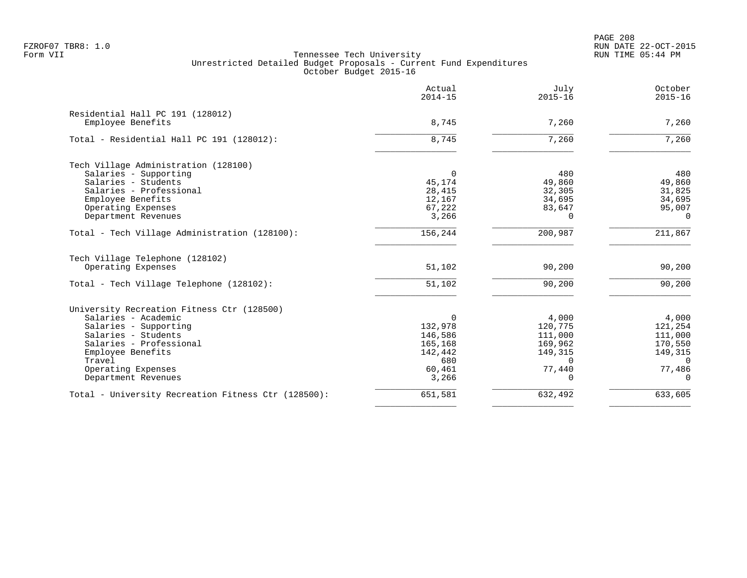FZROF07 TBR8: 1.0
Form VII

Tennessee Tech University
Unrestricted Detailed Budget Proposals - Current Fund Expenditures
October Budget 2015-16

RUN DATE 22-OCT-2015
RUN TIME 05:44 PM

| | Actual 2014-15 | July 2015-16 | October 2015-16 |
|---|---|---|---|
| Residential Hall PC 191 (128012) | | | |
| Employee Benefits | 8,745 | 7,260 | 7,260 |
| Total - Residential Hall PC 191 (128012): | 8,745 | 7,260 | 7,260 |
| Tech Village Administration (128100) | | | |
| Salaries - Supporting | 0 | 480 | 480 |
| Salaries - Students | 45,174 | 49,860 | 49,860 |
| Salaries - Professional | 28,415 | 32,305 | 31,825 |
| Employee Benefits | 12,167 | 34,695 | 34,695 |
| Operating Expenses | 67,222 | 83,647 | 95,007 |
| Department Revenues | 3,266 | 0 | 0 |
| Total - Tech Village Administration (128100): | 156,244 | 200,987 | 211,867 |
| Tech Village Telephone (128102) | | | |
| Operating Expenses | 51,102 | 90,200 | 90,200 |
| Total - Tech Village Telephone (128102): | 51,102 | 90,200 | 90,200 |
| University Recreation Fitness Ctr (128500) | | | |
| Salaries - Academic | 0 | 4,000 | 4,000 |
| Salaries - Supporting | 132,978 | 120,775 | 121,254 |
| Salaries - Students | 146,586 | 111,000 | 111,000 |
| Salaries - Professional | 165,168 | 169,962 | 170,550 |
| Employee Benefits | 142,442 | 149,315 | 149,315 |
| Travel | 680 | 0 | 0 |
| Operating Expenses | 60,461 | 77,440 | 77,486 |
| Department Revenues | 3,266 | 0 | 0 |
| Total - University Recreation Fitness Ctr (128500): | 651,581 | 632,492 | 633,605 |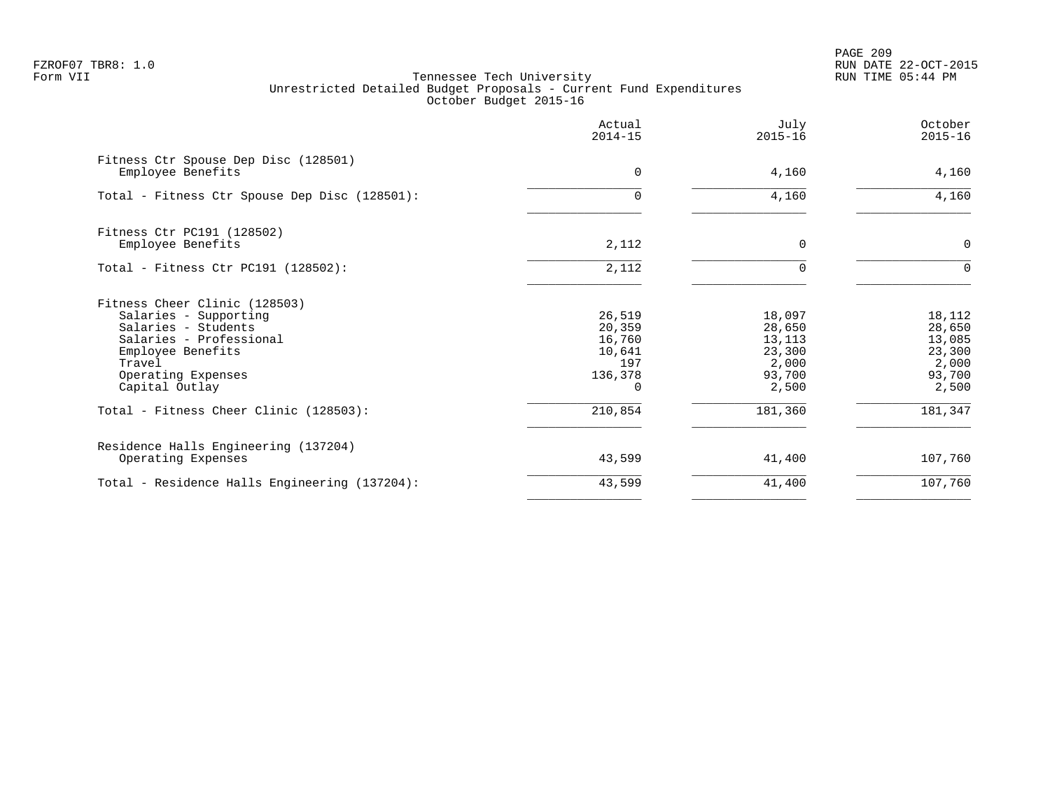Tennessee Tech University
Unrestricted Detailed Budget Proposals - Current Fund Expenditures
October Budget 2015-16

| | Actual 2014-15 | July 2015-16 | October 2015-16 |
|---|---|---|---|
| **Fitness Ctr Spouse Dep Disc (128501)** | | | |
| Employee Benefits | 0 | 4,160 | 4,160 |
| Total - Fitness Ctr Spouse Dep Disc (128501): | 0 | 4,160 | 4,160 |
| **Fitness Ctr PC191 (128502)** | | | |
| Employee Benefits | 2,112 | 0 | 0 |
| Total - Fitness Ctr PC191 (128502): | 2,112 | 0 | 0 |
| **Fitness Cheer Clinic (128503)** | | | |
| Salaries - Supporting | 26,519 | 18,097 | 18,112 |
| Salaries - Students | 20,359 | 28,650 | 28,650 |
| Salaries - Professional | 16,760 | 13,113 | 13,085 |
| Employee Benefits | 10,641 | 23,300 | 23,300 |
| Travel | 197 | 2,000 | 2,000 |
| Operating Expenses | 136,378 | 93,700 | 93,700 |
| Capital Outlay | 0 | 2,500 | 2,500 |
| Total - Fitness Cheer Clinic (128503): | 210,854 | 181,360 | 181,347 |
| **Residence Halls Engineering (137204)** | | | |
| Operating Expenses | 43,599 | 41,400 | 107,760 |
| Total - Residence Halls Engineering (137204): | 43,599 | 41,400 | 107,760 |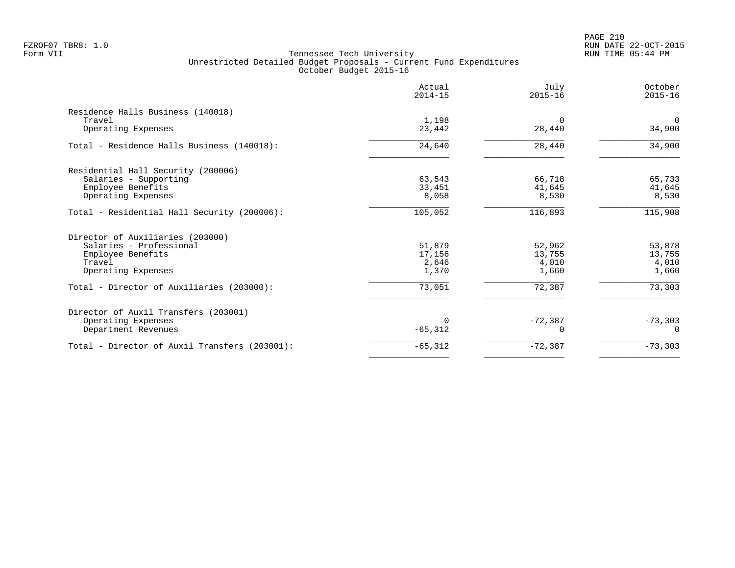Tennessee Tech University
Unrestricted Detailed Budget Proposals - Current Fund Expenditures
October Budget 2015-16

| | Actual 2014-15 | July 2015-16 | October 2015-16 |
|---|---|---|---|
| **Residence Halls Business (140018)** | | | |
| Travel | 1,198 | 0 | 0 |
| Operating Expenses | 23,442 | 28,440 | 34,900 |
| Total - Residence Halls Business (140018): | 24,640 | 28,440 | 34,900 |
| **Residential Hall Security (200006)** | | | |
| Salaries - Supporting | 63,543 | 66,718 | 65,733 |
| Employee Benefits | 33,451 | 41,645 | 41,645 |
| Operating Expenses | 8,058 | 8,530 | 8,530 |
| Total - Residential Hall Security (200006): | 105,052 | 116,893 | 115,908 |
| **Director of Auxiliaries (203000)** | | | |
| Salaries - Professional | 51,879 | 52,962 | 53,878 |
| Employee Benefits | 17,156 | 13,755 | 13,755 |
| Travel | 2,646 | 4,010 | 4,010 |
| Operating Expenses | 1,370 | 1,660 | 1,660 |
| Total - Director of Auxiliaries (203000): | 73,051 | 72,387 | 73,303 |
| **Director of Auxil Transfers (203001)** | | | |
| Operating Expenses | 0 | -72,387 | -73,303 |
| Department Revenues | -65,312 | 0 | 0 |
| Total - Director of Auxil Transfers (203001): | -65,312 | -72,387 | -73,303 |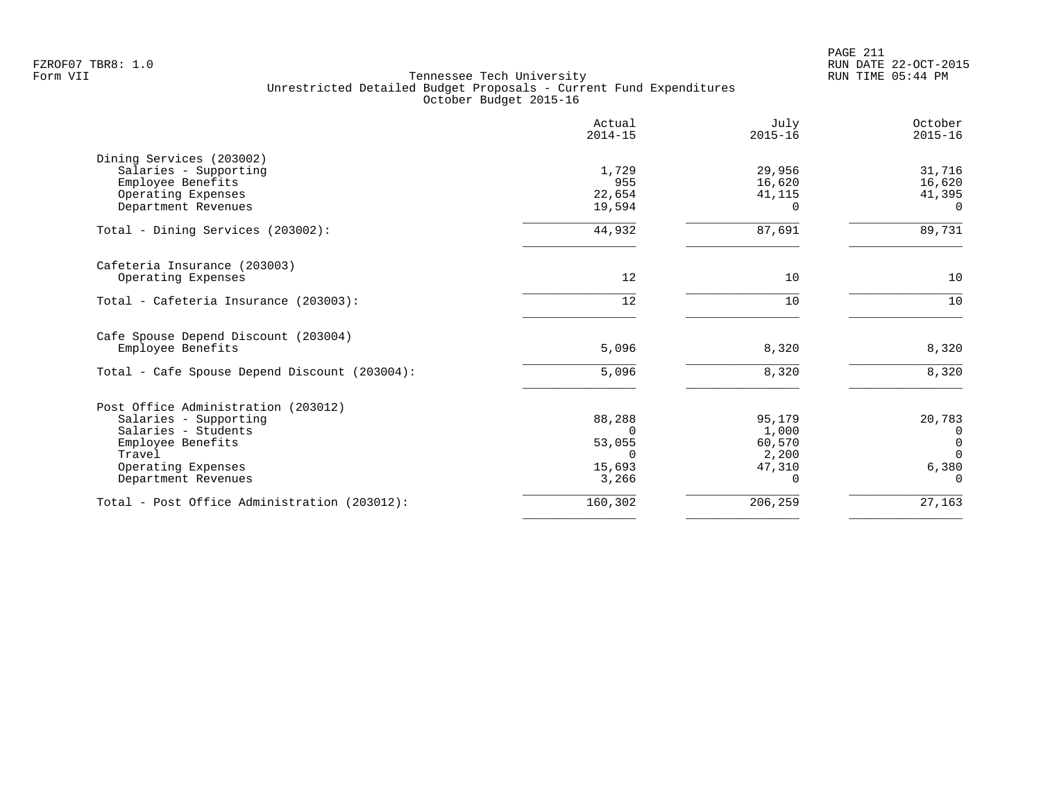FZROF07 TBR8: 1.0
Form VII

Tennessee Tech University
Unrestricted Detailed Budget Proposals - Current Fund Expenditures
October Budget 2015-16

RUN DATE 22-OCT-2015
RUN TIME 05:44 PM

| | Actual 2014-15 | July 2015-16 | October 2015-16 |
|---|---|---|---|
| **Dining Services (203002)** | | | |
| Salaries - Supporting | 1,729 | 29,956 | 31,716 |
| Employee Benefits | 955 | 16,620 | 16,620 |
| Operating Expenses | 22,654 | 41,115 | 41,395 |
| Department Revenues | 19,594 | 0 | 0 |
| Total - Dining Services (203002): | 44,932 | 87,691 | 89,731 |
| **Cafeteria Insurance (203003)** | | | |
| Operating Expenses | 12 | 10 | 10 |
| Total - Cafeteria Insurance (203003): | 12 | 10 | 10 |
| **Cafe Spouse Depend Discount (203004)** | | | |
| Employee Benefits | 5,096 | 8,320 | 8,320 |
| Total - Cafe Spouse Depend Discount (203004): | 5,096 | 8,320 | 8,320 |
| **Post Office Administration (203012)** | | | |
| Salaries - Supporting | 88,288 | 95,179 | 20,783 |
| Salaries - Students | 0 | 1,000 | 0 |
| Employee Benefits | 53,055 | 60,570 | 0 |
| Travel | 0 | 2,200 | 0 |
| Operating Expenses | 15,693 | 47,310 | 6,380 |
| Department Revenues | 3,266 | 0 | 0 |
| Total - Post Office Administration (203012): | 160,302 | 206,259 | 27,163 |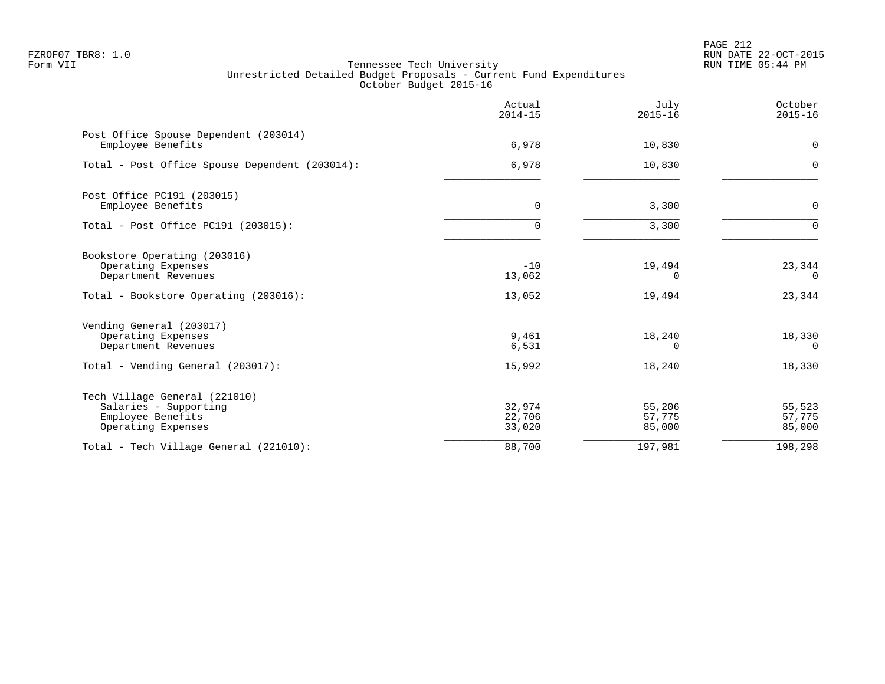FZROF07 TBR8: 1.0
Form VII

Tennessee Tech University
Unrestricted Detailed Budget Proposals - Current Fund Expenditures
October Budget 2015-16

RUN DATE 22-OCT-2015
RUN TIME 05:44 PM

| | Actual 2014-15 | July 2015-16 | October 2015-16 |
|---|---|---|---|
| **Post Office Spouse Dependent (203014)** | | | |
| Employee Benefits | 6,978 | 10,830 | 0 |
| Total - Post Office Spouse Dependent (203014): | 6,978 | 10,830 | 0 |
| **Post Office PC191 (203015)** | | | |
| Employee Benefits | 0 | 3,300 | 0 |
| Total - Post Office PC191 (203015): | 0 | 3,300 | 0 |
| **Bookstore Operating (203016)** | | | |
| Operating Expenses | -10 | 19,494 | 23,344 |
| Department Revenues | 13,062 | 0 | 0 |
| Total - Bookstore Operating (203016): | 13,052 | 19,494 | 23,344 |
| **Vending General (203017)** | | | |
| Operating Expenses | 9,461 | 18,240 | 18,330 |
| Department Revenues | 6,531 | 0 | 0 |
| Total - Vending General (203017): | 15,992 | 18,240 | 18,330 |
| **Tech Village General (221010)** | | | |
| Salaries - Supporting | 32,974 | 55,206 | 55,523 |
| Employee Benefits | 22,706 | 57,775 | 57,775 |
| Operating Expenses | 33,020 | 85,000 | 85,000 |
| Total - Tech Village General (221010): | 88,700 | 197,981 | 198,298 |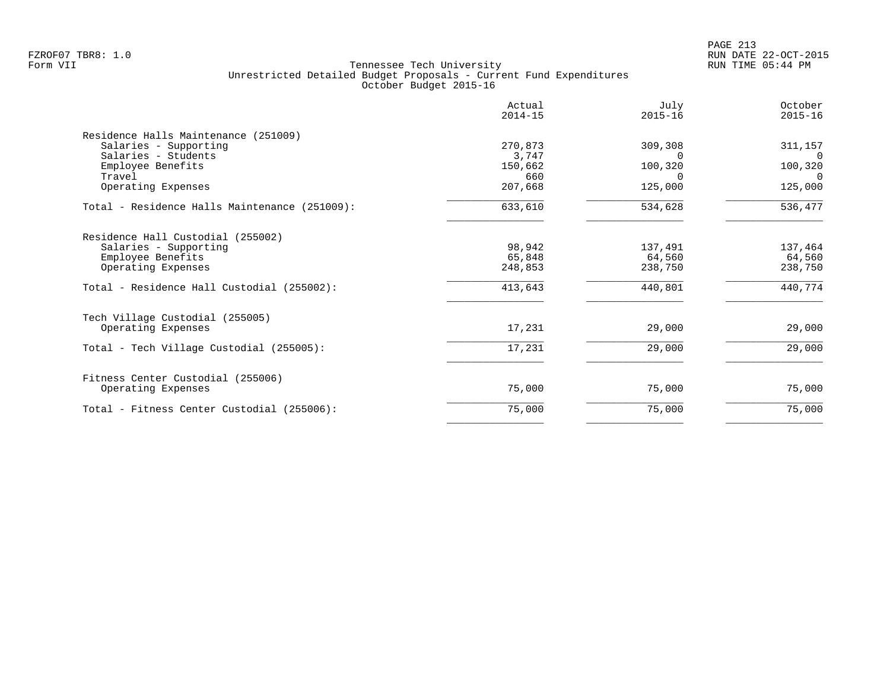Tennessee Tech University
Unrestricted Detailed Budget Proposals - Current Fund Expenditures
October Budget 2015-16

| | Actual 2014-15 | July 2015-16 | October 2015-16 |
|---|---|---|---|
| **Residence Halls Maintenance (251009)** | | | |
| Salaries - Supporting | 270,873 | 309,308 | 311,157 |
| Salaries - Students | 3,747 | 0 | 0 |
| Employee Benefits | 150,662 | 100,320 | 100,320 |
| Travel | 660 | 0 | 0 |
| Operating Expenses | 207,668 | 125,000 | 125,000 |
| Total - Residence Halls Maintenance (251009): | 633,610 | 534,628 | 536,477 |
| **Residence Hall Custodial (255002)** | | | |
| Salaries - Supporting | 98,942 | 137,491 | 137,464 |
| Employee Benefits | 65,848 | 64,560 | 64,560 |
| Operating Expenses | 248,853 | 238,750 | 238,750 |
| Total - Residence Hall Custodial (255002): | 413,643 | 440,801 | 440,774 |
| **Tech Village Custodial (255005)** | | | |
| Operating Expenses | 17,231 | 29,000 | 29,000 |
| Total - Tech Village Custodial (255005): | 17,231 | 29,000 | 29,000 |
| **Fitness Center Custodial (255006)** | | | |
| Operating Expenses | 75,000 | 75,000 | 75,000 |
| Total - Fitness Center Custodial (255006): | 75,000 | 75,000 | 75,000 |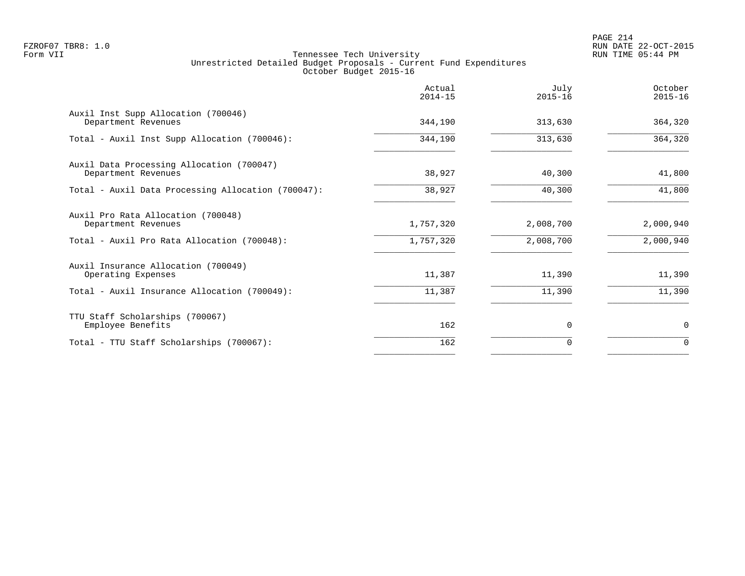Tennessee Tech University
Unrestricted Detailed Budget Proposals - Current Fund Expenditures
October Budget 2015-16

| | Actual 2014-15 | July 2015-16 | October 2015-16 |
|---|---|---|---|
| **Auxil Inst Supp Allocation (700046)** | | | |
| Department Revenues | 344,190 | 313,630 | 364,320 |
| Total - Auxil Inst Supp Allocation (700046): | 344,190 | 313,630 | 364,320 |
| **Auxil Data Processing Allocation (700047)** | | | |
| Department Revenues | 38,927 | 40,300 | 41,800 |
| Total - Auxil Data Processing Allocation (700047): | 38,927 | 40,300 | 41,800 |
| **Auxil Pro Rata Allocation (700048)** | | | |
| Department Revenues | 1,757,320 | 2,008,700 | 2,000,940 |
| Total - Auxil Pro Rata Allocation (700048): | 1,757,320 | 2,008,700 | 2,000,940 |
| **Auxil Insurance Allocation (700049)** | | | |
| Operating Expenses | 11,387 | 11,390 | 11,390 |
| Total - Auxil Insurance Allocation (700049): | 11,387 | 11,390 | 11,390 |
| **TTU Staff Scholarships (700067)** | | | |
| Employee Benefits | 162 | 0 | 0 |
| Total - TTU Staff Scholarships (700067): | 162 | 0 | 0 |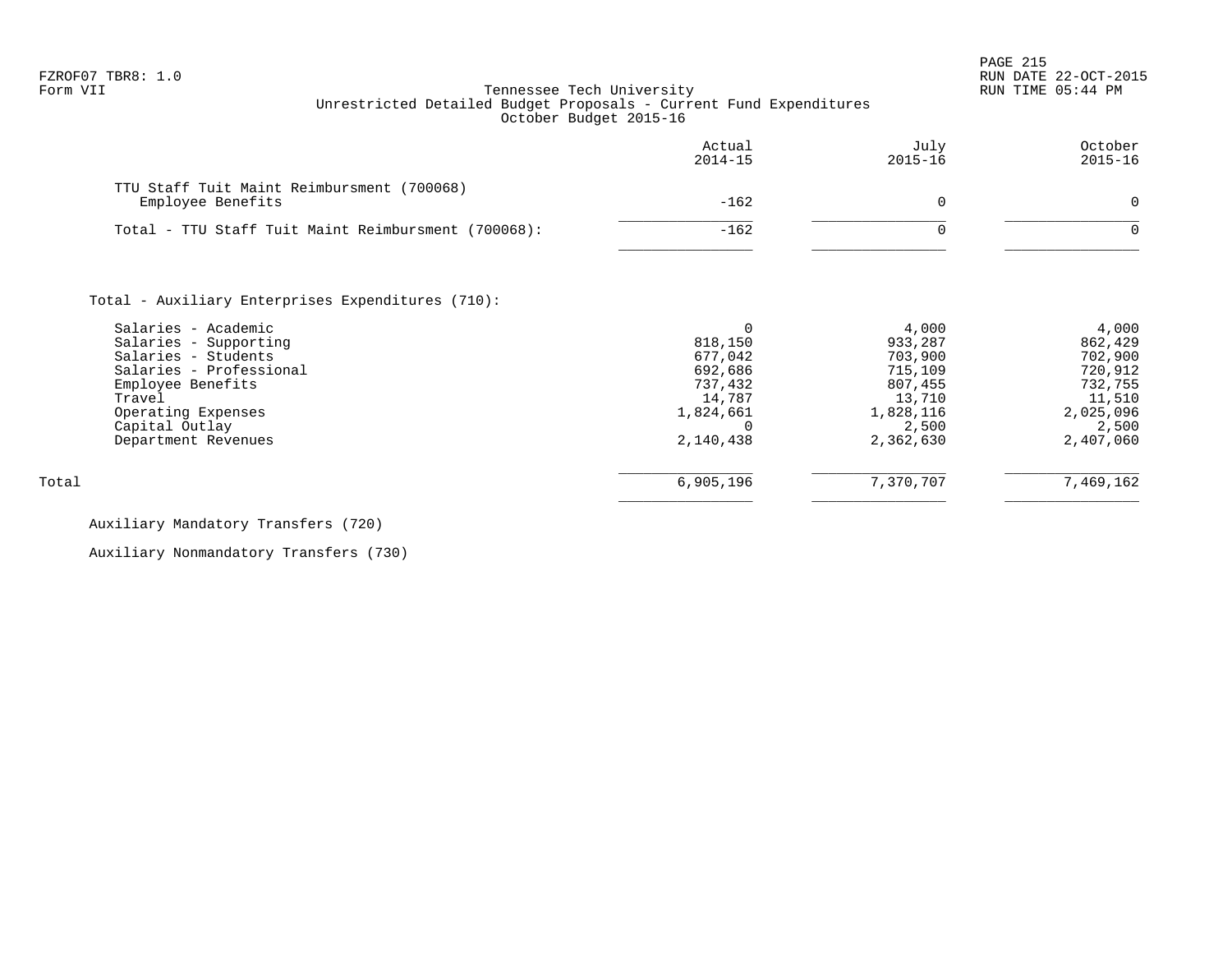| | Actual 2014-15 | July 2015-16 | October 2015-16 |
|---|---|---|---|
| **TTU Staff Tuit Maint Reimbursment (700068)** | | | |
| Employee Benefits | -162 | 0 | 0 |
| Total - TTU Staff Tuit Maint Reimbursment (700068): | -162 | 0 | 0 |

| | Actual 2014-15 | July 2015-16 | October 2015-16 |
|---|---|---|---|
| **Total - Auxiliary Enterprises Expenditures (710):** | | | |
| Salaries - Academic | 0 | 4,000 | 4,000 |
| Salaries - Supporting | 818,150 | 933,287 | 862,429 |
| Salaries - Students | 677,042 | 703,900 | 702,900 |
| Salaries - Professional | 692,686 | 715,109 | 720,912 |
| Employee Benefits | 737,432 | 807,455 | 732,755 |
| Travel | 14,787 | 13,710 | 11,510 |
| Operating Expenses | 1,824,661 | 1,828,116 | 2,025,096 |
| Capital Outlay | 0 | 2,500 | 2,500 |
| Department Revenues | 2,140,438 | 2,362,630 | 2,407,060 |
| Total | 6,905,196 | 7,370,707 | 7,469,162 |

Auxiliary Mandatory Transfers (720)

Auxiliary Nonmandatory Transfers (730)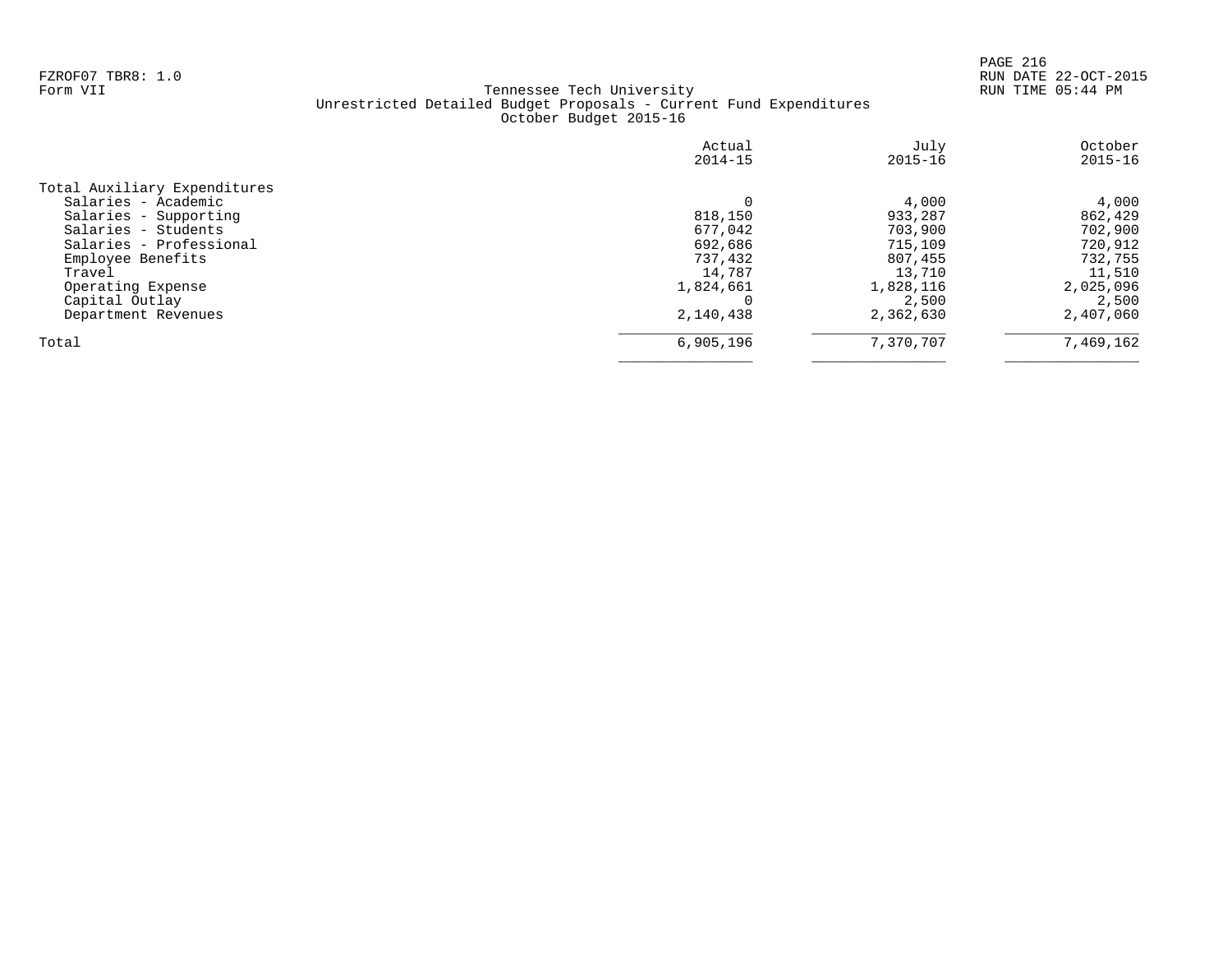FZROF07 TBR8: 1.0
Form VII

Tennessee Tech University
Unrestricted Detailed Budget Proposals - Current Fund Expenditures
October Budget 2015-16

RUN DATE 22-OCT-2015
RUN TIME 05:44 PM

| | Actual 2014-15 | July 2015-16 | October 2015-16 |
|---|---|---|---|
| Total Auxiliary Expenditures | | | |
| Salaries - Academic | 0 | 4,000 | 4,000 |
| Salaries - Supporting | 818,150 | 933,287 | 862,429 |
| Salaries - Students | 677,042 | 703,900 | 702,900 |
| Salaries - Professional | 692,686 | 715,109 | 720,912 |
| Employee Benefits | 737,432 | 807,455 | 732,755 |
| Travel | 14,787 | 13,710 | 11,510 |
| Operating Expense | 1,824,661 | 1,828,116 | 2,025,096 |
| Capital Outlay | 0 | 2,500 | 2,500 |
| Department Revenues | 2,140,438 | 2,362,630 | 2,407,060 |
| Total | 6,905,196 | 7,370,707 | 7,469,162 |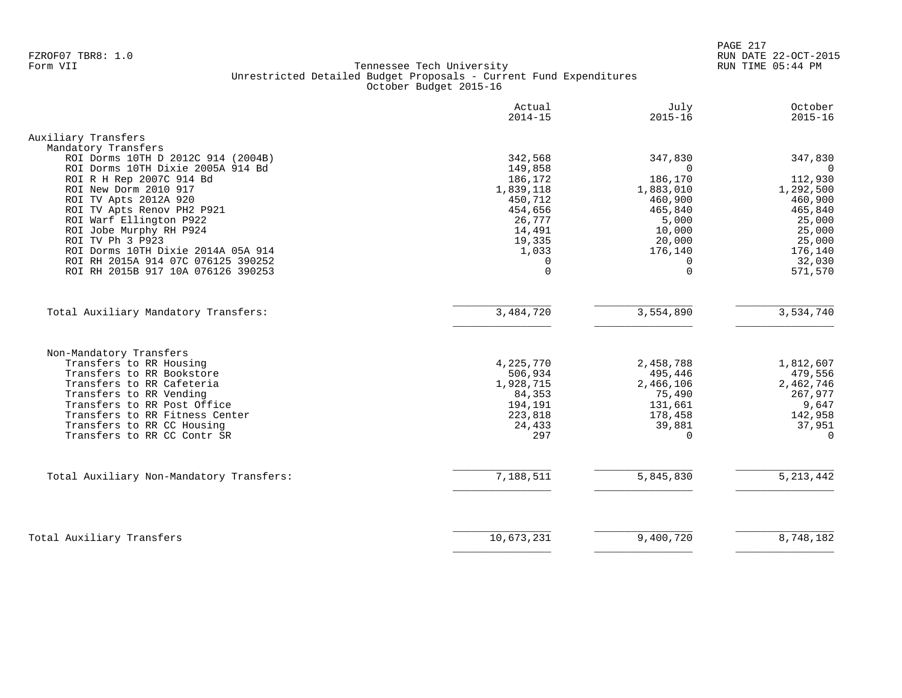FZROF07 TBR8: 1.0
Form VII

Tennessee Tech University
Unrestricted Detailed Budget Proposals - Current Fund Expenditures
October Budget 2015-16

RUN DATE 22-OCT-2015
RUN TIME 05:44 PM

| | Actual 2014-15 | July 2015-16 | October 2015-16 |
|---|---|---|---|
| **Auxiliary Transfers** | | | |
| Mandatory Transfers | | | |
| ROI Dorms 10TH D 2012C 914 (2004B) | 342,568 | 347,830 | 347,830 |
| ROI Dorms 10TH Dixie 2005A 914 Bd | 149,858 | 0 | 0 |
| ROI R H Rep 2007C 914 Bd | 186,172 | 186,170 | 112,930 |
| ROI New Dorm 2010 917 | 1,839,118 | 1,883,010 | 1,292,500 |
| ROI TV Apts 2012A 920 | 450,712 | 460,900 | 460,900 |
| ROI TV Apts Renov PH2 P921 | 454,656 | 465,840 | 465,840 |
| ROI Warf Ellington P922 | 26,777 | 5,000 | 25,000 |
| ROI Jobe Murphy RH P924 | 14,491 | 10,000 | 25,000 |
| ROI TV Ph 3 P923 | 19,335 | 20,000 | 25,000 |
| ROI Dorms 10TH Dixie 2014A 05A 914 | 1,033 | 176,140 | 176,140 |
| ROI RH 2015A 914 07C 076125 390252 | 0 | 0 | 32,030 |
| ROI RH 2015B 917 10A 076126 390253 | 0 | 0 | 571,570 |
| Total Auxiliary Mandatory Transfers: | 3,484,720 | 3,554,890 | 3,534,740 |
| Non-Mandatory Transfers | | | |
| Transfers to RR Housing | 4,225,770 | 2,458,788 | 1,812,607 |
| Transfers to RR Bookstore | 506,934 | 495,446 | 479,556 |
| Transfers to RR Cafeteria | 1,928,715 | 2,466,106 | 2,462,746 |
| Transfers to RR Vending | 84,353 | 75,490 | 267,977 |
| Transfers to RR Post Office | 194,191 | 131,661 | 9,647 |
| Transfers to RR Fitness Center | 223,818 | 178,458 | 142,958 |
| Transfers to RR CC Housing | 24,433 | 39,881 | 37,951 |
| Transfers to RR CC Contr SR | 297 | 0 | 0 |
| Total Auxiliary Non-Mandatory Transfers: | 7,188,511 | 5,845,830 | 5,213,442 |
| **Total Auxiliary Transfers** | 10,673,231 | 9,400,720 | 8,748,182 |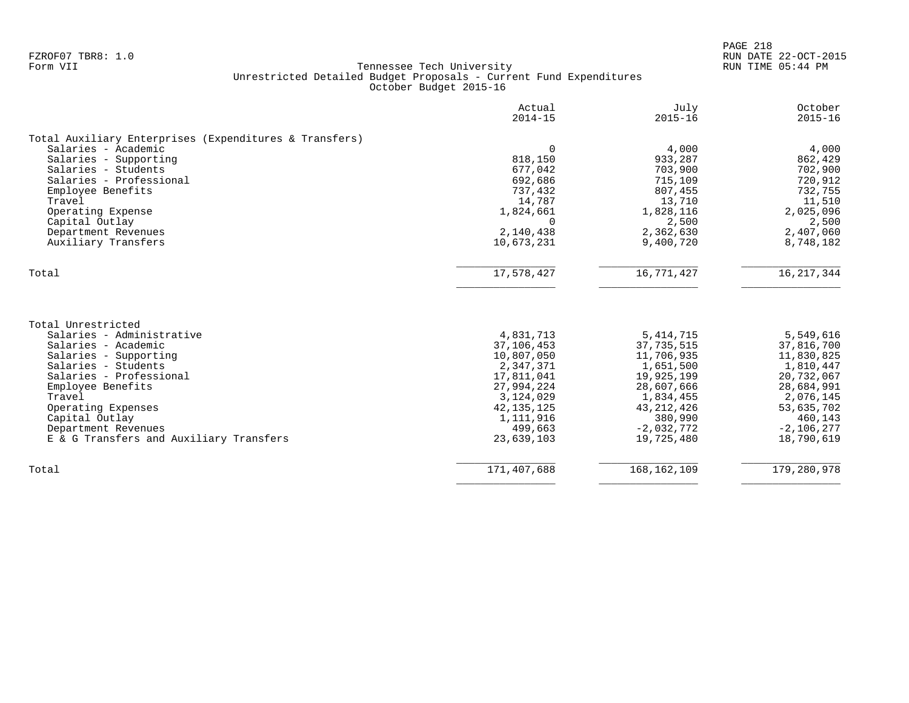FZROF07 TBR8: 1.0
Form VII

Tennessee Tech University
Unrestricted Detailed Budget Proposals - Current Fund Expenditures
October Budget 2015-16

RUN DATE 22-OCT-2015
RUN TIME 05:44 PM

| | Actual 2014-15 | July 2015-16 | October 2015-16 |
|---|---|---|---|
| **Total Auxiliary Enterprises (Expenditures & Transfers)** | | | |
| Salaries - Academic | 0 | 4,000 | 4,000 |
| Salaries - Supporting | 818,150 | 933,287 | 862,429 |
| Salaries - Students | 677,042 | 703,900 | 702,900 |
| Salaries - Professional | 692,686 | 715,109 | 720,912 |
| Employee Benefits | 737,432 | 807,455 | 732,755 |
| Travel | 14,787 | 13,710 | 11,510 |
| Operating Expense | 1,824,661 | 1,828,116 | 2,025,096 |
| Capital Outlay | 0 | 2,500 | 2,500 |
| Department Revenues | 2,140,438 | 2,362,630 | 2,407,060 |
| Auxiliary Transfers | 10,673,231 | 9,400,720 | 8,748,182 |
| Total | 17,578,427 | 16,771,427 | 16,217,344 |

| | Actual 2014-15 | July 2015-16 | October 2015-16 |
|---|---|---|---|
| **Total Unrestricted** | | | |
| Salaries - Administrative | 4,831,713 | 5,414,715 | 5,549,616 |
| Salaries - Academic | 37,106,453 | 37,735,515 | 37,816,700 |
| Salaries - Supporting | 10,807,050 | 11,706,935 | 11,830,825 |
| Salaries - Students | 2,347,371 | 1,651,500 | 1,810,447 |
| Salaries - Professional | 17,811,041 | 19,925,199 | 20,732,067 |
| Employee Benefits | 27,994,224 | 28,607,666 | 28,684,991 |
| Travel | 3,124,029 | 1,834,455 | 2,076,145 |
| Operating Expenses | 42,135,125 | 43,212,426 | 53,635,702 |
| Capital Outlay | 1,111,916 | 380,990 | 460,143 |
| Department Revenues | 499,663 | -2,032,772 | -2,106,277 |
| E & G Transfers and Auxiliary Transfers | 23,639,103 | 19,725,480 | 18,790,619 |
| Total | 171,407,688 | 168,162,109 | 179,280,978 |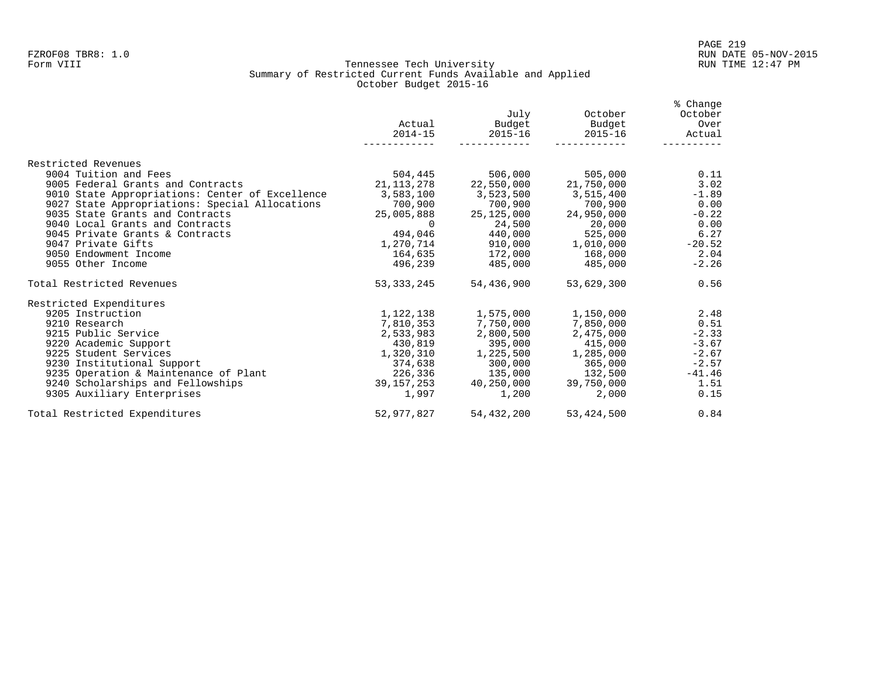FZROF08 TBR8: 1.0
Form VIII

RUN DATE 05-NOV-2015
RUN TIME 12:47 PM

## Tennessee Tech University
### Summary of Restricted Current Funds Available and Applied
### October Budget 2015-16

| | Actual 2014-15 | July Budget 2015-16 | October Budget 2015-16 | % Change October Over Actual |
|---|---|---|---|---|
| **Restricted Revenues** | | | | |
| 9004 Tuition and Fees | 504,445 | 506,000 | 505,000 | 0.11 |
| 9005 Federal Grants and Contracts | 21,113,278 | 22,550,000 | 21,750,000 | 3.02 |
| 9010 State Appropriations: Center of Excellence | 3,583,100 | 3,523,500 | 3,515,400 | -1.89 |
| 9027 State Appropriations: Special Allocations | 700,900 | 700,900 | 700,900 | 0.00 |
| 9035 State Grants and Contracts | 25,005,888 | 25,125,000 | 24,950,000 | -0.22 |
| 9040 Local Grants and Contracts | 0 | 24,500 | 20,000 | 0.00 |
| 9045 Private Grants & Contracts | 494,046 | 440,000 | 525,000 | 6.27 |
| 9047 Private Gifts | 1,270,714 | 910,000 | 1,010,000 | -20.52 |
| 9050 Endowment Income | 164,635 | 172,000 | 168,000 | 2.04 |
| 9055 Other Income | 496,239 | 485,000 | 485,000 | -2.26 |
| Total Restricted Revenues | 53,333,245 | 54,436,900 | 53,629,300 | 0.56 |
| **Restricted Expenditures** | | | | |
| 9205 Instruction | 1,122,138 | 1,575,000 | 1,150,000 | 2.48 |
| 9210 Research | 7,810,353 | 7,750,000 | 7,850,000 | 0.51 |
| 9215 Public Service | 2,533,983 | 2,800,500 | 2,475,000 | -2.33 |
| 9220 Academic Support | 430,819 | 395,000 | 415,000 | -3.67 |
| 9225 Student Services | 1,320,310 | 1,225,500 | 1,285,000 | -2.67 |
| 9230 Institutional Support | 374,638 | 300,000 | 365,000 | -2.57 |
| 9235 Operation & Maintenance of Plant | 226,336 | 135,000 | 132,500 | -41.46 |
| 9240 Scholarships and Fellowships | 39,157,253 | 40,250,000 | 39,750,000 | 1.51 |
| 9305 Auxiliary Enterprises | 1,997 | 1,200 | 2,000 | 0.15 |
| Total Restricted Expenditures | 52,977,827 | 54,432,200 | 53,424,500 | 0.84 |